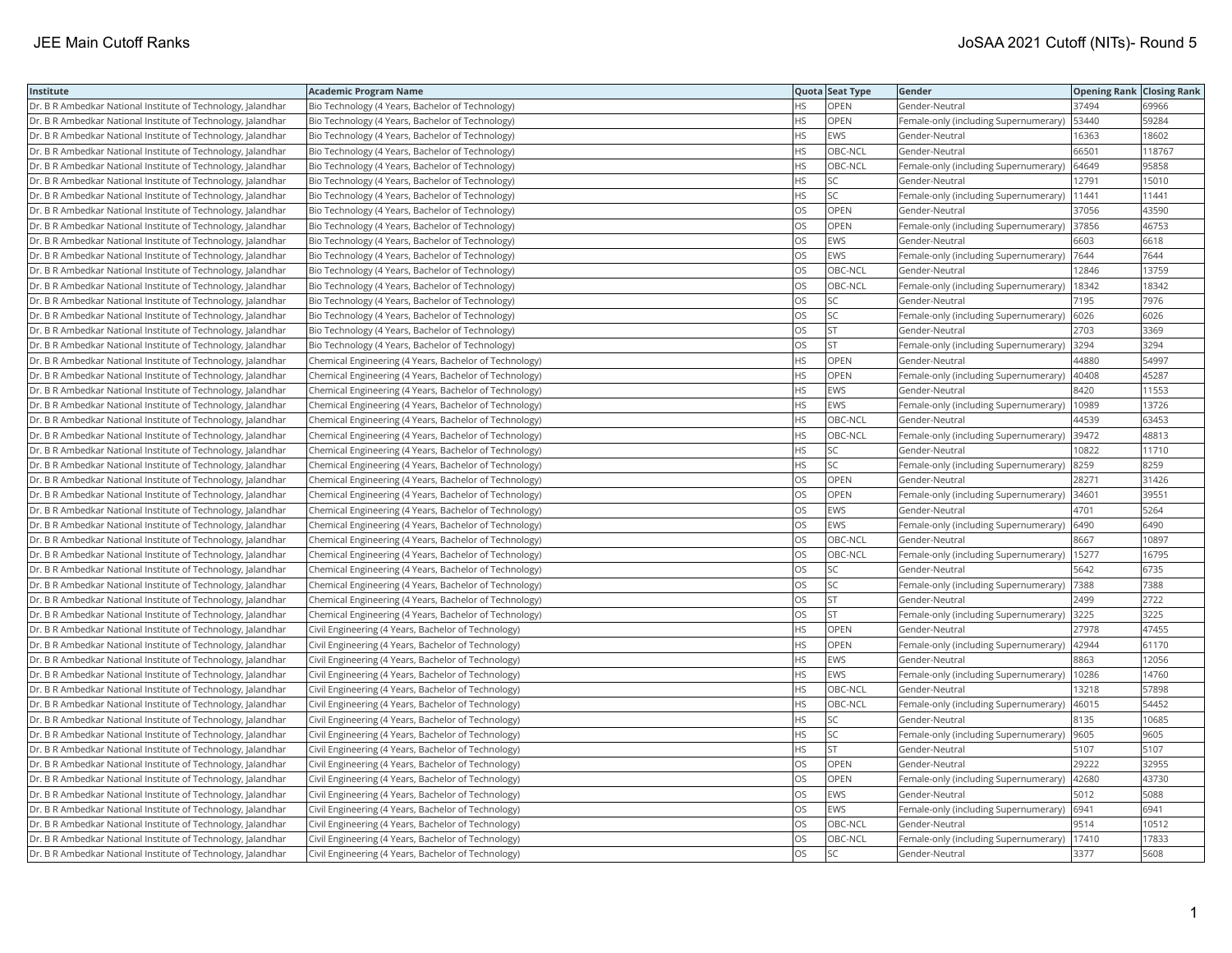| Institute | Academic Program Name | Quota | Seat Type | Gender | Opening Rank | Closing Rank |
|---|---|---|---|---|---|---|
| Dr. B R Ambedkar National Institute of Technology, Jalandhar | Bio Technology (4 Years, Bachelor of Technology) | HS | OPEN | Gender-Neutral | 37494 | 69966 |
| Dr. B R Ambedkar National Institute of Technology, Jalandhar | Bio Technology (4 Years, Bachelor of Technology) | HS | OPEN | Female-only (including Supernumerary) | 53440 | 59284 |
| Dr. B R Ambedkar National Institute of Technology, Jalandhar | Bio Technology (4 Years, Bachelor of Technology) | HS | EWS | Gender-Neutral | 16363 | 18602 |
| Dr. B R Ambedkar National Institute of Technology, Jalandhar | Bio Technology (4 Years, Bachelor of Technology) | HS | OBC-NCL | Gender-Neutral | 66501 | 118767 |
| Dr. B R Ambedkar National Institute of Technology, Jalandhar | Bio Technology (4 Years, Bachelor of Technology) | HS | OBC-NCL | Female-only (including Supernumerary) | 64649 | 95858 |
| Dr. B R Ambedkar National Institute of Technology, Jalandhar | Bio Technology (4 Years, Bachelor of Technology) | HS | SC | Gender-Neutral | 12791 | 15010 |
| Dr. B R Ambedkar National Institute of Technology, Jalandhar | Bio Technology (4 Years, Bachelor of Technology) | HS | SC | Female-only (including Supernumerary) | 11441 | 11441 |
| Dr. B R Ambedkar National Institute of Technology, Jalandhar | Bio Technology (4 Years, Bachelor of Technology) | OS | OPEN | Gender-Neutral | 37056 | 43590 |
| Dr. B R Ambedkar National Institute of Technology, Jalandhar | Bio Technology (4 Years, Bachelor of Technology) | OS | OPEN | Female-only (including Supernumerary) | 37856 | 46753 |
| Dr. B R Ambedkar National Institute of Technology, Jalandhar | Bio Technology (4 Years, Bachelor of Technology) | OS | EWS | Gender-Neutral | 6603 | 6618 |
| Dr. B R Ambedkar National Institute of Technology, Jalandhar | Bio Technology (4 Years, Bachelor of Technology) | OS | EWS | Female-only (including Supernumerary) | 7644 | 7644 |
| Dr. B R Ambedkar National Institute of Technology, Jalandhar | Bio Technology (4 Years, Bachelor of Technology) | OS | OBC-NCL | Gender-Neutral | 12846 | 13759 |
| Dr. B R Ambedkar National Institute of Technology, Jalandhar | Bio Technology (4 Years, Bachelor of Technology) | OS | OBC-NCL | Female-only (including Supernumerary) | 18342 | 18342 |
| Dr. B R Ambedkar National Institute of Technology, Jalandhar | Bio Technology (4 Years, Bachelor of Technology) | OS | SC | Gender-Neutral | 7195 | 7976 |
| Dr. B R Ambedkar National Institute of Technology, Jalandhar | Bio Technology (4 Years, Bachelor of Technology) | OS | SC | Female-only (including Supernumerary) | 6026 | 6026 |
| Dr. B R Ambedkar National Institute of Technology, Jalandhar | Bio Technology (4 Years, Bachelor of Technology) | OS | ST | Gender-Neutral | 2703 | 3369 |
| Dr. B R Ambedkar National Institute of Technology, Jalandhar | Bio Technology (4 Years, Bachelor of Technology) | OS | ST | Female-only (including Supernumerary) | 3294 | 3294 |
| Dr. B R Ambedkar National Institute of Technology, Jalandhar | Chemical Engineering (4 Years, Bachelor of Technology) | HS | OPEN | Gender-Neutral | 44880 | 54997 |
| Dr. B R Ambedkar National Institute of Technology, Jalandhar | Chemical Engineering (4 Years, Bachelor of Technology) | HS | OPEN | Female-only (including Supernumerary) | 40408 | 45287 |
| Dr. B R Ambedkar National Institute of Technology, Jalandhar | Chemical Engineering (4 Years, Bachelor of Technology) | HS | EWS | Gender-Neutral | 8420 | 11553 |
| Dr. B R Ambedkar National Institute of Technology, Jalandhar | Chemical Engineering (4 Years, Bachelor of Technology) | HS | EWS | Female-only (including Supernumerary) | 10989 | 13726 |
| Dr. B R Ambedkar National Institute of Technology, Jalandhar | Chemical Engineering (4 Years, Bachelor of Technology) | HS | OBC-NCL | Gender-Neutral | 44539 | 63453 |
| Dr. B R Ambedkar National Institute of Technology, Jalandhar | Chemical Engineering (4 Years, Bachelor of Technology) | HS | OBC-NCL | Female-only (including Supernumerary) | 39472 | 48813 |
| Dr. B R Ambedkar National Institute of Technology, Jalandhar | Chemical Engineering (4 Years, Bachelor of Technology) | HS | SC | Gender-Neutral | 10822 | 11710 |
| Dr. B R Ambedkar National Institute of Technology, Jalandhar | Chemical Engineering (4 Years, Bachelor of Technology) | HS | SC | Female-only (including Supernumerary) | 8259 | 8259 |
| Dr. B R Ambedkar National Institute of Technology, Jalandhar | Chemical Engineering (4 Years, Bachelor of Technology) | OS | OPEN | Gender-Neutral | 28271 | 31426 |
| Dr. B R Ambedkar National Institute of Technology, Jalandhar | Chemical Engineering (4 Years, Bachelor of Technology) | OS | OPEN | Female-only (including Supernumerary) | 34601 | 39551 |
| Dr. B R Ambedkar National Institute of Technology, Jalandhar | Chemical Engineering (4 Years, Bachelor of Technology) | OS | EWS | Gender-Neutral | 4701 | 5264 |
| Dr. B R Ambedkar National Institute of Technology, Jalandhar | Chemical Engineering (4 Years, Bachelor of Technology) | OS | EWS | Female-only (including Supernumerary) | 6490 | 6490 |
| Dr. B R Ambedkar National Institute of Technology, Jalandhar | Chemical Engineering (4 Years, Bachelor of Technology) | OS | OBC-NCL | Gender-Neutral | 8667 | 10897 |
| Dr. B R Ambedkar National Institute of Technology, Jalandhar | Chemical Engineering (4 Years, Bachelor of Technology) | OS | OBC-NCL | Female-only (including Supernumerary) | 15277 | 16795 |
| Dr. B R Ambedkar National Institute of Technology, Jalandhar | Chemical Engineering (4 Years, Bachelor of Technology) | OS | SC | Gender-Neutral | 5642 | 6735 |
| Dr. B R Ambedkar National Institute of Technology, Jalandhar | Chemical Engineering (4 Years, Bachelor of Technology) | OS | SC | Female-only (including Supernumerary) | 7388 | 7388 |
| Dr. B R Ambedkar National Institute of Technology, Jalandhar | Chemical Engineering (4 Years, Bachelor of Technology) | OS | ST | Gender-Neutral | 2499 | 2722 |
| Dr. B R Ambedkar National Institute of Technology, Jalandhar | Chemical Engineering (4 Years, Bachelor of Technology) | OS | ST | Female-only (including Supernumerary) | 3225 | 3225 |
| Dr. B R Ambedkar National Institute of Technology, Jalandhar | Civil Engineering (4 Years, Bachelor of Technology) | HS | OPEN | Gender-Neutral | 27978 | 47455 |
| Dr. B R Ambedkar National Institute of Technology, Jalandhar | Civil Engineering (4 Years, Bachelor of Technology) | HS | OPEN | Female-only (including Supernumerary) | 42944 | 61170 |
| Dr. B R Ambedkar National Institute of Technology, Jalandhar | Civil Engineering (4 Years, Bachelor of Technology) | HS | EWS | Gender-Neutral | 8863 | 12056 |
| Dr. B R Ambedkar National Institute of Technology, Jalandhar | Civil Engineering (4 Years, Bachelor of Technology) | HS | EWS | Female-only (including Supernumerary) | 10286 | 14760 |
| Dr. B R Ambedkar National Institute of Technology, Jalandhar | Civil Engineering (4 Years, Bachelor of Technology) | HS | OBC-NCL | Gender-Neutral | 13218 | 57898 |
| Dr. B R Ambedkar National Institute of Technology, Jalandhar | Civil Engineering (4 Years, Bachelor of Technology) | HS | OBC-NCL | Female-only (including Supernumerary) | 46015 | 54452 |
| Dr. B R Ambedkar National Institute of Technology, Jalandhar | Civil Engineering (4 Years, Bachelor of Technology) | HS | SC | Gender-Neutral | 8135 | 10685 |
| Dr. B R Ambedkar National Institute of Technology, Jalandhar | Civil Engineering (4 Years, Bachelor of Technology) | HS | SC | Female-only (including Supernumerary) | 9605 | 9605 |
| Dr. B R Ambedkar National Institute of Technology, Jalandhar | Civil Engineering (4 Years, Bachelor of Technology) | HS | ST | Gender-Neutral | 5107 | 5107 |
| Dr. B R Ambedkar National Institute of Technology, Jalandhar | Civil Engineering (4 Years, Bachelor of Technology) | OS | OPEN | Gender-Neutral | 29222 | 32955 |
| Dr. B R Ambedkar National Institute of Technology, Jalandhar | Civil Engineering (4 Years, Bachelor of Technology) | OS | OPEN | Female-only (including Supernumerary) | 42680 | 43730 |
| Dr. B R Ambedkar National Institute of Technology, Jalandhar | Civil Engineering (4 Years, Bachelor of Technology) | OS | EWS | Gender-Neutral | 5012 | 5088 |
| Dr. B R Ambedkar National Institute of Technology, Jalandhar | Civil Engineering (4 Years, Bachelor of Technology) | OS | EWS | Female-only (including Supernumerary) | 6941 | 6941 |
| Dr. B R Ambedkar National Institute of Technology, Jalandhar | Civil Engineering (4 Years, Bachelor of Technology) | OS | OBC-NCL | Gender-Neutral | 9514 | 10512 |
| Dr. B R Ambedkar National Institute of Technology, Jalandhar | Civil Engineering (4 Years, Bachelor of Technology) | OS | OBC-NCL | Female-only (including Supernumerary) | 17410 | 17833 |
| Dr. B R Ambedkar National Institute of Technology, Jalandhar | Civil Engineering (4 Years, Bachelor of Technology) | OS | SC | Gender-Neutral | 3377 | 5608 |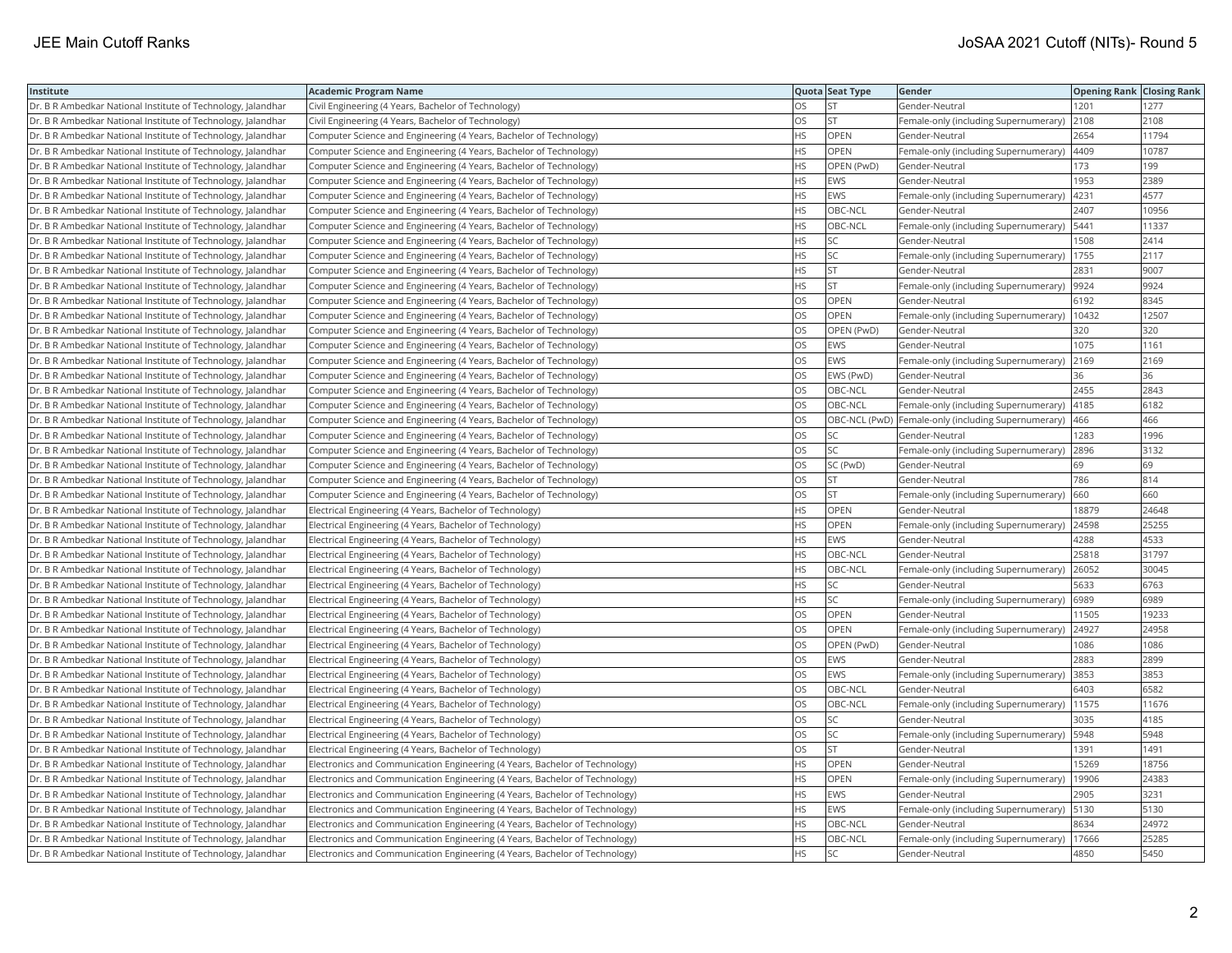| Institute | Academic Program Name | Quota | Seat Type | Gender | Opening Rank | Closing Rank |
|---|---|---|---|---|---|---|
| Dr. B R Ambedkar National Institute of Technology, Jalandhar | Civil Engineering (4 Years, Bachelor of Technology) | OS | ST | Gender-Neutral | 1201 | 1277 |
| Dr. B R Ambedkar National Institute of Technology, Jalandhar | Civil Engineering (4 Years, Bachelor of Technology) | OS | ST | Female-only (including Supernumerary) | 2108 | 2108 |
| Dr. B R Ambedkar National Institute of Technology, Jalandhar | Computer Science and Engineering (4 Years, Bachelor of Technology) | HS | OPEN | Gender-Neutral | 2654 | 11794 |
| Dr. B R Ambedkar National Institute of Technology, Jalandhar | Computer Science and Engineering (4 Years, Bachelor of Technology) | HS | OPEN | Female-only (including Supernumerary) | 4409 | 10787 |
| Dr. B R Ambedkar National Institute of Technology, Jalandhar | Computer Science and Engineering (4 Years, Bachelor of Technology) | HS | OPEN (PwD) | Gender-Neutral | 173 | 199 |
| Dr. B R Ambedkar National Institute of Technology, Jalandhar | Computer Science and Engineering (4 Years, Bachelor of Technology) | HS | EWS | Gender-Neutral | 1953 | 2389 |
| Dr. B R Ambedkar National Institute of Technology, Jalandhar | Computer Science and Engineering (4 Years, Bachelor of Technology) | HS | EWS | Female-only (including Supernumerary) | 4231 | 4577 |
| Dr. B R Ambedkar National Institute of Technology, Jalandhar | Computer Science and Engineering (4 Years, Bachelor of Technology) | HS | OBC-NCL | Gender-Neutral | 2407 | 10956 |
| Dr. B R Ambedkar National Institute of Technology, Jalandhar | Computer Science and Engineering (4 Years, Bachelor of Technology) | HS | OBC-NCL | Female-only (including Supernumerary) | 5441 | 11337 |
| Dr. B R Ambedkar National Institute of Technology, Jalandhar | Computer Science and Engineering (4 Years, Bachelor of Technology) | HS | SC | Gender-Neutral | 1508 | 2414 |
| Dr. B R Ambedkar National Institute of Technology, Jalandhar | Computer Science and Engineering (4 Years, Bachelor of Technology) | HS | SC | Female-only (including Supernumerary) | 1755 | 2117 |
| Dr. B R Ambedkar National Institute of Technology, Jalandhar | Computer Science and Engineering (4 Years, Bachelor of Technology) | HS | ST | Gender-Neutral | 2831 | 9007 |
| Dr. B R Ambedkar National Institute of Technology, Jalandhar | Computer Science and Engineering (4 Years, Bachelor of Technology) | HS | ST | Female-only (including Supernumerary) | 9924 | 9924 |
| Dr. B R Ambedkar National Institute of Technology, Jalandhar | Computer Science and Engineering (4 Years, Bachelor of Technology) | OS | OPEN | Gender-Neutral | 6192 | 8345 |
| Dr. B R Ambedkar National Institute of Technology, Jalandhar | Computer Science and Engineering (4 Years, Bachelor of Technology) | OS | OPEN | Female-only (including Supernumerary) | 10432 | 12507 |
| Dr. B R Ambedkar National Institute of Technology, Jalandhar | Computer Science and Engineering (4 Years, Bachelor of Technology) | OS | OPEN (PwD) | Gender-Neutral | 320 | 320 |
| Dr. B R Ambedkar National Institute of Technology, Jalandhar | Computer Science and Engineering (4 Years, Bachelor of Technology) | OS | EWS | Gender-Neutral | 1075 | 1161 |
| Dr. B R Ambedkar National Institute of Technology, Jalandhar | Computer Science and Engineering (4 Years, Bachelor of Technology) | OS | EWS | Female-only (including Supernumerary) | 2169 | 2169 |
| Dr. B R Ambedkar National Institute of Technology, Jalandhar | Computer Science and Engineering (4 Years, Bachelor of Technology) | OS | EWS (PwD) | Gender-Neutral | 36 | 36 |
| Dr. B R Ambedkar National Institute of Technology, Jalandhar | Computer Science and Engineering (4 Years, Bachelor of Technology) | OS | OBC-NCL | Gender-Neutral | 2455 | 2843 |
| Dr. B R Ambedkar National Institute of Technology, Jalandhar | Computer Science and Engineering (4 Years, Bachelor of Technology) | OS | OBC-NCL | Female-only (including Supernumerary) | 4185 | 6182 |
| Dr. B R Ambedkar National Institute of Technology, Jalandhar | Computer Science and Engineering (4 Years, Bachelor of Technology) | OS | OBC-NCL (PwD) | Female-only (including Supernumerary) | 466 | 466 |
| Dr. B R Ambedkar National Institute of Technology, Jalandhar | Computer Science and Engineering (4 Years, Bachelor of Technology) | OS | SC | Gender-Neutral | 1283 | 1996 |
| Dr. B R Ambedkar National Institute of Technology, Jalandhar | Computer Science and Engineering (4 Years, Bachelor of Technology) | OS | SC | Female-only (including Supernumerary) | 2896 | 3132 |
| Dr. B R Ambedkar National Institute of Technology, Jalandhar | Computer Science and Engineering (4 Years, Bachelor of Technology) | OS | SC (PwD) | Gender-Neutral | 69 | 69 |
| Dr. B R Ambedkar National Institute of Technology, Jalandhar | Computer Science and Engineering (4 Years, Bachelor of Technology) | OS | ST | Gender-Neutral | 786 | 814 |
| Dr. B R Ambedkar National Institute of Technology, Jalandhar | Computer Science and Engineering (4 Years, Bachelor of Technology) | OS | ST | Female-only (including Supernumerary) | 660 | 660 |
| Dr. B R Ambedkar National Institute of Technology, Jalandhar | Electrical Engineering (4 Years, Bachelor of Technology) | HS | OPEN | Gender-Neutral | 18879 | 24648 |
| Dr. B R Ambedkar National Institute of Technology, Jalandhar | Electrical Engineering (4 Years, Bachelor of Technology) | HS | OPEN | Female-only (including Supernumerary) | 24598 | 25255 |
| Dr. B R Ambedkar National Institute of Technology, Jalandhar | Electrical Engineering (4 Years, Bachelor of Technology) | HS | EWS | Gender-Neutral | 4288 | 4533 |
| Dr. B R Ambedkar National Institute of Technology, Jalandhar | Electrical Engineering (4 Years, Bachelor of Technology) | HS | OBC-NCL | Gender-Neutral | 25818 | 31797 |
| Dr. B R Ambedkar National Institute of Technology, Jalandhar | Electrical Engineering (4 Years, Bachelor of Technology) | HS | OBC-NCL | Female-only (including Supernumerary) | 26052 | 30045 |
| Dr. B R Ambedkar National Institute of Technology, Jalandhar | Electrical Engineering (4 Years, Bachelor of Technology) | HS | SC | Gender-Neutral | 5633 | 6763 |
| Dr. B R Ambedkar National Institute of Technology, Jalandhar | Electrical Engineering (4 Years, Bachelor of Technology) | HS | SC | Female-only (including Supernumerary) | 6989 | 6989 |
| Dr. B R Ambedkar National Institute of Technology, Jalandhar | Electrical Engineering (4 Years, Bachelor of Technology) | OS | OPEN | Gender-Neutral | 11505 | 19233 |
| Dr. B R Ambedkar National Institute of Technology, Jalandhar | Electrical Engineering (4 Years, Bachelor of Technology) | OS | OPEN | Female-only (including Supernumerary) | 24927 | 24958 |
| Dr. B R Ambedkar National Institute of Technology, Jalandhar | Electrical Engineering (4 Years, Bachelor of Technology) | OS | OPEN (PwD) | Gender-Neutral | 1086 | 1086 |
| Dr. B R Ambedkar National Institute of Technology, Jalandhar | Electrical Engineering (4 Years, Bachelor of Technology) | OS | EWS | Gender-Neutral | 2883 | 2899 |
| Dr. B R Ambedkar National Institute of Technology, Jalandhar | Electrical Engineering (4 Years, Bachelor of Technology) | OS | EWS | Female-only (including Supernumerary) | 3853 | 3853 |
| Dr. B R Ambedkar National Institute of Technology, Jalandhar | Electrical Engineering (4 Years, Bachelor of Technology) | OS | OBC-NCL | Gender-Neutral | 6403 | 6582 |
| Dr. B R Ambedkar National Institute of Technology, Jalandhar | Electrical Engineering (4 Years, Bachelor of Technology) | OS | OBC-NCL | Female-only (including Supernumerary) | 11575 | 11676 |
| Dr. B R Ambedkar National Institute of Technology, Jalandhar | Electrical Engineering (4 Years, Bachelor of Technology) | OS | SC | Gender-Neutral | 3035 | 4185 |
| Dr. B R Ambedkar National Institute of Technology, Jalandhar | Electrical Engineering (4 Years, Bachelor of Technology) | OS | SC | Female-only (including Supernumerary) | 5948 | 5948 |
| Dr. B R Ambedkar National Institute of Technology, Jalandhar | Electrical Engineering (4 Years, Bachelor of Technology) | OS | ST | Gender-Neutral | 1391 | 1491 |
| Dr. B R Ambedkar National Institute of Technology, Jalandhar | Electronics and Communication Engineering (4 Years, Bachelor of Technology) | HS | OPEN | Gender-Neutral | 15269 | 18756 |
| Dr. B R Ambedkar National Institute of Technology, Jalandhar | Electronics and Communication Engineering (4 Years, Bachelor of Technology) | HS | OPEN | Female-only (including Supernumerary) | 19906 | 24383 |
| Dr. B R Ambedkar National Institute of Technology, Jalandhar | Electronics and Communication Engineering (4 Years, Bachelor of Technology) | HS | EWS | Gender-Neutral | 2905 | 3231 |
| Dr. B R Ambedkar National Institute of Technology, Jalandhar | Electronics and Communication Engineering (4 Years, Bachelor of Technology) | HS | EWS | Female-only (including Supernumerary) | 5130 | 5130 |
| Dr. B R Ambedkar National Institute of Technology, Jalandhar | Electronics and Communication Engineering (4 Years, Bachelor of Technology) | HS | OBC-NCL | Gender-Neutral | 8634 | 24972 |
| Dr. B R Ambedkar National Institute of Technology, Jalandhar | Electronics and Communication Engineering (4 Years, Bachelor of Technology) | HS | OBC-NCL | Female-only (including Supernumerary) | 17666 | 25285 |
| Dr. B R Ambedkar National Institute of Technology, Jalandhar | Electronics and Communication Engineering (4 Years, Bachelor of Technology) | HS | SC | Gender-Neutral | 4850 | 5450 |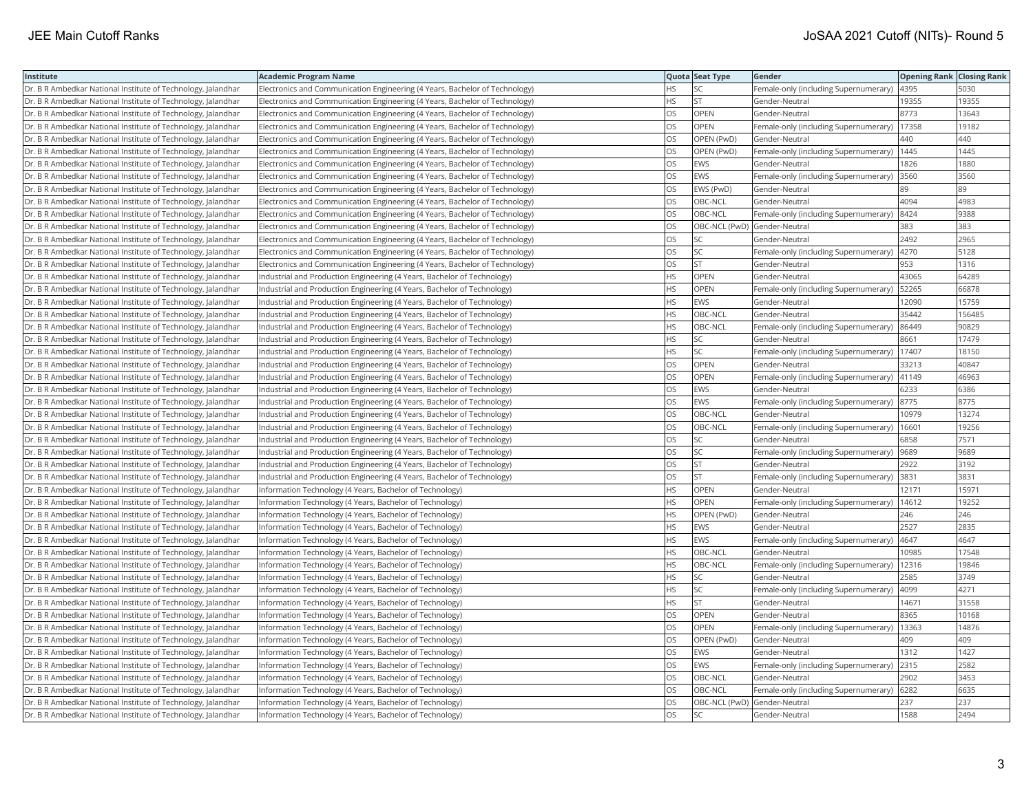| Institute | Academic Program Name | Quota | Seat Type | Gender | Opening Rank | Closing Rank |
|---|---|---|---|---|---|---|
| Dr. B R Ambedkar National Institute of Technology, Jalandhar | Electronics and Communication Engineering (4 Years, Bachelor of Technology) | HS | SC | Female-only (including Supernumerary) | 4395 | 5030 |
| Dr. B R Ambedkar National Institute of Technology, Jalandhar | Electronics and Communication Engineering (4 Years, Bachelor of Technology) | HS | ST | Gender-Neutral | 19355 | 19355 |
| Dr. B R Ambedkar National Institute of Technology, Jalandhar | Electronics and Communication Engineering (4 Years, Bachelor of Technology) | OS | OPEN | Gender-Neutral | 8773 | 13643 |
| Dr. B R Ambedkar National Institute of Technology, Jalandhar | Electronics and Communication Engineering (4 Years, Bachelor of Technology) | OS | OPEN | Female-only (including Supernumerary) | 17358 | 19182 |
| Dr. B R Ambedkar National Institute of Technology, Jalandhar | Electronics and Communication Engineering (4 Years, Bachelor of Technology) | OS | OPEN (PwD) | Gender-Neutral | 440 | 440 |
| Dr. B R Ambedkar National Institute of Technology, Jalandhar | Electronics and Communication Engineering (4 Years, Bachelor of Technology) | OS | OPEN (PwD) | Female-only (including Supernumerary) | 1445 | 1445 |
| Dr. B R Ambedkar National Institute of Technology, Jalandhar | Electronics and Communication Engineering (4 Years, Bachelor of Technology) | OS | EWS | Gender-Neutral | 1826 | 1880 |
| Dr. B R Ambedkar National Institute of Technology, Jalandhar | Electronics and Communication Engineering (4 Years, Bachelor of Technology) | OS | EWS | Female-only (including Supernumerary) | 3560 | 3560 |
| Dr. B R Ambedkar National Institute of Technology, Jalandhar | Electronics and Communication Engineering (4 Years, Bachelor of Technology) | OS | EWS (PwD) | Gender-Neutral | 89 | 89 |
| Dr. B R Ambedkar National Institute of Technology, Jalandhar | Electronics and Communication Engineering (4 Years, Bachelor of Technology) | OS | OBC-NCL | Gender-Neutral | 4094 | 4983 |
| Dr. B R Ambedkar National Institute of Technology, Jalandhar | Electronics and Communication Engineering (4 Years, Bachelor of Technology) | OS | OBC-NCL | Female-only (including Supernumerary) | 8424 | 9388 |
| Dr. B R Ambedkar National Institute of Technology, Jalandhar | Electronics and Communication Engineering (4 Years, Bachelor of Technology) | OS | OBC-NCL (PwD) | Gender-Neutral | 383 | 383 |
| Dr. B R Ambedkar National Institute of Technology, Jalandhar | Electronics and Communication Engineering (4 Years, Bachelor of Technology) | OS | SC | Gender-Neutral | 2492 | 2965 |
| Dr. B R Ambedkar National Institute of Technology, Jalandhar | Electronics and Communication Engineering (4 Years, Bachelor of Technology) | OS | SC | Female-only (including Supernumerary) | 4270 | 5128 |
| Dr. B R Ambedkar National Institute of Technology, Jalandhar | Electronics and Communication Engineering (4 Years, Bachelor of Technology) | OS | ST | Gender-Neutral | 953 | 1316 |
| Dr. B R Ambedkar National Institute of Technology, Jalandhar | Industrial and Production Engineering (4 Years, Bachelor of Technology) | HS | OPEN | Gender-Neutral | 43065 | 64289 |
| Dr. B R Ambedkar National Institute of Technology, Jalandhar | Industrial and Production Engineering (4 Years, Bachelor of Technology) | HS | OPEN | Female-only (including Supernumerary) | 52265 | 66878 |
| Dr. B R Ambedkar National Institute of Technology, Jalandhar | Industrial and Production Engineering (4 Years, Bachelor of Technology) | HS | EWS | Gender-Neutral | 12090 | 15759 |
| Dr. B R Ambedkar National Institute of Technology, Jalandhar | Industrial and Production Engineering (4 Years, Bachelor of Technology) | HS | OBC-NCL | Gender-Neutral | 35442 | 156485 |
| Dr. B R Ambedkar National Institute of Technology, Jalandhar | Industrial and Production Engineering (4 Years, Bachelor of Technology) | HS | OBC-NCL | Female-only (including Supernumerary) | 86449 | 90829 |
| Dr. B R Ambedkar National Institute of Technology, Jalandhar | Industrial and Production Engineering (4 Years, Bachelor of Technology) | HS | SC | Gender-Neutral | 8661 | 17479 |
| Dr. B R Ambedkar National Institute of Technology, Jalandhar | Industrial and Production Engineering (4 Years, Bachelor of Technology) | HS | SC | Female-only (including Supernumerary) | 17407 | 18150 |
| Dr. B R Ambedkar National Institute of Technology, Jalandhar | Industrial and Production Engineering (4 Years, Bachelor of Technology) | OS | OPEN | Gender-Neutral | 33213 | 40847 |
| Dr. B R Ambedkar National Institute of Technology, Jalandhar | Industrial and Production Engineering (4 Years, Bachelor of Technology) | OS | OPEN | Female-only (including Supernumerary) | 41149 | 46963 |
| Dr. B R Ambedkar National Institute of Technology, Jalandhar | Industrial and Production Engineering (4 Years, Bachelor of Technology) | OS | EWS | Gender-Neutral | 6233 | 6386 |
| Dr. B R Ambedkar National Institute of Technology, Jalandhar | Industrial and Production Engineering (4 Years, Bachelor of Technology) | OS | EWS | Female-only (including Supernumerary) | 8775 | 8775 |
| Dr. B R Ambedkar National Institute of Technology, Jalandhar | Industrial and Production Engineering (4 Years, Bachelor of Technology) | OS | OBC-NCL | Gender-Neutral | 10979 | 13274 |
| Dr. B R Ambedkar National Institute of Technology, Jalandhar | Industrial and Production Engineering (4 Years, Bachelor of Technology) | OS | OBC-NCL | Female-only (including Supernumerary) | 16601 | 19256 |
| Dr. B R Ambedkar National Institute of Technology, Jalandhar | Industrial and Production Engineering (4 Years, Bachelor of Technology) | OS | SC | Gender-Neutral | 6858 | 7571 |
| Dr. B R Ambedkar National Institute of Technology, Jalandhar | Industrial and Production Engineering (4 Years, Bachelor of Technology) | OS | SC | Female-only (including Supernumerary) | 9689 | 9689 |
| Dr. B R Ambedkar National Institute of Technology, Jalandhar | Industrial and Production Engineering (4 Years, Bachelor of Technology) | OS | ST | Gender-Neutral | 2922 | 3192 |
| Dr. B R Ambedkar National Institute of Technology, Jalandhar | Industrial and Production Engineering (4 Years, Bachelor of Technology) | OS | ST | Female-only (including Supernumerary) | 3831 | 3831 |
| Dr. B R Ambedkar National Institute of Technology, Jalandhar | Information Technology (4 Years, Bachelor of Technology) | HS | OPEN | Gender-Neutral | 12171 | 15971 |
| Dr. B R Ambedkar National Institute of Technology, Jalandhar | Information Technology (4 Years, Bachelor of Technology) | HS | OPEN | Female-only (including Supernumerary) | 14612 | 19252 |
| Dr. B R Ambedkar National Institute of Technology, Jalandhar | Information Technology (4 Years, Bachelor of Technology) | HS | OPEN (PwD) | Gender-Neutral | 246 | 246 |
| Dr. B R Ambedkar National Institute of Technology, Jalandhar | Information Technology (4 Years, Bachelor of Technology) | HS | EWS | Gender-Neutral | 2527 | 2835 |
| Dr. B R Ambedkar National Institute of Technology, Jalandhar | Information Technology (4 Years, Bachelor of Technology) | HS | EWS | Female-only (including Supernumerary) | 4647 | 4647 |
| Dr. B R Ambedkar National Institute of Technology, Jalandhar | Information Technology (4 Years, Bachelor of Technology) | HS | OBC-NCL | Gender-Neutral | 10985 | 17548 |
| Dr. B R Ambedkar National Institute of Technology, Jalandhar | Information Technology (4 Years, Bachelor of Technology) | HS | OBC-NCL | Female-only (including Supernumerary) | 12316 | 19846 |
| Dr. B R Ambedkar National Institute of Technology, Jalandhar | Information Technology (4 Years, Bachelor of Technology) | HS | SC | Gender-Neutral | 2585 | 3749 |
| Dr. B R Ambedkar National Institute of Technology, Jalandhar | Information Technology (4 Years, Bachelor of Technology) | HS | SC | Female-only (including Supernumerary) | 4099 | 4271 |
| Dr. B R Ambedkar National Institute of Technology, Jalandhar | Information Technology (4 Years, Bachelor of Technology) | HS | ST | Gender-Neutral | 14671 | 31558 |
| Dr. B R Ambedkar National Institute of Technology, Jalandhar | Information Technology (4 Years, Bachelor of Technology) | OS | OPEN | Gender-Neutral | 8365 | 10168 |
| Dr. B R Ambedkar National Institute of Technology, Jalandhar | Information Technology (4 Years, Bachelor of Technology) | OS | OPEN | Female-only (including Supernumerary) | 13363 | 14876 |
| Dr. B R Ambedkar National Institute of Technology, Jalandhar | Information Technology (4 Years, Bachelor of Technology) | OS | OPEN (PwD) | Gender-Neutral | 409 | 409 |
| Dr. B R Ambedkar National Institute of Technology, Jalandhar | Information Technology (4 Years, Bachelor of Technology) | OS | EWS | Gender-Neutral | 1312 | 1427 |
| Dr. B R Ambedkar National Institute of Technology, Jalandhar | Information Technology (4 Years, Bachelor of Technology) | OS | EWS | Female-only (including Supernumerary) | 2315 | 2582 |
| Dr. B R Ambedkar National Institute of Technology, Jalandhar | Information Technology (4 Years, Bachelor of Technology) | OS | OBC-NCL | Gender-Neutral | 2902 | 3453 |
| Dr. B R Ambedkar National Institute of Technology, Jalandhar | Information Technology (4 Years, Bachelor of Technology) | OS | OBC-NCL | Female-only (including Supernumerary) | 6282 | 6635 |
| Dr. B R Ambedkar National Institute of Technology, Jalandhar | Information Technology (4 Years, Bachelor of Technology) | OS | OBC-NCL (PwD) | Gender-Neutral | 237 | 237 |
| Dr. B R Ambedkar National Institute of Technology, Jalandhar | Information Technology (4 Years, Bachelor of Technology) | OS | SC | Gender-Neutral | 1588 | 2494 |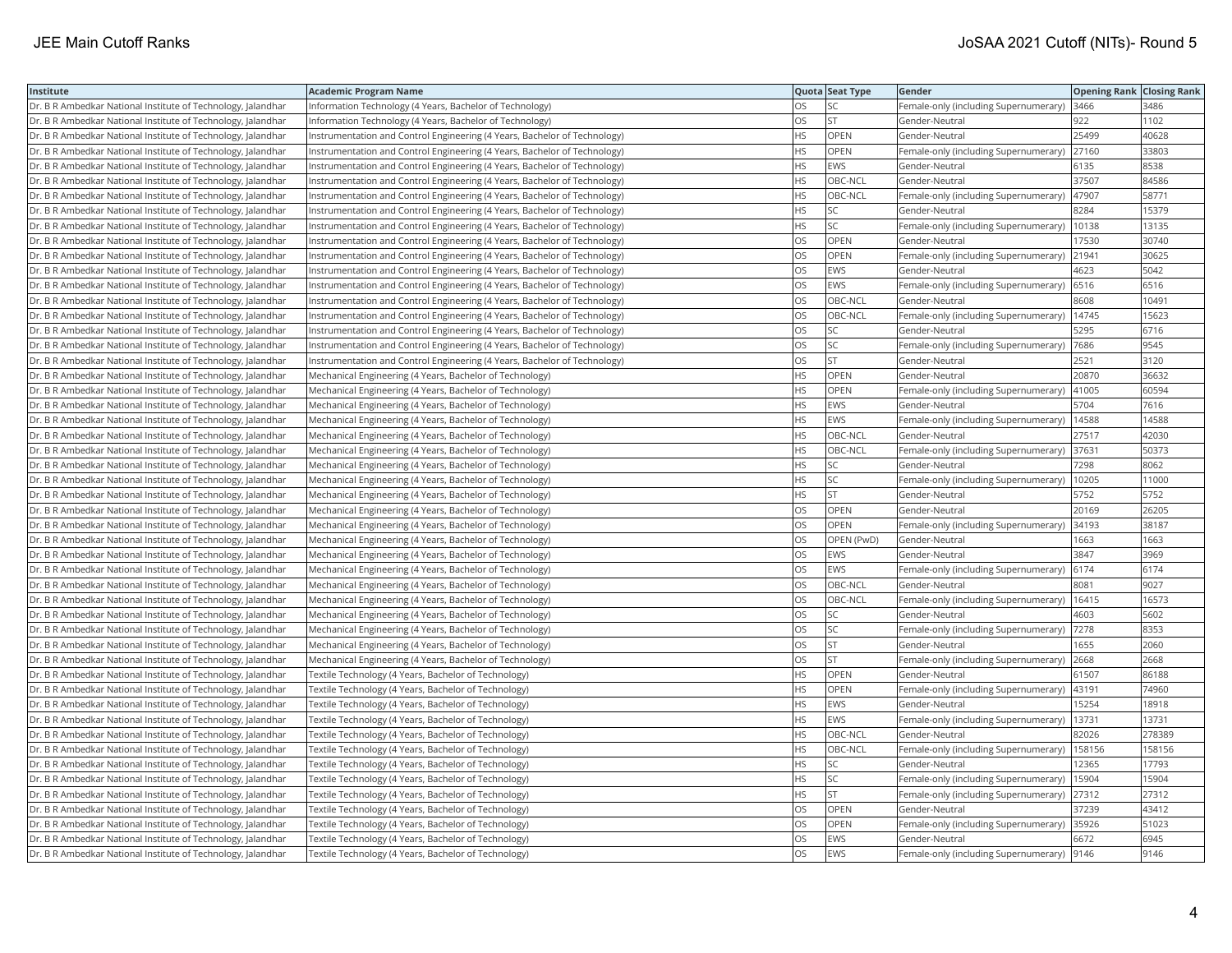| Institute | Academic Program Name | Quota | Seat Type | Gender | Opening Rank | Closing Rank |
|---|---|---|---|---|---|---|
| Dr. B R Ambedkar National Institute of Technology, Jalandhar | Information Technology (4 Years, Bachelor of Technology) | OS | SC | Female-only (including Supernumerary) | 3466 | 3486 |
| Dr. B R Ambedkar National Institute of Technology, Jalandhar | Information Technology (4 Years, Bachelor of Technology) | OS | ST | Gender-Neutral | 922 | 1102 |
| Dr. B R Ambedkar National Institute of Technology, Jalandhar | Instrumentation and Control Engineering (4 Years, Bachelor of Technology) | HS | OPEN | Gender-Neutral | 25499 | 40628 |
| Dr. B R Ambedkar National Institute of Technology, Jalandhar | Instrumentation and Control Engineering (4 Years, Bachelor of Technology) | HS | OPEN | Female-only (including Supernumerary) | 27160 | 33803 |
| Dr. B R Ambedkar National Institute of Technology, Jalandhar | Instrumentation and Control Engineering (4 Years, Bachelor of Technology) | HS | EWS | Gender-Neutral | 6135 | 8538 |
| Dr. B R Ambedkar National Institute of Technology, Jalandhar | Instrumentation and Control Engineering (4 Years, Bachelor of Technology) | HS | OBC-NCL | Gender-Neutral | 37507 | 84586 |
| Dr. B R Ambedkar National Institute of Technology, Jalandhar | Instrumentation and Control Engineering (4 Years, Bachelor of Technology) | HS | OBC-NCL | Female-only (including Supernumerary) | 47907 | 58771 |
| Dr. B R Ambedkar National Institute of Technology, Jalandhar | Instrumentation and Control Engineering (4 Years, Bachelor of Technology) | HS | SC | Gender-Neutral | 8284 | 15379 |
| Dr. B R Ambedkar National Institute of Technology, Jalandhar | Instrumentation and Control Engineering (4 Years, Bachelor of Technology) | HS | SC | Female-only (including Supernumerary) | 10138 | 13135 |
| Dr. B R Ambedkar National Institute of Technology, Jalandhar | Instrumentation and Control Engineering (4 Years, Bachelor of Technology) | OS | OPEN | Gender-Neutral | 17530 | 30740 |
| Dr. B R Ambedkar National Institute of Technology, Jalandhar | Instrumentation and Control Engineering (4 Years, Bachelor of Technology) | OS | OPEN | Female-only (including Supernumerary) | 21941 | 30625 |
| Dr. B R Ambedkar National Institute of Technology, Jalandhar | Instrumentation and Control Engineering (4 Years, Bachelor of Technology) | OS | EWS | Gender-Neutral | 4623 | 5042 |
| Dr. B R Ambedkar National Institute of Technology, Jalandhar | Instrumentation and Control Engineering (4 Years, Bachelor of Technology) | OS | EWS | Female-only (including Supernumerary) | 6516 | 6516 |
| Dr. B R Ambedkar National Institute of Technology, Jalandhar | Instrumentation and Control Engineering (4 Years, Bachelor of Technology) | OS | OBC-NCL | Gender-Neutral | 8608 | 10491 |
| Dr. B R Ambedkar National Institute of Technology, Jalandhar | Instrumentation and Control Engineering (4 Years, Bachelor of Technology) | OS | OBC-NCL | Female-only (including Supernumerary) | 14745 | 15623 |
| Dr. B R Ambedkar National Institute of Technology, Jalandhar | Instrumentation and Control Engineering (4 Years, Bachelor of Technology) | OS | SC | Gender-Neutral | 5295 | 6716 |
| Dr. B R Ambedkar National Institute of Technology, Jalandhar | Instrumentation and Control Engineering (4 Years, Bachelor of Technology) | OS | SC | Female-only (including Supernumerary) | 7686 | 9545 |
| Dr. B R Ambedkar National Institute of Technology, Jalandhar | Instrumentation and Control Engineering (4 Years, Bachelor of Technology) | OS | ST | Gender-Neutral | 2521 | 3120 |
| Dr. B R Ambedkar National Institute of Technology, Jalandhar | Mechanical Engineering (4 Years, Bachelor of Technology) | HS | OPEN | Gender-Neutral | 20870 | 36632 |
| Dr. B R Ambedkar National Institute of Technology, Jalandhar | Mechanical Engineering (4 Years, Bachelor of Technology) | HS | OPEN | Female-only (including Supernumerary) | 41005 | 60594 |
| Dr. B R Ambedkar National Institute of Technology, Jalandhar | Mechanical Engineering (4 Years, Bachelor of Technology) | HS | EWS | Gender-Neutral | 5704 | 7616 |
| Dr. B R Ambedkar National Institute of Technology, Jalandhar | Mechanical Engineering (4 Years, Bachelor of Technology) | HS | EWS | Female-only (including Supernumerary) | 14588 | 14588 |
| Dr. B R Ambedkar National Institute of Technology, Jalandhar | Mechanical Engineering (4 Years, Bachelor of Technology) | HS | OBC-NCL | Gender-Neutral | 27517 | 42030 |
| Dr. B R Ambedkar National Institute of Technology, Jalandhar | Mechanical Engineering (4 Years, Bachelor of Technology) | HS | OBC-NCL | Female-only (including Supernumerary) | 37631 | 50373 |
| Dr. B R Ambedkar National Institute of Technology, Jalandhar | Mechanical Engineering (4 Years, Bachelor of Technology) | HS | SC | Gender-Neutral | 7298 | 8062 |
| Dr. B R Ambedkar National Institute of Technology, Jalandhar | Mechanical Engineering (4 Years, Bachelor of Technology) | HS | SC | Female-only (including Supernumerary) | 10205 | 11000 |
| Dr. B R Ambedkar National Institute of Technology, Jalandhar | Mechanical Engineering (4 Years, Bachelor of Technology) | HS | ST | Gender-Neutral | 5752 | 5752 |
| Dr. B R Ambedkar National Institute of Technology, Jalandhar | Mechanical Engineering (4 Years, Bachelor of Technology) | OS | OPEN | Gender-Neutral | 20169 | 26205 |
| Dr. B R Ambedkar National Institute of Technology, Jalandhar | Mechanical Engineering (4 Years, Bachelor of Technology) | OS | OPEN | Female-only (including Supernumerary) | 34193 | 38187 |
| Dr. B R Ambedkar National Institute of Technology, Jalandhar | Mechanical Engineering (4 Years, Bachelor of Technology) | OS | OPEN (PwD) | Gender-Neutral | 1663 | 1663 |
| Dr. B R Ambedkar National Institute of Technology, Jalandhar | Mechanical Engineering (4 Years, Bachelor of Technology) | OS | EWS | Gender-Neutral | 3847 | 3969 |
| Dr. B R Ambedkar National Institute of Technology, Jalandhar | Mechanical Engineering (4 Years, Bachelor of Technology) | OS | EWS | Female-only (including Supernumerary) | 6174 | 6174 |
| Dr. B R Ambedkar National Institute of Technology, Jalandhar | Mechanical Engineering (4 Years, Bachelor of Technology) | OS | OBC-NCL | Gender-Neutral | 8081 | 9027 |
| Dr. B R Ambedkar National Institute of Technology, Jalandhar | Mechanical Engineering (4 Years, Bachelor of Technology) | OS | OBC-NCL | Female-only (including Supernumerary) | 16415 | 16573 |
| Dr. B R Ambedkar National Institute of Technology, Jalandhar | Mechanical Engineering (4 Years, Bachelor of Technology) | OS | SC | Gender-Neutral | 4603 | 5602 |
| Dr. B R Ambedkar National Institute of Technology, Jalandhar | Mechanical Engineering (4 Years, Bachelor of Technology) | OS | SC | Female-only (including Supernumerary) | 7278 | 8353 |
| Dr. B R Ambedkar National Institute of Technology, Jalandhar | Mechanical Engineering (4 Years, Bachelor of Technology) | OS | ST | Gender-Neutral | 1655 | 2060 |
| Dr. B R Ambedkar National Institute of Technology, Jalandhar | Mechanical Engineering (4 Years, Bachelor of Technology) | OS | ST | Female-only (including Supernumerary) | 2668 | 2668 |
| Dr. B R Ambedkar National Institute of Technology, Jalandhar | Textile Technology (4 Years, Bachelor of Technology) | HS | OPEN | Gender-Neutral | 61507 | 86188 |
| Dr. B R Ambedkar National Institute of Technology, Jalandhar | Textile Technology (4 Years, Bachelor of Technology) | HS | OPEN | Female-only (including Supernumerary) | 43191 | 74960 |
| Dr. B R Ambedkar National Institute of Technology, Jalandhar | Textile Technology (4 Years, Bachelor of Technology) | HS | EWS | Gender-Neutral | 15254 | 18918 |
| Dr. B R Ambedkar National Institute of Technology, Jalandhar | Textile Technology (4 Years, Bachelor of Technology) | HS | EWS | Female-only (including Supernumerary) | 13731 | 13731 |
| Dr. B R Ambedkar National Institute of Technology, Jalandhar | Textile Technology (4 Years, Bachelor of Technology) | HS | OBC-NCL | Gender-Neutral | 82026 | 278389 |
| Dr. B R Ambedkar National Institute of Technology, Jalandhar | Textile Technology (4 Years, Bachelor of Technology) | HS | OBC-NCL | Female-only (including Supernumerary) | 158156 | 158156 |
| Dr. B R Ambedkar National Institute of Technology, Jalandhar | Textile Technology (4 Years, Bachelor of Technology) | HS | SC | Gender-Neutral | 12365 | 17793 |
| Dr. B R Ambedkar National Institute of Technology, Jalandhar | Textile Technology (4 Years, Bachelor of Technology) | HS | SC | Female-only (including Supernumerary) | 15904 | 15904 |
| Dr. B R Ambedkar National Institute of Technology, Jalandhar | Textile Technology (4 Years, Bachelor of Technology) | HS | ST | Female-only (including Supernumerary) | 27312 | 27312 |
| Dr. B R Ambedkar National Institute of Technology, Jalandhar | Textile Technology (4 Years, Bachelor of Technology) | OS | OPEN | Gender-Neutral | 37239 | 43412 |
| Dr. B R Ambedkar National Institute of Technology, Jalandhar | Textile Technology (4 Years, Bachelor of Technology) | OS | OPEN | Female-only (including Supernumerary) | 35926 | 51023 |
| Dr. B R Ambedkar National Institute of Technology, Jalandhar | Textile Technology (4 Years, Bachelor of Technology) | OS | EWS | Gender-Neutral | 6672 | 6945 |
| Dr. B R Ambedkar National Institute of Technology, Jalandhar | Textile Technology (4 Years, Bachelor of Technology) | OS | EWS | Female-only (including Supernumerary) | 9146 | 9146 |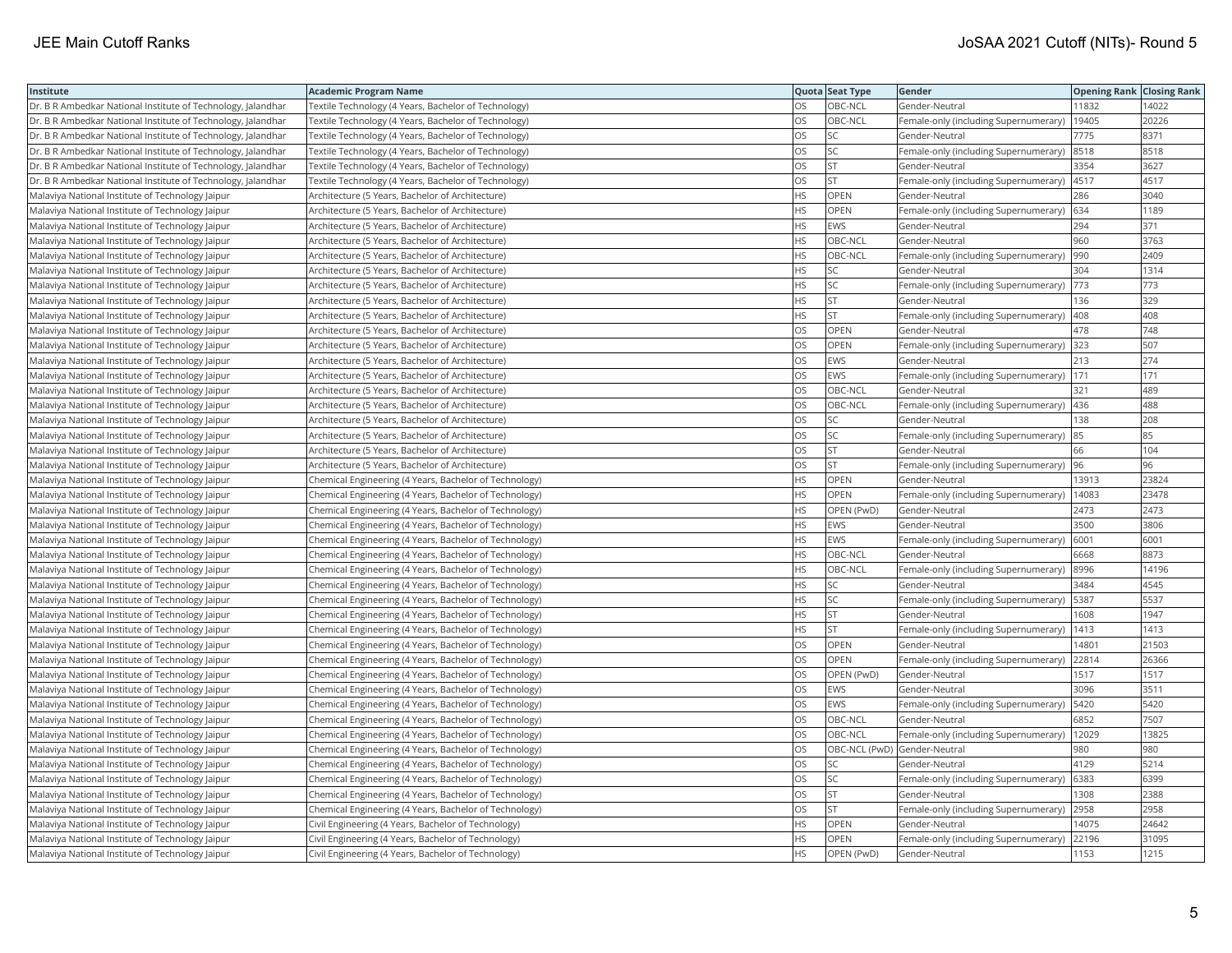| Institute | Academic Program Name | Quota | Seat Type | Gender | Opening Rank | Closing Rank |
|---|---|---|---|---|---|---|
| Dr. B R Ambedkar National Institute of Technology, Jalandhar | Textile Technology (4 Years, Bachelor of Technology) | OS | OBC-NCL | Gender-Neutral | 11832 | 14022 |
| Dr. B R Ambedkar National Institute of Technology, Jalandhar | Textile Technology (4 Years, Bachelor of Technology) | OS | OBC-NCL | Female-only (including Supernumerary) | 19405 | 20226 |
| Dr. B R Ambedkar National Institute of Technology, Jalandhar | Textile Technology (4 Years, Bachelor of Technology) | OS | SC | Gender-Neutral | 7775 | 8371 |
| Dr. B R Ambedkar National Institute of Technology, Jalandhar | Textile Technology (4 Years, Bachelor of Technology) | OS | SC | Female-only (including Supernumerary) | 8518 | 8518 |
| Dr. B R Ambedkar National Institute of Technology, Jalandhar | Textile Technology (4 Years, Bachelor of Technology) | OS | ST | Gender-Neutral | 3354 | 3627 |
| Dr. B R Ambedkar National Institute of Technology, Jalandhar | Textile Technology (4 Years, Bachelor of Technology) | OS | ST | Female-only (including Supernumerary) | 4517 | 4517 |
| Malaviya National Institute of Technology Jaipur | Architecture (5 Years, Bachelor of Architecture) | HS | OPEN | Gender-Neutral | 286 | 3040 |
| Malaviya National Institute of Technology Jaipur | Architecture (5 Years, Bachelor of Architecture) | HS | OPEN | Female-only (including Supernumerary) | 634 | 1189 |
| Malaviya National Institute of Technology Jaipur | Architecture (5 Years, Bachelor of Architecture) | HS | EWS | Gender-Neutral | 294 | 371 |
| Malaviya National Institute of Technology Jaipur | Architecture (5 Years, Bachelor of Architecture) | HS | OBC-NCL | Gender-Neutral | 960 | 3763 |
| Malaviya National Institute of Technology Jaipur | Architecture (5 Years, Bachelor of Architecture) | HS | OBC-NCL | Female-only (including Supernumerary) | 990 | 2409 |
| Malaviya National Institute of Technology Jaipur | Architecture (5 Years, Bachelor of Architecture) | HS | SC | Gender-Neutral | 304 | 1314 |
| Malaviya National Institute of Technology Jaipur | Architecture (5 Years, Bachelor of Architecture) | HS | SC | Female-only (including Supernumerary) | 773 | 773 |
| Malaviya National Institute of Technology Jaipur | Architecture (5 Years, Bachelor of Architecture) | HS | ST | Gender-Neutral | 136 | 329 |
| Malaviya National Institute of Technology Jaipur | Architecture (5 Years, Bachelor of Architecture) | HS | ST | Female-only (including Supernumerary) | 408 | 408 |
| Malaviya National Institute of Technology Jaipur | Architecture (5 Years, Bachelor of Architecture) | OS | OPEN | Gender-Neutral | 478 | 748 |
| Malaviya National Institute of Technology Jaipur | Architecture (5 Years, Bachelor of Architecture) | OS | OPEN | Female-only (including Supernumerary) | 323 | 507 |
| Malaviya National Institute of Technology Jaipur | Architecture (5 Years, Bachelor of Architecture) | OS | EWS | Gender-Neutral | 213 | 274 |
| Malaviya National Institute of Technology Jaipur | Architecture (5 Years, Bachelor of Architecture) | OS | EWS | Female-only (including Supernumerary) | 171 | 171 |
| Malaviya National Institute of Technology Jaipur | Architecture (5 Years, Bachelor of Architecture) | OS | OBC-NCL | Gender-Neutral | 321 | 489 |
| Malaviya National Institute of Technology Jaipur | Architecture (5 Years, Bachelor of Architecture) | OS | OBC-NCL | Female-only (including Supernumerary) | 436 | 488 |
| Malaviya National Institute of Technology Jaipur | Architecture (5 Years, Bachelor of Architecture) | OS | SC | Gender-Neutral | 138 | 208 |
| Malaviya National Institute of Technology Jaipur | Architecture (5 Years, Bachelor of Architecture) | OS | SC | Female-only (including Supernumerary) | 85 | 85 |
| Malaviya National Institute of Technology Jaipur | Architecture (5 Years, Bachelor of Architecture) | OS | ST | Gender-Neutral | 66 | 104 |
| Malaviya National Institute of Technology Jaipur | Architecture (5 Years, Bachelor of Architecture) | OS | ST | Female-only (including Supernumerary) | 96 | 96 |
| Malaviya National Institute of Technology Jaipur | Chemical Engineering (4 Years, Bachelor of Technology) | HS | OPEN | Gender-Neutral | 13913 | 23824 |
| Malaviya National Institute of Technology Jaipur | Chemical Engineering (4 Years, Bachelor of Technology) | HS | OPEN | Female-only (including Supernumerary) | 14083 | 23478 |
| Malaviya National Institute of Technology Jaipur | Chemical Engineering (4 Years, Bachelor of Technology) | HS | OPEN (PwD) | Gender-Neutral | 2473 | 2473 |
| Malaviya National Institute of Technology Jaipur | Chemical Engineering (4 Years, Bachelor of Technology) | HS | EWS | Gender-Neutral | 3500 | 3806 |
| Malaviya National Institute of Technology Jaipur | Chemical Engineering (4 Years, Bachelor of Technology) | HS | EWS | Female-only (including Supernumerary) | 6001 | 6001 |
| Malaviya National Institute of Technology Jaipur | Chemical Engineering (4 Years, Bachelor of Technology) | HS | OBC-NCL | Gender-Neutral | 6668 | 8873 |
| Malaviya National Institute of Technology Jaipur | Chemical Engineering (4 Years, Bachelor of Technology) | HS | OBC-NCL | Female-only (including Supernumerary) | 8996 | 14196 |
| Malaviya National Institute of Technology Jaipur | Chemical Engineering (4 Years, Bachelor of Technology) | HS | SC | Gender-Neutral | 3484 | 4545 |
| Malaviya National Institute of Technology Jaipur | Chemical Engineering (4 Years, Bachelor of Technology) | HS | SC | Female-only (including Supernumerary) | 5387 | 5537 |
| Malaviya National Institute of Technology Jaipur | Chemical Engineering (4 Years, Bachelor of Technology) | HS | ST | Gender-Neutral | 1608 | 1947 |
| Malaviya National Institute of Technology Jaipur | Chemical Engineering (4 Years, Bachelor of Technology) | HS | ST | Female-only (including Supernumerary) | 1413 | 1413 |
| Malaviya National Institute of Technology Jaipur | Chemical Engineering (4 Years, Bachelor of Technology) | OS | OPEN | Gender-Neutral | 14801 | 21503 |
| Malaviya National Institute of Technology Jaipur | Chemical Engineering (4 Years, Bachelor of Technology) | OS | OPEN | Female-only (including Supernumerary) | 22814 | 26366 |
| Malaviya National Institute of Technology Jaipur | Chemical Engineering (4 Years, Bachelor of Technology) | OS | OPEN (PwD) | Gender-Neutral | 1517 | 1517 |
| Malaviya National Institute of Technology Jaipur | Chemical Engineering (4 Years, Bachelor of Technology) | OS | EWS | Gender-Neutral | 3096 | 3511 |
| Malaviya National Institute of Technology Jaipur | Chemical Engineering (4 Years, Bachelor of Technology) | OS | EWS | Female-only (including Supernumerary) | 5420 | 5420 |
| Malaviya National Institute of Technology Jaipur | Chemical Engineering (4 Years, Bachelor of Technology) | OS | OBC-NCL | Gender-Neutral | 6852 | 7507 |
| Malaviya National Institute of Technology Jaipur | Chemical Engineering (4 Years, Bachelor of Technology) | OS | OBC-NCL | Female-only (including Supernumerary) | 12029 | 13825 |
| Malaviya National Institute of Technology Jaipur | Chemical Engineering (4 Years, Bachelor of Technology) | OS | OBC-NCL (PwD) | Gender-Neutral | 980 | 980 |
| Malaviya National Institute of Technology Jaipur | Chemical Engineering (4 Years, Bachelor of Technology) | OS | SC | Gender-Neutral | 4129 | 5214 |
| Malaviya National Institute of Technology Jaipur | Chemical Engineering (4 Years, Bachelor of Technology) | OS | SC | Female-only (including Supernumerary) | 6383 | 6399 |
| Malaviya National Institute of Technology Jaipur | Chemical Engineering (4 Years, Bachelor of Technology) | OS | ST | Gender-Neutral | 1308 | 2388 |
| Malaviya National Institute of Technology Jaipur | Chemical Engineering (4 Years, Bachelor of Technology) | OS | ST | Female-only (including Supernumerary) | 2958 | 2958 |
| Malaviya National Institute of Technology Jaipur | Civil Engineering (4 Years, Bachelor of Technology) | HS | OPEN | Gender-Neutral | 14075 | 24642 |
| Malaviya National Institute of Technology Jaipur | Civil Engineering (4 Years, Bachelor of Technology) | HS | OPEN | Female-only (including Supernumerary) | 22196 | 31095 |
| Malaviya National Institute of Technology Jaipur | Civil Engineering (4 Years, Bachelor of Technology) | HS | OPEN (PwD) | Gender-Neutral | 1153 | 1215 |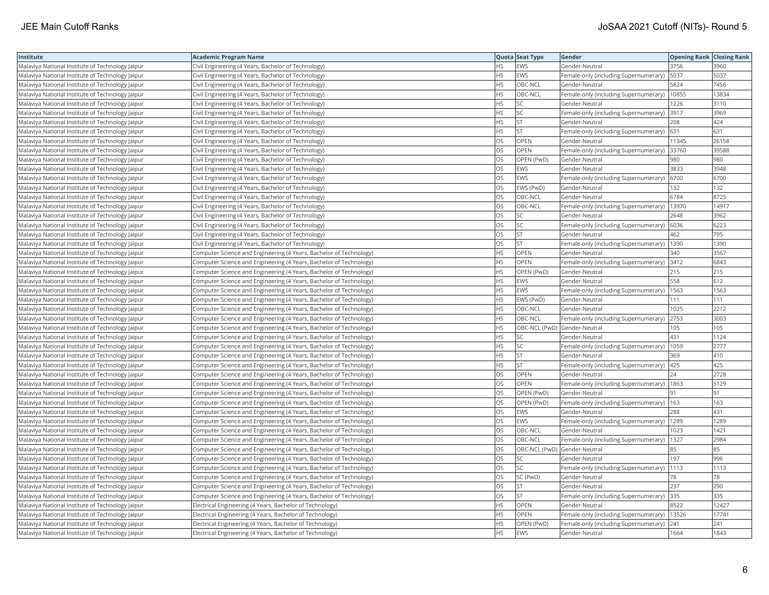| Institute | Academic Program Name | Quota | Seat Type | Gender | Opening Rank | Closing Rank |
|---|---|---|---|---|---|---|
| Malaviya National Institute of Technology Jaipur | Civil Engineering (4 Years, Bachelor of Technology) | HS | EWS | Gender-Neutral | 3756 | 3960 |
| Malaviya National Institute of Technology Jaipur | Civil Engineering (4 Years, Bachelor of Technology) | HS | EWS | Female-only (including Supernumerary) | 5037 | 5037 |
| Malaviya National Institute of Technology Jaipur | Civil Engineering (4 Years, Bachelor of Technology) | HS | OBC-NCL | Gender-Neutral | 5824 | 7456 |
| Malaviya National Institute of Technology Jaipur | Civil Engineering (4 Years, Bachelor of Technology) | HS | OBC-NCL | Female-only (including Supernumerary) | 10855 | 13834 |
| Malaviya National Institute of Technology Jaipur | Civil Engineering (4 Years, Bachelor of Technology) | HS | SC | Gender-Neutral | 1226 | 3110 |
| Malaviya National Institute of Technology Jaipur | Civil Engineering (4 Years, Bachelor of Technology) | HS | SC | Female-only (including Supernumerary) | 3917 | 3969 |
| Malaviya National Institute of Technology Jaipur | Civil Engineering (4 Years, Bachelor of Technology) | HS | ST | Gender-Neutral | 208 | 424 |
| Malaviya National Institute of Technology Jaipur | Civil Engineering (4 Years, Bachelor of Technology) | HS | ST | Female-only (including Supernumerary) | 631 | 631 |
| Malaviya National Institute of Technology Jaipur | Civil Engineering (4 Years, Bachelor of Technology) | OS | OPEN | Gender-Neutral | 11345 | 26158 |
| Malaviya National Institute of Technology Jaipur | Civil Engineering (4 Years, Bachelor of Technology) | OS | OPEN | Female-only (including Supernumerary) | 33760 | 39588 |
| Malaviya National Institute of Technology Jaipur | Civil Engineering (4 Years, Bachelor of Technology) | OS | OPEN (PwD) | Gender-Neutral | 980 | 980 |
| Malaviya National Institute of Technology Jaipur | Civil Engineering (4 Years, Bachelor of Technology) | OS | EWS | Gender-Neutral | 3833 | 3948 |
| Malaviya National Institute of Technology Jaipur | Civil Engineering (4 Years, Bachelor of Technology) | OS | EWS | Female-only (including Supernumerary) | 6700 | 6700 |
| Malaviya National Institute of Technology Jaipur | Civil Engineering (4 Years, Bachelor of Technology) | OS | EWS (PwD) | Gender-Neutral | 132 | 132 |
| Malaviya National Institute of Technology Jaipur | Civil Engineering (4 Years, Bachelor of Technology) | OS | OBC-NCL | Gender-Neutral | 6784 | 8725 |
| Malaviya National Institute of Technology Jaipur | Civil Engineering (4 Years, Bachelor of Technology) | OS | OBC-NCL | Female-only (including Supernumerary) | 13970 | 14917 |
| Malaviya National Institute of Technology Jaipur | Civil Engineering (4 Years, Bachelor of Technology) | OS | SC | Gender-Neutral | 2648 | 3962 |
| Malaviya National Institute of Technology Jaipur | Civil Engineering (4 Years, Bachelor of Technology) | OS | SC | Female-only (including Supernumerary) | 6036 | 6223 |
| Malaviya National Institute of Technology Jaipur | Civil Engineering (4 Years, Bachelor of Technology) | OS | ST | Gender-Neutral | 462 | 795 |
| Malaviya National Institute of Technology Jaipur | Civil Engineering (4 Years, Bachelor of Technology) | OS | ST | Female-only (including Supernumerary) | 1390 | 1390 |
| Malaviya National Institute of Technology Jaipur | Computer Science and Engineering (4 Years, Bachelor of Technology) | HS | OPEN | Gender-Neutral | 340 | 3567 |
| Malaviya National Institute of Technology Jaipur | Computer Science and Engineering (4 Years, Bachelor of Technology) | HS | OPEN | Female-only (including Supernumerary) | 3412 | 6843 |
| Malaviya National Institute of Technology Jaipur | Computer Science and Engineering (4 Years, Bachelor of Technology) | HS | OPEN (PwD) | Gender-Neutral | 215 | 215 |
| Malaviya National Institute of Technology Jaipur | Computer Science and Engineering (4 Years, Bachelor of Technology) | HS | EWS | Gender-Neutral | 558 | 612 |
| Malaviya National Institute of Technology Jaipur | Computer Science and Engineering (4 Years, Bachelor of Technology) | HS | EWS | Female-only (including Supernumerary) | 1563 | 1563 |
| Malaviya National Institute of Technology Jaipur | Computer Science and Engineering (4 Years, Bachelor of Technology) | HS | EWS (PwD) | Gender-Neutral | 111 | 111 |
| Malaviya National Institute of Technology Jaipur | Computer Science and Engineering (4 Years, Bachelor of Technology) | HS | OBC-NCL | Gender-Neutral | 1025 | 2212 |
| Malaviya National Institute of Technology Jaipur | Computer Science and Engineering (4 Years, Bachelor of Technology) | HS | OBC-NCL | Female-only (including Supernumerary) | 2753 | 3003 |
| Malaviya National Institute of Technology Jaipur | Computer Science and Engineering (4 Years, Bachelor of Technology) | HS | OBC-NCL (PwD) | Gender-Neutral | 105 | 105 |
| Malaviya National Institute of Technology Jaipur | Computer Science and Engineering (4 Years, Bachelor of Technology) | HS | SC | Gender-Neutral | 431 | 1124 |
| Malaviya National Institute of Technology Jaipur | Computer Science and Engineering (4 Years, Bachelor of Technology) | HS | SC | Female-only (including Supernumerary) | 1059 | 2777 |
| Malaviya National Institute of Technology Jaipur | Computer Science and Engineering (4 Years, Bachelor of Technology) | HS | ST | Gender-Neutral | 369 | 410 |
| Malaviya National Institute of Technology Jaipur | Computer Science and Engineering (4 Years, Bachelor of Technology) | HS | ST | Female-only (including Supernumerary) | 425 | 425 |
| Malaviya National Institute of Technology Jaipur | Computer Science and Engineering (4 Years, Bachelor of Technology) | OS | OPEN | Gender-Neutral | 24 | 2728 |
| Malaviya National Institute of Technology Jaipur | Computer Science and Engineering (4 Years, Bachelor of Technology) | OS | OPEN | Female-only (including Supernumerary) | 1863 | 5129 |
| Malaviya National Institute of Technology Jaipur | Computer Science and Engineering (4 Years, Bachelor of Technology) | OS | OPEN (PwD) | Gender-Neutral | 91 | 91 |
| Malaviya National Institute of Technology Jaipur | Computer Science and Engineering (4 Years, Bachelor of Technology) | OS | OPEN (PwD) | Female-only (including Supernumerary) | 163 | 163 |
| Malaviya National Institute of Technology Jaipur | Computer Science and Engineering (4 Years, Bachelor of Technology) | OS | EWS | Gender-Neutral | 288 | 431 |
| Malaviya National Institute of Technology Jaipur | Computer Science and Engineering (4 Years, Bachelor of Technology) | OS | EWS | Female-only (including Supernumerary) | 1289 | 1289 |
| Malaviya National Institute of Technology Jaipur | Computer Science and Engineering (4 Years, Bachelor of Technology) | OS | OBC-NCL | Gender-Neutral | 1023 | 1421 |
| Malaviya National Institute of Technology Jaipur | Computer Science and Engineering (4 Years, Bachelor of Technology) | OS | OBC-NCL | Female-only (including Supernumerary) | 1327 | 2984 |
| Malaviya National Institute of Technology Jaipur | Computer Science and Engineering (4 Years, Bachelor of Technology) | OS | OBC-NCL (PwD) | Gender-Neutral | 85 | 85 |
| Malaviya National Institute of Technology Jaipur | Computer Science and Engineering (4 Years, Bachelor of Technology) | OS | SC | Gender-Neutral | 197 | 996 |
| Malaviya National Institute of Technology Jaipur | Computer Science and Engineering (4 Years, Bachelor of Technology) | OS | SC | Female-only (including Supernumerary) | 1113 | 1113 |
| Malaviya National Institute of Technology Jaipur | Computer Science and Engineering (4 Years, Bachelor of Technology) | OS | SC (PwD) | Gender-Neutral | 78 | 78 |
| Malaviya National Institute of Technology Jaipur | Computer Science and Engineering (4 Years, Bachelor of Technology) | OS | ST | Gender-Neutral | 237 | 290 |
| Malaviya National Institute of Technology Jaipur | Computer Science and Engineering (4 Years, Bachelor of Technology) | OS | ST | Female-only (including Supernumerary) | 335 | 335 |
| Malaviya National Institute of Technology Jaipur | Electrical Engineering (4 Years, Bachelor of Technology) | HS | OPEN | Gender-Neutral | 8522 | 12427 |
| Malaviya National Institute of Technology Jaipur | Electrical Engineering (4 Years, Bachelor of Technology) | HS | OPEN | Female-only (including Supernumerary) | 13526 | 17741 |
| Malaviya National Institute of Technology Jaipur | Electrical Engineering (4 Years, Bachelor of Technology) | HS | OPEN (PwD) | Female-only (including Supernumerary) | 241 | 241 |
| Malaviya National Institute of Technology Jaipur | Electrical Engineering (4 Years, Bachelor of Technology) | HS | EWS | Gender-Neutral | 1664 | 1843 |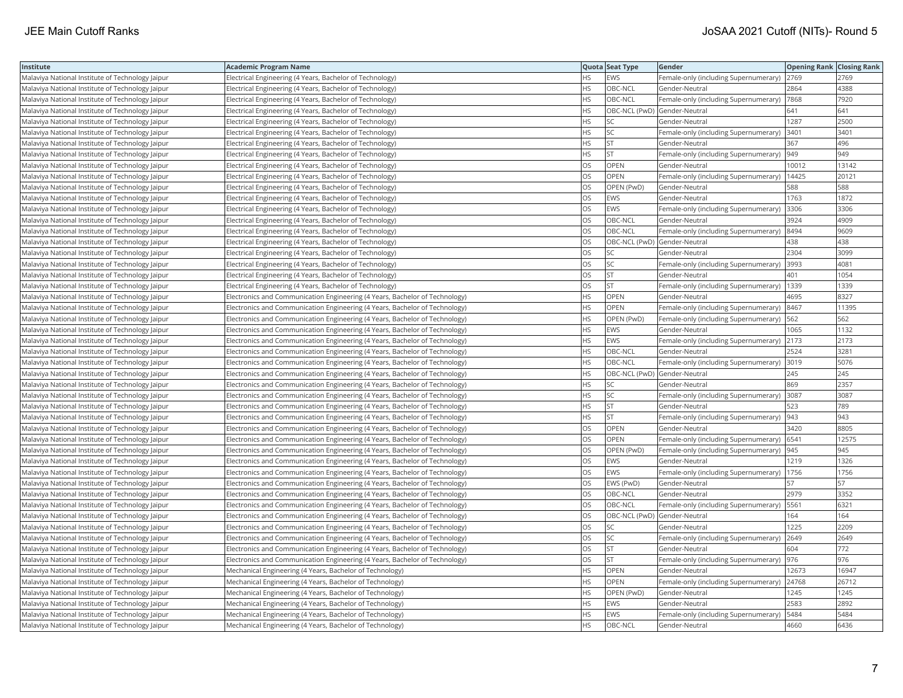| Institute | Academic Program Name | Quota | Seat Type | Gender | Opening Rank | Closing Rank |
|---|---|---|---|---|---|---|
| Malaviya National Institute of Technology Jaipur | Electrical Engineering (4 Years, Bachelor of Technology) | HS | EWS | Female-only (including Supernumerary) | 2769 | 2769 |
| Malaviya National Institute of Technology Jaipur | Electrical Engineering (4 Years, Bachelor of Technology) | HS | OBC-NCL | Gender-Neutral | 2864 | 4388 |
| Malaviya National Institute of Technology Jaipur | Electrical Engineering (4 Years, Bachelor of Technology) | HS | OBC-NCL | Female-only (including Supernumerary) | 7868 | 7920 |
| Malaviya National Institute of Technology Jaipur | Electrical Engineering (4 Years, Bachelor of Technology) | HS | OBC-NCL (PwD) | Gender-Neutral | 641 | 641 |
| Malaviya National Institute of Technology Jaipur | Electrical Engineering (4 Years, Bachelor of Technology) | HS | SC | Gender-Neutral | 1287 | 2500 |
| Malaviya National Institute of Technology Jaipur | Electrical Engineering (4 Years, Bachelor of Technology) | HS | SC | Female-only (including Supernumerary) | 3401 | 3401 |
| Malaviya National Institute of Technology Jaipur | Electrical Engineering (4 Years, Bachelor of Technology) | HS | ST | Gender-Neutral | 367 | 496 |
| Malaviya National Institute of Technology Jaipur | Electrical Engineering (4 Years, Bachelor of Technology) | HS | ST | Female-only (including Supernumerary) | 949 | 949 |
| Malaviya National Institute of Technology Jaipur | Electrical Engineering (4 Years, Bachelor of Technology) | OS | OPEN | Gender-Neutral | 10012 | 13142 |
| Malaviya National Institute of Technology Jaipur | Electrical Engineering (4 Years, Bachelor of Technology) | OS | OPEN | Female-only (including Supernumerary) | 14425 | 20121 |
| Malaviya National Institute of Technology Jaipur | Electrical Engineering (4 Years, Bachelor of Technology) | OS | OPEN (PwD) | Gender-Neutral | 588 | 588 |
| Malaviya National Institute of Technology Jaipur | Electrical Engineering (4 Years, Bachelor of Technology) | OS | EWS | Gender-Neutral | 1763 | 1872 |
| Malaviya National Institute of Technology Jaipur | Electrical Engineering (4 Years, Bachelor of Technology) | OS | EWS | Female-only (including Supernumerary) | 3306 | 3306 |
| Malaviya National Institute of Technology Jaipur | Electrical Engineering (4 Years, Bachelor of Technology) | OS | OBC-NCL | Gender-Neutral | 3924 | 4909 |
| Malaviya National Institute of Technology Jaipur | Electrical Engineering (4 Years, Bachelor of Technology) | OS | OBC-NCL | Female-only (including Supernumerary) | 8494 | 9609 |
| Malaviya National Institute of Technology Jaipur | Electrical Engineering (4 Years, Bachelor of Technology) | OS | OBC-NCL (PwD) | Gender-Neutral | 438 | 438 |
| Malaviya National Institute of Technology Jaipur | Electrical Engineering (4 Years, Bachelor of Technology) | OS | SC | Gender-Neutral | 2304 | 3099 |
| Malaviya National Institute of Technology Jaipur | Electrical Engineering (4 Years, Bachelor of Technology) | OS | SC | Female-only (including Supernumerary) | 3993 | 4081 |
| Malaviya National Institute of Technology Jaipur | Electrical Engineering (4 Years, Bachelor of Technology) | OS | ST | Gender-Neutral | 401 | 1054 |
| Malaviya National Institute of Technology Jaipur | Electrical Engineering (4 Years, Bachelor of Technology) | OS | ST | Female-only (including Supernumerary) | 1339 | 1339 |
| Malaviya National Institute of Technology Jaipur | Electronics and Communication Engineering (4 Years, Bachelor of Technology) | HS | OPEN | Gender-Neutral | 4695 | 8327 |
| Malaviya National Institute of Technology Jaipur | Electronics and Communication Engineering (4 Years, Bachelor of Technology) | HS | OPEN | Female-only (including Supernumerary) | 8467 | 11395 |
| Malaviya National Institute of Technology Jaipur | Electronics and Communication Engineering (4 Years, Bachelor of Technology) | HS | OPEN (PwD) | Female-only (including Supernumerary) | 562 | 562 |
| Malaviya National Institute of Technology Jaipur | Electronics and Communication Engineering (4 Years, Bachelor of Technology) | HS | EWS | Gender-Neutral | 1065 | 1132 |
| Malaviya National Institute of Technology Jaipur | Electronics and Communication Engineering (4 Years, Bachelor of Technology) | HS | EWS | Female-only (including Supernumerary) | 2173 | 2173 |
| Malaviya National Institute of Technology Jaipur | Electronics and Communication Engineering (4 Years, Bachelor of Technology) | HS | OBC-NCL | Gender-Neutral | 2524 | 3281 |
| Malaviya National Institute of Technology Jaipur | Electronics and Communication Engineering (4 Years, Bachelor of Technology) | HS | OBC-NCL | Female-only (including Supernumerary) | 3019 | 5076 |
| Malaviya National Institute of Technology Jaipur | Electronics and Communication Engineering (4 Years, Bachelor of Technology) | HS | OBC-NCL (PwD) | Gender-Neutral | 245 | 245 |
| Malaviya National Institute of Technology Jaipur | Electronics and Communication Engineering (4 Years, Bachelor of Technology) | HS | SC | Gender-Neutral | 869 | 2357 |
| Malaviya National Institute of Technology Jaipur | Electronics and Communication Engineering (4 Years, Bachelor of Technology) | HS | SC | Female-only (including Supernumerary) | 3087 | 3087 |
| Malaviya National Institute of Technology Jaipur | Electronics and Communication Engineering (4 Years, Bachelor of Technology) | HS | ST | Gender-Neutral | 523 | 789 |
| Malaviya National Institute of Technology Jaipur | Electronics and Communication Engineering (4 Years, Bachelor of Technology) | HS | ST | Female-only (including Supernumerary) | 943 | 943 |
| Malaviya National Institute of Technology Jaipur | Electronics and Communication Engineering (4 Years, Bachelor of Technology) | OS | OPEN | Gender-Neutral | 3420 | 8805 |
| Malaviya National Institute of Technology Jaipur | Electronics and Communication Engineering (4 Years, Bachelor of Technology) | OS | OPEN | Female-only (including Supernumerary) | 6541 | 12575 |
| Malaviya National Institute of Technology Jaipur | Electronics and Communication Engineering (4 Years, Bachelor of Technology) | OS | OPEN (PwD) | Female-only (including Supernumerary) | 945 | 945 |
| Malaviya National Institute of Technology Jaipur | Electronics and Communication Engineering (4 Years, Bachelor of Technology) | OS | EWS | Gender-Neutral | 1219 | 1326 |
| Malaviya National Institute of Technology Jaipur | Electronics and Communication Engineering (4 Years, Bachelor of Technology) | OS | EWS | Female-only (including Supernumerary) | 1756 | 1756 |
| Malaviya National Institute of Technology Jaipur | Electronics and Communication Engineering (4 Years, Bachelor of Technology) | OS | EWS (PwD) | Gender-Neutral | 57 | 57 |
| Malaviya National Institute of Technology Jaipur | Electronics and Communication Engineering (4 Years, Bachelor of Technology) | OS | OBC-NCL | Gender-Neutral | 2979 | 3352 |
| Malaviya National Institute of Technology Jaipur | Electronics and Communication Engineering (4 Years, Bachelor of Technology) | OS | OBC-NCL | Female-only (including Supernumerary) | 5561 | 6321 |
| Malaviya National Institute of Technology Jaipur | Electronics and Communication Engineering (4 Years, Bachelor of Technology) | OS | OBC-NCL (PwD) | Gender-Neutral | 164 | 164 |
| Malaviya National Institute of Technology Jaipur | Electronics and Communication Engineering (4 Years, Bachelor of Technology) | OS | SC | Gender-Neutral | 1225 | 2209 |
| Malaviya National Institute of Technology Jaipur | Electronics and Communication Engineering (4 Years, Bachelor of Technology) | OS | SC | Female-only (including Supernumerary) | 2649 | 2649 |
| Malaviya National Institute of Technology Jaipur | Electronics and Communication Engineering (4 Years, Bachelor of Technology) | OS | ST | Gender-Neutral | 604 | 772 |
| Malaviya National Institute of Technology Jaipur | Electronics and Communication Engineering (4 Years, Bachelor of Technology) | OS | ST | Female-only (including Supernumerary) | 976 | 976 |
| Malaviya National Institute of Technology Jaipur | Mechanical Engineering (4 Years, Bachelor of Technology) | HS | OPEN | Gender-Neutral | 12673 | 16947 |
| Malaviya National Institute of Technology Jaipur | Mechanical Engineering (4 Years, Bachelor of Technology) | HS | OPEN | Female-only (including Supernumerary) | 24768 | 26712 |
| Malaviya National Institute of Technology Jaipur | Mechanical Engineering (4 Years, Bachelor of Technology) | HS | OPEN (PwD) | Gender-Neutral | 1245 | 1245 |
| Malaviya National Institute of Technology Jaipur | Mechanical Engineering (4 Years, Bachelor of Technology) | HS | EWS | Gender-Neutral | 2583 | 2892 |
| Malaviya National Institute of Technology Jaipur | Mechanical Engineering (4 Years, Bachelor of Technology) | HS | EWS | Female-only (including Supernumerary) | 5484 | 5484 |
| Malaviya National Institute of Technology Jaipur | Mechanical Engineering (4 Years, Bachelor of Technology) | HS | OBC-NCL | Gender-Neutral | 4660 | 6436 |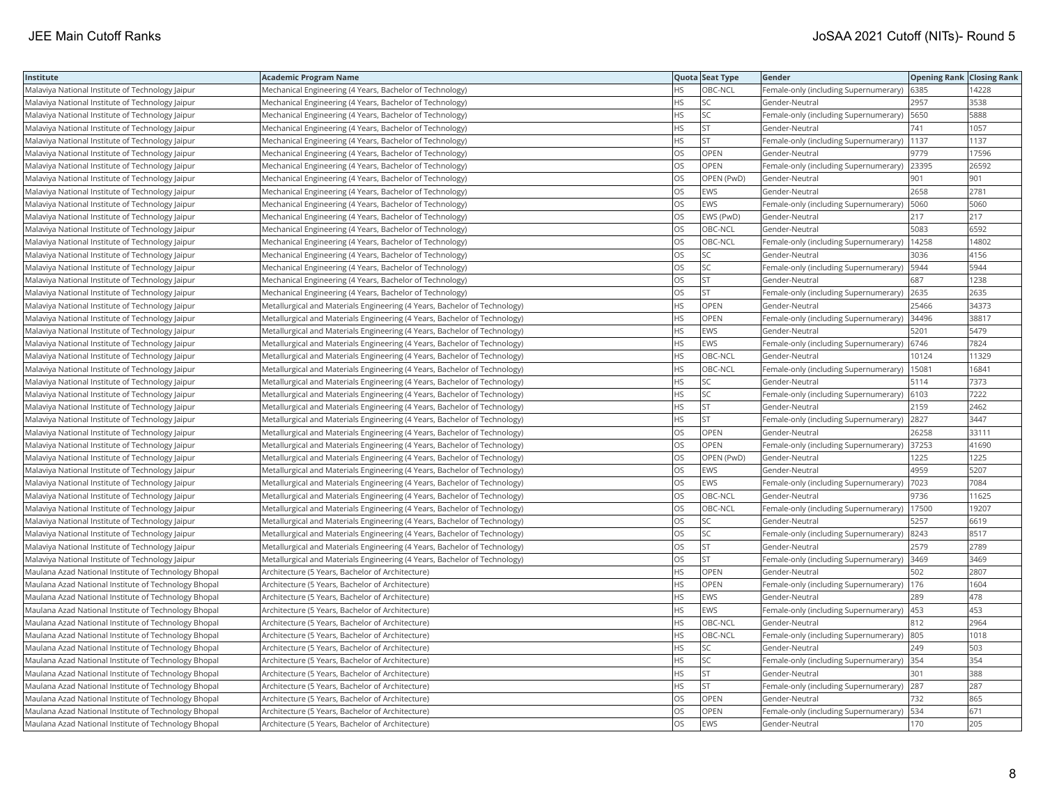| Institute | Academic Program Name | Quota | Seat Type | Gender | Opening Rank | Closing Rank |
|---|---|---|---|---|---|---|
| Malaviya National Institute of Technology Jaipur | Mechanical Engineering (4 Years, Bachelor of Technology) | HS | OBC-NCL | Female-only (including Supernumerary) | 6385 | 14228 |
| Malaviya National Institute of Technology Jaipur | Mechanical Engineering (4 Years, Bachelor of Technology) | HS | SC | Gender-Neutral | 2957 | 3538 |
| Malaviya National Institute of Technology Jaipur | Mechanical Engineering (4 Years, Bachelor of Technology) | HS | SC | Female-only (including Supernumerary) | 5650 | 5888 |
| Malaviya National Institute of Technology Jaipur | Mechanical Engineering (4 Years, Bachelor of Technology) | HS | ST | Gender-Neutral | 741 | 1057 |
| Malaviya National Institute of Technology Jaipur | Mechanical Engineering (4 Years, Bachelor of Technology) | HS | ST | Female-only (including Supernumerary) | 1137 | 1137 |
| Malaviya National Institute of Technology Jaipur | Mechanical Engineering (4 Years, Bachelor of Technology) | OS | OPEN | Gender-Neutral | 9779 | 17596 |
| Malaviya National Institute of Technology Jaipur | Mechanical Engineering (4 Years, Bachelor of Technology) | OS | OPEN | Female-only (including Supernumerary) | 23395 | 26592 |
| Malaviya National Institute of Technology Jaipur | Mechanical Engineering (4 Years, Bachelor of Technology) | OS | OPEN (PwD) | Gender-Neutral | 901 | 901 |
| Malaviya National Institute of Technology Jaipur | Mechanical Engineering (4 Years, Bachelor of Technology) | OS | EWS | Gender-Neutral | 2658 | 2781 |
| Malaviya National Institute of Technology Jaipur | Mechanical Engineering (4 Years, Bachelor of Technology) | OS | EWS | Female-only (including Supernumerary) | 5060 | 5060 |
| Malaviya National Institute of Technology Jaipur | Mechanical Engineering (4 Years, Bachelor of Technology) | OS | EWS (PwD) | Gender-Neutral | 217 | 217 |
| Malaviya National Institute of Technology Jaipur | Mechanical Engineering (4 Years, Bachelor of Technology) | OS | OBC-NCL | Gender-Neutral | 5083 | 6592 |
| Malaviya National Institute of Technology Jaipur | Mechanical Engineering (4 Years, Bachelor of Technology) | OS | OBC-NCL | Female-only (including Supernumerary) | 14258 | 14802 |
| Malaviya National Institute of Technology Jaipur | Mechanical Engineering (4 Years, Bachelor of Technology) | OS | SC | Gender-Neutral | 3036 | 4156 |
| Malaviya National Institute of Technology Jaipur | Mechanical Engineering (4 Years, Bachelor of Technology) | OS | SC | Female-only (including Supernumerary) | 5944 | 5944 |
| Malaviya National Institute of Technology Jaipur | Mechanical Engineering (4 Years, Bachelor of Technology) | OS | ST | Gender-Neutral | 687 | 1238 |
| Malaviya National Institute of Technology Jaipur | Mechanical Engineering (4 Years, Bachelor of Technology) | OS | ST | Female-only (including Supernumerary) | 2635 | 2635 |
| Malaviya National Institute of Technology Jaipur | Metallurgical and Materials Engineering (4 Years, Bachelor of Technology) | HS | OPEN | Gender-Neutral | 25466 | 34373 |
| Malaviya National Institute of Technology Jaipur | Metallurgical and Materials Engineering (4 Years, Bachelor of Technology) | HS | OPEN | Female-only (including Supernumerary) | 34496 | 38817 |
| Malaviya National Institute of Technology Jaipur | Metallurgical and Materials Engineering (4 Years, Bachelor of Technology) | HS | EWS | Gender-Neutral | 5201 | 5479 |
| Malaviya National Institute of Technology Jaipur | Metallurgical and Materials Engineering (4 Years, Bachelor of Technology) | HS | EWS | Female-only (including Supernumerary) | 6746 | 7824 |
| Malaviya National Institute of Technology Jaipur | Metallurgical and Materials Engineering (4 Years, Bachelor of Technology) | HS | OBC-NCL | Gender-Neutral | 10124 | 11329 |
| Malaviya National Institute of Technology Jaipur | Metallurgical and Materials Engineering (4 Years, Bachelor of Technology) | HS | OBC-NCL | Female-only (including Supernumerary) | 15081 | 16841 |
| Malaviya National Institute of Technology Jaipur | Metallurgical and Materials Engineering (4 Years, Bachelor of Technology) | HS | SC | Gender-Neutral | 5114 | 7373 |
| Malaviya National Institute of Technology Jaipur | Metallurgical and Materials Engineering (4 Years, Bachelor of Technology) | HS | SC | Female-only (including Supernumerary) | 6103 | 7222 |
| Malaviya National Institute of Technology Jaipur | Metallurgical and Materials Engineering (4 Years, Bachelor of Technology) | HS | ST | Gender-Neutral | 2159 | 2462 |
| Malaviya National Institute of Technology Jaipur | Metallurgical and Materials Engineering (4 Years, Bachelor of Technology) | HS | ST | Female-only (including Supernumerary) | 2827 | 3447 |
| Malaviya National Institute of Technology Jaipur | Metallurgical and Materials Engineering (4 Years, Bachelor of Technology) | OS | OPEN | Gender-Neutral | 26258 | 33111 |
| Malaviya National Institute of Technology Jaipur | Metallurgical and Materials Engineering (4 Years, Bachelor of Technology) | OS | OPEN | Female-only (including Supernumerary) | 37253 | 41690 |
| Malaviya National Institute of Technology Jaipur | Metallurgical and Materials Engineering (4 Years, Bachelor of Technology) | OS | OPEN (PwD) | Gender-Neutral | 1225 | 1225 |
| Malaviya National Institute of Technology Jaipur | Metallurgical and Materials Engineering (4 Years, Bachelor of Technology) | OS | EWS | Gender-Neutral | 4959 | 5207 |
| Malaviya National Institute of Technology Jaipur | Metallurgical and Materials Engineering (4 Years, Bachelor of Technology) | OS | EWS | Female-only (including Supernumerary) | 7023 | 7084 |
| Malaviya National Institute of Technology Jaipur | Metallurgical and Materials Engineering (4 Years, Bachelor of Technology) | OS | OBC-NCL | Gender-Neutral | 9736 | 11625 |
| Malaviya National Institute of Technology Jaipur | Metallurgical and Materials Engineering (4 Years, Bachelor of Technology) | OS | OBC-NCL | Female-only (including Supernumerary) | 17500 | 19207 |
| Malaviya National Institute of Technology Jaipur | Metallurgical and Materials Engineering (4 Years, Bachelor of Technology) | OS | SC | Gender-Neutral | 5257 | 6619 |
| Malaviya National Institute of Technology Jaipur | Metallurgical and Materials Engineering (4 Years, Bachelor of Technology) | OS | SC | Female-only (including Supernumerary) | 8243 | 8517 |
| Malaviya National Institute of Technology Jaipur | Metallurgical and Materials Engineering (4 Years, Bachelor of Technology) | OS | ST | Gender-Neutral | 2579 | 2789 |
| Malaviya National Institute of Technology Jaipur | Metallurgical and Materials Engineering (4 Years, Bachelor of Technology) | OS | ST | Female-only (including Supernumerary) | 3469 | 3469 |
| Maulana Azad National Institute of Technology Bhopal | Architecture (5 Years, Bachelor of Architecture) | HS | OPEN | Gender-Neutral | 502 | 2807 |
| Maulana Azad National Institute of Technology Bhopal | Architecture (5 Years, Bachelor of Architecture) | HS | OPEN | Female-only (including Supernumerary) | 176 | 1604 |
| Maulana Azad National Institute of Technology Bhopal | Architecture (5 Years, Bachelor of Architecture) | HS | EWS | Gender-Neutral | 289 | 478 |
| Maulana Azad National Institute of Technology Bhopal | Architecture (5 Years, Bachelor of Architecture) | HS | EWS | Female-only (including Supernumerary) | 453 | 453 |
| Maulana Azad National Institute of Technology Bhopal | Architecture (5 Years, Bachelor of Architecture) | HS | OBC-NCL | Gender-Neutral | 812 | 2964 |
| Maulana Azad National Institute of Technology Bhopal | Architecture (5 Years, Bachelor of Architecture) | HS | OBC-NCL | Female-only (including Supernumerary) | 805 | 1018 |
| Maulana Azad National Institute of Technology Bhopal | Architecture (5 Years, Bachelor of Architecture) | HS | SC | Gender-Neutral | 249 | 503 |
| Maulana Azad National Institute of Technology Bhopal | Architecture (5 Years, Bachelor of Architecture) | HS | SC | Female-only (including Supernumerary) | 354 | 354 |
| Maulana Azad National Institute of Technology Bhopal | Architecture (5 Years, Bachelor of Architecture) | HS | ST | Gender-Neutral | 301 | 388 |
| Maulana Azad National Institute of Technology Bhopal | Architecture (5 Years, Bachelor of Architecture) | HS | ST | Female-only (including Supernumerary) | 287 | 287 |
| Maulana Azad National Institute of Technology Bhopal | Architecture (5 Years, Bachelor of Architecture) | OS | OPEN | Gender-Neutral | 732 | 865 |
| Maulana Azad National Institute of Technology Bhopal | Architecture (5 Years, Bachelor of Architecture) | OS | OPEN | Female-only (including Supernumerary) | 534 | 671 |
| Maulana Azad National Institute of Technology Bhopal | Architecture (5 Years, Bachelor of Architecture) | OS | EWS | Gender-Neutral | 170 | 205 |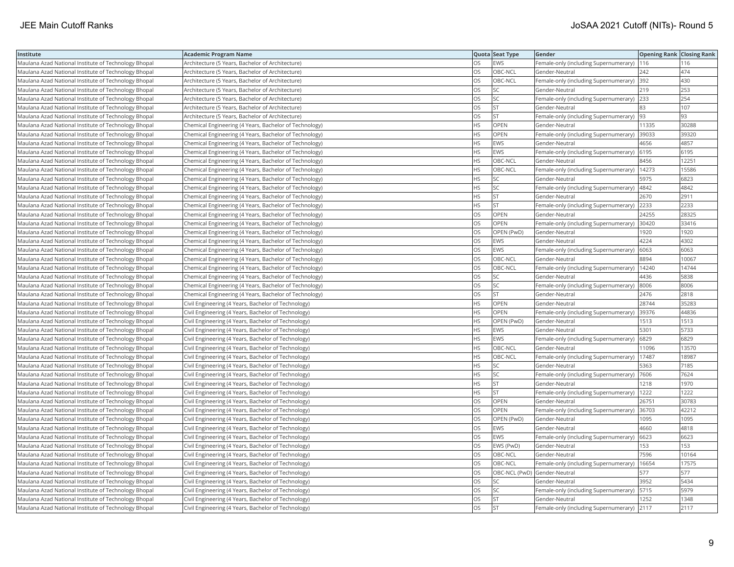| Institute | Academic Program Name | Quota | Seat Type | Gender | Opening Rank | Closing Rank |
|---|---|---|---|---|---|---|
| Maulana Azad National Institute of Technology Bhopal | Architecture (5 Years, Bachelor of Architecture) | OS | EWS | Female-only (including Supernumerary) | 116 | 116 |
| Maulana Azad National Institute of Technology Bhopal | Architecture (5 Years, Bachelor of Architecture) | OS | OBC-NCL | Gender-Neutral | 242 | 474 |
| Maulana Azad National Institute of Technology Bhopal | Architecture (5 Years, Bachelor of Architecture) | OS | OBC-NCL | Female-only (including Supernumerary) | 392 | 430 |
| Maulana Azad National Institute of Technology Bhopal | Architecture (5 Years, Bachelor of Architecture) | OS | SC | Gender-Neutral | 219 | 253 |
| Maulana Azad National Institute of Technology Bhopal | Architecture (5 Years, Bachelor of Architecture) | OS | SC | Female-only (including Supernumerary) | 233 | 254 |
| Maulana Azad National Institute of Technology Bhopal | Architecture (5 Years, Bachelor of Architecture) | OS | ST | Gender-Neutral | 83 | 107 |
| Maulana Azad National Institute of Technology Bhopal | Architecture (5 Years, Bachelor of Architecture) | OS | ST | Female-only (including Supernumerary) | 93 | 93 |
| Maulana Azad National Institute of Technology Bhopal | Chemical Engineering (4 Years, Bachelor of Technology) | HS | OPEN | Gender-Neutral | 11335 | 30288 |
| Maulana Azad National Institute of Technology Bhopal | Chemical Engineering (4 Years, Bachelor of Technology) | HS | OPEN | Female-only (including Supernumerary) | 39033 | 39320 |
| Maulana Azad National Institute of Technology Bhopal | Chemical Engineering (4 Years, Bachelor of Technology) | HS | EWS | Gender-Neutral | 4656 | 4857 |
| Maulana Azad National Institute of Technology Bhopal | Chemical Engineering (4 Years, Bachelor of Technology) | HS | EWS | Female-only (including Supernumerary) | 6195 | 6195 |
| Maulana Azad National Institute of Technology Bhopal | Chemical Engineering (4 Years, Bachelor of Technology) | HS | OBC-NCL | Gender-Neutral | 8456 | 12251 |
| Maulana Azad National Institute of Technology Bhopal | Chemical Engineering (4 Years, Bachelor of Technology) | HS | OBC-NCL | Female-only (including Supernumerary) | 14273 | 15586 |
| Maulana Azad National Institute of Technology Bhopal | Chemical Engineering (4 Years, Bachelor of Technology) | HS | SC | Gender-Neutral | 5975 | 6823 |
| Maulana Azad National Institute of Technology Bhopal | Chemical Engineering (4 Years, Bachelor of Technology) | HS | SC | Female-only (including Supernumerary) | 4842 | 4842 |
| Maulana Azad National Institute of Technology Bhopal | Chemical Engineering (4 Years, Bachelor of Technology) | HS | ST | Gender-Neutral | 2670 | 2911 |
| Maulana Azad National Institute of Technology Bhopal | Chemical Engineering (4 Years, Bachelor of Technology) | HS | ST | Female-only (including Supernumerary) | 2233 | 2233 |
| Maulana Azad National Institute of Technology Bhopal | Chemical Engineering (4 Years, Bachelor of Technology) | OS | OPEN | Gender-Neutral | 24255 | 28325 |
| Maulana Azad National Institute of Technology Bhopal | Chemical Engineering (4 Years, Bachelor of Technology) | OS | OPEN | Female-only (including Supernumerary) | 30420 | 33416 |
| Maulana Azad National Institute of Technology Bhopal | Chemical Engineering (4 Years, Bachelor of Technology) | OS | OPEN (PwD) | Gender-Neutral | 1920 | 1920 |
| Maulana Azad National Institute of Technology Bhopal | Chemical Engineering (4 Years, Bachelor of Technology) | OS | EWS | Gender-Neutral | 4224 | 4302 |
| Maulana Azad National Institute of Technology Bhopal | Chemical Engineering (4 Years, Bachelor of Technology) | OS | EWS | Female-only (including Supernumerary) | 6063 | 6063 |
| Maulana Azad National Institute of Technology Bhopal | Chemical Engineering (4 Years, Bachelor of Technology) | OS | OBC-NCL | Gender-Neutral | 8894 | 10067 |
| Maulana Azad National Institute of Technology Bhopal | Chemical Engineering (4 Years, Bachelor of Technology) | OS | OBC-NCL | Female-only (including Supernumerary) | 14240 | 14744 |
| Maulana Azad National Institute of Technology Bhopal | Chemical Engineering (4 Years, Bachelor of Technology) | OS | SC | Gender-Neutral | 4436 | 5838 |
| Maulana Azad National Institute of Technology Bhopal | Chemical Engineering (4 Years, Bachelor of Technology) | OS | SC | Female-only (including Supernumerary) | 8006 | 8006 |
| Maulana Azad National Institute of Technology Bhopal | Chemical Engineering (4 Years, Bachelor of Technology) | OS | ST | Gender-Neutral | 2476 | 2818 |
| Maulana Azad National Institute of Technology Bhopal | Civil Engineering (4 Years, Bachelor of Technology) | HS | OPEN | Gender-Neutral | 28744 | 35283 |
| Maulana Azad National Institute of Technology Bhopal | Civil Engineering (4 Years, Bachelor of Technology) | HS | OPEN | Female-only (including Supernumerary) | 39376 | 44836 |
| Maulana Azad National Institute of Technology Bhopal | Civil Engineering (4 Years, Bachelor of Technology) | HS | OPEN (PwD) | Gender-Neutral | 1513 | 1513 |
| Maulana Azad National Institute of Technology Bhopal | Civil Engineering (4 Years, Bachelor of Technology) | HS | EWS | Gender-Neutral | 5301 | 5733 |
| Maulana Azad National Institute of Technology Bhopal | Civil Engineering (4 Years, Bachelor of Technology) | HS | EWS | Female-only (including Supernumerary) | 6829 | 6829 |
| Maulana Azad National Institute of Technology Bhopal | Civil Engineering (4 Years, Bachelor of Technology) | HS | OBC-NCL | Gender-Neutral | 11096 | 13570 |
| Maulana Azad National Institute of Technology Bhopal | Civil Engineering (4 Years, Bachelor of Technology) | HS | OBC-NCL | Female-only (including Supernumerary) | 17487 | 18987 |
| Maulana Azad National Institute of Technology Bhopal | Civil Engineering (4 Years, Bachelor of Technology) | HS | SC | Gender-Neutral | 5363 | 7185 |
| Maulana Azad National Institute of Technology Bhopal | Civil Engineering (4 Years, Bachelor of Technology) | HS | SC | Female-only (including Supernumerary) | 7606 | 7624 |
| Maulana Azad National Institute of Technology Bhopal | Civil Engineering (4 Years, Bachelor of Technology) | HS | ST | Gender-Neutral | 1218 | 1970 |
| Maulana Azad National Institute of Technology Bhopal | Civil Engineering (4 Years, Bachelor of Technology) | HS | ST | Female-only (including Supernumerary) | 1222 | 1222 |
| Maulana Azad National Institute of Technology Bhopal | Civil Engineering (4 Years, Bachelor of Technology) | OS | OPEN | Gender-Neutral | 26751 | 30783 |
| Maulana Azad National Institute of Technology Bhopal | Civil Engineering (4 Years, Bachelor of Technology) | OS | OPEN | Female-only (including Supernumerary) | 36703 | 42212 |
| Maulana Azad National Institute of Technology Bhopal | Civil Engineering (4 Years, Bachelor of Technology) | OS | OPEN (PwD) | Gender-Neutral | 1095 | 1095 |
| Maulana Azad National Institute of Technology Bhopal | Civil Engineering (4 Years, Bachelor of Technology) | OS | EWS | Gender-Neutral | 4660 | 4818 |
| Maulana Azad National Institute of Technology Bhopal | Civil Engineering (4 Years, Bachelor of Technology) | OS | EWS | Female-only (including Supernumerary) | 6623 | 6623 |
| Maulana Azad National Institute of Technology Bhopal | Civil Engineering (4 Years, Bachelor of Technology) | OS | EWS (PwD) | Gender-Neutral | 153 | 153 |
| Maulana Azad National Institute of Technology Bhopal | Civil Engineering (4 Years, Bachelor of Technology) | OS | OBC-NCL | Gender-Neutral | 7596 | 10164 |
| Maulana Azad National Institute of Technology Bhopal | Civil Engineering (4 Years, Bachelor of Technology) | OS | OBC-NCL | Female-only (including Supernumerary) | 16654 | 17575 |
| Maulana Azad National Institute of Technology Bhopal | Civil Engineering (4 Years, Bachelor of Technology) | OS | OBC-NCL (PwD) | Gender-Neutral | 577 | 577 |
| Maulana Azad National Institute of Technology Bhopal | Civil Engineering (4 Years, Bachelor of Technology) | OS | SC | Gender-Neutral | 3952 | 5434 |
| Maulana Azad National Institute of Technology Bhopal | Civil Engineering (4 Years, Bachelor of Technology) | OS | SC | Female-only (including Supernumerary) | 5715 | 5979 |
| Maulana Azad National Institute of Technology Bhopal | Civil Engineering (4 Years, Bachelor of Technology) | OS | ST | Gender-Neutral | 1252 | 1348 |
| Maulana Azad National Institute of Technology Bhopal | Civil Engineering (4 Years, Bachelor of Technology) | OS | ST | Female-only (including Supernumerary) | 2117 | 2117 |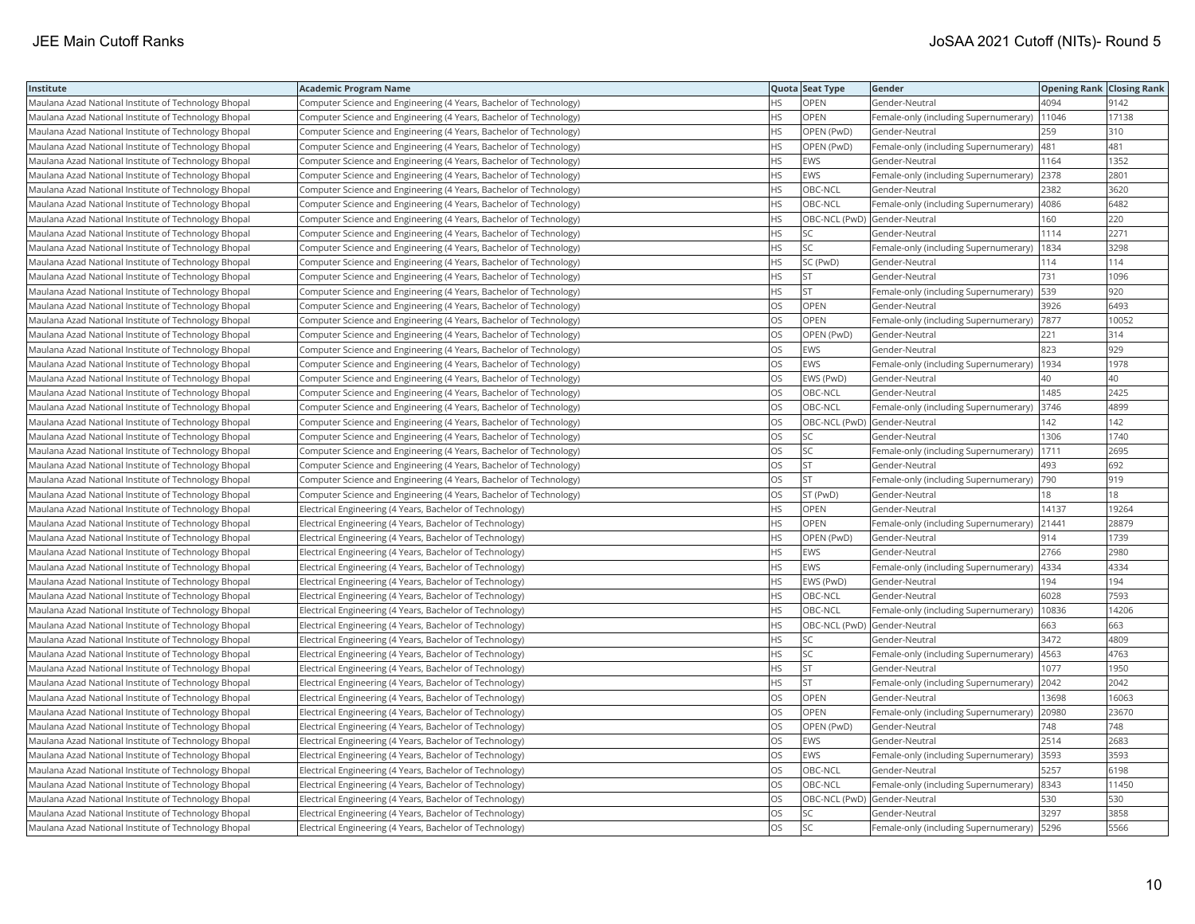| Institute | Academic Program Name | Quota | Seat Type | Gender | Opening Rank | Closing Rank |
|---|---|---|---|---|---|---|
| Maulana Azad National Institute of Technology Bhopal | Computer Science and Engineering (4 Years, Bachelor of Technology) | HS | OPEN | Gender-Neutral | 4094 | 9142 |
| Maulana Azad National Institute of Technology Bhopal | Computer Science and Engineering (4 Years, Bachelor of Technology) | HS | OPEN | Female-only (including Supernumerary) | 11046 | 17138 |
| Maulana Azad National Institute of Technology Bhopal | Computer Science and Engineering (4 Years, Bachelor of Technology) | HS | OPEN (PwD) | Gender-Neutral | 259 | 310 |
| Maulana Azad National Institute of Technology Bhopal | Computer Science and Engineering (4 Years, Bachelor of Technology) | HS | OPEN (PwD) | Female-only (including Supernumerary) | 481 | 481 |
| Maulana Azad National Institute of Technology Bhopal | Computer Science and Engineering (4 Years, Bachelor of Technology) | HS | EWS | Gender-Neutral | 1164 | 1352 |
| Maulana Azad National Institute of Technology Bhopal | Computer Science and Engineering (4 Years, Bachelor of Technology) | HS | EWS | Female-only (including Supernumerary) | 2378 | 2801 |
| Maulana Azad National Institute of Technology Bhopal | Computer Science and Engineering (4 Years, Bachelor of Technology) | HS | OBC-NCL | Gender-Neutral | 2382 | 3620 |
| Maulana Azad National Institute of Technology Bhopal | Computer Science and Engineering (4 Years, Bachelor of Technology) | HS | OBC-NCL | Female-only (including Supernumerary) | 4086 | 6482 |
| Maulana Azad National Institute of Technology Bhopal | Computer Science and Engineering (4 Years, Bachelor of Technology) | HS | OBC-NCL (PwD) | Gender-Neutral | 160 | 220 |
| Maulana Azad National Institute of Technology Bhopal | Computer Science and Engineering (4 Years, Bachelor of Technology) | HS | SC | Gender-Neutral | 1114 | 2271 |
| Maulana Azad National Institute of Technology Bhopal | Computer Science and Engineering (4 Years, Bachelor of Technology) | HS | SC | Female-only (including Supernumerary) | 1834 | 3298 |
| Maulana Azad National Institute of Technology Bhopal | Computer Science and Engineering (4 Years, Bachelor of Technology) | HS | SC (PwD) | Gender-Neutral | 114 | 114 |
| Maulana Azad National Institute of Technology Bhopal | Computer Science and Engineering (4 Years, Bachelor of Technology) | HS | ST | Gender-Neutral | 731 | 1096 |
| Maulana Azad National Institute of Technology Bhopal | Computer Science and Engineering (4 Years, Bachelor of Technology) | HS | ST | Female-only (including Supernumerary) | 539 | 920 |
| Maulana Azad National Institute of Technology Bhopal | Computer Science and Engineering (4 Years, Bachelor of Technology) | OS | OPEN | Gender-Neutral | 3926 | 6493 |
| Maulana Azad National Institute of Technology Bhopal | Computer Science and Engineering (4 Years, Bachelor of Technology) | OS | OPEN | Female-only (including Supernumerary) | 7877 | 10052 |
| Maulana Azad National Institute of Technology Bhopal | Computer Science and Engineering (4 Years, Bachelor of Technology) | OS | OPEN (PwD) | Gender-Neutral | 221 | 314 |
| Maulana Azad National Institute of Technology Bhopal | Computer Science and Engineering (4 Years, Bachelor of Technology) | OS | EWS | Gender-Neutral | 823 | 929 |
| Maulana Azad National Institute of Technology Bhopal | Computer Science and Engineering (4 Years, Bachelor of Technology) | OS | EWS | Female-only (including Supernumerary) | 1934 | 1978 |
| Maulana Azad National Institute of Technology Bhopal | Computer Science and Engineering (4 Years, Bachelor of Technology) | OS | EWS (PwD) | Gender-Neutral | 40 | 40 |
| Maulana Azad National Institute of Technology Bhopal | Computer Science and Engineering (4 Years, Bachelor of Technology) | OS | OBC-NCL | Gender-Neutral | 1485 | 2425 |
| Maulana Azad National Institute of Technology Bhopal | Computer Science and Engineering (4 Years, Bachelor of Technology) | OS | OBC-NCL | Female-only (including Supernumerary) | 3746 | 4899 |
| Maulana Azad National Institute of Technology Bhopal | Computer Science and Engineering (4 Years, Bachelor of Technology) | OS | OBC-NCL (PwD) | Gender-Neutral | 142 | 142 |
| Maulana Azad National Institute of Technology Bhopal | Computer Science and Engineering (4 Years, Bachelor of Technology) | OS | SC | Gender-Neutral | 1306 | 1740 |
| Maulana Azad National Institute of Technology Bhopal | Computer Science and Engineering (4 Years, Bachelor of Technology) | OS | SC | Female-only (including Supernumerary) | 1711 | 2695 |
| Maulana Azad National Institute of Technology Bhopal | Computer Science and Engineering (4 Years, Bachelor of Technology) | OS | ST | Gender-Neutral | 493 | 692 |
| Maulana Azad National Institute of Technology Bhopal | Computer Science and Engineering (4 Years, Bachelor of Technology) | OS | ST | Female-only (including Supernumerary) | 790 | 919 |
| Maulana Azad National Institute of Technology Bhopal | Computer Science and Engineering (4 Years, Bachelor of Technology) | OS | ST (PwD) | Gender-Neutral | 18 | 18 |
| Maulana Azad National Institute of Technology Bhopal | Electrical Engineering (4 Years, Bachelor of Technology) | HS | OPEN | Gender-Neutral | 14137 | 19264 |
| Maulana Azad National Institute of Technology Bhopal | Electrical Engineering (4 Years, Bachelor of Technology) | HS | OPEN | Female-only (including Supernumerary) | 21441 | 28879 |
| Maulana Azad National Institute of Technology Bhopal | Electrical Engineering (4 Years, Bachelor of Technology) | HS | OPEN (PwD) | Gender-Neutral | 914 | 1739 |
| Maulana Azad National Institute of Technology Bhopal | Electrical Engineering (4 Years, Bachelor of Technology) | HS | EWS | Gender-Neutral | 2766 | 2980 |
| Maulana Azad National Institute of Technology Bhopal | Electrical Engineering (4 Years, Bachelor of Technology) | HS | EWS | Female-only (including Supernumerary) | 4334 | 4334 |
| Maulana Azad National Institute of Technology Bhopal | Electrical Engineering (4 Years, Bachelor of Technology) | HS | EWS (PwD) | Gender-Neutral | 194 | 194 |
| Maulana Azad National Institute of Technology Bhopal | Electrical Engineering (4 Years, Bachelor of Technology) | HS | OBC-NCL | Gender-Neutral | 6028 | 7593 |
| Maulana Azad National Institute of Technology Bhopal | Electrical Engineering (4 Years, Bachelor of Technology) | HS | OBC-NCL | Female-only (including Supernumerary) | 10836 | 14206 |
| Maulana Azad National Institute of Technology Bhopal | Electrical Engineering (4 Years, Bachelor of Technology) | HS | OBC-NCL (PwD) | Gender-Neutral | 663 | 663 |
| Maulana Azad National Institute of Technology Bhopal | Electrical Engineering (4 Years, Bachelor of Technology) | HS | SC | Gender-Neutral | 3472 | 4809 |
| Maulana Azad National Institute of Technology Bhopal | Electrical Engineering (4 Years, Bachelor of Technology) | HS | SC | Female-only (including Supernumerary) | 4563 | 4763 |
| Maulana Azad National Institute of Technology Bhopal | Electrical Engineering (4 Years, Bachelor of Technology) | HS | ST | Gender-Neutral | 1077 | 1950 |
| Maulana Azad National Institute of Technology Bhopal | Electrical Engineering (4 Years, Bachelor of Technology) | HS | ST | Female-only (including Supernumerary) | 2042 | 2042 |
| Maulana Azad National Institute of Technology Bhopal | Electrical Engineering (4 Years, Bachelor of Technology) | OS | OPEN | Gender-Neutral | 13698 | 16063 |
| Maulana Azad National Institute of Technology Bhopal | Electrical Engineering (4 Years, Bachelor of Technology) | OS | OPEN | Female-only (including Supernumerary) | 20980 | 23670 |
| Maulana Azad National Institute of Technology Bhopal | Electrical Engineering (4 Years, Bachelor of Technology) | OS | OPEN (PwD) | Gender-Neutral | 748 | 748 |
| Maulana Azad National Institute of Technology Bhopal | Electrical Engineering (4 Years, Bachelor of Technology) | OS | EWS | Gender-Neutral | 2514 | 2683 |
| Maulana Azad National Institute of Technology Bhopal | Electrical Engineering (4 Years, Bachelor of Technology) | OS | EWS | Female-only (including Supernumerary) | 3593 | 3593 |
| Maulana Azad National Institute of Technology Bhopal | Electrical Engineering (4 Years, Bachelor of Technology) | OS | OBC-NCL | Gender-Neutral | 5257 | 6198 |
| Maulana Azad National Institute of Technology Bhopal | Electrical Engineering (4 Years, Bachelor of Technology) | OS | OBC-NCL | Female-only (including Supernumerary) | 8343 | 11450 |
| Maulana Azad National Institute of Technology Bhopal | Electrical Engineering (4 Years, Bachelor of Technology) | OS | OBC-NCL (PwD) | Gender-Neutral | 530 | 530 |
| Maulana Azad National Institute of Technology Bhopal | Electrical Engineering (4 Years, Bachelor of Technology) | OS | SC | Gender-Neutral | 3297 | 3858 |
| Maulana Azad National Institute of Technology Bhopal | Electrical Engineering (4 Years, Bachelor of Technology) | OS | SC | Female-only (including Supernumerary) | 5296 | 5566 |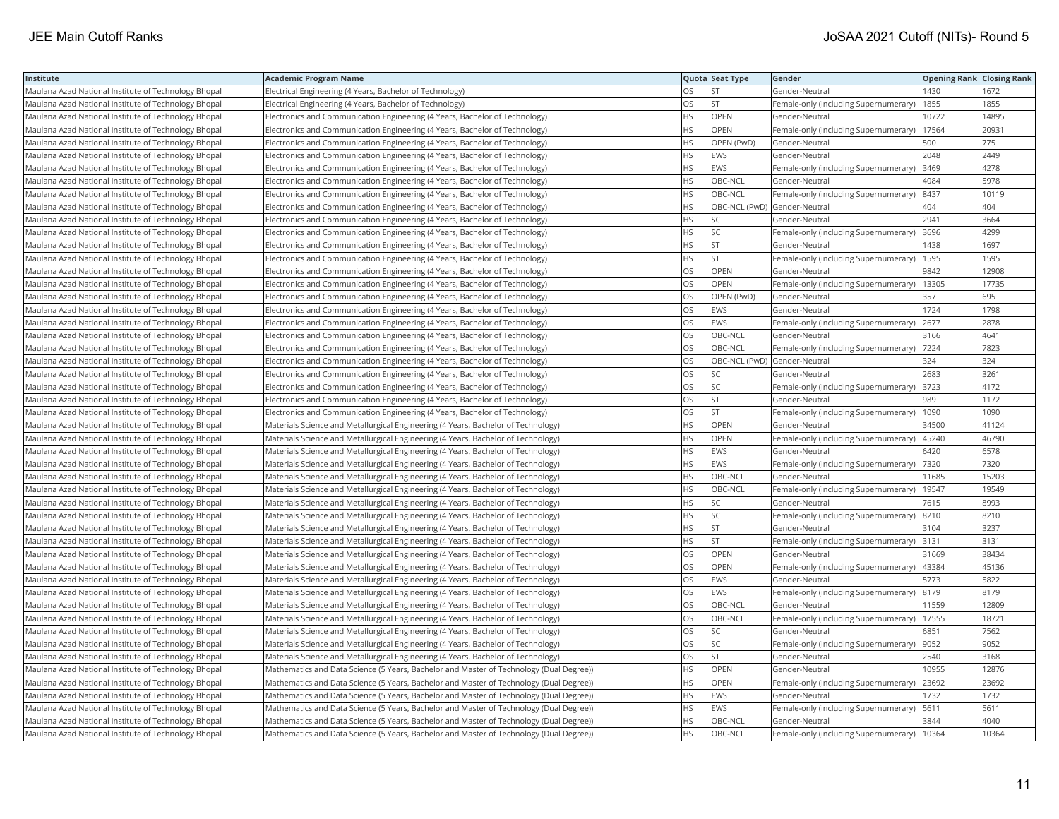| Institute | Academic Program Name | Quota | Seat Type | Gender | Opening Rank | Closing Rank |
|---|---|---|---|---|---|---|
| Maulana Azad National Institute of Technology Bhopal | Electrical Engineering (4 Years, Bachelor of Technology) | OS | ST | Gender-Neutral | 1430 | 1672 |
| Maulana Azad National Institute of Technology Bhopal | Electrical Engineering (4 Years, Bachelor of Technology) | OS | ST | Female-only (including Supernumerary) | 1855 | 1855 |
| Maulana Azad National Institute of Technology Bhopal | Electronics and Communication Engineering (4 Years, Bachelor of Technology) | HS | OPEN | Gender-Neutral | 10722 | 14895 |
| Maulana Azad National Institute of Technology Bhopal | Electronics and Communication Engineering (4 Years, Bachelor of Technology) | HS | OPEN | Female-only (including Supernumerary) | 17564 | 20931 |
| Maulana Azad National Institute of Technology Bhopal | Electronics and Communication Engineering (4 Years, Bachelor of Technology) | HS | OPEN (PwD) | Gender-Neutral | 500 | 775 |
| Maulana Azad National Institute of Technology Bhopal | Electronics and Communication Engineering (4 Years, Bachelor of Technology) | HS | EWS | Gender-Neutral | 2048 | 2449 |
| Maulana Azad National Institute of Technology Bhopal | Electronics and Communication Engineering (4 Years, Bachelor of Technology) | HS | EWS | Female-only (including Supernumerary) | 3469 | 4278 |
| Maulana Azad National Institute of Technology Bhopal | Electronics and Communication Engineering (4 Years, Bachelor of Technology) | HS | OBC-NCL | Gender-Neutral | 4084 | 5978 |
| Maulana Azad National Institute of Technology Bhopal | Electronics and Communication Engineering (4 Years, Bachelor of Technology) | HS | OBC-NCL | Female-only (including Supernumerary) | 8437 | 10119 |
| Maulana Azad National Institute of Technology Bhopal | Electronics and Communication Engineering (4 Years, Bachelor of Technology) | HS | OBC-NCL (PwD) | Gender-Neutral | 404 | 404 |
| Maulana Azad National Institute of Technology Bhopal | Electronics and Communication Engineering (4 Years, Bachelor of Technology) | HS | SC | Gender-Neutral | 2941 | 3664 |
| Maulana Azad National Institute of Technology Bhopal | Electronics and Communication Engineering (4 Years, Bachelor of Technology) | HS | SC | Female-only (including Supernumerary) | 3696 | 4299 |
| Maulana Azad National Institute of Technology Bhopal | Electronics and Communication Engineering (4 Years, Bachelor of Technology) | HS | ST | Gender-Neutral | 1438 | 1697 |
| Maulana Azad National Institute of Technology Bhopal | Electronics and Communication Engineering (4 Years, Bachelor of Technology) | HS | ST | Female-only (including Supernumerary) | 1595 | 1595 |
| Maulana Azad National Institute of Technology Bhopal | Electronics and Communication Engineering (4 Years, Bachelor of Technology) | OS | OPEN | Gender-Neutral | 9842 | 12908 |
| Maulana Azad National Institute of Technology Bhopal | Electronics and Communication Engineering (4 Years, Bachelor of Technology) | OS | OPEN | Female-only (including Supernumerary) | 13305 | 17735 |
| Maulana Azad National Institute of Technology Bhopal | Electronics and Communication Engineering (4 Years, Bachelor of Technology) | OS | OPEN (PwD) | Gender-Neutral | 357 | 695 |
| Maulana Azad National Institute of Technology Bhopal | Electronics and Communication Engineering (4 Years, Bachelor of Technology) | OS | EWS | Gender-Neutral | 1724 | 1798 |
| Maulana Azad National Institute of Technology Bhopal | Electronics and Communication Engineering (4 Years, Bachelor of Technology) | OS | EWS | Female-only (including Supernumerary) | 2677 | 2878 |
| Maulana Azad National Institute of Technology Bhopal | Electronics and Communication Engineering (4 Years, Bachelor of Technology) | OS | OBC-NCL | Gender-Neutral | 3166 | 4641 |
| Maulana Azad National Institute of Technology Bhopal | Electronics and Communication Engineering (4 Years, Bachelor of Technology) | OS | OBC-NCL | Female-only (including Supernumerary) | 7224 | 7823 |
| Maulana Azad National Institute of Technology Bhopal | Electronics and Communication Engineering (4 Years, Bachelor of Technology) | OS | OBC-NCL (PwD) | Gender-Neutral | 324 | 324 |
| Maulana Azad National Institute of Technology Bhopal | Electronics and Communication Engineering (4 Years, Bachelor of Technology) | OS | SC | Gender-Neutral | 2683 | 3261 |
| Maulana Azad National Institute of Technology Bhopal | Electronics and Communication Engineering (4 Years, Bachelor of Technology) | OS | SC | Female-only (including Supernumerary) | 3723 | 4172 |
| Maulana Azad National Institute of Technology Bhopal | Electronics and Communication Engineering (4 Years, Bachelor of Technology) | OS | ST | Gender-Neutral | 989 | 1172 |
| Maulana Azad National Institute of Technology Bhopal | Electronics and Communication Engineering (4 Years, Bachelor of Technology) | OS | ST | Female-only (including Supernumerary) | 1090 | 1090 |
| Maulana Azad National Institute of Technology Bhopal | Materials Science and Metallurgical Engineering (4 Years, Bachelor of Technology) | HS | OPEN | Gender-Neutral | 34500 | 41124 |
| Maulana Azad National Institute of Technology Bhopal | Materials Science and Metallurgical Engineering (4 Years, Bachelor of Technology) | HS | OPEN | Female-only (including Supernumerary) | 45240 | 46790 |
| Maulana Azad National Institute of Technology Bhopal | Materials Science and Metallurgical Engineering (4 Years, Bachelor of Technology) | HS | EWS | Gender-Neutral | 6420 | 6578 |
| Maulana Azad National Institute of Technology Bhopal | Materials Science and Metallurgical Engineering (4 Years, Bachelor of Technology) | HS | EWS | Female-only (including Supernumerary) | 7320 | 7320 |
| Maulana Azad National Institute of Technology Bhopal | Materials Science and Metallurgical Engineering (4 Years, Bachelor of Technology) | HS | OBC-NCL | Gender-Neutral | 11685 | 15203 |
| Maulana Azad National Institute of Technology Bhopal | Materials Science and Metallurgical Engineering (4 Years, Bachelor of Technology) | HS | OBC-NCL | Female-only (including Supernumerary) | 19547 | 19549 |
| Maulana Azad National Institute of Technology Bhopal | Materials Science and Metallurgical Engineering (4 Years, Bachelor of Technology) | HS | SC | Gender-Neutral | 7615 | 8993 |
| Maulana Azad National Institute of Technology Bhopal | Materials Science and Metallurgical Engineering (4 Years, Bachelor of Technology) | HS | SC | Female-only (including Supernumerary) | 8210 | 8210 |
| Maulana Azad National Institute of Technology Bhopal | Materials Science and Metallurgical Engineering (4 Years, Bachelor of Technology) | HS | ST | Gender-Neutral | 3104 | 3237 |
| Maulana Azad National Institute of Technology Bhopal | Materials Science and Metallurgical Engineering (4 Years, Bachelor of Technology) | HS | ST | Female-only (including Supernumerary) | 3131 | 3131 |
| Maulana Azad National Institute of Technology Bhopal | Materials Science and Metallurgical Engineering (4 Years, Bachelor of Technology) | OS | OPEN | Gender-Neutral | 31669 | 38434 |
| Maulana Azad National Institute of Technology Bhopal | Materials Science and Metallurgical Engineering (4 Years, Bachelor of Technology) | OS | OPEN | Female-only (including Supernumerary) | 43384 | 45136 |
| Maulana Azad National Institute of Technology Bhopal | Materials Science and Metallurgical Engineering (4 Years, Bachelor of Technology) | OS | EWS | Gender-Neutral | 5773 | 5822 |
| Maulana Azad National Institute of Technology Bhopal | Materials Science and Metallurgical Engineering (4 Years, Bachelor of Technology) | OS | EWS | Female-only (including Supernumerary) | 8179 | 8179 |
| Maulana Azad National Institute of Technology Bhopal | Materials Science and Metallurgical Engineering (4 Years, Bachelor of Technology) | OS | OBC-NCL | Gender-Neutral | 11559 | 12809 |
| Maulana Azad National Institute of Technology Bhopal | Materials Science and Metallurgical Engineering (4 Years, Bachelor of Technology) | OS | OBC-NCL | Female-only (including Supernumerary) | 17555 | 18721 |
| Maulana Azad National Institute of Technology Bhopal | Materials Science and Metallurgical Engineering (4 Years, Bachelor of Technology) | OS | SC | Gender-Neutral | 6851 | 7562 |
| Maulana Azad National Institute of Technology Bhopal | Materials Science and Metallurgical Engineering (4 Years, Bachelor of Technology) | OS | SC | Female-only (including Supernumerary) | 9052 | 9052 |
| Maulana Azad National Institute of Technology Bhopal | Materials Science and Metallurgical Engineering (4 Years, Bachelor of Technology) | OS | ST | Gender-Neutral | 2540 | 3168 |
| Maulana Azad National Institute of Technology Bhopal | Mathematics and Data Science (5 Years, Bachelor and Master of Technology (Dual Degree)) | HS | OPEN | Gender-Neutral | 10955 | 12876 |
| Maulana Azad National Institute of Technology Bhopal | Mathematics and Data Science (5 Years, Bachelor and Master of Technology (Dual Degree)) | HS | OPEN | Female-only (including Supernumerary) | 23692 | 23692 |
| Maulana Azad National Institute of Technology Bhopal | Mathematics and Data Science (5 Years, Bachelor and Master of Technology (Dual Degree)) | HS | EWS | Gender-Neutral | 1732 | 1732 |
| Maulana Azad National Institute of Technology Bhopal | Mathematics and Data Science (5 Years, Bachelor and Master of Technology (Dual Degree)) | HS | EWS | Female-only (including Supernumerary) | 5611 | 5611 |
| Maulana Azad National Institute of Technology Bhopal | Mathematics and Data Science (5 Years, Bachelor and Master of Technology (Dual Degree)) | HS | OBC-NCL | Gender-Neutral | 3844 | 4040 |
| Maulana Azad National Institute of Technology Bhopal | Mathematics and Data Science (5 Years, Bachelor and Master of Technology (Dual Degree)) | HS | OBC-NCL | Female-only (including Supernumerary) | 10364 | 10364 |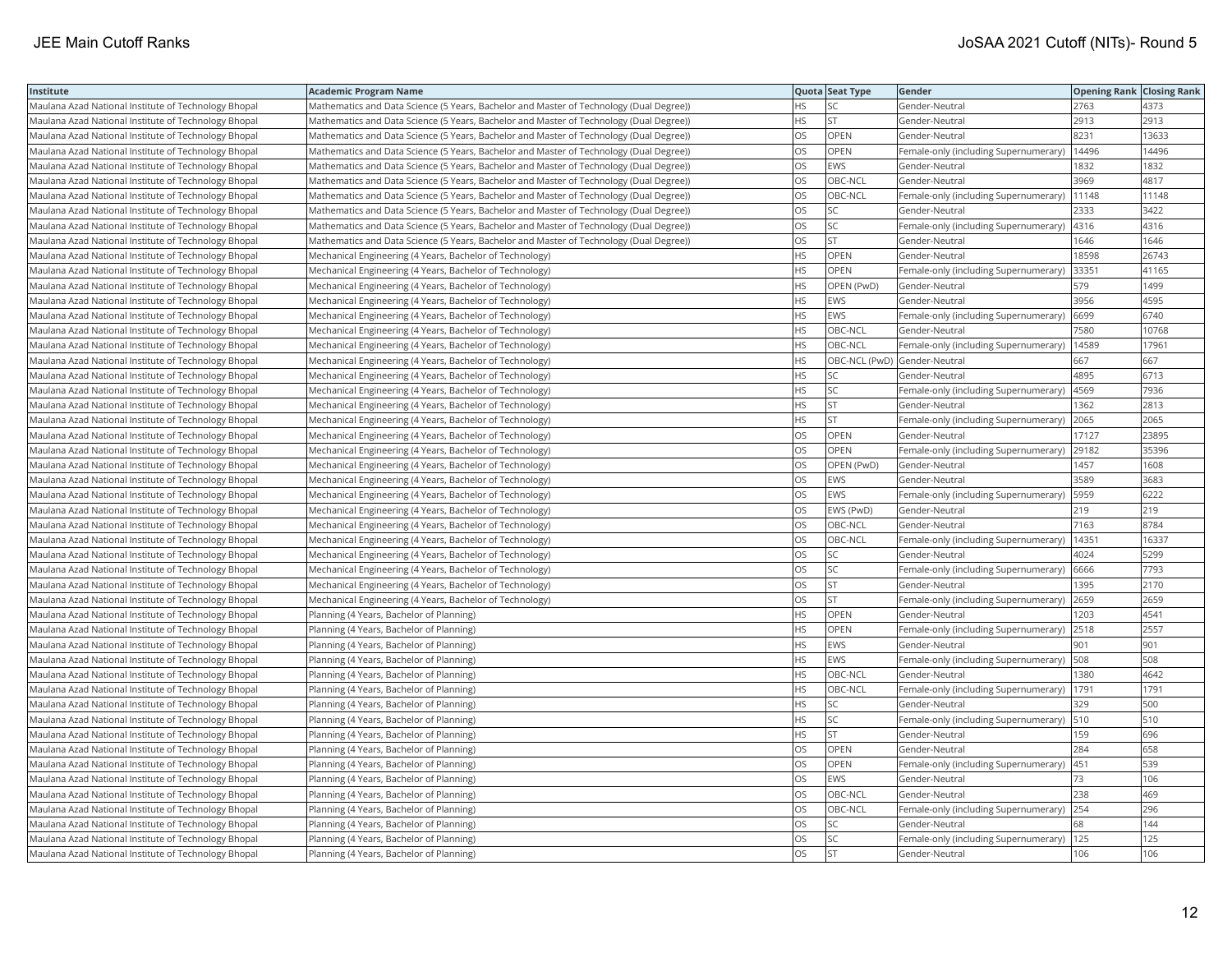| Institute | Academic Program Name | Quota | Seat Type | Gender | Opening Rank | Closing Rank |
|---|---|---|---|---|---|---|
| Maulana Azad National Institute of Technology Bhopal | Mathematics and Data Science (5 Years, Bachelor and Master of Technology (Dual Degree)) | HS | SC | Gender-Neutral | 2763 | 4373 |
| Maulana Azad National Institute of Technology Bhopal | Mathematics and Data Science (5 Years, Bachelor and Master of Technology (Dual Degree)) | HS | ST | Gender-Neutral | 2913 | 2913 |
| Maulana Azad National Institute of Technology Bhopal | Mathematics and Data Science (5 Years, Bachelor and Master of Technology (Dual Degree)) | OS | OPEN | Gender-Neutral | 8231 | 13633 |
| Maulana Azad National Institute of Technology Bhopal | Mathematics and Data Science (5 Years, Bachelor and Master of Technology (Dual Degree)) | OS | OPEN | Female-only (including Supernumerary) | 14496 | 14496 |
| Maulana Azad National Institute of Technology Bhopal | Mathematics and Data Science (5 Years, Bachelor and Master of Technology (Dual Degree)) | OS | EWS | Gender-Neutral | 1832 | 1832 |
| Maulana Azad National Institute of Technology Bhopal | Mathematics and Data Science (5 Years, Bachelor and Master of Technology (Dual Degree)) | OS | OBC-NCL | Gender-Neutral | 3969 | 4817 |
| Maulana Azad National Institute of Technology Bhopal | Mathematics and Data Science (5 Years, Bachelor and Master of Technology (Dual Degree)) | OS | OBC-NCL | Female-only (including Supernumerary) | 11148 | 11148 |
| Maulana Azad National Institute of Technology Bhopal | Mathematics and Data Science (5 Years, Bachelor and Master of Technology (Dual Degree)) | OS | SC | Gender-Neutral | 2333 | 3422 |
| Maulana Azad National Institute of Technology Bhopal | Mathematics and Data Science (5 Years, Bachelor and Master of Technology (Dual Degree)) | OS | SC | Female-only (including Supernumerary) | 4316 | 4316 |
| Maulana Azad National Institute of Technology Bhopal | Mathematics and Data Science (5 Years, Bachelor and Master of Technology (Dual Degree)) | OS | ST | Gender-Neutral | 1646 | 1646 |
| Maulana Azad National Institute of Technology Bhopal | Mechanical Engineering (4 Years, Bachelor of Technology) | HS | OPEN | Gender-Neutral | 18598 | 26743 |
| Maulana Azad National Institute of Technology Bhopal | Mechanical Engineering (4 Years, Bachelor of Technology) | HS | OPEN | Female-only (including Supernumerary) | 33351 | 41165 |
| Maulana Azad National Institute of Technology Bhopal | Mechanical Engineering (4 Years, Bachelor of Technology) | HS | OPEN (PwD) | Gender-Neutral | 579 | 1499 |
| Maulana Azad National Institute of Technology Bhopal | Mechanical Engineering (4 Years, Bachelor of Technology) | HS | EWS | Gender-Neutral | 3956 | 4595 |
| Maulana Azad National Institute of Technology Bhopal | Mechanical Engineering (4 Years, Bachelor of Technology) | HS | EWS | Female-only (including Supernumerary) | 6699 | 6740 |
| Maulana Azad National Institute of Technology Bhopal | Mechanical Engineering (4 Years, Bachelor of Technology) | HS | OBC-NCL | Gender-Neutral | 7580 | 10768 |
| Maulana Azad National Institute of Technology Bhopal | Mechanical Engineering (4 Years, Bachelor of Technology) | HS | OBC-NCL | Female-only (including Supernumerary) | 14589 | 17961 |
| Maulana Azad National Institute of Technology Bhopal | Mechanical Engineering (4 Years, Bachelor of Technology) | HS | OBC-NCL (PwD) | Gender-Neutral | 667 | 667 |
| Maulana Azad National Institute of Technology Bhopal | Mechanical Engineering (4 Years, Bachelor of Technology) | HS | SC | Gender-Neutral | 4895 | 6713 |
| Maulana Azad National Institute of Technology Bhopal | Mechanical Engineering (4 Years, Bachelor of Technology) | HS | SC | Female-only (including Supernumerary) | 4569 | 7936 |
| Maulana Azad National Institute of Technology Bhopal | Mechanical Engineering (4 Years, Bachelor of Technology) | HS | ST | Gender-Neutral | 1362 | 2813 |
| Maulana Azad National Institute of Technology Bhopal | Mechanical Engineering (4 Years, Bachelor of Technology) | HS | ST | Female-only (including Supernumerary) | 2065 | 2065 |
| Maulana Azad National Institute of Technology Bhopal | Mechanical Engineering (4 Years, Bachelor of Technology) | OS | OPEN | Gender-Neutral | 17127 | 23895 |
| Maulana Azad National Institute of Technology Bhopal | Mechanical Engineering (4 Years, Bachelor of Technology) | OS | OPEN | Female-only (including Supernumerary) | 29182 | 35396 |
| Maulana Azad National Institute of Technology Bhopal | Mechanical Engineering (4 Years, Bachelor of Technology) | OS | OPEN (PwD) | Gender-Neutral | 1457 | 1608 |
| Maulana Azad National Institute of Technology Bhopal | Mechanical Engineering (4 Years, Bachelor of Technology) | OS | EWS | Gender-Neutral | 3589 | 3683 |
| Maulana Azad National Institute of Technology Bhopal | Mechanical Engineering (4 Years, Bachelor of Technology) | OS | EWS | Female-only (including Supernumerary) | 5959 | 6222 |
| Maulana Azad National Institute of Technology Bhopal | Mechanical Engineering (4 Years, Bachelor of Technology) | OS | EWS (PwD) | Gender-Neutral | 219 | 219 |
| Maulana Azad National Institute of Technology Bhopal | Mechanical Engineering (4 Years, Bachelor of Technology) | OS | OBC-NCL | Gender-Neutral | 7163 | 8784 |
| Maulana Azad National Institute of Technology Bhopal | Mechanical Engineering (4 Years, Bachelor of Technology) | OS | OBC-NCL | Female-only (including Supernumerary) | 14351 | 16337 |
| Maulana Azad National Institute of Technology Bhopal | Mechanical Engineering (4 Years, Bachelor of Technology) | OS | SC | Gender-Neutral | 4024 | 5299 |
| Maulana Azad National Institute of Technology Bhopal | Mechanical Engineering (4 Years, Bachelor of Technology) | OS | SC | Female-only (including Supernumerary) | 6666 | 7793 |
| Maulana Azad National Institute of Technology Bhopal | Mechanical Engineering (4 Years, Bachelor of Technology) | OS | ST | Gender-Neutral | 1395 | 2170 |
| Maulana Azad National Institute of Technology Bhopal | Mechanical Engineering (4 Years, Bachelor of Technology) | OS | ST | Female-only (including Supernumerary) | 2659 | 2659 |
| Maulana Azad National Institute of Technology Bhopal | Planning (4 Years, Bachelor of Planning) | HS | OPEN | Gender-Neutral | 1203 | 4541 |
| Maulana Azad National Institute of Technology Bhopal | Planning (4 Years, Bachelor of Planning) | HS | OPEN | Female-only (including Supernumerary) | 2518 | 2557 |
| Maulana Azad National Institute of Technology Bhopal | Planning (4 Years, Bachelor of Planning) | HS | EWS | Gender-Neutral | 901 | 901 |
| Maulana Azad National Institute of Technology Bhopal | Planning (4 Years, Bachelor of Planning) | HS | EWS | Female-only (including Supernumerary) | 508 | 508 |
| Maulana Azad National Institute of Technology Bhopal | Planning (4 Years, Bachelor of Planning) | HS | OBC-NCL | Gender-Neutral | 1380 | 4642 |
| Maulana Azad National Institute of Technology Bhopal | Planning (4 Years, Bachelor of Planning) | HS | OBC-NCL | Female-only (including Supernumerary) | 1791 | 1791 |
| Maulana Azad National Institute of Technology Bhopal | Planning (4 Years, Bachelor of Planning) | HS | SC | Gender-Neutral | 329 | 500 |
| Maulana Azad National Institute of Technology Bhopal | Planning (4 Years, Bachelor of Planning) | HS | SC | Female-only (including Supernumerary) | 510 | 510 |
| Maulana Azad National Institute of Technology Bhopal | Planning (4 Years, Bachelor of Planning) | HS | ST | Gender-Neutral | 159 | 696 |
| Maulana Azad National Institute of Technology Bhopal | Planning (4 Years, Bachelor of Planning) | OS | OPEN | Gender-Neutral | 284 | 658 |
| Maulana Azad National Institute of Technology Bhopal | Planning (4 Years, Bachelor of Planning) | OS | OPEN | Female-only (including Supernumerary) | 451 | 539 |
| Maulana Azad National Institute of Technology Bhopal | Planning (4 Years, Bachelor of Planning) | OS | EWS | Gender-Neutral | 73 | 106 |
| Maulana Azad National Institute of Technology Bhopal | Planning (4 Years, Bachelor of Planning) | OS | OBC-NCL | Gender-Neutral | 238 | 469 |
| Maulana Azad National Institute of Technology Bhopal | Planning (4 Years, Bachelor of Planning) | OS | OBC-NCL | Female-only (including Supernumerary) | 254 | 296 |
| Maulana Azad National Institute of Technology Bhopal | Planning (4 Years, Bachelor of Planning) | OS | SC | Gender-Neutral | 68 | 144 |
| Maulana Azad National Institute of Technology Bhopal | Planning (4 Years, Bachelor of Planning) | OS | SC | Female-only (including Supernumerary) | 125 | 125 |
| Maulana Azad National Institute of Technology Bhopal | Planning (4 Years, Bachelor of Planning) | OS | ST | Gender-Neutral | 106 | 106 |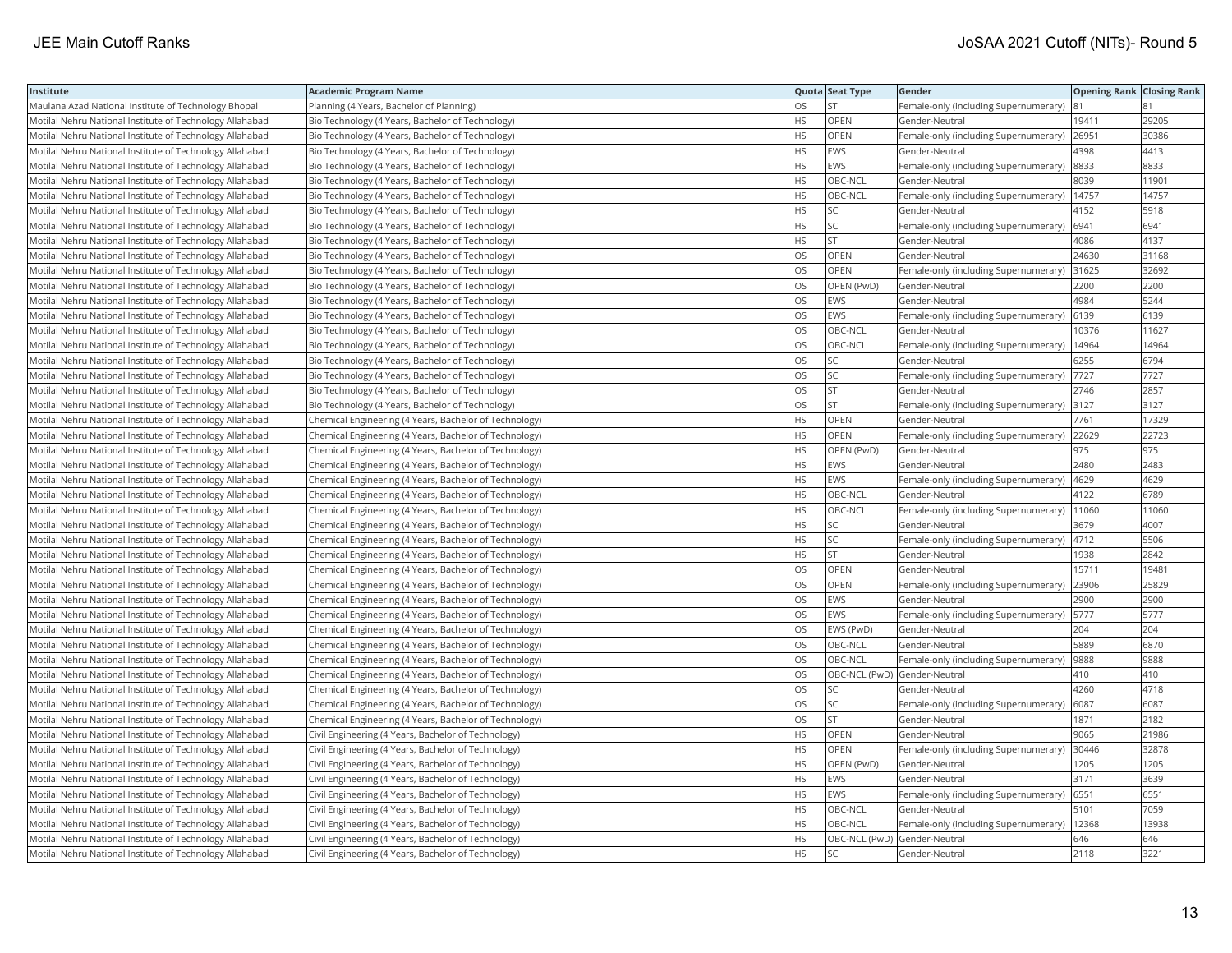| Institute | Academic Program Name | Quota | Seat Type | Gender | Opening Rank | Closing Rank |
|---|---|---|---|---|---|---|
| Maulana Azad National Institute of Technology Bhopal | Planning (4 Years, Bachelor of Planning) | OS | ST | Female-only (including Supernumerary) | 81 | 81 |
| Motilal Nehru National Institute of Technology Allahabad | Bio Technology (4 Years, Bachelor of Technology) | HS | OPEN | Gender-Neutral | 19411 | 29205 |
| Motilal Nehru National Institute of Technology Allahabad | Bio Technology (4 Years, Bachelor of Technology) | HS | OPEN | Female-only (including Supernumerary) | 26951 | 30386 |
| Motilal Nehru National Institute of Technology Allahabad | Bio Technology (4 Years, Bachelor of Technology) | HS | EWS | Gender-Neutral | 4398 | 4413 |
| Motilal Nehru National Institute of Technology Allahabad | Bio Technology (4 Years, Bachelor of Technology) | HS | EWS | Female-only (including Supernumerary) | 8833 | 8833 |
| Motilal Nehru National Institute of Technology Allahabad | Bio Technology (4 Years, Bachelor of Technology) | HS | OBC-NCL | Gender-Neutral | 8039 | 11901 |
| Motilal Nehru National Institute of Technology Allahabad | Bio Technology (4 Years, Bachelor of Technology) | HS | OBC-NCL | Female-only (including Supernumerary) | 14757 | 14757 |
| Motilal Nehru National Institute of Technology Allahabad | Bio Technology (4 Years, Bachelor of Technology) | HS | SC | Gender-Neutral | 4152 | 5918 |
| Motilal Nehru National Institute of Technology Allahabad | Bio Technology (4 Years, Bachelor of Technology) | HS | SC | Female-only (including Supernumerary) | 6941 | 6941 |
| Motilal Nehru National Institute of Technology Allahabad | Bio Technology (4 Years, Bachelor of Technology) | HS | ST | Gender-Neutral | 4086 | 4137 |
| Motilal Nehru National Institute of Technology Allahabad | Bio Technology (4 Years, Bachelor of Technology) | OS | OPEN | Gender-Neutral | 24630 | 31168 |
| Motilal Nehru National Institute of Technology Allahabad | Bio Technology (4 Years, Bachelor of Technology) | OS | OPEN | Female-only (including Supernumerary) | 31625 | 32692 |
| Motilal Nehru National Institute of Technology Allahabad | Bio Technology (4 Years, Bachelor of Technology) | OS | OPEN (PwD) | Gender-Neutral | 2200 | 2200 |
| Motilal Nehru National Institute of Technology Allahabad | Bio Technology (4 Years, Bachelor of Technology) | OS | EWS | Gender-Neutral | 4984 | 5244 |
| Motilal Nehru National Institute of Technology Allahabad | Bio Technology (4 Years, Bachelor of Technology) | OS | EWS | Female-only (including Supernumerary) | 6139 | 6139 |
| Motilal Nehru National Institute of Technology Allahabad | Bio Technology (4 Years, Bachelor of Technology) | OS | OBC-NCL | Gender-Neutral | 10376 | 11627 |
| Motilal Nehru National Institute of Technology Allahabad | Bio Technology (4 Years, Bachelor of Technology) | OS | OBC-NCL | Female-only (including Supernumerary) | 14964 | 14964 |
| Motilal Nehru National Institute of Technology Allahabad | Bio Technology (4 Years, Bachelor of Technology) | OS | SC | Gender-Neutral | 6255 | 6794 |
| Motilal Nehru National Institute of Technology Allahabad | Bio Technology (4 Years, Bachelor of Technology) | OS | SC | Female-only (including Supernumerary) | 7727 | 7727 |
| Motilal Nehru National Institute of Technology Allahabad | Bio Technology (4 Years, Bachelor of Technology) | OS | ST | Gender-Neutral | 2746 | 2857 |
| Motilal Nehru National Institute of Technology Allahabad | Bio Technology (4 Years, Bachelor of Technology) | OS | ST | Female-only (including Supernumerary) | 3127 | 3127 |
| Motilal Nehru National Institute of Technology Allahabad | Chemical Engineering (4 Years, Bachelor of Technology) | HS | OPEN | Gender-Neutral | 7761 | 17329 |
| Motilal Nehru National Institute of Technology Allahabad | Chemical Engineering (4 Years, Bachelor of Technology) | HS | OPEN | Female-only (including Supernumerary) | 22629 | 22723 |
| Motilal Nehru National Institute of Technology Allahabad | Chemical Engineering (4 Years, Bachelor of Technology) | HS | OPEN (PwD) | Gender-Neutral | 975 | 975 |
| Motilal Nehru National Institute of Technology Allahabad | Chemical Engineering (4 Years, Bachelor of Technology) | HS | EWS | Gender-Neutral | 2480 | 2483 |
| Motilal Nehru National Institute of Technology Allahabad | Chemical Engineering (4 Years, Bachelor of Technology) | HS | EWS | Female-only (including Supernumerary) | 4629 | 4629 |
| Motilal Nehru National Institute of Technology Allahabad | Chemical Engineering (4 Years, Bachelor of Technology) | HS | OBC-NCL | Gender-Neutral | 4122 | 6789 |
| Motilal Nehru National Institute of Technology Allahabad | Chemical Engineering (4 Years, Bachelor of Technology) | HS | OBC-NCL | Female-only (including Supernumerary) | 11060 | 11060 |
| Motilal Nehru National Institute of Technology Allahabad | Chemical Engineering (4 Years, Bachelor of Technology) | HS | SC | Gender-Neutral | 3679 | 4007 |
| Motilal Nehru National Institute of Technology Allahabad | Chemical Engineering (4 Years, Bachelor of Technology) | HS | SC | Female-only (including Supernumerary) | 4712 | 5506 |
| Motilal Nehru National Institute of Technology Allahabad | Chemical Engineering (4 Years, Bachelor of Technology) | HS | ST | Gender-Neutral | 1938 | 2842 |
| Motilal Nehru National Institute of Technology Allahabad | Chemical Engineering (4 Years, Bachelor of Technology) | OS | OPEN | Gender-Neutral | 15711 | 19481 |
| Motilal Nehru National Institute of Technology Allahabad | Chemical Engineering (4 Years, Bachelor of Technology) | OS | OPEN | Female-only (including Supernumerary) | 23906 | 25829 |
| Motilal Nehru National Institute of Technology Allahabad | Chemical Engineering (4 Years, Bachelor of Technology) | OS | EWS | Gender-Neutral | 2900 | 2900 |
| Motilal Nehru National Institute of Technology Allahabad | Chemical Engineering (4 Years, Bachelor of Technology) | OS | EWS | Female-only (including Supernumerary) | 5777 | 5777 |
| Motilal Nehru National Institute of Technology Allahabad | Chemical Engineering (4 Years, Bachelor of Technology) | OS | EWS (PwD) | Gender-Neutral | 204 | 204 |
| Motilal Nehru National Institute of Technology Allahabad | Chemical Engineering (4 Years, Bachelor of Technology) | OS | OBC-NCL | Gender-Neutral | 5889 | 6870 |
| Motilal Nehru National Institute of Technology Allahabad | Chemical Engineering (4 Years, Bachelor of Technology) | OS | OBC-NCL | Female-only (including Supernumerary) | 9888 | 9888 |
| Motilal Nehru National Institute of Technology Allahabad | Chemical Engineering (4 Years, Bachelor of Technology) | OS | OBC-NCL (PwD) | Gender-Neutral | 410 | 410 |
| Motilal Nehru National Institute of Technology Allahabad | Chemical Engineering (4 Years, Bachelor of Technology) | OS | SC | Gender-Neutral | 4260 | 4718 |
| Motilal Nehru National Institute of Technology Allahabad | Chemical Engineering (4 Years, Bachelor of Technology) | OS | SC | Female-only (including Supernumerary) | 6087 | 6087 |
| Motilal Nehru National Institute of Technology Allahabad | Chemical Engineering (4 Years, Bachelor of Technology) | OS | ST | Gender-Neutral | 1871 | 2182 |
| Motilal Nehru National Institute of Technology Allahabad | Civil Engineering (4 Years, Bachelor of Technology) | HS | OPEN | Gender-Neutral | 9065 | 21986 |
| Motilal Nehru National Institute of Technology Allahabad | Civil Engineering (4 Years, Bachelor of Technology) | HS | OPEN | Female-only (including Supernumerary) | 30446 | 32878 |
| Motilal Nehru National Institute of Technology Allahabad | Civil Engineering (4 Years, Bachelor of Technology) | HS | OPEN (PwD) | Gender-Neutral | 1205 | 1205 |
| Motilal Nehru National Institute of Technology Allahabad | Civil Engineering (4 Years, Bachelor of Technology) | HS | EWS | Gender-Neutral | 3171 | 3639 |
| Motilal Nehru National Institute of Technology Allahabad | Civil Engineering (4 Years, Bachelor of Technology) | HS | EWS | Female-only (including Supernumerary) | 6551 | 6551 |
| Motilal Nehru National Institute of Technology Allahabad | Civil Engineering (4 Years, Bachelor of Technology) | HS | OBC-NCL | Gender-Neutral | 5101 | 7059 |
| Motilal Nehru National Institute of Technology Allahabad | Civil Engineering (4 Years, Bachelor of Technology) | HS | OBC-NCL | Female-only (including Supernumerary) | 12368 | 13938 |
| Motilal Nehru National Institute of Technology Allahabad | Civil Engineering (4 Years, Bachelor of Technology) | HS | OBC-NCL (PwD) | Gender-Neutral | 646 | 646 |
| Motilal Nehru National Institute of Technology Allahabad | Civil Engineering (4 Years, Bachelor of Technology) | HS | SC | Gender-Neutral | 2118 | 3221 |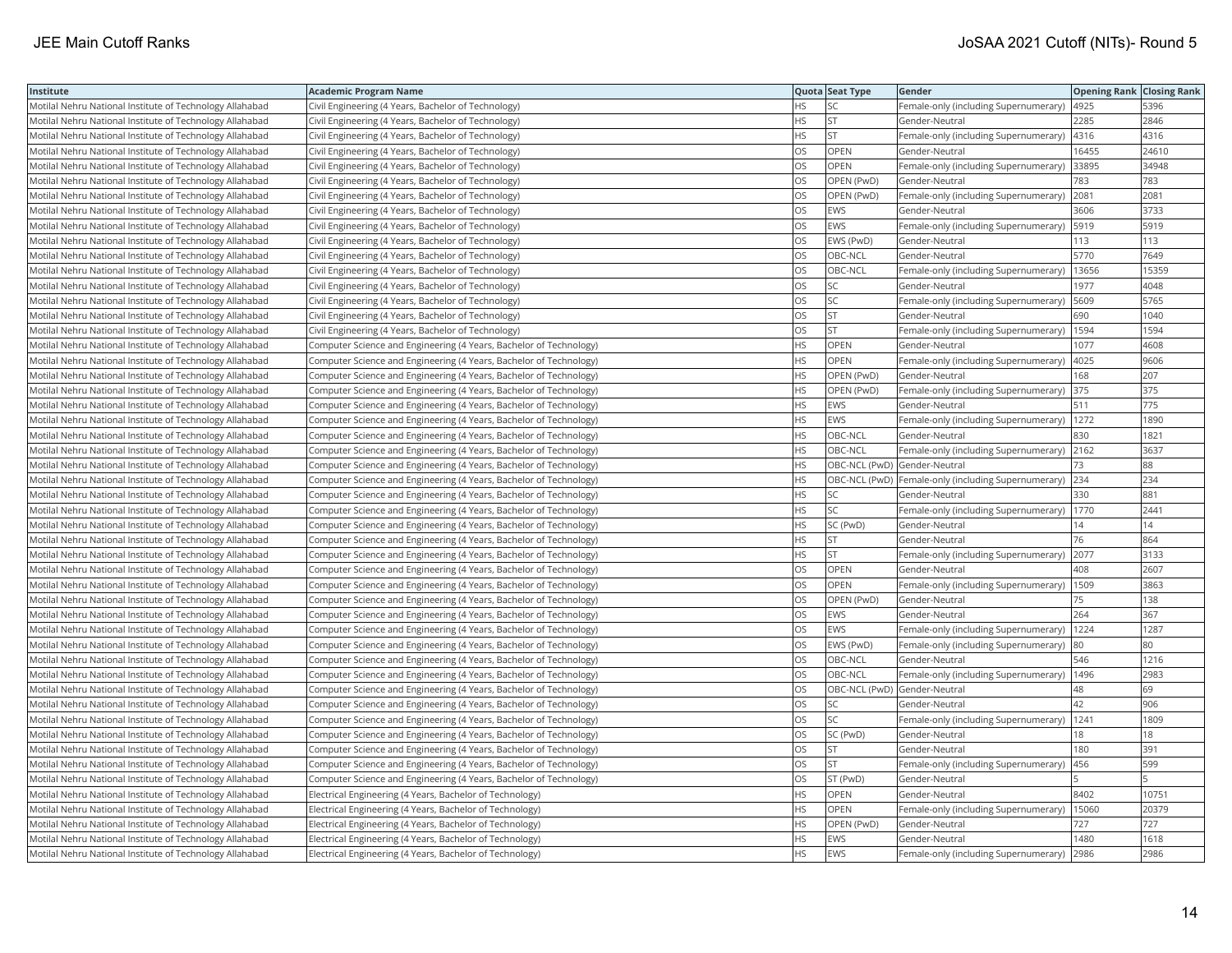| Institute | Academic Program Name | Quota | Seat Type | Gender | Opening Rank | Closing Rank |
| --- | --- | --- | --- | --- | --- | --- |
| Motilal Nehru National Institute of Technology Allahabad | Civil Engineering (4 Years, Bachelor of Technology) | HS | SC | Female-only (including Supernumerary) | 4925 | 5396 |
| Motilal Nehru National Institute of Technology Allahabad | Civil Engineering (4 Years, Bachelor of Technology) | HS | ST | Gender-Neutral | 2285 | 2846 |
| Motilal Nehru National Institute of Technology Allahabad | Civil Engineering (4 Years, Bachelor of Technology) | HS | ST | Female-only (including Supernumerary) | 4316 | 4316 |
| Motilal Nehru National Institute of Technology Allahabad | Civil Engineering (4 Years, Bachelor of Technology) | OS | OPEN | Gender-Neutral | 16455 | 24610 |
| Motilal Nehru National Institute of Technology Allahabad | Civil Engineering (4 Years, Bachelor of Technology) | OS | OPEN | Female-only (including Supernumerary) | 33895 | 34948 |
| Motilal Nehru National Institute of Technology Allahabad | Civil Engineering (4 Years, Bachelor of Technology) | OS | OPEN (PwD) | Gender-Neutral | 783 | 783 |
| Motilal Nehru National Institute of Technology Allahabad | Civil Engineering (4 Years, Bachelor of Technology) | OS | OPEN (PwD) | Female-only (including Supernumerary) | 2081 | 2081 |
| Motilal Nehru National Institute of Technology Allahabad | Civil Engineering (4 Years, Bachelor of Technology) | OS | EWS | Gender-Neutral | 3606 | 3733 |
| Motilal Nehru National Institute of Technology Allahabad | Civil Engineering (4 Years, Bachelor of Technology) | OS | EWS | Female-only (including Supernumerary) | 5919 | 5919 |
| Motilal Nehru National Institute of Technology Allahabad | Civil Engineering (4 Years, Bachelor of Technology) | OS | EWS (PwD) | Gender-Neutral | 113 | 113 |
| Motilal Nehru National Institute of Technology Allahabad | Civil Engineering (4 Years, Bachelor of Technology) | OS | OBC-NCL | Gender-Neutral | 5770 | 7649 |
| Motilal Nehru National Institute of Technology Allahabad | Civil Engineering (4 Years, Bachelor of Technology) | OS | OBC-NCL | Female-only (including Supernumerary) | 13656 | 15359 |
| Motilal Nehru National Institute of Technology Allahabad | Civil Engineering (4 Years, Bachelor of Technology) | OS | SC | Gender-Neutral | 1977 | 4048 |
| Motilal Nehru National Institute of Technology Allahabad | Civil Engineering (4 Years, Bachelor of Technology) | OS | SC | Female-only (including Supernumerary) | 5609 | 5765 |
| Motilal Nehru National Institute of Technology Allahabad | Civil Engineering (4 Years, Bachelor of Technology) | OS | ST | Gender-Neutral | 690 | 1040 |
| Motilal Nehru National Institute of Technology Allahabad | Civil Engineering (4 Years, Bachelor of Technology) | OS | ST | Female-only (including Supernumerary) | 1594 | 1594 |
| Motilal Nehru National Institute of Technology Allahabad | Computer Science and Engineering (4 Years, Bachelor of Technology) | HS | OPEN | Gender-Neutral | 1077 | 4608 |
| Motilal Nehru National Institute of Technology Allahabad | Computer Science and Engineering (4 Years, Bachelor of Technology) | HS | OPEN | Female-only (including Supernumerary) | 4025 | 9606 |
| Motilal Nehru National Institute of Technology Allahabad | Computer Science and Engineering (4 Years, Bachelor of Technology) | HS | OPEN (PwD) | Gender-Neutral | 168 | 207 |
| Motilal Nehru National Institute of Technology Allahabad | Computer Science and Engineering (4 Years, Bachelor of Technology) | HS | OPEN (PwD) | Female-only (including Supernumerary) | 375 | 375 |
| Motilal Nehru National Institute of Technology Allahabad | Computer Science and Engineering (4 Years, Bachelor of Technology) | HS | EWS | Gender-Neutral | 511 | 775 |
| Motilal Nehru National Institute of Technology Allahabad | Computer Science and Engineering (4 Years, Bachelor of Technology) | HS | EWS | Female-only (including Supernumerary) | 1272 | 1890 |
| Motilal Nehru National Institute of Technology Allahabad | Computer Science and Engineering (4 Years, Bachelor of Technology) | HS | OBC-NCL | Gender-Neutral | 830 | 1821 |
| Motilal Nehru National Institute of Technology Allahabad | Computer Science and Engineering (4 Years, Bachelor of Technology) | HS | OBC-NCL | Female-only (including Supernumerary) | 2162 | 3637 |
| Motilal Nehru National Institute of Technology Allahabad | Computer Science and Engineering (4 Years, Bachelor of Technology) | HS | OBC-NCL (PwD) | Gender-Neutral | 73 | 88 |
| Motilal Nehru National Institute of Technology Allahabad | Computer Science and Engineering (4 Years, Bachelor of Technology) | HS | OBC-NCL (PwD) | Female-only (including Supernumerary) | 234 | 234 |
| Motilal Nehru National Institute of Technology Allahabad | Computer Science and Engineering (4 Years, Bachelor of Technology) | HS | SC | Gender-Neutral | 330 | 881 |
| Motilal Nehru National Institute of Technology Allahabad | Computer Science and Engineering (4 Years, Bachelor of Technology) | HS | SC | Female-only (including Supernumerary) | 1770 | 2441 |
| Motilal Nehru National Institute of Technology Allahabad | Computer Science and Engineering (4 Years, Bachelor of Technology) | HS | SC (PwD) | Gender-Neutral | 14 | 14 |
| Motilal Nehru National Institute of Technology Allahabad | Computer Science and Engineering (4 Years, Bachelor of Technology) | HS | ST | Gender-Neutral | 76 | 864 |
| Motilal Nehru National Institute of Technology Allahabad | Computer Science and Engineering (4 Years, Bachelor of Technology) | HS | ST | Female-only (including Supernumerary) | 2077 | 3133 |
| Motilal Nehru National Institute of Technology Allahabad | Computer Science and Engineering (4 Years, Bachelor of Technology) | OS | OPEN | Gender-Neutral | 408 | 2607 |
| Motilal Nehru National Institute of Technology Allahabad | Computer Science and Engineering (4 Years, Bachelor of Technology) | OS | OPEN | Female-only (including Supernumerary) | 1509 | 3863 |
| Motilal Nehru National Institute of Technology Allahabad | Computer Science and Engineering (4 Years, Bachelor of Technology) | OS | OPEN (PwD) | Gender-Neutral | 75 | 138 |
| Motilal Nehru National Institute of Technology Allahabad | Computer Science and Engineering (4 Years, Bachelor of Technology) | OS | EWS | Gender-Neutral | 264 | 367 |
| Motilal Nehru National Institute of Technology Allahabad | Computer Science and Engineering (4 Years, Bachelor of Technology) | OS | EWS | Female-only (including Supernumerary) | 1224 | 1287 |
| Motilal Nehru National Institute of Technology Allahabad | Computer Science and Engineering (4 Years, Bachelor of Technology) | OS | EWS (PwD) | Female-only (including Supernumerary) | 80 | 80 |
| Motilal Nehru National Institute of Technology Allahabad | Computer Science and Engineering (4 Years, Bachelor of Technology) | OS | OBC-NCL | Gender-Neutral | 546 | 1216 |
| Motilal Nehru National Institute of Technology Allahabad | Computer Science and Engineering (4 Years, Bachelor of Technology) | OS | OBC-NCL | Female-only (including Supernumerary) | 1496 | 2983 |
| Motilal Nehru National Institute of Technology Allahabad | Computer Science and Engineering (4 Years, Bachelor of Technology) | OS | OBC-NCL (PwD) | Gender-Neutral | 48 | 69 |
| Motilal Nehru National Institute of Technology Allahabad | Computer Science and Engineering (4 Years, Bachelor of Technology) | OS | SC | Gender-Neutral | 42 | 906 |
| Motilal Nehru National Institute of Technology Allahabad | Computer Science and Engineering (4 Years, Bachelor of Technology) | OS | SC | Female-only (including Supernumerary) | 1241 | 1809 |
| Motilal Nehru National Institute of Technology Allahabad | Computer Science and Engineering (4 Years, Bachelor of Technology) | OS | SC (PwD) | Gender-Neutral | 18 | 18 |
| Motilal Nehru National Institute of Technology Allahabad | Computer Science and Engineering (4 Years, Bachelor of Technology) | OS | ST | Gender-Neutral | 180 | 391 |
| Motilal Nehru National Institute of Technology Allahabad | Computer Science and Engineering (4 Years, Bachelor of Technology) | OS | ST | Female-only (including Supernumerary) | 456 | 599 |
| Motilal Nehru National Institute of Technology Allahabad | Computer Science and Engineering (4 Years, Bachelor of Technology) | OS | ST (PwD) | Gender-Neutral | 5 | 5 |
| Motilal Nehru National Institute of Technology Allahabad | Electrical Engineering (4 Years, Bachelor of Technology) | HS | OPEN | Gender-Neutral | 8402 | 10751 |
| Motilal Nehru National Institute of Technology Allahabad | Electrical Engineering (4 Years, Bachelor of Technology) | HS | OPEN | Female-only (including Supernumerary) | 15060 | 20379 |
| Motilal Nehru National Institute of Technology Allahabad | Electrical Engineering (4 Years, Bachelor of Technology) | HS | OPEN (PwD) | Gender-Neutral | 727 | 727 |
| Motilal Nehru National Institute of Technology Allahabad | Electrical Engineering (4 Years, Bachelor of Technology) | HS | EWS | Gender-Neutral | 1480 | 1618 |
| Motilal Nehru National Institute of Technology Allahabad | Electrical Engineering (4 Years, Bachelor of Technology) | HS | EWS | Female-only (including Supernumerary) | 2986 | 2986 |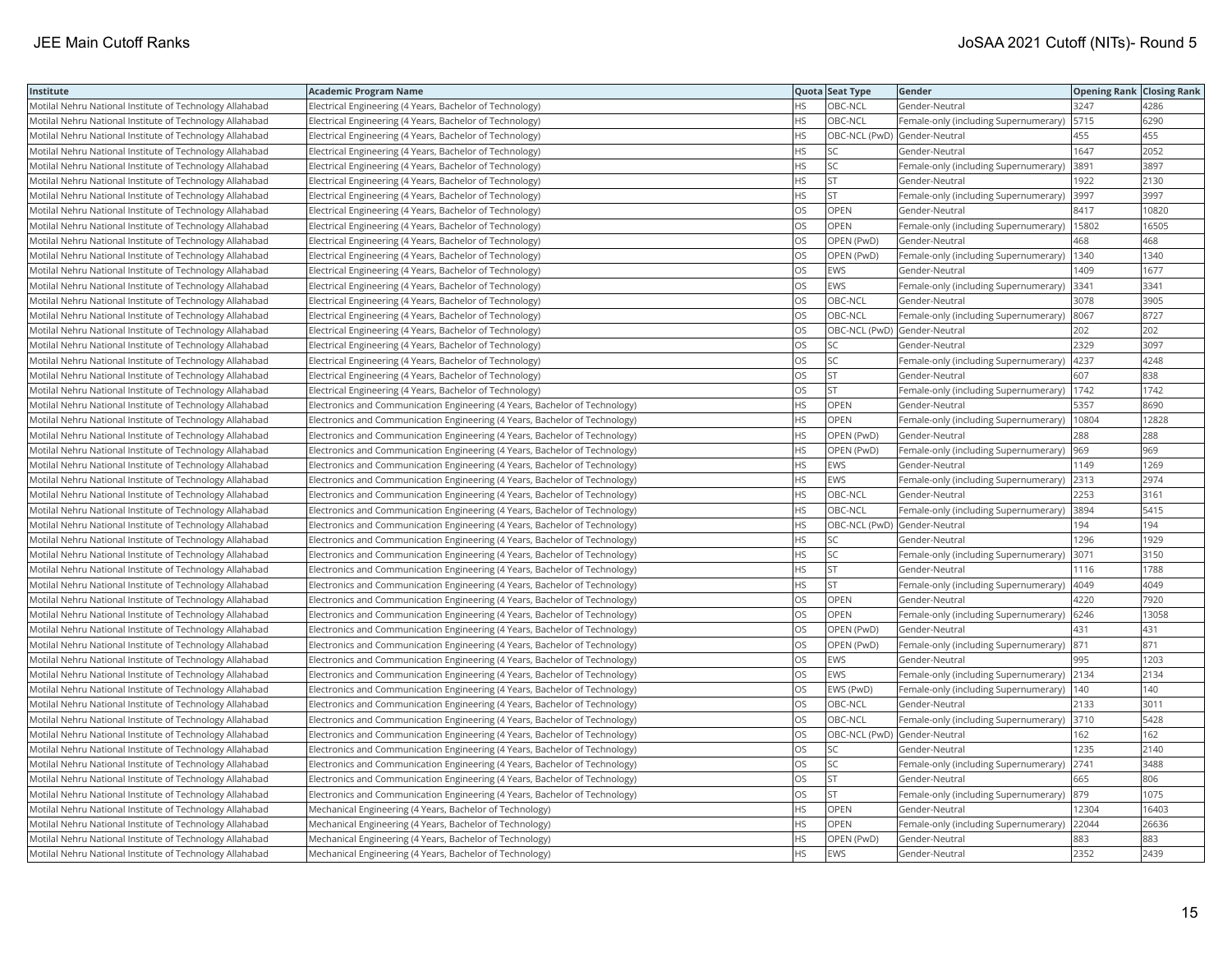| Institute | Academic Program Name | Quota | Seat Type | Gender | Opening Rank | Closing Rank |
|---|---|---|---|---|---|---|
| Motilal Nehru National Institute of Technology Allahabad | Electrical Engineering (4 Years, Bachelor of Technology) | HS | OBC-NCL | Gender-Neutral | 3247 | 4286 |
| Motilal Nehru National Institute of Technology Allahabad | Electrical Engineering (4 Years, Bachelor of Technology) | HS | OBC-NCL | Female-only (including Supernumerary) | 5715 | 6290 |
| Motilal Nehru National Institute of Technology Allahabad | Electrical Engineering (4 Years, Bachelor of Technology) | HS | OBC-NCL (PwD) | Gender-Neutral | 455 | 455 |
| Motilal Nehru National Institute of Technology Allahabad | Electrical Engineering (4 Years, Bachelor of Technology) | HS | SC | Gender-Neutral | 1647 | 2052 |
| Motilal Nehru National Institute of Technology Allahabad | Electrical Engineering (4 Years, Bachelor of Technology) | HS | SC | Female-only (including Supernumerary) | 3891 | 3897 |
| Motilal Nehru National Institute of Technology Allahabad | Electrical Engineering (4 Years, Bachelor of Technology) | HS | ST | Gender-Neutral | 1922 | 2130 |
| Motilal Nehru National Institute of Technology Allahabad | Electrical Engineering (4 Years, Bachelor of Technology) | HS | ST | Female-only (including Supernumerary) | 3997 | 3997 |
| Motilal Nehru National Institute of Technology Allahabad | Electrical Engineering (4 Years, Bachelor of Technology) | OS | OPEN | Gender-Neutral | 8417 | 10820 |
| Motilal Nehru National Institute of Technology Allahabad | Electrical Engineering (4 Years, Bachelor of Technology) | OS | OPEN | Female-only (including Supernumerary) | 15802 | 16505 |
| Motilal Nehru National Institute of Technology Allahabad | Electrical Engineering (4 Years, Bachelor of Technology) | OS | OPEN (PwD) | Gender-Neutral | 468 | 468 |
| Motilal Nehru National Institute of Technology Allahabad | Electrical Engineering (4 Years, Bachelor of Technology) | OS | OPEN (PwD) | Female-only (including Supernumerary) | 1340 | 1340 |
| Motilal Nehru National Institute of Technology Allahabad | Electrical Engineering (4 Years, Bachelor of Technology) | OS | EWS | Gender-Neutral | 1409 | 1677 |
| Motilal Nehru National Institute of Technology Allahabad | Electrical Engineering (4 Years, Bachelor of Technology) | OS | EWS | Female-only (including Supernumerary) | 3341 | 3341 |
| Motilal Nehru National Institute of Technology Allahabad | Electrical Engineering (4 Years, Bachelor of Technology) | OS | OBC-NCL | Gender-Neutral | 3078 | 3905 |
| Motilal Nehru National Institute of Technology Allahabad | Electrical Engineering (4 Years, Bachelor of Technology) | OS | OBC-NCL | Female-only (including Supernumerary) | 8067 | 8727 |
| Motilal Nehru National Institute of Technology Allahabad | Electrical Engineering (4 Years, Bachelor of Technology) | OS | OBC-NCL (PwD) | Gender-Neutral | 202 | 202 |
| Motilal Nehru National Institute of Technology Allahabad | Electrical Engineering (4 Years, Bachelor of Technology) | OS | SC | Gender-Neutral | 2329 | 3097 |
| Motilal Nehru National Institute of Technology Allahabad | Electrical Engineering (4 Years, Bachelor of Technology) | OS | SC | Female-only (including Supernumerary) | 4237 | 4248 |
| Motilal Nehru National Institute of Technology Allahabad | Electrical Engineering (4 Years, Bachelor of Technology) | OS | ST | Gender-Neutral | 607 | 838 |
| Motilal Nehru National Institute of Technology Allahabad | Electrical Engineering (4 Years, Bachelor of Technology) | OS | ST | Female-only (including Supernumerary) | 1742 | 1742 |
| Motilal Nehru National Institute of Technology Allahabad | Electronics and Communication Engineering (4 Years, Bachelor of Technology) | HS | OPEN | Gender-Neutral | 5357 | 8690 |
| Motilal Nehru National Institute of Technology Allahabad | Electronics and Communication Engineering (4 Years, Bachelor of Technology) | HS | OPEN | Female-only (including Supernumerary) | 10804 | 12828 |
| Motilal Nehru National Institute of Technology Allahabad | Electronics and Communication Engineering (4 Years, Bachelor of Technology) | HS | OPEN (PwD) | Gender-Neutral | 288 | 288 |
| Motilal Nehru National Institute of Technology Allahabad | Electronics and Communication Engineering (4 Years, Bachelor of Technology) | HS | OPEN (PwD) | Female-only (including Supernumerary) | 969 | 969 |
| Motilal Nehru National Institute of Technology Allahabad | Electronics and Communication Engineering (4 Years, Bachelor of Technology) | HS | EWS | Gender-Neutral | 1149 | 1269 |
| Motilal Nehru National Institute of Technology Allahabad | Electronics and Communication Engineering (4 Years, Bachelor of Technology) | HS | EWS | Female-only (including Supernumerary) | 2313 | 2974 |
| Motilal Nehru National Institute of Technology Allahabad | Electronics and Communication Engineering (4 Years, Bachelor of Technology) | HS | OBC-NCL | Gender-Neutral | 2253 | 3161 |
| Motilal Nehru National Institute of Technology Allahabad | Electronics and Communication Engineering (4 Years, Bachelor of Technology) | HS | OBC-NCL | Female-only (including Supernumerary) | 3894 | 5415 |
| Motilal Nehru National Institute of Technology Allahabad | Electronics and Communication Engineering (4 Years, Bachelor of Technology) | HS | OBC-NCL (PwD) | Gender-Neutral | 194 | 194 |
| Motilal Nehru National Institute of Technology Allahabad | Electronics and Communication Engineering (4 Years, Bachelor of Technology) | HS | SC | Gender-Neutral | 1296 | 1929 |
| Motilal Nehru National Institute of Technology Allahabad | Electronics and Communication Engineering (4 Years, Bachelor of Technology) | HS | SC | Female-only (including Supernumerary) | 3071 | 3150 |
| Motilal Nehru National Institute of Technology Allahabad | Electronics and Communication Engineering (4 Years, Bachelor of Technology) | HS | ST | Gender-Neutral | 1116 | 1788 |
| Motilal Nehru National Institute of Technology Allahabad | Electronics and Communication Engineering (4 Years, Bachelor of Technology) | HS | ST | Female-only (including Supernumerary) | 4049 | 4049 |
| Motilal Nehru National Institute of Technology Allahabad | Electronics and Communication Engineering (4 Years, Bachelor of Technology) | OS | OPEN | Gender-Neutral | 4220 | 7920 |
| Motilal Nehru National Institute of Technology Allahabad | Electronics and Communication Engineering (4 Years, Bachelor of Technology) | OS | OPEN | Female-only (including Supernumerary) | 6246 | 13058 |
| Motilal Nehru National Institute of Technology Allahabad | Electronics and Communication Engineering (4 Years, Bachelor of Technology) | OS | OPEN (PwD) | Gender-Neutral | 431 | 431 |
| Motilal Nehru National Institute of Technology Allahabad | Electronics and Communication Engineering (4 Years, Bachelor of Technology) | OS | OPEN (PwD) | Female-only (including Supernumerary) | 871 | 871 |
| Motilal Nehru National Institute of Technology Allahabad | Electronics and Communication Engineering (4 Years, Bachelor of Technology) | OS | EWS | Gender-Neutral | 995 | 1203 |
| Motilal Nehru National Institute of Technology Allahabad | Electronics and Communication Engineering (4 Years, Bachelor of Technology) | OS | EWS | Female-only (including Supernumerary) | 2134 | 2134 |
| Motilal Nehru National Institute of Technology Allahabad | Electronics and Communication Engineering (4 Years, Bachelor of Technology) | OS | EWS (PwD) | Female-only (including Supernumerary) | 140 | 140 |
| Motilal Nehru National Institute of Technology Allahabad | Electronics and Communication Engineering (4 Years, Bachelor of Technology) | OS | OBC-NCL | Gender-Neutral | 2133 | 3011 |
| Motilal Nehru National Institute of Technology Allahabad | Electronics and Communication Engineering (4 Years, Bachelor of Technology) | OS | OBC-NCL | Female-only (including Supernumerary) | 3710 | 5428 |
| Motilal Nehru National Institute of Technology Allahabad | Electronics and Communication Engineering (4 Years, Bachelor of Technology) | OS | OBC-NCL (PwD) | Gender-Neutral | 162 | 162 |
| Motilal Nehru National Institute of Technology Allahabad | Electronics and Communication Engineering (4 Years, Bachelor of Technology) | OS | SC | Gender-Neutral | 1235 | 2140 |
| Motilal Nehru National Institute of Technology Allahabad | Electronics and Communication Engineering (4 Years, Bachelor of Technology) | OS | SC | Female-only (including Supernumerary) | 2741 | 3488 |
| Motilal Nehru National Institute of Technology Allahabad | Electronics and Communication Engineering (4 Years, Bachelor of Technology) | OS | ST | Gender-Neutral | 665 | 806 |
| Motilal Nehru National Institute of Technology Allahabad | Electronics and Communication Engineering (4 Years, Bachelor of Technology) | OS | ST | Female-only (including Supernumerary) | 879 | 1075 |
| Motilal Nehru National Institute of Technology Allahabad | Mechanical Engineering (4 Years, Bachelor of Technology) | HS | OPEN | Gender-Neutral | 12304 | 16403 |
| Motilal Nehru National Institute of Technology Allahabad | Mechanical Engineering (4 Years, Bachelor of Technology) | HS | OPEN | Female-only (including Supernumerary) | 22044 | 26636 |
| Motilal Nehru National Institute of Technology Allahabad | Mechanical Engineering (4 Years, Bachelor of Technology) | HS | OPEN (PwD) | Gender-Neutral | 883 | 883 |
| Motilal Nehru National Institute of Technology Allahabad | Mechanical Engineering (4 Years, Bachelor of Technology) | HS | EWS | Gender-Neutral | 2352 | 2439 |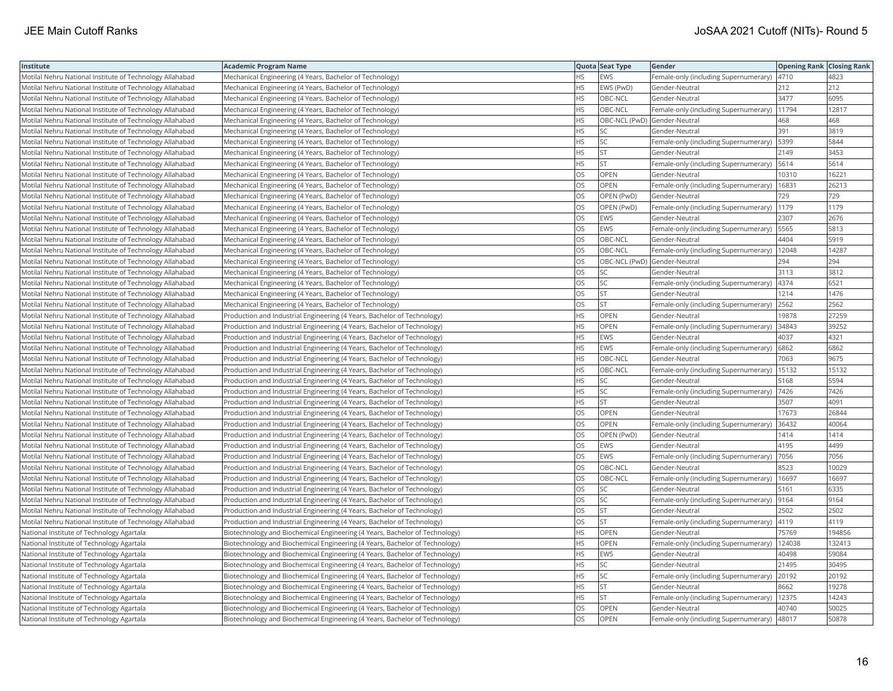| Institute | Academic Program Name | Quota | Seat Type | Gender | Opening Rank | Closing Rank |
|---|---|---|---|---|---|---|
| Motilal Nehru National Institute of Technology Allahabad | Mechanical Engineering (4 Years, Bachelor of Technology) | HS | EWS | Female-only (including Supernumerary) | 4710 | 4823 |
| Motilal Nehru National Institute of Technology Allahabad | Mechanical Engineering (4 Years, Bachelor of Technology) | HS | EWS (PwD) | Gender-Neutral | 212 | 212 |
| Motilal Nehru National Institute of Technology Allahabad | Mechanical Engineering (4 Years, Bachelor of Technology) | HS | OBC-NCL | Gender-Neutral | 3477 | 6095 |
| Motilal Nehru National Institute of Technology Allahabad | Mechanical Engineering (4 Years, Bachelor of Technology) | HS | OBC-NCL | Female-only (including Supernumerary) | 11794 | 12817 |
| Motilal Nehru National Institute of Technology Allahabad | Mechanical Engineering (4 Years, Bachelor of Technology) | HS | OBC-NCL (PwD) | Gender-Neutral | 468 | 468 |
| Motilal Nehru National Institute of Technology Allahabad | Mechanical Engineering (4 Years, Bachelor of Technology) | HS | SC | Gender-Neutral | 391 | 3819 |
| Motilal Nehru National Institute of Technology Allahabad | Mechanical Engineering (4 Years, Bachelor of Technology) | HS | SC | Female-only (including Supernumerary) | 5399 | 5844 |
| Motilal Nehru National Institute of Technology Allahabad | Mechanical Engineering (4 Years, Bachelor of Technology) | HS | ST | Gender-Neutral | 2149 | 3453 |
| Motilal Nehru National Institute of Technology Allahabad | Mechanical Engineering (4 Years, Bachelor of Technology) | HS | ST | Female-only (including Supernumerary) | 5614 | 5614 |
| Motilal Nehru National Institute of Technology Allahabad | Mechanical Engineering (4 Years, Bachelor of Technology) | OS | OPEN | Gender-Neutral | 10310 | 16221 |
| Motilal Nehru National Institute of Technology Allahabad | Mechanical Engineering (4 Years, Bachelor of Technology) | OS | OPEN | Female-only (including Supernumerary) | 16831 | 26213 |
| Motilal Nehru National Institute of Technology Allahabad | Mechanical Engineering (4 Years, Bachelor of Technology) | OS | OPEN (PwD) | Gender-Neutral | 729 | 729 |
| Motilal Nehru National Institute of Technology Allahabad | Mechanical Engineering (4 Years, Bachelor of Technology) | OS | OPEN (PwD) | Female-only (including Supernumerary) | 1179 | 1179 |
| Motilal Nehru National Institute of Technology Allahabad | Mechanical Engineering (4 Years, Bachelor of Technology) | OS | EWS | Gender-Neutral | 2307 | 2676 |
| Motilal Nehru National Institute of Technology Allahabad | Mechanical Engineering (4 Years, Bachelor of Technology) | OS | EWS | Female-only (including Supernumerary) | 5565 | 5813 |
| Motilal Nehru National Institute of Technology Allahabad | Mechanical Engineering (4 Years, Bachelor of Technology) | OS | OBC-NCL | Gender-Neutral | 4404 | 5919 |
| Motilal Nehru National Institute of Technology Allahabad | Mechanical Engineering (4 Years, Bachelor of Technology) | OS | OBC-NCL | Female-only (including Supernumerary) | 12048 | 14287 |
| Motilal Nehru National Institute of Technology Allahabad | Mechanical Engineering (4 Years, Bachelor of Technology) | OS | OBC-NCL (PwD) | Gender-Neutral | 294 | 294 |
| Motilal Nehru National Institute of Technology Allahabad | Mechanical Engineering (4 Years, Bachelor of Technology) | OS | SC | Gender-Neutral | 3113 | 3812 |
| Motilal Nehru National Institute of Technology Allahabad | Mechanical Engineering (4 Years, Bachelor of Technology) | OS | SC | Female-only (including Supernumerary) | 4374 | 6521 |
| Motilal Nehru National Institute of Technology Allahabad | Mechanical Engineering (4 Years, Bachelor of Technology) | OS | ST | Gender-Neutral | 1214 | 1476 |
| Motilal Nehru National Institute of Technology Allahabad | Mechanical Engineering (4 Years, Bachelor of Technology) | OS | ST | Female-only (including Supernumerary) | 2562 | 2562 |
| Motilal Nehru National Institute of Technology Allahabad | Production and Industrial Engineering (4 Years, Bachelor of Technology) | HS | OPEN | Gender-Neutral | 19878 | 27259 |
| Motilal Nehru National Institute of Technology Allahabad | Production and Industrial Engineering (4 Years, Bachelor of Technology) | HS | OPEN | Female-only (including Supernumerary) | 34843 | 39252 |
| Motilal Nehru National Institute of Technology Allahabad | Production and Industrial Engineering (4 Years, Bachelor of Technology) | HS | EWS | Gender-Neutral | 4037 | 4321 |
| Motilal Nehru National Institute of Technology Allahabad | Production and Industrial Engineering (4 Years, Bachelor of Technology) | HS | EWS | Female-only (including Supernumerary) | 6862 | 6862 |
| Motilal Nehru National Institute of Technology Allahabad | Production and Industrial Engineering (4 Years, Bachelor of Technology) | HS | OBC-NCL | Gender-Neutral | 7063 | 9675 |
| Motilal Nehru National Institute of Technology Allahabad | Production and Industrial Engineering (4 Years, Bachelor of Technology) | HS | OBC-NCL | Female-only (including Supernumerary) | 15132 | 15132 |
| Motilal Nehru National Institute of Technology Allahabad | Production and Industrial Engineering (4 Years, Bachelor of Technology) | HS | SC | Gender-Neutral | 5168 | 5594 |
| Motilal Nehru National Institute of Technology Allahabad | Production and Industrial Engineering (4 Years, Bachelor of Technology) | HS | SC | Female-only (including Supernumerary) | 7426 | 7426 |
| Motilal Nehru National Institute of Technology Allahabad | Production and Industrial Engineering (4 Years, Bachelor of Technology) | HS | ST | Gender-Neutral | 3507 | 4091 |
| Motilal Nehru National Institute of Technology Allahabad | Production and Industrial Engineering (4 Years, Bachelor of Technology) | OS | OPEN | Gender-Neutral | 17673 | 26844 |
| Motilal Nehru National Institute of Technology Allahabad | Production and Industrial Engineering (4 Years, Bachelor of Technology) | OS | OPEN | Female-only (including Supernumerary) | 36432 | 40064 |
| Motilal Nehru National Institute of Technology Allahabad | Production and Industrial Engineering (4 Years, Bachelor of Technology) | OS | OPEN (PwD) | Gender-Neutral | 1414 | 1414 |
| Motilal Nehru National Institute of Technology Allahabad | Production and Industrial Engineering (4 Years, Bachelor of Technology) | OS | EWS | Gender-Neutral | 4195 | 4499 |
| Motilal Nehru National Institute of Technology Allahabad | Production and Industrial Engineering (4 Years, Bachelor of Technology) | OS | EWS | Female-only (including Supernumerary) | 7056 | 7056 |
| Motilal Nehru National Institute of Technology Allahabad | Production and Industrial Engineering (4 Years, Bachelor of Technology) | OS | OBC-NCL | Gender-Neutral | 8523 | 10029 |
| Motilal Nehru National Institute of Technology Allahabad | Production and Industrial Engineering (4 Years, Bachelor of Technology) | OS | OBC-NCL | Female-only (including Supernumerary) | 16697 | 16697 |
| Motilal Nehru National Institute of Technology Allahabad | Production and Industrial Engineering (4 Years, Bachelor of Technology) | OS | SC | Gender-Neutral | 5161 | 6335 |
| Motilal Nehru National Institute of Technology Allahabad | Production and Industrial Engineering (4 Years, Bachelor of Technology) | OS | SC | Female-only (including Supernumerary) | 9164 | 9164 |
| Motilal Nehru National Institute of Technology Allahabad | Production and Industrial Engineering (4 Years, Bachelor of Technology) | OS | ST | Gender-Neutral | 2502 | 2502 |
| Motilal Nehru National Institute of Technology Allahabad | Production and Industrial Engineering (4 Years, Bachelor of Technology) | OS | ST | Female-only (including Supernumerary) | 4119 | 4119 |
| National Institute of Technology Agartala | Biotechnology and Biochemical Engineering (4 Years, Bachelor of Technology) | HS | OPEN | Gender-Neutral | 75769 | 194856 |
| National Institute of Technology Agartala | Biotechnology and Biochemical Engineering (4 Years, Bachelor of Technology) | HS | OPEN | Female-only (including Supernumerary) | 124038 | 132413 |
| National Institute of Technology Agartala | Biotechnology and Biochemical Engineering (4 Years, Bachelor of Technology) | HS | EWS | Gender-Neutral | 40498 | 59084 |
| National Institute of Technology Agartala | Biotechnology and Biochemical Engineering (4 Years, Bachelor of Technology) | HS | SC | Gender-Neutral | 21495 | 30495 |
| National Institute of Technology Agartala | Biotechnology and Biochemical Engineering (4 Years, Bachelor of Technology) | HS | SC | Female-only (including Supernumerary) | 20192 | 20192 |
| National Institute of Technology Agartala | Biotechnology and Biochemical Engineering (4 Years, Bachelor of Technology) | HS | ST | Gender-Neutral | 8662 | 19278 |
| National Institute of Technology Agartala | Biotechnology and Biochemical Engineering (4 Years, Bachelor of Technology) | HS | ST | Female-only (including Supernumerary) | 12375 | 14243 |
| National Institute of Technology Agartala | Biotechnology and Biochemical Engineering (4 Years, Bachelor of Technology) | OS | OPEN | Gender-Neutral | 40740 | 50025 |
| National Institute of Technology Agartala | Biotechnology and Biochemical Engineering (4 Years, Bachelor of Technology) | OS | OPEN | Female-only (including Supernumerary) | 48017 | 50878 |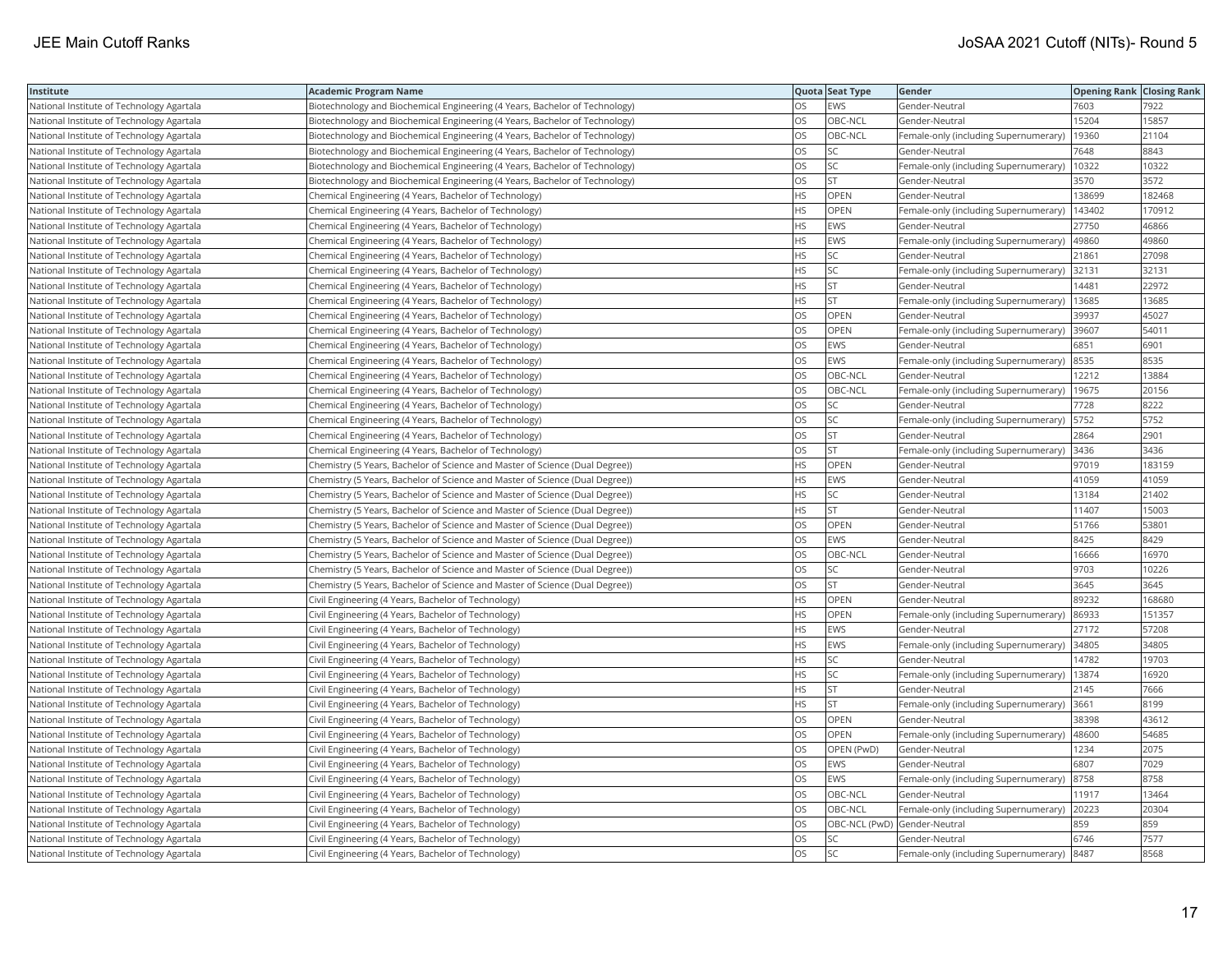| Institute | Academic Program Name | Quota | Seat Type | Gender | Opening Rank | Closing Rank |
|---|---|---|---|---|---|---|
| National Institute of Technology Agartala | Biotechnology and Biochemical Engineering (4 Years, Bachelor of Technology) | OS | EWS | Gender-Neutral | 7603 | 7922 |
| National Institute of Technology Agartala | Biotechnology and Biochemical Engineering (4 Years, Bachelor of Technology) | OS | OBC-NCL | Gender-Neutral | 15204 | 15857 |
| National Institute of Technology Agartala | Biotechnology and Biochemical Engineering (4 Years, Bachelor of Technology) | OS | OBC-NCL | Female-only (including Supernumerary) | 19360 | 21104 |
| National Institute of Technology Agartala | Biotechnology and Biochemical Engineering (4 Years, Bachelor of Technology) | OS | SC | Gender-Neutral | 7648 | 8843 |
| National Institute of Technology Agartala | Biotechnology and Biochemical Engineering (4 Years, Bachelor of Technology) | OS | SC | Female-only (including Supernumerary) | 10322 | 10322 |
| National Institute of Technology Agartala | Biotechnology and Biochemical Engineering (4 Years, Bachelor of Technology) | OS | ST | Gender-Neutral | 3570 | 3572 |
| National Institute of Technology Agartala | Chemical Engineering (4 Years, Bachelor of Technology) | HS | OPEN | Gender-Neutral | 138699 | 182468 |
| National Institute of Technology Agartala | Chemical Engineering (4 Years, Bachelor of Technology) | HS | OPEN | Female-only (including Supernumerary) | 143402 | 170912 |
| National Institute of Technology Agartala | Chemical Engineering (4 Years, Bachelor of Technology) | HS | EWS | Gender-Neutral | 27750 | 46866 |
| National Institute of Technology Agartala | Chemical Engineering (4 Years, Bachelor of Technology) | HS | EWS | Female-only (including Supernumerary) | 49860 | 49860 |
| National Institute of Technology Agartala | Chemical Engineering (4 Years, Bachelor of Technology) | HS | SC | Gender-Neutral | 21861 | 27098 |
| National Institute of Technology Agartala | Chemical Engineering (4 Years, Bachelor of Technology) | HS | SC | Female-only (including Supernumerary) | 32131 | 32131 |
| National Institute of Technology Agartala | Chemical Engineering (4 Years, Bachelor of Technology) | HS | ST | Gender-Neutral | 14481 | 22972 |
| National Institute of Technology Agartala | Chemical Engineering (4 Years, Bachelor of Technology) | HS | ST | Female-only (including Supernumerary) | 13685 | 13685 |
| National Institute of Technology Agartala | Chemical Engineering (4 Years, Bachelor of Technology) | OS | OPEN | Gender-Neutral | 39937 | 45027 |
| National Institute of Technology Agartala | Chemical Engineering (4 Years, Bachelor of Technology) | OS | OPEN | Female-only (including Supernumerary) | 39607 | 54011 |
| National Institute of Technology Agartala | Chemical Engineering (4 Years, Bachelor of Technology) | OS | EWS | Gender-Neutral | 6851 | 6901 |
| National Institute of Technology Agartala | Chemical Engineering (4 Years, Bachelor of Technology) | OS | EWS | Female-only (including Supernumerary) | 8535 | 8535 |
| National Institute of Technology Agartala | Chemical Engineering (4 Years, Bachelor of Technology) | OS | OBC-NCL | Gender-Neutral | 12212 | 13884 |
| National Institute of Technology Agartala | Chemical Engineering (4 Years, Bachelor of Technology) | OS | OBC-NCL | Female-only (including Supernumerary) | 19675 | 20156 |
| National Institute of Technology Agartala | Chemical Engineering (4 Years, Bachelor of Technology) | OS | SC | Gender-Neutral | 7728 | 8222 |
| National Institute of Technology Agartala | Chemical Engineering (4 Years, Bachelor of Technology) | OS | SC | Female-only (including Supernumerary) | 5752 | 5752 |
| National Institute of Technology Agartala | Chemical Engineering (4 Years, Bachelor of Technology) | OS | ST | Gender-Neutral | 2864 | 2901 |
| National Institute of Technology Agartala | Chemical Engineering (4 Years, Bachelor of Technology) | OS | ST | Female-only (including Supernumerary) | 3436 | 3436 |
| National Institute of Technology Agartala | Chemistry (5 Years, Bachelor of Science and Master of Science (Dual Degree)) | HS | OPEN | Gender-Neutral | 97019 | 183159 |
| National Institute of Technology Agartala | Chemistry (5 Years, Bachelor of Science and Master of Science (Dual Degree)) | HS | EWS | Gender-Neutral | 41059 | 41059 |
| National Institute of Technology Agartala | Chemistry (5 Years, Bachelor of Science and Master of Science (Dual Degree)) | HS | SC | Gender-Neutral | 13184 | 21402 |
| National Institute of Technology Agartala | Chemistry (5 Years, Bachelor of Science and Master of Science (Dual Degree)) | HS | ST | Gender-Neutral | 11407 | 15003 |
| National Institute of Technology Agartala | Chemistry (5 Years, Bachelor of Science and Master of Science (Dual Degree)) | OS | OPEN | Gender-Neutral | 51766 | 53801 |
| National Institute of Technology Agartala | Chemistry (5 Years, Bachelor of Science and Master of Science (Dual Degree)) | OS | EWS | Gender-Neutral | 8425 | 8429 |
| National Institute of Technology Agartala | Chemistry (5 Years, Bachelor of Science and Master of Science (Dual Degree)) | OS | OBC-NCL | Gender-Neutral | 16666 | 16970 |
| National Institute of Technology Agartala | Chemistry (5 Years, Bachelor of Science and Master of Science (Dual Degree)) | OS | SC | Gender-Neutral | 9703 | 10226 |
| National Institute of Technology Agartala | Chemistry (5 Years, Bachelor of Science and Master of Science (Dual Degree)) | OS | ST | Gender-Neutral | 3645 | 3645 |
| National Institute of Technology Agartala | Civil Engineering (4 Years, Bachelor of Technology) | HS | OPEN | Gender-Neutral | 89232 | 168680 |
| National Institute of Technology Agartala | Civil Engineering (4 Years, Bachelor of Technology) | HS | OPEN | Female-only (including Supernumerary) | 86933 | 151357 |
| National Institute of Technology Agartala | Civil Engineering (4 Years, Bachelor of Technology) | HS | EWS | Gender-Neutral | 27172 | 57208 |
| National Institute of Technology Agartala | Civil Engineering (4 Years, Bachelor of Technology) | HS | EWS | Female-only (including Supernumerary) | 34805 | 34805 |
| National Institute of Technology Agartala | Civil Engineering (4 Years, Bachelor of Technology) | HS | SC | Gender-Neutral | 14782 | 19703 |
| National Institute of Technology Agartala | Civil Engineering (4 Years, Bachelor of Technology) | HS | SC | Female-only (including Supernumerary) | 13874 | 16920 |
| National Institute of Technology Agartala | Civil Engineering (4 Years, Bachelor of Technology) | HS | ST | Gender-Neutral | 2145 | 7666 |
| National Institute of Technology Agartala | Civil Engineering (4 Years, Bachelor of Technology) | HS | ST | Female-only (including Supernumerary) | 3661 | 8199 |
| National Institute of Technology Agartala | Civil Engineering (4 Years, Bachelor of Technology) | OS | OPEN | Gender-Neutral | 38398 | 43612 |
| National Institute of Technology Agartala | Civil Engineering (4 Years, Bachelor of Technology) | OS | OPEN | Female-only (including Supernumerary) | 48600 | 54685 |
| National Institute of Technology Agartala | Civil Engineering (4 Years, Bachelor of Technology) | OS | OPEN (PwD) | Gender-Neutral | 1234 | 2075 |
| National Institute of Technology Agartala | Civil Engineering (4 Years, Bachelor of Technology) | OS | EWS | Gender-Neutral | 6807 | 7029 |
| National Institute of Technology Agartala | Civil Engineering (4 Years, Bachelor of Technology) | OS | EWS | Female-only (including Supernumerary) | 8758 | 8758 |
| National Institute of Technology Agartala | Civil Engineering (4 Years, Bachelor of Technology) | OS | OBC-NCL | Gender-Neutral | 11917 | 13464 |
| National Institute of Technology Agartala | Civil Engineering (4 Years, Bachelor of Technology) | OS | OBC-NCL | Female-only (including Supernumerary) | 20223 | 20304 |
| National Institute of Technology Agartala | Civil Engineering (4 Years, Bachelor of Technology) | OS | OBC-NCL (PwD) | Gender-Neutral | 859 | 859 |
| National Institute of Technology Agartala | Civil Engineering (4 Years, Bachelor of Technology) | OS | SC | Gender-Neutral | 6746 | 7577 |
| National Institute of Technology Agartala | Civil Engineering (4 Years, Bachelor of Technology) | OS | SC | Female-only (including Supernumerary) | 8487 | 8568 |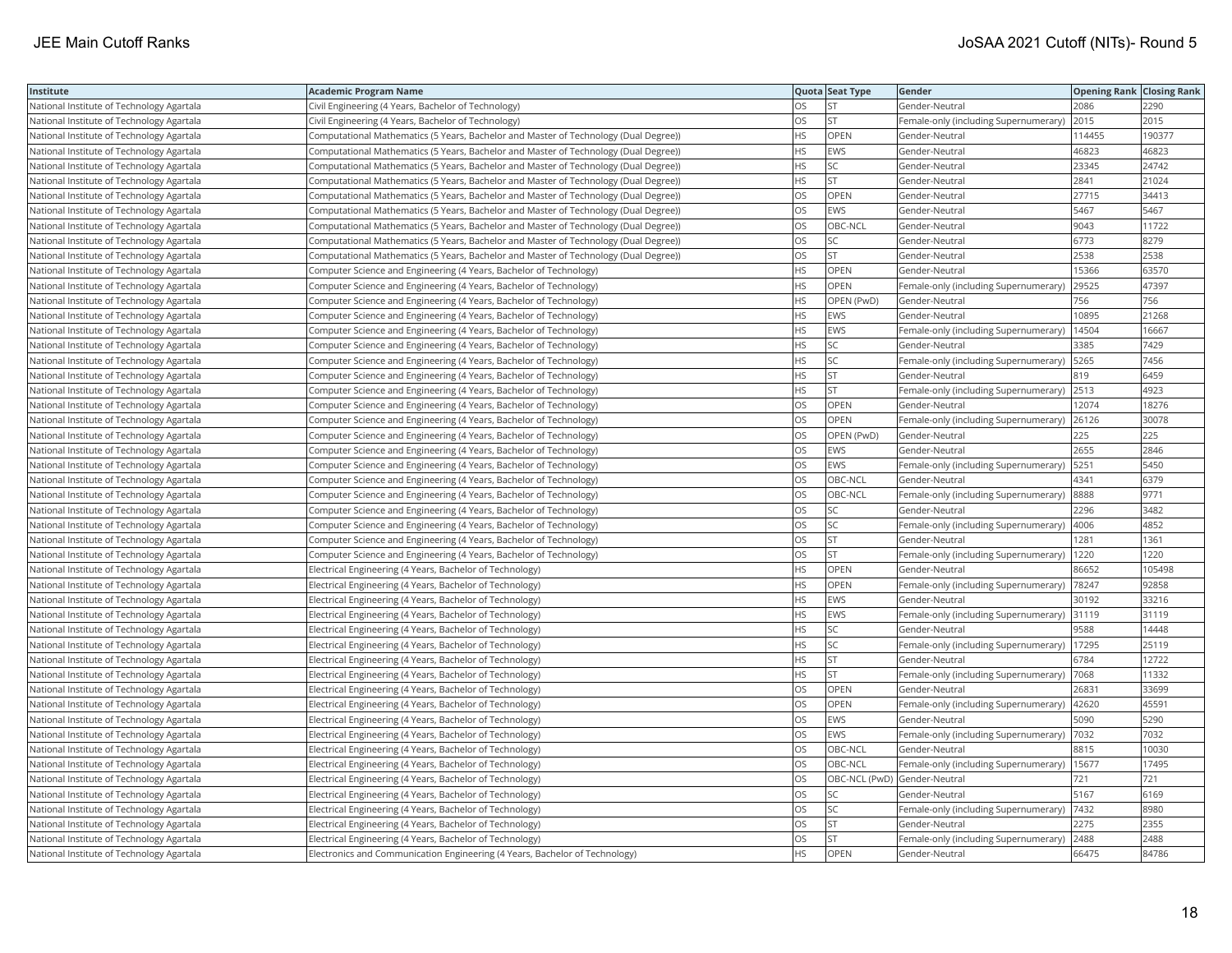| Institute | Academic Program Name | Quota | Seat Type | Gender | Opening Rank | Closing Rank |
|---|---|---|---|---|---|---|
| National Institute of Technology Agartala | Civil Engineering (4 Years, Bachelor of Technology) | OS | ST | Gender-Neutral | 2086 | 2290 |
| National Institute of Technology Agartala | Civil Engineering (4 Years, Bachelor of Technology) | OS | ST | Female-only (including Supernumerary) | 2015 | 2015 |
| National Institute of Technology Agartala | Computational Mathematics (5 Years, Bachelor and Master of Technology (Dual Degree)) | HS | OPEN | Gender-Neutral | 114455 | 190377 |
| National Institute of Technology Agartala | Computational Mathematics (5 Years, Bachelor and Master of Technology (Dual Degree)) | HS | EWS | Gender-Neutral | 46823 | 46823 |
| National Institute of Technology Agartala | Computational Mathematics (5 Years, Bachelor and Master of Technology (Dual Degree)) | HS | SC | Gender-Neutral | 23345 | 24742 |
| National Institute of Technology Agartala | Computational Mathematics (5 Years, Bachelor and Master of Technology (Dual Degree)) | HS | ST | Gender-Neutral | 2841 | 21024 |
| National Institute of Technology Agartala | Computational Mathematics (5 Years, Bachelor and Master of Technology (Dual Degree)) | OS | OPEN | Gender-Neutral | 27715 | 34413 |
| National Institute of Technology Agartala | Computational Mathematics (5 Years, Bachelor and Master of Technology (Dual Degree)) | OS | EWS | Gender-Neutral | 5467 | 5467 |
| National Institute of Technology Agartala | Computational Mathematics (5 Years, Bachelor and Master of Technology (Dual Degree)) | OS | OBC-NCL | Gender-Neutral | 9043 | 11722 |
| National Institute of Technology Agartala | Computational Mathematics (5 Years, Bachelor and Master of Technology (Dual Degree)) | OS | SC | Gender-Neutral | 6773 | 8279 |
| National Institute of Technology Agartala | Computational Mathematics (5 Years, Bachelor and Master of Technology (Dual Degree)) | OS | ST | Gender-Neutral | 2538 | 2538 |
| National Institute of Technology Agartala | Computer Science and Engineering (4 Years, Bachelor of Technology) | HS | OPEN | Gender-Neutral | 15366 | 63570 |
| National Institute of Technology Agartala | Computer Science and Engineering (4 Years, Bachelor of Technology) | HS | OPEN | Female-only (including Supernumerary) | 29525 | 47397 |
| National Institute of Technology Agartala | Computer Science and Engineering (4 Years, Bachelor of Technology) | HS | OPEN (PwD) | Gender-Neutral | 756 | 756 |
| National Institute of Technology Agartala | Computer Science and Engineering (4 Years, Bachelor of Technology) | HS | EWS | Gender-Neutral | 10895 | 21268 |
| National Institute of Technology Agartala | Computer Science and Engineering (4 Years, Bachelor of Technology) | HS | EWS | Female-only (including Supernumerary) | 14504 | 16667 |
| National Institute of Technology Agartala | Computer Science and Engineering (4 Years, Bachelor of Technology) | HS | SC | Gender-Neutral | 3385 | 7429 |
| National Institute of Technology Agartala | Computer Science and Engineering (4 Years, Bachelor of Technology) | HS | SC | Female-only (including Supernumerary) | 5265 | 7456 |
| National Institute of Technology Agartala | Computer Science and Engineering (4 Years, Bachelor of Technology) | HS | ST | Gender-Neutral | 819 | 6459 |
| National Institute of Technology Agartala | Computer Science and Engineering (4 Years, Bachelor of Technology) | HS | ST | Female-only (including Supernumerary) | 2513 | 4923 |
| National Institute of Technology Agartala | Computer Science and Engineering (4 Years, Bachelor of Technology) | OS | OPEN | Gender-Neutral | 12074 | 18276 |
| National Institute of Technology Agartala | Computer Science and Engineering (4 Years, Bachelor of Technology) | OS | OPEN | Female-only (including Supernumerary) | 26126 | 30078 |
| National Institute of Technology Agartala | Computer Science and Engineering (4 Years, Bachelor of Technology) | OS | OPEN (PwD) | Gender-Neutral | 225 | 225 |
| National Institute of Technology Agartala | Computer Science and Engineering (4 Years, Bachelor of Technology) | OS | EWS | Gender-Neutral | 2655 | 2846 |
| National Institute of Technology Agartala | Computer Science and Engineering (4 Years, Bachelor of Technology) | OS | EWS | Female-only (including Supernumerary) | 5251 | 5450 |
| National Institute of Technology Agartala | Computer Science and Engineering (4 Years, Bachelor of Technology) | OS | OBC-NCL | Gender-Neutral | 4341 | 6379 |
| National Institute of Technology Agartala | Computer Science and Engineering (4 Years, Bachelor of Technology) | OS | OBC-NCL | Female-only (including Supernumerary) | 8888 | 9771 |
| National Institute of Technology Agartala | Computer Science and Engineering (4 Years, Bachelor of Technology) | OS | SC | Gender-Neutral | 2296 | 3482 |
| National Institute of Technology Agartala | Computer Science and Engineering (4 Years, Bachelor of Technology) | OS | SC | Female-only (including Supernumerary) | 4006 | 4852 |
| National Institute of Technology Agartala | Computer Science and Engineering (4 Years, Bachelor of Technology) | OS | ST | Gender-Neutral | 1281 | 1361 |
| National Institute of Technology Agartala | Computer Science and Engineering (4 Years, Bachelor of Technology) | OS | ST | Female-only (including Supernumerary) | 1220 | 1220 |
| National Institute of Technology Agartala | Electrical Engineering (4 Years, Bachelor of Technology) | HS | OPEN | Gender-Neutral | 86652 | 105498 |
| National Institute of Technology Agartala | Electrical Engineering (4 Years, Bachelor of Technology) | HS | OPEN | Female-only (including Supernumerary) | 78247 | 92858 |
| National Institute of Technology Agartala | Electrical Engineering (4 Years, Bachelor of Technology) | HS | EWS | Gender-Neutral | 30192 | 33216 |
| National Institute of Technology Agartala | Electrical Engineering (4 Years, Bachelor of Technology) | HS | EWS | Female-only (including Supernumerary) | 31119 | 31119 |
| National Institute of Technology Agartala | Electrical Engineering (4 Years, Bachelor of Technology) | HS | SC | Gender-Neutral | 9588 | 14448 |
| National Institute of Technology Agartala | Electrical Engineering (4 Years, Bachelor of Technology) | HS | SC | Female-only (including Supernumerary) | 17295 | 25119 |
| National Institute of Technology Agartala | Electrical Engineering (4 Years, Bachelor of Technology) | HS | ST | Gender-Neutral | 6784 | 12722 |
| National Institute of Technology Agartala | Electrical Engineering (4 Years, Bachelor of Technology) | HS | ST | Female-only (including Supernumerary) | 7068 | 11332 |
| National Institute of Technology Agartala | Electrical Engineering (4 Years, Bachelor of Technology) | OS | OPEN | Gender-Neutral | 26831 | 33699 |
| National Institute of Technology Agartala | Electrical Engineering (4 Years, Bachelor of Technology) | OS | OPEN | Female-only (including Supernumerary) | 42620 | 45591 |
| National Institute of Technology Agartala | Electrical Engineering (4 Years, Bachelor of Technology) | OS | EWS | Gender-Neutral | 5090 | 5290 |
| National Institute of Technology Agartala | Electrical Engineering (4 Years, Bachelor of Technology) | OS | EWS | Female-only (including Supernumerary) | 7032 | 7032 |
| National Institute of Technology Agartala | Electrical Engineering (4 Years, Bachelor of Technology) | OS | OBC-NCL | Gender-Neutral | 8815 | 10030 |
| National Institute of Technology Agartala | Electrical Engineering (4 Years, Bachelor of Technology) | OS | OBC-NCL | Female-only (including Supernumerary) | 15677 | 17495 |
| National Institute of Technology Agartala | Electrical Engineering (4 Years, Bachelor of Technology) | OS | OBC-NCL (PwD) | Gender-Neutral | 721 | 721 |
| National Institute of Technology Agartala | Electrical Engineering (4 Years, Bachelor of Technology) | OS | SC | Gender-Neutral | 5167 | 6169 |
| National Institute of Technology Agartala | Electrical Engineering (4 Years, Bachelor of Technology) | OS | SC | Female-only (including Supernumerary) | 7432 | 8980 |
| National Institute of Technology Agartala | Electrical Engineering (4 Years, Bachelor of Technology) | OS | ST | Gender-Neutral | 2275 | 2355 |
| National Institute of Technology Agartala | Electrical Engineering (4 Years, Bachelor of Technology) | OS | ST | Female-only (including Supernumerary) | 2488 | 2488 |
| National Institute of Technology Agartala | Electronics and Communication Engineering (4 Years, Bachelor of Technology) | HS | OPEN | Gender-Neutral | 66475 | 84786 |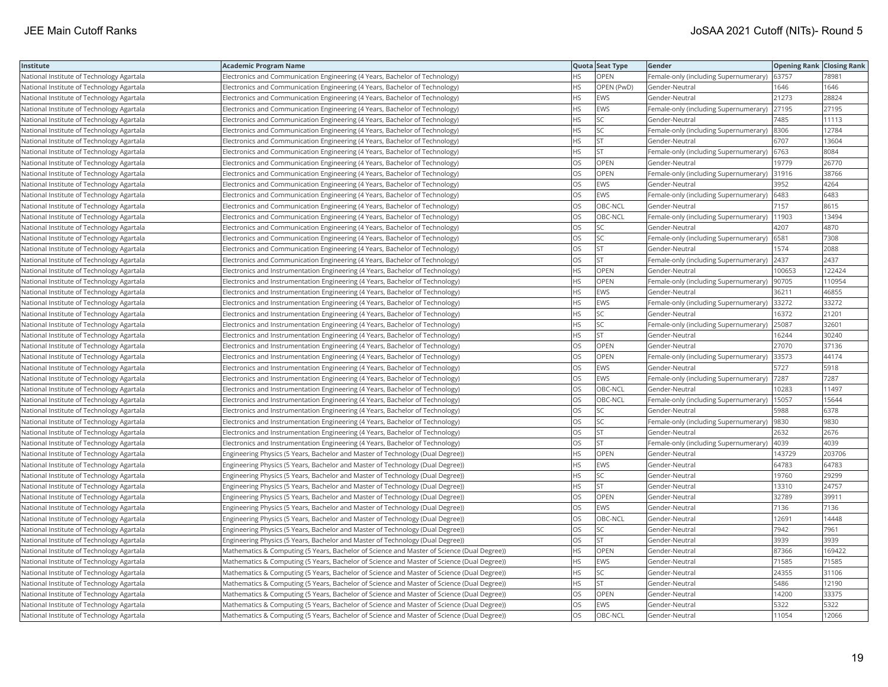| Institute | Academic Program Name | Quota | Seat Type | Gender | Opening Rank | Closing Rank |
|---|---|---|---|---|---|---|
| National Institute of Technology Agartala | Electronics and Communication Engineering (4 Years, Bachelor of Technology) | HS | OPEN | Female-only (including Supernumerary) | 63757 | 78981 |
| National Institute of Technology Agartala | Electronics and Communication Engineering (4 Years, Bachelor of Technology) | HS | OPEN (PwD) | Gender-Neutral | 1646 | 1646 |
| National Institute of Technology Agartala | Electronics and Communication Engineering (4 Years, Bachelor of Technology) | HS | EWS | Gender-Neutral | 21273 | 28824 |
| National Institute of Technology Agartala | Electronics and Communication Engineering (4 Years, Bachelor of Technology) | HS | EWS | Female-only (including Supernumerary) | 27195 | 27195 |
| National Institute of Technology Agartala | Electronics and Communication Engineering (4 Years, Bachelor of Technology) | HS | SC | Gender-Neutral | 7485 | 11113 |
| National Institute of Technology Agartala | Electronics and Communication Engineering (4 Years, Bachelor of Technology) | HS | SC | Female-only (including Supernumerary) | 8306 | 12784 |
| National Institute of Technology Agartala | Electronics and Communication Engineering (4 Years, Bachelor of Technology) | HS | ST | Gender-Neutral | 6707 | 13604 |
| National Institute of Technology Agartala | Electronics and Communication Engineering (4 Years, Bachelor of Technology) | HS | ST | Female-only (including Supernumerary) | 6763 | 8084 |
| National Institute of Technology Agartala | Electronics and Communication Engineering (4 Years, Bachelor of Technology) | OS | OPEN | Gender-Neutral | 19779 | 26770 |
| National Institute of Technology Agartala | Electronics and Communication Engineering (4 Years, Bachelor of Technology) | OS | OPEN | Female-only (including Supernumerary) | 31916 | 38766 |
| National Institute of Technology Agartala | Electronics and Communication Engineering (4 Years, Bachelor of Technology) | OS | EWS | Gender-Neutral | 3952 | 4264 |
| National Institute of Technology Agartala | Electronics and Communication Engineering (4 Years, Bachelor of Technology) | OS | EWS | Female-only (including Supernumerary) | 6483 | 6483 |
| National Institute of Technology Agartala | Electronics and Communication Engineering (4 Years, Bachelor of Technology) | OS | OBC-NCL | Gender-Neutral | 7157 | 8615 |
| National Institute of Technology Agartala | Electronics and Communication Engineering (4 Years, Bachelor of Technology) | OS | OBC-NCL | Female-only (including Supernumerary) | 11903 | 13494 |
| National Institute of Technology Agartala | Electronics and Communication Engineering (4 Years, Bachelor of Technology) | OS | SC | Gender-Neutral | 4207 | 4870 |
| National Institute of Technology Agartala | Electronics and Communication Engineering (4 Years, Bachelor of Technology) | OS | SC | Female-only (including Supernumerary) | 6581 | 7308 |
| National Institute of Technology Agartala | Electronics and Communication Engineering (4 Years, Bachelor of Technology) | OS | ST | Gender-Neutral | 1574 | 2088 |
| National Institute of Technology Agartala | Electronics and Communication Engineering (4 Years, Bachelor of Technology) | OS | ST | Female-only (including Supernumerary) | 2437 | 2437 |
| National Institute of Technology Agartala | Electronics and Instrumentation Engineering (4 Years, Bachelor of Technology) | HS | OPEN | Gender-Neutral | 100653 | 122424 |
| National Institute of Technology Agartala | Electronics and Instrumentation Engineering (4 Years, Bachelor of Technology) | HS | OPEN | Female-only (including Supernumerary) | 90705 | 110954 |
| National Institute of Technology Agartala | Electronics and Instrumentation Engineering (4 Years, Bachelor of Technology) | HS | EWS | Gender-Neutral | 36211 | 46855 |
| National Institute of Technology Agartala | Electronics and Instrumentation Engineering (4 Years, Bachelor of Technology) | HS | EWS | Female-only (including Supernumerary) | 33272 | 33272 |
| National Institute of Technology Agartala | Electronics and Instrumentation Engineering (4 Years, Bachelor of Technology) | HS | SC | Gender-Neutral | 16372 | 21201 |
| National Institute of Technology Agartala | Electronics and Instrumentation Engineering (4 Years, Bachelor of Technology) | HS | SC | Female-only (including Supernumerary) | 25087 | 32601 |
| National Institute of Technology Agartala | Electronics and Instrumentation Engineering (4 Years, Bachelor of Technology) | HS | ST | Gender-Neutral | 16244 | 30240 |
| National Institute of Technology Agartala | Electronics and Instrumentation Engineering (4 Years, Bachelor of Technology) | OS | OPEN | Gender-Neutral | 27070 | 37136 |
| National Institute of Technology Agartala | Electronics and Instrumentation Engineering (4 Years, Bachelor of Technology) | OS | OPEN | Female-only (including Supernumerary) | 33573 | 44174 |
| National Institute of Technology Agartala | Electronics and Instrumentation Engineering (4 Years, Bachelor of Technology) | OS | EWS | Gender-Neutral | 5727 | 5918 |
| National Institute of Technology Agartala | Electronics and Instrumentation Engineering (4 Years, Bachelor of Technology) | OS | EWS | Female-only (including Supernumerary) | 7287 | 7287 |
| National Institute of Technology Agartala | Electronics and Instrumentation Engineering (4 Years, Bachelor of Technology) | OS | OBC-NCL | Gender-Neutral | 10283 | 11497 |
| National Institute of Technology Agartala | Electronics and Instrumentation Engineering (4 Years, Bachelor of Technology) | OS | OBC-NCL | Female-only (including Supernumerary) | 15057 | 15644 |
| National Institute of Technology Agartala | Electronics and Instrumentation Engineering (4 Years, Bachelor of Technology) | OS | SC | Gender-Neutral | 5988 | 6378 |
| National Institute of Technology Agartala | Electronics and Instrumentation Engineering (4 Years, Bachelor of Technology) | OS | SC | Female-only (including Supernumerary) | 9830 | 9830 |
| National Institute of Technology Agartala | Electronics and Instrumentation Engineering (4 Years, Bachelor of Technology) | OS | ST | Gender-Neutral | 2632 | 2676 |
| National Institute of Technology Agartala | Electronics and Instrumentation Engineering (4 Years, Bachelor of Technology) | OS | ST | Female-only (including Supernumerary) | 4039 | 4039 |
| National Institute of Technology Agartala | Engineering Physics (5 Years, Bachelor and Master of Technology (Dual Degree)) | HS | OPEN | Gender-Neutral | 143729 | 203706 |
| National Institute of Technology Agartala | Engineering Physics (5 Years, Bachelor and Master of Technology (Dual Degree)) | HS | EWS | Gender-Neutral | 64783 | 64783 |
| National Institute of Technology Agartala | Engineering Physics (5 Years, Bachelor and Master of Technology (Dual Degree)) | HS | SC | Gender-Neutral | 19760 | 29299 |
| National Institute of Technology Agartala | Engineering Physics (5 Years, Bachelor and Master of Technology (Dual Degree)) | HS | ST | Gender-Neutral | 13310 | 24757 |
| National Institute of Technology Agartala | Engineering Physics (5 Years, Bachelor and Master of Technology (Dual Degree)) | OS | OPEN | Gender-Neutral | 32789 | 39911 |
| National Institute of Technology Agartala | Engineering Physics (5 Years, Bachelor and Master of Technology (Dual Degree)) | OS | EWS | Gender-Neutral | 7136 | 7136 |
| National Institute of Technology Agartala | Engineering Physics (5 Years, Bachelor and Master of Technology (Dual Degree)) | OS | OBC-NCL | Gender-Neutral | 12691 | 14448 |
| National Institute of Technology Agartala | Engineering Physics (5 Years, Bachelor and Master of Technology (Dual Degree)) | OS | SC | Gender-Neutral | 7942 | 7961 |
| National Institute of Technology Agartala | Engineering Physics (5 Years, Bachelor and Master of Technology (Dual Degree)) | OS | ST | Gender-Neutral | 3939 | 3939 |
| National Institute of Technology Agartala | Mathematics & Computing (5 Years, Bachelor of Science and Master of Science (Dual Degree)) | HS | OPEN | Gender-Neutral | 87366 | 169422 |
| National Institute of Technology Agartala | Mathematics & Computing (5 Years, Bachelor of Science and Master of Science (Dual Degree)) | HS | EWS | Gender-Neutral | 71585 | 71585 |
| National Institute of Technology Agartala | Mathematics & Computing (5 Years, Bachelor of Science and Master of Science (Dual Degree)) | HS | SC | Gender-Neutral | 24355 | 31106 |
| National Institute of Technology Agartala | Mathematics & Computing (5 Years, Bachelor of Science and Master of Science (Dual Degree)) | HS | ST | Gender-Neutral | 5486 | 12190 |
| National Institute of Technology Agartala | Mathematics & Computing (5 Years, Bachelor of Science and Master of Science (Dual Degree)) | OS | OPEN | Gender-Neutral | 14200 | 33375 |
| National Institute of Technology Agartala | Mathematics & Computing (5 Years, Bachelor of Science and Master of Science (Dual Degree)) | OS | EWS | Gender-Neutral | 5322 | 5322 |
| National Institute of Technology Agartala | Mathematics & Computing (5 Years, Bachelor of Science and Master of Science (Dual Degree)) | OS | OBC-NCL | Gender-Neutral | 11054 | 12066 |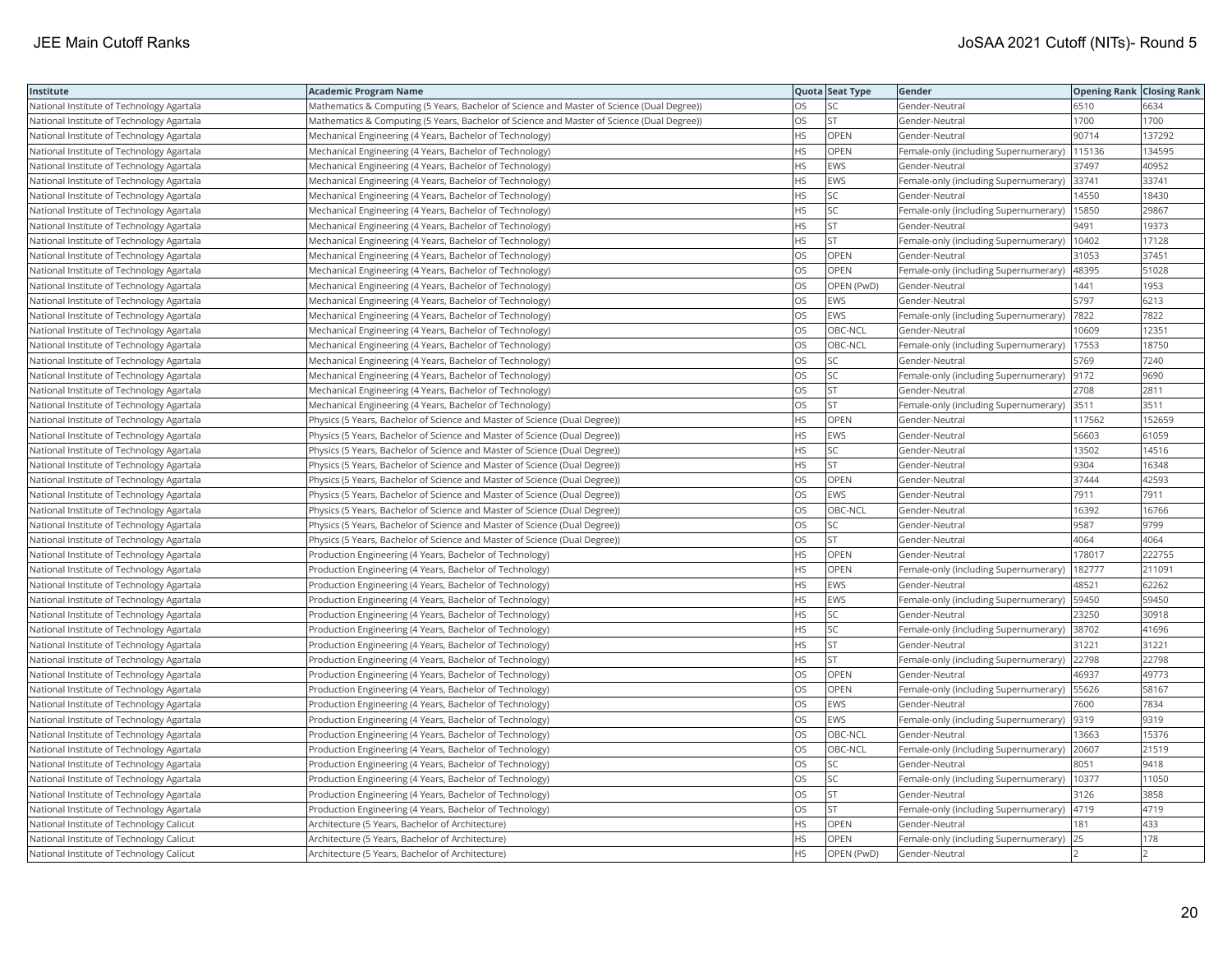| Institute | Academic Program Name | Quota | Seat Type | Gender | Opening Rank | Closing Rank |
|---|---|---|---|---|---|---|
| National Institute of Technology Agartala | Mathematics & Computing (5 Years, Bachelor of Science and Master of Science (Dual Degree)) | OS | SC | Gender-Neutral | 6510 | 6634 |
| National Institute of Technology Agartala | Mathematics & Computing (5 Years, Bachelor of Science and Master of Science (Dual Degree)) | OS | ST | Gender-Neutral | 1700 | 1700 |
| National Institute of Technology Agartala | Mechanical Engineering (4 Years, Bachelor of Technology) | HS | OPEN | Gender-Neutral | 90714 | 137292 |
| National Institute of Technology Agartala | Mechanical Engineering (4 Years, Bachelor of Technology) | HS | OPEN | Female-only (including Supernumerary) | 115136 | 134595 |
| National Institute of Technology Agartala | Mechanical Engineering (4 Years, Bachelor of Technology) | HS | EWS | Gender-Neutral | 37497 | 40952 |
| National Institute of Technology Agartala | Mechanical Engineering (4 Years, Bachelor of Technology) | HS | EWS | Female-only (including Supernumerary) | 33741 | 33741 |
| National Institute of Technology Agartala | Mechanical Engineering (4 Years, Bachelor of Technology) | HS | SC | Gender-Neutral | 14550 | 18430 |
| National Institute of Technology Agartala | Mechanical Engineering (4 Years, Bachelor of Technology) | HS | SC | Female-only (including Supernumerary) | 15850 | 29867 |
| National Institute of Technology Agartala | Mechanical Engineering (4 Years, Bachelor of Technology) | HS | ST | Gender-Neutral | 9491 | 19373 |
| National Institute of Technology Agartala | Mechanical Engineering (4 Years, Bachelor of Technology) | HS | ST | Female-only (including Supernumerary) | 10402 | 17128 |
| National Institute of Technology Agartala | Mechanical Engineering (4 Years, Bachelor of Technology) | OS | OPEN | Gender-Neutral | 31053 | 37451 |
| National Institute of Technology Agartala | Mechanical Engineering (4 Years, Bachelor of Technology) | OS | OPEN | Female-only (including Supernumerary) | 48395 | 51028 |
| National Institute of Technology Agartala | Mechanical Engineering (4 Years, Bachelor of Technology) | OS | OPEN (PwD) | Gender-Neutral | 1441 | 1953 |
| National Institute of Technology Agartala | Mechanical Engineering (4 Years, Bachelor of Technology) | OS | EWS | Gender-Neutral | 5797 | 6213 |
| National Institute of Technology Agartala | Mechanical Engineering (4 Years, Bachelor of Technology) | OS | EWS | Female-only (including Supernumerary) | 7822 | 7822 |
| National Institute of Technology Agartala | Mechanical Engineering (4 Years, Bachelor of Technology) | OS | OBC-NCL | Gender-Neutral | 10609 | 12351 |
| National Institute of Technology Agartala | Mechanical Engineering (4 Years, Bachelor of Technology) | OS | OBC-NCL | Female-only (including Supernumerary) | 17553 | 18750 |
| National Institute of Technology Agartala | Mechanical Engineering (4 Years, Bachelor of Technology) | OS | SC | Gender-Neutral | 5769 | 7240 |
| National Institute of Technology Agartala | Mechanical Engineering (4 Years, Bachelor of Technology) | OS | SC | Female-only (including Supernumerary) | 9172 | 9690 |
| National Institute of Technology Agartala | Mechanical Engineering (4 Years, Bachelor of Technology) | OS | ST | Gender-Neutral | 2708 | 2811 |
| National Institute of Technology Agartala | Mechanical Engineering (4 Years, Bachelor of Technology) | OS | ST | Female-only (including Supernumerary) | 3511 | 3511 |
| National Institute of Technology Agartala | Physics (5 Years, Bachelor of Science and Master of Science (Dual Degree)) | HS | OPEN | Gender-Neutral | 117562 | 152659 |
| National Institute of Technology Agartala | Physics (5 Years, Bachelor of Science and Master of Science (Dual Degree)) | HS | EWS | Gender-Neutral | 56603 | 61059 |
| National Institute of Technology Agartala | Physics (5 Years, Bachelor of Science and Master of Science (Dual Degree)) | HS | SC | Gender-Neutral | 13502 | 14516 |
| National Institute of Technology Agartala | Physics (5 Years, Bachelor of Science and Master of Science (Dual Degree)) | HS | ST | Gender-Neutral | 9304 | 16348 |
| National Institute of Technology Agartala | Physics (5 Years, Bachelor of Science and Master of Science (Dual Degree)) | OS | OPEN | Gender-Neutral | 37444 | 42593 |
| National Institute of Technology Agartala | Physics (5 Years, Bachelor of Science and Master of Science (Dual Degree)) | OS | EWS | Gender-Neutral | 7911 | 7911 |
| National Institute of Technology Agartala | Physics (5 Years, Bachelor of Science and Master of Science (Dual Degree)) | OS | OBC-NCL | Gender-Neutral | 16392 | 16766 |
| National Institute of Technology Agartala | Physics (5 Years, Bachelor of Science and Master of Science (Dual Degree)) | OS | SC | Gender-Neutral | 9587 | 9799 |
| National Institute of Technology Agartala | Physics (5 Years, Bachelor of Science and Master of Science (Dual Degree)) | OS | ST | Gender-Neutral | 4064 | 4064 |
| National Institute of Technology Agartala | Production Engineering (4 Years, Bachelor of Technology) | HS | OPEN | Gender-Neutral | 178017 | 222755 |
| National Institute of Technology Agartala | Production Engineering (4 Years, Bachelor of Technology) | HS | OPEN | Female-only (including Supernumerary) | 182777 | 211091 |
| National Institute of Technology Agartala | Production Engineering (4 Years, Bachelor of Technology) | HS | EWS | Gender-Neutral | 48521 | 62262 |
| National Institute of Technology Agartala | Production Engineering (4 Years, Bachelor of Technology) | HS | EWS | Female-only (including Supernumerary) | 59450 | 59450 |
| National Institute of Technology Agartala | Production Engineering (4 Years, Bachelor of Technology) | HS | SC | Gender-Neutral | 23250 | 30918 |
| National Institute of Technology Agartala | Production Engineering (4 Years, Bachelor of Technology) | HS | SC | Female-only (including Supernumerary) | 38702 | 41696 |
| National Institute of Technology Agartala | Production Engineering (4 Years, Bachelor of Technology) | HS | ST | Gender-Neutral | 31221 | 31221 |
| National Institute of Technology Agartala | Production Engineering (4 Years, Bachelor of Technology) | HS | ST | Female-only (including Supernumerary) | 22798 | 22798 |
| National Institute of Technology Agartala | Production Engineering (4 Years, Bachelor of Technology) | OS | OPEN | Gender-Neutral | 46937 | 49773 |
| National Institute of Technology Agartala | Production Engineering (4 Years, Bachelor of Technology) | OS | OPEN | Female-only (including Supernumerary) | 55626 | 58167 |
| National Institute of Technology Agartala | Production Engineering (4 Years, Bachelor of Technology) | OS | EWS | Gender-Neutral | 7600 | 7834 |
| National Institute of Technology Agartala | Production Engineering (4 Years, Bachelor of Technology) | OS | EWS | Female-only (including Supernumerary) | 9319 | 9319 |
| National Institute of Technology Agartala | Production Engineering (4 Years, Bachelor of Technology) | OS | OBC-NCL | Gender-Neutral | 13663 | 15376 |
| National Institute of Technology Agartala | Production Engineering (4 Years, Bachelor of Technology) | OS | OBC-NCL | Female-only (including Supernumerary) | 20607 | 21519 |
| National Institute of Technology Agartala | Production Engineering (4 Years, Bachelor of Technology) | OS | SC | Gender-Neutral | 8051 | 9418 |
| National Institute of Technology Agartala | Production Engineering (4 Years, Bachelor of Technology) | OS | SC | Female-only (including Supernumerary) | 10377 | 11050 |
| National Institute of Technology Agartala | Production Engineering (4 Years, Bachelor of Technology) | OS | ST | Gender-Neutral | 3126 | 3858 |
| National Institute of Technology Agartala | Production Engineering (4 Years, Bachelor of Technology) | OS | ST | Female-only (including Supernumerary) | 4719 | 4719 |
| National Institute of Technology Calicut | Architecture (5 Years, Bachelor of Architecture) | HS | OPEN | Gender-Neutral | 181 | 433 |
| National Institute of Technology Calicut | Architecture (5 Years, Bachelor of Architecture) | HS | OPEN | Female-only (including Supernumerary) | 25 | 178 |
| National Institute of Technology Calicut | Architecture (5 Years, Bachelor of Architecture) | HS | OPEN (PwD) | Gender-Neutral | 2 | 2 |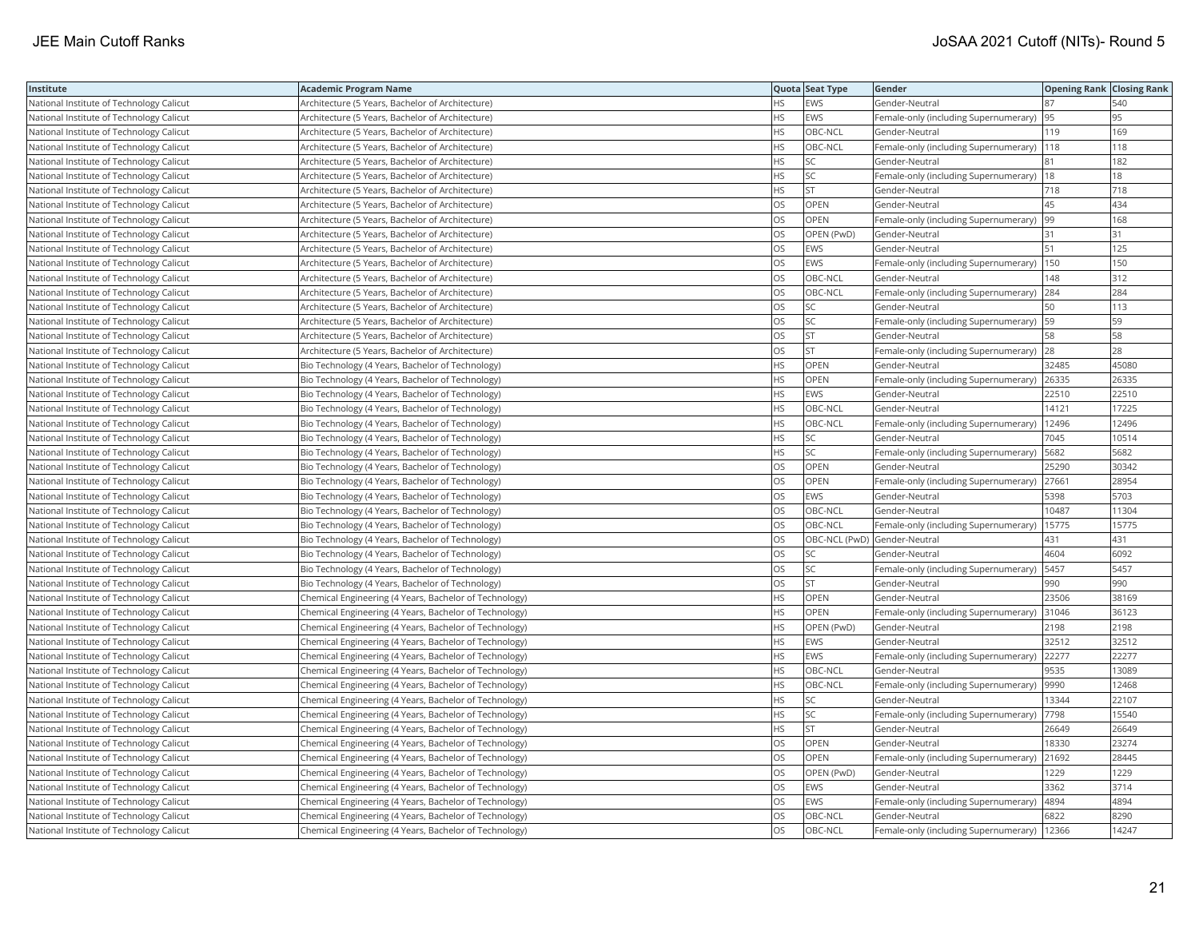| Institute | Academic Program Name | Quota | Seat Type | Gender | Opening Rank | Closing Rank |
|---|---|---|---|---|---|---|
| National Institute of Technology Calicut | Architecture (5 Years, Bachelor of Architecture) | HS | EWS | Gender-Neutral | 87 | 540 |
| National Institute of Technology Calicut | Architecture (5 Years, Bachelor of Architecture) | HS | EWS | Female-only (including Supernumerary) | 95 | 95 |
| National Institute of Technology Calicut | Architecture (5 Years, Bachelor of Architecture) | HS | OBC-NCL | Gender-Neutral | 119 | 169 |
| National Institute of Technology Calicut | Architecture (5 Years, Bachelor of Architecture) | HS | OBC-NCL | Female-only (including Supernumerary) | 118 | 118 |
| National Institute of Technology Calicut | Architecture (5 Years, Bachelor of Architecture) | HS | SC | Gender-Neutral | 81 | 182 |
| National Institute of Technology Calicut | Architecture (5 Years, Bachelor of Architecture) | HS | SC | Female-only (including Supernumerary) | 18 | 18 |
| National Institute of Technology Calicut | Architecture (5 Years, Bachelor of Architecture) | HS | ST | Gender-Neutral | 718 | 718 |
| National Institute of Technology Calicut | Architecture (5 Years, Bachelor of Architecture) | OS | OPEN | Gender-Neutral | 45 | 434 |
| National Institute of Technology Calicut | Architecture (5 Years, Bachelor of Architecture) | OS | OPEN | Female-only (including Supernumerary) | 99 | 168 |
| National Institute of Technology Calicut | Architecture (5 Years, Bachelor of Architecture) | OS | OPEN (PwD) | Gender-Neutral | 31 | 31 |
| National Institute of Technology Calicut | Architecture (5 Years, Bachelor of Architecture) | OS | EWS | Gender-Neutral | 51 | 125 |
| National Institute of Technology Calicut | Architecture (5 Years, Bachelor of Architecture) | OS | EWS | Female-only (including Supernumerary) | 150 | 150 |
| National Institute of Technology Calicut | Architecture (5 Years, Bachelor of Architecture) | OS | OBC-NCL | Gender-Neutral | 148 | 312 |
| National Institute of Technology Calicut | Architecture (5 Years, Bachelor of Architecture) | OS | OBC-NCL | Female-only (including Supernumerary) | 284 | 284 |
| National Institute of Technology Calicut | Architecture (5 Years, Bachelor of Architecture) | OS | SC | Gender-Neutral | 50 | 113 |
| National Institute of Technology Calicut | Architecture (5 Years, Bachelor of Architecture) | OS | SC | Female-only (including Supernumerary) | 59 | 59 |
| National Institute of Technology Calicut | Architecture (5 Years, Bachelor of Architecture) | OS | ST | Gender-Neutral | 58 | 58 |
| National Institute of Technology Calicut | Architecture (5 Years, Bachelor of Architecture) | OS | ST | Female-only (including Supernumerary) | 28 | 28 |
| National Institute of Technology Calicut | Bio Technology (4 Years, Bachelor of Technology) | HS | OPEN | Gender-Neutral | 32485 | 45080 |
| National Institute of Technology Calicut | Bio Technology (4 Years, Bachelor of Technology) | HS | OPEN | Female-only (including Supernumerary) | 26335 | 26335 |
| National Institute of Technology Calicut | Bio Technology (4 Years, Bachelor of Technology) | HS | EWS | Gender-Neutral | 22510 | 22510 |
| National Institute of Technology Calicut | Bio Technology (4 Years, Bachelor of Technology) | HS | OBC-NCL | Gender-Neutral | 14121 | 17225 |
| National Institute of Technology Calicut | Bio Technology (4 Years, Bachelor of Technology) | HS | OBC-NCL | Female-only (including Supernumerary) | 12496 | 12496 |
| National Institute of Technology Calicut | Bio Technology (4 Years, Bachelor of Technology) | HS | SC | Gender-Neutral | 7045 | 10514 |
| National Institute of Technology Calicut | Bio Technology (4 Years, Bachelor of Technology) | HS | SC | Female-only (including Supernumerary) | 5682 | 5682 |
| National Institute of Technology Calicut | Bio Technology (4 Years, Bachelor of Technology) | OS | OPEN | Gender-Neutral | 25290 | 30342 |
| National Institute of Technology Calicut | Bio Technology (4 Years, Bachelor of Technology) | OS | OPEN | Female-only (including Supernumerary) | 27661 | 28954 |
| National Institute of Technology Calicut | Bio Technology (4 Years, Bachelor of Technology) | OS | EWS | Gender-Neutral | 5398 | 5703 |
| National Institute of Technology Calicut | Bio Technology (4 Years, Bachelor of Technology) | OS | OBC-NCL | Gender-Neutral | 10487 | 11304 |
| National Institute of Technology Calicut | Bio Technology (4 Years, Bachelor of Technology) | OS | OBC-NCL | Female-only (including Supernumerary) | 15775 | 15775 |
| National Institute of Technology Calicut | Bio Technology (4 Years, Bachelor of Technology) | OS | OBC-NCL (PwD) | Gender-Neutral | 431 | 431 |
| National Institute of Technology Calicut | Bio Technology (4 Years, Bachelor of Technology) | OS | SC | Gender-Neutral | 4604 | 6092 |
| National Institute of Technology Calicut | Bio Technology (4 Years, Bachelor of Technology) | OS | SC | Female-only (including Supernumerary) | 5457 | 5457 |
| National Institute of Technology Calicut | Bio Technology (4 Years, Bachelor of Technology) | OS | ST | Gender-Neutral | 990 | 990 |
| National Institute of Technology Calicut | Chemical Engineering (4 Years, Bachelor of Technology) | HS | OPEN | Gender-Neutral | 23506 | 38169 |
| National Institute of Technology Calicut | Chemical Engineering (4 Years, Bachelor of Technology) | HS | OPEN | Female-only (including Supernumerary) | 31046 | 36123 |
| National Institute of Technology Calicut | Chemical Engineering (4 Years, Bachelor of Technology) | HS | OPEN (PwD) | Gender-Neutral | 2198 | 2198 |
| National Institute of Technology Calicut | Chemical Engineering (4 Years, Bachelor of Technology) | HS | EWS | Gender-Neutral | 32512 | 32512 |
| National Institute of Technology Calicut | Chemical Engineering (4 Years, Bachelor of Technology) | HS | EWS | Female-only (including Supernumerary) | 22277 | 22277 |
| National Institute of Technology Calicut | Chemical Engineering (4 Years, Bachelor of Technology) | HS | OBC-NCL | Gender-Neutral | 9535 | 13089 |
| National Institute of Technology Calicut | Chemical Engineering (4 Years, Bachelor of Technology) | HS | OBC-NCL | Female-only (including Supernumerary) | 9990 | 12468 |
| National Institute of Technology Calicut | Chemical Engineering (4 Years, Bachelor of Technology) | HS | SC | Gender-Neutral | 13344 | 22107 |
| National Institute of Technology Calicut | Chemical Engineering (4 Years, Bachelor of Technology) | HS | SC | Female-only (including Supernumerary) | 7798 | 15540 |
| National Institute of Technology Calicut | Chemical Engineering (4 Years, Bachelor of Technology) | HS | ST | Gender-Neutral | 26649 | 26649 |
| National Institute of Technology Calicut | Chemical Engineering (4 Years, Bachelor of Technology) | OS | OPEN | Gender-Neutral | 18330 | 23274 |
| National Institute of Technology Calicut | Chemical Engineering (4 Years, Bachelor of Technology) | OS | OPEN | Female-only (including Supernumerary) | 21692 | 28445 |
| National Institute of Technology Calicut | Chemical Engineering (4 Years, Bachelor of Technology) | OS | OPEN (PwD) | Gender-Neutral | 1229 | 1229 |
| National Institute of Technology Calicut | Chemical Engineering (4 Years, Bachelor of Technology) | OS | EWS | Gender-Neutral | 3362 | 3714 |
| National Institute of Technology Calicut | Chemical Engineering (4 Years, Bachelor of Technology) | OS | EWS | Female-only (including Supernumerary) | 4894 | 4894 |
| National Institute of Technology Calicut | Chemical Engineering (4 Years, Bachelor of Technology) | OS | OBC-NCL | Gender-Neutral | 6822 | 8290 |
| National Institute of Technology Calicut | Chemical Engineering (4 Years, Bachelor of Technology) | OS | OBC-NCL | Female-only (including Supernumerary) | 12366 | 14247 |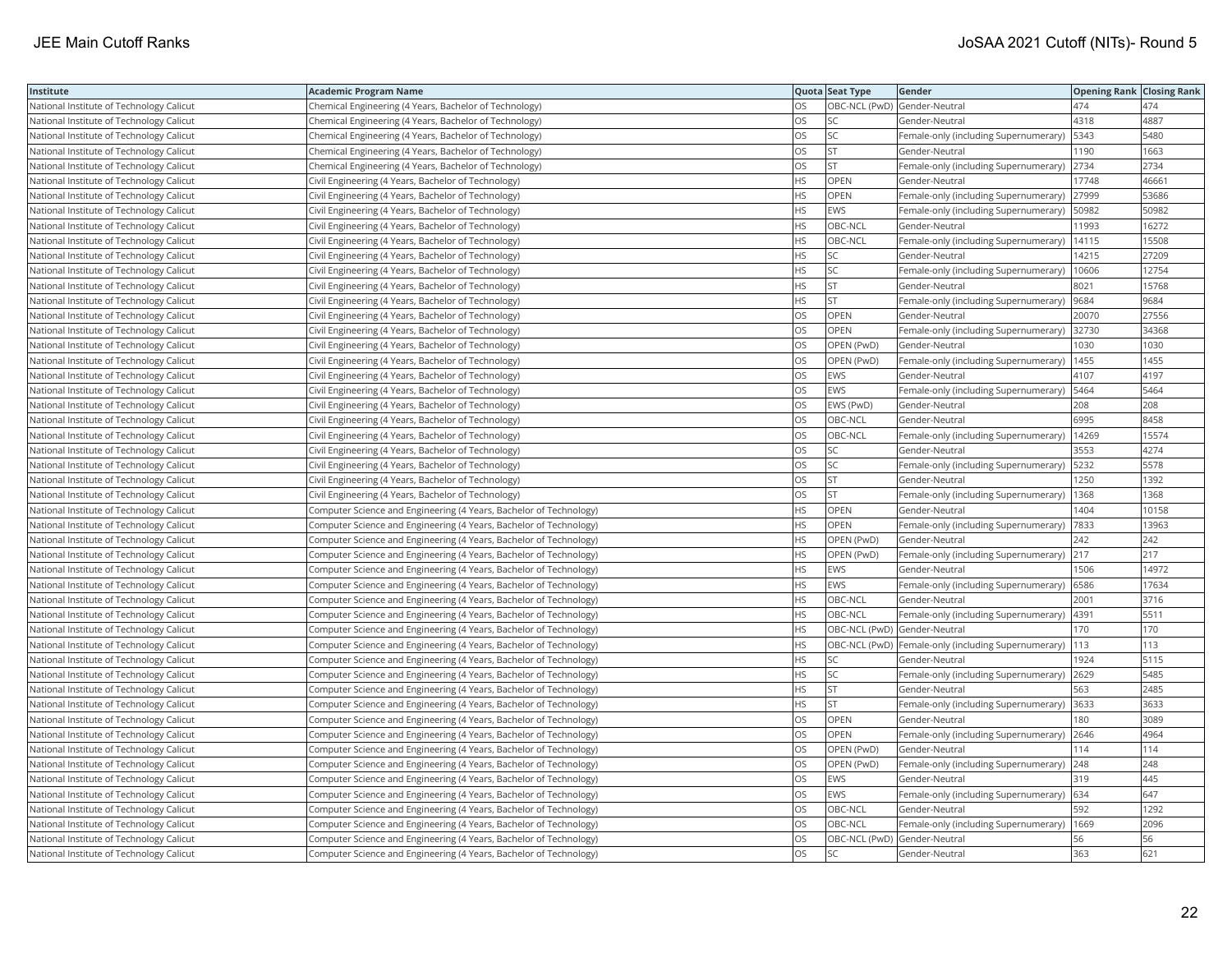| Institute | Academic Program Name | Quota | Seat Type | Gender | Opening Rank | Closing Rank |
| --- | --- | --- | --- | --- | --- | --- |
| National Institute of Technology Calicut | Chemical Engineering (4 Years, Bachelor of Technology) | OS | OBC-NCL (PwD) | Gender-Neutral | 474 | 474 |
| National Institute of Technology Calicut | Chemical Engineering (4 Years, Bachelor of Technology) | OS | SC | Gender-Neutral | 4318 | 4887 |
| National Institute of Technology Calicut | Chemical Engineering (4 Years, Bachelor of Technology) | OS | SC | Female-only (including Supernumerary) | 5343 | 5480 |
| National Institute of Technology Calicut | Chemical Engineering (4 Years, Bachelor of Technology) | OS | ST | Gender-Neutral | 1190 | 1663 |
| National Institute of Technology Calicut | Chemical Engineering (4 Years, Bachelor of Technology) | OS | ST | Female-only (including Supernumerary) | 2734 | 2734 |
| National Institute of Technology Calicut | Civil Engineering (4 Years, Bachelor of Technology) | HS | OPEN | Gender-Neutral | 17748 | 46661 |
| National Institute of Technology Calicut | Civil Engineering (4 Years, Bachelor of Technology) | HS | OPEN | Female-only (including Supernumerary) | 27999 | 53686 |
| National Institute of Technology Calicut | Civil Engineering (4 Years, Bachelor of Technology) | HS | EWS | Female-only (including Supernumerary) | 50982 | 50982 |
| National Institute of Technology Calicut | Civil Engineering (4 Years, Bachelor of Technology) | HS | OBC-NCL | Gender-Neutral | 11993 | 16272 |
| National Institute of Technology Calicut | Civil Engineering (4 Years, Bachelor of Technology) | HS | OBC-NCL | Female-only (including Supernumerary) | 14115 | 15508 |
| National Institute of Technology Calicut | Civil Engineering (4 Years, Bachelor of Technology) | HS | SC | Gender-Neutral | 14215 | 27209 |
| National Institute of Technology Calicut | Civil Engineering (4 Years, Bachelor of Technology) | HS | SC | Female-only (including Supernumerary) | 10606 | 12754 |
| National Institute of Technology Calicut | Civil Engineering (4 Years, Bachelor of Technology) | HS | ST | Gender-Neutral | 8021 | 15768 |
| National Institute of Technology Calicut | Civil Engineering (4 Years, Bachelor of Technology) | HS | ST | Female-only (including Supernumerary) | 9684 | 9684 |
| National Institute of Technology Calicut | Civil Engineering (4 Years, Bachelor of Technology) | OS | OPEN | Gender-Neutral | 20070 | 27556 |
| National Institute of Technology Calicut | Civil Engineering (4 Years, Bachelor of Technology) | OS | OPEN | Female-only (including Supernumerary) | 32730 | 34368 |
| National Institute of Technology Calicut | Civil Engineering (4 Years, Bachelor of Technology) | OS | OPEN (PwD) | Gender-Neutral | 1030 | 1030 |
| National Institute of Technology Calicut | Civil Engineering (4 Years, Bachelor of Technology) | OS | OPEN (PwD) | Female-only (including Supernumerary) | 1455 | 1455 |
| National Institute of Technology Calicut | Civil Engineering (4 Years, Bachelor of Technology) | OS | EWS | Gender-Neutral | 4107 | 4197 |
| National Institute of Technology Calicut | Civil Engineering (4 Years, Bachelor of Technology) | OS | EWS | Female-only (including Supernumerary) | 5464 | 5464 |
| National Institute of Technology Calicut | Civil Engineering (4 Years, Bachelor of Technology) | OS | EWS (PwD) | Gender-Neutral | 208 | 208 |
| National Institute of Technology Calicut | Civil Engineering (4 Years, Bachelor of Technology) | OS | OBC-NCL | Gender-Neutral | 6995 | 8458 |
| National Institute of Technology Calicut | Civil Engineering (4 Years, Bachelor of Technology) | OS | OBC-NCL | Female-only (including Supernumerary) | 14269 | 15574 |
| National Institute of Technology Calicut | Civil Engineering (4 Years, Bachelor of Technology) | OS | SC | Gender-Neutral | 3553 | 4274 |
| National Institute of Technology Calicut | Civil Engineering (4 Years, Bachelor of Technology) | OS | SC | Female-only (including Supernumerary) | 5232 | 5578 |
| National Institute of Technology Calicut | Civil Engineering (4 Years, Bachelor of Technology) | OS | ST | Gender-Neutral | 1250 | 1392 |
| National Institute of Technology Calicut | Civil Engineering (4 Years, Bachelor of Technology) | OS | ST | Female-only (including Supernumerary) | 1368 | 1368 |
| National Institute of Technology Calicut | Computer Science and Engineering (4 Years, Bachelor of Technology) | HS | OPEN | Gender-Neutral | 1404 | 10158 |
| National Institute of Technology Calicut | Computer Science and Engineering (4 Years, Bachelor of Technology) | HS | OPEN | Female-only (including Supernumerary) | 7833 | 13963 |
| National Institute of Technology Calicut | Computer Science and Engineering (4 Years, Bachelor of Technology) | HS | OPEN (PwD) | Gender-Neutral | 242 | 242 |
| National Institute of Technology Calicut | Computer Science and Engineering (4 Years, Bachelor of Technology) | HS | OPEN (PwD) | Female-only (including Supernumerary) | 217 | 217 |
| National Institute of Technology Calicut | Computer Science and Engineering (4 Years, Bachelor of Technology) | HS | EWS | Gender-Neutral | 1506 | 14972 |
| National Institute of Technology Calicut | Computer Science and Engineering (4 Years, Bachelor of Technology) | HS | EWS | Female-only (including Supernumerary) | 6586 | 17634 |
| National Institute of Technology Calicut | Computer Science and Engineering (4 Years, Bachelor of Technology) | HS | OBC-NCL | Gender-Neutral | 2001 | 3716 |
| National Institute of Technology Calicut | Computer Science and Engineering (4 Years, Bachelor of Technology) | HS | OBC-NCL | Female-only (including Supernumerary) | 4391 | 5511 |
| National Institute of Technology Calicut | Computer Science and Engineering (4 Years, Bachelor of Technology) | HS | OBC-NCL (PwD) | Gender-Neutral | 170 | 170 |
| National Institute of Technology Calicut | Computer Science and Engineering (4 Years, Bachelor of Technology) | HS | OBC-NCL (PwD) | Female-only (including Supernumerary) | 113 | 113 |
| National Institute of Technology Calicut | Computer Science and Engineering (4 Years, Bachelor of Technology) | HS | SC | Gender-Neutral | 1924 | 5115 |
| National Institute of Technology Calicut | Computer Science and Engineering (4 Years, Bachelor of Technology) | HS | SC | Female-only (including Supernumerary) | 2629 | 5485 |
| National Institute of Technology Calicut | Computer Science and Engineering (4 Years, Bachelor of Technology) | HS | ST | Gender-Neutral | 563 | 2485 |
| National Institute of Technology Calicut | Computer Science and Engineering (4 Years, Bachelor of Technology) | HS | ST | Female-only (including Supernumerary) | 3633 | 3633 |
| National Institute of Technology Calicut | Computer Science and Engineering (4 Years, Bachelor of Technology) | OS | OPEN | Gender-Neutral | 180 | 3089 |
| National Institute of Technology Calicut | Computer Science and Engineering (4 Years, Bachelor of Technology) | OS | OPEN | Female-only (including Supernumerary) | 2646 | 4964 |
| National Institute of Technology Calicut | Computer Science and Engineering (4 Years, Bachelor of Technology) | OS | OPEN (PwD) | Gender-Neutral | 114 | 114 |
| National Institute of Technology Calicut | Computer Science and Engineering (4 Years, Bachelor of Technology) | OS | OPEN (PwD) | Female-only (including Supernumerary) | 248 | 248 |
| National Institute of Technology Calicut | Computer Science and Engineering (4 Years, Bachelor of Technology) | OS | EWS | Gender-Neutral | 319 | 445 |
| National Institute of Technology Calicut | Computer Science and Engineering (4 Years, Bachelor of Technology) | OS | EWS | Female-only (including Supernumerary) | 634 | 647 |
| National Institute of Technology Calicut | Computer Science and Engineering (4 Years, Bachelor of Technology) | OS | OBC-NCL | Gender-Neutral | 592 | 1292 |
| National Institute of Technology Calicut | Computer Science and Engineering (4 Years, Bachelor of Technology) | OS | OBC-NCL | Female-only (including Supernumerary) | 1669 | 2096 |
| National Institute of Technology Calicut | Computer Science and Engineering (4 Years, Bachelor of Technology) | OS | OBC-NCL (PwD) | Gender-Neutral | 56 | 56 |
| National Institute of Technology Calicut | Computer Science and Engineering (4 Years, Bachelor of Technology) | OS | SC | Gender-Neutral | 363 | 621 |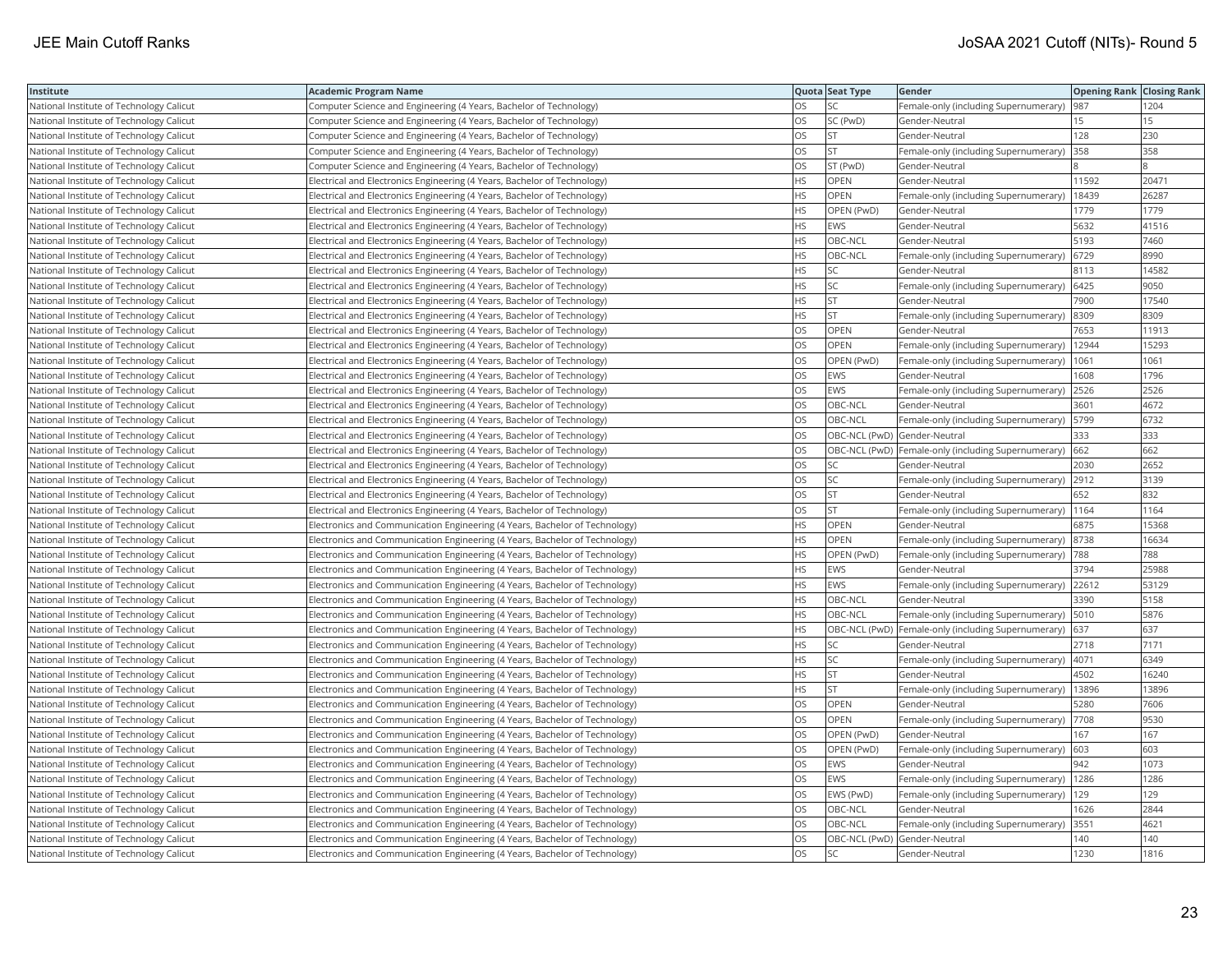| Institute | Academic Program Name | Quota | Seat Type | Gender | Opening Rank | Closing Rank |
|---|---|---|---|---|---|---|
| National Institute of Technology Calicut | Computer Science and Engineering (4 Years, Bachelor of Technology) | OS | SC | Female-only (including Supernumerary) | 987 | 1204 |
| National Institute of Technology Calicut | Computer Science and Engineering (4 Years, Bachelor of Technology) | OS | SC (PwD) | Gender-Neutral | 15 | 15 |
| National Institute of Technology Calicut | Computer Science and Engineering (4 Years, Bachelor of Technology) | OS | ST | Gender-Neutral | 128 | 230 |
| National Institute of Technology Calicut | Computer Science and Engineering (4 Years, Bachelor of Technology) | OS | ST | Female-only (including Supernumerary) | 358 | 358 |
| National Institute of Technology Calicut | Computer Science and Engineering (4 Years, Bachelor of Technology) | OS | ST (PwD) | Gender-Neutral | 8 | 8 |
| National Institute of Technology Calicut | Electrical and Electronics Engineering (4 Years, Bachelor of Technology) | HS | OPEN | Gender-Neutral | 11592 | 20471 |
| National Institute of Technology Calicut | Electrical and Electronics Engineering (4 Years, Bachelor of Technology) | HS | OPEN | Female-only (including Supernumerary) | 18439 | 26287 |
| National Institute of Technology Calicut | Electrical and Electronics Engineering (4 Years, Bachelor of Technology) | HS | OPEN (PwD) | Gender-Neutral | 1779 | 1779 |
| National Institute of Technology Calicut | Electrical and Electronics Engineering (4 Years, Bachelor of Technology) | HS | EWS | Gender-Neutral | 5632 | 41516 |
| National Institute of Technology Calicut | Electrical and Electronics Engineering (4 Years, Bachelor of Technology) | HS | OBC-NCL | Gender-Neutral | 5193 | 7460 |
| National Institute of Technology Calicut | Electrical and Electronics Engineering (4 Years, Bachelor of Technology) | HS | OBC-NCL | Female-only (including Supernumerary) | 6729 | 8990 |
| National Institute of Technology Calicut | Electrical and Electronics Engineering (4 Years, Bachelor of Technology) | HS | SC | Gender-Neutral | 8113 | 14582 |
| National Institute of Technology Calicut | Electrical and Electronics Engineering (4 Years, Bachelor of Technology) | HS | SC | Female-only (including Supernumerary) | 6425 | 9050 |
| National Institute of Technology Calicut | Electrical and Electronics Engineering (4 Years, Bachelor of Technology) | HS | ST | Gender-Neutral | 7900 | 17540 |
| National Institute of Technology Calicut | Electrical and Electronics Engineering (4 Years, Bachelor of Technology) | HS | ST | Female-only (including Supernumerary) | 8309 | 8309 |
| National Institute of Technology Calicut | Electrical and Electronics Engineering (4 Years, Bachelor of Technology) | OS | OPEN | Gender-Neutral | 7653 | 11913 |
| National Institute of Technology Calicut | Electrical and Electronics Engineering (4 Years, Bachelor of Technology) | OS | OPEN | Female-only (including Supernumerary) | 12944 | 15293 |
| National Institute of Technology Calicut | Electrical and Electronics Engineering (4 Years, Bachelor of Technology) | OS | OPEN (PwD) | Female-only (including Supernumerary) | 1061 | 1061 |
| National Institute of Technology Calicut | Electrical and Electronics Engineering (4 Years, Bachelor of Technology) | OS | EWS | Gender-Neutral | 1608 | 1796 |
| National Institute of Technology Calicut | Electrical and Electronics Engineering (4 Years, Bachelor of Technology) | OS | EWS | Female-only (including Supernumerary) | 2526 | 2526 |
| National Institute of Technology Calicut | Electrical and Electronics Engineering (4 Years, Bachelor of Technology) | OS | OBC-NCL | Gender-Neutral | 3601 | 4672 |
| National Institute of Technology Calicut | Electrical and Electronics Engineering (4 Years, Bachelor of Technology) | OS | OBC-NCL | Female-only (including Supernumerary) | 5799 | 6732 |
| National Institute of Technology Calicut | Electrical and Electronics Engineering (4 Years, Bachelor of Technology) | OS | OBC-NCL (PwD) | Gender-Neutral | 333 | 333 |
| National Institute of Technology Calicut | Electrical and Electronics Engineering (4 Years, Bachelor of Technology) | OS | OBC-NCL (PwD) | Female-only (including Supernumerary) | 662 | 662 |
| National Institute of Technology Calicut | Electrical and Electronics Engineering (4 Years, Bachelor of Technology) | OS | SC | Gender-Neutral | 2030 | 2652 |
| National Institute of Technology Calicut | Electrical and Electronics Engineering (4 Years, Bachelor of Technology) | OS | SC | Female-only (including Supernumerary) | 2912 | 3139 |
| National Institute of Technology Calicut | Electrical and Electronics Engineering (4 Years, Bachelor of Technology) | OS | ST | Gender-Neutral | 652 | 832 |
| National Institute of Technology Calicut | Electrical and Electronics Engineering (4 Years, Bachelor of Technology) | OS | ST | Female-only (including Supernumerary) | 1164 | 1164 |
| National Institute of Technology Calicut | Electronics and Communication Engineering (4 Years, Bachelor of Technology) | HS | OPEN | Gender-Neutral | 6875 | 15368 |
| National Institute of Technology Calicut | Electronics and Communication Engineering (4 Years, Bachelor of Technology) | HS | OPEN | Female-only (including Supernumerary) | 8738 | 16634 |
| National Institute of Technology Calicut | Electronics and Communication Engineering (4 Years, Bachelor of Technology) | HS | OPEN (PwD) | Female-only (including Supernumerary) | 788 | 788 |
| National Institute of Technology Calicut | Electronics and Communication Engineering (4 Years, Bachelor of Technology) | HS | EWS | Gender-Neutral | 3794 | 25988 |
| National Institute of Technology Calicut | Electronics and Communication Engineering (4 Years, Bachelor of Technology) | HS | EWS | Female-only (including Supernumerary) | 22612 | 53129 |
| National Institute of Technology Calicut | Electronics and Communication Engineering (4 Years, Bachelor of Technology) | HS | OBC-NCL | Gender-Neutral | 3390 | 5158 |
| National Institute of Technology Calicut | Electronics and Communication Engineering (4 Years, Bachelor of Technology) | HS | OBC-NCL | Female-only (including Supernumerary) | 5010 | 5876 |
| National Institute of Technology Calicut | Electronics and Communication Engineering (4 Years, Bachelor of Technology) | HS | OBC-NCL (PwD) | Female-only (including Supernumerary) | 637 | 637 |
| National Institute of Technology Calicut | Electronics and Communication Engineering (4 Years, Bachelor of Technology) | HS | SC | Gender-Neutral | 2718 | 7171 |
| National Institute of Technology Calicut | Electronics and Communication Engineering (4 Years, Bachelor of Technology) | HS | SC | Female-only (including Supernumerary) | 4071 | 6349 |
| National Institute of Technology Calicut | Electronics and Communication Engineering (4 Years, Bachelor of Technology) | HS | ST | Gender-Neutral | 4502 | 16240 |
| National Institute of Technology Calicut | Electronics and Communication Engineering (4 Years, Bachelor of Technology) | HS | ST | Female-only (including Supernumerary) | 13896 | 13896 |
| National Institute of Technology Calicut | Electronics and Communication Engineering (4 Years, Bachelor of Technology) | OS | OPEN | Gender-Neutral | 5280 | 7606 |
| National Institute of Technology Calicut | Electronics and Communication Engineering (4 Years, Bachelor of Technology) | OS | OPEN | Female-only (including Supernumerary) | 7708 | 9530 |
| National Institute of Technology Calicut | Electronics and Communication Engineering (4 Years, Bachelor of Technology) | OS | OPEN (PwD) | Gender-Neutral | 167 | 167 |
| National Institute of Technology Calicut | Electronics and Communication Engineering (4 Years, Bachelor of Technology) | OS | OPEN (PwD) | Female-only (including Supernumerary) | 603 | 603 |
| National Institute of Technology Calicut | Electronics and Communication Engineering (4 Years, Bachelor of Technology) | OS | EWS | Gender-Neutral | 942 | 1073 |
| National Institute of Technology Calicut | Electronics and Communication Engineering (4 Years, Bachelor of Technology) | OS | EWS | Female-only (including Supernumerary) | 1286 | 1286 |
| National Institute of Technology Calicut | Electronics and Communication Engineering (4 Years, Bachelor of Technology) | OS | EWS (PwD) | Female-only (including Supernumerary) | 129 | 129 |
| National Institute of Technology Calicut | Electronics and Communication Engineering (4 Years, Bachelor of Technology) | OS | OBC-NCL | Gender-Neutral | 1626 | 2844 |
| National Institute of Technology Calicut | Electronics and Communication Engineering (4 Years, Bachelor of Technology) | OS | OBC-NCL | Female-only (including Supernumerary) | 3551 | 4621 |
| National Institute of Technology Calicut | Electronics and Communication Engineering (4 Years, Bachelor of Technology) | OS | OBC-NCL (PwD) | Gender-Neutral | 140 | 140 |
| National Institute of Technology Calicut | Electronics and Communication Engineering (4 Years, Bachelor of Technology) | OS | SC | Gender-Neutral | 1230 | 1816 |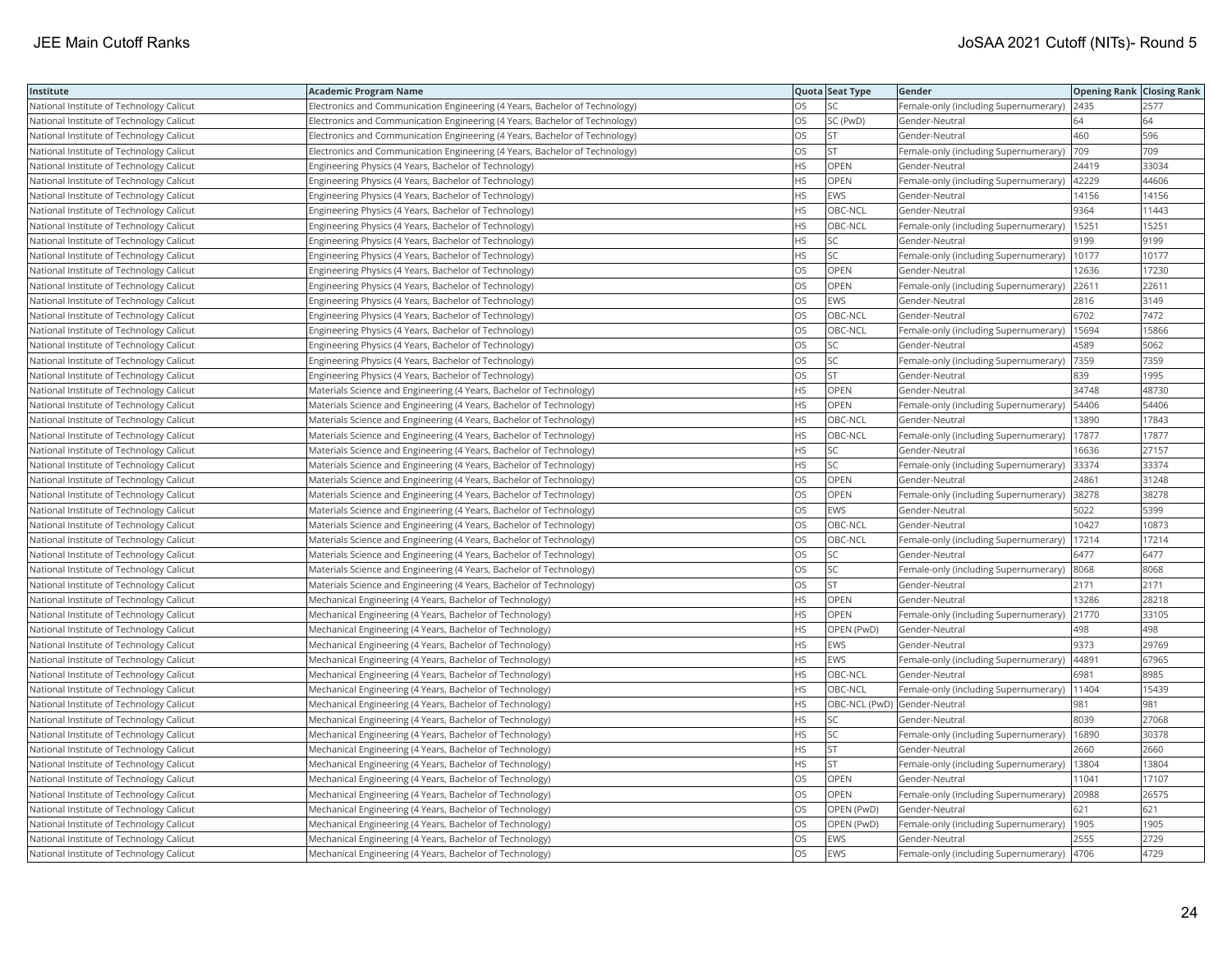| Institute | Academic Program Name | Quota | Seat Type | Gender | Opening Rank | Closing Rank |
|---|---|---|---|---|---|---|
| National Institute of Technology Calicut | Electronics and Communication Engineering (4 Years, Bachelor of Technology) | OS | SC | Female-only (including Supernumerary) | 2435 | 2577 |
| National Institute of Technology Calicut | Electronics and Communication Engineering (4 Years, Bachelor of Technology) | OS | SC (PwD) | Gender-Neutral | 64 | 64 |
| National Institute of Technology Calicut | Electronics and Communication Engineering (4 Years, Bachelor of Technology) | OS | ST | Gender-Neutral | 460 | 596 |
| National Institute of Technology Calicut | Electronics and Communication Engineering (4 Years, Bachelor of Technology) | OS | ST | Female-only (including Supernumerary) | 709 | 709 |
| National Institute of Technology Calicut | Engineering Physics (4 Years, Bachelor of Technology) | HS | OPEN | Gender-Neutral | 24419 | 33034 |
| National Institute of Technology Calicut | Engineering Physics (4 Years, Bachelor of Technology) | HS | OPEN | Female-only (including Supernumerary) | 42229 | 44606 |
| National Institute of Technology Calicut | Engineering Physics (4 Years, Bachelor of Technology) | HS | EWS | Gender-Neutral | 14156 | 14156 |
| National Institute of Technology Calicut | Engineering Physics (4 Years, Bachelor of Technology) | HS | OBC-NCL | Gender-Neutral | 9364 | 11443 |
| National Institute of Technology Calicut | Engineering Physics (4 Years, Bachelor of Technology) | HS | OBC-NCL | Female-only (including Supernumerary) | 15251 | 15251 |
| National Institute of Technology Calicut | Engineering Physics (4 Years, Bachelor of Technology) | HS | SC | Gender-Neutral | 9199 | 9199 |
| National Institute of Technology Calicut | Engineering Physics (4 Years, Bachelor of Technology) | HS | SC | Female-only (including Supernumerary) | 10177 | 10177 |
| National Institute of Technology Calicut | Engineering Physics (4 Years, Bachelor of Technology) | OS | OPEN | Gender-Neutral | 12636 | 17230 |
| National Institute of Technology Calicut | Engineering Physics (4 Years, Bachelor of Technology) | OS | OPEN | Female-only (including Supernumerary) | 22611 | 22611 |
| National Institute of Technology Calicut | Engineering Physics (4 Years, Bachelor of Technology) | OS | EWS | Gender-Neutral | 2816 | 3149 |
| National Institute of Technology Calicut | Engineering Physics (4 Years, Bachelor of Technology) | OS | OBC-NCL | Gender-Neutral | 6702 | 7472 |
| National Institute of Technology Calicut | Engineering Physics (4 Years, Bachelor of Technology) | OS | OBC-NCL | Female-only (including Supernumerary) | 15694 | 15866 |
| National Institute of Technology Calicut | Engineering Physics (4 Years, Bachelor of Technology) | OS | SC | Gender-Neutral | 4589 | 5062 |
| National Institute of Technology Calicut | Engineering Physics (4 Years, Bachelor of Technology) | OS | SC | Female-only (including Supernumerary) | 7359 | 7359 |
| National Institute of Technology Calicut | Engineering Physics (4 Years, Bachelor of Technology) | OS | ST | Gender-Neutral | 839 | 1995 |
| National Institute of Technology Calicut | Materials Science and Engineering (4 Years, Bachelor of Technology) | HS | OPEN | Gender-Neutral | 34748 | 48730 |
| National Institute of Technology Calicut | Materials Science and Engineering (4 Years, Bachelor of Technology) | HS | OPEN | Female-only (including Supernumerary) | 54406 | 54406 |
| National Institute of Technology Calicut | Materials Science and Engineering (4 Years, Bachelor of Technology) | HS | OBC-NCL | Gender-Neutral | 13890 | 17843 |
| National Institute of Technology Calicut | Materials Science and Engineering (4 Years, Bachelor of Technology) | HS | OBC-NCL | Female-only (including Supernumerary) | 17877 | 17877 |
| National Institute of Technology Calicut | Materials Science and Engineering (4 Years, Bachelor of Technology) | HS | SC | Gender-Neutral | 16636 | 27157 |
| National Institute of Technology Calicut | Materials Science and Engineering (4 Years, Bachelor of Technology) | HS | SC | Female-only (including Supernumerary) | 33374 | 33374 |
| National Institute of Technology Calicut | Materials Science and Engineering (4 Years, Bachelor of Technology) | OS | OPEN | Gender-Neutral | 24861 | 31248 |
| National Institute of Technology Calicut | Materials Science and Engineering (4 Years, Bachelor of Technology) | OS | OPEN | Female-only (including Supernumerary) | 38278 | 38278 |
| National Institute of Technology Calicut | Materials Science and Engineering (4 Years, Bachelor of Technology) | OS | EWS | Gender-Neutral | 5022 | 5399 |
| National Institute of Technology Calicut | Materials Science and Engineering (4 Years, Bachelor of Technology) | OS | OBC-NCL | Gender-Neutral | 10427 | 10873 |
| National Institute of Technology Calicut | Materials Science and Engineering (4 Years, Bachelor of Technology) | OS | OBC-NCL | Female-only (including Supernumerary) | 17214 | 17214 |
| National Institute of Technology Calicut | Materials Science and Engineering (4 Years, Bachelor of Technology) | OS | SC | Gender-Neutral | 6477 | 6477 |
| National Institute of Technology Calicut | Materials Science and Engineering (4 Years, Bachelor of Technology) | OS | SC | Female-only (including Supernumerary) | 8068 | 8068 |
| National Institute of Technology Calicut | Materials Science and Engineering (4 Years, Bachelor of Technology) | OS | ST | Gender-Neutral | 2171 | 2171 |
| National Institute of Technology Calicut | Mechanical Engineering (4 Years, Bachelor of Technology) | HS | OPEN | Gender-Neutral | 13286 | 28218 |
| National Institute of Technology Calicut | Mechanical Engineering (4 Years, Bachelor of Technology) | HS | OPEN | Female-only (including Supernumerary) | 21770 | 33105 |
| National Institute of Technology Calicut | Mechanical Engineering (4 Years, Bachelor of Technology) | HS | OPEN (PwD) | Gender-Neutral | 498 | 498 |
| National Institute of Technology Calicut | Mechanical Engineering (4 Years, Bachelor of Technology) | HS | EWS | Gender-Neutral | 9373 | 29769 |
| National Institute of Technology Calicut | Mechanical Engineering (4 Years, Bachelor of Technology) | HS | EWS | Female-only (including Supernumerary) | 44891 | 67965 |
| National Institute of Technology Calicut | Mechanical Engineering (4 Years, Bachelor of Technology) | HS | OBC-NCL | Gender-Neutral | 6981 | 8985 |
| National Institute of Technology Calicut | Mechanical Engineering (4 Years, Bachelor of Technology) | HS | OBC-NCL | Female-only (including Supernumerary) | 11404 | 15439 |
| National Institute of Technology Calicut | Mechanical Engineering (4 Years, Bachelor of Technology) | HS | OBC-NCL (PwD) | Gender-Neutral | 981 | 981 |
| National Institute of Technology Calicut | Mechanical Engineering (4 Years, Bachelor of Technology) | HS | SC | Gender-Neutral | 8039 | 27068 |
| National Institute of Technology Calicut | Mechanical Engineering (4 Years, Bachelor of Technology) | HS | SC | Female-only (including Supernumerary) | 16890 | 30378 |
| National Institute of Technology Calicut | Mechanical Engineering (4 Years, Bachelor of Technology) | HS | ST | Gender-Neutral | 2660 | 2660 |
| National Institute of Technology Calicut | Mechanical Engineering (4 Years, Bachelor of Technology) | HS | ST | Female-only (including Supernumerary) | 13804 | 13804 |
| National Institute of Technology Calicut | Mechanical Engineering (4 Years, Bachelor of Technology) | OS | OPEN | Gender-Neutral | 11041 | 17107 |
| National Institute of Technology Calicut | Mechanical Engineering (4 Years, Bachelor of Technology) | OS | OPEN | Female-only (including Supernumerary) | 20988 | 26575 |
| National Institute of Technology Calicut | Mechanical Engineering (4 Years, Bachelor of Technology) | OS | OPEN (PwD) | Gender-Neutral | 621 | 621 |
| National Institute of Technology Calicut | Mechanical Engineering (4 Years, Bachelor of Technology) | OS | OPEN (PwD) | Female-only (including Supernumerary) | 1905 | 1905 |
| National Institute of Technology Calicut | Mechanical Engineering (4 Years, Bachelor of Technology) | OS | EWS | Gender-Neutral | 2555 | 2729 |
| National Institute of Technology Calicut | Mechanical Engineering (4 Years, Bachelor of Technology) | OS | EWS | Female-only (including Supernumerary) | 4706 | 4729 |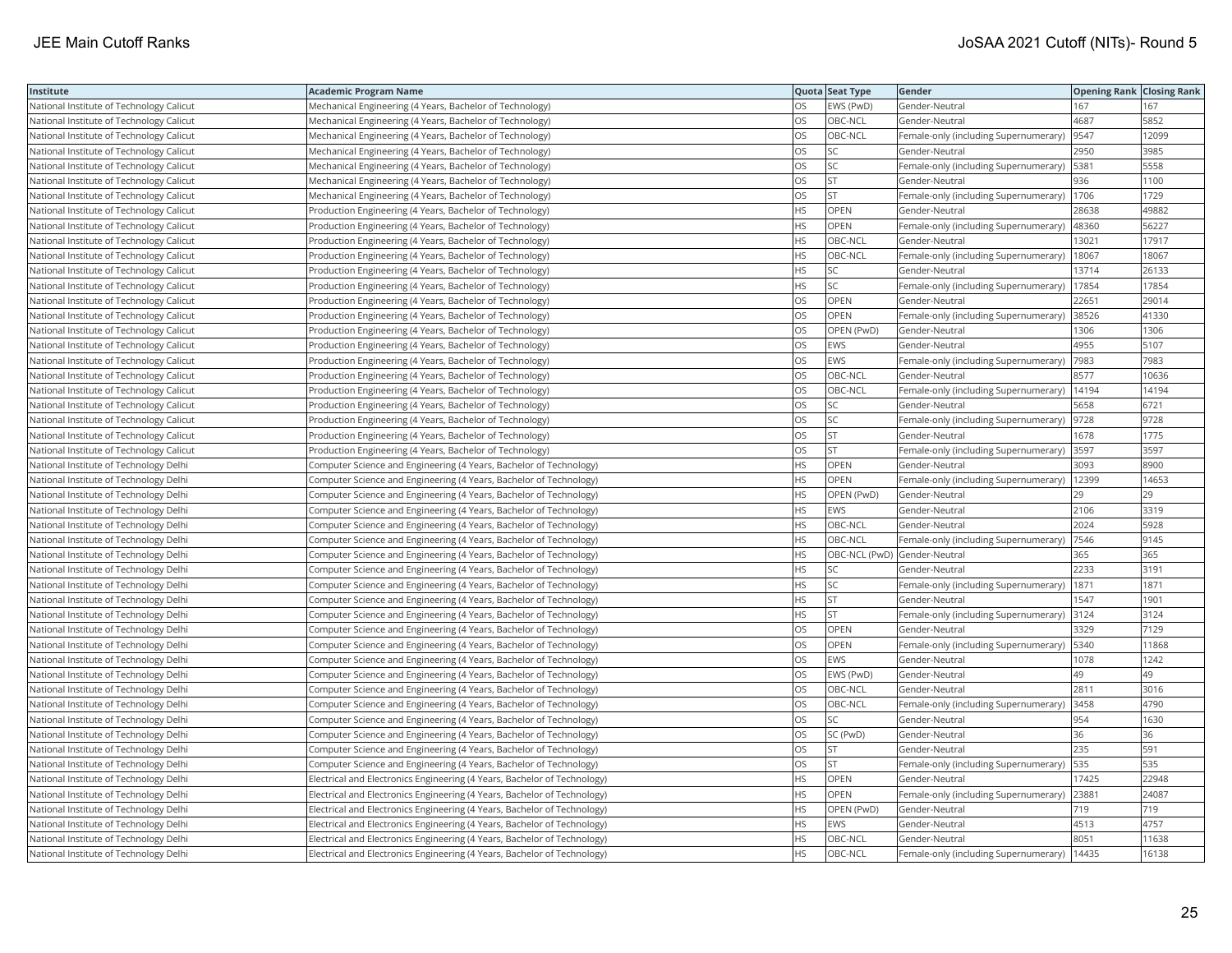| Institute | Academic Program Name | Quota | Seat Type | Gender | Opening Rank | Closing Rank |
|---|---|---|---|---|---|---|
| National Institute of Technology Calicut | Mechanical Engineering (4 Years, Bachelor of Technology) | OS | EWS (PwD) | Gender-Neutral | 167 | 167 |
| National Institute of Technology Calicut | Mechanical Engineering (4 Years, Bachelor of Technology) | OS | OBC-NCL | Gender-Neutral | 4687 | 5852 |
| National Institute of Technology Calicut | Mechanical Engineering (4 Years, Bachelor of Technology) | OS | OBC-NCL | Female-only (including Supernumerary) | 9547 | 12099 |
| National Institute of Technology Calicut | Mechanical Engineering (4 Years, Bachelor of Technology) | OS | SC | Gender-Neutral | 2950 | 3985 |
| National Institute of Technology Calicut | Mechanical Engineering (4 Years, Bachelor of Technology) | OS | SC | Female-only (including Supernumerary) | 5381 | 5558 |
| National Institute of Technology Calicut | Mechanical Engineering (4 Years, Bachelor of Technology) | OS | ST | Gender-Neutral | 936 | 1100 |
| National Institute of Technology Calicut | Mechanical Engineering (4 Years, Bachelor of Technology) | OS | ST | Female-only (including Supernumerary) | 1706 | 1729 |
| National Institute of Technology Calicut | Production Engineering (4 Years, Bachelor of Technology) | HS | OPEN | Gender-Neutral | 28638 | 49882 |
| National Institute of Technology Calicut | Production Engineering (4 Years, Bachelor of Technology) | HS | OPEN | Female-only (including Supernumerary) | 48360 | 56227 |
| National Institute of Technology Calicut | Production Engineering (4 Years, Bachelor of Technology) | HS | OBC-NCL | Gender-Neutral | 13021 | 17917 |
| National Institute of Technology Calicut | Production Engineering (4 Years, Bachelor of Technology) | HS | OBC-NCL | Female-only (including Supernumerary) | 18067 | 18067 |
| National Institute of Technology Calicut | Production Engineering (4 Years, Bachelor of Technology) | HS | SC | Gender-Neutral | 13714 | 26133 |
| National Institute of Technology Calicut | Production Engineering (4 Years, Bachelor of Technology) | HS | SC | Female-only (including Supernumerary) | 17854 | 17854 |
| National Institute of Technology Calicut | Production Engineering (4 Years, Bachelor of Technology) | OS | OPEN | Gender-Neutral | 22651 | 29014 |
| National Institute of Technology Calicut | Production Engineering (4 Years, Bachelor of Technology) | OS | OPEN | Female-only (including Supernumerary) | 38526 | 41330 |
| National Institute of Technology Calicut | Production Engineering (4 Years, Bachelor of Technology) | OS | OPEN (PwD) | Gender-Neutral | 1306 | 1306 |
| National Institute of Technology Calicut | Production Engineering (4 Years, Bachelor of Technology) | OS | EWS | Gender-Neutral | 4955 | 5107 |
| National Institute of Technology Calicut | Production Engineering (4 Years, Bachelor of Technology) | OS | EWS | Female-only (including Supernumerary) | 7983 | 7983 |
| National Institute of Technology Calicut | Production Engineering (4 Years, Bachelor of Technology) | OS | OBC-NCL | Gender-Neutral | 8577 | 10636 |
| National Institute of Technology Calicut | Production Engineering (4 Years, Bachelor of Technology) | OS | OBC-NCL | Female-only (including Supernumerary) | 14194 | 14194 |
| National Institute of Technology Calicut | Production Engineering (4 Years, Bachelor of Technology) | OS | SC | Gender-Neutral | 5658 | 6721 |
| National Institute of Technology Calicut | Production Engineering (4 Years, Bachelor of Technology) | OS | SC | Female-only (including Supernumerary) | 9728 | 9728 |
| National Institute of Technology Calicut | Production Engineering (4 Years, Bachelor of Technology) | OS | ST | Gender-Neutral | 1678 | 1775 |
| National Institute of Technology Calicut | Production Engineering (4 Years, Bachelor of Technology) | OS | ST | Female-only (including Supernumerary) | 3597 | 3597 |
| National Institute of Technology Delhi | Computer Science and Engineering (4 Years, Bachelor of Technology) | HS | OPEN | Gender-Neutral | 3093 | 8900 |
| National Institute of Technology Delhi | Computer Science and Engineering (4 Years, Bachelor of Technology) | HS | OPEN | Female-only (including Supernumerary) | 12399 | 14653 |
| National Institute of Technology Delhi | Computer Science and Engineering (4 Years, Bachelor of Technology) | HS | OPEN (PwD) | Gender-Neutral | 29 | 29 |
| National Institute of Technology Delhi | Computer Science and Engineering (4 Years, Bachelor of Technology) | HS | EWS | Gender-Neutral | 2106 | 3319 |
| National Institute of Technology Delhi | Computer Science and Engineering (4 Years, Bachelor of Technology) | HS | OBC-NCL | Gender-Neutral | 2024 | 5928 |
| National Institute of Technology Delhi | Computer Science and Engineering (4 Years, Bachelor of Technology) | HS | OBC-NCL | Female-only (including Supernumerary) | 7546 | 9145 |
| National Institute of Technology Delhi | Computer Science and Engineering (4 Years, Bachelor of Technology) | HS | OBC-NCL (PwD) | Gender-Neutral | 365 | 365 |
| National Institute of Technology Delhi | Computer Science and Engineering (4 Years, Bachelor of Technology) | HS | SC | Gender-Neutral | 2233 | 3191 |
| National Institute of Technology Delhi | Computer Science and Engineering (4 Years, Bachelor of Technology) | HS | SC | Female-only (including Supernumerary) | 1871 | 1871 |
| National Institute of Technology Delhi | Computer Science and Engineering (4 Years, Bachelor of Technology) | HS | ST | Gender-Neutral | 1547 | 1901 |
| National Institute of Technology Delhi | Computer Science and Engineering (4 Years, Bachelor of Technology) | HS | ST | Female-only (including Supernumerary) | 3124 | 3124 |
| National Institute of Technology Delhi | Computer Science and Engineering (4 Years, Bachelor of Technology) | OS | OPEN | Gender-Neutral | 3329 | 7129 |
| National Institute of Technology Delhi | Computer Science and Engineering (4 Years, Bachelor of Technology) | OS | OPEN | Female-only (including Supernumerary) | 5340 | 11868 |
| National Institute of Technology Delhi | Computer Science and Engineering (4 Years, Bachelor of Technology) | OS | EWS | Gender-Neutral | 1078 | 1242 |
| National Institute of Technology Delhi | Computer Science and Engineering (4 Years, Bachelor of Technology) | OS | EWS (PwD) | Gender-Neutral | 49 | 49 |
| National Institute of Technology Delhi | Computer Science and Engineering (4 Years, Bachelor of Technology) | OS | OBC-NCL | Gender-Neutral | 2811 | 3016 |
| National Institute of Technology Delhi | Computer Science and Engineering (4 Years, Bachelor of Technology) | OS | OBC-NCL | Female-only (including Supernumerary) | 3458 | 4790 |
| National Institute of Technology Delhi | Computer Science and Engineering (4 Years, Bachelor of Technology) | OS | SC | Gender-Neutral | 954 | 1630 |
| National Institute of Technology Delhi | Computer Science and Engineering (4 Years, Bachelor of Technology) | OS | SC (PwD) | Gender-Neutral | 36 | 36 |
| National Institute of Technology Delhi | Computer Science and Engineering (4 Years, Bachelor of Technology) | OS | ST | Gender-Neutral | 235 | 591 |
| National Institute of Technology Delhi | Computer Science and Engineering (4 Years, Bachelor of Technology) | OS | ST | Female-only (including Supernumerary) | 535 | 535 |
| National Institute of Technology Delhi | Electrical and Electronics Engineering (4 Years, Bachelor of Technology) | HS | OPEN | Gender-Neutral | 17425 | 22948 |
| National Institute of Technology Delhi | Electrical and Electronics Engineering (4 Years, Bachelor of Technology) | HS | OPEN | Female-only (including Supernumerary) | 23881 | 24087 |
| National Institute of Technology Delhi | Electrical and Electronics Engineering (4 Years, Bachelor of Technology) | HS | OPEN (PwD) | Gender-Neutral | 719 | 719 |
| National Institute of Technology Delhi | Electrical and Electronics Engineering (4 Years, Bachelor of Technology) | HS | EWS | Gender-Neutral | 4513 | 4757 |
| National Institute of Technology Delhi | Electrical and Electronics Engineering (4 Years, Bachelor of Technology) | HS | OBC-NCL | Gender-Neutral | 8051 | 11638 |
| National Institute of Technology Delhi | Electrical and Electronics Engineering (4 Years, Bachelor of Technology) | HS | OBC-NCL | Female-only (including Supernumerary) | 14435 | 16138 |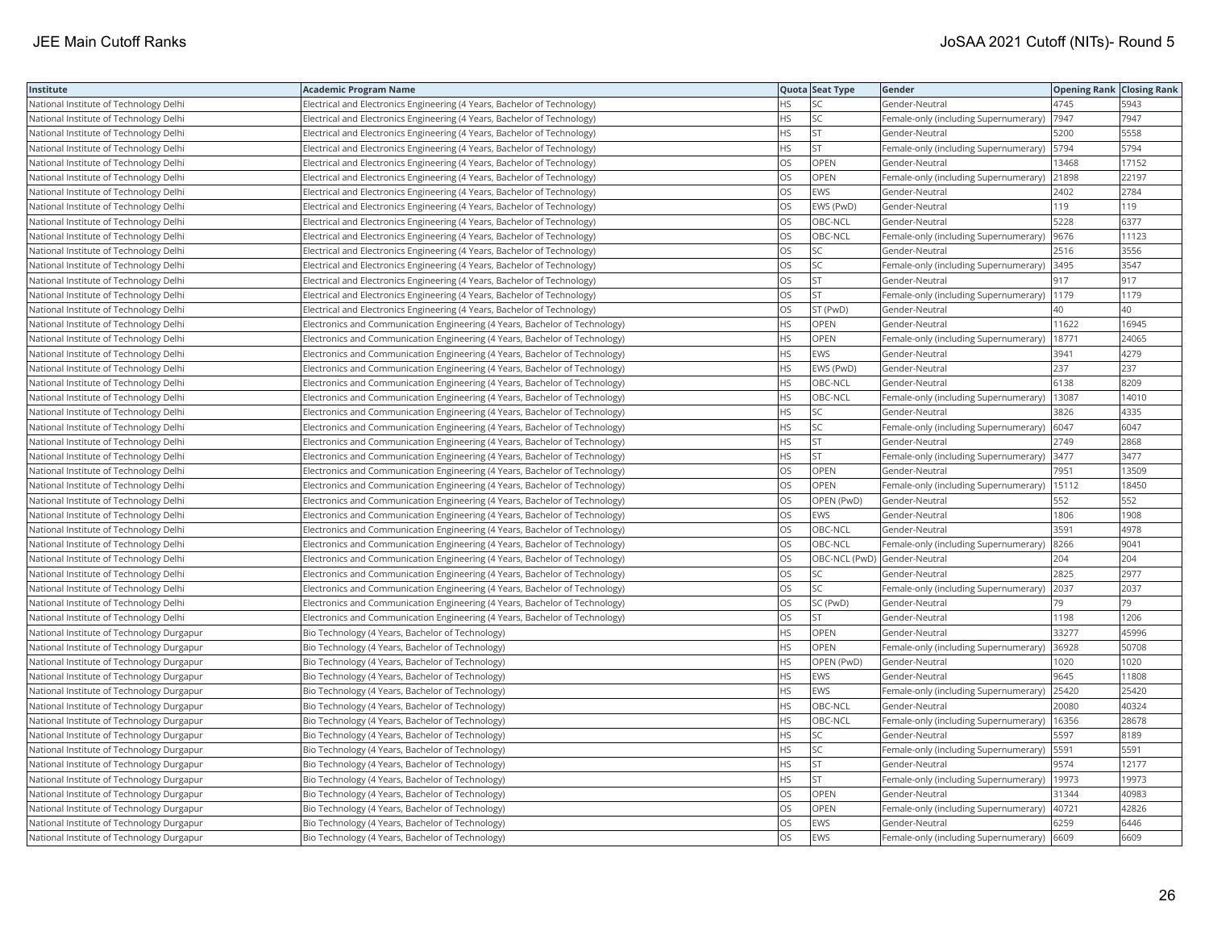| Institute | Academic Program Name | Quota | Seat Type | Gender | Opening Rank | Closing Rank |
|---|---|---|---|---|---|---|
| National Institute of Technology Delhi | Electrical and Electronics Engineering (4 Years, Bachelor of Technology) | HS | SC | Gender-Neutral | 4745 | 5943 |
| National Institute of Technology Delhi | Electrical and Electronics Engineering (4 Years, Bachelor of Technology) | HS | SC | Female-only (including Supernumerary) | 7947 | 7947 |
| National Institute of Technology Delhi | Electrical and Electronics Engineering (4 Years, Bachelor of Technology) | HS | ST | Gender-Neutral | 5200 | 5558 |
| National Institute of Technology Delhi | Electrical and Electronics Engineering (4 Years, Bachelor of Technology) | HS | ST | Female-only (including Supernumerary) | 5794 | 5794 |
| National Institute of Technology Delhi | Electrical and Electronics Engineering (4 Years, Bachelor of Technology) | OS | OPEN | Gender-Neutral | 13468 | 17152 |
| National Institute of Technology Delhi | Electrical and Electronics Engineering (4 Years, Bachelor of Technology) | OS | OPEN | Female-only (including Supernumerary) | 21898 | 22197 |
| National Institute of Technology Delhi | Electrical and Electronics Engineering (4 Years, Bachelor of Technology) | OS | EWS | Gender-Neutral | 2402 | 2784 |
| National Institute of Technology Delhi | Electrical and Electronics Engineering (4 Years, Bachelor of Technology) | OS | EWS (PwD) | Gender-Neutral | 119 | 119 |
| National Institute of Technology Delhi | Electrical and Electronics Engineering (4 Years, Bachelor of Technology) | OS | OBC-NCL | Gender-Neutral | 5228 | 6377 |
| National Institute of Technology Delhi | Electrical and Electronics Engineering (4 Years, Bachelor of Technology) | OS | OBC-NCL | Female-only (including Supernumerary) | 9676 | 11123 |
| National Institute of Technology Delhi | Electrical and Electronics Engineering (4 Years, Bachelor of Technology) | OS | SC | Gender-Neutral | 2516 | 3556 |
| National Institute of Technology Delhi | Electrical and Electronics Engineering (4 Years, Bachelor of Technology) | OS | SC | Female-only (including Supernumerary) | 3495 | 3547 |
| National Institute of Technology Delhi | Electrical and Electronics Engineering (4 Years, Bachelor of Technology) | OS | ST | Gender-Neutral | 917 | 917 |
| National Institute of Technology Delhi | Electrical and Electronics Engineering (4 Years, Bachelor of Technology) | OS | ST | Female-only (including Supernumerary) | 1179 | 1179 |
| National Institute of Technology Delhi | Electrical and Electronics Engineering (4 Years, Bachelor of Technology) | OS | ST (PwD) | Gender-Neutral | 40 | 40 |
| National Institute of Technology Delhi | Electronics and Communication Engineering (4 Years, Bachelor of Technology) | HS | OPEN | Gender-Neutral | 11622 | 16945 |
| National Institute of Technology Delhi | Electronics and Communication Engineering (4 Years, Bachelor of Technology) | HS | OPEN | Female-only (including Supernumerary) | 18771 | 24065 |
| National Institute of Technology Delhi | Electronics and Communication Engineering (4 Years, Bachelor of Technology) | HS | EWS | Gender-Neutral | 3941 | 4279 |
| National Institute of Technology Delhi | Electronics and Communication Engineering (4 Years, Bachelor of Technology) | HS | EWS (PwD) | Gender-Neutral | 237 | 237 |
| National Institute of Technology Delhi | Electronics and Communication Engineering (4 Years, Bachelor of Technology) | HS | OBC-NCL | Gender-Neutral | 6138 | 8209 |
| National Institute of Technology Delhi | Electronics and Communication Engineering (4 Years, Bachelor of Technology) | HS | OBC-NCL | Female-only (including Supernumerary) | 13087 | 14010 |
| National Institute of Technology Delhi | Electronics and Communication Engineering (4 Years, Bachelor of Technology) | HS | SC | Gender-Neutral | 3826 | 4335 |
| National Institute of Technology Delhi | Electronics and Communication Engineering (4 Years, Bachelor of Technology) | HS | SC | Female-only (including Supernumerary) | 6047 | 6047 |
| National Institute of Technology Delhi | Electronics and Communication Engineering (4 Years, Bachelor of Technology) | HS | ST | Gender-Neutral | 2749 | 2868 |
| National Institute of Technology Delhi | Electronics and Communication Engineering (4 Years, Bachelor of Technology) | HS | ST | Female-only (including Supernumerary) | 3477 | 3477 |
| National Institute of Technology Delhi | Electronics and Communication Engineering (4 Years, Bachelor of Technology) | OS | OPEN | Gender-Neutral | 7951 | 13509 |
| National Institute of Technology Delhi | Electronics and Communication Engineering (4 Years, Bachelor of Technology) | OS | OPEN | Female-only (including Supernumerary) | 15112 | 18450 |
| National Institute of Technology Delhi | Electronics and Communication Engineering (4 Years, Bachelor of Technology) | OS | OPEN (PwD) | Gender-Neutral | 552 | 552 |
| National Institute of Technology Delhi | Electronics and Communication Engineering (4 Years, Bachelor of Technology) | OS | EWS | Gender-Neutral | 1806 | 1908 |
| National Institute of Technology Delhi | Electronics and Communication Engineering (4 Years, Bachelor of Technology) | OS | OBC-NCL | Gender-Neutral | 3591 | 4978 |
| National Institute of Technology Delhi | Electronics and Communication Engineering (4 Years, Bachelor of Technology) | OS | OBC-NCL | Female-only (including Supernumerary) | 8266 | 9041 |
| National Institute of Technology Delhi | Electronics and Communication Engineering (4 Years, Bachelor of Technology) | OS | OBC-NCL (PwD) | Gender-Neutral | 204 | 204 |
| National Institute of Technology Delhi | Electronics and Communication Engineering (4 Years, Bachelor of Technology) | OS | SC | Gender-Neutral | 2825 | 2977 |
| National Institute of Technology Delhi | Electronics and Communication Engineering (4 Years, Bachelor of Technology) | OS | SC | Female-only (including Supernumerary) | 2037 | 2037 |
| National Institute of Technology Delhi | Electronics and Communication Engineering (4 Years, Bachelor of Technology) | OS | SC (PwD) | Gender-Neutral | 79 | 79 |
| National Institute of Technology Delhi | Electronics and Communication Engineering (4 Years, Bachelor of Technology) | OS | ST | Gender-Neutral | 1198 | 1206 |
| National Institute of Technology Durgapur | Bio Technology (4 Years, Bachelor of Technology) | HS | OPEN | Gender-Neutral | 33277 | 45996 |
| National Institute of Technology Durgapur | Bio Technology (4 Years, Bachelor of Technology) | HS | OPEN | Female-only (including Supernumerary) | 36928 | 50708 |
| National Institute of Technology Durgapur | Bio Technology (4 Years, Bachelor of Technology) | HS | OPEN (PwD) | Gender-Neutral | 1020 | 1020 |
| National Institute of Technology Durgapur | Bio Technology (4 Years, Bachelor of Technology) | HS | EWS | Gender-Neutral | 9645 | 11808 |
| National Institute of Technology Durgapur | Bio Technology (4 Years, Bachelor of Technology) | HS | EWS | Female-only (including Supernumerary) | 25420 | 25420 |
| National Institute of Technology Durgapur | Bio Technology (4 Years, Bachelor of Technology) | HS | OBC-NCL | Gender-Neutral | 20080 | 40324 |
| National Institute of Technology Durgapur | Bio Technology (4 Years, Bachelor of Technology) | HS | OBC-NCL | Female-only (including Supernumerary) | 16356 | 28678 |
| National Institute of Technology Durgapur | Bio Technology (4 Years, Bachelor of Technology) | HS | SC | Gender-Neutral | 5597 | 8189 |
| National Institute of Technology Durgapur | Bio Technology (4 Years, Bachelor of Technology) | HS | SC | Female-only (including Supernumerary) | 5591 | 5591 |
| National Institute of Technology Durgapur | Bio Technology (4 Years, Bachelor of Technology) | HS | ST | Gender-Neutral | 9574 | 12177 |
| National Institute of Technology Durgapur | Bio Technology (4 Years, Bachelor of Technology) | HS | ST | Female-only (including Supernumerary) | 19973 | 19973 |
| National Institute of Technology Durgapur | Bio Technology (4 Years, Bachelor of Technology) | OS | OPEN | Gender-Neutral | 31344 | 40983 |
| National Institute of Technology Durgapur | Bio Technology (4 Years, Bachelor of Technology) | OS | OPEN | Female-only (including Supernumerary) | 40721 | 42826 |
| National Institute of Technology Durgapur | Bio Technology (4 Years, Bachelor of Technology) | OS | EWS | Gender-Neutral | 6259 | 6446 |
| National Institute of Technology Durgapur | Bio Technology (4 Years, Bachelor of Technology) | OS | EWS | Female-only (including Supernumerary) | 6609 | 6609 |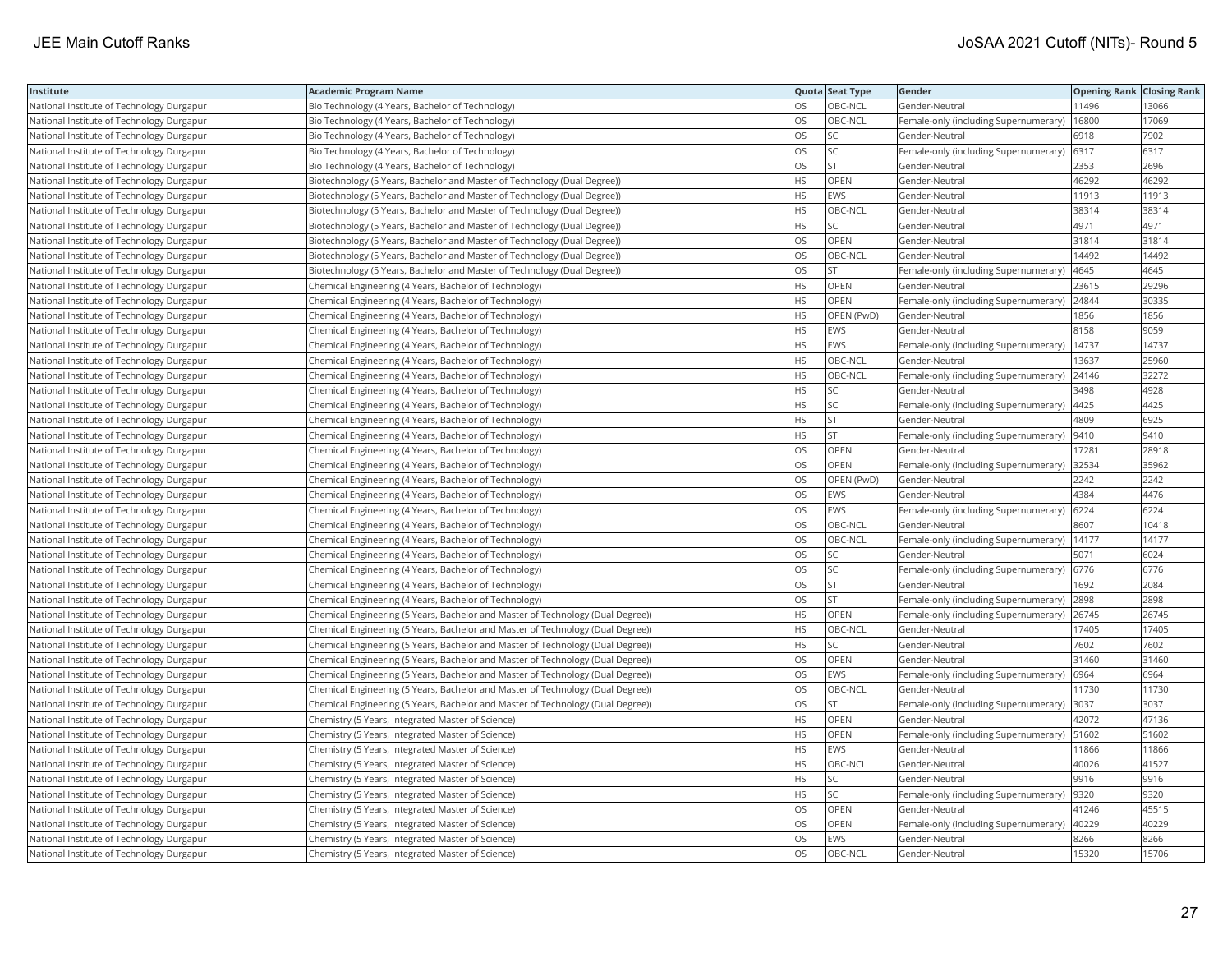| Institute | Academic Program Name | Quota | Seat Type | Gender | Opening Rank | Closing Rank |
| --- | --- | --- | --- | --- | --- | --- |
| National Institute of Technology Durgapur | Bio Technology (4 Years, Bachelor of Technology) | OS | OBC-NCL | Gender-Neutral | 11496 | 13066 |
| National Institute of Technology Durgapur | Bio Technology (4 Years, Bachelor of Technology) | OS | OBC-NCL | Female-only (including Supernumerary) | 16800 | 17069 |
| National Institute of Technology Durgapur | Bio Technology (4 Years, Bachelor of Technology) | OS | SC | Gender-Neutral | 6918 | 7902 |
| National Institute of Technology Durgapur | Bio Technology (4 Years, Bachelor of Technology) | OS | SC | Female-only (including Supernumerary) | 6317 | 6317 |
| National Institute of Technology Durgapur | Bio Technology (4 Years, Bachelor of Technology) | OS | ST | Gender-Neutral | 2353 | 2696 |
| National Institute of Technology Durgapur | Biotechnology (5 Years, Bachelor and Master of Technology (Dual Degree)) | HS | OPEN | Gender-Neutral | 46292 | 46292 |
| National Institute of Technology Durgapur | Biotechnology (5 Years, Bachelor and Master of Technology (Dual Degree)) | HS | EWS | Gender-Neutral | 11913 | 11913 |
| National Institute of Technology Durgapur | Biotechnology (5 Years, Bachelor and Master of Technology (Dual Degree)) | HS | OBC-NCL | Gender-Neutral | 38314 | 38314 |
| National Institute of Technology Durgapur | Biotechnology (5 Years, Bachelor and Master of Technology (Dual Degree)) | HS | SC | Gender-Neutral | 4971 | 4971 |
| National Institute of Technology Durgapur | Biotechnology (5 Years, Bachelor and Master of Technology (Dual Degree)) | OS | OPEN | Gender-Neutral | 31814 | 31814 |
| National Institute of Technology Durgapur | Biotechnology (5 Years, Bachelor and Master of Technology (Dual Degree)) | OS | OBC-NCL | Gender-Neutral | 14492 | 14492 |
| National Institute of Technology Durgapur | Biotechnology (5 Years, Bachelor and Master of Technology (Dual Degree)) | OS | ST | Female-only (including Supernumerary) | 4645 | 4645 |
| National Institute of Technology Durgapur | Chemical Engineering (4 Years, Bachelor of Technology) | HS | OPEN | Gender-Neutral | 23615 | 29296 |
| National Institute of Technology Durgapur | Chemical Engineering (4 Years, Bachelor of Technology) | HS | OPEN | Female-only (including Supernumerary) | 24844 | 30335 |
| National Institute of Technology Durgapur | Chemical Engineering (4 Years, Bachelor of Technology) | HS | OPEN (PwD) | Gender-Neutral | 1856 | 1856 |
| National Institute of Technology Durgapur | Chemical Engineering (4 Years, Bachelor of Technology) | HS | EWS | Gender-Neutral | 8158 | 9059 |
| National Institute of Technology Durgapur | Chemical Engineering (4 Years, Bachelor of Technology) | HS | EWS | Female-only (including Supernumerary) | 14737 | 14737 |
| National Institute of Technology Durgapur | Chemical Engineering (4 Years, Bachelor of Technology) | HS | OBC-NCL | Gender-Neutral | 13637 | 25960 |
| National Institute of Technology Durgapur | Chemical Engineering (4 Years, Bachelor of Technology) | HS | OBC-NCL | Female-only (including Supernumerary) | 24146 | 32272 |
| National Institute of Technology Durgapur | Chemical Engineering (4 Years, Bachelor of Technology) | HS | SC | Gender-Neutral | 3498 | 4928 |
| National Institute of Technology Durgapur | Chemical Engineering (4 Years, Bachelor of Technology) | HS | SC | Female-only (including Supernumerary) | 4425 | 4425 |
| National Institute of Technology Durgapur | Chemical Engineering (4 Years, Bachelor of Technology) | HS | ST | Gender-Neutral | 4809 | 6925 |
| National Institute of Technology Durgapur | Chemical Engineering (4 Years, Bachelor of Technology) | HS | ST | Female-only (including Supernumerary) | 9410 | 9410 |
| National Institute of Technology Durgapur | Chemical Engineering (4 Years, Bachelor of Technology) | OS | OPEN | Gender-Neutral | 17281 | 28918 |
| National Institute of Technology Durgapur | Chemical Engineering (4 Years, Bachelor of Technology) | OS | OPEN | Female-only (including Supernumerary) | 32534 | 35962 |
| National Institute of Technology Durgapur | Chemical Engineering (4 Years, Bachelor of Technology) | OS | OPEN (PwD) | Gender-Neutral | 2242 | 2242 |
| National Institute of Technology Durgapur | Chemical Engineering (4 Years, Bachelor of Technology) | OS | EWS | Gender-Neutral | 4384 | 4476 |
| National Institute of Technology Durgapur | Chemical Engineering (4 Years, Bachelor of Technology) | OS | EWS | Female-only (including Supernumerary) | 6224 | 6224 |
| National Institute of Technology Durgapur | Chemical Engineering (4 Years, Bachelor of Technology) | OS | OBC-NCL | Gender-Neutral | 8607 | 10418 |
| National Institute of Technology Durgapur | Chemical Engineering (4 Years, Bachelor of Technology) | OS | OBC-NCL | Female-only (including Supernumerary) | 14177 | 14177 |
| National Institute of Technology Durgapur | Chemical Engineering (4 Years, Bachelor of Technology) | OS | SC | Gender-Neutral | 5071 | 6024 |
| National Institute of Technology Durgapur | Chemical Engineering (4 Years, Bachelor of Technology) | OS | SC | Female-only (including Supernumerary) | 6776 | 6776 |
| National Institute of Technology Durgapur | Chemical Engineering (4 Years, Bachelor of Technology) | OS | ST | Gender-Neutral | 1692 | 2084 |
| National Institute of Technology Durgapur | Chemical Engineering (4 Years, Bachelor of Technology) | OS | ST | Female-only (including Supernumerary) | 2898 | 2898 |
| National Institute of Technology Durgapur | Chemical Engineering (5 Years, Bachelor and Master of Technology (Dual Degree)) | HS | OPEN | Female-only (including Supernumerary) | 26745 | 26745 |
| National Institute of Technology Durgapur | Chemical Engineering (5 Years, Bachelor and Master of Technology (Dual Degree)) | HS | OBC-NCL | Gender-Neutral | 17405 | 17405 |
| National Institute of Technology Durgapur | Chemical Engineering (5 Years, Bachelor and Master of Technology (Dual Degree)) | HS | SC | Gender-Neutral | 7602 | 7602 |
| National Institute of Technology Durgapur | Chemical Engineering (5 Years, Bachelor and Master of Technology (Dual Degree)) | OS | OPEN | Gender-Neutral | 31460 | 31460 |
| National Institute of Technology Durgapur | Chemical Engineering (5 Years, Bachelor and Master of Technology (Dual Degree)) | OS | EWS | Female-only (including Supernumerary) | 6964 | 6964 |
| National Institute of Technology Durgapur | Chemical Engineering (5 Years, Bachelor and Master of Technology (Dual Degree)) | OS | OBC-NCL | Gender-Neutral | 11730 | 11730 |
| National Institute of Technology Durgapur | Chemical Engineering (5 Years, Bachelor and Master of Technology (Dual Degree)) | OS | ST | Female-only (including Supernumerary) | 3037 | 3037 |
| National Institute of Technology Durgapur | Chemistry (5 Years, Integrated Master of Science) | HS | OPEN | Gender-Neutral | 42072 | 47136 |
| National Institute of Technology Durgapur | Chemistry (5 Years, Integrated Master of Science) | HS | OPEN | Female-only (including Supernumerary) | 51602 | 51602 |
| National Institute of Technology Durgapur | Chemistry (5 Years, Integrated Master of Science) | HS | EWS | Gender-Neutral | 11866 | 11866 |
| National Institute of Technology Durgapur | Chemistry (5 Years, Integrated Master of Science) | HS | OBC-NCL | Gender-Neutral | 40026 | 41527 |
| National Institute of Technology Durgapur | Chemistry (5 Years, Integrated Master of Science) | HS | SC | Gender-Neutral | 9916 | 9916 |
| National Institute of Technology Durgapur | Chemistry (5 Years, Integrated Master of Science) | HS | SC | Female-only (including Supernumerary) | 9320 | 9320 |
| National Institute of Technology Durgapur | Chemistry (5 Years, Integrated Master of Science) | OS | OPEN | Gender-Neutral | 41246 | 45515 |
| National Institute of Technology Durgapur | Chemistry (5 Years, Integrated Master of Science) | OS | OPEN | Female-only (including Supernumerary) | 40229 | 40229 |
| National Institute of Technology Durgapur | Chemistry (5 Years, Integrated Master of Science) | OS | EWS | Gender-Neutral | 8266 | 8266 |
| National Institute of Technology Durgapur | Chemistry (5 Years, Integrated Master of Science) | OS | OBC-NCL | Gender-Neutral | 15320 | 15706 |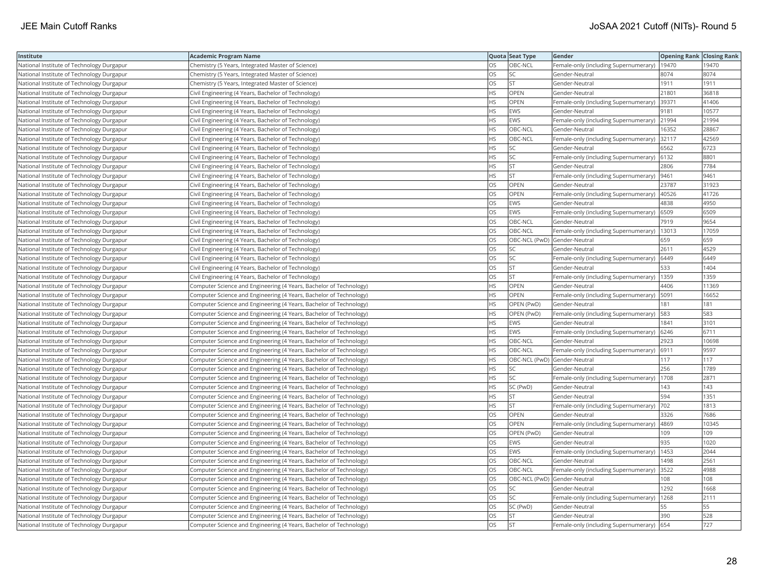| Institute | Academic Program Name | Quota | Seat Type | Gender | Opening Rank | Closing Rank |
|---|---|---|---|---|---|---|
| National Institute of Technology Durgapur | Chemistry (5 Years, Integrated Master of Science) | OS | OBC-NCL | Female-only (including Supernumerary) | 19470 | 19470 |
| National Institute of Technology Durgapur | Chemistry (5 Years, Integrated Master of Science) | OS | SC | Gender-Neutral | 8074 | 8074 |
| National Institute of Technology Durgapur | Chemistry (5 Years, Integrated Master of Science) | OS | ST | Gender-Neutral | 1911 | 1911 |
| National Institute of Technology Durgapur | Civil Engineering (4 Years, Bachelor of Technology) | HS | OPEN | Gender-Neutral | 21801 | 36818 |
| National Institute of Technology Durgapur | Civil Engineering (4 Years, Bachelor of Technology) | HS | OPEN | Female-only (including Supernumerary) | 39371 | 41406 |
| National Institute of Technology Durgapur | Civil Engineering (4 Years, Bachelor of Technology) | HS | EWS | Gender-Neutral | 9181 | 10577 |
| National Institute of Technology Durgapur | Civil Engineering (4 Years, Bachelor of Technology) | HS | EWS | Female-only (including Supernumerary) | 21994 | 21994 |
| National Institute of Technology Durgapur | Civil Engineering (4 Years, Bachelor of Technology) | HS | OBC-NCL | Gender-Neutral | 16352 | 28867 |
| National Institute of Technology Durgapur | Civil Engineering (4 Years, Bachelor of Technology) | HS | OBC-NCL | Female-only (including Supernumerary) | 32117 | 42569 |
| National Institute of Technology Durgapur | Civil Engineering (4 Years, Bachelor of Technology) | HS | SC | Gender-Neutral | 6562 | 6723 |
| National Institute of Technology Durgapur | Civil Engineering (4 Years, Bachelor of Technology) | HS | SC | Female-only (including Supernumerary) | 6132 | 8801 |
| National Institute of Technology Durgapur | Civil Engineering (4 Years, Bachelor of Technology) | HS | ST | Gender-Neutral | 2806 | 7784 |
| National Institute of Technology Durgapur | Civil Engineering (4 Years, Bachelor of Technology) | HS | ST | Female-only (including Supernumerary) | 9461 | 9461 |
| National Institute of Technology Durgapur | Civil Engineering (4 Years, Bachelor of Technology) | OS | OPEN | Gender-Neutral | 23787 | 31923 |
| National Institute of Technology Durgapur | Civil Engineering (4 Years, Bachelor of Technology) | OS | OPEN | Female-only (including Supernumerary) | 40526 | 41726 |
| National Institute of Technology Durgapur | Civil Engineering (4 Years, Bachelor of Technology) | OS | EWS | Gender-Neutral | 4838 | 4950 |
| National Institute of Technology Durgapur | Civil Engineering (4 Years, Bachelor of Technology) | OS | EWS | Female-only (including Supernumerary) | 6509 | 6509 |
| National Institute of Technology Durgapur | Civil Engineering (4 Years, Bachelor of Technology) | OS | OBC-NCL | Gender-Neutral | 7919 | 9654 |
| National Institute of Technology Durgapur | Civil Engineering (4 Years, Bachelor of Technology) | OS | OBC-NCL | Female-only (including Supernumerary) | 13013 | 17059 |
| National Institute of Technology Durgapur | Civil Engineering (4 Years, Bachelor of Technology) | OS | OBC-NCL (PwD) | Gender-Neutral | 659 | 659 |
| National Institute of Technology Durgapur | Civil Engineering (4 Years, Bachelor of Technology) | OS | SC | Gender-Neutral | 2611 | 4529 |
| National Institute of Technology Durgapur | Civil Engineering (4 Years, Bachelor of Technology) | OS | SC | Female-only (including Supernumerary) | 6449 | 6449 |
| National Institute of Technology Durgapur | Civil Engineering (4 Years, Bachelor of Technology) | OS | ST | Gender-Neutral | 533 | 1404 |
| National Institute of Technology Durgapur | Civil Engineering (4 Years, Bachelor of Technology) | OS | ST | Female-only (including Supernumerary) | 1359 | 1359 |
| National Institute of Technology Durgapur | Computer Science and Engineering (4 Years, Bachelor of Technology) | HS | OPEN | Gender-Neutral | 4406 | 11369 |
| National Institute of Technology Durgapur | Computer Science and Engineering (4 Years, Bachelor of Technology) | HS | OPEN | Female-only (including Supernumerary) | 5091 | 16652 |
| National Institute of Technology Durgapur | Computer Science and Engineering (4 Years, Bachelor of Technology) | HS | OPEN (PwD) | Gender-Neutral | 181 | 181 |
| National Institute of Technology Durgapur | Computer Science and Engineering (4 Years, Bachelor of Technology) | HS | OPEN (PwD) | Female-only (including Supernumerary) | 583 | 583 |
| National Institute of Technology Durgapur | Computer Science and Engineering (4 Years, Bachelor of Technology) | HS | EWS | Gender-Neutral | 1841 | 3101 |
| National Institute of Technology Durgapur | Computer Science and Engineering (4 Years, Bachelor of Technology) | HS | EWS | Female-only (including Supernumerary) | 6246 | 6711 |
| National Institute of Technology Durgapur | Computer Science and Engineering (4 Years, Bachelor of Technology) | HS | OBC-NCL | Gender-Neutral | 2923 | 10698 |
| National Institute of Technology Durgapur | Computer Science and Engineering (4 Years, Bachelor of Technology) | HS | OBC-NCL | Female-only (including Supernumerary) | 6911 | 9597 |
| National Institute of Technology Durgapur | Computer Science and Engineering (4 Years, Bachelor of Technology) | HS | OBC-NCL (PwD) | Gender-Neutral | 117 | 117 |
| National Institute of Technology Durgapur | Computer Science and Engineering (4 Years, Bachelor of Technology) | HS | SC | Gender-Neutral | 256 | 1789 |
| National Institute of Technology Durgapur | Computer Science and Engineering (4 Years, Bachelor of Technology) | HS | SC | Female-only (including Supernumerary) | 1708 | 2871 |
| National Institute of Technology Durgapur | Computer Science and Engineering (4 Years, Bachelor of Technology) | HS | SC (PwD) | Gender-Neutral | 143 | 143 |
| National Institute of Technology Durgapur | Computer Science and Engineering (4 Years, Bachelor of Technology) | HS | ST | Gender-Neutral | 594 | 1351 |
| National Institute of Technology Durgapur | Computer Science and Engineering (4 Years, Bachelor of Technology) | HS | ST | Female-only (including Supernumerary) | 702 | 1813 |
| National Institute of Technology Durgapur | Computer Science and Engineering (4 Years, Bachelor of Technology) | OS | OPEN | Gender-Neutral | 3326 | 7686 |
| National Institute of Technology Durgapur | Computer Science and Engineering (4 Years, Bachelor of Technology) | OS | OPEN | Female-only (including Supernumerary) | 4869 | 10345 |
| National Institute of Technology Durgapur | Computer Science and Engineering (4 Years, Bachelor of Technology) | OS | OPEN (PwD) | Gender-Neutral | 109 | 109 |
| National Institute of Technology Durgapur | Computer Science and Engineering (4 Years, Bachelor of Technology) | OS | EWS | Gender-Neutral | 935 | 1020 |
| National Institute of Technology Durgapur | Computer Science and Engineering (4 Years, Bachelor of Technology) | OS | EWS | Female-only (including Supernumerary) | 1453 | 2044 |
| National Institute of Technology Durgapur | Computer Science and Engineering (4 Years, Bachelor of Technology) | OS | OBC-NCL | Gender-Neutral | 1498 | 2561 |
| National Institute of Technology Durgapur | Computer Science and Engineering (4 Years, Bachelor of Technology) | OS | OBC-NCL | Female-only (including Supernumerary) | 3522 | 4988 |
| National Institute of Technology Durgapur | Computer Science and Engineering (4 Years, Bachelor of Technology) | OS | OBC-NCL (PwD) | Gender-Neutral | 108 | 108 |
| National Institute of Technology Durgapur | Computer Science and Engineering (4 Years, Bachelor of Technology) | OS | SC | Gender-Neutral | 1292 | 1668 |
| National Institute of Technology Durgapur | Computer Science and Engineering (4 Years, Bachelor of Technology) | OS | SC | Female-only (including Supernumerary) | 1268 | 2111 |
| National Institute of Technology Durgapur | Computer Science and Engineering (4 Years, Bachelor of Technology) | OS | SC (PwD) | Gender-Neutral | 55 | 55 |
| National Institute of Technology Durgapur | Computer Science and Engineering (4 Years, Bachelor of Technology) | OS | ST | Gender-Neutral | 390 | 528 |
| National Institute of Technology Durgapur | Computer Science and Engineering (4 Years, Bachelor of Technology) | OS | ST | Female-only (including Supernumerary) | 654 | 727 |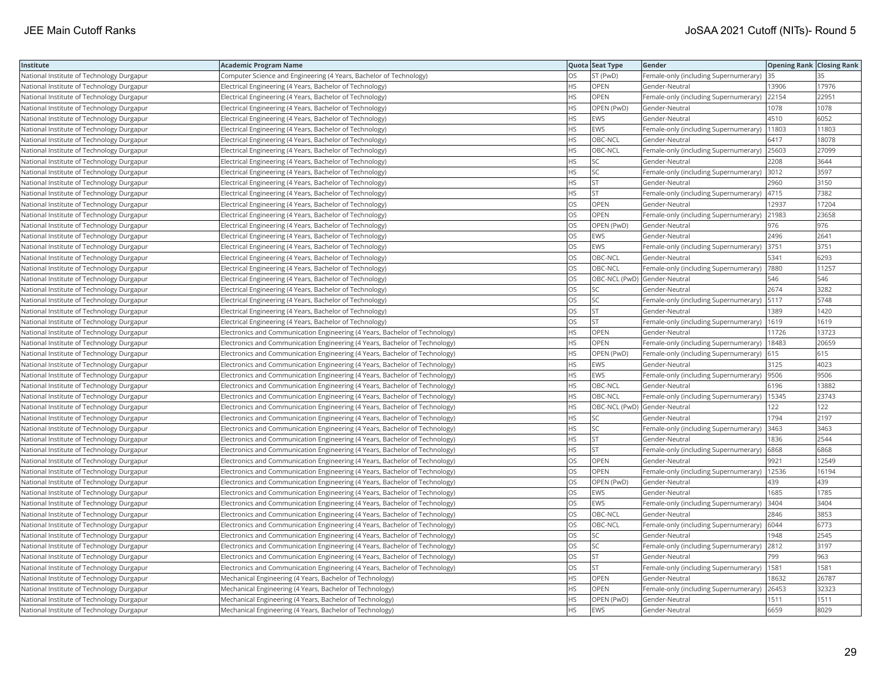| Institute | Academic Program Name | Quota | Seat Type | Gender | Opening Rank | Closing Rank |
|---|---|---|---|---|---|---|
| National Institute of Technology Durgapur | Computer Science and Engineering (4 Years, Bachelor of Technology) | OS | ST (PwD) | Female-only (including Supernumerary) | 35 | 35 |
| National Institute of Technology Durgapur | Electrical Engineering (4 Years, Bachelor of Technology) | HS | OPEN | Gender-Neutral | 13906 | 17976 |
| National Institute of Technology Durgapur | Electrical Engineering (4 Years, Bachelor of Technology) | HS | OPEN | Female-only (including Supernumerary) | 22154 | 22951 |
| National Institute of Technology Durgapur | Electrical Engineering (4 Years, Bachelor of Technology) | HS | OPEN (PwD) | Gender-Neutral | 1078 | 1078 |
| National Institute of Technology Durgapur | Electrical Engineering (4 Years, Bachelor of Technology) | HS | EWS | Gender-Neutral | 4510 | 6052 |
| National Institute of Technology Durgapur | Electrical Engineering (4 Years, Bachelor of Technology) | HS | EWS | Female-only (including Supernumerary) | 11803 | 11803 |
| National Institute of Technology Durgapur | Electrical Engineering (4 Years, Bachelor of Technology) | HS | OBC-NCL | Gender-Neutral | 6417 | 18078 |
| National Institute of Technology Durgapur | Electrical Engineering (4 Years, Bachelor of Technology) | HS | OBC-NCL | Female-only (including Supernumerary) | 25603 | 27099 |
| National Institute of Technology Durgapur | Electrical Engineering (4 Years, Bachelor of Technology) | HS | SC | Gender-Neutral | 2208 | 3644 |
| National Institute of Technology Durgapur | Electrical Engineering (4 Years, Bachelor of Technology) | HS | SC | Female-only (including Supernumerary) | 3012 | 3597 |
| National Institute of Technology Durgapur | Electrical Engineering (4 Years, Bachelor of Technology) | HS | ST | Gender-Neutral | 2960 | 3150 |
| National Institute of Technology Durgapur | Electrical Engineering (4 Years, Bachelor of Technology) | HS | ST | Female-only (including Supernumerary) | 4715 | 7382 |
| National Institute of Technology Durgapur | Electrical Engineering (4 Years, Bachelor of Technology) | OS | OPEN | Gender-Neutral | 12937 | 17204 |
| National Institute of Technology Durgapur | Electrical Engineering (4 Years, Bachelor of Technology) | OS | OPEN | Female-only (including Supernumerary) | 21983 | 23658 |
| National Institute of Technology Durgapur | Electrical Engineering (4 Years, Bachelor of Technology) | OS | OPEN (PwD) | Gender-Neutral | 976 | 976 |
| National Institute of Technology Durgapur | Electrical Engineering (4 Years, Bachelor of Technology) | OS | EWS | Gender-Neutral | 2496 | 2641 |
| National Institute of Technology Durgapur | Electrical Engineering (4 Years, Bachelor of Technology) | OS | EWS | Female-only (including Supernumerary) | 3751 | 3751 |
| National Institute of Technology Durgapur | Electrical Engineering (4 Years, Bachelor of Technology) | OS | OBC-NCL | Gender-Neutral | 5341 | 6293 |
| National Institute of Technology Durgapur | Electrical Engineering (4 Years, Bachelor of Technology) | OS | OBC-NCL | Female-only (including Supernumerary) | 7880 | 11257 |
| National Institute of Technology Durgapur | Electrical Engineering (4 Years, Bachelor of Technology) | OS | OBC-NCL (PwD) | Gender-Neutral | 546 | 546 |
| National Institute of Technology Durgapur | Electrical Engineering (4 Years, Bachelor of Technology) | OS | SC | Gender-Neutral | 2674 | 3282 |
| National Institute of Technology Durgapur | Electrical Engineering (4 Years, Bachelor of Technology) | OS | SC | Female-only (including Supernumerary) | 5117 | 5748 |
| National Institute of Technology Durgapur | Electrical Engineering (4 Years, Bachelor of Technology) | OS | ST | Gender-Neutral | 1389 | 1420 |
| National Institute of Technology Durgapur | Electrical Engineering (4 Years, Bachelor of Technology) | OS | ST | Female-only (including Supernumerary) | 1619 | 1619 |
| National Institute of Technology Durgapur | Electronics and Communication Engineering (4 Years, Bachelor of Technology) | HS | OPEN | Gender-Neutral | 11726 | 13723 |
| National Institute of Technology Durgapur | Electronics and Communication Engineering (4 Years, Bachelor of Technology) | HS | OPEN | Female-only (including Supernumerary) | 18483 | 20659 |
| National Institute of Technology Durgapur | Electronics and Communication Engineering (4 Years, Bachelor of Technology) | HS | OPEN (PwD) | Female-only (including Supernumerary) | 615 | 615 |
| National Institute of Technology Durgapur | Electronics and Communication Engineering (4 Years, Bachelor of Technology) | HS | EWS | Gender-Neutral | 3125 | 4023 |
| National Institute of Technology Durgapur | Electronics and Communication Engineering (4 Years, Bachelor of Technology) | HS | EWS | Female-only (including Supernumerary) | 9506 | 9506 |
| National Institute of Technology Durgapur | Electronics and Communication Engineering (4 Years, Bachelor of Technology) | HS | OBC-NCL | Gender-Neutral | 6196 | 13882 |
| National Institute of Technology Durgapur | Electronics and Communication Engineering (4 Years, Bachelor of Technology) | HS | OBC-NCL | Female-only (including Supernumerary) | 15345 | 23743 |
| National Institute of Technology Durgapur | Electronics and Communication Engineering (4 Years, Bachelor of Technology) | HS | OBC-NCL (PwD) | Gender-Neutral | 122 | 122 |
| National Institute of Technology Durgapur | Electronics and Communication Engineering (4 Years, Bachelor of Technology) | HS | SC | Gender-Neutral | 1794 | 2197 |
| National Institute of Technology Durgapur | Electronics and Communication Engineering (4 Years, Bachelor of Technology) | HS | SC | Female-only (including Supernumerary) | 3463 | 3463 |
| National Institute of Technology Durgapur | Electronics and Communication Engineering (4 Years, Bachelor of Technology) | HS | ST | Gender-Neutral | 1836 | 2544 |
| National Institute of Technology Durgapur | Electronics and Communication Engineering (4 Years, Bachelor of Technology) | HS | ST | Female-only (including Supernumerary) | 6868 | 6868 |
| National Institute of Technology Durgapur | Electronics and Communication Engineering (4 Years, Bachelor of Technology) | OS | OPEN | Gender-Neutral | 9921 | 12549 |
| National Institute of Technology Durgapur | Electronics and Communication Engineering (4 Years, Bachelor of Technology) | OS | OPEN | Female-only (including Supernumerary) | 12536 | 16194 |
| National Institute of Technology Durgapur | Electronics and Communication Engineering (4 Years, Bachelor of Technology) | OS | OPEN (PwD) | Gender-Neutral | 439 | 439 |
| National Institute of Technology Durgapur | Electronics and Communication Engineering (4 Years, Bachelor of Technology) | OS | EWS | Gender-Neutral | 1685 | 1785 |
| National Institute of Technology Durgapur | Electronics and Communication Engineering (4 Years, Bachelor of Technology) | OS | EWS | Female-only (including Supernumerary) | 3404 | 3404 |
| National Institute of Technology Durgapur | Electronics and Communication Engineering (4 Years, Bachelor of Technology) | OS | OBC-NCL | Gender-Neutral | 2846 | 3853 |
| National Institute of Technology Durgapur | Electronics and Communication Engineering (4 Years, Bachelor of Technology) | OS | OBC-NCL | Female-only (including Supernumerary) | 6044 | 6773 |
| National Institute of Technology Durgapur | Electronics and Communication Engineering (4 Years, Bachelor of Technology) | OS | SC | Gender-Neutral | 1948 | 2545 |
| National Institute of Technology Durgapur | Electronics and Communication Engineering (4 Years, Bachelor of Technology) | OS | SC | Female-only (including Supernumerary) | 2812 | 3197 |
| National Institute of Technology Durgapur | Electronics and Communication Engineering (4 Years, Bachelor of Technology) | OS | ST | Gender-Neutral | 799 | 963 |
| National Institute of Technology Durgapur | Electronics and Communication Engineering (4 Years, Bachelor of Technology) | OS | ST | Female-only (including Supernumerary) | 1581 | 1581 |
| National Institute of Technology Durgapur | Mechanical Engineering (4 Years, Bachelor of Technology) | HS | OPEN | Gender-Neutral | 18632 | 26787 |
| National Institute of Technology Durgapur | Mechanical Engineering (4 Years, Bachelor of Technology) | HS | OPEN | Female-only (including Supernumerary) | 26453 | 32323 |
| National Institute of Technology Durgapur | Mechanical Engineering (4 Years, Bachelor of Technology) | HS | OPEN (PwD) | Gender-Neutral | 1511 | 1511 |
| National Institute of Technology Durgapur | Mechanical Engineering (4 Years, Bachelor of Technology) | HS | EWS | Gender-Neutral | 6659 | 8029 |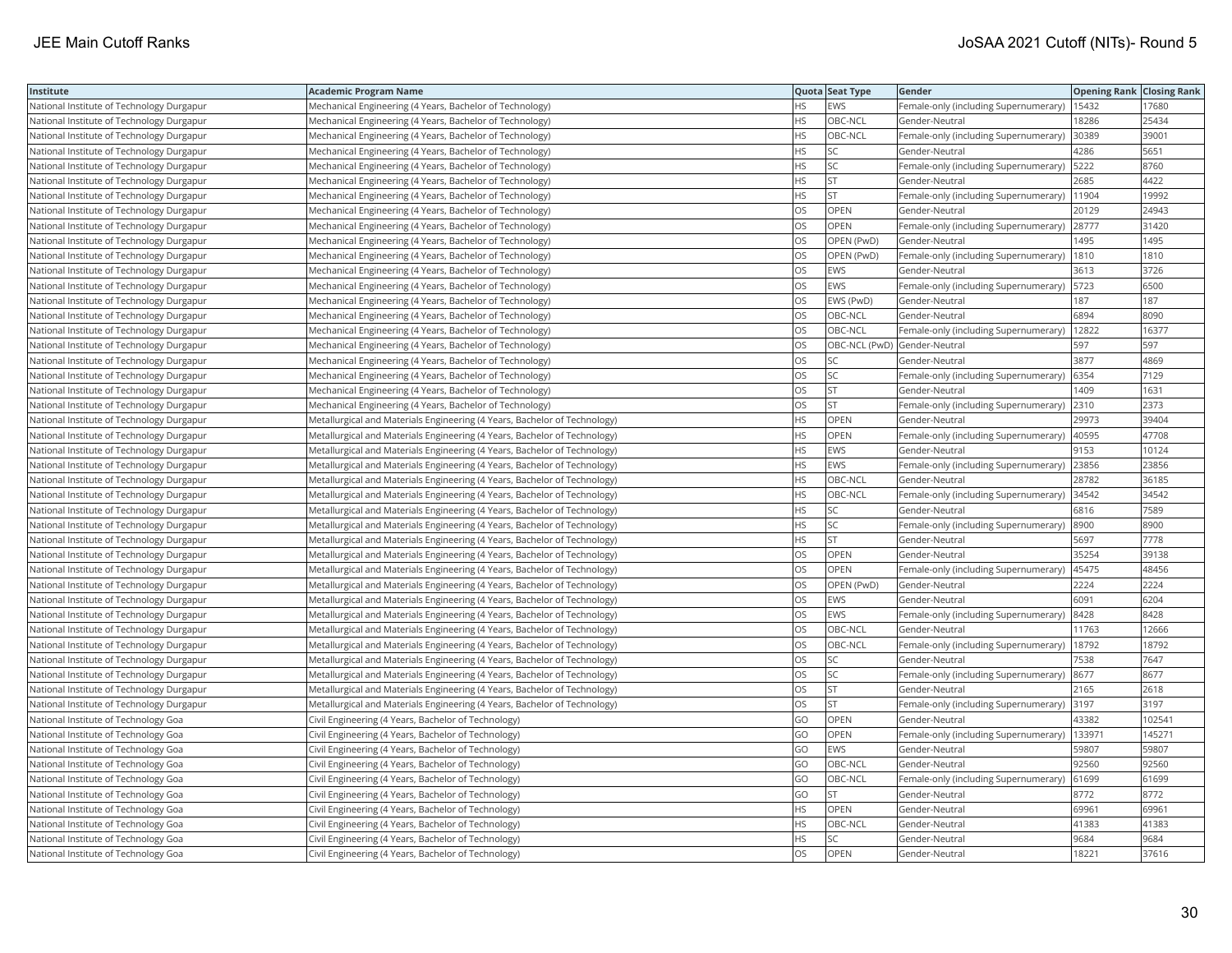| Institute | Academic Program Name | Quota | Seat Type | Gender | Opening Rank | Closing Rank |
| --- | --- | --- | --- | --- | --- | --- |
| National Institute of Technology Durgapur | Mechanical Engineering (4 Years, Bachelor of Technology) | HS | EWS | Female-only (including Supernumerary) | 15432 | 17680 |
| National Institute of Technology Durgapur | Mechanical Engineering (4 Years, Bachelor of Technology) | HS | OBC-NCL | Gender-Neutral | 18286 | 25434 |
| National Institute of Technology Durgapur | Mechanical Engineering (4 Years, Bachelor of Technology) | HS | OBC-NCL | Female-only (including Supernumerary) | 30389 | 39001 |
| National Institute of Technology Durgapur | Mechanical Engineering (4 Years, Bachelor of Technology) | HS | SC | Gender-Neutral | 4286 | 5651 |
| National Institute of Technology Durgapur | Mechanical Engineering (4 Years, Bachelor of Technology) | HS | SC | Female-only (including Supernumerary) | 5222 | 8760 |
| National Institute of Technology Durgapur | Mechanical Engineering (4 Years, Bachelor of Technology) | HS | ST | Gender-Neutral | 2685 | 4422 |
| National Institute of Technology Durgapur | Mechanical Engineering (4 Years, Bachelor of Technology) | HS | ST | Female-only (including Supernumerary) | 11904 | 19992 |
| National Institute of Technology Durgapur | Mechanical Engineering (4 Years, Bachelor of Technology) | OS | OPEN | Gender-Neutral | 20129 | 24943 |
| National Institute of Technology Durgapur | Mechanical Engineering (4 Years, Bachelor of Technology) | OS | OPEN | Female-only (including Supernumerary) | 28777 | 31420 |
| National Institute of Technology Durgapur | Mechanical Engineering (4 Years, Bachelor of Technology) | OS | OPEN (PwD) | Gender-Neutral | 1495 | 1495 |
| National Institute of Technology Durgapur | Mechanical Engineering (4 Years, Bachelor of Technology) | OS | OPEN (PwD) | Female-only (including Supernumerary) | 1810 | 1810 |
| National Institute of Technology Durgapur | Mechanical Engineering (4 Years, Bachelor of Technology) | OS | EWS | Gender-Neutral | 3613 | 3726 |
| National Institute of Technology Durgapur | Mechanical Engineering (4 Years, Bachelor of Technology) | OS | EWS | Female-only (including Supernumerary) | 5723 | 6500 |
| National Institute of Technology Durgapur | Mechanical Engineering (4 Years, Bachelor of Technology) | OS | EWS (PwD) | Gender-Neutral | 187 | 187 |
| National Institute of Technology Durgapur | Mechanical Engineering (4 Years, Bachelor of Technology) | OS | OBC-NCL | Gender-Neutral | 6894 | 8090 |
| National Institute of Technology Durgapur | Mechanical Engineering (4 Years, Bachelor of Technology) | OS | OBC-NCL | Female-only (including Supernumerary) | 12822 | 16377 |
| National Institute of Technology Durgapur | Mechanical Engineering (4 Years, Bachelor of Technology) | OS | OBC-NCL (PwD) | Gender-Neutral | 597 | 597 |
| National Institute of Technology Durgapur | Mechanical Engineering (4 Years, Bachelor of Technology) | OS | SC | Gender-Neutral | 3877 | 4869 |
| National Institute of Technology Durgapur | Mechanical Engineering (4 Years, Bachelor of Technology) | OS | SC | Female-only (including Supernumerary) | 6354 | 7129 |
| National Institute of Technology Durgapur | Mechanical Engineering (4 Years, Bachelor of Technology) | OS | ST | Gender-Neutral | 1409 | 1631 |
| National Institute of Technology Durgapur | Mechanical Engineering (4 Years, Bachelor of Technology) | OS | ST | Female-only (including Supernumerary) | 2310 | 2373 |
| National Institute of Technology Durgapur | Metallurgical and Materials Engineering (4 Years, Bachelor of Technology) | HS | OPEN | Gender-Neutral | 29973 | 39404 |
| National Institute of Technology Durgapur | Metallurgical and Materials Engineering (4 Years, Bachelor of Technology) | HS | OPEN | Female-only (including Supernumerary) | 40595 | 47708 |
| National Institute of Technology Durgapur | Metallurgical and Materials Engineering (4 Years, Bachelor of Technology) | HS | EWS | Gender-Neutral | 9153 | 10124 |
| National Institute of Technology Durgapur | Metallurgical and Materials Engineering (4 Years, Bachelor of Technology) | HS | EWS | Female-only (including Supernumerary) | 23856 | 23856 |
| National Institute of Technology Durgapur | Metallurgical and Materials Engineering (4 Years, Bachelor of Technology) | HS | OBC-NCL | Gender-Neutral | 28782 | 36185 |
| National Institute of Technology Durgapur | Metallurgical and Materials Engineering (4 Years, Bachelor of Technology) | HS | OBC-NCL | Female-only (including Supernumerary) | 34542 | 34542 |
| National Institute of Technology Durgapur | Metallurgical and Materials Engineering (4 Years, Bachelor of Technology) | HS | SC | Gender-Neutral | 6816 | 7589 |
| National Institute of Technology Durgapur | Metallurgical and Materials Engineering (4 Years, Bachelor of Technology) | HS | SC | Female-only (including Supernumerary) | 8900 | 8900 |
| National Institute of Technology Durgapur | Metallurgical and Materials Engineering (4 Years, Bachelor of Technology) | HS | ST | Gender-Neutral | 5697 | 7778 |
| National Institute of Technology Durgapur | Metallurgical and Materials Engineering (4 Years, Bachelor of Technology) | OS | OPEN | Gender-Neutral | 35254 | 39138 |
| National Institute of Technology Durgapur | Metallurgical and Materials Engineering (4 Years, Bachelor of Technology) | OS | OPEN | Female-only (including Supernumerary) | 45475 | 48456 |
| National Institute of Technology Durgapur | Metallurgical and Materials Engineering (4 Years, Bachelor of Technology) | OS | OPEN (PwD) | Gender-Neutral | 2224 | 2224 |
| National Institute of Technology Durgapur | Metallurgical and Materials Engineering (4 Years, Bachelor of Technology) | OS | EWS | Gender-Neutral | 6091 | 6204 |
| National Institute of Technology Durgapur | Metallurgical and Materials Engineering (4 Years, Bachelor of Technology) | OS | EWS | Female-only (including Supernumerary) | 8428 | 8428 |
| National Institute of Technology Durgapur | Metallurgical and Materials Engineering (4 Years, Bachelor of Technology) | OS | OBC-NCL | Gender-Neutral | 11763 | 12666 |
| National Institute of Technology Durgapur | Metallurgical and Materials Engineering (4 Years, Bachelor of Technology) | OS | OBC-NCL | Female-only (including Supernumerary) | 18792 | 18792 |
| National Institute of Technology Durgapur | Metallurgical and Materials Engineering (4 Years, Bachelor of Technology) | OS | SC | Gender-Neutral | 7538 | 7647 |
| National Institute of Technology Durgapur | Metallurgical and Materials Engineering (4 Years, Bachelor of Technology) | OS | SC | Female-only (including Supernumerary) | 8677 | 8677 |
| National Institute of Technology Durgapur | Metallurgical and Materials Engineering (4 Years, Bachelor of Technology) | OS | ST | Gender-Neutral | 2165 | 2618 |
| National Institute of Technology Durgapur | Metallurgical and Materials Engineering (4 Years, Bachelor of Technology) | OS | ST | Female-only (including Supernumerary) | 3197 | 3197 |
| National Institute of Technology Goa | Civil Engineering (4 Years, Bachelor of Technology) | GO | OPEN | Gender-Neutral | 43382 | 102541 |
| National Institute of Technology Goa | Civil Engineering (4 Years, Bachelor of Technology) | GO | OPEN | Female-only (including Supernumerary) | 133971 | 145271 |
| National Institute of Technology Goa | Civil Engineering (4 Years, Bachelor of Technology) | GO | EWS | Gender-Neutral | 59807 | 59807 |
| National Institute of Technology Goa | Civil Engineering (4 Years, Bachelor of Technology) | GO | OBC-NCL | Gender-Neutral | 92560 | 92560 |
| National Institute of Technology Goa | Civil Engineering (4 Years, Bachelor of Technology) | GO | OBC-NCL | Female-only (including Supernumerary) | 61699 | 61699 |
| National Institute of Technology Goa | Civil Engineering (4 Years, Bachelor of Technology) | GO | ST | Gender-Neutral | 8772 | 8772 |
| National Institute of Technology Goa | Civil Engineering (4 Years, Bachelor of Technology) | HS | OPEN | Gender-Neutral | 69961 | 69961 |
| National Institute of Technology Goa | Civil Engineering (4 Years, Bachelor of Technology) | HS | OBC-NCL | Gender-Neutral | 41383 | 41383 |
| National Institute of Technology Goa | Civil Engineering (4 Years, Bachelor of Technology) | HS | SC | Gender-Neutral | 9684 | 9684 |
| National Institute of Technology Goa | Civil Engineering (4 Years, Bachelor of Technology) | OS | OPEN | Gender-Neutral | 18221 | 37616 |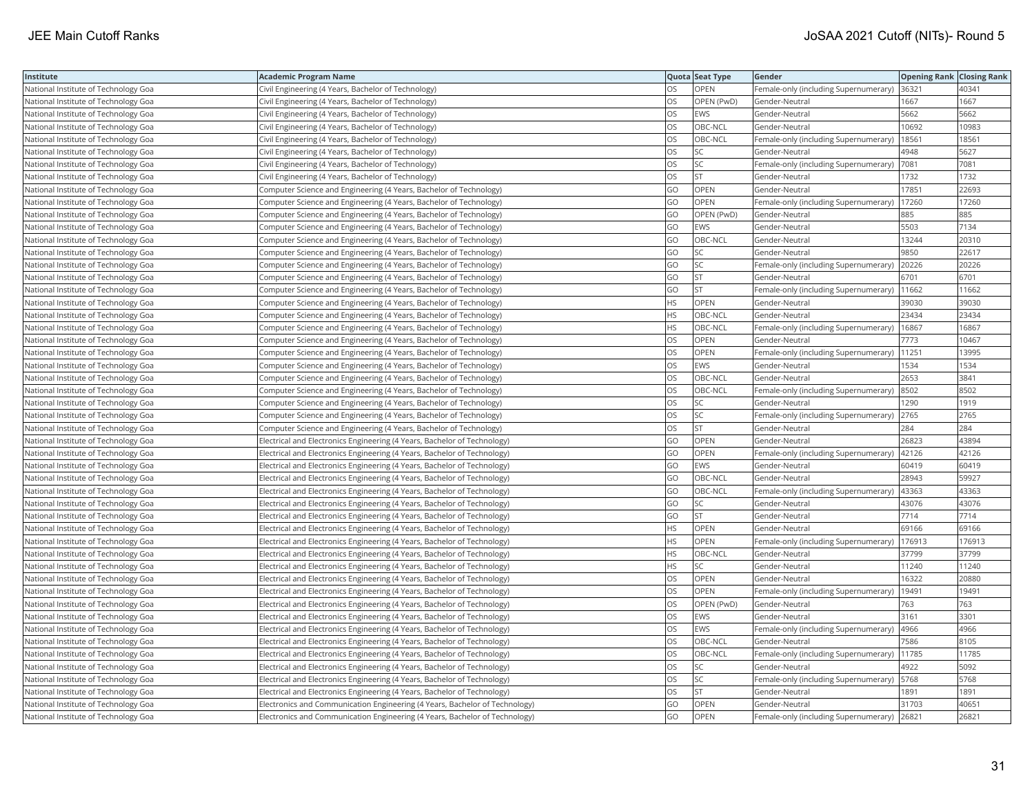| Institute | Academic Program Name | Quota | Seat Type | Gender | Opening Rank | Closing Rank |
|---|---|---|---|---|---|---|
| National Institute of Technology Goa | Civil Engineering (4 Years, Bachelor of Technology) | OS | OPEN | Female-only (including Supernumerary) | 36321 | 40341 |
| National Institute of Technology Goa | Civil Engineering (4 Years, Bachelor of Technology) | OS | OPEN (PwD) | Gender-Neutral | 1667 | 1667 |
| National Institute of Technology Goa | Civil Engineering (4 Years, Bachelor of Technology) | OS | EWS | Gender-Neutral | 5662 | 5662 |
| National Institute of Technology Goa | Civil Engineering (4 Years, Bachelor of Technology) | OS | OBC-NCL | Gender-Neutral | 10692 | 10983 |
| National Institute of Technology Goa | Civil Engineering (4 Years, Bachelor of Technology) | OS | OBC-NCL | Female-only (including Supernumerary) | 18561 | 18561 |
| National Institute of Technology Goa | Civil Engineering (4 Years, Bachelor of Technology) | OS | SC | Gender-Neutral | 4948 | 5627 |
| National Institute of Technology Goa | Civil Engineering (4 Years, Bachelor of Technology) | OS | SC | Female-only (including Supernumerary) | 7081 | 7081 |
| National Institute of Technology Goa | Civil Engineering (4 Years, Bachelor of Technology) | OS | ST | Gender-Neutral | 1732 | 1732 |
| National Institute of Technology Goa | Computer Science and Engineering (4 Years, Bachelor of Technology) | GO | OPEN | Gender-Neutral | 17851 | 22693 |
| National Institute of Technology Goa | Computer Science and Engineering (4 Years, Bachelor of Technology) | GO | OPEN | Female-only (including Supernumerary) | 17260 | 17260 |
| National Institute of Technology Goa | Computer Science and Engineering (4 Years, Bachelor of Technology) | GO | OPEN (PwD) | Gender-Neutral | 885 | 885 |
| National Institute of Technology Goa | Computer Science and Engineering (4 Years, Bachelor of Technology) | GO | EWS | Gender-Neutral | 5503 | 7134 |
| National Institute of Technology Goa | Computer Science and Engineering (4 Years, Bachelor of Technology) | GO | OBC-NCL | Gender-Neutral | 13244 | 20310 |
| National Institute of Technology Goa | Computer Science and Engineering (4 Years, Bachelor of Technology) | GO | SC | Gender-Neutral | 9850 | 22617 |
| National Institute of Technology Goa | Computer Science and Engineering (4 Years, Bachelor of Technology) | GO | SC | Female-only (including Supernumerary) | 20226 | 20226 |
| National Institute of Technology Goa | Computer Science and Engineering (4 Years, Bachelor of Technology) | GO | ST | Gender-Neutral | 6701 | 6701 |
| National Institute of Technology Goa | Computer Science and Engineering (4 Years, Bachelor of Technology) | GO | ST | Female-only (including Supernumerary) | 11662 | 11662 |
| National Institute of Technology Goa | Computer Science and Engineering (4 Years, Bachelor of Technology) | HS | OPEN | Gender-Neutral | 39030 | 39030 |
| National Institute of Technology Goa | Computer Science and Engineering (4 Years, Bachelor of Technology) | HS | OBC-NCL | Gender-Neutral | 23434 | 23434 |
| National Institute of Technology Goa | Computer Science and Engineering (4 Years, Bachelor of Technology) | HS | OBC-NCL | Female-only (including Supernumerary) | 16867 | 16867 |
| National Institute of Technology Goa | Computer Science and Engineering (4 Years, Bachelor of Technology) | OS | OPEN | Gender-Neutral | 7773 | 10467 |
| National Institute of Technology Goa | Computer Science and Engineering (4 Years, Bachelor of Technology) | OS | OPEN | Female-only (including Supernumerary) | 11251 | 13995 |
| National Institute of Technology Goa | Computer Science and Engineering (4 Years, Bachelor of Technology) | OS | EWS | Gender-Neutral | 1534 | 1534 |
| National Institute of Technology Goa | Computer Science and Engineering (4 Years, Bachelor of Technology) | OS | OBC-NCL | Gender-Neutral | 2653 | 3841 |
| National Institute of Technology Goa | Computer Science and Engineering (4 Years, Bachelor of Technology) | OS | OBC-NCL | Female-only (including Supernumerary) | 8502 | 8502 |
| National Institute of Technology Goa | Computer Science and Engineering (4 Years, Bachelor of Technology) | OS | SC | Gender-Neutral | 1290 | 1919 |
| National Institute of Technology Goa | Computer Science and Engineering (4 Years, Bachelor of Technology) | OS | SC | Female-only (including Supernumerary) | 2765 | 2765 |
| National Institute of Technology Goa | Computer Science and Engineering (4 Years, Bachelor of Technology) | OS | ST | Gender-Neutral | 284 | 284 |
| National Institute of Technology Goa | Electrical and Electronics Engineering (4 Years, Bachelor of Technology) | GO | OPEN | Gender-Neutral | 26823 | 43894 |
| National Institute of Technology Goa | Electrical and Electronics Engineering (4 Years, Bachelor of Technology) | GO | OPEN | Female-only (including Supernumerary) | 42126 | 42126 |
| National Institute of Technology Goa | Electrical and Electronics Engineering (4 Years, Bachelor of Technology) | GO | EWS | Gender-Neutral | 60419 | 60419 |
| National Institute of Technology Goa | Electrical and Electronics Engineering (4 Years, Bachelor of Technology) | GO | OBC-NCL | Gender-Neutral | 28943 | 59927 |
| National Institute of Technology Goa | Electrical and Electronics Engineering (4 Years, Bachelor of Technology) | GO | OBC-NCL | Female-only (including Supernumerary) | 43363 | 43363 |
| National Institute of Technology Goa | Electrical and Electronics Engineering (4 Years, Bachelor of Technology) | GO | SC | Gender-Neutral | 43076 | 43076 |
| National Institute of Technology Goa | Electrical and Electronics Engineering (4 Years, Bachelor of Technology) | GO | ST | Gender-Neutral | 7714 | 7714 |
| National Institute of Technology Goa | Electrical and Electronics Engineering (4 Years, Bachelor of Technology) | HS | OPEN | Gender-Neutral | 69166 | 69166 |
| National Institute of Technology Goa | Electrical and Electronics Engineering (4 Years, Bachelor of Technology) | HS | OPEN | Female-only (including Supernumerary) | 176913 | 176913 |
| National Institute of Technology Goa | Electrical and Electronics Engineering (4 Years, Bachelor of Technology) | HS | OBC-NCL | Gender-Neutral | 37799 | 37799 |
| National Institute of Technology Goa | Electrical and Electronics Engineering (4 Years, Bachelor of Technology) | HS | SC | Gender-Neutral | 11240 | 11240 |
| National Institute of Technology Goa | Electrical and Electronics Engineering (4 Years, Bachelor of Technology) | OS | OPEN | Gender-Neutral | 16322 | 20880 |
| National Institute of Technology Goa | Electrical and Electronics Engineering (4 Years, Bachelor of Technology) | OS | OPEN | Female-only (including Supernumerary) | 19491 | 19491 |
| National Institute of Technology Goa | Electrical and Electronics Engineering (4 Years, Bachelor of Technology) | OS | OPEN (PwD) | Gender-Neutral | 763 | 763 |
| National Institute of Technology Goa | Electrical and Electronics Engineering (4 Years, Bachelor of Technology) | OS | EWS | Gender-Neutral | 3161 | 3301 |
| National Institute of Technology Goa | Electrical and Electronics Engineering (4 Years, Bachelor of Technology) | OS | EWS | Female-only (including Supernumerary) | 4966 | 4966 |
| National Institute of Technology Goa | Electrical and Electronics Engineering (4 Years, Bachelor of Technology) | OS | OBC-NCL | Gender-Neutral | 7586 | 8105 |
| National Institute of Technology Goa | Electrical and Electronics Engineering (4 Years, Bachelor of Technology) | OS | OBC-NCL | Female-only (including Supernumerary) | 11785 | 11785 |
| National Institute of Technology Goa | Electrical and Electronics Engineering (4 Years, Bachelor of Technology) | OS | SC | Gender-Neutral | 4922 | 5092 |
| National Institute of Technology Goa | Electrical and Electronics Engineering (4 Years, Bachelor of Technology) | OS | SC | Female-only (including Supernumerary) | 5768 | 5768 |
| National Institute of Technology Goa | Electrical and Electronics Engineering (4 Years, Bachelor of Technology) | OS | ST | Gender-Neutral | 1891 | 1891 |
| National Institute of Technology Goa | Electronics and Communication Engineering (4 Years, Bachelor of Technology) | GO | OPEN | Gender-Neutral | 31703 | 40651 |
| National Institute of Technology Goa | Electronics and Communication Engineering (4 Years, Bachelor of Technology) | GO | OPEN | Female-only (including Supernumerary) | 26821 | 26821 |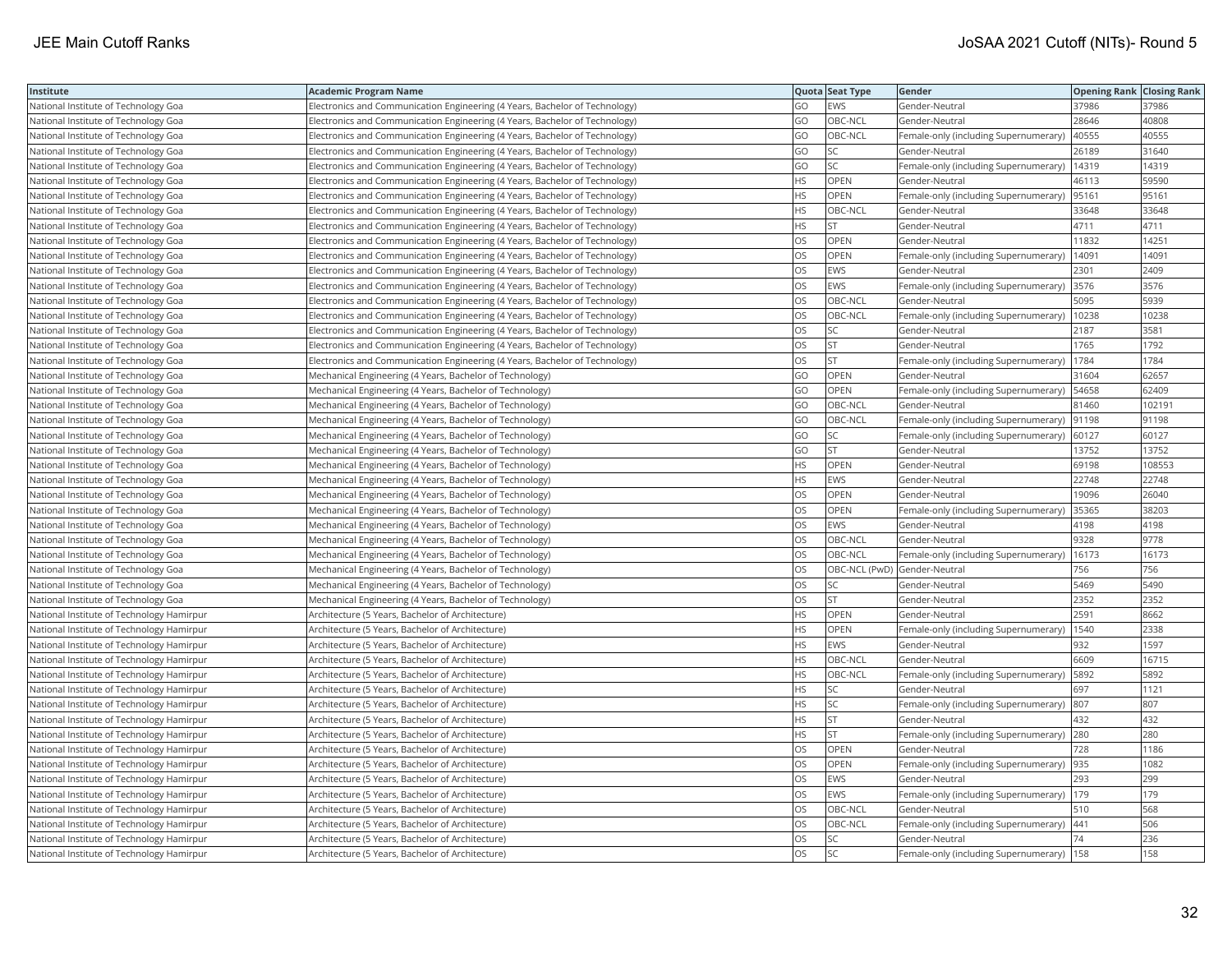| Institute | Academic Program Name | Quota | Seat Type | Gender | Opening Rank | Closing Rank |
|---|---|---|---|---|---|---|
| National Institute of Technology Goa | Electronics and Communication Engineering (4 Years, Bachelor of Technology) | GO | EWS | Gender-Neutral | 37986 | 37986 |
| National Institute of Technology Goa | Electronics and Communication Engineering (4 Years, Bachelor of Technology) | GO | OBC-NCL | Gender-Neutral | 28646 | 40808 |
| National Institute of Technology Goa | Electronics and Communication Engineering (4 Years, Bachelor of Technology) | GO | OBC-NCL | Female-only (including Supernumerary) | 40555 | 40555 |
| National Institute of Technology Goa | Electronics and Communication Engineering (4 Years, Bachelor of Technology) | GO | SC | Gender-Neutral | 26189 | 31640 |
| National Institute of Technology Goa | Electronics and Communication Engineering (4 Years, Bachelor of Technology) | GO | SC | Female-only (including Supernumerary) | 14319 | 14319 |
| National Institute of Technology Goa | Electronics and Communication Engineering (4 Years, Bachelor of Technology) | HS | OPEN | Gender-Neutral | 46113 | 59590 |
| National Institute of Technology Goa | Electronics and Communication Engineering (4 Years, Bachelor of Technology) | HS | OPEN | Female-only (including Supernumerary) | 95161 | 95161 |
| National Institute of Technology Goa | Electronics and Communication Engineering (4 Years, Bachelor of Technology) | HS | OBC-NCL | Gender-Neutral | 33648 | 33648 |
| National Institute of Technology Goa | Electronics and Communication Engineering (4 Years, Bachelor of Technology) | HS | ST | Gender-Neutral | 4711 | 4711 |
| National Institute of Technology Goa | Electronics and Communication Engineering (4 Years, Bachelor of Technology) | OS | OPEN | Gender-Neutral | 11832 | 14251 |
| National Institute of Technology Goa | Electronics and Communication Engineering (4 Years, Bachelor of Technology) | OS | OPEN | Female-only (including Supernumerary) | 14091 | 14091 |
| National Institute of Technology Goa | Electronics and Communication Engineering (4 Years, Bachelor of Technology) | OS | EWS | Gender-Neutral | 2301 | 2409 |
| National Institute of Technology Goa | Electronics and Communication Engineering (4 Years, Bachelor of Technology) | OS | EWS | Female-only (including Supernumerary) | 3576 | 3576 |
| National Institute of Technology Goa | Electronics and Communication Engineering (4 Years, Bachelor of Technology) | OS | OBC-NCL | Gender-Neutral | 5095 | 5939 |
| National Institute of Technology Goa | Electronics and Communication Engineering (4 Years, Bachelor of Technology) | OS | OBC-NCL | Female-only (including Supernumerary) | 10238 | 10238 |
| National Institute of Technology Goa | Electronics and Communication Engineering (4 Years, Bachelor of Technology) | OS | SC | Gender-Neutral | 2187 | 3581 |
| National Institute of Technology Goa | Electronics and Communication Engineering (4 Years, Bachelor of Technology) | OS | ST | Gender-Neutral | 1765 | 1792 |
| National Institute of Technology Goa | Electronics and Communication Engineering (4 Years, Bachelor of Technology) | OS | ST | Female-only (including Supernumerary) | 1784 | 1784 |
| National Institute of Technology Goa | Mechanical Engineering (4 Years, Bachelor of Technology) | GO | OPEN | Gender-Neutral | 31604 | 62657 |
| National Institute of Technology Goa | Mechanical Engineering (4 Years, Bachelor of Technology) | GO | OPEN | Female-only (including Supernumerary) | 54658 | 62409 |
| National Institute of Technology Goa | Mechanical Engineering (4 Years, Bachelor of Technology) | GO | OBC-NCL | Gender-Neutral | 81460 | 102191 |
| National Institute of Technology Goa | Mechanical Engineering (4 Years, Bachelor of Technology) | GO | OBC-NCL | Female-only (including Supernumerary) | 91198 | 91198 |
| National Institute of Technology Goa | Mechanical Engineering (4 Years, Bachelor of Technology) | GO | SC | Female-only (including Supernumerary) | 60127 | 60127 |
| National Institute of Technology Goa | Mechanical Engineering (4 Years, Bachelor of Technology) | GO | ST | Gender-Neutral | 13752 | 13752 |
| National Institute of Technology Goa | Mechanical Engineering (4 Years, Bachelor of Technology) | HS | OPEN | Gender-Neutral | 69198 | 108553 |
| National Institute of Technology Goa | Mechanical Engineering (4 Years, Bachelor of Technology) | HS | EWS | Gender-Neutral | 22748 | 22748 |
| National Institute of Technology Goa | Mechanical Engineering (4 Years, Bachelor of Technology) | OS | OPEN | Gender-Neutral | 19096 | 26040 |
| National Institute of Technology Goa | Mechanical Engineering (4 Years, Bachelor of Technology) | OS | OPEN | Female-only (including Supernumerary) | 35365 | 38203 |
| National Institute of Technology Goa | Mechanical Engineering (4 Years, Bachelor of Technology) | OS | EWS | Gender-Neutral | 4198 | 4198 |
| National Institute of Technology Goa | Mechanical Engineering (4 Years, Bachelor of Technology) | OS | OBC-NCL | Gender-Neutral | 9328 | 9778 |
| National Institute of Technology Goa | Mechanical Engineering (4 Years, Bachelor of Technology) | OS | OBC-NCL | Female-only (including Supernumerary) | 16173 | 16173 |
| National Institute of Technology Goa | Mechanical Engineering (4 Years, Bachelor of Technology) | OS | OBC-NCL (PwD) | Gender-Neutral | 756 | 756 |
| National Institute of Technology Goa | Mechanical Engineering (4 Years, Bachelor of Technology) | OS | SC | Gender-Neutral | 5469 | 5490 |
| National Institute of Technology Goa | Mechanical Engineering (4 Years, Bachelor of Technology) | OS | ST | Gender-Neutral | 2352 | 2352 |
| National Institute of Technology Hamirpur | Architecture (5 Years, Bachelor of Architecture) | HS | OPEN | Gender-Neutral | 2591 | 8662 |
| National Institute of Technology Hamirpur | Architecture (5 Years, Bachelor of Architecture) | HS | OPEN | Female-only (including Supernumerary) | 1540 | 2338 |
| National Institute of Technology Hamirpur | Architecture (5 Years, Bachelor of Architecture) | HS | EWS | Gender-Neutral | 932 | 1597 |
| National Institute of Technology Hamirpur | Architecture (5 Years, Bachelor of Architecture) | HS | OBC-NCL | Gender-Neutral | 6609 | 16715 |
| National Institute of Technology Hamirpur | Architecture (5 Years, Bachelor of Architecture) | HS | OBC-NCL | Female-only (including Supernumerary) | 5892 | 5892 |
| National Institute of Technology Hamirpur | Architecture (5 Years, Bachelor of Architecture) | HS | SC | Gender-Neutral | 697 | 1121 |
| National Institute of Technology Hamirpur | Architecture (5 Years, Bachelor of Architecture) | HS | SC | Female-only (including Supernumerary) | 807 | 807 |
| National Institute of Technology Hamirpur | Architecture (5 Years, Bachelor of Architecture) | HS | ST | Gender-Neutral | 432 | 432 |
| National Institute of Technology Hamirpur | Architecture (5 Years, Bachelor of Architecture) | HS | ST | Female-only (including Supernumerary) | 280 | 280 |
| National Institute of Technology Hamirpur | Architecture (5 Years, Bachelor of Architecture) | OS | OPEN | Gender-Neutral | 728 | 1186 |
| National Institute of Technology Hamirpur | Architecture (5 Years, Bachelor of Architecture) | OS | OPEN | Female-only (including Supernumerary) | 935 | 1082 |
| National Institute of Technology Hamirpur | Architecture (5 Years, Bachelor of Architecture) | OS | EWS | Gender-Neutral | 293 | 299 |
| National Institute of Technology Hamirpur | Architecture (5 Years, Bachelor of Architecture) | OS | EWS | Female-only (including Supernumerary) | 179 | 179 |
| National Institute of Technology Hamirpur | Architecture (5 Years, Bachelor of Architecture) | OS | OBC-NCL | Gender-Neutral | 510 | 568 |
| National Institute of Technology Hamirpur | Architecture (5 Years, Bachelor of Architecture) | OS | OBC-NCL | Female-only (including Supernumerary) | 441 | 506 |
| National Institute of Technology Hamirpur | Architecture (5 Years, Bachelor of Architecture) | OS | SC | Gender-Neutral | 74 | 236 |
| National Institute of Technology Hamirpur | Architecture (5 Years, Bachelor of Architecture) | OS | SC | Female-only (including Supernumerary) | 158 | 158 |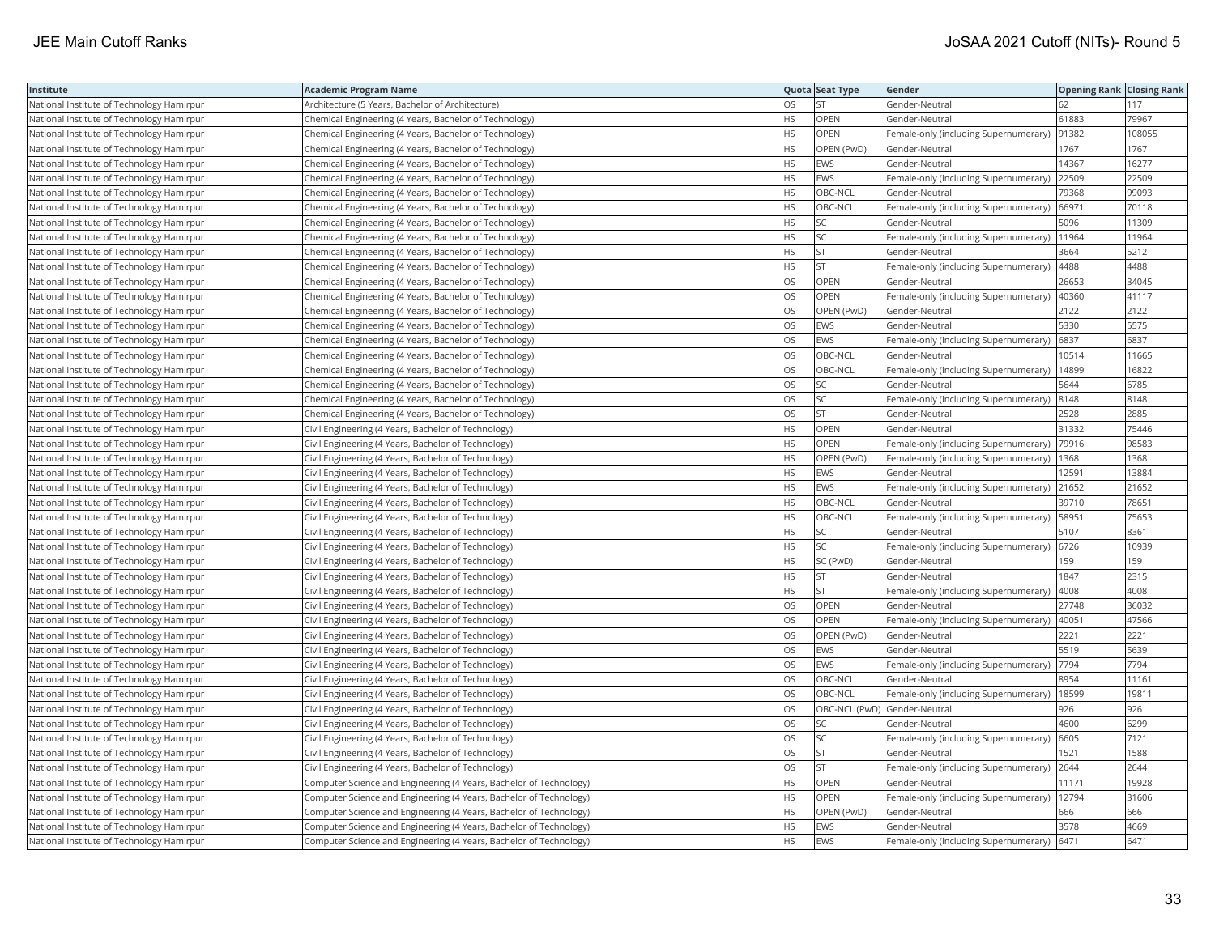| Institute | Academic Program Name | Quota | Seat Type | Gender | Opening Rank | Closing Rank |
|---|---|---|---|---|---|---|
| National Institute of Technology Hamirpur | Architecture (5 Years, Bachelor of Architecture) | OS | ST | Gender-Neutral | 62 | 117 |
| National Institute of Technology Hamirpur | Chemical Engineering (4 Years, Bachelor of Technology) | HS | OPEN | Gender-Neutral | 61883 | 79967 |
| National Institute of Technology Hamirpur | Chemical Engineering (4 Years, Bachelor of Technology) | HS | OPEN | Female-only (including Supernumerary) | 91382 | 108055 |
| National Institute of Technology Hamirpur | Chemical Engineering (4 Years, Bachelor of Technology) | HS | OPEN (PwD) | Gender-Neutral | 1767 | 1767 |
| National Institute of Technology Hamirpur | Chemical Engineering (4 Years, Bachelor of Technology) | HS | EWS | Gender-Neutral | 14367 | 16277 |
| National Institute of Technology Hamirpur | Chemical Engineering (4 Years, Bachelor of Technology) | HS | EWS | Female-only (including Supernumerary) | 22509 | 22509 |
| National Institute of Technology Hamirpur | Chemical Engineering (4 Years, Bachelor of Technology) | HS | OBC-NCL | Gender-Neutral | 79368 | 99093 |
| National Institute of Technology Hamirpur | Chemical Engineering (4 Years, Bachelor of Technology) | HS | OBC-NCL | Female-only (including Supernumerary) | 66971 | 70118 |
| National Institute of Technology Hamirpur | Chemical Engineering (4 Years, Bachelor of Technology) | HS | SC | Gender-Neutral | 5096 | 11309 |
| National Institute of Technology Hamirpur | Chemical Engineering (4 Years, Bachelor of Technology) | HS | SC | Female-only (including Supernumerary) | 11964 | 11964 |
| National Institute of Technology Hamirpur | Chemical Engineering (4 Years, Bachelor of Technology) | HS | ST | Gender-Neutral | 3664 | 5212 |
| National Institute of Technology Hamirpur | Chemical Engineering (4 Years, Bachelor of Technology) | HS | ST | Female-only (including Supernumerary) | 4488 | 4488 |
| National Institute of Technology Hamirpur | Chemical Engineering (4 Years, Bachelor of Technology) | OS | OPEN | Gender-Neutral | 26653 | 34045 |
| National Institute of Technology Hamirpur | Chemical Engineering (4 Years, Bachelor of Technology) | OS | OPEN | Female-only (including Supernumerary) | 40360 | 41117 |
| National Institute of Technology Hamirpur | Chemical Engineering (4 Years, Bachelor of Technology) | OS | OPEN (PwD) | Gender-Neutral | 2122 | 2122 |
| National Institute of Technology Hamirpur | Chemical Engineering (4 Years, Bachelor of Technology) | OS | EWS | Gender-Neutral | 5330 | 5575 |
| National Institute of Technology Hamirpur | Chemical Engineering (4 Years, Bachelor of Technology) | OS | EWS | Female-only (including Supernumerary) | 6837 | 6837 |
| National Institute of Technology Hamirpur | Chemical Engineering (4 Years, Bachelor of Technology) | OS | OBC-NCL | Gender-Neutral | 10514 | 11665 |
| National Institute of Technology Hamirpur | Chemical Engineering (4 Years, Bachelor of Technology) | OS | OBC-NCL | Female-only (including Supernumerary) | 14899 | 16822 |
| National Institute of Technology Hamirpur | Chemical Engineering (4 Years, Bachelor of Technology) | OS | SC | Gender-Neutral | 5644 | 6785 |
| National Institute of Technology Hamirpur | Chemical Engineering (4 Years, Bachelor of Technology) | OS | SC | Female-only (including Supernumerary) | 8148 | 8148 |
| National Institute of Technology Hamirpur | Chemical Engineering (4 Years, Bachelor of Technology) | OS | ST | Gender-Neutral | 2528 | 2885 |
| National Institute of Technology Hamirpur | Civil Engineering (4 Years, Bachelor of Technology) | HS | OPEN | Gender-Neutral | 31332 | 75446 |
| National Institute of Technology Hamirpur | Civil Engineering (4 Years, Bachelor of Technology) | HS | OPEN | Female-only (including Supernumerary) | 79916 | 98583 |
| National Institute of Technology Hamirpur | Civil Engineering (4 Years, Bachelor of Technology) | HS | OPEN (PwD) | Female-only (including Supernumerary) | 1368 | 1368 |
| National Institute of Technology Hamirpur | Civil Engineering (4 Years, Bachelor of Technology) | HS | EWS | Gender-Neutral | 12591 | 13884 |
| National Institute of Technology Hamirpur | Civil Engineering (4 Years, Bachelor of Technology) | HS | EWS | Female-only (including Supernumerary) | 21652 | 21652 |
| National Institute of Technology Hamirpur | Civil Engineering (4 Years, Bachelor of Technology) | HS | OBC-NCL | Gender-Neutral | 39710 | 78651 |
| National Institute of Technology Hamirpur | Civil Engineering (4 Years, Bachelor of Technology) | HS | OBC-NCL | Female-only (including Supernumerary) | 58951 | 75653 |
| National Institute of Technology Hamirpur | Civil Engineering (4 Years, Bachelor of Technology) | HS | SC | Gender-Neutral | 5107 | 8361 |
| National Institute of Technology Hamirpur | Civil Engineering (4 Years, Bachelor of Technology) | HS | SC | Female-only (including Supernumerary) | 6726 | 10939 |
| National Institute of Technology Hamirpur | Civil Engineering (4 Years, Bachelor of Technology) | HS | SC (PwD) | Gender-Neutral | 159 | 159 |
| National Institute of Technology Hamirpur | Civil Engineering (4 Years, Bachelor of Technology) | HS | ST | Gender-Neutral | 1847 | 2315 |
| National Institute of Technology Hamirpur | Civil Engineering (4 Years, Bachelor of Technology) | HS | ST | Female-only (including Supernumerary) | 4008 | 4008 |
| National Institute of Technology Hamirpur | Civil Engineering (4 Years, Bachelor of Technology) | OS | OPEN | Gender-Neutral | 27748 | 36032 |
| National Institute of Technology Hamirpur | Civil Engineering (4 Years, Bachelor of Technology) | OS | OPEN | Female-only (including Supernumerary) | 40051 | 47566 |
| National Institute of Technology Hamirpur | Civil Engineering (4 Years, Bachelor of Technology) | OS | OPEN (PwD) | Gender-Neutral | 2221 | 2221 |
| National Institute of Technology Hamirpur | Civil Engineering (4 Years, Bachelor of Technology) | OS | EWS | Gender-Neutral | 5519 | 5639 |
| National Institute of Technology Hamirpur | Civil Engineering (4 Years, Bachelor of Technology) | OS | EWS | Female-only (including Supernumerary) | 7794 | 7794 |
| National Institute of Technology Hamirpur | Civil Engineering (4 Years, Bachelor of Technology) | OS | OBC-NCL | Gender-Neutral | 8954 | 11161 |
| National Institute of Technology Hamirpur | Civil Engineering (4 Years, Bachelor of Technology) | OS | OBC-NCL | Female-only (including Supernumerary) | 18599 | 19811 |
| National Institute of Technology Hamirpur | Civil Engineering (4 Years, Bachelor of Technology) | OS | OBC-NCL (PwD) | Gender-Neutral | 926 | 926 |
| National Institute of Technology Hamirpur | Civil Engineering (4 Years, Bachelor of Technology) | OS | SC | Gender-Neutral | 4600 | 6299 |
| National Institute of Technology Hamirpur | Civil Engineering (4 Years, Bachelor of Technology) | OS | SC | Female-only (including Supernumerary) | 6605 | 7121 |
| National Institute of Technology Hamirpur | Civil Engineering (4 Years, Bachelor of Technology) | OS | ST | Gender-Neutral | 1521 | 1588 |
| National Institute of Technology Hamirpur | Civil Engineering (4 Years, Bachelor of Technology) | OS | ST | Female-only (including Supernumerary) | 2644 | 2644 |
| National Institute of Technology Hamirpur | Computer Science and Engineering (4 Years, Bachelor of Technology) | HS | OPEN | Gender-Neutral | 11171 | 19928 |
| National Institute of Technology Hamirpur | Computer Science and Engineering (4 Years, Bachelor of Technology) | HS | OPEN | Female-only (including Supernumerary) | 12794 | 31606 |
| National Institute of Technology Hamirpur | Computer Science and Engineering (4 Years, Bachelor of Technology) | HS | OPEN (PwD) | Gender-Neutral | 666 | 666 |
| National Institute of Technology Hamirpur | Computer Science and Engineering (4 Years, Bachelor of Technology) | HS | EWS | Gender-Neutral | 3578 | 4669 |
| National Institute of Technology Hamirpur | Computer Science and Engineering (4 Years, Bachelor of Technology) | HS | EWS | Female-only (including Supernumerary) | 6471 | 6471 |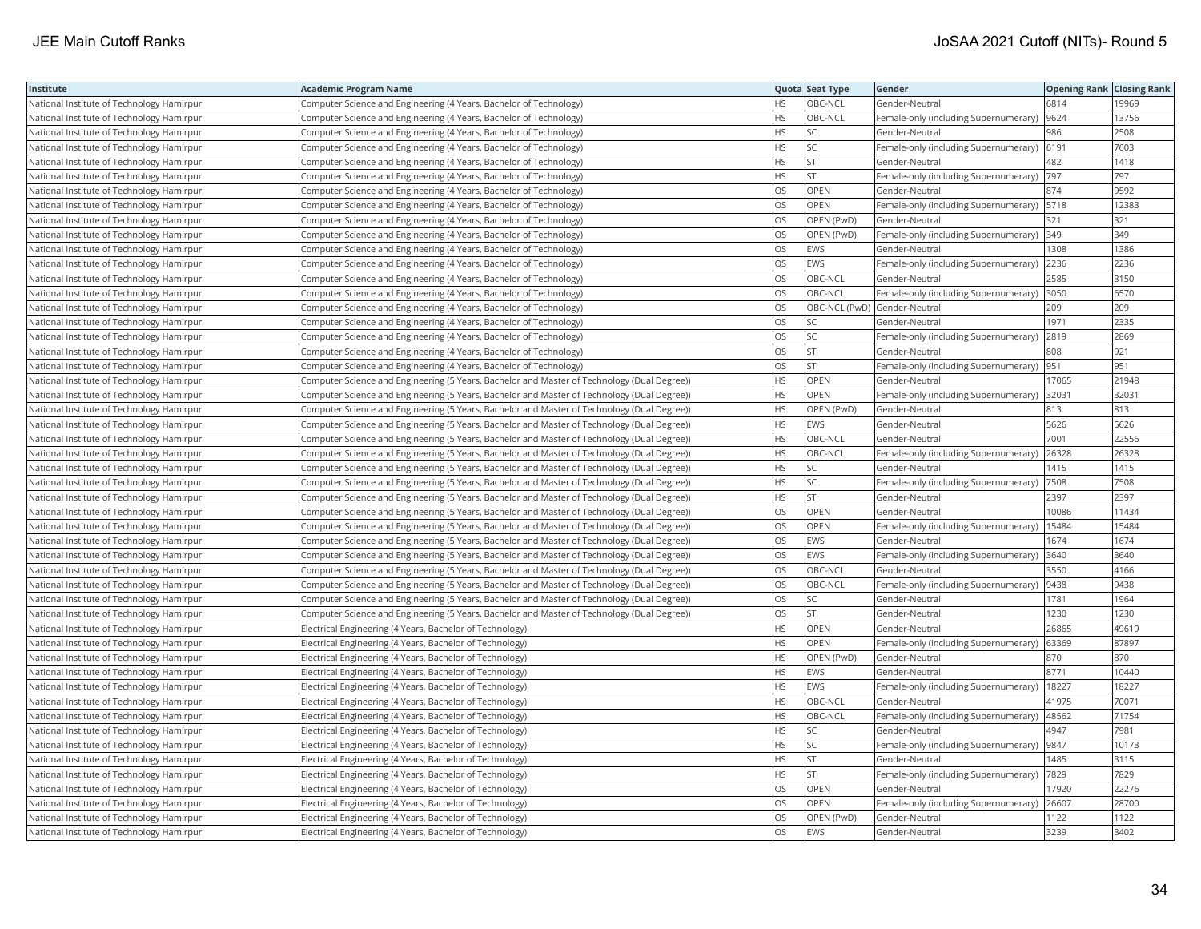| Institute | Academic Program Name | Quota | Seat Type | Gender | Opening Rank | Closing Rank |
| --- | --- | --- | --- | --- | --- | --- |
| National Institute of Technology Hamirpur | Computer Science and Engineering (4 Years, Bachelor of Technology) | HS | OBC-NCL | Gender-Neutral | 6814 | 19969 |
| National Institute of Technology Hamirpur | Computer Science and Engineering (4 Years, Bachelor of Technology) | HS | OBC-NCL | Female-only (including Supernumerary) | 9624 | 13756 |
| National Institute of Technology Hamirpur | Computer Science and Engineering (4 Years, Bachelor of Technology) | HS | SC | Gender-Neutral | 986 | 2508 |
| National Institute of Technology Hamirpur | Computer Science and Engineering (4 Years, Bachelor of Technology) | HS | SC | Female-only (including Supernumerary) | 6191 | 7603 |
| National Institute of Technology Hamirpur | Computer Science and Engineering (4 Years, Bachelor of Technology) | HS | ST | Gender-Neutral | 482 | 1418 |
| National Institute of Technology Hamirpur | Computer Science and Engineering (4 Years, Bachelor of Technology) | HS | ST | Female-only (including Supernumerary) | 797 | 797 |
| National Institute of Technology Hamirpur | Computer Science and Engineering (4 Years, Bachelor of Technology) | OS | OPEN | Gender-Neutral | 874 | 9592 |
| National Institute of Technology Hamirpur | Computer Science and Engineering (4 Years, Bachelor of Technology) | OS | OPEN | Female-only (including Supernumerary) | 5718 | 12383 |
| National Institute of Technology Hamirpur | Computer Science and Engineering (4 Years, Bachelor of Technology) | OS | OPEN (PwD) | Gender-Neutral | 321 | 321 |
| National Institute of Technology Hamirpur | Computer Science and Engineering (4 Years, Bachelor of Technology) | OS | OPEN (PwD) | Female-only (including Supernumerary) | 349 | 349 |
| National Institute of Technology Hamirpur | Computer Science and Engineering (4 Years, Bachelor of Technology) | OS | EWS | Gender-Neutral | 1308 | 1386 |
| National Institute of Technology Hamirpur | Computer Science and Engineering (4 Years, Bachelor of Technology) | OS | EWS | Female-only (including Supernumerary) | 2236 | 2236 |
| National Institute of Technology Hamirpur | Computer Science and Engineering (4 Years, Bachelor of Technology) | OS | OBC-NCL | Gender-Neutral | 2585 | 3150 |
| National Institute of Technology Hamirpur | Computer Science and Engineering (4 Years, Bachelor of Technology) | OS | OBC-NCL | Female-only (including Supernumerary) | 3050 | 6570 |
| National Institute of Technology Hamirpur | Computer Science and Engineering (4 Years, Bachelor of Technology) | OS | OBC-NCL (PwD) | Gender-Neutral | 209 | 209 |
| National Institute of Technology Hamirpur | Computer Science and Engineering (4 Years, Bachelor of Technology) | OS | SC | Gender-Neutral | 1971 | 2335 |
| National Institute of Technology Hamirpur | Computer Science and Engineering (4 Years, Bachelor of Technology) | OS | SC | Female-only (including Supernumerary) | 2819 | 2869 |
| National Institute of Technology Hamirpur | Computer Science and Engineering (4 Years, Bachelor of Technology) | OS | ST | Gender-Neutral | 808 | 921 |
| National Institute of Technology Hamirpur | Computer Science and Engineering (4 Years, Bachelor of Technology) | OS | ST | Female-only (including Supernumerary) | 951 | 951 |
| National Institute of Technology Hamirpur | Computer Science and Engineering (5 Years, Bachelor and Master of Technology (Dual Degree)) | HS | OPEN | Gender-Neutral | 17065 | 21948 |
| National Institute of Technology Hamirpur | Computer Science and Engineering (5 Years, Bachelor and Master of Technology (Dual Degree)) | HS | OPEN | Female-only (including Supernumerary) | 32031 | 32031 |
| National Institute of Technology Hamirpur | Computer Science and Engineering (5 Years, Bachelor and Master of Technology (Dual Degree)) | HS | OPEN (PwD) | Gender-Neutral | 813 | 813 |
| National Institute of Technology Hamirpur | Computer Science and Engineering (5 Years, Bachelor and Master of Technology (Dual Degree)) | HS | EWS | Gender-Neutral | 5626 | 5626 |
| National Institute of Technology Hamirpur | Computer Science and Engineering (5 Years, Bachelor and Master of Technology (Dual Degree)) | HS | OBC-NCL | Gender-Neutral | 7001 | 22556 |
| National Institute of Technology Hamirpur | Computer Science and Engineering (5 Years, Bachelor and Master of Technology (Dual Degree)) | HS | OBC-NCL | Female-only (including Supernumerary) | 26328 | 26328 |
| National Institute of Technology Hamirpur | Computer Science and Engineering (5 Years, Bachelor and Master of Technology (Dual Degree)) | HS | SC | Gender-Neutral | 1415 | 1415 |
| National Institute of Technology Hamirpur | Computer Science and Engineering (5 Years, Bachelor and Master of Technology (Dual Degree)) | HS | SC | Female-only (including Supernumerary) | 7508 | 7508 |
| National Institute of Technology Hamirpur | Computer Science and Engineering (5 Years, Bachelor and Master of Technology (Dual Degree)) | HS | ST | Gender-Neutral | 2397 | 2397 |
| National Institute of Technology Hamirpur | Computer Science and Engineering (5 Years, Bachelor and Master of Technology (Dual Degree)) | OS | OPEN | Gender-Neutral | 10086 | 11434 |
| National Institute of Technology Hamirpur | Computer Science and Engineering (5 Years, Bachelor and Master of Technology (Dual Degree)) | OS | OPEN | Female-only (including Supernumerary) | 15484 | 15484 |
| National Institute of Technology Hamirpur | Computer Science and Engineering (5 Years, Bachelor and Master of Technology (Dual Degree)) | OS | EWS | Gender-Neutral | 1674 | 1674 |
| National Institute of Technology Hamirpur | Computer Science and Engineering (5 Years, Bachelor and Master of Technology (Dual Degree)) | OS | EWS | Female-only (including Supernumerary) | 3640 | 3640 |
| National Institute of Technology Hamirpur | Computer Science and Engineering (5 Years, Bachelor and Master of Technology (Dual Degree)) | OS | OBC-NCL | Gender-Neutral | 3550 | 4166 |
| National Institute of Technology Hamirpur | Computer Science and Engineering (5 Years, Bachelor and Master of Technology (Dual Degree)) | OS | OBC-NCL | Female-only (including Supernumerary) | 9438 | 9438 |
| National Institute of Technology Hamirpur | Computer Science and Engineering (5 Years, Bachelor and Master of Technology (Dual Degree)) | OS | SC | Gender-Neutral | 1781 | 1964 |
| National Institute of Technology Hamirpur | Computer Science and Engineering (5 Years, Bachelor and Master of Technology (Dual Degree)) | OS | ST | Gender-Neutral | 1230 | 1230 |
| National Institute of Technology Hamirpur | Electrical Engineering (4 Years, Bachelor of Technology) | HS | OPEN | Gender-Neutral | 26865 | 49619 |
| National Institute of Technology Hamirpur | Electrical Engineering (4 Years, Bachelor of Technology) | HS | OPEN | Female-only (including Supernumerary) | 63369 | 87897 |
| National Institute of Technology Hamirpur | Electrical Engineering (4 Years, Bachelor of Technology) | HS | OPEN (PwD) | Gender-Neutral | 870 | 870 |
| National Institute of Technology Hamirpur | Electrical Engineering (4 Years, Bachelor of Technology) | HS | EWS | Gender-Neutral | 8771 | 10440 |
| National Institute of Technology Hamirpur | Electrical Engineering (4 Years, Bachelor of Technology) | HS | EWS | Female-only (including Supernumerary) | 18227 | 18227 |
| National Institute of Technology Hamirpur | Electrical Engineering (4 Years, Bachelor of Technology) | HS | OBC-NCL | Gender-Neutral | 41975 | 70071 |
| National Institute of Technology Hamirpur | Electrical Engineering (4 Years, Bachelor of Technology) | HS | OBC-NCL | Female-only (including Supernumerary) | 48562 | 71754 |
| National Institute of Technology Hamirpur | Electrical Engineering (4 Years, Bachelor of Technology) | HS | SC | Gender-Neutral | 4947 | 7981 |
| National Institute of Technology Hamirpur | Electrical Engineering (4 Years, Bachelor of Technology) | HS | SC | Female-only (including Supernumerary) | 9847 | 10173 |
| National Institute of Technology Hamirpur | Electrical Engineering (4 Years, Bachelor of Technology) | HS | ST | Gender-Neutral | 1485 | 3115 |
| National Institute of Technology Hamirpur | Electrical Engineering (4 Years, Bachelor of Technology) | HS | ST | Female-only (including Supernumerary) | 7829 | 7829 |
| National Institute of Technology Hamirpur | Electrical Engineering (4 Years, Bachelor of Technology) | OS | OPEN | Gender-Neutral | 17920 | 22276 |
| National Institute of Technology Hamirpur | Electrical Engineering (4 Years, Bachelor of Technology) | OS | OPEN | Female-only (including Supernumerary) | 26607 | 28700 |
| National Institute of Technology Hamirpur | Electrical Engineering (4 Years, Bachelor of Technology) | OS | OPEN (PwD) | Gender-Neutral | 1122 | 1122 |
| National Institute of Technology Hamirpur | Electrical Engineering (4 Years, Bachelor of Technology) | OS | EWS | Gender-Neutral | 3239 | 3402 |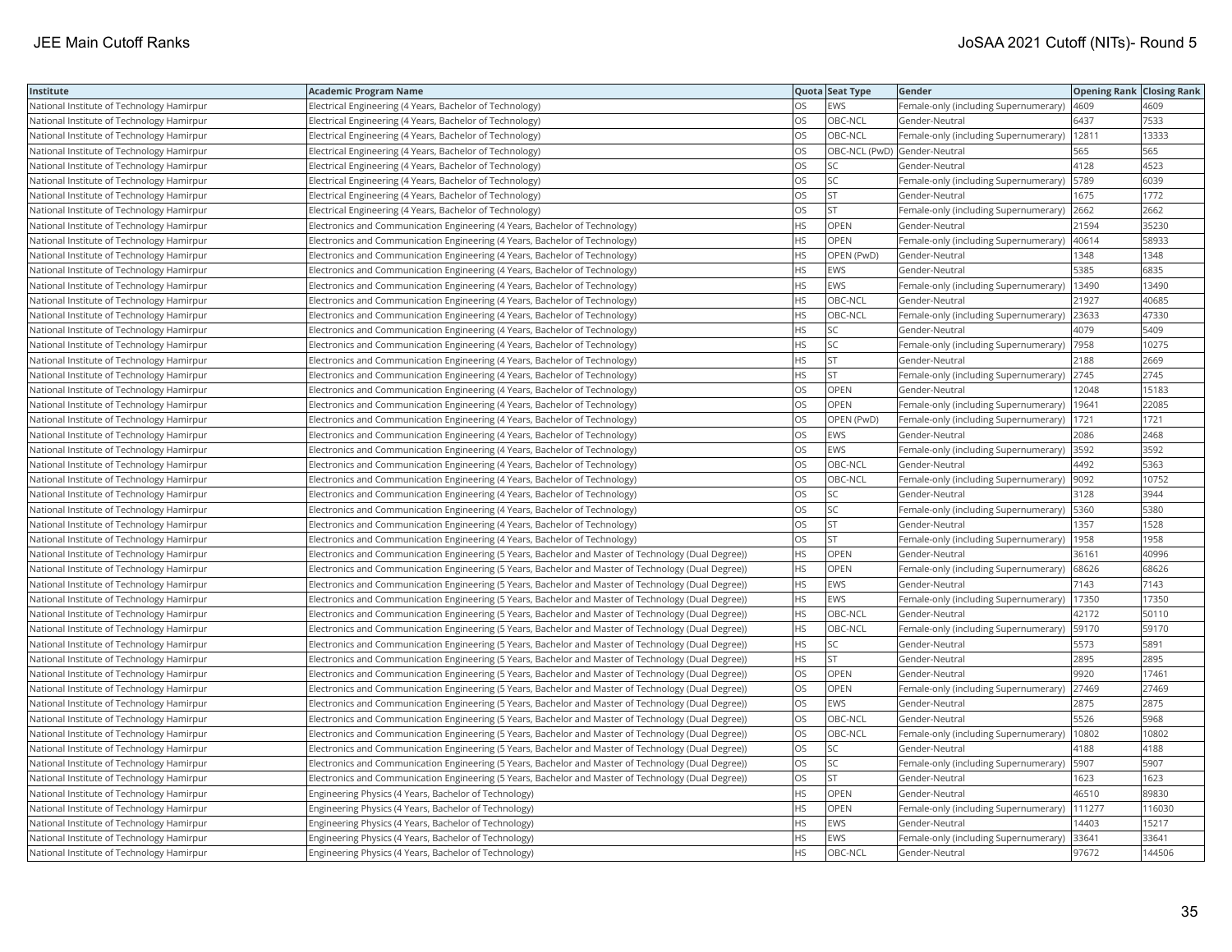| Institute | Academic Program Name | Quota | Seat Type | Gender | Opening Rank | Closing Rank |
|---|---|---|---|---|---|---|
| National Institute of Technology Hamirpur | Electrical Engineering (4 Years, Bachelor of Technology) | OS | EWS | Female-only (including Supernumerary) | 4609 | 4609 |
| National Institute of Technology Hamirpur | Electrical Engineering (4 Years, Bachelor of Technology) | OS | OBC-NCL | Gender-Neutral | 6437 | 7533 |
| National Institute of Technology Hamirpur | Electrical Engineering (4 Years, Bachelor of Technology) | OS | OBC-NCL | Female-only (including Supernumerary) | 12811 | 13333 |
| National Institute of Technology Hamirpur | Electrical Engineering (4 Years, Bachelor of Technology) | OS | OBC-NCL (PwD) | Gender-Neutral | 565 | 565 |
| National Institute of Technology Hamirpur | Electrical Engineering (4 Years, Bachelor of Technology) | OS | SC | Gender-Neutral | 4128 | 4523 |
| National Institute of Technology Hamirpur | Electrical Engineering (4 Years, Bachelor of Technology) | OS | SC | Female-only (including Supernumerary) | 5789 | 6039 |
| National Institute of Technology Hamirpur | Electrical Engineering (4 Years, Bachelor of Technology) | OS | ST | Gender-Neutral | 1675 | 1772 |
| National Institute of Technology Hamirpur | Electrical Engineering (4 Years, Bachelor of Technology) | OS | ST | Female-only (including Supernumerary) | 2662 | 2662 |
| National Institute of Technology Hamirpur | Electronics and Communication Engineering (4 Years, Bachelor of Technology) | HS | OPEN | Gender-Neutral | 21594 | 35230 |
| National Institute of Technology Hamirpur | Electronics and Communication Engineering (4 Years, Bachelor of Technology) | HS | OPEN | Female-only (including Supernumerary) | 40614 | 58933 |
| National Institute of Technology Hamirpur | Electronics and Communication Engineering (4 Years, Bachelor of Technology) | HS | OPEN (PwD) | Gender-Neutral | 1348 | 1348 |
| National Institute of Technology Hamirpur | Electronics and Communication Engineering (4 Years, Bachelor of Technology) | HS | EWS | Gender-Neutral | 5385 | 6835 |
| National Institute of Technology Hamirpur | Electronics and Communication Engineering (4 Years, Bachelor of Technology) | HS | EWS | Female-only (including Supernumerary) | 13490 | 13490 |
| National Institute of Technology Hamirpur | Electronics and Communication Engineering (4 Years, Bachelor of Technology) | HS | OBC-NCL | Gender-Neutral | 21927 | 40685 |
| National Institute of Technology Hamirpur | Electronics and Communication Engineering (4 Years, Bachelor of Technology) | HS | OBC-NCL | Female-only (including Supernumerary) | 23633 | 47330 |
| National Institute of Technology Hamirpur | Electronics and Communication Engineering (4 Years, Bachelor of Technology) | HS | SC | Gender-Neutral | 4079 | 5409 |
| National Institute of Technology Hamirpur | Electronics and Communication Engineering (4 Years, Bachelor of Technology) | HS | SC | Female-only (including Supernumerary) | 7958 | 10275 |
| National Institute of Technology Hamirpur | Electronics and Communication Engineering (4 Years, Bachelor of Technology) | HS | ST | Gender-Neutral | 2188 | 2669 |
| National Institute of Technology Hamirpur | Electronics and Communication Engineering (4 Years, Bachelor of Technology) | HS | ST | Female-only (including Supernumerary) | 2745 | 2745 |
| National Institute of Technology Hamirpur | Electronics and Communication Engineering (4 Years, Bachelor of Technology) | OS | OPEN | Gender-Neutral | 12048 | 15183 |
| National Institute of Technology Hamirpur | Electronics and Communication Engineering (4 Years, Bachelor of Technology) | OS | OPEN | Female-only (including Supernumerary) | 19641 | 22085 |
| National Institute of Technology Hamirpur | Electronics and Communication Engineering (4 Years, Bachelor of Technology) | OS | OPEN (PwD) | Female-only (including Supernumerary) | 1721 | 1721 |
| National Institute of Technology Hamirpur | Electronics and Communication Engineering (4 Years, Bachelor of Technology) | OS | EWS | Gender-Neutral | 2086 | 2468 |
| National Institute of Technology Hamirpur | Electronics and Communication Engineering (4 Years, Bachelor of Technology) | OS | EWS | Female-only (including Supernumerary) | 3592 | 3592 |
| National Institute of Technology Hamirpur | Electronics and Communication Engineering (4 Years, Bachelor of Technology) | OS | OBC-NCL | Gender-Neutral | 4492 | 5363 |
| National Institute of Technology Hamirpur | Electronics and Communication Engineering (4 Years, Bachelor of Technology) | OS | OBC-NCL | Female-only (including Supernumerary) | 9092 | 10752 |
| National Institute of Technology Hamirpur | Electronics and Communication Engineering (4 Years, Bachelor of Technology) | OS | SC | Gender-Neutral | 3128 | 3944 |
| National Institute of Technology Hamirpur | Electronics and Communication Engineering (4 Years, Bachelor of Technology) | OS | SC | Female-only (including Supernumerary) | 5360 | 5380 |
| National Institute of Technology Hamirpur | Electronics and Communication Engineering (4 Years, Bachelor of Technology) | OS | ST | Gender-Neutral | 1357 | 1528 |
| National Institute of Technology Hamirpur | Electronics and Communication Engineering (4 Years, Bachelor of Technology) | OS | ST | Female-only (including Supernumerary) | 1958 | 1958 |
| National Institute of Technology Hamirpur | Electronics and Communication Engineering (5 Years, Bachelor and Master of Technology (Dual Degree)) | HS | OPEN | Gender-Neutral | 36161 | 40996 |
| National Institute of Technology Hamirpur | Electronics and Communication Engineering (5 Years, Bachelor and Master of Technology (Dual Degree)) | HS | OPEN | Female-only (including Supernumerary) | 68626 | 68626 |
| National Institute of Technology Hamirpur | Electronics and Communication Engineering (5 Years, Bachelor and Master of Technology (Dual Degree)) | HS | EWS | Gender-Neutral | 7143 | 7143 |
| National Institute of Technology Hamirpur | Electronics and Communication Engineering (5 Years, Bachelor and Master of Technology (Dual Degree)) | HS | EWS | Female-only (including Supernumerary) | 17350 | 17350 |
| National Institute of Technology Hamirpur | Electronics and Communication Engineering (5 Years, Bachelor and Master of Technology (Dual Degree)) | HS | OBC-NCL | Gender-Neutral | 42172 | 50110 |
| National Institute of Technology Hamirpur | Electronics and Communication Engineering (5 Years, Bachelor and Master of Technology (Dual Degree)) | HS | OBC-NCL | Female-only (including Supernumerary) | 59170 | 59170 |
| National Institute of Technology Hamirpur | Electronics and Communication Engineering (5 Years, Bachelor and Master of Technology (Dual Degree)) | HS | SC | Gender-Neutral | 5573 | 5891 |
| National Institute of Technology Hamirpur | Electronics and Communication Engineering (5 Years, Bachelor and Master of Technology (Dual Degree)) | HS | ST | Gender-Neutral | 2895 | 2895 |
| National Institute of Technology Hamirpur | Electronics and Communication Engineering (5 Years, Bachelor and Master of Technology (Dual Degree)) | OS | OPEN | Gender-Neutral | 9920 | 17461 |
| National Institute of Technology Hamirpur | Electronics and Communication Engineering (5 Years, Bachelor and Master of Technology (Dual Degree)) | OS | OPEN | Female-only (including Supernumerary) | 27469 | 27469 |
| National Institute of Technology Hamirpur | Electronics and Communication Engineering (5 Years, Bachelor and Master of Technology (Dual Degree)) | OS | EWS | Gender-Neutral | 2875 | 2875 |
| National Institute of Technology Hamirpur | Electronics and Communication Engineering (5 Years, Bachelor and Master of Technology (Dual Degree)) | OS | OBC-NCL | Gender-Neutral | 5526 | 5968 |
| National Institute of Technology Hamirpur | Electronics and Communication Engineering (5 Years, Bachelor and Master of Technology (Dual Degree)) | OS | OBC-NCL | Female-only (including Supernumerary) | 10802 | 10802 |
| National Institute of Technology Hamirpur | Electronics and Communication Engineering (5 Years, Bachelor and Master of Technology (Dual Degree)) | OS | SC | Gender-Neutral | 4188 | 4188 |
| National Institute of Technology Hamirpur | Electronics and Communication Engineering (5 Years, Bachelor and Master of Technology (Dual Degree)) | OS | SC | Female-only (including Supernumerary) | 5907 | 5907 |
| National Institute of Technology Hamirpur | Electronics and Communication Engineering (5 Years, Bachelor and Master of Technology (Dual Degree)) | OS | ST | Gender-Neutral | 1623 | 1623 |
| National Institute of Technology Hamirpur | Engineering Physics (4 Years, Bachelor of Technology) | HS | OPEN | Gender-Neutral | 46510 | 89830 |
| National Institute of Technology Hamirpur | Engineering Physics (4 Years, Bachelor of Technology) | HS | OPEN | Female-only (including Supernumerary) | 111277 | 116030 |
| National Institute of Technology Hamirpur | Engineering Physics (4 Years, Bachelor of Technology) | HS | EWS | Gender-Neutral | 14403 | 15217 |
| National Institute of Technology Hamirpur | Engineering Physics (4 Years, Bachelor of Technology) | HS | EWS | Female-only (including Supernumerary) | 33641 | 33641 |
| National Institute of Technology Hamirpur | Engineering Physics (4 Years, Bachelor of Technology) | HS | OBC-NCL | Gender-Neutral | 97672 | 144506 |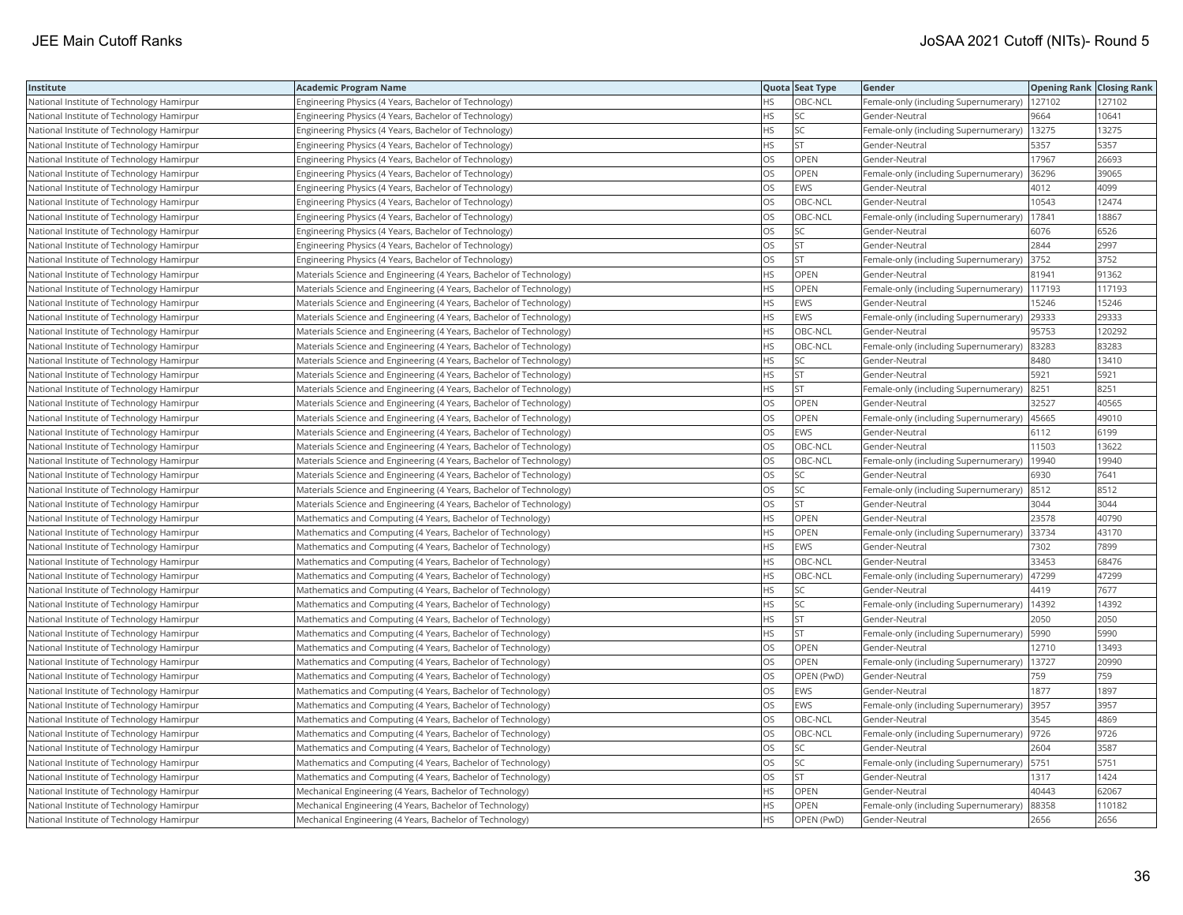| Institute | Academic Program Name | Quota | Seat Type | Gender | Opening Rank | Closing Rank |
|---|---|---|---|---|---|---|
| National Institute of Technology Hamirpur | Engineering Physics (4 Years, Bachelor of Technology) | HS | OBC-NCL | Female-only (including Supernumerary) | 127102 | 127102 |
| National Institute of Technology Hamirpur | Engineering Physics (4 Years, Bachelor of Technology) | HS | SC | Gender-Neutral | 9664 | 10641 |
| National Institute of Technology Hamirpur | Engineering Physics (4 Years, Bachelor of Technology) | HS | SC | Female-only (including Supernumerary) | 13275 | 13275 |
| National Institute of Technology Hamirpur | Engineering Physics (4 Years, Bachelor of Technology) | HS | ST | Gender-Neutral | 5357 | 5357 |
| National Institute of Technology Hamirpur | Engineering Physics (4 Years, Bachelor of Technology) | OS | OPEN | Gender-Neutral | 17967 | 26693 |
| National Institute of Technology Hamirpur | Engineering Physics (4 Years, Bachelor of Technology) | OS | OPEN | Female-only (including Supernumerary) | 36296 | 39065 |
| National Institute of Technology Hamirpur | Engineering Physics (4 Years, Bachelor of Technology) | OS | EWS | Gender-Neutral | 4012 | 4099 |
| National Institute of Technology Hamirpur | Engineering Physics (4 Years, Bachelor of Technology) | OS | OBC-NCL | Gender-Neutral | 10543 | 12474 |
| National Institute of Technology Hamirpur | Engineering Physics (4 Years, Bachelor of Technology) | OS | OBC-NCL | Female-only (including Supernumerary) | 17841 | 18867 |
| National Institute of Technology Hamirpur | Engineering Physics (4 Years, Bachelor of Technology) | OS | SC | Gender-Neutral | 6076 | 6526 |
| National Institute of Technology Hamirpur | Engineering Physics (4 Years, Bachelor of Technology) | OS | ST | Gender-Neutral | 2844 | 2997 |
| National Institute of Technology Hamirpur | Engineering Physics (4 Years, Bachelor of Technology) | OS | ST | Female-only (including Supernumerary) | 3752 | 3752 |
| National Institute of Technology Hamirpur | Materials Science and Engineering (4 Years, Bachelor of Technology) | HS | OPEN | Gender-Neutral | 81941 | 91362 |
| National Institute of Technology Hamirpur | Materials Science and Engineering (4 Years, Bachelor of Technology) | HS | OPEN | Female-only (including Supernumerary) | 117193 | 117193 |
| National Institute of Technology Hamirpur | Materials Science and Engineering (4 Years, Bachelor of Technology) | HS | EWS | Gender-Neutral | 15246 | 15246 |
| National Institute of Technology Hamirpur | Materials Science and Engineering (4 Years, Bachelor of Technology) | HS | EWS | Female-only (including Supernumerary) | 29333 | 29333 |
| National Institute of Technology Hamirpur | Materials Science and Engineering (4 Years, Bachelor of Technology) | HS | OBC-NCL | Gender-Neutral | 95753 | 120292 |
| National Institute of Technology Hamirpur | Materials Science and Engineering (4 Years, Bachelor of Technology) | HS | OBC-NCL | Female-only (including Supernumerary) | 83283 | 83283 |
| National Institute of Technology Hamirpur | Materials Science and Engineering (4 Years, Bachelor of Technology) | HS | SC | Gender-Neutral | 8480 | 13410 |
| National Institute of Technology Hamirpur | Materials Science and Engineering (4 Years, Bachelor of Technology) | HS | ST | Gender-Neutral | 5921 | 5921 |
| National Institute of Technology Hamirpur | Materials Science and Engineering (4 Years, Bachelor of Technology) | HS | ST | Female-only (including Supernumerary) | 8251 | 8251 |
| National Institute of Technology Hamirpur | Materials Science and Engineering (4 Years, Bachelor of Technology) | OS | OPEN | Gender-Neutral | 32527 | 40565 |
| National Institute of Technology Hamirpur | Materials Science and Engineering (4 Years, Bachelor of Technology) | OS | OPEN | Female-only (including Supernumerary) | 45665 | 49010 |
| National Institute of Technology Hamirpur | Materials Science and Engineering (4 Years, Bachelor of Technology) | OS | EWS | Gender-Neutral | 6112 | 6199 |
| National Institute of Technology Hamirpur | Materials Science and Engineering (4 Years, Bachelor of Technology) | OS | OBC-NCL | Gender-Neutral | 11503 | 13622 |
| National Institute of Technology Hamirpur | Materials Science and Engineering (4 Years, Bachelor of Technology) | OS | OBC-NCL | Female-only (including Supernumerary) | 19940 | 19940 |
| National Institute of Technology Hamirpur | Materials Science and Engineering (4 Years, Bachelor of Technology) | OS | SC | Gender-Neutral | 6930 | 7641 |
| National Institute of Technology Hamirpur | Materials Science and Engineering (4 Years, Bachelor of Technology) | OS | SC | Female-only (including Supernumerary) | 8512 | 8512 |
| National Institute of Technology Hamirpur | Materials Science and Engineering (4 Years, Bachelor of Technology) | OS | ST | Gender-Neutral | 3044 | 3044 |
| National Institute of Technology Hamirpur | Mathematics and Computing (4 Years, Bachelor of Technology) | HS | OPEN | Gender-Neutral | 23578 | 40790 |
| National Institute of Technology Hamirpur | Mathematics and Computing (4 Years, Bachelor of Technology) | HS | OPEN | Female-only (including Supernumerary) | 33734 | 43170 |
| National Institute of Technology Hamirpur | Mathematics and Computing (4 Years, Bachelor of Technology) | HS | EWS | Gender-Neutral | 7302 | 7899 |
| National Institute of Technology Hamirpur | Mathematics and Computing (4 Years, Bachelor of Technology) | HS | OBC-NCL | Gender-Neutral | 33453 | 68476 |
| National Institute of Technology Hamirpur | Mathematics and Computing (4 Years, Bachelor of Technology) | HS | OBC-NCL | Female-only (including Supernumerary) | 47299 | 47299 |
| National Institute of Technology Hamirpur | Mathematics and Computing (4 Years, Bachelor of Technology) | HS | SC | Gender-Neutral | 4419 | 7677 |
| National Institute of Technology Hamirpur | Mathematics and Computing (4 Years, Bachelor of Technology) | HS | SC | Female-only (including Supernumerary) | 14392 | 14392 |
| National Institute of Technology Hamirpur | Mathematics and Computing (4 Years, Bachelor of Technology) | HS | ST | Gender-Neutral | 2050 | 2050 |
| National Institute of Technology Hamirpur | Mathematics and Computing (4 Years, Bachelor of Technology) | HS | ST | Female-only (including Supernumerary) | 5990 | 5990 |
| National Institute of Technology Hamirpur | Mathematics and Computing (4 Years, Bachelor of Technology) | OS | OPEN | Gender-Neutral | 12710 | 13493 |
| National Institute of Technology Hamirpur | Mathematics and Computing (4 Years, Bachelor of Technology) | OS | OPEN | Female-only (including Supernumerary) | 13727 | 20990 |
| National Institute of Technology Hamirpur | Mathematics and Computing (4 Years, Bachelor of Technology) | OS | OPEN (PwD) | Gender-Neutral | 759 | 759 |
| National Institute of Technology Hamirpur | Mathematics and Computing (4 Years, Bachelor of Technology) | OS | EWS | Gender-Neutral | 1877 | 1897 |
| National Institute of Technology Hamirpur | Mathematics and Computing (4 Years, Bachelor of Technology) | OS | EWS | Female-only (including Supernumerary) | 3957 | 3957 |
| National Institute of Technology Hamirpur | Mathematics and Computing (4 Years, Bachelor of Technology) | OS | OBC-NCL | Gender-Neutral | 3545 | 4869 |
| National Institute of Technology Hamirpur | Mathematics and Computing (4 Years, Bachelor of Technology) | OS | OBC-NCL | Female-only (including Supernumerary) | 9726 | 9726 |
| National Institute of Technology Hamirpur | Mathematics and Computing (4 Years, Bachelor of Technology) | OS | SC | Gender-Neutral | 2604 | 3587 |
| National Institute of Technology Hamirpur | Mathematics and Computing (4 Years, Bachelor of Technology) | OS | SC | Female-only (including Supernumerary) | 5751 | 5751 |
| National Institute of Technology Hamirpur | Mathematics and Computing (4 Years, Bachelor of Technology) | OS | ST | Gender-Neutral | 1317 | 1424 |
| National Institute of Technology Hamirpur | Mechanical Engineering (4 Years, Bachelor of Technology) | HS | OPEN | Gender-Neutral | 40443 | 62067 |
| National Institute of Technology Hamirpur | Mechanical Engineering (4 Years, Bachelor of Technology) | HS | OPEN | Female-only (including Supernumerary) | 88358 | 110182 |
| National Institute of Technology Hamirpur | Mechanical Engineering (4 Years, Bachelor of Technology) | HS | OPEN (PwD) | Gender-Neutral | 2656 | 2656 |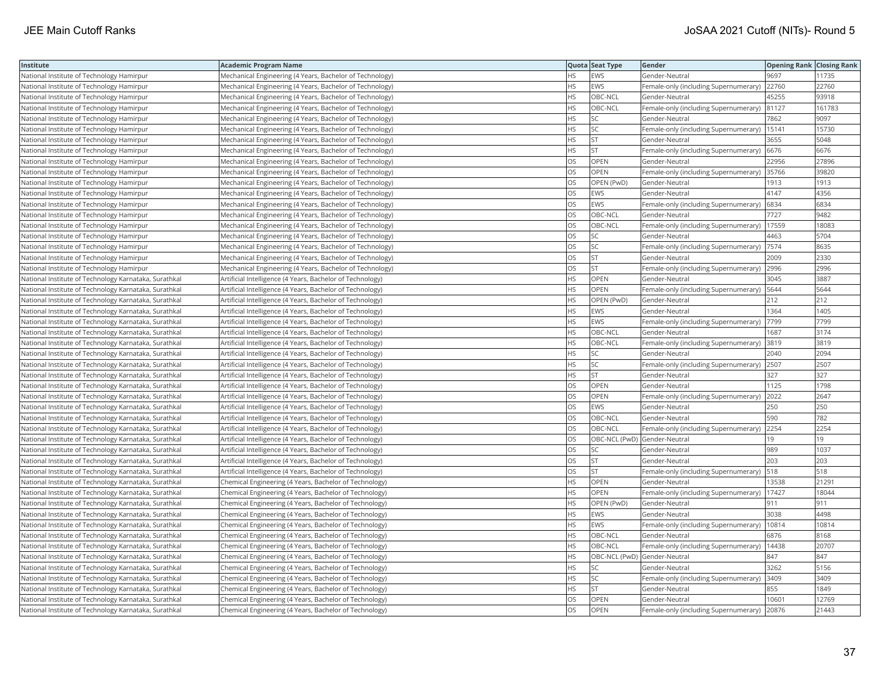| Institute | Academic Program Name | Quota | Seat Type | Gender | Opening Rank | Closing Rank |
|---|---|---|---|---|---|---|
| National Institute of Technology Hamirpur | Mechanical Engineering (4 Years, Bachelor of Technology) | HS | EWS | Gender-Neutral | 9697 | 11735 |
| National Institute of Technology Hamirpur | Mechanical Engineering (4 Years, Bachelor of Technology) | HS | EWS | Female-only (including Supernumerary) | 22760 | 22760 |
| National Institute of Technology Hamirpur | Mechanical Engineering (4 Years, Bachelor of Technology) | HS | OBC-NCL | Gender-Neutral | 45255 | 93918 |
| National Institute of Technology Hamirpur | Mechanical Engineering (4 Years, Bachelor of Technology) | HS | OBC-NCL | Female-only (including Supernumerary) | 81127 | 161783 |
| National Institute of Technology Hamirpur | Mechanical Engineering (4 Years, Bachelor of Technology) | HS | SC | Gender-Neutral | 7862 | 9097 |
| National Institute of Technology Hamirpur | Mechanical Engineering (4 Years, Bachelor of Technology) | HS | SC | Female-only (including Supernumerary) | 15141 | 15730 |
| National Institute of Technology Hamirpur | Mechanical Engineering (4 Years, Bachelor of Technology) | HS | ST | Gender-Neutral | 3655 | 5048 |
| National Institute of Technology Hamirpur | Mechanical Engineering (4 Years, Bachelor of Technology) | HS | ST | Female-only (including Supernumerary) | 6676 | 6676 |
| National Institute of Technology Hamirpur | Mechanical Engineering (4 Years, Bachelor of Technology) | OS | OPEN | Gender-Neutral | 22956 | 27896 |
| National Institute of Technology Hamirpur | Mechanical Engineering (4 Years, Bachelor of Technology) | OS | OPEN | Female-only (including Supernumerary) | 35766 | 39820 |
| National Institute of Technology Hamirpur | Mechanical Engineering (4 Years, Bachelor of Technology) | OS | OPEN (PwD) | Gender-Neutral | 1913 | 1913 |
| National Institute of Technology Hamirpur | Mechanical Engineering (4 Years, Bachelor of Technology) | OS | EWS | Gender-Neutral | 4147 | 4356 |
| National Institute of Technology Hamirpur | Mechanical Engineering (4 Years, Bachelor of Technology) | OS | EWS | Female-only (including Supernumerary) | 6834 | 6834 |
| National Institute of Technology Hamirpur | Mechanical Engineering (4 Years, Bachelor of Technology) | OS | OBC-NCL | Gender-Neutral | 7727 | 9482 |
| National Institute of Technology Hamirpur | Mechanical Engineering (4 Years, Bachelor of Technology) | OS | OBC-NCL | Female-only (including Supernumerary) | 17559 | 18083 |
| National Institute of Technology Hamirpur | Mechanical Engineering (4 Years, Bachelor of Technology) | OS | SC | Gender-Neutral | 4463 | 5704 |
| National Institute of Technology Hamirpur | Mechanical Engineering (4 Years, Bachelor of Technology) | OS | SC | Female-only (including Supernumerary) | 7574 | 8635 |
| National Institute of Technology Hamirpur | Mechanical Engineering (4 Years, Bachelor of Technology) | OS | ST | Gender-Neutral | 2009 | 2330 |
| National Institute of Technology Hamirpur | Mechanical Engineering (4 Years, Bachelor of Technology) | OS | ST | Female-only (including Supernumerary) | 2996 | 2996 |
| National Institute of Technology Karnataka, Surathkal | Artificial Intelligence (4 Years, Bachelor of Technology) | HS | OPEN | Gender-Neutral | 3045 | 3887 |
| National Institute of Technology Karnataka, Surathkal | Artificial Intelligence (4 Years, Bachelor of Technology) | HS | OPEN | Female-only (including Supernumerary) | 5644 | 5644 |
| National Institute of Technology Karnataka, Surathkal | Artificial Intelligence (4 Years, Bachelor of Technology) | HS | OPEN (PwD) | Gender-Neutral | 212 | 212 |
| National Institute of Technology Karnataka, Surathkal | Artificial Intelligence (4 Years, Bachelor of Technology) | HS | EWS | Gender-Neutral | 1364 | 1405 |
| National Institute of Technology Karnataka, Surathkal | Artificial Intelligence (4 Years, Bachelor of Technology) | HS | EWS | Female-only (including Supernumerary) | 7799 | 7799 |
| National Institute of Technology Karnataka, Surathkal | Artificial Intelligence (4 Years, Bachelor of Technology) | HS | OBC-NCL | Gender-Neutral | 1687 | 3174 |
| National Institute of Technology Karnataka, Surathkal | Artificial Intelligence (4 Years, Bachelor of Technology) | HS | OBC-NCL | Female-only (including Supernumerary) | 3819 | 3819 |
| National Institute of Technology Karnataka, Surathkal | Artificial Intelligence (4 Years, Bachelor of Technology) | HS | SC | Gender-Neutral | 2040 | 2094 |
| National Institute of Technology Karnataka, Surathkal | Artificial Intelligence (4 Years, Bachelor of Technology) | HS | SC | Female-only (including Supernumerary) | 2507 | 2507 |
| National Institute of Technology Karnataka, Surathkal | Artificial Intelligence (4 Years, Bachelor of Technology) | HS | ST | Gender-Neutral | 327 | 327 |
| National Institute of Technology Karnataka, Surathkal | Artificial Intelligence (4 Years, Bachelor of Technology) | OS | OPEN | Gender-Neutral | 1125 | 1798 |
| National Institute of Technology Karnataka, Surathkal | Artificial Intelligence (4 Years, Bachelor of Technology) | OS | OPEN | Female-only (including Supernumerary) | 2022 | 2647 |
| National Institute of Technology Karnataka, Surathkal | Artificial Intelligence (4 Years, Bachelor of Technology) | OS | EWS | Gender-Neutral | 250 | 250 |
| National Institute of Technology Karnataka, Surathkal | Artificial Intelligence (4 Years, Bachelor of Technology) | OS | OBC-NCL | Gender-Neutral | 590 | 782 |
| National Institute of Technology Karnataka, Surathkal | Artificial Intelligence (4 Years, Bachelor of Technology) | OS | OBC-NCL | Female-only (including Supernumerary) | 2254 | 2254 |
| National Institute of Technology Karnataka, Surathkal | Artificial Intelligence (4 Years, Bachelor of Technology) | OS | OBC-NCL (PwD) | Gender-Neutral | 19 | 19 |
| National Institute of Technology Karnataka, Surathkal | Artificial Intelligence (4 Years, Bachelor of Technology) | OS | SC | Gender-Neutral | 989 | 1037 |
| National Institute of Technology Karnataka, Surathkal | Artificial Intelligence (4 Years, Bachelor of Technology) | OS | ST | Gender-Neutral | 203 | 203 |
| National Institute of Technology Karnataka, Surathkal | Artificial Intelligence (4 Years, Bachelor of Technology) | OS | ST | Female-only (including Supernumerary) | 518 | 518 |
| National Institute of Technology Karnataka, Surathkal | Chemical Engineering (4 Years, Bachelor of Technology) | HS | OPEN | Gender-Neutral | 13538 | 21291 |
| National Institute of Technology Karnataka, Surathkal | Chemical Engineering (4 Years, Bachelor of Technology) | HS | OPEN | Female-only (including Supernumerary) | 17427 | 18044 |
| National Institute of Technology Karnataka, Surathkal | Chemical Engineering (4 Years, Bachelor of Technology) | HS | OPEN (PwD) | Gender-Neutral | 911 | 911 |
| National Institute of Technology Karnataka, Surathkal | Chemical Engineering (4 Years, Bachelor of Technology) | HS | EWS | Gender-Neutral | 3038 | 4498 |
| National Institute of Technology Karnataka, Surathkal | Chemical Engineering (4 Years, Bachelor of Technology) | HS | EWS | Female-only (including Supernumerary) | 10814 | 10814 |
| National Institute of Technology Karnataka, Surathkal | Chemical Engineering (4 Years, Bachelor of Technology) | HS | OBC-NCL | Gender-Neutral | 6876 | 8168 |
| National Institute of Technology Karnataka, Surathkal | Chemical Engineering (4 Years, Bachelor of Technology) | HS | OBC-NCL | Female-only (including Supernumerary) | 14438 | 20707 |
| National Institute of Technology Karnataka, Surathkal | Chemical Engineering (4 Years, Bachelor of Technology) | HS | OBC-NCL (PwD) | Gender-Neutral | 847 | 847 |
| National Institute of Technology Karnataka, Surathkal | Chemical Engineering (4 Years, Bachelor of Technology) | HS | SC | Gender-Neutral | 3262 | 5156 |
| National Institute of Technology Karnataka, Surathkal | Chemical Engineering (4 Years, Bachelor of Technology) | HS | SC | Female-only (including Supernumerary) | 3409 | 3409 |
| National Institute of Technology Karnataka, Surathkal | Chemical Engineering (4 Years, Bachelor of Technology) | HS | ST | Gender-Neutral | 855 | 1849 |
| National Institute of Technology Karnataka, Surathkal | Chemical Engineering (4 Years, Bachelor of Technology) | OS | OPEN | Gender-Neutral | 10601 | 12769 |
| National Institute of Technology Karnataka, Surathkal | Chemical Engineering (4 Years, Bachelor of Technology) | OS | OPEN | Female-only (including Supernumerary) | 20876 | 21443 |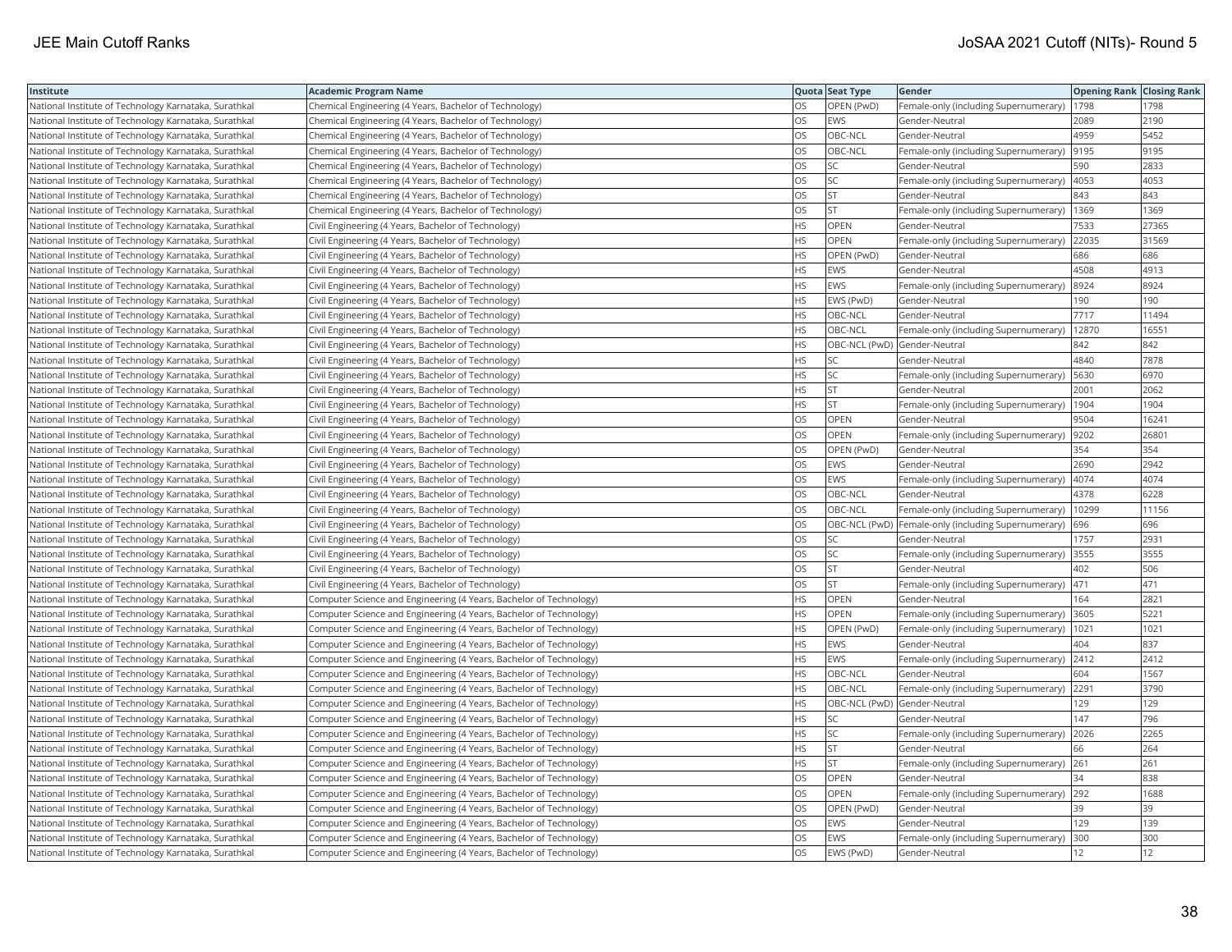| Institute | Academic Program Name | Quota | Seat Type | Gender | Opening Rank | Closing Rank |
|---|---|---|---|---|---|---|
| National Institute of Technology Karnataka, Surathkal | Chemical Engineering (4 Years, Bachelor of Technology) | OS | OPEN (PwD) | Female-only (including Supernumerary) | 1798 | 1798 |
| National Institute of Technology Karnataka, Surathkal | Chemical Engineering (4 Years, Bachelor of Technology) | OS | EWS | Gender-Neutral | 2089 | 2190 |
| National Institute of Technology Karnataka, Surathkal | Chemical Engineering (4 Years, Bachelor of Technology) | OS | OBC-NCL | Gender-Neutral | 4959 | 5452 |
| National Institute of Technology Karnataka, Surathkal | Chemical Engineering (4 Years, Bachelor of Technology) | OS | OBC-NCL | Female-only (including Supernumerary) | 9195 | 9195 |
| National Institute of Technology Karnataka, Surathkal | Chemical Engineering (4 Years, Bachelor of Technology) | OS | SC | Gender-Neutral | 590 | 2833 |
| National Institute of Technology Karnataka, Surathkal | Chemical Engineering (4 Years, Bachelor of Technology) | OS | SC | Female-only (including Supernumerary) | 4053 | 4053 |
| National Institute of Technology Karnataka, Surathkal | Chemical Engineering (4 Years, Bachelor of Technology) | OS | ST | Gender-Neutral | 843 | 843 |
| National Institute of Technology Karnataka, Surathkal | Chemical Engineering (4 Years, Bachelor of Technology) | OS | ST | Female-only (including Supernumerary) | 1369 | 1369 |
| National Institute of Technology Karnataka, Surathkal | Civil Engineering (4 Years, Bachelor of Technology) | HS | OPEN | Gender-Neutral | 7533 | 27365 |
| National Institute of Technology Karnataka, Surathkal | Civil Engineering (4 Years, Bachelor of Technology) | HS | OPEN | Female-only (including Supernumerary) | 22035 | 31569 |
| National Institute of Technology Karnataka, Surathkal | Civil Engineering (4 Years, Bachelor of Technology) | HS | OPEN (PwD) | Gender-Neutral | 686 | 686 |
| National Institute of Technology Karnataka, Surathkal | Civil Engineering (4 Years, Bachelor of Technology) | HS | EWS | Gender-Neutral | 4508 | 4913 |
| National Institute of Technology Karnataka, Surathkal | Civil Engineering (4 Years, Bachelor of Technology) | HS | EWS | Female-only (including Supernumerary) | 8924 | 8924 |
| National Institute of Technology Karnataka, Surathkal | Civil Engineering (4 Years, Bachelor of Technology) | HS | EWS (PwD) | Gender-Neutral | 190 | 190 |
| National Institute of Technology Karnataka, Surathkal | Civil Engineering (4 Years, Bachelor of Technology) | HS | OBC-NCL | Gender-Neutral | 7717 | 11494 |
| National Institute of Technology Karnataka, Surathkal | Civil Engineering (4 Years, Bachelor of Technology) | HS | OBC-NCL | Female-only (including Supernumerary) | 12870 | 16551 |
| National Institute of Technology Karnataka, Surathkal | Civil Engineering (4 Years, Bachelor of Technology) | HS | OBC-NCL (PwD) | Gender-Neutral | 842 | 842 |
| National Institute of Technology Karnataka, Surathkal | Civil Engineering (4 Years, Bachelor of Technology) | HS | SC | Gender-Neutral | 4840 | 7878 |
| National Institute of Technology Karnataka, Surathkal | Civil Engineering (4 Years, Bachelor of Technology) | HS | SC | Female-only (including Supernumerary) | 5630 | 6970 |
| National Institute of Technology Karnataka, Surathkal | Civil Engineering (4 Years, Bachelor of Technology) | HS | ST | Gender-Neutral | 2001 | 2062 |
| National Institute of Technology Karnataka, Surathkal | Civil Engineering (4 Years, Bachelor of Technology) | HS | ST | Female-only (including Supernumerary) | 1904 | 1904 |
| National Institute of Technology Karnataka, Surathkal | Civil Engineering (4 Years, Bachelor of Technology) | OS | OPEN | Gender-Neutral | 9504 | 16241 |
| National Institute of Technology Karnataka, Surathkal | Civil Engineering (4 Years, Bachelor of Technology) | OS | OPEN | Female-only (including Supernumerary) | 9202 | 26801 |
| National Institute of Technology Karnataka, Surathkal | Civil Engineering (4 Years, Bachelor of Technology) | OS | OPEN (PwD) | Gender-Neutral | 354 | 354 |
| National Institute of Technology Karnataka, Surathkal | Civil Engineering (4 Years, Bachelor of Technology) | OS | EWS | Gender-Neutral | 2690 | 2942 |
| National Institute of Technology Karnataka, Surathkal | Civil Engineering (4 Years, Bachelor of Technology) | OS | EWS | Female-only (including Supernumerary) | 4074 | 4074 |
| National Institute of Technology Karnataka, Surathkal | Civil Engineering (4 Years, Bachelor of Technology) | OS | OBC-NCL | Gender-Neutral | 4378 | 6228 |
| National Institute of Technology Karnataka, Surathkal | Civil Engineering (4 Years, Bachelor of Technology) | OS | OBC-NCL | Female-only (including Supernumerary) | 10299 | 11156 |
| National Institute of Technology Karnataka, Surathkal | Civil Engineering (4 Years, Bachelor of Technology) | OS | OBC-NCL (PwD) | Female-only (including Supernumerary) | 696 | 696 |
| National Institute of Technology Karnataka, Surathkal | Civil Engineering (4 Years, Bachelor of Technology) | OS | SC | Gender-Neutral | 1757 | 2931 |
| National Institute of Technology Karnataka, Surathkal | Civil Engineering (4 Years, Bachelor of Technology) | OS | SC | Female-only (including Supernumerary) | 3555 | 3555 |
| National Institute of Technology Karnataka, Surathkal | Civil Engineering (4 Years, Bachelor of Technology) | OS | ST | Gender-Neutral | 402 | 506 |
| National Institute of Technology Karnataka, Surathkal | Civil Engineering (4 Years, Bachelor of Technology) | OS | ST | Female-only (including Supernumerary) | 471 | 471 |
| National Institute of Technology Karnataka, Surathkal | Computer Science and Engineering (4 Years, Bachelor of Technology) | HS | OPEN | Gender-Neutral | 164 | 2821 |
| National Institute of Technology Karnataka, Surathkal | Computer Science and Engineering (4 Years, Bachelor of Technology) | HS | OPEN | Female-only (including Supernumerary) | 3605 | 5221 |
| National Institute of Technology Karnataka, Surathkal | Computer Science and Engineering (4 Years, Bachelor of Technology) | HS | OPEN (PwD) | Female-only (including Supernumerary) | 1021 | 1021 |
| National Institute of Technology Karnataka, Surathkal | Computer Science and Engineering (4 Years, Bachelor of Technology) | HS | EWS | Gender-Neutral | 404 | 837 |
| National Institute of Technology Karnataka, Surathkal | Computer Science and Engineering (4 Years, Bachelor of Technology) | HS | EWS | Female-only (including Supernumerary) | 2412 | 2412 |
| National Institute of Technology Karnataka, Surathkal | Computer Science and Engineering (4 Years, Bachelor of Technology) | HS | OBC-NCL | Gender-Neutral | 604 | 1567 |
| National Institute of Technology Karnataka, Surathkal | Computer Science and Engineering (4 Years, Bachelor of Technology) | HS | OBC-NCL | Female-only (including Supernumerary) | 2291 | 3790 |
| National Institute of Technology Karnataka, Surathkal | Computer Science and Engineering (4 Years, Bachelor of Technology) | HS | OBC-NCL (PwD) | Gender-Neutral | 129 | 129 |
| National Institute of Technology Karnataka, Surathkal | Computer Science and Engineering (4 Years, Bachelor of Technology) | HS | SC | Gender-Neutral | 147 | 796 |
| National Institute of Technology Karnataka, Surathkal | Computer Science and Engineering (4 Years, Bachelor of Technology) | HS | SC | Female-only (including Supernumerary) | 2026 | 2265 |
| National Institute of Technology Karnataka, Surathkal | Computer Science and Engineering (4 Years, Bachelor of Technology) | HS | ST | Gender-Neutral | 66 | 264 |
| National Institute of Technology Karnataka, Surathkal | Computer Science and Engineering (4 Years, Bachelor of Technology) | HS | ST | Female-only (including Supernumerary) | 261 | 261 |
| National Institute of Technology Karnataka, Surathkal | Computer Science and Engineering (4 Years, Bachelor of Technology) | OS | OPEN | Gender-Neutral | 34 | 838 |
| National Institute of Technology Karnataka, Surathkal | Computer Science and Engineering (4 Years, Bachelor of Technology) | OS | OPEN | Female-only (including Supernumerary) | 292 | 1688 |
| National Institute of Technology Karnataka, Surathkal | Computer Science and Engineering (4 Years, Bachelor of Technology) | OS | OPEN (PwD) | Gender-Neutral | 39 | 39 |
| National Institute of Technology Karnataka, Surathkal | Computer Science and Engineering (4 Years, Bachelor of Technology) | OS | EWS | Gender-Neutral | 129 | 139 |
| National Institute of Technology Karnataka, Surathkal | Computer Science and Engineering (4 Years, Bachelor of Technology) | OS | EWS | Female-only (including Supernumerary) | 300 | 300 |
| National Institute of Technology Karnataka, Surathkal | Computer Science and Engineering (4 Years, Bachelor of Technology) | OS | EWS (PwD) | Gender-Neutral | 12 | 12 |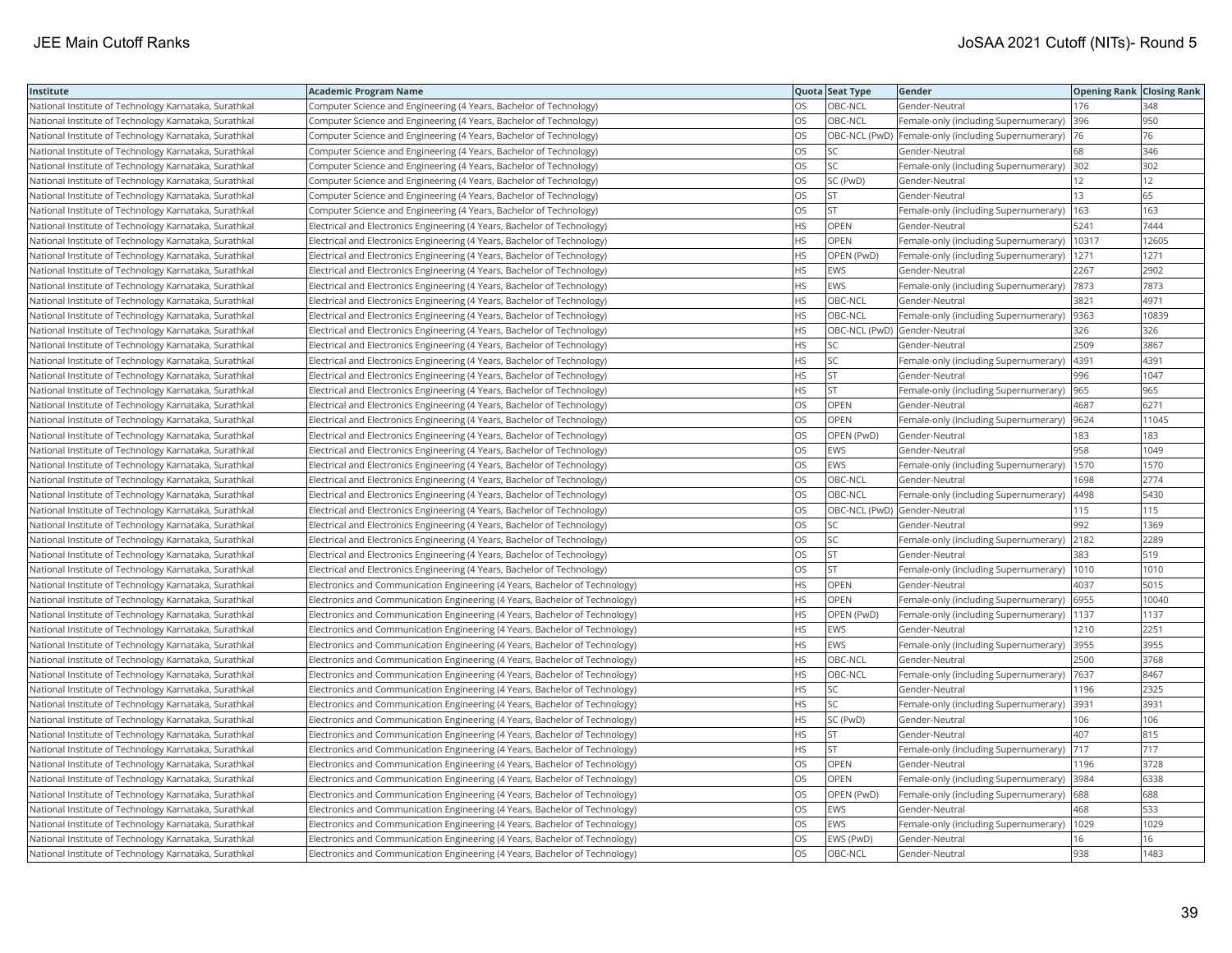| Institute | Academic Program Name | Quota | Seat Type | Gender | Opening Rank | Closing Rank |
| --- | --- | --- | --- | --- | --- | --- |
| National Institute of Technology Karnataka, Surathkal | Computer Science and Engineering (4 Years, Bachelor of Technology) | OS | OBC-NCL | Gender-Neutral | 176 | 348 |
| National Institute of Technology Karnataka, Surathkal | Computer Science and Engineering (4 Years, Bachelor of Technology) | OS | OBC-NCL | Female-only (including Supernumerary) | 396 | 950 |
| National Institute of Technology Karnataka, Surathkal | Computer Science and Engineering (4 Years, Bachelor of Technology) | OS | OBC-NCL (PwD) | Female-only (including Supernumerary) | 76 | 76 |
| National Institute of Technology Karnataka, Surathkal | Computer Science and Engineering (4 Years, Bachelor of Technology) | OS | SC | Gender-Neutral | 68 | 346 |
| National Institute of Technology Karnataka, Surathkal | Computer Science and Engineering (4 Years, Bachelor of Technology) | OS | SC | Female-only (including Supernumerary) | 302 | 302 |
| National Institute of Technology Karnataka, Surathkal | Computer Science and Engineering (4 Years, Bachelor of Technology) | OS | SC (PwD) | Gender-Neutral | 12 | 12 |
| National Institute of Technology Karnataka, Surathkal | Computer Science and Engineering (4 Years, Bachelor of Technology) | OS | ST | Gender-Neutral | 13 | 65 |
| National Institute of Technology Karnataka, Surathkal | Computer Science and Engineering (4 Years, Bachelor of Technology) | OS | ST | Female-only (including Supernumerary) | 163 | 163 |
| National Institute of Technology Karnataka, Surathkal | Electrical and Electronics Engineering (4 Years, Bachelor of Technology) | HS | OPEN | Gender-Neutral | 5241 | 7444 |
| National Institute of Technology Karnataka, Surathkal | Electrical and Electronics Engineering (4 Years, Bachelor of Technology) | HS | OPEN | Female-only (including Supernumerary) | 10317 | 12605 |
| National Institute of Technology Karnataka, Surathkal | Electrical and Electronics Engineering (4 Years, Bachelor of Technology) | HS | OPEN (PwD) | Female-only (including Supernumerary) | 1271 | 1271 |
| National Institute of Technology Karnataka, Surathkal | Electrical and Electronics Engineering (4 Years, Bachelor of Technology) | HS | EWS | Gender-Neutral | 2267 | 2902 |
| National Institute of Technology Karnataka, Surathkal | Electrical and Electronics Engineering (4 Years, Bachelor of Technology) | HS | EWS | Female-only (including Supernumerary) | 7873 | 7873 |
| National Institute of Technology Karnataka, Surathkal | Electrical and Electronics Engineering (4 Years, Bachelor of Technology) | HS | OBC-NCL | Gender-Neutral | 3821 | 4971 |
| National Institute of Technology Karnataka, Surathkal | Electrical and Electronics Engineering (4 Years, Bachelor of Technology) | HS | OBC-NCL | Female-only (including Supernumerary) | 9363 | 10839 |
| National Institute of Technology Karnataka, Surathkal | Electrical and Electronics Engineering (4 Years, Bachelor of Technology) | HS | OBC-NCL (PwD) | Gender-Neutral | 326 | 326 |
| National Institute of Technology Karnataka, Surathkal | Electrical and Electronics Engineering (4 Years, Bachelor of Technology) | HS | SC | Gender-Neutral | 2509 | 3867 |
| National Institute of Technology Karnataka, Surathkal | Electrical and Electronics Engineering (4 Years, Bachelor of Technology) | HS | SC | Female-only (including Supernumerary) | 4391 | 4391 |
| National Institute of Technology Karnataka, Surathkal | Electrical and Electronics Engineering (4 Years, Bachelor of Technology) | HS | ST | Gender-Neutral | 996 | 1047 |
| National Institute of Technology Karnataka, Surathkal | Electrical and Electronics Engineering (4 Years, Bachelor of Technology) | HS | ST | Female-only (including Supernumerary) | 965 | 965 |
| National Institute of Technology Karnataka, Surathkal | Electrical and Electronics Engineering (4 Years, Bachelor of Technology) | OS | OPEN | Gender-Neutral | 4687 | 6271 |
| National Institute of Technology Karnataka, Surathkal | Electrical and Electronics Engineering (4 Years, Bachelor of Technology) | OS | OPEN | Female-only (including Supernumerary) | 9624 | 11045 |
| National Institute of Technology Karnataka, Surathkal | Electrical and Electronics Engineering (4 Years, Bachelor of Technology) | OS | OPEN (PwD) | Gender-Neutral | 183 | 183 |
| National Institute of Technology Karnataka, Surathkal | Electrical and Electronics Engineering (4 Years, Bachelor of Technology) | OS | EWS | Gender-Neutral | 958 | 1049 |
| National Institute of Technology Karnataka, Surathkal | Electrical and Electronics Engineering (4 Years, Bachelor of Technology) | OS | EWS | Female-only (including Supernumerary) | 1570 | 1570 |
| National Institute of Technology Karnataka, Surathkal | Electrical and Electronics Engineering (4 Years, Bachelor of Technology) | OS | OBC-NCL | Gender-Neutral | 1698 | 2774 |
| National Institute of Technology Karnataka, Surathkal | Electrical and Electronics Engineering (4 Years, Bachelor of Technology) | OS | OBC-NCL | Female-only (including Supernumerary) | 4498 | 5430 |
| National Institute of Technology Karnataka, Surathkal | Electrical and Electronics Engineering (4 Years, Bachelor of Technology) | OS | OBC-NCL (PwD) | Gender-Neutral | 115 | 115 |
| National Institute of Technology Karnataka, Surathkal | Electrical and Electronics Engineering (4 Years, Bachelor of Technology) | OS | SC | Gender-Neutral | 992 | 1369 |
| National Institute of Technology Karnataka, Surathkal | Electrical and Electronics Engineering (4 Years, Bachelor of Technology) | OS | SC | Female-only (including Supernumerary) | 2182 | 2289 |
| National Institute of Technology Karnataka, Surathkal | Electrical and Electronics Engineering (4 Years, Bachelor of Technology) | OS | ST | Gender-Neutral | 383 | 519 |
| National Institute of Technology Karnataka, Surathkal | Electrical and Electronics Engineering (4 Years, Bachelor of Technology) | OS | ST | Female-only (including Supernumerary) | 1010 | 1010 |
| National Institute of Technology Karnataka, Surathkal | Electronics and Communication Engineering (4 Years, Bachelor of Technology) | HS | OPEN | Gender-Neutral | 4037 | 5015 |
| National Institute of Technology Karnataka, Surathkal | Electronics and Communication Engineering (4 Years, Bachelor of Technology) | HS | OPEN | Female-only (including Supernumerary) | 6955 | 10040 |
| National Institute of Technology Karnataka, Surathkal | Electronics and Communication Engineering (4 Years, Bachelor of Technology) | HS | OPEN (PwD) | Female-only (including Supernumerary) | 1137 | 1137 |
| National Institute of Technology Karnataka, Surathkal | Electronics and Communication Engineering (4 Years, Bachelor of Technology) | HS | EWS | Gender-Neutral | 1210 | 2251 |
| National Institute of Technology Karnataka, Surathkal | Electronics and Communication Engineering (4 Years, Bachelor of Technology) | HS | EWS | Female-only (including Supernumerary) | 3955 | 3955 |
| National Institute of Technology Karnataka, Surathkal | Electronics and Communication Engineering (4 Years, Bachelor of Technology) | HS | OBC-NCL | Gender-Neutral | 2500 | 3768 |
| National Institute of Technology Karnataka, Surathkal | Electronics and Communication Engineering (4 Years, Bachelor of Technology) | HS | OBC-NCL | Female-only (including Supernumerary) | 7637 | 8467 |
| National Institute of Technology Karnataka, Surathkal | Electronics and Communication Engineering (4 Years, Bachelor of Technology) | HS | SC | Gender-Neutral | 1196 | 2325 |
| National Institute of Technology Karnataka, Surathkal | Electronics and Communication Engineering (4 Years, Bachelor of Technology) | HS | SC | Female-only (including Supernumerary) | 3931 | 3931 |
| National Institute of Technology Karnataka, Surathkal | Electronics and Communication Engineering (4 Years, Bachelor of Technology) | HS | SC (PwD) | Gender-Neutral | 106 | 106 |
| National Institute of Technology Karnataka, Surathkal | Electronics and Communication Engineering (4 Years, Bachelor of Technology) | HS | ST | Gender-Neutral | 407 | 815 |
| National Institute of Technology Karnataka, Surathkal | Electronics and Communication Engineering (4 Years, Bachelor of Technology) | HS | ST | Female-only (including Supernumerary) | 717 | 717 |
| National Institute of Technology Karnataka, Surathkal | Electronics and Communication Engineering (4 Years, Bachelor of Technology) | OS | OPEN | Gender-Neutral | 1196 | 3728 |
| National Institute of Technology Karnataka, Surathkal | Electronics and Communication Engineering (4 Years, Bachelor of Technology) | OS | OPEN | Female-only (including Supernumerary) | 3984 | 6338 |
| National Institute of Technology Karnataka, Surathkal | Electronics and Communication Engineering (4 Years, Bachelor of Technology) | OS | OPEN (PwD) | Female-only (including Supernumerary) | 688 | 688 |
| National Institute of Technology Karnataka, Surathkal | Electronics and Communication Engineering (4 Years, Bachelor of Technology) | OS | EWS | Gender-Neutral | 468 | 533 |
| National Institute of Technology Karnataka, Surathkal | Electronics and Communication Engineering (4 Years, Bachelor of Technology) | OS | EWS | Female-only (including Supernumerary) | 1029 | 1029 |
| National Institute of Technology Karnataka, Surathkal | Electronics and Communication Engineering (4 Years, Bachelor of Technology) | OS | EWS (PwD) | Gender-Neutral | 16 | 16 |
| National Institute of Technology Karnataka, Surathkal | Electronics and Communication Engineering (4 Years, Bachelor of Technology) | OS | OBC-NCL | Gender-Neutral | 938 | 1483 |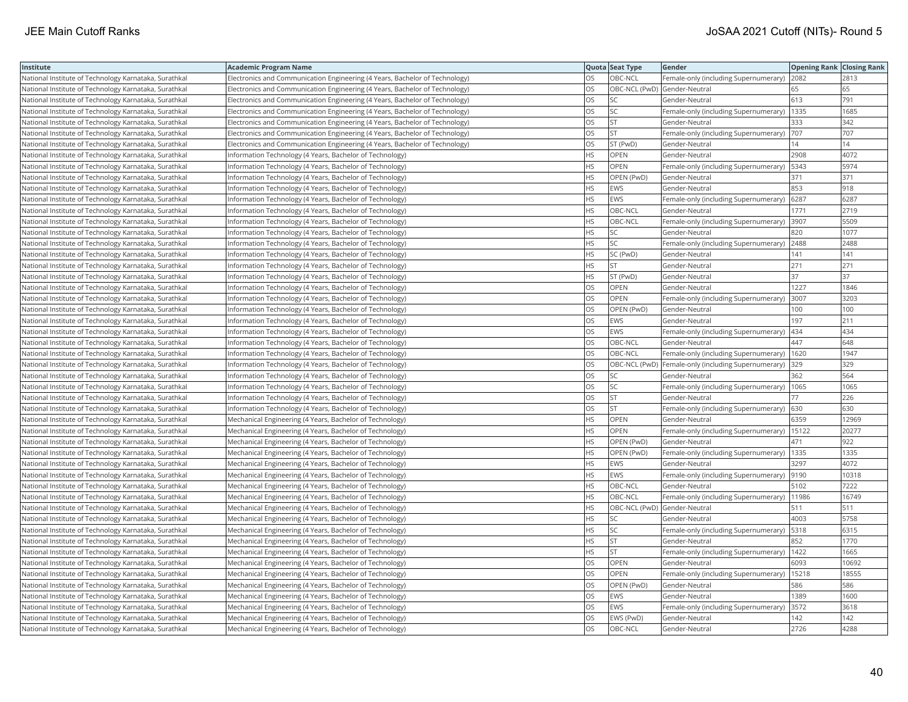| Institute | Academic Program Name | Quota | Seat Type | Gender | Opening Rank | Closing Rank |
|---|---|---|---|---|---|---|
| National Institute of Technology Karnataka, Surathkal | Electronics and Communication Engineering (4 Years, Bachelor of Technology) | OS | OBC-NCL | Female-only (including Supernumerary) | 2082 | 2813 |
| National Institute of Technology Karnataka, Surathkal | Electronics and Communication Engineering (4 Years, Bachelor of Technology) | OS | OBC-NCL (PwD) | Gender-Neutral | 65 | 65 |
| National Institute of Technology Karnataka, Surathkal | Electronics and Communication Engineering (4 Years, Bachelor of Technology) | OS | SC | Gender-Neutral | 613 | 791 |
| National Institute of Technology Karnataka, Surathkal | Electronics and Communication Engineering (4 Years, Bachelor of Technology) | OS | SC | Female-only (including Supernumerary) | 1335 | 1685 |
| National Institute of Technology Karnataka, Surathkal | Electronics and Communication Engineering (4 Years, Bachelor of Technology) | OS | ST | Gender-Neutral | 333 | 342 |
| National Institute of Technology Karnataka, Surathkal | Electronics and Communication Engineering (4 Years, Bachelor of Technology) | OS | ST | Female-only (including Supernumerary) | 707 | 707 |
| National Institute of Technology Karnataka, Surathkal | Electronics and Communication Engineering (4 Years, Bachelor of Technology) | OS | ST (PwD) | Gender-Neutral | 14 | 14 |
| National Institute of Technology Karnataka, Surathkal | Information Technology (4 Years, Bachelor of Technology) | HS | OPEN | Gender-Neutral | 2908 | 4072 |
| National Institute of Technology Karnataka, Surathkal | Information Technology (4 Years, Bachelor of Technology) | HS | OPEN | Female-only (including Supernumerary) | 5343 | 5974 |
| National Institute of Technology Karnataka, Surathkal | Information Technology (4 Years, Bachelor of Technology) | HS | OPEN (PwD) | Gender-Neutral | 371 | 371 |
| National Institute of Technology Karnataka, Surathkal | Information Technology (4 Years, Bachelor of Technology) | HS | EWS | Gender-Neutral | 853 | 918 |
| National Institute of Technology Karnataka, Surathkal | Information Technology (4 Years, Bachelor of Technology) | HS | EWS | Female-only (including Supernumerary) | 6287 | 6287 |
| National Institute of Technology Karnataka, Surathkal | Information Technology (4 Years, Bachelor of Technology) | HS | OBC-NCL | Gender-Neutral | 1771 | 2719 |
| National Institute of Technology Karnataka, Surathkal | Information Technology (4 Years, Bachelor of Technology) | HS | OBC-NCL | Female-only (including Supernumerary) | 3907 | 5509 |
| National Institute of Technology Karnataka, Surathkal | Information Technology (4 Years, Bachelor of Technology) | HS | SC | Gender-Neutral | 820 | 1077 |
| National Institute of Technology Karnataka, Surathkal | Information Technology (4 Years, Bachelor of Technology) | HS | SC | Female-only (including Supernumerary) | 2488 | 2488 |
| National Institute of Technology Karnataka, Surathkal | Information Technology (4 Years, Bachelor of Technology) | HS | SC (PwD) | Gender-Neutral | 141 | 141 |
| National Institute of Technology Karnataka, Surathkal | Information Technology (4 Years, Bachelor of Technology) | HS | ST | Gender-Neutral | 271 | 271 |
| National Institute of Technology Karnataka, Surathkal | Information Technology (4 Years, Bachelor of Technology) | HS | ST (PwD) | Gender-Neutral | 37 | 37 |
| National Institute of Technology Karnataka, Surathkal | Information Technology (4 Years, Bachelor of Technology) | OS | OPEN | Gender-Neutral | 1227 | 1846 |
| National Institute of Technology Karnataka, Surathkal | Information Technology (4 Years, Bachelor of Technology) | OS | OPEN | Female-only (including Supernumerary) | 3007 | 3203 |
| National Institute of Technology Karnataka, Surathkal | Information Technology (4 Years, Bachelor of Technology) | OS | OPEN (PwD) | Gender-Neutral | 100 | 100 |
| National Institute of Technology Karnataka, Surathkal | Information Technology (4 Years, Bachelor of Technology) | OS | EWS | Gender-Neutral | 197 | 211 |
| National Institute of Technology Karnataka, Surathkal | Information Technology (4 Years, Bachelor of Technology) | OS | EWS | Female-only (including Supernumerary) | 434 | 434 |
| National Institute of Technology Karnataka, Surathkal | Information Technology (4 Years, Bachelor of Technology) | OS | OBC-NCL | Gender-Neutral | 447 | 648 |
| National Institute of Technology Karnataka, Surathkal | Information Technology (4 Years, Bachelor of Technology) | OS | OBC-NCL | Female-only (including Supernumerary) | 1620 | 1947 |
| National Institute of Technology Karnataka, Surathkal | Information Technology (4 Years, Bachelor of Technology) | OS | OBC-NCL (PwD) | Female-only (including Supernumerary) | 329 | 329 |
| National Institute of Technology Karnataka, Surathkal | Information Technology (4 Years, Bachelor of Technology) | OS | SC | Gender-Neutral | 362 | 564 |
| National Institute of Technology Karnataka, Surathkal | Information Technology (4 Years, Bachelor of Technology) | OS | SC | Female-only (including Supernumerary) | 1065 | 1065 |
| National Institute of Technology Karnataka, Surathkal | Information Technology (4 Years, Bachelor of Technology) | OS | ST | Gender-Neutral | 77 | 226 |
| National Institute of Technology Karnataka, Surathkal | Information Technology (4 Years, Bachelor of Technology) | OS | ST | Female-only (including Supernumerary) | 630 | 630 |
| National Institute of Technology Karnataka, Surathkal | Mechanical Engineering (4 Years, Bachelor of Technology) | HS | OPEN | Gender-Neutral | 6359 | 12969 |
| National Institute of Technology Karnataka, Surathkal | Mechanical Engineering (4 Years, Bachelor of Technology) | HS | OPEN | Female-only (including Supernumerary) | 15122 | 20277 |
| National Institute of Technology Karnataka, Surathkal | Mechanical Engineering (4 Years, Bachelor of Technology) | HS | OPEN (PwD) | Gender-Neutral | 471 | 922 |
| National Institute of Technology Karnataka, Surathkal | Mechanical Engineering (4 Years, Bachelor of Technology) | HS | OPEN (PwD) | Female-only (including Supernumerary) | 1335 | 1335 |
| National Institute of Technology Karnataka, Surathkal | Mechanical Engineering (4 Years, Bachelor of Technology) | HS | EWS | Gender-Neutral | 3297 | 4072 |
| National Institute of Technology Karnataka, Surathkal | Mechanical Engineering (4 Years, Bachelor of Technology) | HS | EWS | Female-only (including Supernumerary) | 9190 | 10318 |
| National Institute of Technology Karnataka, Surathkal | Mechanical Engineering (4 Years, Bachelor of Technology) | HS | OBC-NCL | Gender-Neutral | 5102 | 7222 |
| National Institute of Technology Karnataka, Surathkal | Mechanical Engineering (4 Years, Bachelor of Technology) | HS | OBC-NCL | Female-only (including Supernumerary) | 11986 | 16749 |
| National Institute of Technology Karnataka, Surathkal | Mechanical Engineering (4 Years, Bachelor of Technology) | HS | OBC-NCL (PwD) | Gender-Neutral | 511 | 511 |
| National Institute of Technology Karnataka, Surathkal | Mechanical Engineering (4 Years, Bachelor of Technology) | HS | SC | Gender-Neutral | 4003 | 5758 |
| National Institute of Technology Karnataka, Surathkal | Mechanical Engineering (4 Years, Bachelor of Technology) | HS | SC | Female-only (including Supernumerary) | 5318 | 6315 |
| National Institute of Technology Karnataka, Surathkal | Mechanical Engineering (4 Years, Bachelor of Technology) | HS | ST | Gender-Neutral | 852 | 1770 |
| National Institute of Technology Karnataka, Surathkal | Mechanical Engineering (4 Years, Bachelor of Technology) | HS | ST | Female-only (including Supernumerary) | 1422 | 1665 |
| National Institute of Technology Karnataka, Surathkal | Mechanical Engineering (4 Years, Bachelor of Technology) | OS | OPEN | Gender-Neutral | 6093 | 10692 |
| National Institute of Technology Karnataka, Surathkal | Mechanical Engineering (4 Years, Bachelor of Technology) | OS | OPEN | Female-only (including Supernumerary) | 15218 | 18555 |
| National Institute of Technology Karnataka, Surathkal | Mechanical Engineering (4 Years, Bachelor of Technology) | OS | OPEN (PwD) | Gender-Neutral | 586 | 586 |
| National Institute of Technology Karnataka, Surathkal | Mechanical Engineering (4 Years, Bachelor of Technology) | OS | EWS | Gender-Neutral | 1389 | 1600 |
| National Institute of Technology Karnataka, Surathkal | Mechanical Engineering (4 Years, Bachelor of Technology) | OS | EWS | Female-only (including Supernumerary) | 3572 | 3618 |
| National Institute of Technology Karnataka, Surathkal | Mechanical Engineering (4 Years, Bachelor of Technology) | OS | EWS (PwD) | Gender-Neutral | 142 | 142 |
| National Institute of Technology Karnataka, Surathkal | Mechanical Engineering (4 Years, Bachelor of Technology) | OS | OBC-NCL | Gender-Neutral | 2726 | 4288 |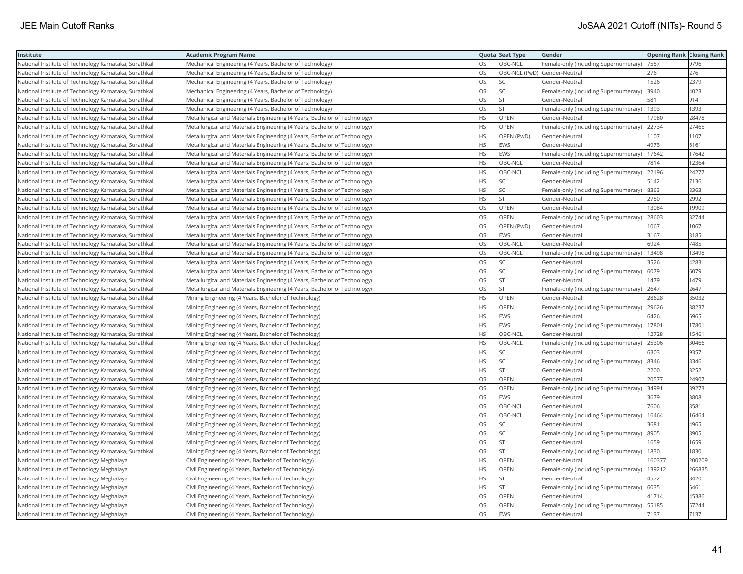| Institute | Academic Program Name | Quota | Seat Type | Gender | Opening Rank | Closing Rank |
|---|---|---|---|---|---|---|
| National Institute of Technology Karnataka, Surathkal | Mechanical Engineering (4 Years, Bachelor of Technology) | OS | OBC-NCL | Female-only (including Supernumerary) | 7557 | 9796 |
| National Institute of Technology Karnataka, Surathkal | Mechanical Engineering (4 Years, Bachelor of Technology) | OS | OBC-NCL (PwD) | Gender-Neutral | 276 | 276 |
| National Institute of Technology Karnataka, Surathkal | Mechanical Engineering (4 Years, Bachelor of Technology) | OS | SC | Gender-Neutral | 1526 | 2379 |
| National Institute of Technology Karnataka, Surathkal | Mechanical Engineering (4 Years, Bachelor of Technology) | OS | SC | Female-only (including Supernumerary) | 3940 | 4023 |
| National Institute of Technology Karnataka, Surathkal | Mechanical Engineering (4 Years, Bachelor of Technology) | OS | ST | Gender-Neutral | 581 | 914 |
| National Institute of Technology Karnataka, Surathkal | Mechanical Engineering (4 Years, Bachelor of Technology) | OS | ST | Female-only (including Supernumerary) | 1393 | 1393 |
| National Institute of Technology Karnataka, Surathkal | Metallurgical and Materials Engineering (4 Years, Bachelor of Technology) | HS | OPEN | Gender-Neutral | 17980 | 28478 |
| National Institute of Technology Karnataka, Surathkal | Metallurgical and Materials Engineering (4 Years, Bachelor of Technology) | HS | OPEN | Female-only (including Supernumerary) | 22734 | 27465 |
| National Institute of Technology Karnataka, Surathkal | Metallurgical and Materials Engineering (4 Years, Bachelor of Technology) | HS | OPEN (PwD) | Gender-Neutral | 1107 | 1107 |
| National Institute of Technology Karnataka, Surathkal | Metallurgical and Materials Engineering (4 Years, Bachelor of Technology) | HS | EWS | Gender-Neutral | 4973 | 6161 |
| National Institute of Technology Karnataka, Surathkal | Metallurgical and Materials Engineering (4 Years, Bachelor of Technology) | HS | EWS | Female-only (including Supernumerary) | 17642 | 17642 |
| National Institute of Technology Karnataka, Surathkal | Metallurgical and Materials Engineering (4 Years, Bachelor of Technology) | HS | OBC-NCL | Gender-Neutral | 7814 | 12364 |
| National Institute of Technology Karnataka, Surathkal | Metallurgical and Materials Engineering (4 Years, Bachelor of Technology) | HS | OBC-NCL | Female-only (including Supernumerary) | 22196 | 24277 |
| National Institute of Technology Karnataka, Surathkal | Metallurgical and Materials Engineering (4 Years, Bachelor of Technology) | HS | SC | Gender-Neutral | 5142 | 7136 |
| National Institute of Technology Karnataka, Surathkal | Metallurgical and Materials Engineering (4 Years, Bachelor of Technology) | HS | SC | Female-only (including Supernumerary) | 8363 | 8363 |
| National Institute of Technology Karnataka, Surathkal | Metallurgical and Materials Engineering (4 Years, Bachelor of Technology) | HS | ST | Gender-Neutral | 2750 | 2992 |
| National Institute of Technology Karnataka, Surathkal | Metallurgical and Materials Engineering (4 Years, Bachelor of Technology) | OS | OPEN | Gender-Neutral | 13084 | 19909 |
| National Institute of Technology Karnataka, Surathkal | Metallurgical and Materials Engineering (4 Years, Bachelor of Technology) | OS | OPEN | Female-only (including Supernumerary) | 28603 | 32744 |
| National Institute of Technology Karnataka, Surathkal | Metallurgical and Materials Engineering (4 Years, Bachelor of Technology) | OS | OPEN (PwD) | Gender-Neutral | 1067 | 1067 |
| National Institute of Technology Karnataka, Surathkal | Metallurgical and Materials Engineering (4 Years, Bachelor of Technology) | OS | EWS | Gender-Neutral | 3167 | 3185 |
| National Institute of Technology Karnataka, Surathkal | Metallurgical and Materials Engineering (4 Years, Bachelor of Technology) | OS | OBC-NCL | Gender-Neutral | 6924 | 7485 |
| National Institute of Technology Karnataka, Surathkal | Metallurgical and Materials Engineering (4 Years, Bachelor of Technology) | OS | OBC-NCL | Female-only (including Supernumerary) | 13498 | 13498 |
| National Institute of Technology Karnataka, Surathkal | Metallurgical and Materials Engineering (4 Years, Bachelor of Technology) | OS | SC | Gender-Neutral | 3526 | 4283 |
| National Institute of Technology Karnataka, Surathkal | Metallurgical and Materials Engineering (4 Years, Bachelor of Technology) | OS | SC | Female-only (including Supernumerary) | 6079 | 6079 |
| National Institute of Technology Karnataka, Surathkal | Metallurgical and Materials Engineering (4 Years, Bachelor of Technology) | OS | ST | Gender-Neutral | 1479 | 1479 |
| National Institute of Technology Karnataka, Surathkal | Metallurgical and Materials Engineering (4 Years, Bachelor of Technology) | OS | ST | Female-only (including Supernumerary) | 2647 | 2647 |
| National Institute of Technology Karnataka, Surathkal | Mining Engineering (4 Years, Bachelor of Technology) | HS | OPEN | Gender-Neutral | 28628 | 35032 |
| National Institute of Technology Karnataka, Surathkal | Mining Engineering (4 Years, Bachelor of Technology) | HS | OPEN | Female-only (including Supernumerary) | 29626 | 38237 |
| National Institute of Technology Karnataka, Surathkal | Mining Engineering (4 Years, Bachelor of Technology) | HS | EWS | Gender-Neutral | 6426 | 6965 |
| National Institute of Technology Karnataka, Surathkal | Mining Engineering (4 Years, Bachelor of Technology) | HS | EWS | Female-only (including Supernumerary) | 17801 | 17801 |
| National Institute of Technology Karnataka, Surathkal | Mining Engineering (4 Years, Bachelor of Technology) | HS | OBC-NCL | Gender-Neutral | 12728 | 15461 |
| National Institute of Technology Karnataka, Surathkal | Mining Engineering (4 Years, Bachelor of Technology) | HS | OBC-NCL | Female-only (including Supernumerary) | 25306 | 30466 |
| National Institute of Technology Karnataka, Surathkal | Mining Engineering (4 Years, Bachelor of Technology) | HS | SC | Gender-Neutral | 6303 | 9357 |
| National Institute of Technology Karnataka, Surathkal | Mining Engineering (4 Years, Bachelor of Technology) | HS | SC | Female-only (including Supernumerary) | 8346 | 8346 |
| National Institute of Technology Karnataka, Surathkal | Mining Engineering (4 Years, Bachelor of Technology) | HS | ST | Gender-Neutral | 2200 | 3252 |
| National Institute of Technology Karnataka, Surathkal | Mining Engineering (4 Years, Bachelor of Technology) | OS | OPEN | Gender-Neutral | 20577 | 24907 |
| National Institute of Technology Karnataka, Surathkal | Mining Engineering (4 Years, Bachelor of Technology) | OS | OPEN | Female-only (including Supernumerary) | 34991 | 39273 |
| National Institute of Technology Karnataka, Surathkal | Mining Engineering (4 Years, Bachelor of Technology) | OS | EWS | Gender-Neutral | 3679 | 3808 |
| National Institute of Technology Karnataka, Surathkal | Mining Engineering (4 Years, Bachelor of Technology) | OS | OBC-NCL | Gender-Neutral | 7606 | 8581 |
| National Institute of Technology Karnataka, Surathkal | Mining Engineering (4 Years, Bachelor of Technology) | OS | OBC-NCL | Female-only (including Supernumerary) | 16464 | 16464 |
| National Institute of Technology Karnataka, Surathkal | Mining Engineering (4 Years, Bachelor of Technology) | OS | SC | Gender-Neutral | 3681 | 4965 |
| National Institute of Technology Karnataka, Surathkal | Mining Engineering (4 Years, Bachelor of Technology) | OS | SC | Female-only (including Supernumerary) | 8905 | 8905 |
| National Institute of Technology Karnataka, Surathkal | Mining Engineering (4 Years, Bachelor of Technology) | OS | ST | Gender-Neutral | 1659 | 1659 |
| National Institute of Technology Karnataka, Surathkal | Mining Engineering (4 Years, Bachelor of Technology) | OS | ST | Female-only (including Supernumerary) | 1830 | 1830 |
| National Institute of Technology Meghalaya | Civil Engineering (4 Years, Bachelor of Technology) | HS | OPEN | Gender-Neutral | 160377 | 200209 |
| National Institute of Technology Meghalaya | Civil Engineering (4 Years, Bachelor of Technology) | HS | OPEN | Female-only (including Supernumerary) | 139212 | 266835 |
| National Institute of Technology Meghalaya | Civil Engineering (4 Years, Bachelor of Technology) | HS | ST | Gender-Neutral | 4572 | 8420 |
| National Institute of Technology Meghalaya | Civil Engineering (4 Years, Bachelor of Technology) | HS | ST | Female-only (including Supernumerary) | 6035 | 6461 |
| National Institute of Technology Meghalaya | Civil Engineering (4 Years, Bachelor of Technology) | OS | OPEN | Gender-Neutral | 41714 | 45386 |
| National Institute of Technology Meghalaya | Civil Engineering (4 Years, Bachelor of Technology) | OS | OPEN | Female-only (including Supernumerary) | 55185 | 57244 |
| National Institute of Technology Meghalaya | Civil Engineering (4 Years, Bachelor of Technology) | OS | EWS | Gender-Neutral | 7137 | 7137 |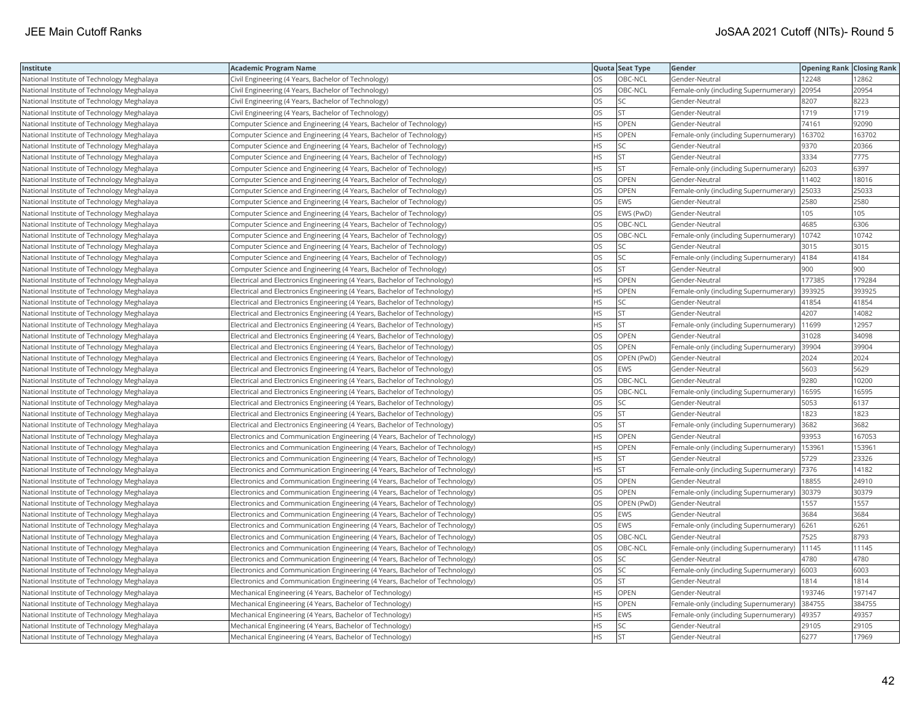| Institute | Academic Program Name | Quota | Seat Type | Gender | Opening Rank | Closing Rank |
|---|---|---|---|---|---|---|
| National Institute of Technology Meghalaya | Civil Engineering (4 Years, Bachelor of Technology) | OS | OBC-NCL | Gender-Neutral | 12248 | 12862 |
| National Institute of Technology Meghalaya | Civil Engineering (4 Years, Bachelor of Technology) | OS | OBC-NCL | Female-only (including Supernumerary) | 20954 | 20954 |
| National Institute of Technology Meghalaya | Civil Engineering (4 Years, Bachelor of Technology) | OS | SC | Gender-Neutral | 8207 | 8223 |
| National Institute of Technology Meghalaya | Civil Engineering (4 Years, Bachelor of Technology) | OS | ST | Gender-Neutral | 1719 | 1719 |
| National Institute of Technology Meghalaya | Computer Science and Engineering (4 Years, Bachelor of Technology) | HS | OPEN | Gender-Neutral | 74161 | 92090 |
| National Institute of Technology Meghalaya | Computer Science and Engineering (4 Years, Bachelor of Technology) | HS | OPEN | Female-only (including Supernumerary) | 163702 | 163702 |
| National Institute of Technology Meghalaya | Computer Science and Engineering (4 Years, Bachelor of Technology) | HS | SC | Gender-Neutral | 9370 | 20366 |
| National Institute of Technology Meghalaya | Computer Science and Engineering (4 Years, Bachelor of Technology) | HS | ST | Gender-Neutral | 3334 | 7775 |
| National Institute of Technology Meghalaya | Computer Science and Engineering (4 Years, Bachelor of Technology) | HS | ST | Female-only (including Supernumerary) | 6203 | 6397 |
| National Institute of Technology Meghalaya | Computer Science and Engineering (4 Years, Bachelor of Technology) | OS | OPEN | Gender-Neutral | 11402 | 18016 |
| National Institute of Technology Meghalaya | Computer Science and Engineering (4 Years, Bachelor of Technology) | OS | OPEN | Female-only (including Supernumerary) | 25033 | 25033 |
| National Institute of Technology Meghalaya | Computer Science and Engineering (4 Years, Bachelor of Technology) | OS | EWS | Gender-Neutral | 2580 | 2580 |
| National Institute of Technology Meghalaya | Computer Science and Engineering (4 Years, Bachelor of Technology) | OS | EWS (PwD) | Gender-Neutral | 105 | 105 |
| National Institute of Technology Meghalaya | Computer Science and Engineering (4 Years, Bachelor of Technology) | OS | OBC-NCL | Gender-Neutral | 4685 | 6306 |
| National Institute of Technology Meghalaya | Computer Science and Engineering (4 Years, Bachelor of Technology) | OS | OBC-NCL | Female-only (including Supernumerary) | 10742 | 10742 |
| National Institute of Technology Meghalaya | Computer Science and Engineering (4 Years, Bachelor of Technology) | OS | SC | Gender-Neutral | 3015 | 3015 |
| National Institute of Technology Meghalaya | Computer Science and Engineering (4 Years, Bachelor of Technology) | OS | SC | Female-only (including Supernumerary) | 4184 | 4184 |
| National Institute of Technology Meghalaya | Computer Science and Engineering (4 Years, Bachelor of Technology) | OS | ST | Gender-Neutral | 900 | 900 |
| National Institute of Technology Meghalaya | Electrical and Electronics Engineering (4 Years, Bachelor of Technology) | HS | OPEN | Gender-Neutral | 177385 | 179284 |
| National Institute of Technology Meghalaya | Electrical and Electronics Engineering (4 Years, Bachelor of Technology) | HS | OPEN | Female-only (including Supernumerary) | 393925 | 393925 |
| National Institute of Technology Meghalaya | Electrical and Electronics Engineering (4 Years, Bachelor of Technology) | HS | SC | Gender-Neutral | 41854 | 41854 |
| National Institute of Technology Meghalaya | Electrical and Electronics Engineering (4 Years, Bachelor of Technology) | HS | ST | Gender-Neutral | 4207 | 14082 |
| National Institute of Technology Meghalaya | Electrical and Electronics Engineering (4 Years, Bachelor of Technology) | HS | ST | Female-only (including Supernumerary) | 11699 | 12957 |
| National Institute of Technology Meghalaya | Electrical and Electronics Engineering (4 Years, Bachelor of Technology) | OS | OPEN | Gender-Neutral | 31028 | 34098 |
| National Institute of Technology Meghalaya | Electrical and Electronics Engineering (4 Years, Bachelor of Technology) | OS | OPEN | Female-only (including Supernumerary) | 39904 | 39904 |
| National Institute of Technology Meghalaya | Electrical and Electronics Engineering (4 Years, Bachelor of Technology) | OS | OPEN (PwD) | Gender-Neutral | 2024 | 2024 |
| National Institute of Technology Meghalaya | Electrical and Electronics Engineering (4 Years, Bachelor of Technology) | OS | EWS | Gender-Neutral | 5603 | 5629 |
| National Institute of Technology Meghalaya | Electrical and Electronics Engineering (4 Years, Bachelor of Technology) | OS | OBC-NCL | Gender-Neutral | 9280 | 10200 |
| National Institute of Technology Meghalaya | Electrical and Electronics Engineering (4 Years, Bachelor of Technology) | OS | OBC-NCL | Female-only (including Supernumerary) | 16595 | 16595 |
| National Institute of Technology Meghalaya | Electrical and Electronics Engineering (4 Years, Bachelor of Technology) | OS | SC | Gender-Neutral | 5053 | 6137 |
| National Institute of Technology Meghalaya | Electrical and Electronics Engineering (4 Years, Bachelor of Technology) | OS | ST | Gender-Neutral | 1823 | 1823 |
| National Institute of Technology Meghalaya | Electrical and Electronics Engineering (4 Years, Bachelor of Technology) | OS | ST | Female-only (including Supernumerary) | 3682 | 3682 |
| National Institute of Technology Meghalaya | Electronics and Communication Engineering (4 Years, Bachelor of Technology) | HS | OPEN | Gender-Neutral | 93953 | 167053 |
| National Institute of Technology Meghalaya | Electronics and Communication Engineering (4 Years, Bachelor of Technology) | HS | OPEN | Female-only (including Supernumerary) | 153961 | 153961 |
| National Institute of Technology Meghalaya | Electronics and Communication Engineering (4 Years, Bachelor of Technology) | HS | ST | Gender-Neutral | 5729 | 23326 |
| National Institute of Technology Meghalaya | Electronics and Communication Engineering (4 Years, Bachelor of Technology) | HS | ST | Female-only (including Supernumerary) | 7376 | 14182 |
| National Institute of Technology Meghalaya | Electronics and Communication Engineering (4 Years, Bachelor of Technology) | OS | OPEN | Gender-Neutral | 18855 | 24910 |
| National Institute of Technology Meghalaya | Electronics and Communication Engineering (4 Years, Bachelor of Technology) | OS | OPEN | Female-only (including Supernumerary) | 30379 | 30379 |
| National Institute of Technology Meghalaya | Electronics and Communication Engineering (4 Years, Bachelor of Technology) | OS | OPEN (PwD) | Gender-Neutral | 1557 | 1557 |
| National Institute of Technology Meghalaya | Electronics and Communication Engineering (4 Years, Bachelor of Technology) | OS | EWS | Gender-Neutral | 3684 | 3684 |
| National Institute of Technology Meghalaya | Electronics and Communication Engineering (4 Years, Bachelor of Technology) | OS | EWS | Female-only (including Supernumerary) | 6261 | 6261 |
| National Institute of Technology Meghalaya | Electronics and Communication Engineering (4 Years, Bachelor of Technology) | OS | OBC-NCL | Gender-Neutral | 7525 | 8793 |
| National Institute of Technology Meghalaya | Electronics and Communication Engineering (4 Years, Bachelor of Technology) | OS | OBC-NCL | Female-only (including Supernumerary) | 11145 | 11145 |
| National Institute of Technology Meghalaya | Electronics and Communication Engineering (4 Years, Bachelor of Technology) | OS | SC | Gender-Neutral | 4780 | 4780 |
| National Institute of Technology Meghalaya | Electronics and Communication Engineering (4 Years, Bachelor of Technology) | OS | SC | Female-only (including Supernumerary) | 6003 | 6003 |
| National Institute of Technology Meghalaya | Electronics and Communication Engineering (4 Years, Bachelor of Technology) | OS | ST | Gender-Neutral | 1814 | 1814 |
| National Institute of Technology Meghalaya | Mechanical Engineering (4 Years, Bachelor of Technology) | HS | OPEN | Gender-Neutral | 193746 | 197147 |
| National Institute of Technology Meghalaya | Mechanical Engineering (4 Years, Bachelor of Technology) | HS | OPEN | Female-only (including Supernumerary) | 384755 | 384755 |
| National Institute of Technology Meghalaya | Mechanical Engineering (4 Years, Bachelor of Technology) | HS | EWS | Female-only (including Supernumerary) | 49357 | 49357 |
| National Institute of Technology Meghalaya | Mechanical Engineering (4 Years, Bachelor of Technology) | HS | SC | Gender-Neutral | 29105 | 29105 |
| National Institute of Technology Meghalaya | Mechanical Engineering (4 Years, Bachelor of Technology) | HS | ST | Gender-Neutral | 6277 | 17969 |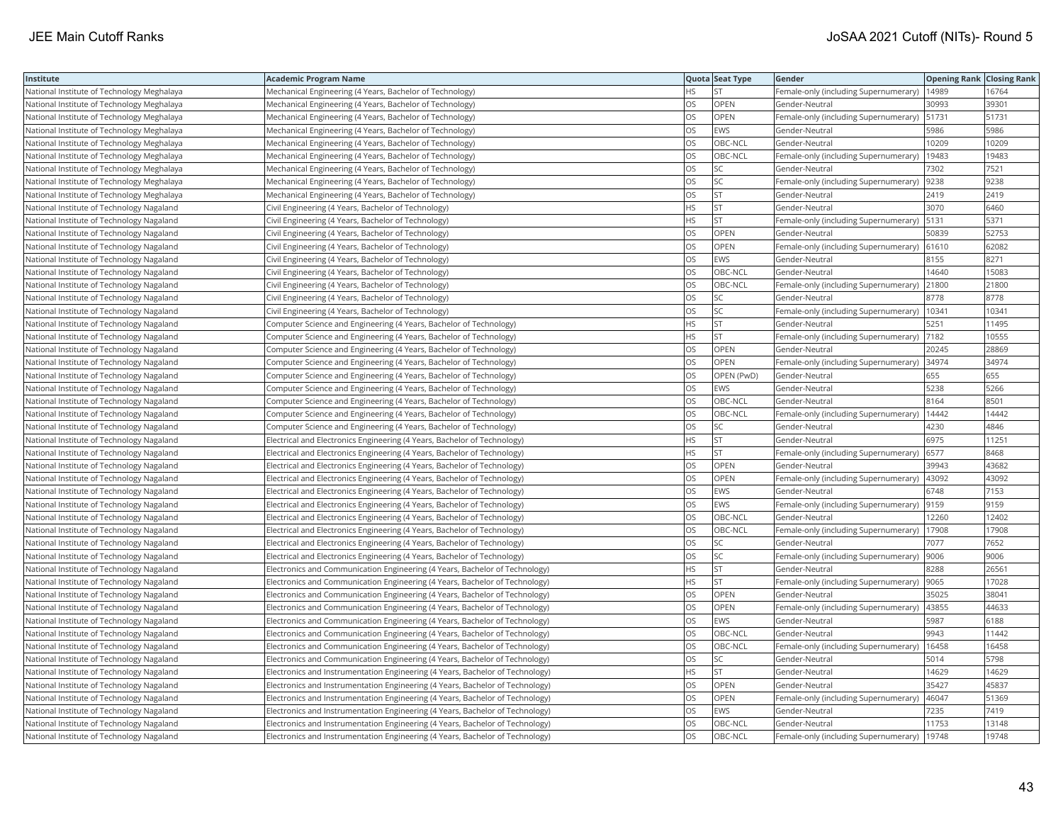| Institute | Academic Program Name | Quota | Seat Type | Gender | Opening Rank | Closing Rank |
|---|---|---|---|---|---|---|
| National Institute of Technology Meghalaya | Mechanical Engineering (4 Years, Bachelor of Technology) | HS | ST | Female-only (including Supernumerary) | 14989 | 16764 |
| National Institute of Technology Meghalaya | Mechanical Engineering (4 Years, Bachelor of Technology) | OS | OPEN | Gender-Neutral | 30993 | 39301 |
| National Institute of Technology Meghalaya | Mechanical Engineering (4 Years, Bachelor of Technology) | OS | OPEN | Female-only (including Supernumerary) | 51731 | 51731 |
| National Institute of Technology Meghalaya | Mechanical Engineering (4 Years, Bachelor of Technology) | OS | EWS | Gender-Neutral | 5986 | 5986 |
| National Institute of Technology Meghalaya | Mechanical Engineering (4 Years, Bachelor of Technology) | OS | OBC-NCL | Gender-Neutral | 10209 | 10209 |
| National Institute of Technology Meghalaya | Mechanical Engineering (4 Years, Bachelor of Technology) | OS | OBC-NCL | Female-only (including Supernumerary) | 19483 | 19483 |
| National Institute of Technology Meghalaya | Mechanical Engineering (4 Years, Bachelor of Technology) | OS | SC | Gender-Neutral | 7302 | 7521 |
| National Institute of Technology Meghalaya | Mechanical Engineering (4 Years, Bachelor of Technology) | OS | SC | Female-only (including Supernumerary) | 9238 | 9238 |
| National Institute of Technology Meghalaya | Mechanical Engineering (4 Years, Bachelor of Technology) | OS | ST | Gender-Neutral | 2419 | 2419 |
| National Institute of Technology Nagaland | Civil Engineering (4 Years, Bachelor of Technology) | HS | ST | Gender-Neutral | 3070 | 6460 |
| National Institute of Technology Nagaland | Civil Engineering (4 Years, Bachelor of Technology) | HS | ST | Female-only (including Supernumerary) | 5131 | 5371 |
| National Institute of Technology Nagaland | Civil Engineering (4 Years, Bachelor of Technology) | OS | OPEN | Gender-Neutral | 50839 | 52753 |
| National Institute of Technology Nagaland | Civil Engineering (4 Years, Bachelor of Technology) | OS | OPEN | Female-only (including Supernumerary) | 61610 | 62082 |
| National Institute of Technology Nagaland | Civil Engineering (4 Years, Bachelor of Technology) | OS | EWS | Gender-Neutral | 8155 | 8271 |
| National Institute of Technology Nagaland | Civil Engineering (4 Years, Bachelor of Technology) | OS | OBC-NCL | Gender-Neutral | 14640 | 15083 |
| National Institute of Technology Nagaland | Civil Engineering (4 Years, Bachelor of Technology) | OS | OBC-NCL | Female-only (including Supernumerary) | 21800 | 21800 |
| National Institute of Technology Nagaland | Civil Engineering (4 Years, Bachelor of Technology) | OS | SC | Gender-Neutral | 8778 | 8778 |
| National Institute of Technology Nagaland | Civil Engineering (4 Years, Bachelor of Technology) | OS | SC | Female-only (including Supernumerary) | 10341 | 10341 |
| National Institute of Technology Nagaland | Computer Science and Engineering (4 Years, Bachelor of Technology) | HS | ST | Gender-Neutral | 5251 | 11495 |
| National Institute of Technology Nagaland | Computer Science and Engineering (4 Years, Bachelor of Technology) | HS | ST | Female-only (including Supernumerary) | 7182 | 10555 |
| National Institute of Technology Nagaland | Computer Science and Engineering (4 Years, Bachelor of Technology) | OS | OPEN | Gender-Neutral | 20245 | 28869 |
| National Institute of Technology Nagaland | Computer Science and Engineering (4 Years, Bachelor of Technology) | OS | OPEN | Female-only (including Supernumerary) | 34974 | 34974 |
| National Institute of Technology Nagaland | Computer Science and Engineering (4 Years, Bachelor of Technology) | OS | OPEN (PwD) | Gender-Neutral | 655 | 655 |
| National Institute of Technology Nagaland | Computer Science and Engineering (4 Years, Bachelor of Technology) | OS | EWS | Gender-Neutral | 5238 | 5266 |
| National Institute of Technology Nagaland | Computer Science and Engineering (4 Years, Bachelor of Technology) | OS | OBC-NCL | Gender-Neutral | 8164 | 8501 |
| National Institute of Technology Nagaland | Computer Science and Engineering (4 Years, Bachelor of Technology) | OS | OBC-NCL | Female-only (including Supernumerary) | 14442 | 14442 |
| National Institute of Technology Nagaland | Computer Science and Engineering (4 Years, Bachelor of Technology) | OS | SC | Gender-Neutral | 4230 | 4846 |
| National Institute of Technology Nagaland | Electrical and Electronics Engineering (4 Years, Bachelor of Technology) | HS | ST | Gender-Neutral | 6975 | 11251 |
| National Institute of Technology Nagaland | Electrical and Electronics Engineering (4 Years, Bachelor of Technology) | HS | ST | Female-only (including Supernumerary) | 6577 | 8468 |
| National Institute of Technology Nagaland | Electrical and Electronics Engineering (4 Years, Bachelor of Technology) | OS | OPEN | Gender-Neutral | 39943 | 43682 |
| National Institute of Technology Nagaland | Electrical and Electronics Engineering (4 Years, Bachelor of Technology) | OS | OPEN | Female-only (including Supernumerary) | 43092 | 43092 |
| National Institute of Technology Nagaland | Electrical and Electronics Engineering (4 Years, Bachelor of Technology) | OS | EWS | Gender-Neutral | 6748 | 7153 |
| National Institute of Technology Nagaland | Electrical and Electronics Engineering (4 Years, Bachelor of Technology) | OS | EWS | Female-only (including Supernumerary) | 9159 | 9159 |
| National Institute of Technology Nagaland | Electrical and Electronics Engineering (4 Years, Bachelor of Technology) | OS | OBC-NCL | Gender-Neutral | 12260 | 12402 |
| National Institute of Technology Nagaland | Electrical and Electronics Engineering (4 Years, Bachelor of Technology) | OS | OBC-NCL | Female-only (including Supernumerary) | 17908 | 17908 |
| National Institute of Technology Nagaland | Electrical and Electronics Engineering (4 Years, Bachelor of Technology) | OS | SC | Gender-Neutral | 7077 | 7652 |
| National Institute of Technology Nagaland | Electrical and Electronics Engineering (4 Years, Bachelor of Technology) | OS | SC | Female-only (including Supernumerary) | 9006 | 9006 |
| National Institute of Technology Nagaland | Electronics and Communication Engineering (4 Years, Bachelor of Technology) | HS | ST | Gender-Neutral | 8288 | 26561 |
| National Institute of Technology Nagaland | Electronics and Communication Engineering (4 Years, Bachelor of Technology) | HS | ST | Female-only (including Supernumerary) | 9065 | 17028 |
| National Institute of Technology Nagaland | Electronics and Communication Engineering (4 Years, Bachelor of Technology) | OS | OPEN | Gender-Neutral | 35025 | 38041 |
| National Institute of Technology Nagaland | Electronics and Communication Engineering (4 Years, Bachelor of Technology) | OS | OPEN | Female-only (including Supernumerary) | 43855 | 44633 |
| National Institute of Technology Nagaland | Electronics and Communication Engineering (4 Years, Bachelor of Technology) | OS | EWS | Gender-Neutral | 5987 | 6188 |
| National Institute of Technology Nagaland | Electronics and Communication Engineering (4 Years, Bachelor of Technology) | OS | OBC-NCL | Gender-Neutral | 9943 | 11442 |
| National Institute of Technology Nagaland | Electronics and Communication Engineering (4 Years, Bachelor of Technology) | OS | OBC-NCL | Female-only (including Supernumerary) | 16458 | 16458 |
| National Institute of Technology Nagaland | Electronics and Communication Engineering (4 Years, Bachelor of Technology) | OS | SC | Gender-Neutral | 5014 | 5798 |
| National Institute of Technology Nagaland | Electronics and Instrumentation Engineering (4 Years, Bachelor of Technology) | HS | ST | Gender-Neutral | 14629 | 14629 |
| National Institute of Technology Nagaland | Electronics and Instrumentation Engineering (4 Years, Bachelor of Technology) | OS | OPEN | Gender-Neutral | 35427 | 45837 |
| National Institute of Technology Nagaland | Electronics and Instrumentation Engineering (4 Years, Bachelor of Technology) | OS | OPEN | Female-only (including Supernumerary) | 46047 | 51369 |
| National Institute of Technology Nagaland | Electronics and Instrumentation Engineering (4 Years, Bachelor of Technology) | OS | EWS | Gender-Neutral | 7235 | 7419 |
| National Institute of Technology Nagaland | Electronics and Instrumentation Engineering (4 Years, Bachelor of Technology) | OS | OBC-NCL | Gender-Neutral | 11753 | 13148 |
| National Institute of Technology Nagaland | Electronics and Instrumentation Engineering (4 Years, Bachelor of Technology) | OS | OBC-NCL | Female-only (including Supernumerary) | 19748 | 19748 |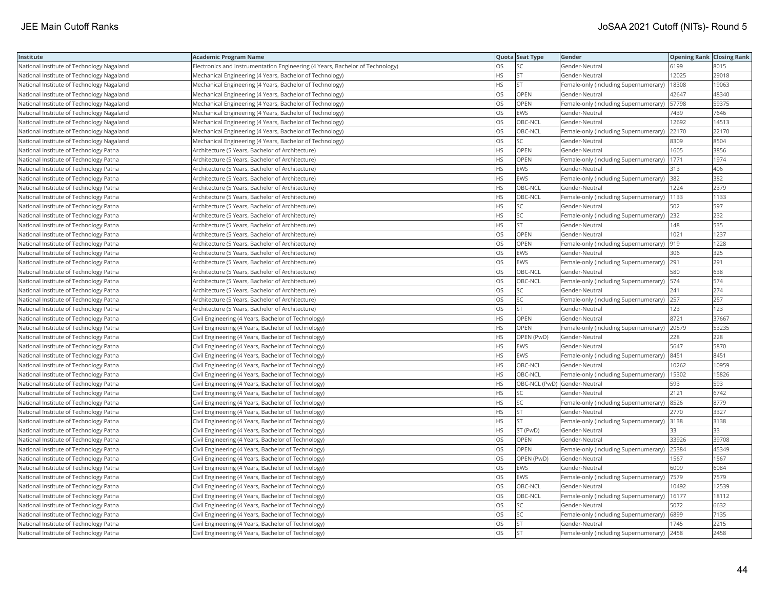| Institute | Academic Program Name | Quota | Seat Type | Gender | Opening Rank | Closing Rank |
|---|---|---|---|---|---|---|
| National Institute of Technology Nagaland | Electronics and Instrumentation Engineering (4 Years, Bachelor of Technology) | OS | SC | Gender-Neutral | 6199 | 8015 |
| National Institute of Technology Nagaland | Mechanical Engineering (4 Years, Bachelor of Technology) | HS | ST | Gender-Neutral | 12025 | 29018 |
| National Institute of Technology Nagaland | Mechanical Engineering (4 Years, Bachelor of Technology) | HS | ST | Female-only (including Supernumerary) | 18308 | 19063 |
| National Institute of Technology Nagaland | Mechanical Engineering (4 Years, Bachelor of Technology) | OS | OPEN | Gender-Neutral | 42647 | 48340 |
| National Institute of Technology Nagaland | Mechanical Engineering (4 Years, Bachelor of Technology) | OS | OPEN | Female-only (including Supernumerary) | 57798 | 59375 |
| National Institute of Technology Nagaland | Mechanical Engineering (4 Years, Bachelor of Technology) | OS | EWS | Gender-Neutral | 7439 | 7646 |
| National Institute of Technology Nagaland | Mechanical Engineering (4 Years, Bachelor of Technology) | OS | OBC-NCL | Gender-Neutral | 12692 | 14513 |
| National Institute of Technology Nagaland | Mechanical Engineering (4 Years, Bachelor of Technology) | OS | OBC-NCL | Female-only (including Supernumerary) | 22170 | 22170 |
| National Institute of Technology Nagaland | Mechanical Engineering (4 Years, Bachelor of Technology) | OS | SC | Gender-Neutral | 8309 | 8504 |
| National Institute of Technology Patna | Architecture (5 Years, Bachelor of Architecture) | HS | OPEN | Gender-Neutral | 1605 | 3856 |
| National Institute of Technology Patna | Architecture (5 Years, Bachelor of Architecture) | HS | OPEN | Female-only (including Supernumerary) | 1771 | 1974 |
| National Institute of Technology Patna | Architecture (5 Years, Bachelor of Architecture) | HS | EWS | Gender-Neutral | 313 | 406 |
| National Institute of Technology Patna | Architecture (5 Years, Bachelor of Architecture) | HS | EWS | Female-only (including Supernumerary) | 382 | 382 |
| National Institute of Technology Patna | Architecture (5 Years, Bachelor of Architecture) | HS | OBC-NCL | Gender-Neutral | 1224 | 2379 |
| National Institute of Technology Patna | Architecture (5 Years, Bachelor of Architecture) | HS | OBC-NCL | Female-only (including Supernumerary) | 1133 | 1133 |
| National Institute of Technology Patna | Architecture (5 Years, Bachelor of Architecture) | HS | SC | Gender-Neutral | 502 | 597 |
| National Institute of Technology Patna | Architecture (5 Years, Bachelor of Architecture) | HS | SC | Female-only (including Supernumerary) | 232 | 232 |
| National Institute of Technology Patna | Architecture (5 Years, Bachelor of Architecture) | HS | ST | Gender-Neutral | 148 | 535 |
| National Institute of Technology Patna | Architecture (5 Years, Bachelor of Architecture) | OS | OPEN | Gender-Neutral | 1021 | 1237 |
| National Institute of Technology Patna | Architecture (5 Years, Bachelor of Architecture) | OS | OPEN | Female-only (including Supernumerary) | 919 | 1228 |
| National Institute of Technology Patna | Architecture (5 Years, Bachelor of Architecture) | OS | EWS | Gender-Neutral | 306 | 325 |
| National Institute of Technology Patna | Architecture (5 Years, Bachelor of Architecture) | OS | EWS | Female-only (including Supernumerary) | 291 | 291 |
| National Institute of Technology Patna | Architecture (5 Years, Bachelor of Architecture) | OS | OBC-NCL | Gender-Neutral | 580 | 638 |
| National Institute of Technology Patna | Architecture (5 Years, Bachelor of Architecture) | OS | OBC-NCL | Female-only (including Supernumerary) | 574 | 574 |
| National Institute of Technology Patna | Architecture (5 Years, Bachelor of Architecture) | OS | SC | Gender-Neutral | 241 | 274 |
| National Institute of Technology Patna | Architecture (5 Years, Bachelor of Architecture) | OS | SC | Female-only (including Supernumerary) | 257 | 257 |
| National Institute of Technology Patna | Architecture (5 Years, Bachelor of Architecture) | OS | ST | Gender-Neutral | 123 | 123 |
| National Institute of Technology Patna | Civil Engineering (4 Years, Bachelor of Technology) | HS | OPEN | Gender-Neutral | 8721 | 37667 |
| National Institute of Technology Patna | Civil Engineering (4 Years, Bachelor of Technology) | HS | OPEN | Female-only (including Supernumerary) | 20579 | 53235 |
| National Institute of Technology Patna | Civil Engineering (4 Years, Bachelor of Technology) | HS | OPEN (PwD) | Gender-Neutral | 228 | 228 |
| National Institute of Technology Patna | Civil Engineering (4 Years, Bachelor of Technology) | HS | EWS | Gender-Neutral | 5647 | 5870 |
| National Institute of Technology Patna | Civil Engineering (4 Years, Bachelor of Technology) | HS | EWS | Female-only (including Supernumerary) | 8451 | 8451 |
| National Institute of Technology Patna | Civil Engineering (4 Years, Bachelor of Technology) | HS | OBC-NCL | Gender-Neutral | 10262 | 10959 |
| National Institute of Technology Patna | Civil Engineering (4 Years, Bachelor of Technology) | HS | OBC-NCL | Female-only (including Supernumerary) | 15302 | 15826 |
| National Institute of Technology Patna | Civil Engineering (4 Years, Bachelor of Technology) | HS | OBC-NCL (PwD) | Gender-Neutral | 593 | 593 |
| National Institute of Technology Patna | Civil Engineering (4 Years, Bachelor of Technology) | HS | SC | Gender-Neutral | 2121 | 6742 |
| National Institute of Technology Patna | Civil Engineering (4 Years, Bachelor of Technology) | HS | SC | Female-only (including Supernumerary) | 8526 | 8779 |
| National Institute of Technology Patna | Civil Engineering (4 Years, Bachelor of Technology) | HS | ST | Gender-Neutral | 2770 | 3327 |
| National Institute of Technology Patna | Civil Engineering (4 Years, Bachelor of Technology) | HS | ST | Female-only (including Supernumerary) | 3138 | 3138 |
| National Institute of Technology Patna | Civil Engineering (4 Years, Bachelor of Technology) | HS | ST (PwD) | Gender-Neutral | 33 | 33 |
| National Institute of Technology Patna | Civil Engineering (4 Years, Bachelor of Technology) | OS | OPEN | Gender-Neutral | 33926 | 39708 |
| National Institute of Technology Patna | Civil Engineering (4 Years, Bachelor of Technology) | OS | OPEN | Female-only (including Supernumerary) | 25384 | 45349 |
| National Institute of Technology Patna | Civil Engineering (4 Years, Bachelor of Technology) | OS | OPEN (PwD) | Gender-Neutral | 1567 | 1567 |
| National Institute of Technology Patna | Civil Engineering (4 Years, Bachelor of Technology) | OS | EWS | Gender-Neutral | 6009 | 6084 |
| National Institute of Technology Patna | Civil Engineering (4 Years, Bachelor of Technology) | OS | EWS | Female-only (including Supernumerary) | 7579 | 7579 |
| National Institute of Technology Patna | Civil Engineering (4 Years, Bachelor of Technology) | OS | OBC-NCL | Gender-Neutral | 10492 | 12539 |
| National Institute of Technology Patna | Civil Engineering (4 Years, Bachelor of Technology) | OS | OBC-NCL | Female-only (including Supernumerary) | 16177 | 18112 |
| National Institute of Technology Patna | Civil Engineering (4 Years, Bachelor of Technology) | OS | SC | Gender-Neutral | 5072 | 6632 |
| National Institute of Technology Patna | Civil Engineering (4 Years, Bachelor of Technology) | OS | SC | Female-only (including Supernumerary) | 6899 | 7135 |
| National Institute of Technology Patna | Civil Engineering (4 Years, Bachelor of Technology) | OS | ST | Gender-Neutral | 1745 | 2215 |
| National Institute of Technology Patna | Civil Engineering (4 Years, Bachelor of Technology) | OS | ST | Female-only (including Supernumerary) | 2458 | 2458 |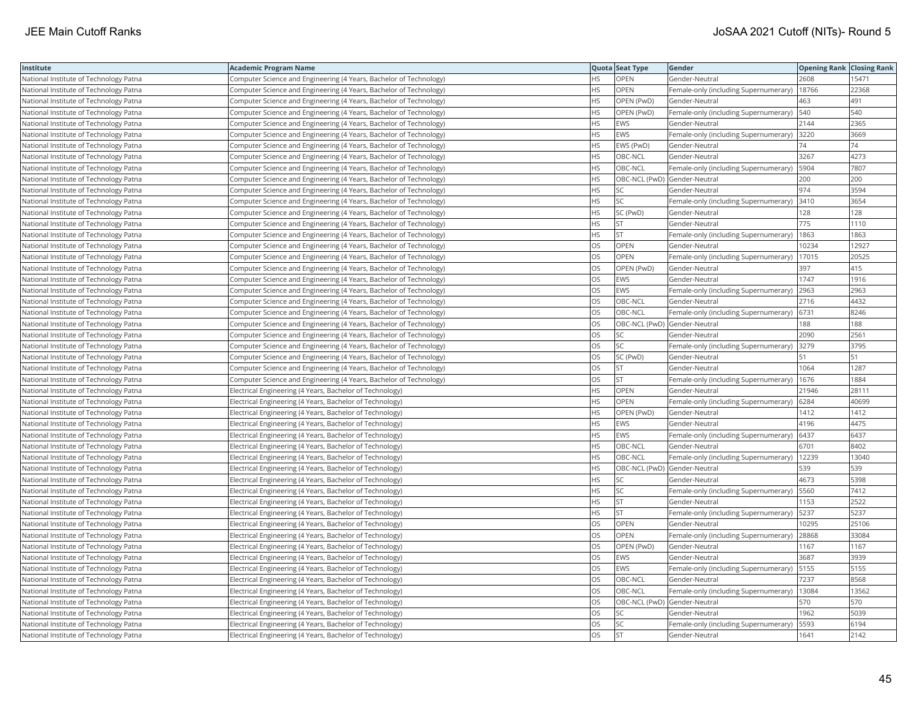| Institute | Academic Program Name | Quota | Seat Type | Gender | Opening Rank | Closing Rank |
|---|---|---|---|---|---|---|
| National Institute of Technology Patna | Computer Science and Engineering (4 Years, Bachelor of Technology) | HS | OPEN | Gender-Neutral | 2608 | 15471 |
| National Institute of Technology Patna | Computer Science and Engineering (4 Years, Bachelor of Technology) | HS | OPEN | Female-only (including Supernumerary) | 18766 | 22368 |
| National Institute of Technology Patna | Computer Science and Engineering (4 Years, Bachelor of Technology) | HS | OPEN (PwD) | Gender-Neutral | 463 | 491 |
| National Institute of Technology Patna | Computer Science and Engineering (4 Years, Bachelor of Technology) | HS | OPEN (PwD) | Female-only (including Supernumerary) | 540 | 540 |
| National Institute of Technology Patna | Computer Science and Engineering (4 Years, Bachelor of Technology) | HS | EWS | Gender-Neutral | 2144 | 2365 |
| National Institute of Technology Patna | Computer Science and Engineering (4 Years, Bachelor of Technology) | HS | EWS | Female-only (including Supernumerary) | 3220 | 3669 |
| National Institute of Technology Patna | Computer Science and Engineering (4 Years, Bachelor of Technology) | HS | EWS (PwD) | Gender-Neutral | 74 | 74 |
| National Institute of Technology Patna | Computer Science and Engineering (4 Years, Bachelor of Technology) | HS | OBC-NCL | Gender-Neutral | 3267 | 4273 |
| National Institute of Technology Patna | Computer Science and Engineering (4 Years, Bachelor of Technology) | HS | OBC-NCL | Female-only (including Supernumerary) | 5904 | 7807 |
| National Institute of Technology Patna | Computer Science and Engineering (4 Years, Bachelor of Technology) | HS | OBC-NCL (PwD) | Gender-Neutral | 200 | 200 |
| National Institute of Technology Patna | Computer Science and Engineering (4 Years, Bachelor of Technology) | HS | SC | Gender-Neutral | 974 | 3594 |
| National Institute of Technology Patna | Computer Science and Engineering (4 Years, Bachelor of Technology) | HS | SC | Female-only (including Supernumerary) | 3410 | 3654 |
| National Institute of Technology Patna | Computer Science and Engineering (4 Years, Bachelor of Technology) | HS | SC (PwD) | Gender-Neutral | 128 | 128 |
| National Institute of Technology Patna | Computer Science and Engineering (4 Years, Bachelor of Technology) | HS | ST | Gender-Neutral | 775 | 1110 |
| National Institute of Technology Patna | Computer Science and Engineering (4 Years, Bachelor of Technology) | HS | ST | Female-only (including Supernumerary) | 1863 | 1863 |
| National Institute of Technology Patna | Computer Science and Engineering (4 Years, Bachelor of Technology) | OS | OPEN | Gender-Neutral | 10234 | 12927 |
| National Institute of Technology Patna | Computer Science and Engineering (4 Years, Bachelor of Technology) | OS | OPEN | Female-only (including Supernumerary) | 17015 | 20525 |
| National Institute of Technology Patna | Computer Science and Engineering (4 Years, Bachelor of Technology) | OS | OPEN (PwD) | Gender-Neutral | 397 | 415 |
| National Institute of Technology Patna | Computer Science and Engineering (4 Years, Bachelor of Technology) | OS | EWS | Gender-Neutral | 1747 | 1916 |
| National Institute of Technology Patna | Computer Science and Engineering (4 Years, Bachelor of Technology) | OS | EWS | Female-only (including Supernumerary) | 2963 | 2963 |
| National Institute of Technology Patna | Computer Science and Engineering (4 Years, Bachelor of Technology) | OS | OBC-NCL | Gender-Neutral | 2716 | 4432 |
| National Institute of Technology Patna | Computer Science and Engineering (4 Years, Bachelor of Technology) | OS | OBC-NCL | Female-only (including Supernumerary) | 6731 | 8246 |
| National Institute of Technology Patna | Computer Science and Engineering (4 Years, Bachelor of Technology) | OS | OBC-NCL (PwD) | Gender-Neutral | 188 | 188 |
| National Institute of Technology Patna | Computer Science and Engineering (4 Years, Bachelor of Technology) | OS | SC | Gender-Neutral | 2090 | 2561 |
| National Institute of Technology Patna | Computer Science and Engineering (4 Years, Bachelor of Technology) | OS | SC | Female-only (including Supernumerary) | 3279 | 3795 |
| National Institute of Technology Patna | Computer Science and Engineering (4 Years, Bachelor of Technology) | OS | SC (PwD) | Gender-Neutral | 51 | 51 |
| National Institute of Technology Patna | Computer Science and Engineering (4 Years, Bachelor of Technology) | OS | ST | Gender-Neutral | 1064 | 1287 |
| National Institute of Technology Patna | Computer Science and Engineering (4 Years, Bachelor of Technology) | OS | ST | Female-only (including Supernumerary) | 1676 | 1884 |
| National Institute of Technology Patna | Electrical Engineering (4 Years, Bachelor of Technology) | HS | OPEN | Gender-Neutral | 21946 | 28111 |
| National Institute of Technology Patna | Electrical Engineering (4 Years, Bachelor of Technology) | HS | OPEN | Female-only (including Supernumerary) | 6284 | 40699 |
| National Institute of Technology Patna | Electrical Engineering (4 Years, Bachelor of Technology) | HS | OPEN (PwD) | Gender-Neutral | 1412 | 1412 |
| National Institute of Technology Patna | Electrical Engineering (4 Years, Bachelor of Technology) | HS | EWS | Gender-Neutral | 4196 | 4475 |
| National Institute of Technology Patna | Electrical Engineering (4 Years, Bachelor of Technology) | HS | EWS | Female-only (including Supernumerary) | 6437 | 6437 |
| National Institute of Technology Patna | Electrical Engineering (4 Years, Bachelor of Technology) | HS | OBC-NCL | Gender-Neutral | 6701 | 8402 |
| National Institute of Technology Patna | Electrical Engineering (4 Years, Bachelor of Technology) | HS | OBC-NCL | Female-only (including Supernumerary) | 12239 | 13040 |
| National Institute of Technology Patna | Electrical Engineering (4 Years, Bachelor of Technology) | HS | OBC-NCL (PwD) | Gender-Neutral | 539 | 539 |
| National Institute of Technology Patna | Electrical Engineering (4 Years, Bachelor of Technology) | HS | SC | Gender-Neutral | 4673 | 5398 |
| National Institute of Technology Patna | Electrical Engineering (4 Years, Bachelor of Technology) | HS | SC | Female-only (including Supernumerary) | 5560 | 7412 |
| National Institute of Technology Patna | Electrical Engineering (4 Years, Bachelor of Technology) | HS | ST | Gender-Neutral | 1153 | 2522 |
| National Institute of Technology Patna | Electrical Engineering (4 Years, Bachelor of Technology) | HS | ST | Female-only (including Supernumerary) | 5237 | 5237 |
| National Institute of Technology Patna | Electrical Engineering (4 Years, Bachelor of Technology) | OS | OPEN | Gender-Neutral | 10295 | 25106 |
| National Institute of Technology Patna | Electrical Engineering (4 Years, Bachelor of Technology) | OS | OPEN | Female-only (including Supernumerary) | 28868 | 33084 |
| National Institute of Technology Patna | Electrical Engineering (4 Years, Bachelor of Technology) | OS | OPEN (PwD) | Gender-Neutral | 1167 | 1167 |
| National Institute of Technology Patna | Electrical Engineering (4 Years, Bachelor of Technology) | OS | EWS | Gender-Neutral | 3687 | 3939 |
| National Institute of Technology Patna | Electrical Engineering (4 Years, Bachelor of Technology) | OS | EWS | Female-only (including Supernumerary) | 5155 | 5155 |
| National Institute of Technology Patna | Electrical Engineering (4 Years, Bachelor of Technology) | OS | OBC-NCL | Gender-Neutral | 7237 | 8568 |
| National Institute of Technology Patna | Electrical Engineering (4 Years, Bachelor of Technology) | OS | OBC-NCL | Female-only (including Supernumerary) | 13084 | 13562 |
| National Institute of Technology Patna | Electrical Engineering (4 Years, Bachelor of Technology) | OS | OBC-NCL (PwD) | Gender-Neutral | 570 | 570 |
| National Institute of Technology Patna | Electrical Engineering (4 Years, Bachelor of Technology) | OS | SC | Gender-Neutral | 1962 | 5039 |
| National Institute of Technology Patna | Electrical Engineering (4 Years, Bachelor of Technology) | OS | SC | Female-only (including Supernumerary) | 5593 | 6194 |
| National Institute of Technology Patna | Electrical Engineering (4 Years, Bachelor of Technology) | OS | ST | Gender-Neutral | 1641 | 2142 |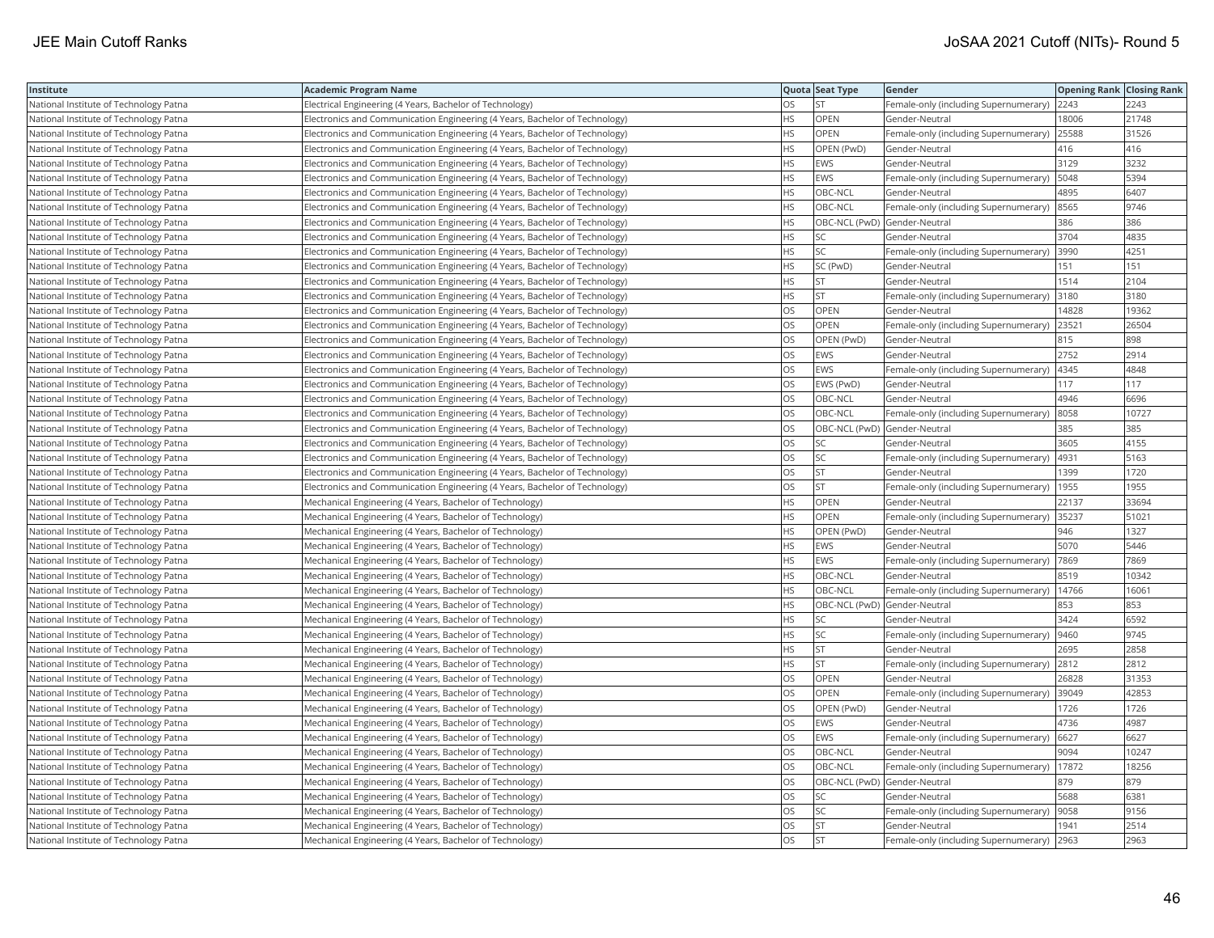| Institute | Academic Program Name | Quota | Seat Type | Gender | Opening Rank | Closing Rank |
|---|---|---|---|---|---|---|
| National Institute of Technology Patna | Electrical Engineering (4 Years, Bachelor of Technology) | OS | ST | Female-only (including Supernumerary) | 2243 | 2243 |
| National Institute of Technology Patna | Electronics and Communication Engineering (4 Years, Bachelor of Technology) | HS | OPEN | Gender-Neutral | 18006 | 21748 |
| National Institute of Technology Patna | Electronics and Communication Engineering (4 Years, Bachelor of Technology) | HS | OPEN | Female-only (including Supernumerary) | 25588 | 31526 |
| National Institute of Technology Patna | Electronics and Communication Engineering (4 Years, Bachelor of Technology) | HS | OPEN (PwD) | Gender-Neutral | 416 | 416 |
| National Institute of Technology Patna | Electronics and Communication Engineering (4 Years, Bachelor of Technology) | HS | EWS | Gender-Neutral | 3129 | 3232 |
| National Institute of Technology Patna | Electronics and Communication Engineering (4 Years, Bachelor of Technology) | HS | EWS | Female-only (including Supernumerary) | 5048 | 5394 |
| National Institute of Technology Patna | Electronics and Communication Engineering (4 Years, Bachelor of Technology) | HS | OBC-NCL | Gender-Neutral | 4895 | 6407 |
| National Institute of Technology Patna | Electronics and Communication Engineering (4 Years, Bachelor of Technology) | HS | OBC-NCL | Female-only (including Supernumerary) | 8565 | 9746 |
| National Institute of Technology Patna | Electronics and Communication Engineering (4 Years, Bachelor of Technology) | HS | OBC-NCL (PwD) | Gender-Neutral | 386 | 386 |
| National Institute of Technology Patna | Electronics and Communication Engineering (4 Years, Bachelor of Technology) | HS | SC | Gender-Neutral | 3704 | 4835 |
| National Institute of Technology Patna | Electronics and Communication Engineering (4 Years, Bachelor of Technology) | HS | SC | Female-only (including Supernumerary) | 3990 | 4251 |
| National Institute of Technology Patna | Electronics and Communication Engineering (4 Years, Bachelor of Technology) | HS | SC (PwD) | Gender-Neutral | 151 | 151 |
| National Institute of Technology Patna | Electronics and Communication Engineering (4 Years, Bachelor of Technology) | HS | ST | Gender-Neutral | 1514 | 2104 |
| National Institute of Technology Patna | Electronics and Communication Engineering (4 Years, Bachelor of Technology) | HS | ST | Female-only (including Supernumerary) | 3180 | 3180 |
| National Institute of Technology Patna | Electronics and Communication Engineering (4 Years, Bachelor of Technology) | OS | OPEN | Gender-Neutral | 14828 | 19362 |
| National Institute of Technology Patna | Electronics and Communication Engineering (4 Years, Bachelor of Technology) | OS | OPEN | Female-only (including Supernumerary) | 23521 | 26504 |
| National Institute of Technology Patna | Electronics and Communication Engineering (4 Years, Bachelor of Technology) | OS | OPEN (PwD) | Gender-Neutral | 815 | 898 |
| National Institute of Technology Patna | Electronics and Communication Engineering (4 Years, Bachelor of Technology) | OS | EWS | Gender-Neutral | 2752 | 2914 |
| National Institute of Technology Patna | Electronics and Communication Engineering (4 Years, Bachelor of Technology) | OS | EWS | Female-only (including Supernumerary) | 4345 | 4848 |
| National Institute of Technology Patna | Electronics and Communication Engineering (4 Years, Bachelor of Technology) | OS | EWS (PwD) | Gender-Neutral | 117 | 117 |
| National Institute of Technology Patna | Electronics and Communication Engineering (4 Years, Bachelor of Technology) | OS | OBC-NCL | Gender-Neutral | 4946 | 6696 |
| National Institute of Technology Patna | Electronics and Communication Engineering (4 Years, Bachelor of Technology) | OS | OBC-NCL | Female-only (including Supernumerary) | 8058 | 10727 |
| National Institute of Technology Patna | Electronics and Communication Engineering (4 Years, Bachelor of Technology) | OS | OBC-NCL (PwD) | Gender-Neutral | 385 | 385 |
| National Institute of Technology Patna | Electronics and Communication Engineering (4 Years, Bachelor of Technology) | OS | SC | Gender-Neutral | 3605 | 4155 |
| National Institute of Technology Patna | Electronics and Communication Engineering (4 Years, Bachelor of Technology) | OS | SC | Female-only (including Supernumerary) | 4931 | 5163 |
| National Institute of Technology Patna | Electronics and Communication Engineering (4 Years, Bachelor of Technology) | OS | ST | Gender-Neutral | 1399 | 1720 |
| National Institute of Technology Patna | Electronics and Communication Engineering (4 Years, Bachelor of Technology) | OS | ST | Female-only (including Supernumerary) | 1955 | 1955 |
| National Institute of Technology Patna | Mechanical Engineering (4 Years, Bachelor of Technology) | HS | OPEN | Gender-Neutral | 22137 | 33694 |
| National Institute of Technology Patna | Mechanical Engineering (4 Years, Bachelor of Technology) | HS | OPEN | Female-only (including Supernumerary) | 35237 | 51021 |
| National Institute of Technology Patna | Mechanical Engineering (4 Years, Bachelor of Technology) | HS | OPEN (PwD) | Gender-Neutral | 946 | 1327 |
| National Institute of Technology Patna | Mechanical Engineering (4 Years, Bachelor of Technology) | HS | EWS | Gender-Neutral | 5070 | 5446 |
| National Institute of Technology Patna | Mechanical Engineering (4 Years, Bachelor of Technology) | HS | EWS | Female-only (including Supernumerary) | 7869 | 7869 |
| National Institute of Technology Patna | Mechanical Engineering (4 Years, Bachelor of Technology) | HS | OBC-NCL | Gender-Neutral | 8519 | 10342 |
| National Institute of Technology Patna | Mechanical Engineering (4 Years, Bachelor of Technology) | HS | OBC-NCL | Female-only (including Supernumerary) | 14766 | 16061 |
| National Institute of Technology Patna | Mechanical Engineering (4 Years, Bachelor of Technology) | HS | OBC-NCL (PwD) | Gender-Neutral | 853 | 853 |
| National Institute of Technology Patna | Mechanical Engineering (4 Years, Bachelor of Technology) | HS | SC | Gender-Neutral | 3424 | 6592 |
| National Institute of Technology Patna | Mechanical Engineering (4 Years, Bachelor of Technology) | HS | SC | Female-only (including Supernumerary) | 9460 | 9745 |
| National Institute of Technology Patna | Mechanical Engineering (4 Years, Bachelor of Technology) | HS | ST | Gender-Neutral | 2695 | 2858 |
| National Institute of Technology Patna | Mechanical Engineering (4 Years, Bachelor of Technology) | HS | ST | Female-only (including Supernumerary) | 2812 | 2812 |
| National Institute of Technology Patna | Mechanical Engineering (4 Years, Bachelor of Technology) | OS | OPEN | Gender-Neutral | 26828 | 31353 |
| National Institute of Technology Patna | Mechanical Engineering (4 Years, Bachelor of Technology) | OS | OPEN | Female-only (including Supernumerary) | 39049 | 42853 |
| National Institute of Technology Patna | Mechanical Engineering (4 Years, Bachelor of Technology) | OS | OPEN (PwD) | Gender-Neutral | 1726 | 1726 |
| National Institute of Technology Patna | Mechanical Engineering (4 Years, Bachelor of Technology) | OS | EWS | Gender-Neutral | 4736 | 4987 |
| National Institute of Technology Patna | Mechanical Engineering (4 Years, Bachelor of Technology) | OS | EWS | Female-only (including Supernumerary) | 6627 | 6627 |
| National Institute of Technology Patna | Mechanical Engineering (4 Years, Bachelor of Technology) | OS | OBC-NCL | Gender-Neutral | 9094 | 10247 |
| National Institute of Technology Patna | Mechanical Engineering (4 Years, Bachelor of Technology) | OS | OBC-NCL | Female-only (including Supernumerary) | 17872 | 18256 |
| National Institute of Technology Patna | Mechanical Engineering (4 Years, Bachelor of Technology) | OS | OBC-NCL (PwD) | Gender-Neutral | 879 | 879 |
| National Institute of Technology Patna | Mechanical Engineering (4 Years, Bachelor of Technology) | OS | SC | Gender-Neutral | 5688 | 6381 |
| National Institute of Technology Patna | Mechanical Engineering (4 Years, Bachelor of Technology) | OS | SC | Female-only (including Supernumerary) | 9058 | 9156 |
| National Institute of Technology Patna | Mechanical Engineering (4 Years, Bachelor of Technology) | OS | ST | Gender-Neutral | 1941 | 2514 |
| National Institute of Technology Patna | Mechanical Engineering (4 Years, Bachelor of Technology) | OS | ST | Female-only (including Supernumerary) | 2963 | 2963 |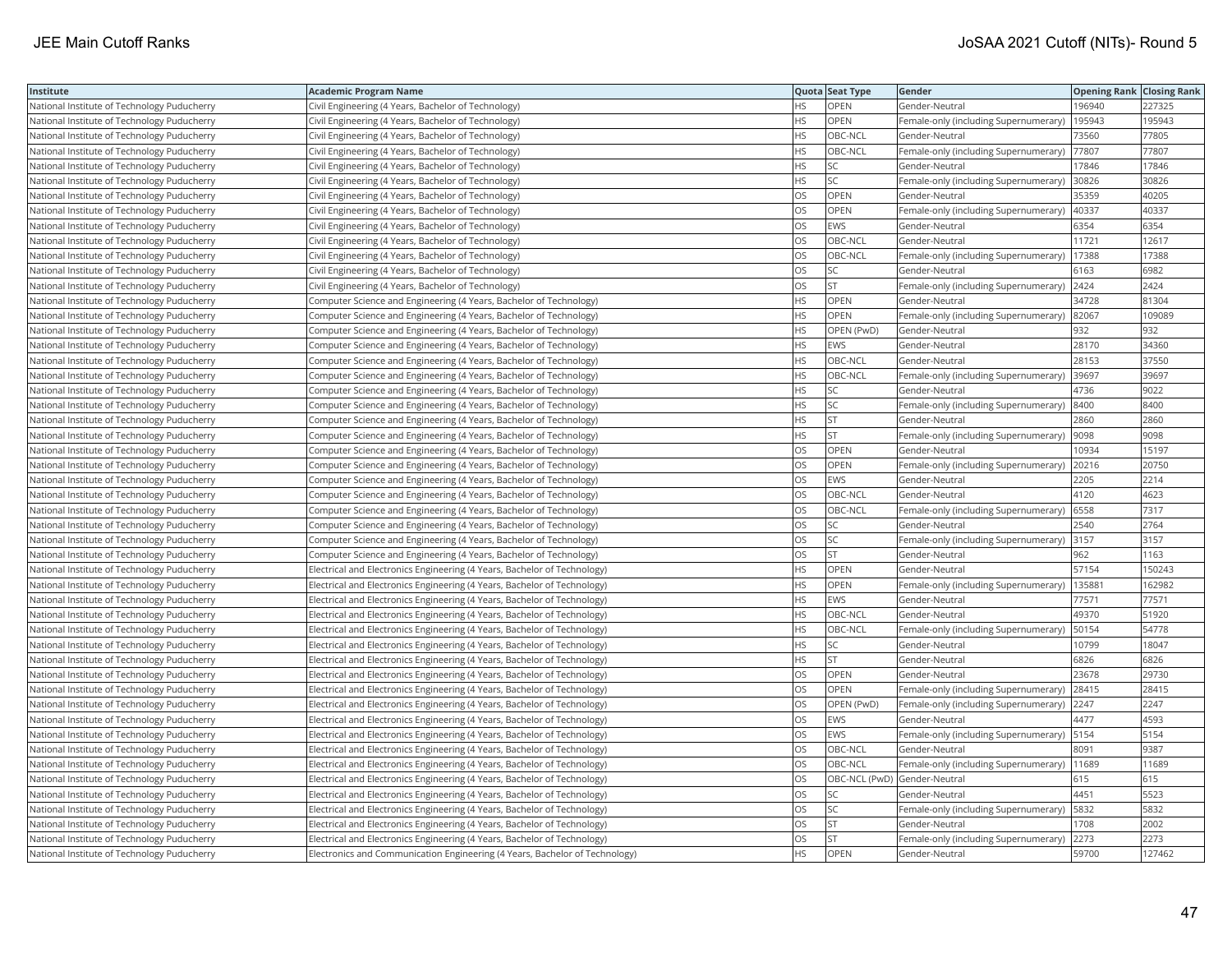| Institute | Academic Program Name | Quota | Seat Type | Gender | Opening Rank | Closing Rank |
|---|---|---|---|---|---|---|
| National Institute of Technology Puducherry | Civil Engineering (4 Years, Bachelor of Technology) | HS | OPEN | Gender-Neutral | 196940 | 227325 |
| National Institute of Technology Puducherry | Civil Engineering (4 Years, Bachelor of Technology) | HS | OPEN | Female-only (including Supernumerary) | 195943 | 195943 |
| National Institute of Technology Puducherry | Civil Engineering (4 Years, Bachelor of Technology) | HS | OBC-NCL | Gender-Neutral | 73560 | 77805 |
| National Institute of Technology Puducherry | Civil Engineering (4 Years, Bachelor of Technology) | HS | OBC-NCL | Female-only (including Supernumerary) | 77807 | 77807 |
| National Institute of Technology Puducherry | Civil Engineering (4 Years, Bachelor of Technology) | HS | SC | Gender-Neutral | 17846 | 17846 |
| National Institute of Technology Puducherry | Civil Engineering (4 Years, Bachelor of Technology) | HS | SC | Female-only (including Supernumerary) | 30826 | 30826 |
| National Institute of Technology Puducherry | Civil Engineering (4 Years, Bachelor of Technology) | OS | OPEN | Gender-Neutral | 35359 | 40205 |
| National Institute of Technology Puducherry | Civil Engineering (4 Years, Bachelor of Technology) | OS | OPEN | Female-only (including Supernumerary) | 40337 | 40337 |
| National Institute of Technology Puducherry | Civil Engineering (4 Years, Bachelor of Technology) | OS | EWS | Gender-Neutral | 6354 | 6354 |
| National Institute of Technology Puducherry | Civil Engineering (4 Years, Bachelor of Technology) | OS | OBC-NCL | Gender-Neutral | 11721 | 12617 |
| National Institute of Technology Puducherry | Civil Engineering (4 Years, Bachelor of Technology) | OS | OBC-NCL | Female-only (including Supernumerary) | 17388 | 17388 |
| National Institute of Technology Puducherry | Civil Engineering (4 Years, Bachelor of Technology) | OS | SC | Gender-Neutral | 6163 | 6982 |
| National Institute of Technology Puducherry | Civil Engineering (4 Years, Bachelor of Technology) | OS | ST | Female-only (including Supernumerary) | 2424 | 2424 |
| National Institute of Technology Puducherry | Computer Science and Engineering (4 Years, Bachelor of Technology) | HS | OPEN | Gender-Neutral | 34728 | 81304 |
| National Institute of Technology Puducherry | Computer Science and Engineering (4 Years, Bachelor of Technology) | HS | OPEN | Female-only (including Supernumerary) | 82067 | 109089 |
| National Institute of Technology Puducherry | Computer Science and Engineering (4 Years, Bachelor of Technology) | HS | OPEN (PwD) | Gender-Neutral | 932 | 932 |
| National Institute of Technology Puducherry | Computer Science and Engineering (4 Years, Bachelor of Technology) | HS | EWS | Gender-Neutral | 28170 | 34360 |
| National Institute of Technology Puducherry | Computer Science and Engineering (4 Years, Bachelor of Technology) | HS | OBC-NCL | Gender-Neutral | 28153 | 37550 |
| National Institute of Technology Puducherry | Computer Science and Engineering (4 Years, Bachelor of Technology) | HS | OBC-NCL | Female-only (including Supernumerary) | 39697 | 39697 |
| National Institute of Technology Puducherry | Computer Science and Engineering (4 Years, Bachelor of Technology) | HS | SC | Gender-Neutral | 4736 | 9022 |
| National Institute of Technology Puducherry | Computer Science and Engineering (4 Years, Bachelor of Technology) | HS | SC | Female-only (including Supernumerary) | 8400 | 8400 |
| National Institute of Technology Puducherry | Computer Science and Engineering (4 Years, Bachelor of Technology) | HS | ST | Gender-Neutral | 2860 | 2860 |
| National Institute of Technology Puducherry | Computer Science and Engineering (4 Years, Bachelor of Technology) | HS | ST | Female-only (including Supernumerary) | 9098 | 9098 |
| National Institute of Technology Puducherry | Computer Science and Engineering (4 Years, Bachelor of Technology) | OS | OPEN | Gender-Neutral | 10934 | 15197 |
| National Institute of Technology Puducherry | Computer Science and Engineering (4 Years, Bachelor of Technology) | OS | OPEN | Female-only (including Supernumerary) | 20216 | 20750 |
| National Institute of Technology Puducherry | Computer Science and Engineering (4 Years, Bachelor of Technology) | OS | EWS | Gender-Neutral | 2205 | 2214 |
| National Institute of Technology Puducherry | Computer Science and Engineering (4 Years, Bachelor of Technology) | OS | OBC-NCL | Gender-Neutral | 4120 | 4623 |
| National Institute of Technology Puducherry | Computer Science and Engineering (4 Years, Bachelor of Technology) | OS | OBC-NCL | Female-only (including Supernumerary) | 6558 | 7317 |
| National Institute of Technology Puducherry | Computer Science and Engineering (4 Years, Bachelor of Technology) | OS | SC | Gender-Neutral | 2540 | 2764 |
| National Institute of Technology Puducherry | Computer Science and Engineering (4 Years, Bachelor of Technology) | OS | SC | Female-only (including Supernumerary) | 3157 | 3157 |
| National Institute of Technology Puducherry | Computer Science and Engineering (4 Years, Bachelor of Technology) | OS | ST | Gender-Neutral | 962 | 1163 |
| National Institute of Technology Puducherry | Electrical and Electronics Engineering (4 Years, Bachelor of Technology) | HS | OPEN | Gender-Neutral | 57154 | 150243 |
| National Institute of Technology Puducherry | Electrical and Electronics Engineering (4 Years, Bachelor of Technology) | HS | OPEN | Female-only (including Supernumerary) | 135881 | 162982 |
| National Institute of Technology Puducherry | Electrical and Electronics Engineering (4 Years, Bachelor of Technology) | HS | EWS | Gender-Neutral | 77571 | 77571 |
| National Institute of Technology Puducherry | Electrical and Electronics Engineering (4 Years, Bachelor of Technology) | HS | OBC-NCL | Gender-Neutral | 49370 | 51920 |
| National Institute of Technology Puducherry | Electrical and Electronics Engineering (4 Years, Bachelor of Technology) | HS | OBC-NCL | Female-only (including Supernumerary) | 50154 | 54778 |
| National Institute of Technology Puducherry | Electrical and Electronics Engineering (4 Years, Bachelor of Technology) | HS | SC | Gender-Neutral | 10799 | 18047 |
| National Institute of Technology Puducherry | Electrical and Electronics Engineering (4 Years, Bachelor of Technology) | HS | ST | Gender-Neutral | 6826 | 6826 |
| National Institute of Technology Puducherry | Electrical and Electronics Engineering (4 Years, Bachelor of Technology) | OS | OPEN | Gender-Neutral | 23678 | 29730 |
| National Institute of Technology Puducherry | Electrical and Electronics Engineering (4 Years, Bachelor of Technology) | OS | OPEN | Female-only (including Supernumerary) | 28415 | 28415 |
| National Institute of Technology Puducherry | Electrical and Electronics Engineering (4 Years, Bachelor of Technology) | OS | OPEN (PwD) | Female-only (including Supernumerary) | 2247 | 2247 |
| National Institute of Technology Puducherry | Electrical and Electronics Engineering (4 Years, Bachelor of Technology) | OS | EWS | Gender-Neutral | 4477 | 4593 |
| National Institute of Technology Puducherry | Electrical and Electronics Engineering (4 Years, Bachelor of Technology) | OS | EWS | Female-only (including Supernumerary) | 5154 | 5154 |
| National Institute of Technology Puducherry | Electrical and Electronics Engineering (4 Years, Bachelor of Technology) | OS | OBC-NCL | Gender-Neutral | 8091 | 9387 |
| National Institute of Technology Puducherry | Electrical and Electronics Engineering (4 Years, Bachelor of Technology) | OS | OBC-NCL | Female-only (including Supernumerary) | 11689 | 11689 |
| National Institute of Technology Puducherry | Electrical and Electronics Engineering (4 Years, Bachelor of Technology) | OS | OBC-NCL (PwD) | Gender-Neutral | 615 | 615 |
| National Institute of Technology Puducherry | Electrical and Electronics Engineering (4 Years, Bachelor of Technology) | OS | SC | Gender-Neutral | 4451 | 5523 |
| National Institute of Technology Puducherry | Electrical and Electronics Engineering (4 Years, Bachelor of Technology) | OS | SC | Female-only (including Supernumerary) | 5832 | 5832 |
| National Institute of Technology Puducherry | Electrical and Electronics Engineering (4 Years, Bachelor of Technology) | OS | ST | Gender-Neutral | 1708 | 2002 |
| National Institute of Technology Puducherry | Electrical and Electronics Engineering (4 Years, Bachelor of Technology) | OS | ST | Female-only (including Supernumerary) | 2273 | 2273 |
| National Institute of Technology Puducherry | Electronics and Communication Engineering (4 Years, Bachelor of Technology) | HS | OPEN | Gender-Neutral | 59700 | 127462 |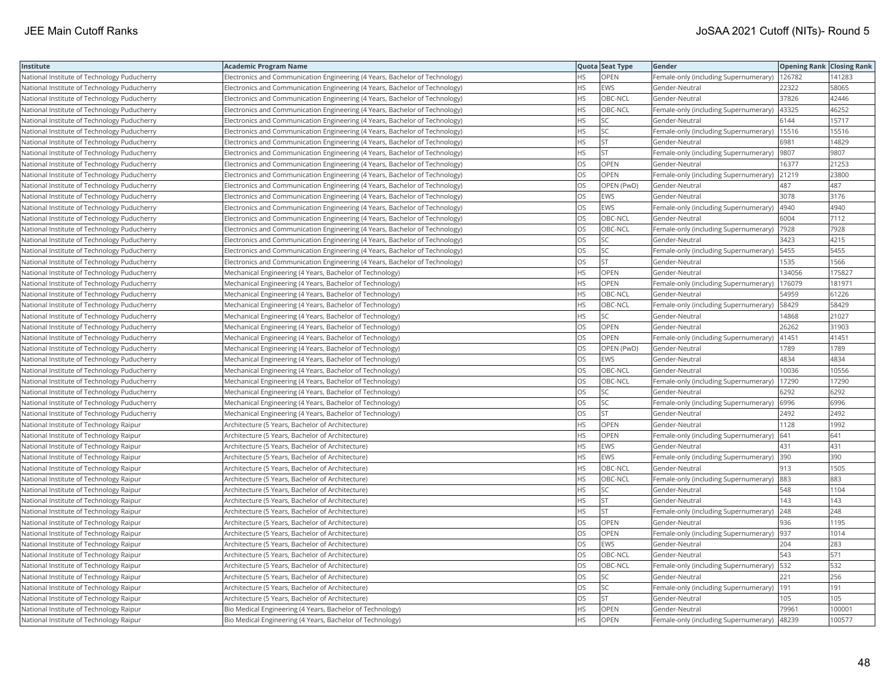| Institute | Academic Program Name | Quota | Seat Type | Gender | Opening Rank | Closing Rank |
| --- | --- | --- | --- | --- | --- | --- |
| National Institute of Technology Puducherry | Electronics and Communication Engineering (4 Years, Bachelor of Technology) | HS | OPEN | Female-only (including Supernumerary) | 126782 | 141283 |
| National Institute of Technology Puducherry | Electronics and Communication Engineering (4 Years, Bachelor of Technology) | HS | EWS | Gender-Neutral | 22322 | 58065 |
| National Institute of Technology Puducherry | Electronics and Communication Engineering (4 Years, Bachelor of Technology) | HS | OBC-NCL | Gender-Neutral | 37826 | 42446 |
| National Institute of Technology Puducherry | Electronics and Communication Engineering (4 Years, Bachelor of Technology) | HS | OBC-NCL | Female-only (including Supernumerary) | 43325 | 46252 |
| National Institute of Technology Puducherry | Electronics and Communication Engineering (4 Years, Bachelor of Technology) | HS | SC | Gender-Neutral | 6144 | 15717 |
| National Institute of Technology Puducherry | Electronics and Communication Engineering (4 Years, Bachelor of Technology) | HS | SC | Female-only (including Supernumerary) | 15516 | 15516 |
| National Institute of Technology Puducherry | Electronics and Communication Engineering (4 Years, Bachelor of Technology) | HS | ST | Gender-Neutral | 6981 | 14829 |
| National Institute of Technology Puducherry | Electronics and Communication Engineering (4 Years, Bachelor of Technology) | HS | ST | Female-only (including Supernumerary) | 9807 | 9807 |
| National Institute of Technology Puducherry | Electronics and Communication Engineering (4 Years, Bachelor of Technology) | OS | OPEN | Gender-Neutral | 16377 | 21253 |
| National Institute of Technology Puducherry | Electronics and Communication Engineering (4 Years, Bachelor of Technology) | OS | OPEN | Female-only (including Supernumerary) | 21219 | 23800 |
| National Institute of Technology Puducherry | Electronics and Communication Engineering (4 Years, Bachelor of Technology) | OS | OPEN (PwD) | Gender-Neutral | 487 | 487 |
| National Institute of Technology Puducherry | Electronics and Communication Engineering (4 Years, Bachelor of Technology) | OS | EWS | Gender-Neutral | 3078 | 3176 |
| National Institute of Technology Puducherry | Electronics and Communication Engineering (4 Years, Bachelor of Technology) | OS | EWS | Female-only (including Supernumerary) | 4940 | 4940 |
| National Institute of Technology Puducherry | Electronics and Communication Engineering (4 Years, Bachelor of Technology) | OS | OBC-NCL | Gender-Neutral | 6004 | 7112 |
| National Institute of Technology Puducherry | Electronics and Communication Engineering (4 Years, Bachelor of Technology) | OS | OBC-NCL | Female-only (including Supernumerary) | 7928 | 7928 |
| National Institute of Technology Puducherry | Electronics and Communication Engineering (4 Years, Bachelor of Technology) | OS | SC | Gender-Neutral | 3423 | 4215 |
| National Institute of Technology Puducherry | Electronics and Communication Engineering (4 Years, Bachelor of Technology) | OS | SC | Female-only (including Supernumerary) | 5455 | 5455 |
| National Institute of Technology Puducherry | Electronics and Communication Engineering (4 Years, Bachelor of Technology) | OS | ST | Gender-Neutral | 1535 | 1566 |
| National Institute of Technology Puducherry | Mechanical Engineering (4 Years, Bachelor of Technology) | HS | OPEN | Gender-Neutral | 134056 | 175827 |
| National Institute of Technology Puducherry | Mechanical Engineering (4 Years, Bachelor of Technology) | HS | OPEN | Female-only (including Supernumerary) | 176079 | 181971 |
| National Institute of Technology Puducherry | Mechanical Engineering (4 Years, Bachelor of Technology) | HS | OBC-NCL | Gender-Neutral | 54959 | 61226 |
| National Institute of Technology Puducherry | Mechanical Engineering (4 Years, Bachelor of Technology) | HS | OBC-NCL | Female-only (including Supernumerary) | 58429 | 58429 |
| National Institute of Technology Puducherry | Mechanical Engineering (4 Years, Bachelor of Technology) | HS | SC | Gender-Neutral | 14868 | 21027 |
| National Institute of Technology Puducherry | Mechanical Engineering (4 Years, Bachelor of Technology) | OS | OPEN | Gender-Neutral | 26262 | 31903 |
| National Institute of Technology Puducherry | Mechanical Engineering (4 Years, Bachelor of Technology) | OS | OPEN | Female-only (including Supernumerary) | 41451 | 41451 |
| National Institute of Technology Puducherry | Mechanical Engineering (4 Years, Bachelor of Technology) | OS | OPEN (PwD) | Gender-Neutral | 1789 | 1789 |
| National Institute of Technology Puducherry | Mechanical Engineering (4 Years, Bachelor of Technology) | OS | EWS | Gender-Neutral | 4834 | 4834 |
| National Institute of Technology Puducherry | Mechanical Engineering (4 Years, Bachelor of Technology) | OS | OBC-NCL | Gender-Neutral | 10036 | 10556 |
| National Institute of Technology Puducherry | Mechanical Engineering (4 Years, Bachelor of Technology) | OS | OBC-NCL | Female-only (including Supernumerary) | 17290 | 17290 |
| National Institute of Technology Puducherry | Mechanical Engineering (4 Years, Bachelor of Technology) | OS | SC | Gender-Neutral | 6292 | 6292 |
| National Institute of Technology Puducherry | Mechanical Engineering (4 Years, Bachelor of Technology) | OS | SC | Female-only (including Supernumerary) | 6996 | 6996 |
| National Institute of Technology Puducherry | Mechanical Engineering (4 Years, Bachelor of Technology) | OS | ST | Gender-Neutral | 2492 | 2492 |
| National Institute of Technology Raipur | Architecture (5 Years, Bachelor of Architecture) | HS | OPEN | Gender-Neutral | 1128 | 1992 |
| National Institute of Technology Raipur | Architecture (5 Years, Bachelor of Architecture) | HS | OPEN | Female-only (including Supernumerary) | 641 | 641 |
| National Institute of Technology Raipur | Architecture (5 Years, Bachelor of Architecture) | HS | EWS | Gender-Neutral | 431 | 431 |
| National Institute of Technology Raipur | Architecture (5 Years, Bachelor of Architecture) | HS | EWS | Female-only (including Supernumerary) | 390 | 390 |
| National Institute of Technology Raipur | Architecture (5 Years, Bachelor of Architecture) | HS | OBC-NCL | Gender-Neutral | 913 | 1505 |
| National Institute of Technology Raipur | Architecture (5 Years, Bachelor of Architecture) | HS | OBC-NCL | Female-only (including Supernumerary) | 883 | 883 |
| National Institute of Technology Raipur | Architecture (5 Years, Bachelor of Architecture) | HS | SC | Gender-Neutral | 548 | 1104 |
| National Institute of Technology Raipur | Architecture (5 Years, Bachelor of Architecture) | HS | ST | Gender-Neutral | 143 | 143 |
| National Institute of Technology Raipur | Architecture (5 Years, Bachelor of Architecture) | HS | ST | Female-only (including Supernumerary) | 248 | 248 |
| National Institute of Technology Raipur | Architecture (5 Years, Bachelor of Architecture) | OS | OPEN | Gender-Neutral | 936 | 1195 |
| National Institute of Technology Raipur | Architecture (5 Years, Bachelor of Architecture) | OS | OPEN | Female-only (including Supernumerary) | 937 | 1014 |
| National Institute of Technology Raipur | Architecture (5 Years, Bachelor of Architecture) | OS | EWS | Gender-Neutral | 204 | 283 |
| National Institute of Technology Raipur | Architecture (5 Years, Bachelor of Architecture) | OS | OBC-NCL | Gender-Neutral | 543 | 571 |
| National Institute of Technology Raipur | Architecture (5 Years, Bachelor of Architecture) | OS | OBC-NCL | Female-only (including Supernumerary) | 532 | 532 |
| National Institute of Technology Raipur | Architecture (5 Years, Bachelor of Architecture) | OS | SC | Gender-Neutral | 221 | 256 |
| National Institute of Technology Raipur | Architecture (5 Years, Bachelor of Architecture) | OS | SC | Female-only (including Supernumerary) | 191 | 191 |
| National Institute of Technology Raipur | Architecture (5 Years, Bachelor of Architecture) | OS | ST | Gender-Neutral | 105 | 105 |
| National Institute of Technology Raipur | Bio Medical Engineering (4 Years, Bachelor of Technology) | HS | OPEN | Gender-Neutral | 79961 | 100001 |
| National Institute of Technology Raipur | Bio Medical Engineering (4 Years, Bachelor of Technology) | HS | OPEN | Female-only (including Supernumerary) | 48239 | 100577 |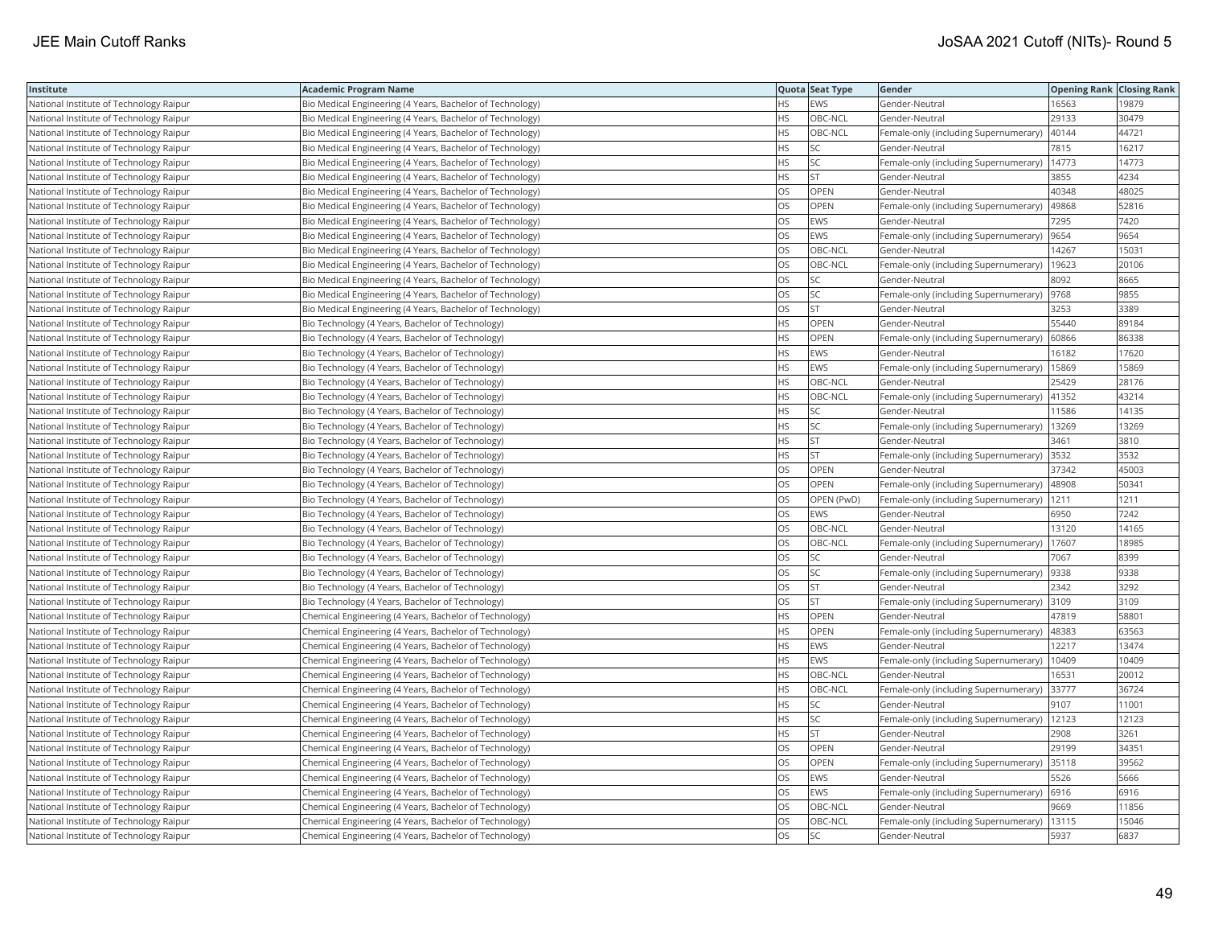| Institute | Academic Program Name | Quota | Seat Type | Gender | Opening Rank | Closing Rank |
|---|---|---|---|---|---|---|
| National Institute of Technology Raipur | Bio Medical Engineering (4 Years, Bachelor of Technology) | HS | EWS | Gender-Neutral | 16563 | 19879 |
| National Institute of Technology Raipur | Bio Medical Engineering (4 Years, Bachelor of Technology) | HS | OBC-NCL | Gender-Neutral | 29133 | 30479 |
| National Institute of Technology Raipur | Bio Medical Engineering (4 Years, Bachelor of Technology) | HS | OBC-NCL | Female-only (including Supernumerary) | 40144 | 44721 |
| National Institute of Technology Raipur | Bio Medical Engineering (4 Years, Bachelor of Technology) | HS | SC | Gender-Neutral | 7815 | 16217 |
| National Institute of Technology Raipur | Bio Medical Engineering (4 Years, Bachelor of Technology) | HS | SC | Female-only (including Supernumerary) | 14773 | 14773 |
| National Institute of Technology Raipur | Bio Medical Engineering (4 Years, Bachelor of Technology) | HS | ST | Gender-Neutral | 3855 | 4234 |
| National Institute of Technology Raipur | Bio Medical Engineering (4 Years, Bachelor of Technology) | OS | OPEN | Gender-Neutral | 40348 | 48025 |
| National Institute of Technology Raipur | Bio Medical Engineering (4 Years, Bachelor of Technology) | OS | OPEN | Female-only (including Supernumerary) | 49868 | 52816 |
| National Institute of Technology Raipur | Bio Medical Engineering (4 Years, Bachelor of Technology) | OS | EWS | Gender-Neutral | 7295 | 7420 |
| National Institute of Technology Raipur | Bio Medical Engineering (4 Years, Bachelor of Technology) | OS | EWS | Female-only (including Supernumerary) | 9654 | 9654 |
| National Institute of Technology Raipur | Bio Medical Engineering (4 Years, Bachelor of Technology) | OS | OBC-NCL | Gender-Neutral | 14267 | 15031 |
| National Institute of Technology Raipur | Bio Medical Engineering (4 Years, Bachelor of Technology) | OS | OBC-NCL | Female-only (including Supernumerary) | 19623 | 20106 |
| National Institute of Technology Raipur | Bio Medical Engineering (4 Years, Bachelor of Technology) | OS | SC | Gender-Neutral | 8092 | 8665 |
| National Institute of Technology Raipur | Bio Medical Engineering (4 Years, Bachelor of Technology) | OS | SC | Female-only (including Supernumerary) | 9768 | 9855 |
| National Institute of Technology Raipur | Bio Medical Engineering (4 Years, Bachelor of Technology) | OS | ST | Gender-Neutral | 3253 | 3389 |
| National Institute of Technology Raipur | Bio Technology (4 Years, Bachelor of Technology) | HS | OPEN | Gender-Neutral | 55440 | 89184 |
| National Institute of Technology Raipur | Bio Technology (4 Years, Bachelor of Technology) | HS | OPEN | Female-only (including Supernumerary) | 60866 | 86338 |
| National Institute of Technology Raipur | Bio Technology (4 Years, Bachelor of Technology) | HS | EWS | Gender-Neutral | 16182 | 17620 |
| National Institute of Technology Raipur | Bio Technology (4 Years, Bachelor of Technology) | HS | EWS | Female-only (including Supernumerary) | 15869 | 15869 |
| National Institute of Technology Raipur | Bio Technology (4 Years, Bachelor of Technology) | HS | OBC-NCL | Gender-Neutral | 25429 | 28176 |
| National Institute of Technology Raipur | Bio Technology (4 Years, Bachelor of Technology) | HS | OBC-NCL | Female-only (including Supernumerary) | 41352 | 43214 |
| National Institute of Technology Raipur | Bio Technology (4 Years, Bachelor of Technology) | HS | SC | Gender-Neutral | 11586 | 14135 |
| National Institute of Technology Raipur | Bio Technology (4 Years, Bachelor of Technology) | HS | SC | Female-only (including Supernumerary) | 13269 | 13269 |
| National Institute of Technology Raipur | Bio Technology (4 Years, Bachelor of Technology) | HS | ST | Gender-Neutral | 3461 | 3810 |
| National Institute of Technology Raipur | Bio Technology (4 Years, Bachelor of Technology) | HS | ST | Female-only (including Supernumerary) | 3532 | 3532 |
| National Institute of Technology Raipur | Bio Technology (4 Years, Bachelor of Technology) | OS | OPEN | Gender-Neutral | 37342 | 45003 |
| National Institute of Technology Raipur | Bio Technology (4 Years, Bachelor of Technology) | OS | OPEN | Female-only (including Supernumerary) | 48908 | 50341 |
| National Institute of Technology Raipur | Bio Technology (4 Years, Bachelor of Technology) | OS | OPEN (PwD) | Female-only (including Supernumerary) | 1211 | 1211 |
| National Institute of Technology Raipur | Bio Technology (4 Years, Bachelor of Technology) | OS | EWS | Gender-Neutral | 6950 | 7242 |
| National Institute of Technology Raipur | Bio Technology (4 Years, Bachelor of Technology) | OS | OBC-NCL | Gender-Neutral | 13120 | 14165 |
| National Institute of Technology Raipur | Bio Technology (4 Years, Bachelor of Technology) | OS | OBC-NCL | Female-only (including Supernumerary) | 17607 | 18985 |
| National Institute of Technology Raipur | Bio Technology (4 Years, Bachelor of Technology) | OS | SC | Gender-Neutral | 7067 | 8399 |
| National Institute of Technology Raipur | Bio Technology (4 Years, Bachelor of Technology) | OS | SC | Female-only (including Supernumerary) | 9338 | 9338 |
| National Institute of Technology Raipur | Bio Technology (4 Years, Bachelor of Technology) | OS | ST | Gender-Neutral | 2342 | 3292 |
| National Institute of Technology Raipur | Bio Technology (4 Years, Bachelor of Technology) | OS | ST | Female-only (including Supernumerary) | 3109 | 3109 |
| National Institute of Technology Raipur | Chemical Engineering (4 Years, Bachelor of Technology) | HS | OPEN | Gender-Neutral | 47819 | 58801 |
| National Institute of Technology Raipur | Chemical Engineering (4 Years, Bachelor of Technology) | HS | OPEN | Female-only (including Supernumerary) | 48383 | 63563 |
| National Institute of Technology Raipur | Chemical Engineering (4 Years, Bachelor of Technology) | HS | EWS | Gender-Neutral | 12217 | 13474 |
| National Institute of Technology Raipur | Chemical Engineering (4 Years, Bachelor of Technology) | HS | EWS | Female-only (including Supernumerary) | 10409 | 10409 |
| National Institute of Technology Raipur | Chemical Engineering (4 Years, Bachelor of Technology) | HS | OBC-NCL | Gender-Neutral | 16531 | 20012 |
| National Institute of Technology Raipur | Chemical Engineering (4 Years, Bachelor of Technology) | HS | OBC-NCL | Female-only (including Supernumerary) | 33777 | 36724 |
| National Institute of Technology Raipur | Chemical Engineering (4 Years, Bachelor of Technology) | HS | SC | Gender-Neutral | 9107 | 11001 |
| National Institute of Technology Raipur | Chemical Engineering (4 Years, Bachelor of Technology) | HS | SC | Female-only (including Supernumerary) | 12123 | 12123 |
| National Institute of Technology Raipur | Chemical Engineering (4 Years, Bachelor of Technology) | HS | ST | Gender-Neutral | 2908 | 3261 |
| National Institute of Technology Raipur | Chemical Engineering (4 Years, Bachelor of Technology) | OS | OPEN | Gender-Neutral | 29199 | 34351 |
| National Institute of Technology Raipur | Chemical Engineering (4 Years, Bachelor of Technology) | OS | OPEN | Female-only (including Supernumerary) | 35118 | 39562 |
| National Institute of Technology Raipur | Chemical Engineering (4 Years, Bachelor of Technology) | OS | EWS | Gender-Neutral | 5526 | 5666 |
| National Institute of Technology Raipur | Chemical Engineering (4 Years, Bachelor of Technology) | OS | EWS | Female-only (including Supernumerary) | 6916 | 6916 |
| National Institute of Technology Raipur | Chemical Engineering (4 Years, Bachelor of Technology) | OS | OBC-NCL | Gender-Neutral | 9669 | 11856 |
| National Institute of Technology Raipur | Chemical Engineering (4 Years, Bachelor of Technology) | OS | OBC-NCL | Female-only (including Supernumerary) | 13115 | 15046 |
| National Institute of Technology Raipur | Chemical Engineering (4 Years, Bachelor of Technology) | OS | SC | Gender-Neutral | 5937 | 6837 |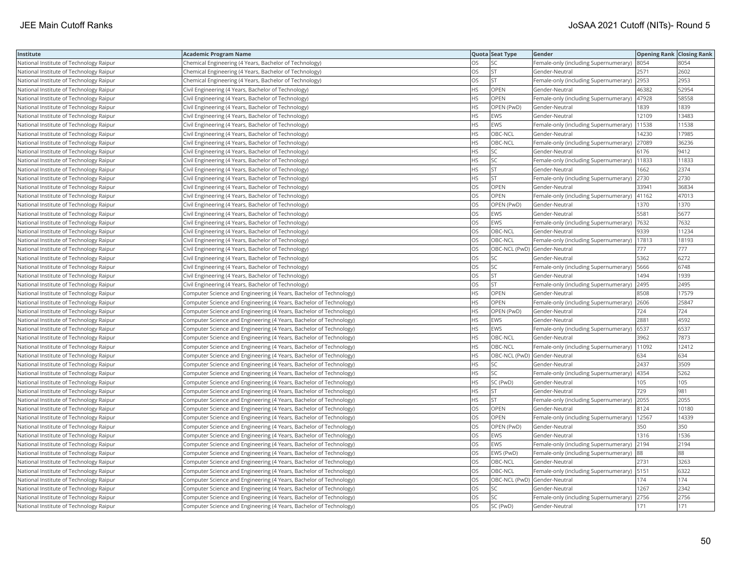| Institute | Academic Program Name | Quota | Seat Type | Gender | Opening Rank | Closing Rank |
|---|---|---|---|---|---|---|
| National Institute of Technology Raipur | Chemical Engineering (4 Years, Bachelor of Technology) | OS | SC | Female-only (including Supernumerary) | 8054 | 8054 |
| National Institute of Technology Raipur | Chemical Engineering (4 Years, Bachelor of Technology) | OS | ST | Gender-Neutral | 2571 | 2602 |
| National Institute of Technology Raipur | Chemical Engineering (4 Years, Bachelor of Technology) | OS | ST | Female-only (including Supernumerary) | 2953 | 2953 |
| National Institute of Technology Raipur | Civil Engineering (4 Years, Bachelor of Technology) | HS | OPEN | Gender-Neutral | 46382 | 52954 |
| National Institute of Technology Raipur | Civil Engineering (4 Years, Bachelor of Technology) | HS | OPEN | Female-only (including Supernumerary) | 47928 | 58558 |
| National Institute of Technology Raipur | Civil Engineering (4 Years, Bachelor of Technology) | HS | OPEN (PwD) | Gender-Neutral | 1839 | 1839 |
| National Institute of Technology Raipur | Civil Engineering (4 Years, Bachelor of Technology) | HS | EWS | Gender-Neutral | 12109 | 13483 |
| National Institute of Technology Raipur | Civil Engineering (4 Years, Bachelor of Technology) | HS | EWS | Female-only (including Supernumerary) | 11538 | 11538 |
| National Institute of Technology Raipur | Civil Engineering (4 Years, Bachelor of Technology) | HS | OBC-NCL | Gender-Neutral | 14230 | 17985 |
| National Institute of Technology Raipur | Civil Engineering (4 Years, Bachelor of Technology) | HS | OBC-NCL | Female-only (including Supernumerary) | 27089 | 36236 |
| National Institute of Technology Raipur | Civil Engineering (4 Years, Bachelor of Technology) | HS | SC | Gender-Neutral | 6176 | 9412 |
| National Institute of Technology Raipur | Civil Engineering (4 Years, Bachelor of Technology) | HS | SC | Female-only (including Supernumerary) | 11833 | 11833 |
| National Institute of Technology Raipur | Civil Engineering (4 Years, Bachelor of Technology) | HS | ST | Gender-Neutral | 1662 | 2374 |
| National Institute of Technology Raipur | Civil Engineering (4 Years, Bachelor of Technology) | HS | ST | Female-only (including Supernumerary) | 2730 | 2730 |
| National Institute of Technology Raipur | Civil Engineering (4 Years, Bachelor of Technology) | OS | OPEN | Gender-Neutral | 33941 | 36834 |
| National Institute of Technology Raipur | Civil Engineering (4 Years, Bachelor of Technology) | OS | OPEN | Female-only (including Supernumerary) | 41162 | 47013 |
| National Institute of Technology Raipur | Civil Engineering (4 Years, Bachelor of Technology) | OS | OPEN (PwD) | Gender-Neutral | 1370 | 1370 |
| National Institute of Technology Raipur | Civil Engineering (4 Years, Bachelor of Technology) | OS | EWS | Gender-Neutral | 5581 | 5677 |
| National Institute of Technology Raipur | Civil Engineering (4 Years, Bachelor of Technology) | OS | EWS | Female-only (including Supernumerary) | 7632 | 7632 |
| National Institute of Technology Raipur | Civil Engineering (4 Years, Bachelor of Technology) | OS | OBC-NCL | Gender-Neutral | 9339 | 11234 |
| National Institute of Technology Raipur | Civil Engineering (4 Years, Bachelor of Technology) | OS | OBC-NCL | Female-only (including Supernumerary) | 17813 | 18193 |
| National Institute of Technology Raipur | Civil Engineering (4 Years, Bachelor of Technology) | OS | OBC-NCL (PwD) | Gender-Neutral | 777 | 777 |
| National Institute of Technology Raipur | Civil Engineering (4 Years, Bachelor of Technology) | OS | SC | Gender-Neutral | 5362 | 6272 |
| National Institute of Technology Raipur | Civil Engineering (4 Years, Bachelor of Technology) | OS | SC | Female-only (including Supernumerary) | 5666 | 6748 |
| National Institute of Technology Raipur | Civil Engineering (4 Years, Bachelor of Technology) | OS | ST | Gender-Neutral | 1494 | 1939 |
| National Institute of Technology Raipur | Civil Engineering (4 Years, Bachelor of Technology) | OS | ST | Female-only (including Supernumerary) | 2495 | 2495 |
| National Institute of Technology Raipur | Computer Science and Engineering (4 Years, Bachelor of Technology) | HS | OPEN | Gender-Neutral | 8508 | 17579 |
| National Institute of Technology Raipur | Computer Science and Engineering (4 Years, Bachelor of Technology) | HS | OPEN | Female-only (including Supernumerary) | 2606 | 25847 |
| National Institute of Technology Raipur | Computer Science and Engineering (4 Years, Bachelor of Technology) | HS | OPEN (PwD) | Gender-Neutral | 724 | 724 |
| National Institute of Technology Raipur | Computer Science and Engineering (4 Years, Bachelor of Technology) | HS | EWS | Gender-Neutral | 2881 | 4592 |
| National Institute of Technology Raipur | Computer Science and Engineering (4 Years, Bachelor of Technology) | HS | EWS | Female-only (including Supernumerary) | 6537 | 6537 |
| National Institute of Technology Raipur | Computer Science and Engineering (4 Years, Bachelor of Technology) | HS | OBC-NCL | Gender-Neutral | 3962 | 7873 |
| National Institute of Technology Raipur | Computer Science and Engineering (4 Years, Bachelor of Technology) | HS | OBC-NCL | Female-only (including Supernumerary) | 11092 | 12412 |
| National Institute of Technology Raipur | Computer Science and Engineering (4 Years, Bachelor of Technology) | HS | OBC-NCL (PwD) | Gender-Neutral | 634 | 634 |
| National Institute of Technology Raipur | Computer Science and Engineering (4 Years, Bachelor of Technology) | HS | SC | Gender-Neutral | 2437 | 3509 |
| National Institute of Technology Raipur | Computer Science and Engineering (4 Years, Bachelor of Technology) | HS | SC | Female-only (including Supernumerary) | 4354 | 5262 |
| National Institute of Technology Raipur | Computer Science and Engineering (4 Years, Bachelor of Technology) | HS | SC (PwD) | Gender-Neutral | 105 | 105 |
| National Institute of Technology Raipur | Computer Science and Engineering (4 Years, Bachelor of Technology) | HS | ST | Gender-Neutral | 729 | 981 |
| National Institute of Technology Raipur | Computer Science and Engineering (4 Years, Bachelor of Technology) | HS | ST | Female-only (including Supernumerary) | 2055 | 2055 |
| National Institute of Technology Raipur | Computer Science and Engineering (4 Years, Bachelor of Technology) | OS | OPEN | Gender-Neutral | 8124 | 10180 |
| National Institute of Technology Raipur | Computer Science and Engineering (4 Years, Bachelor of Technology) | OS | OPEN | Female-only (including Supernumerary) | 12567 | 14339 |
| National Institute of Technology Raipur | Computer Science and Engineering (4 Years, Bachelor of Technology) | OS | OPEN (PwD) | Gender-Neutral | 350 | 350 |
| National Institute of Technology Raipur | Computer Science and Engineering (4 Years, Bachelor of Technology) | OS | EWS | Gender-Neutral | 1316 | 1536 |
| National Institute of Technology Raipur | Computer Science and Engineering (4 Years, Bachelor of Technology) | OS | EWS | Female-only (including Supernumerary) | 2194 | 2194 |
| National Institute of Technology Raipur | Computer Science and Engineering (4 Years, Bachelor of Technology) | OS | EWS (PwD) | Female-only (including Supernumerary) | 88 | 88 |
| National Institute of Technology Raipur | Computer Science and Engineering (4 Years, Bachelor of Technology) | OS | OBC-NCL | Gender-Neutral | 2731 | 3263 |
| National Institute of Technology Raipur | Computer Science and Engineering (4 Years, Bachelor of Technology) | OS | OBC-NCL | Female-only (including Supernumerary) | 5151 | 6322 |
| National Institute of Technology Raipur | Computer Science and Engineering (4 Years, Bachelor of Technology) | OS | OBC-NCL (PwD) | Gender-Neutral | 174 | 174 |
| National Institute of Technology Raipur | Computer Science and Engineering (4 Years, Bachelor of Technology) | OS | SC | Gender-Neutral | 1267 | 2342 |
| National Institute of Technology Raipur | Computer Science and Engineering (4 Years, Bachelor of Technology) | OS | SC | Female-only (including Supernumerary) | 2756 | 2756 |
| National Institute of Technology Raipur | Computer Science and Engineering (4 Years, Bachelor of Technology) | OS | SC (PwD) | Gender-Neutral | 171 | 171 |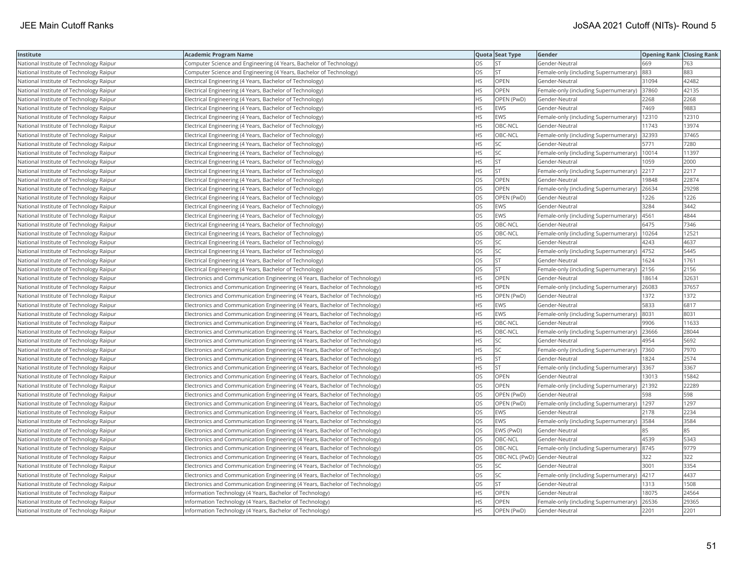| Institute | Academic Program Name | Quota | Seat Type | Gender | Opening Rank | Closing Rank |
|---|---|---|---|---|---|---|
| National Institute of Technology Raipur | Computer Science and Engineering (4 Years, Bachelor of Technology) | OS | ST | Gender-Neutral | 669 | 763 |
| National Institute of Technology Raipur | Computer Science and Engineering (4 Years, Bachelor of Technology) | OS | ST | Female-only (including Supernumerary) | 883 | 883 |
| National Institute of Technology Raipur | Electrical Engineering (4 Years, Bachelor of Technology) | HS | OPEN | Gender-Neutral | 31094 | 42482 |
| National Institute of Technology Raipur | Electrical Engineering (4 Years, Bachelor of Technology) | HS | OPEN | Female-only (including Supernumerary) | 37860 | 42135 |
| National Institute of Technology Raipur | Electrical Engineering (4 Years, Bachelor of Technology) | HS | OPEN (PwD) | Gender-Neutral | 2268 | 2268 |
| National Institute of Technology Raipur | Electrical Engineering (4 Years, Bachelor of Technology) | HS | EWS | Gender-Neutral | 7469 | 9883 |
| National Institute of Technology Raipur | Electrical Engineering (4 Years, Bachelor of Technology) | HS | EWS | Female-only (including Supernumerary) | 12310 | 12310 |
| National Institute of Technology Raipur | Electrical Engineering (4 Years, Bachelor of Technology) | HS | OBC-NCL | Gender-Neutral | 11743 | 13974 |
| National Institute of Technology Raipur | Electrical Engineering (4 Years, Bachelor of Technology) | HS | OBC-NCL | Female-only (including Supernumerary) | 32393 | 37465 |
| National Institute of Technology Raipur | Electrical Engineering (4 Years, Bachelor of Technology) | HS | SC | Gender-Neutral | 5771 | 7280 |
| National Institute of Technology Raipur | Electrical Engineering (4 Years, Bachelor of Technology) | HS | SC | Female-only (including Supernumerary) | 10014 | 11397 |
| National Institute of Technology Raipur | Electrical Engineering (4 Years, Bachelor of Technology) | HS | ST | Gender-Neutral | 1059 | 2000 |
| National Institute of Technology Raipur | Electrical Engineering (4 Years, Bachelor of Technology) | HS | ST | Female-only (including Supernumerary) | 2217 | 2217 |
| National Institute of Technology Raipur | Electrical Engineering (4 Years, Bachelor of Technology) | OS | OPEN | Gender-Neutral | 19848 | 22874 |
| National Institute of Technology Raipur | Electrical Engineering (4 Years, Bachelor of Technology) | OS | OPEN | Female-only (including Supernumerary) | 26634 | 29298 |
| National Institute of Technology Raipur | Electrical Engineering (4 Years, Bachelor of Technology) | OS | OPEN (PwD) | Gender-Neutral | 1226 | 1226 |
| National Institute of Technology Raipur | Electrical Engineering (4 Years, Bachelor of Technology) | OS | EWS | Gender-Neutral | 3284 | 3442 |
| National Institute of Technology Raipur | Electrical Engineering (4 Years, Bachelor of Technology) | OS | EWS | Female-only (including Supernumerary) | 4561 | 4844 |
| National Institute of Technology Raipur | Electrical Engineering (4 Years, Bachelor of Technology) | OS | OBC-NCL | Gender-Neutral | 6475 | 7346 |
| National Institute of Technology Raipur | Electrical Engineering (4 Years, Bachelor of Technology) | OS | OBC-NCL | Female-only (including Supernumerary) | 10264 | 12521 |
| National Institute of Technology Raipur | Electrical Engineering (4 Years, Bachelor of Technology) | OS | SC | Gender-Neutral | 4243 | 4637 |
| National Institute of Technology Raipur | Electrical Engineering (4 Years, Bachelor of Technology) | OS | SC | Female-only (including Supernumerary) | 4752 | 5445 |
| National Institute of Technology Raipur | Electrical Engineering (4 Years, Bachelor of Technology) | OS | ST | Gender-Neutral | 1624 | 1761 |
| National Institute of Technology Raipur | Electrical Engineering (4 Years, Bachelor of Technology) | OS | ST | Female-only (including Supernumerary) | 2156 | 2156 |
| National Institute of Technology Raipur | Electronics and Communication Engineering (4 Years, Bachelor of Technology) | HS | OPEN | Gender-Neutral | 18614 | 32631 |
| National Institute of Technology Raipur | Electronics and Communication Engineering (4 Years, Bachelor of Technology) | HS | OPEN | Female-only (including Supernumerary) | 26083 | 37657 |
| National Institute of Technology Raipur | Electronics and Communication Engineering (4 Years, Bachelor of Technology) | HS | OPEN (PwD) | Gender-Neutral | 1372 | 1372 |
| National Institute of Technology Raipur | Electronics and Communication Engineering (4 Years, Bachelor of Technology) | HS | EWS | Gender-Neutral | 5833 | 6817 |
| National Institute of Technology Raipur | Electronics and Communication Engineering (4 Years, Bachelor of Technology) | HS | EWS | Female-only (including Supernumerary) | 8031 | 8031 |
| National Institute of Technology Raipur | Electronics and Communication Engineering (4 Years, Bachelor of Technology) | HS | OBC-NCL | Gender-Neutral | 9906 | 11633 |
| National Institute of Technology Raipur | Electronics and Communication Engineering (4 Years, Bachelor of Technology) | HS | OBC-NCL | Female-only (including Supernumerary) | 23666 | 28044 |
| National Institute of Technology Raipur | Electronics and Communication Engineering (4 Years, Bachelor of Technology) | HS | SC | Gender-Neutral | 4954 | 5692 |
| National Institute of Technology Raipur | Electronics and Communication Engineering (4 Years, Bachelor of Technology) | HS | SC | Female-only (including Supernumerary) | 7360 | 7970 |
| National Institute of Technology Raipur | Electronics and Communication Engineering (4 Years, Bachelor of Technology) | HS | ST | Gender-Neutral | 1824 | 2574 |
| National Institute of Technology Raipur | Electronics and Communication Engineering (4 Years, Bachelor of Technology) | HS | ST | Female-only (including Supernumerary) | 3367 | 3367 |
| National Institute of Technology Raipur | Electronics and Communication Engineering (4 Years, Bachelor of Technology) | OS | OPEN | Gender-Neutral | 13013 | 15842 |
| National Institute of Technology Raipur | Electronics and Communication Engineering (4 Years, Bachelor of Technology) | OS | OPEN | Female-only (including Supernumerary) | 21392 | 22289 |
| National Institute of Technology Raipur | Electronics and Communication Engineering (4 Years, Bachelor of Technology) | OS | OPEN (PwD) | Gender-Neutral | 598 | 598 |
| National Institute of Technology Raipur | Electronics and Communication Engineering (4 Years, Bachelor of Technology) | OS | OPEN (PwD) | Female-only (including Supernumerary) | 1297 | 1297 |
| National Institute of Technology Raipur | Electronics and Communication Engineering (4 Years, Bachelor of Technology) | OS | EWS | Gender-Neutral | 2178 | 2234 |
| National Institute of Technology Raipur | Electronics and Communication Engineering (4 Years, Bachelor of Technology) | OS | EWS | Female-only (including Supernumerary) | 3584 | 3584 |
| National Institute of Technology Raipur | Electronics and Communication Engineering (4 Years, Bachelor of Technology) | OS | EWS (PwD) | Gender-Neutral | 85 | 85 |
| National Institute of Technology Raipur | Electronics and Communication Engineering (4 Years, Bachelor of Technology) | OS | OBC-NCL | Gender-Neutral | 4539 | 5343 |
| National Institute of Technology Raipur | Electronics and Communication Engineering (4 Years, Bachelor of Technology) | OS | OBC-NCL | Female-only (including Supernumerary) | 8745 | 9779 |
| National Institute of Technology Raipur | Electronics and Communication Engineering (4 Years, Bachelor of Technology) | OS | OBC-NCL (PwD) | Gender-Neutral | 322 | 322 |
| National Institute of Technology Raipur | Electronics and Communication Engineering (4 Years, Bachelor of Technology) | OS | SC | Gender-Neutral | 3001 | 3354 |
| National Institute of Technology Raipur | Electronics and Communication Engineering (4 Years, Bachelor of Technology) | OS | SC | Female-only (including Supernumerary) | 4217 | 4437 |
| National Institute of Technology Raipur | Electronics and Communication Engineering (4 Years, Bachelor of Technology) | OS | ST | Gender-Neutral | 1313 | 1508 |
| National Institute of Technology Raipur | Information Technology (4 Years, Bachelor of Technology) | HS | OPEN | Gender-Neutral | 18075 | 24564 |
| National Institute of Technology Raipur | Information Technology (4 Years, Bachelor of Technology) | HS | OPEN | Female-only (including Supernumerary) | 26536 | 29365 |
| National Institute of Technology Raipur | Information Technology (4 Years, Bachelor of Technology) | HS | OPEN (PwD) | Gender-Neutral | 2201 | 2201 |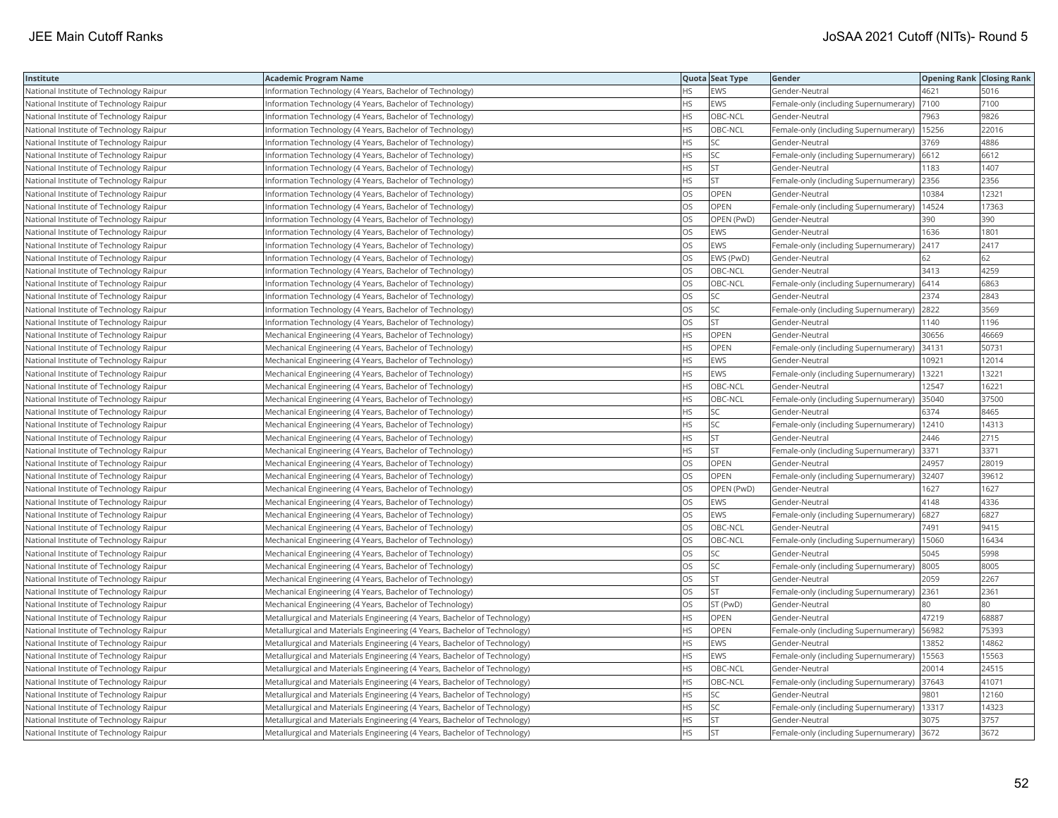| Institute | Academic Program Name | Quota | Seat Type | Gender | Opening Rank | Closing Rank |
|---|---|---|---|---|---|---|
| National Institute of Technology Raipur | Information Technology (4 Years, Bachelor of Technology) | HS | EWS | Gender-Neutral | 4621 | 5016 |
| National Institute of Technology Raipur | Information Technology (4 Years, Bachelor of Technology) | HS | EWS | Female-only (including Supernumerary) | 7100 | 7100 |
| National Institute of Technology Raipur | Information Technology (4 Years, Bachelor of Technology) | HS | OBC-NCL | Gender-Neutral | 7963 | 9826 |
| National Institute of Technology Raipur | Information Technology (4 Years, Bachelor of Technology) | HS | OBC-NCL | Female-only (including Supernumerary) | 15256 | 22016 |
| National Institute of Technology Raipur | Information Technology (4 Years, Bachelor of Technology) | HS | SC | Gender-Neutral | 3769 | 4886 |
| National Institute of Technology Raipur | Information Technology (4 Years, Bachelor of Technology) | HS | SC | Female-only (including Supernumerary) | 6612 | 6612 |
| National Institute of Technology Raipur | Information Technology (4 Years, Bachelor of Technology) | HS | ST | Gender-Neutral | 1183 | 1407 |
| National Institute of Technology Raipur | Information Technology (4 Years, Bachelor of Technology) | HS | ST | Female-only (including Supernumerary) | 2356 | 2356 |
| National Institute of Technology Raipur | Information Technology (4 Years, Bachelor of Technology) | OS | OPEN | Gender-Neutral | 10384 | 12321 |
| National Institute of Technology Raipur | Information Technology (4 Years, Bachelor of Technology) | OS | OPEN | Female-only (including Supernumerary) | 14524 | 17363 |
| National Institute of Technology Raipur | Information Technology (4 Years, Bachelor of Technology) | OS | OPEN (PwD) | Gender-Neutral | 390 | 390 |
| National Institute of Technology Raipur | Information Technology (4 Years, Bachelor of Technology) | OS | EWS | Gender-Neutral | 1636 | 1801 |
| National Institute of Technology Raipur | Information Technology (4 Years, Bachelor of Technology) | OS | EWS | Female-only (including Supernumerary) | 2417 | 2417 |
| National Institute of Technology Raipur | Information Technology (4 Years, Bachelor of Technology) | OS | EWS (PwD) | Gender-Neutral | 62 | 62 |
| National Institute of Technology Raipur | Information Technology (4 Years, Bachelor of Technology) | OS | OBC-NCL | Gender-Neutral | 3413 | 4259 |
| National Institute of Technology Raipur | Information Technology (4 Years, Bachelor of Technology) | OS | OBC-NCL | Female-only (including Supernumerary) | 6414 | 6863 |
| National Institute of Technology Raipur | Information Technology (4 Years, Bachelor of Technology) | OS | SC | Gender-Neutral | 2374 | 2843 |
| National Institute of Technology Raipur | Information Technology (4 Years, Bachelor of Technology) | OS | SC | Female-only (including Supernumerary) | 2822 | 3569 |
| National Institute of Technology Raipur | Information Technology (4 Years, Bachelor of Technology) | OS | ST | Gender-Neutral | 1140 | 1196 |
| National Institute of Technology Raipur | Mechanical Engineering (4 Years, Bachelor of Technology) | HS | OPEN | Gender-Neutral | 30656 | 46669 |
| National Institute of Technology Raipur | Mechanical Engineering (4 Years, Bachelor of Technology) | HS | OPEN | Female-only (including Supernumerary) | 34131 | 50731 |
| National Institute of Technology Raipur | Mechanical Engineering (4 Years, Bachelor of Technology) | HS | EWS | Gender-Neutral | 10921 | 12014 |
| National Institute of Technology Raipur | Mechanical Engineering (4 Years, Bachelor of Technology) | HS | EWS | Female-only (including Supernumerary) | 13221 | 13221 |
| National Institute of Technology Raipur | Mechanical Engineering (4 Years, Bachelor of Technology) | HS | OBC-NCL | Gender-Neutral | 12547 | 16221 |
| National Institute of Technology Raipur | Mechanical Engineering (4 Years, Bachelor of Technology) | HS | OBC-NCL | Female-only (including Supernumerary) | 35040 | 37500 |
| National Institute of Technology Raipur | Mechanical Engineering (4 Years, Bachelor of Technology) | HS | SC | Gender-Neutral | 6374 | 8465 |
| National Institute of Technology Raipur | Mechanical Engineering (4 Years, Bachelor of Technology) | HS | SC | Female-only (including Supernumerary) | 12410 | 14313 |
| National Institute of Technology Raipur | Mechanical Engineering (4 Years, Bachelor of Technology) | HS | ST | Gender-Neutral | 2446 | 2715 |
| National Institute of Technology Raipur | Mechanical Engineering (4 Years, Bachelor of Technology) | HS | ST | Female-only (including Supernumerary) | 3371 | 3371 |
| National Institute of Technology Raipur | Mechanical Engineering (4 Years, Bachelor of Technology) | OS | OPEN | Gender-Neutral | 24957 | 28019 |
| National Institute of Technology Raipur | Mechanical Engineering (4 Years, Bachelor of Technology) | OS | OPEN | Female-only (including Supernumerary) | 32407 | 39612 |
| National Institute of Technology Raipur | Mechanical Engineering (4 Years, Bachelor of Technology) | OS | OPEN (PwD) | Gender-Neutral | 1627 | 1627 |
| National Institute of Technology Raipur | Mechanical Engineering (4 Years, Bachelor of Technology) | OS | EWS | Gender-Neutral | 4148 | 4336 |
| National Institute of Technology Raipur | Mechanical Engineering (4 Years, Bachelor of Technology) | OS | EWS | Female-only (including Supernumerary) | 6827 | 6827 |
| National Institute of Technology Raipur | Mechanical Engineering (4 Years, Bachelor of Technology) | OS | OBC-NCL | Gender-Neutral | 7491 | 9415 |
| National Institute of Technology Raipur | Mechanical Engineering (4 Years, Bachelor of Technology) | OS | OBC-NCL | Female-only (including Supernumerary) | 15060 | 16434 |
| National Institute of Technology Raipur | Mechanical Engineering (4 Years, Bachelor of Technology) | OS | SC | Gender-Neutral | 5045 | 5998 |
| National Institute of Technology Raipur | Mechanical Engineering (4 Years, Bachelor of Technology) | OS | SC | Female-only (including Supernumerary) | 8005 | 8005 |
| National Institute of Technology Raipur | Mechanical Engineering (4 Years, Bachelor of Technology) | OS | ST | Gender-Neutral | 2059 | 2267 |
| National Institute of Technology Raipur | Mechanical Engineering (4 Years, Bachelor of Technology) | OS | ST | Female-only (including Supernumerary) | 2361 | 2361 |
| National Institute of Technology Raipur | Mechanical Engineering (4 Years, Bachelor of Technology) | OS | ST (PwD) | Gender-Neutral | 80 | 80 |
| National Institute of Technology Raipur | Metallurgical and Materials Engineering (4 Years, Bachelor of Technology) | HS | OPEN | Gender-Neutral | 47219 | 68887 |
| National Institute of Technology Raipur | Metallurgical and Materials Engineering (4 Years, Bachelor of Technology) | HS | OPEN | Female-only (including Supernumerary) | 56982 | 75393 |
| National Institute of Technology Raipur | Metallurgical and Materials Engineering (4 Years, Bachelor of Technology) | HS | EWS | Gender-Neutral | 13852 | 14862 |
| National Institute of Technology Raipur | Metallurgical and Materials Engineering (4 Years, Bachelor of Technology) | HS | EWS | Female-only (including Supernumerary) | 15563 | 15563 |
| National Institute of Technology Raipur | Metallurgical and Materials Engineering (4 Years, Bachelor of Technology) | HS | OBC-NCL | Gender-Neutral | 20014 | 24515 |
| National Institute of Technology Raipur | Metallurgical and Materials Engineering (4 Years, Bachelor of Technology) | HS | OBC-NCL | Female-only (including Supernumerary) | 37643 | 41071 |
| National Institute of Technology Raipur | Metallurgical and Materials Engineering (4 Years, Bachelor of Technology) | HS | SC | Gender-Neutral | 9801 | 12160 |
| National Institute of Technology Raipur | Metallurgical and Materials Engineering (4 Years, Bachelor of Technology) | HS | SC | Female-only (including Supernumerary) | 13317 | 14323 |
| National Institute of Technology Raipur | Metallurgical and Materials Engineering (4 Years, Bachelor of Technology) | HS | ST | Gender-Neutral | 3075 | 3757 |
| National Institute of Technology Raipur | Metallurgical and Materials Engineering (4 Years, Bachelor of Technology) | HS | ST | Female-only (including Supernumerary) | 3672 | 3672 |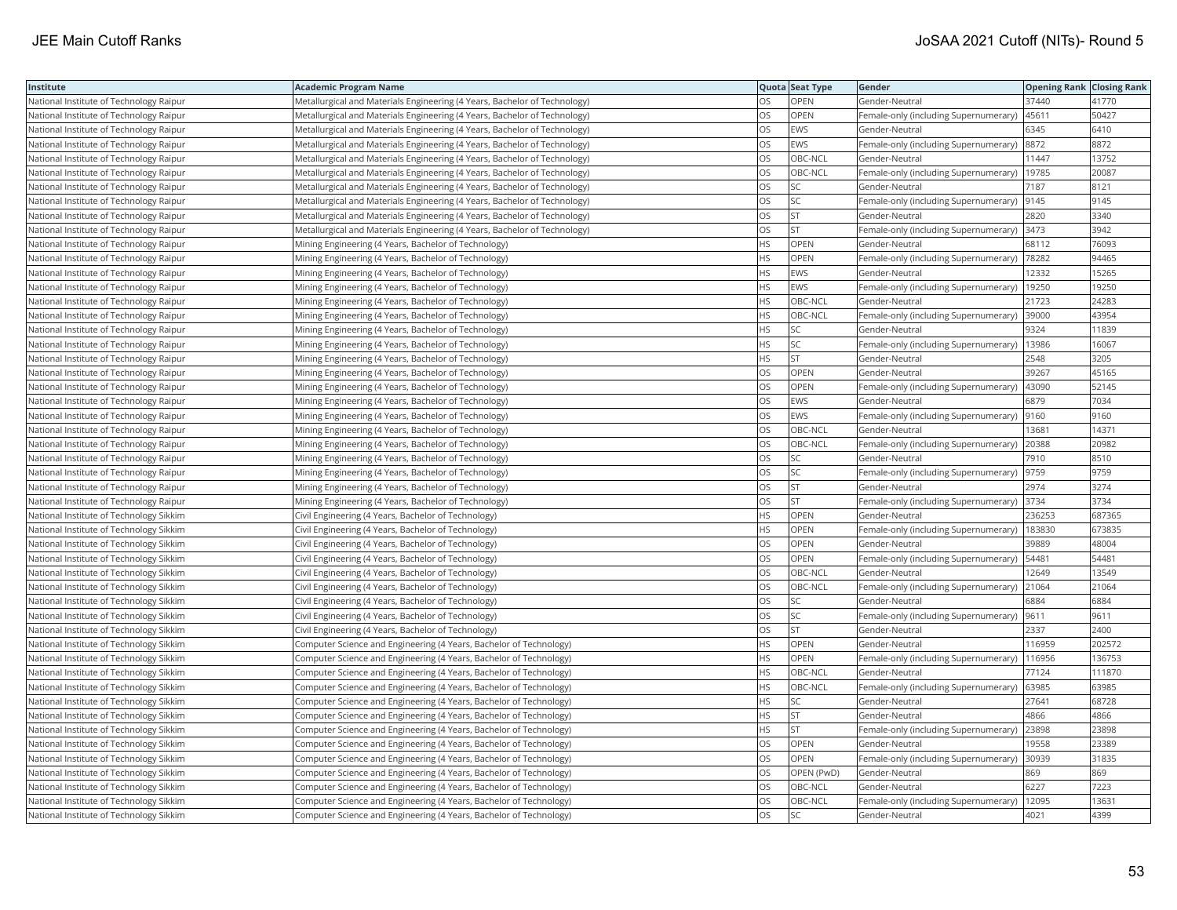| Institute | Academic Program Name | Quota | Seat Type | Gender | Opening Rank | Closing Rank |
|---|---|---|---|---|---|---|
| National Institute of Technology Raipur | Metallurgical and Materials Engineering (4 Years, Bachelor of Technology) | OS | OPEN | Gender-Neutral | 37440 | 41770 |
| National Institute of Technology Raipur | Metallurgical and Materials Engineering (4 Years, Bachelor of Technology) | OS | OPEN | Female-only (including Supernumerary) | 45611 | 50427 |
| National Institute of Technology Raipur | Metallurgical and Materials Engineering (4 Years, Bachelor of Technology) | OS | EWS | Gender-Neutral | 6345 | 6410 |
| National Institute of Technology Raipur | Metallurgical and Materials Engineering (4 Years, Bachelor of Technology) | OS | EWS | Female-only (including Supernumerary) | 8872 | 8872 |
| National Institute of Technology Raipur | Metallurgical and Materials Engineering (4 Years, Bachelor of Technology) | OS | OBC-NCL | Gender-Neutral | 11447 | 13752 |
| National Institute of Technology Raipur | Metallurgical and Materials Engineering (4 Years, Bachelor of Technology) | OS | OBC-NCL | Female-only (including Supernumerary) | 19785 | 20087 |
| National Institute of Technology Raipur | Metallurgical and Materials Engineering (4 Years, Bachelor of Technology) | OS | SC | Gender-Neutral | 7187 | 8121 |
| National Institute of Technology Raipur | Metallurgical and Materials Engineering (4 Years, Bachelor of Technology) | OS | SC | Female-only (including Supernumerary) | 9145 | 9145 |
| National Institute of Technology Raipur | Metallurgical and Materials Engineering (4 Years, Bachelor of Technology) | OS | ST | Gender-Neutral | 2820 | 3340 |
| National Institute of Technology Raipur | Metallurgical and Materials Engineering (4 Years, Bachelor of Technology) | OS | ST | Female-only (including Supernumerary) | 3473 | 3942 |
| National Institute of Technology Raipur | Mining Engineering (4 Years, Bachelor of Technology) | HS | OPEN | Gender-Neutral | 68112 | 76093 |
| National Institute of Technology Raipur | Mining Engineering (4 Years, Bachelor of Technology) | HS | OPEN | Female-only (including Supernumerary) | 78282 | 94465 |
| National Institute of Technology Raipur | Mining Engineering (4 Years, Bachelor of Technology) | HS | EWS | Gender-Neutral | 12332 | 15265 |
| National Institute of Technology Raipur | Mining Engineering (4 Years, Bachelor of Technology) | HS | EWS | Female-only (including Supernumerary) | 19250 | 19250 |
| National Institute of Technology Raipur | Mining Engineering (4 Years, Bachelor of Technology) | HS | OBC-NCL | Gender-Neutral | 21723 | 24283 |
| National Institute of Technology Raipur | Mining Engineering (4 Years, Bachelor of Technology) | HS | OBC-NCL | Female-only (including Supernumerary) | 39000 | 43954 |
| National Institute of Technology Raipur | Mining Engineering (4 Years, Bachelor of Technology) | HS | SC | Gender-Neutral | 9324 | 11839 |
| National Institute of Technology Raipur | Mining Engineering (4 Years, Bachelor of Technology) | HS | SC | Female-only (including Supernumerary) | 13986 | 16067 |
| National Institute of Technology Raipur | Mining Engineering (4 Years, Bachelor of Technology) | HS | ST | Gender-Neutral | 2548 | 3205 |
| National Institute of Technology Raipur | Mining Engineering (4 Years, Bachelor of Technology) | OS | OPEN | Gender-Neutral | 39267 | 45165 |
| National Institute of Technology Raipur | Mining Engineering (4 Years, Bachelor of Technology) | OS | OPEN | Female-only (including Supernumerary) | 43090 | 52145 |
| National Institute of Technology Raipur | Mining Engineering (4 Years, Bachelor of Technology) | OS | EWS | Gender-Neutral | 6879 | 7034 |
| National Institute of Technology Raipur | Mining Engineering (4 Years, Bachelor of Technology) | OS | EWS | Female-only (including Supernumerary) | 9160 | 9160 |
| National Institute of Technology Raipur | Mining Engineering (4 Years, Bachelor of Technology) | OS | OBC-NCL | Gender-Neutral | 13681 | 14371 |
| National Institute of Technology Raipur | Mining Engineering (4 Years, Bachelor of Technology) | OS | OBC-NCL | Female-only (including Supernumerary) | 20388 | 20982 |
| National Institute of Technology Raipur | Mining Engineering (4 Years, Bachelor of Technology) | OS | SC | Gender-Neutral | 7910 | 8510 |
| National Institute of Technology Raipur | Mining Engineering (4 Years, Bachelor of Technology) | OS | SC | Female-only (including Supernumerary) | 9759 | 9759 |
| National Institute of Technology Raipur | Mining Engineering (4 Years, Bachelor of Technology) | OS | ST | Gender-Neutral | 2974 | 3274 |
| National Institute of Technology Raipur | Mining Engineering (4 Years, Bachelor of Technology) | OS | ST | Female-only (including Supernumerary) | 3734 | 3734 |
| National Institute of Technology Sikkim | Civil Engineering (4 Years, Bachelor of Technology) | HS | OPEN | Gender-Neutral | 236253 | 687365 |
| National Institute of Technology Sikkim | Civil Engineering (4 Years, Bachelor of Technology) | HS | OPEN | Female-only (including Supernumerary) | 183830 | 673835 |
| National Institute of Technology Sikkim | Civil Engineering (4 Years, Bachelor of Technology) | OS | OPEN | Gender-Neutral | 39889 | 48004 |
| National Institute of Technology Sikkim | Civil Engineering (4 Years, Bachelor of Technology) | OS | OPEN | Female-only (including Supernumerary) | 54481 | 54481 |
| National Institute of Technology Sikkim | Civil Engineering (4 Years, Bachelor of Technology) | OS | OBC-NCL | Gender-Neutral | 12649 | 13549 |
| National Institute of Technology Sikkim | Civil Engineering (4 Years, Bachelor of Technology) | OS | OBC-NCL | Female-only (including Supernumerary) | 21064 | 21064 |
| National Institute of Technology Sikkim | Civil Engineering (4 Years, Bachelor of Technology) | OS | SC | Gender-Neutral | 6884 | 6884 |
| National Institute of Technology Sikkim | Civil Engineering (4 Years, Bachelor of Technology) | OS | SC | Female-only (including Supernumerary) | 9611 | 9611 |
| National Institute of Technology Sikkim | Civil Engineering (4 Years, Bachelor of Technology) | OS | ST | Gender-Neutral | 2337 | 2400 |
| National Institute of Technology Sikkim | Computer Science and Engineering (4 Years, Bachelor of Technology) | HS | OPEN | Gender-Neutral | 116959 | 202572 |
| National Institute of Technology Sikkim | Computer Science and Engineering (4 Years, Bachelor of Technology) | HS | OPEN | Female-only (including Supernumerary) | 116956 | 136753 |
| National Institute of Technology Sikkim | Computer Science and Engineering (4 Years, Bachelor of Technology) | HS | OBC-NCL | Gender-Neutral | 77124 | 111870 |
| National Institute of Technology Sikkim | Computer Science and Engineering (4 Years, Bachelor of Technology) | HS | OBC-NCL | Female-only (including Supernumerary) | 63985 | 63985 |
| National Institute of Technology Sikkim | Computer Science and Engineering (4 Years, Bachelor of Technology) | HS | SC | Gender-Neutral | 27641 | 68728 |
| National Institute of Technology Sikkim | Computer Science and Engineering (4 Years, Bachelor of Technology) | HS | ST | Gender-Neutral | 4866 | 4866 |
| National Institute of Technology Sikkim | Computer Science and Engineering (4 Years, Bachelor of Technology) | HS | ST | Female-only (including Supernumerary) | 23898 | 23898 |
| National Institute of Technology Sikkim | Computer Science and Engineering (4 Years, Bachelor of Technology) | OS | OPEN | Gender-Neutral | 19558 | 23389 |
| National Institute of Technology Sikkim | Computer Science and Engineering (4 Years, Bachelor of Technology) | OS | OPEN | Female-only (including Supernumerary) | 30939 | 31835 |
| National Institute of Technology Sikkim | Computer Science and Engineering (4 Years, Bachelor of Technology) | OS | OPEN (PwD) | Gender-Neutral | 869 | 869 |
| National Institute of Technology Sikkim | Computer Science and Engineering (4 Years, Bachelor of Technology) | OS | OBC-NCL | Gender-Neutral | 6227 | 7223 |
| National Institute of Technology Sikkim | Computer Science and Engineering (4 Years, Bachelor of Technology) | OS | OBC-NCL | Female-only (including Supernumerary) | 12095 | 13631 |
| National Institute of Technology Sikkim | Computer Science and Engineering (4 Years, Bachelor of Technology) | OS | SC | Gender-Neutral | 4021 | 4399 |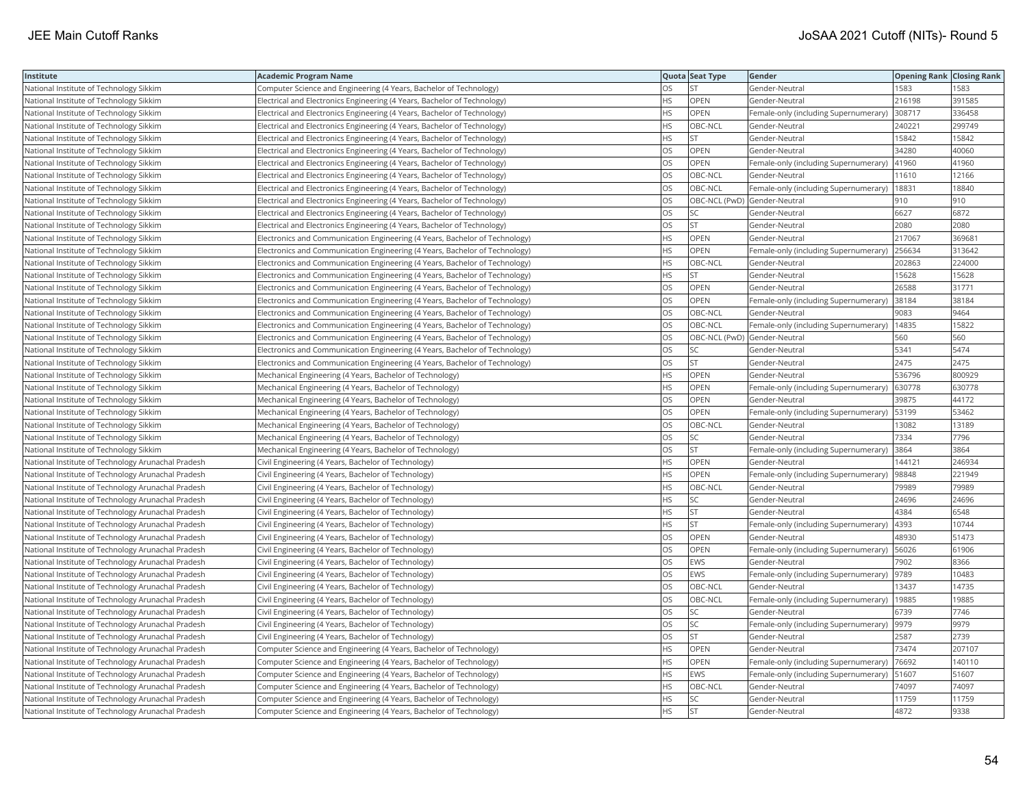| Institute | Academic Program Name | Quota | Seat Type | Gender | Opening Rank | Closing Rank |
|---|---|---|---|---|---|---|
| National Institute of Technology Sikkim | Computer Science and Engineering (4 Years, Bachelor of Technology) | OS | ST | Gender-Neutral | 1583 | 1583 |
| National Institute of Technology Sikkim | Electrical and Electronics Engineering (4 Years, Bachelor of Technology) | HS | OPEN | Gender-Neutral | 216198 | 391585 |
| National Institute of Technology Sikkim | Electrical and Electronics Engineering (4 Years, Bachelor of Technology) | HS | OPEN | Female-only (including Supernumerary) | 308717 | 336458 |
| National Institute of Technology Sikkim | Electrical and Electronics Engineering (4 Years, Bachelor of Technology) | HS | OBC-NCL | Gender-Neutral | 240221 | 299749 |
| National Institute of Technology Sikkim | Electrical and Electronics Engineering (4 Years, Bachelor of Technology) | HS | ST | Gender-Neutral | 15842 | 15842 |
| National Institute of Technology Sikkim | Electrical and Electronics Engineering (4 Years, Bachelor of Technology) | OS | OPEN | Gender-Neutral | 34280 | 40060 |
| National Institute of Technology Sikkim | Electrical and Electronics Engineering (4 Years, Bachelor of Technology) | OS | OPEN | Female-only (including Supernumerary) | 41960 | 41960 |
| National Institute of Technology Sikkim | Electrical and Electronics Engineering (4 Years, Bachelor of Technology) | OS | OBC-NCL | Gender-Neutral | 11610 | 12166 |
| National Institute of Technology Sikkim | Electrical and Electronics Engineering (4 Years, Bachelor of Technology) | OS | OBC-NCL | Female-only (including Supernumerary) | 18831 | 18840 |
| National Institute of Technology Sikkim | Electrical and Electronics Engineering (4 Years, Bachelor of Technology) | OS | OBC-NCL (PwD) | Gender-Neutral | 910 | 910 |
| National Institute of Technology Sikkim | Electrical and Electronics Engineering (4 Years, Bachelor of Technology) | OS | SC | Gender-Neutral | 6627 | 6872 |
| National Institute of Technology Sikkim | Electrical and Electronics Engineering (4 Years, Bachelor of Technology) | OS | ST | Gender-Neutral | 2080 | 2080 |
| National Institute of Technology Sikkim | Electronics and Communication Engineering (4 Years, Bachelor of Technology) | HS | OPEN | Gender-Neutral | 217067 | 369681 |
| National Institute of Technology Sikkim | Electronics and Communication Engineering (4 Years, Bachelor of Technology) | HS | OPEN | Female-only (including Supernumerary) | 256634 | 313642 |
| National Institute of Technology Sikkim | Electronics and Communication Engineering (4 Years, Bachelor of Technology) | HS | OBC-NCL | Gender-Neutral | 202863 | 224000 |
| National Institute of Technology Sikkim | Electronics and Communication Engineering (4 Years, Bachelor of Technology) | HS | ST | Gender-Neutral | 15628 | 15628 |
| National Institute of Technology Sikkim | Electronics and Communication Engineering (4 Years, Bachelor of Technology) | OS | OPEN | Gender-Neutral | 26588 | 31771 |
| National Institute of Technology Sikkim | Electronics and Communication Engineering (4 Years, Bachelor of Technology) | OS | OPEN | Female-only (including Supernumerary) | 38184 | 38184 |
| National Institute of Technology Sikkim | Electronics and Communication Engineering (4 Years, Bachelor of Technology) | OS | OBC-NCL | Gender-Neutral | 9083 | 9464 |
| National Institute of Technology Sikkim | Electronics and Communication Engineering (4 Years, Bachelor of Technology) | OS | OBC-NCL | Female-only (including Supernumerary) | 14835 | 15822 |
| National Institute of Technology Sikkim | Electronics and Communication Engineering (4 Years, Bachelor of Technology) | OS | OBC-NCL (PwD) | Gender-Neutral | 560 | 560 |
| National Institute of Technology Sikkim | Electronics and Communication Engineering (4 Years, Bachelor of Technology) | OS | SC | Gender-Neutral | 5341 | 5474 |
| National Institute of Technology Sikkim | Electronics and Communication Engineering (4 Years, Bachelor of Technology) | OS | ST | Gender-Neutral | 2475 | 2475 |
| National Institute of Technology Sikkim | Mechanical Engineering (4 Years, Bachelor of Technology) | HS | OPEN | Gender-Neutral | 536796 | 800929 |
| National Institute of Technology Sikkim | Mechanical Engineering (4 Years, Bachelor of Technology) | HS | OPEN | Female-only (including Supernumerary) | 630778 | 630778 |
| National Institute of Technology Sikkim | Mechanical Engineering (4 Years, Bachelor of Technology) | OS | OPEN | Gender-Neutral | 39875 | 44172 |
| National Institute of Technology Sikkim | Mechanical Engineering (4 Years, Bachelor of Technology) | OS | OPEN | Female-only (including Supernumerary) | 53199 | 53462 |
| National Institute of Technology Sikkim | Mechanical Engineering (4 Years, Bachelor of Technology) | OS | OBC-NCL | Gender-Neutral | 13082 | 13189 |
| National Institute of Technology Sikkim | Mechanical Engineering (4 Years, Bachelor of Technology) | OS | SC | Gender-Neutral | 7334 | 7796 |
| National Institute of Technology Sikkim | Mechanical Engineering (4 Years, Bachelor of Technology) | OS | ST | Female-only (including Supernumerary) | 3864 | 3864 |
| National Institute of Technology Arunachal Pradesh | Civil Engineering (4 Years, Bachelor of Technology) | HS | OPEN | Gender-Neutral | 144121 | 246934 |
| National Institute of Technology Arunachal Pradesh | Civil Engineering (4 Years, Bachelor of Technology) | HS | OPEN | Female-only (including Supernumerary) | 98848 | 221949 |
| National Institute of Technology Arunachal Pradesh | Civil Engineering (4 Years, Bachelor of Technology) | HS | OBC-NCL | Gender-Neutral | 79989 | 79989 |
| National Institute of Technology Arunachal Pradesh | Civil Engineering (4 Years, Bachelor of Technology) | HS | SC | Gender-Neutral | 24696 | 24696 |
| National Institute of Technology Arunachal Pradesh | Civil Engineering (4 Years, Bachelor of Technology) | HS | ST | Gender-Neutral | 4384 | 6548 |
| National Institute of Technology Arunachal Pradesh | Civil Engineering (4 Years, Bachelor of Technology) | HS | ST | Female-only (including Supernumerary) | 4393 | 10744 |
| National Institute of Technology Arunachal Pradesh | Civil Engineering (4 Years, Bachelor of Technology) | OS | OPEN | Gender-Neutral | 48930 | 51473 |
| National Institute of Technology Arunachal Pradesh | Civil Engineering (4 Years, Bachelor of Technology) | OS | OPEN | Female-only (including Supernumerary) | 56026 | 61906 |
| National Institute of Technology Arunachal Pradesh | Civil Engineering (4 Years, Bachelor of Technology) | OS | EWS | Gender-Neutral | 7902 | 8366 |
| National Institute of Technology Arunachal Pradesh | Civil Engineering (4 Years, Bachelor of Technology) | OS | EWS | Female-only (including Supernumerary) | 9789 | 10483 |
| National Institute of Technology Arunachal Pradesh | Civil Engineering (4 Years, Bachelor of Technology) | OS | OBC-NCL | Gender-Neutral | 13437 | 14735 |
| National Institute of Technology Arunachal Pradesh | Civil Engineering (4 Years, Bachelor of Technology) | OS | OBC-NCL | Female-only (including Supernumerary) | 19885 | 19885 |
| National Institute of Technology Arunachal Pradesh | Civil Engineering (4 Years, Bachelor of Technology) | OS | SC | Gender-Neutral | 6739 | 7746 |
| National Institute of Technology Arunachal Pradesh | Civil Engineering (4 Years, Bachelor of Technology) | OS | SC | Female-only (including Supernumerary) | 9979 | 9979 |
| National Institute of Technology Arunachal Pradesh | Civil Engineering (4 Years, Bachelor of Technology) | OS | ST | Gender-Neutral | 2587 | 2739 |
| National Institute of Technology Arunachal Pradesh | Computer Science and Engineering (4 Years, Bachelor of Technology) | HS | OPEN | Gender-Neutral | 73474 | 207107 |
| National Institute of Technology Arunachal Pradesh | Computer Science and Engineering (4 Years, Bachelor of Technology) | HS | OPEN | Female-only (including Supernumerary) | 76692 | 140110 |
| National Institute of Technology Arunachal Pradesh | Computer Science and Engineering (4 Years, Bachelor of Technology) | HS | EWS | Female-only (including Supernumerary) | 51607 | 51607 |
| National Institute of Technology Arunachal Pradesh | Computer Science and Engineering (4 Years, Bachelor of Technology) | HS | OBC-NCL | Gender-Neutral | 74097 | 74097 |
| National Institute of Technology Arunachal Pradesh | Computer Science and Engineering (4 Years, Bachelor of Technology) | HS | SC | Gender-Neutral | 11759 | 11759 |
| National Institute of Technology Arunachal Pradesh | Computer Science and Engineering (4 Years, Bachelor of Technology) | HS | ST | Gender-Neutral | 4872 | 9338 |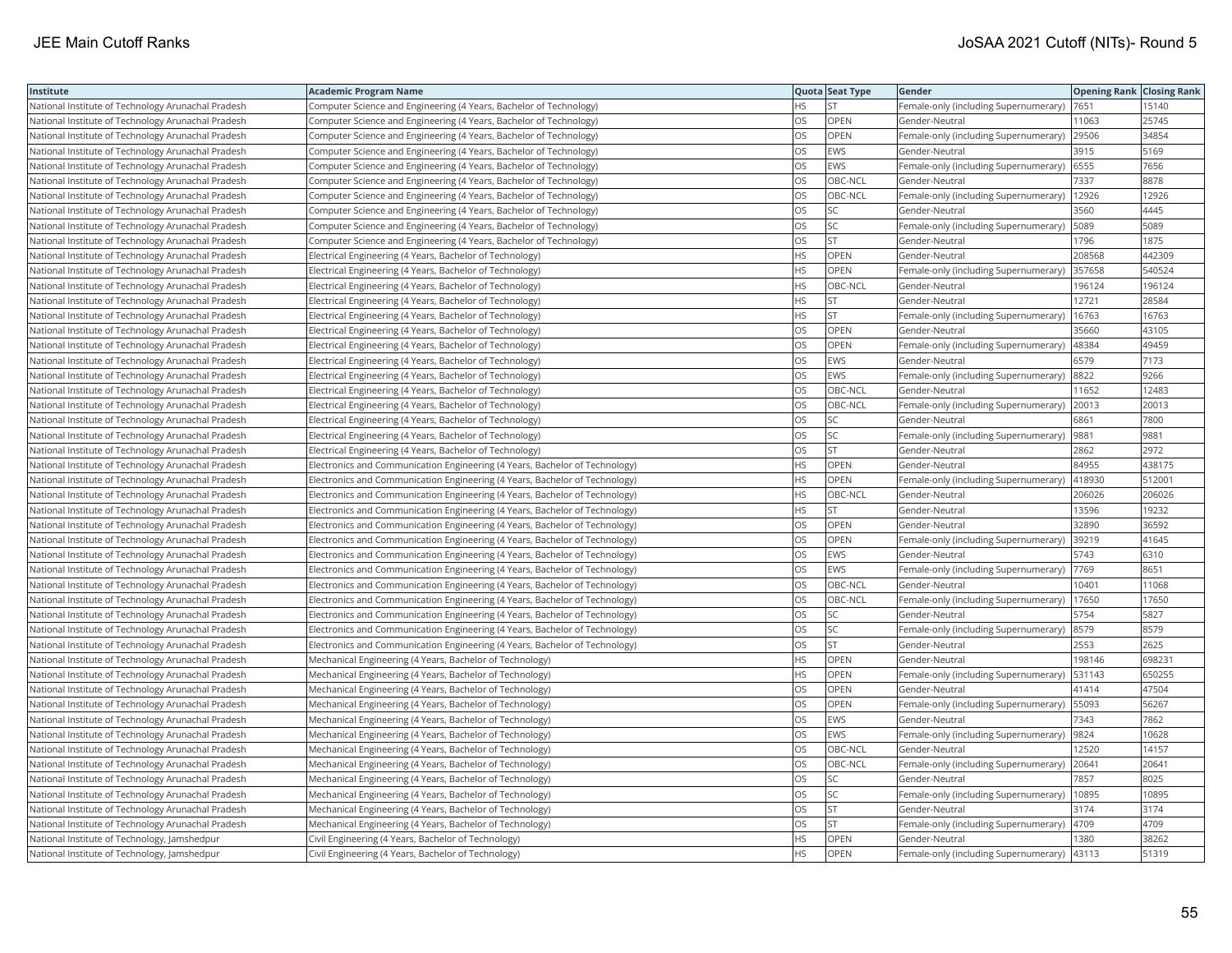| Institute | Academic Program Name | Quota | Seat Type | Gender | Opening Rank | Closing Rank |
|---|---|---|---|---|---|---|
| National Institute of Technology Arunachal Pradesh | Computer Science and Engineering (4 Years, Bachelor of Technology) | HS | ST | Female-only (including Supernumerary) | 7651 | 15140 |
| National Institute of Technology Arunachal Pradesh | Computer Science and Engineering (4 Years, Bachelor of Technology) | OS | OPEN | Gender-Neutral | 11063 | 25745 |
| National Institute of Technology Arunachal Pradesh | Computer Science and Engineering (4 Years, Bachelor of Technology) | OS | OPEN | Female-only (including Supernumerary) | 29506 | 34854 |
| National Institute of Technology Arunachal Pradesh | Computer Science and Engineering (4 Years, Bachelor of Technology) | OS | EWS | Gender-Neutral | 3915 | 5169 |
| National Institute of Technology Arunachal Pradesh | Computer Science and Engineering (4 Years, Bachelor of Technology) | OS | EWS | Female-only (including Supernumerary) | 6555 | 7656 |
| National Institute of Technology Arunachal Pradesh | Computer Science and Engineering (4 Years, Bachelor of Technology) | OS | OBC-NCL | Gender-Neutral | 7337 | 8878 |
| National Institute of Technology Arunachal Pradesh | Computer Science and Engineering (4 Years, Bachelor of Technology) | OS | OBC-NCL | Female-only (including Supernumerary) | 12926 | 12926 |
| National Institute of Technology Arunachal Pradesh | Computer Science and Engineering (4 Years, Bachelor of Technology) | OS | SC | Gender-Neutral | 3560 | 4445 |
| National Institute of Technology Arunachal Pradesh | Computer Science and Engineering (4 Years, Bachelor of Technology) | OS | SC | Female-only (including Supernumerary) | 5089 | 5089 |
| National Institute of Technology Arunachal Pradesh | Computer Science and Engineering (4 Years, Bachelor of Technology) | OS | ST | Gender-Neutral | 1796 | 1875 |
| National Institute of Technology Arunachal Pradesh | Electrical Engineering (4 Years, Bachelor of Technology) | HS | OPEN | Gender-Neutral | 208568 | 442309 |
| National Institute of Technology Arunachal Pradesh | Electrical Engineering (4 Years, Bachelor of Technology) | HS | OPEN | Female-only (including Supernumerary) | 357658 | 540524 |
| National Institute of Technology Arunachal Pradesh | Electrical Engineering (4 Years, Bachelor of Technology) | HS | OBC-NCL | Gender-Neutral | 196124 | 196124 |
| National Institute of Technology Arunachal Pradesh | Electrical Engineering (4 Years, Bachelor of Technology) | HS | ST | Gender-Neutral | 12721 | 28584 |
| National Institute of Technology Arunachal Pradesh | Electrical Engineering (4 Years, Bachelor of Technology) | HS | ST | Female-only (including Supernumerary) | 16763 | 16763 |
| National Institute of Technology Arunachal Pradesh | Electrical Engineering (4 Years, Bachelor of Technology) | OS | OPEN | Gender-Neutral | 35660 | 43105 |
| National Institute of Technology Arunachal Pradesh | Electrical Engineering (4 Years, Bachelor of Technology) | OS | OPEN | Female-only (including Supernumerary) | 48384 | 49459 |
| National Institute of Technology Arunachal Pradesh | Electrical Engineering (4 Years, Bachelor of Technology) | OS | EWS | Gender-Neutral | 6579 | 7173 |
| National Institute of Technology Arunachal Pradesh | Electrical Engineering (4 Years, Bachelor of Technology) | OS | EWS | Female-only (including Supernumerary) | 8822 | 9266 |
| National Institute of Technology Arunachal Pradesh | Electrical Engineering (4 Years, Bachelor of Technology) | OS | OBC-NCL | Gender-Neutral | 11652 | 12483 |
| National Institute of Technology Arunachal Pradesh | Electrical Engineering (4 Years, Bachelor of Technology) | OS | OBC-NCL | Female-only (including Supernumerary) | 20013 | 20013 |
| National Institute of Technology Arunachal Pradesh | Electrical Engineering (4 Years, Bachelor of Technology) | OS | SC | Gender-Neutral | 6861 | 7800 |
| National Institute of Technology Arunachal Pradesh | Electrical Engineering (4 Years, Bachelor of Technology) | OS | SC | Female-only (including Supernumerary) | 9881 | 9881 |
| National Institute of Technology Arunachal Pradesh | Electrical Engineering (4 Years, Bachelor of Technology) | OS | ST | Gender-Neutral | 2862 | 2972 |
| National Institute of Technology Arunachal Pradesh | Electronics and Communication Engineering (4 Years, Bachelor of Technology) | HS | OPEN | Gender-Neutral | 84955 | 438175 |
| National Institute of Technology Arunachal Pradesh | Electronics and Communication Engineering (4 Years, Bachelor of Technology) | HS | OPEN | Female-only (including Supernumerary) | 418930 | 512001 |
| National Institute of Technology Arunachal Pradesh | Electronics and Communication Engineering (4 Years, Bachelor of Technology) | HS | OBC-NCL | Gender-Neutral | 206026 | 206026 |
| National Institute of Technology Arunachal Pradesh | Electronics and Communication Engineering (4 Years, Bachelor of Technology) | HS | ST | Gender-Neutral | 13596 | 19232 |
| National Institute of Technology Arunachal Pradesh | Electronics and Communication Engineering (4 Years, Bachelor of Technology) | OS | OPEN | Gender-Neutral | 32890 | 36592 |
| National Institute of Technology Arunachal Pradesh | Electronics and Communication Engineering (4 Years, Bachelor of Technology) | OS | OPEN | Female-only (including Supernumerary) | 39219 | 41645 |
| National Institute of Technology Arunachal Pradesh | Electronics and Communication Engineering (4 Years, Bachelor of Technology) | OS | EWS | Gender-Neutral | 5743 | 6310 |
| National Institute of Technology Arunachal Pradesh | Electronics and Communication Engineering (4 Years, Bachelor of Technology) | OS | EWS | Female-only (including Supernumerary) | 7769 | 8651 |
| National Institute of Technology Arunachal Pradesh | Electronics and Communication Engineering (4 Years, Bachelor of Technology) | OS | OBC-NCL | Gender-Neutral | 10401 | 11068 |
| National Institute of Technology Arunachal Pradesh | Electronics and Communication Engineering (4 Years, Bachelor of Technology) | OS | OBC-NCL | Female-only (including Supernumerary) | 17650 | 17650 |
| National Institute of Technology Arunachal Pradesh | Electronics and Communication Engineering (4 Years, Bachelor of Technology) | OS | SC | Gender-Neutral | 5754 | 5827 |
| National Institute of Technology Arunachal Pradesh | Electronics and Communication Engineering (4 Years, Bachelor of Technology) | OS | SC | Female-only (including Supernumerary) | 8579 | 8579 |
| National Institute of Technology Arunachal Pradesh | Electronics and Communication Engineering (4 Years, Bachelor of Technology) | OS | ST | Gender-Neutral | 2553 | 2625 |
| National Institute of Technology Arunachal Pradesh | Mechanical Engineering (4 Years, Bachelor of Technology) | HS | OPEN | Gender-Neutral | 198146 | 698231 |
| National Institute of Technology Arunachal Pradesh | Mechanical Engineering (4 Years, Bachelor of Technology) | HS | OPEN | Female-only (including Supernumerary) | 531143 | 650255 |
| National Institute of Technology Arunachal Pradesh | Mechanical Engineering (4 Years, Bachelor of Technology) | OS | OPEN | Gender-Neutral | 41414 | 47504 |
| National Institute of Technology Arunachal Pradesh | Mechanical Engineering (4 Years, Bachelor of Technology) | OS | OPEN | Female-only (including Supernumerary) | 55093 | 56267 |
| National Institute of Technology Arunachal Pradesh | Mechanical Engineering (4 Years, Bachelor of Technology) | OS | EWS | Gender-Neutral | 7343 | 7862 |
| National Institute of Technology Arunachal Pradesh | Mechanical Engineering (4 Years, Bachelor of Technology) | OS | EWS | Female-only (including Supernumerary) | 9824 | 10628 |
| National Institute of Technology Arunachal Pradesh | Mechanical Engineering (4 Years, Bachelor of Technology) | OS | OBC-NCL | Gender-Neutral | 12520 | 14157 |
| National Institute of Technology Arunachal Pradesh | Mechanical Engineering (4 Years, Bachelor of Technology) | OS | OBC-NCL | Female-only (including Supernumerary) | 20641 | 20641 |
| National Institute of Technology Arunachal Pradesh | Mechanical Engineering (4 Years, Bachelor of Technology) | OS | SC | Gender-Neutral | 7857 | 8025 |
| National Institute of Technology Arunachal Pradesh | Mechanical Engineering (4 Years, Bachelor of Technology) | OS | SC | Female-only (including Supernumerary) | 10895 | 10895 |
| National Institute of Technology Arunachal Pradesh | Mechanical Engineering (4 Years, Bachelor of Technology) | OS | ST | Gender-Neutral | 3174 | 3174 |
| National Institute of Technology Arunachal Pradesh | Mechanical Engineering (4 Years, Bachelor of Technology) | OS | ST | Female-only (including Supernumerary) | 4709 | 4709 |
| National Institute of Technology, Jamshedpur | Civil Engineering (4 Years, Bachelor of Technology) | HS | OPEN | Gender-Neutral | 1380 | 38262 |
| National Institute of Technology, Jamshedpur | Civil Engineering (4 Years, Bachelor of Technology) | HS | OPEN | Female-only (including Supernumerary) | 43113 | 51319 |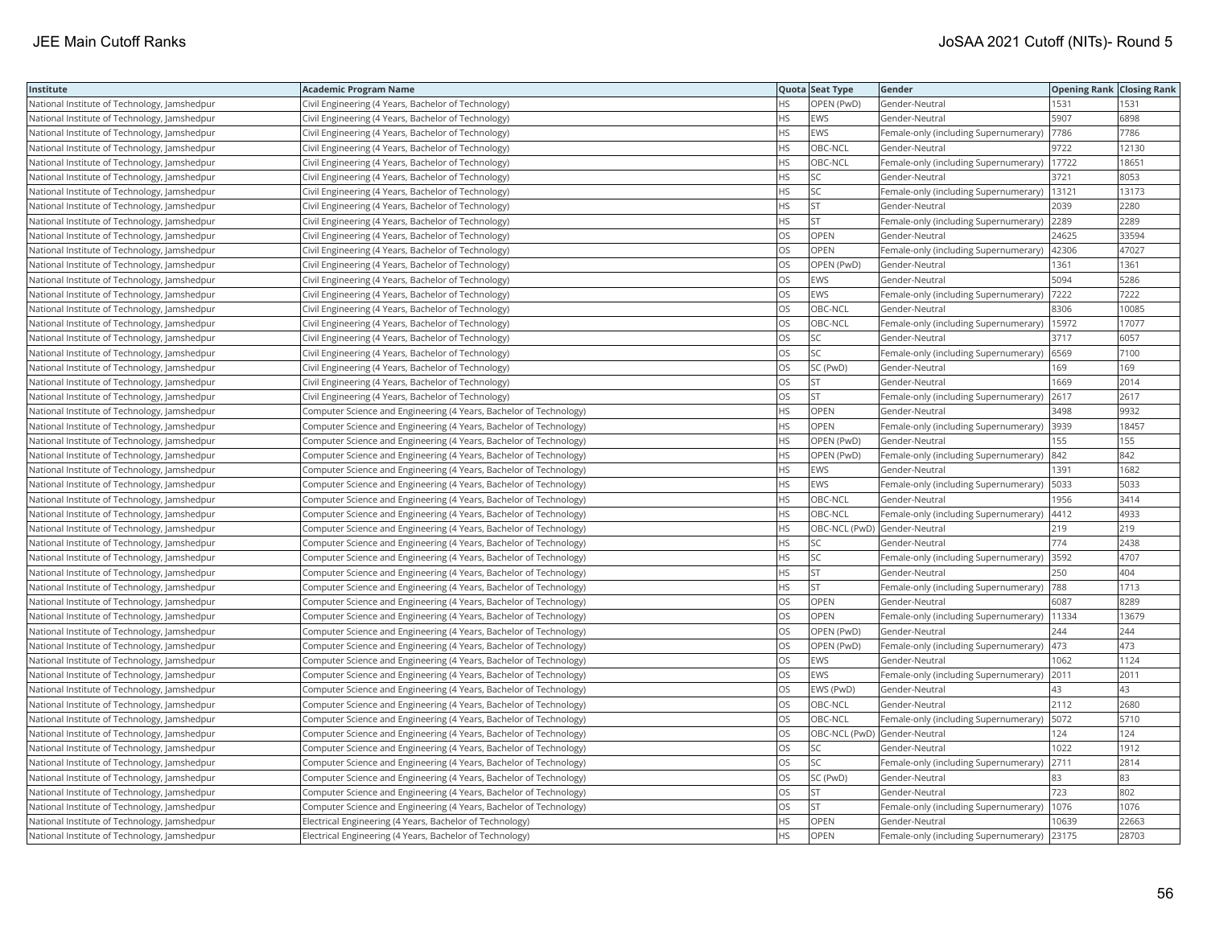| Institute | Academic Program Name | Quota | Seat Type | Gender | Opening Rank | Closing Rank |
|---|---|---|---|---|---|---|
| National Institute of Technology, Jamshedpur | Civil Engineering (4 Years, Bachelor of Technology) | HS | OPEN (PwD) | Gender-Neutral | 1531 | 1531 |
| National Institute of Technology, Jamshedpur | Civil Engineering (4 Years, Bachelor of Technology) | HS | EWS | Gender-Neutral | 5907 | 6898 |
| National Institute of Technology, Jamshedpur | Civil Engineering (4 Years, Bachelor of Technology) | HS | EWS | Female-only (including Supernumerary) | 7786 | 7786 |
| National Institute of Technology, Jamshedpur | Civil Engineering (4 Years, Bachelor of Technology) | HS | OBC-NCL | Gender-Neutral | 9722 | 12130 |
| National Institute of Technology, Jamshedpur | Civil Engineering (4 Years, Bachelor of Technology) | HS | OBC-NCL | Female-only (including Supernumerary) | 17722 | 18651 |
| National Institute of Technology, Jamshedpur | Civil Engineering (4 Years, Bachelor of Technology) | HS | SC | Gender-Neutral | 3721 | 8053 |
| National Institute of Technology, Jamshedpur | Civil Engineering (4 Years, Bachelor of Technology) | HS | SC | Female-only (including Supernumerary) | 13121 | 13173 |
| National Institute of Technology, Jamshedpur | Civil Engineering (4 Years, Bachelor of Technology) | HS | ST | Gender-Neutral | 2039 | 2280 |
| National Institute of Technology, Jamshedpur | Civil Engineering (4 Years, Bachelor of Technology) | HS | ST | Female-only (including Supernumerary) | 2289 | 2289 |
| National Institute of Technology, Jamshedpur | Civil Engineering (4 Years, Bachelor of Technology) | OS | OPEN | Gender-Neutral | 24625 | 33594 |
| National Institute of Technology, Jamshedpur | Civil Engineering (4 Years, Bachelor of Technology) | OS | OPEN | Female-only (including Supernumerary) | 42306 | 47027 |
| National Institute of Technology, Jamshedpur | Civil Engineering (4 Years, Bachelor of Technology) | OS | OPEN (PwD) | Gender-Neutral | 1361 | 1361 |
| National Institute of Technology, Jamshedpur | Civil Engineering (4 Years, Bachelor of Technology) | OS | EWS | Gender-Neutral | 5094 | 5286 |
| National Institute of Technology, Jamshedpur | Civil Engineering (4 Years, Bachelor of Technology) | OS | EWS | Female-only (including Supernumerary) | 7222 | 7222 |
| National Institute of Technology, Jamshedpur | Civil Engineering (4 Years, Bachelor of Technology) | OS | OBC-NCL | Gender-Neutral | 8306 | 10085 |
| National Institute of Technology, Jamshedpur | Civil Engineering (4 Years, Bachelor of Technology) | OS | OBC-NCL | Female-only (including Supernumerary) | 15972 | 17077 |
| National Institute of Technology, Jamshedpur | Civil Engineering (4 Years, Bachelor of Technology) | OS | SC | Gender-Neutral | 3717 | 6057 |
| National Institute of Technology, Jamshedpur | Civil Engineering (4 Years, Bachelor of Technology) | OS | SC | Female-only (including Supernumerary) | 6569 | 7100 |
| National Institute of Technology, Jamshedpur | Civil Engineering (4 Years, Bachelor of Technology) | OS | SC (PwD) | Gender-Neutral | 169 | 169 |
| National Institute of Technology, Jamshedpur | Civil Engineering (4 Years, Bachelor of Technology) | OS | ST | Gender-Neutral | 1669 | 2014 |
| National Institute of Technology, Jamshedpur | Civil Engineering (4 Years, Bachelor of Technology) | OS | ST | Female-only (including Supernumerary) | 2617 | 2617 |
| National Institute of Technology, Jamshedpur | Computer Science and Engineering (4 Years, Bachelor of Technology) | HS | OPEN | Gender-Neutral | 3498 | 9932 |
| National Institute of Technology, Jamshedpur | Computer Science and Engineering (4 Years, Bachelor of Technology) | HS | OPEN | Female-only (including Supernumerary) | 3939 | 18457 |
| National Institute of Technology, Jamshedpur | Computer Science and Engineering (4 Years, Bachelor of Technology) | HS | OPEN (PwD) | Gender-Neutral | 155 | 155 |
| National Institute of Technology, Jamshedpur | Computer Science and Engineering (4 Years, Bachelor of Technology) | HS | OPEN (PwD) | Female-only (including Supernumerary) | 842 | 842 |
| National Institute of Technology, Jamshedpur | Computer Science and Engineering (4 Years, Bachelor of Technology) | HS | EWS | Gender-Neutral | 1391 | 1682 |
| National Institute of Technology, Jamshedpur | Computer Science and Engineering (4 Years, Bachelor of Technology) | HS | EWS | Female-only (including Supernumerary) | 5033 | 5033 |
| National Institute of Technology, Jamshedpur | Computer Science and Engineering (4 Years, Bachelor of Technology) | HS | OBC-NCL | Gender-Neutral | 1956 | 3414 |
| National Institute of Technology, Jamshedpur | Computer Science and Engineering (4 Years, Bachelor of Technology) | HS | OBC-NCL | Female-only (including Supernumerary) | 4412 | 4933 |
| National Institute of Technology, Jamshedpur | Computer Science and Engineering (4 Years, Bachelor of Technology) | HS | OBC-NCL (PwD) | Gender-Neutral | 219 | 219 |
| National Institute of Technology, Jamshedpur | Computer Science and Engineering (4 Years, Bachelor of Technology) | HS | SC | Gender-Neutral | 774 | 2438 |
| National Institute of Technology, Jamshedpur | Computer Science and Engineering (4 Years, Bachelor of Technology) | HS | SC | Female-only (including Supernumerary) | 3592 | 4707 |
| National Institute of Technology, Jamshedpur | Computer Science and Engineering (4 Years, Bachelor of Technology) | HS | ST | Gender-Neutral | 250 | 404 |
| National Institute of Technology, Jamshedpur | Computer Science and Engineering (4 Years, Bachelor of Technology) | HS | ST | Female-only (including Supernumerary) | 788 | 1713 |
| National Institute of Technology, Jamshedpur | Computer Science and Engineering (4 Years, Bachelor of Technology) | OS | OPEN | Gender-Neutral | 6087 | 8289 |
| National Institute of Technology, Jamshedpur | Computer Science and Engineering (4 Years, Bachelor of Technology) | OS | OPEN | Female-only (including Supernumerary) | 11334 | 13679 |
| National Institute of Technology, Jamshedpur | Computer Science and Engineering (4 Years, Bachelor of Technology) | OS | OPEN (PwD) | Gender-Neutral | 244 | 244 |
| National Institute of Technology, Jamshedpur | Computer Science and Engineering (4 Years, Bachelor of Technology) | OS | OPEN (PwD) | Female-only (including Supernumerary) | 473 | 473 |
| National Institute of Technology, Jamshedpur | Computer Science and Engineering (4 Years, Bachelor of Technology) | OS | EWS | Gender-Neutral | 1062 | 1124 |
| National Institute of Technology, Jamshedpur | Computer Science and Engineering (4 Years, Bachelor of Technology) | OS | EWS | Female-only (including Supernumerary) | 2011 | 2011 |
| National Institute of Technology, Jamshedpur | Computer Science and Engineering (4 Years, Bachelor of Technology) | OS | EWS (PwD) | Gender-Neutral | 43 | 43 |
| National Institute of Technology, Jamshedpur | Computer Science and Engineering (4 Years, Bachelor of Technology) | OS | OBC-NCL | Gender-Neutral | 2112 | 2680 |
| National Institute of Technology, Jamshedpur | Computer Science and Engineering (4 Years, Bachelor of Technology) | OS | OBC-NCL | Female-only (including Supernumerary) | 5072 | 5710 |
| National Institute of Technology, Jamshedpur | Computer Science and Engineering (4 Years, Bachelor of Technology) | OS | OBC-NCL (PwD) | Gender-Neutral | 124 | 124 |
| National Institute of Technology, Jamshedpur | Computer Science and Engineering (4 Years, Bachelor of Technology) | OS | SC | Gender-Neutral | 1022 | 1912 |
| National Institute of Technology, Jamshedpur | Computer Science and Engineering (4 Years, Bachelor of Technology) | OS | SC | Female-only (including Supernumerary) | 2711 | 2814 |
| National Institute of Technology, Jamshedpur | Computer Science and Engineering (4 Years, Bachelor of Technology) | OS | SC (PwD) | Gender-Neutral | 83 | 83 |
| National Institute of Technology, Jamshedpur | Computer Science and Engineering (4 Years, Bachelor of Technology) | OS | ST | Gender-Neutral | 723 | 802 |
| National Institute of Technology, Jamshedpur | Computer Science and Engineering (4 Years, Bachelor of Technology) | OS | ST | Female-only (including Supernumerary) | 1076 | 1076 |
| National Institute of Technology, Jamshedpur | Electrical Engineering (4 Years, Bachelor of Technology) | HS | OPEN | Gender-Neutral | 10639 | 22663 |
| National Institute of Technology, Jamshedpur | Electrical Engineering (4 Years, Bachelor of Technology) | HS | OPEN | Female-only (including Supernumerary) | 23175 | 28703 |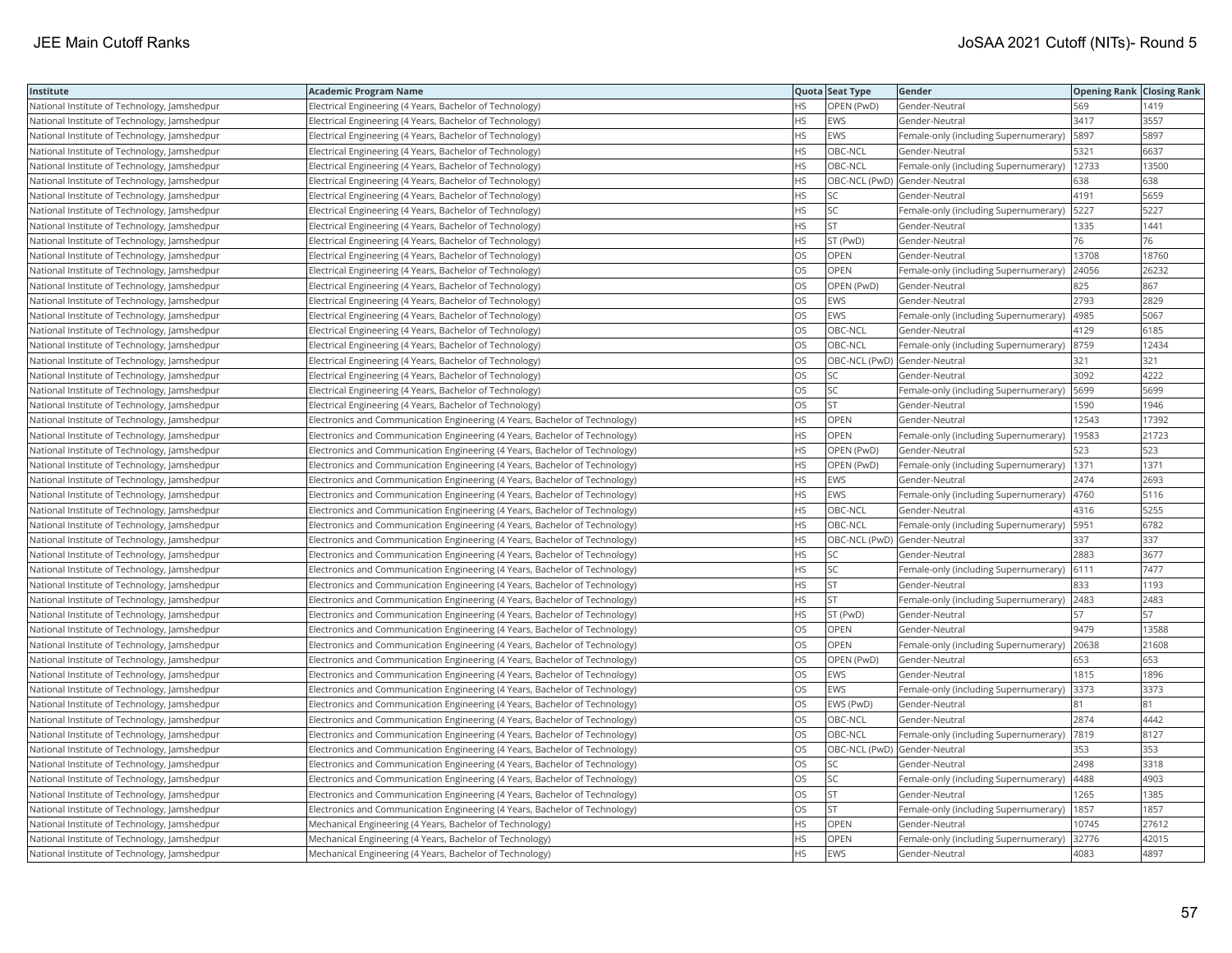| Institute | Academic Program Name | Quota | Seat Type | Gender | Opening Rank | Closing Rank |
| --- | --- | --- | --- | --- | --- | --- |
| National Institute of Technology, Jamshedpur | Electrical Engineering (4 Years, Bachelor of Technology) | HS | OPEN (PwD) | Gender-Neutral | 569 | 1419 |
| National Institute of Technology, Jamshedpur | Electrical Engineering (4 Years, Bachelor of Technology) | HS | EWS | Gender-Neutral | 3417 | 3557 |
| National Institute of Technology, Jamshedpur | Electrical Engineering (4 Years, Bachelor of Technology) | HS | EWS | Female-only (including Supernumerary) | 5897 | 5897 |
| National Institute of Technology, Jamshedpur | Electrical Engineering (4 Years, Bachelor of Technology) | HS | OBC-NCL | Gender-Neutral | 5321 | 6637 |
| National Institute of Technology, Jamshedpur | Electrical Engineering (4 Years, Bachelor of Technology) | HS | OBC-NCL | Female-only (including Supernumerary) | 12733 | 13500 |
| National Institute of Technology, Jamshedpur | Electrical Engineering (4 Years, Bachelor of Technology) | HS | OBC-NCL (PwD) | Gender-Neutral | 638 | 638 |
| National Institute of Technology, Jamshedpur | Electrical Engineering (4 Years, Bachelor of Technology) | HS | SC | Gender-Neutral | 4191 | 5659 |
| National Institute of Technology, Jamshedpur | Electrical Engineering (4 Years, Bachelor of Technology) | HS | SC | Female-only (including Supernumerary) | 5227 | 5227 |
| National Institute of Technology, Jamshedpur | Electrical Engineering (4 Years, Bachelor of Technology) | HS | ST | Gender-Neutral | 1335 | 1441 |
| National Institute of Technology, Jamshedpur | Electrical Engineering (4 Years, Bachelor of Technology) | HS | ST (PwD) | Gender-Neutral | 76 | 76 |
| National Institute of Technology, Jamshedpur | Electrical Engineering (4 Years, Bachelor of Technology) | OS | OPEN | Gender-Neutral | 13708 | 18760 |
| National Institute of Technology, Jamshedpur | Electrical Engineering (4 Years, Bachelor of Technology) | OS | OPEN | Female-only (including Supernumerary) | 24056 | 26232 |
| National Institute of Technology, Jamshedpur | Electrical Engineering (4 Years, Bachelor of Technology) | OS | OPEN (PwD) | Gender-Neutral | 825 | 867 |
| National Institute of Technology, Jamshedpur | Electrical Engineering (4 Years, Bachelor of Technology) | OS | EWS | Gender-Neutral | 2793 | 2829 |
| National Institute of Technology, Jamshedpur | Electrical Engineering (4 Years, Bachelor of Technology) | OS | EWS | Female-only (including Supernumerary) | 4985 | 5067 |
| National Institute of Technology, Jamshedpur | Electrical Engineering (4 Years, Bachelor of Technology) | OS | OBC-NCL | Gender-Neutral | 4129 | 6185 |
| National Institute of Technology, Jamshedpur | Electrical Engineering (4 Years, Bachelor of Technology) | OS | OBC-NCL | Female-only (including Supernumerary) | 8759 | 12434 |
| National Institute of Technology, Jamshedpur | Electrical Engineering (4 Years, Bachelor of Technology) | OS | OBC-NCL (PwD) | Gender-Neutral | 321 | 321 |
| National Institute of Technology, Jamshedpur | Electrical Engineering (4 Years, Bachelor of Technology) | OS | SC | Gender-Neutral | 3092 | 4222 |
| National Institute of Technology, Jamshedpur | Electrical Engineering (4 Years, Bachelor of Technology) | OS | SC | Female-only (including Supernumerary) | 5699 | 5699 |
| National Institute of Technology, Jamshedpur | Electrical Engineering (4 Years, Bachelor of Technology) | OS | ST | Gender-Neutral | 1590 | 1946 |
| National Institute of Technology, Jamshedpur | Electronics and Communication Engineering (4 Years, Bachelor of Technology) | HS | OPEN | Gender-Neutral | 12543 | 17392 |
| National Institute of Technology, Jamshedpur | Electronics and Communication Engineering (4 Years, Bachelor of Technology) | HS | OPEN | Female-only (including Supernumerary) | 19583 | 21723 |
| National Institute of Technology, Jamshedpur | Electronics and Communication Engineering (4 Years, Bachelor of Technology) | HS | OPEN (PwD) | Gender-Neutral | 523 | 523 |
| National Institute of Technology, Jamshedpur | Electronics and Communication Engineering (4 Years, Bachelor of Technology) | HS | OPEN (PwD) | Female-only (including Supernumerary) | 1371 | 1371 |
| National Institute of Technology, Jamshedpur | Electronics and Communication Engineering (4 Years, Bachelor of Technology) | HS | EWS | Gender-Neutral | 2474 | 2693 |
| National Institute of Technology, Jamshedpur | Electronics and Communication Engineering (4 Years, Bachelor of Technology) | HS | EWS | Female-only (including Supernumerary) | 4760 | 5116 |
| National Institute of Technology, Jamshedpur | Electronics and Communication Engineering (4 Years, Bachelor of Technology) | HS | OBC-NCL | Gender-Neutral | 4316 | 5255 |
| National Institute of Technology, Jamshedpur | Electronics and Communication Engineering (4 Years, Bachelor of Technology) | HS | OBC-NCL | Female-only (including Supernumerary) | 5951 | 6782 |
| National Institute of Technology, Jamshedpur | Electronics and Communication Engineering (4 Years, Bachelor of Technology) | HS | OBC-NCL (PwD) | Gender-Neutral | 337 | 337 |
| National Institute of Technology, Jamshedpur | Electronics and Communication Engineering (4 Years, Bachelor of Technology) | HS | SC | Gender-Neutral | 2883 | 3677 |
| National Institute of Technology, Jamshedpur | Electronics and Communication Engineering (4 Years, Bachelor of Technology) | HS | SC | Female-only (including Supernumerary) | 6111 | 7477 |
| National Institute of Technology, Jamshedpur | Electronics and Communication Engineering (4 Years, Bachelor of Technology) | HS | ST | Gender-Neutral | 833 | 1193 |
| National Institute of Technology, Jamshedpur | Electronics and Communication Engineering (4 Years, Bachelor of Technology) | HS | ST | Female-only (including Supernumerary) | 2483 | 2483 |
| National Institute of Technology, Jamshedpur | Electronics and Communication Engineering (4 Years, Bachelor of Technology) | HS | ST (PwD) | Gender-Neutral | 57 | 57 |
| National Institute of Technology, Jamshedpur | Electronics and Communication Engineering (4 Years, Bachelor of Technology) | OS | OPEN | Gender-Neutral | 9479 | 13588 |
| National Institute of Technology, Jamshedpur | Electronics and Communication Engineering (4 Years, Bachelor of Technology) | OS | OPEN | Female-only (including Supernumerary) | 20638 | 21608 |
| National Institute of Technology, Jamshedpur | Electronics and Communication Engineering (4 Years, Bachelor of Technology) | OS | OPEN (PwD) | Gender-Neutral | 653 | 653 |
| National Institute of Technology, Jamshedpur | Electronics and Communication Engineering (4 Years, Bachelor of Technology) | OS | EWS | Gender-Neutral | 1815 | 1896 |
| National Institute of Technology, Jamshedpur | Electronics and Communication Engineering (4 Years, Bachelor of Technology) | OS | EWS | Female-only (including Supernumerary) | 3373 | 3373 |
| National Institute of Technology, Jamshedpur | Electronics and Communication Engineering (4 Years, Bachelor of Technology) | OS | EWS (PwD) | Gender-Neutral | 81 | 81 |
| National Institute of Technology, Jamshedpur | Electronics and Communication Engineering (4 Years, Bachelor of Technology) | OS | OBC-NCL | Gender-Neutral | 2874 | 4442 |
| National Institute of Technology, Jamshedpur | Electronics and Communication Engineering (4 Years, Bachelor of Technology) | OS | OBC-NCL | Female-only (including Supernumerary) | 7819 | 8127 |
| National Institute of Technology, Jamshedpur | Electronics and Communication Engineering (4 Years, Bachelor of Technology) | OS | OBC-NCL (PwD) | Gender-Neutral | 353 | 353 |
| National Institute of Technology, Jamshedpur | Electronics and Communication Engineering (4 Years, Bachelor of Technology) | OS | SC | Gender-Neutral | 2498 | 3318 |
| National Institute of Technology, Jamshedpur | Electronics and Communication Engineering (4 Years, Bachelor of Technology) | OS | SC | Female-only (including Supernumerary) | 4488 | 4903 |
| National Institute of Technology, Jamshedpur | Electronics and Communication Engineering (4 Years, Bachelor of Technology) | OS | ST | Gender-Neutral | 1265 | 1385 |
| National Institute of Technology, Jamshedpur | Electronics and Communication Engineering (4 Years, Bachelor of Technology) | OS | ST | Female-only (including Supernumerary) | 1857 | 1857 |
| National Institute of Technology, Jamshedpur | Mechanical Engineering (4 Years, Bachelor of Technology) | HS | OPEN | Gender-Neutral | 10745 | 27612 |
| National Institute of Technology, Jamshedpur | Mechanical Engineering (4 Years, Bachelor of Technology) | HS | OPEN | Female-only (including Supernumerary) | 32776 | 42015 |
| National Institute of Technology, Jamshedpur | Mechanical Engineering (4 Years, Bachelor of Technology) | HS | EWS | Gender-Neutral | 4083 | 4897 |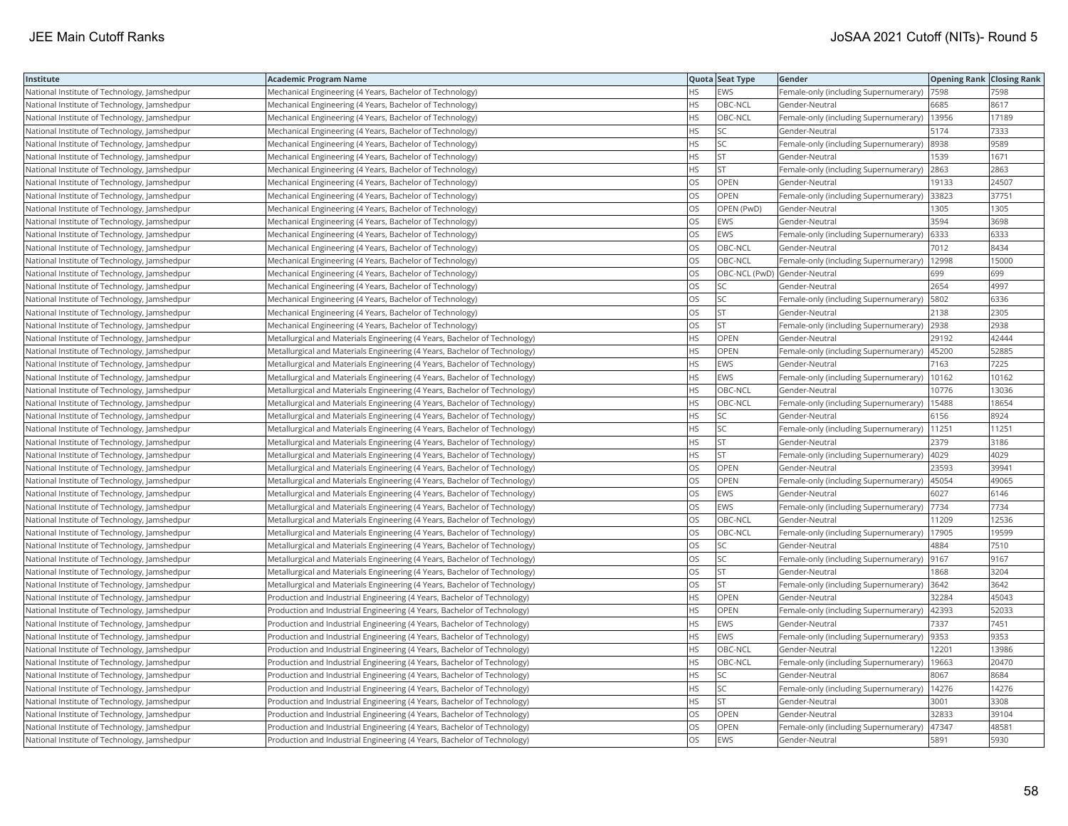| Institute | Academic Program Name | Quota | Seat Type | Gender | Opening Rank | Closing Rank |
|---|---|---|---|---|---|---|
| National Institute of Technology, Jamshedpur | Mechanical Engineering (4 Years, Bachelor of Technology) | HS | EWS | Female-only (including Supernumerary) | 7598 | 7598 |
| National Institute of Technology, Jamshedpur | Mechanical Engineering (4 Years, Bachelor of Technology) | HS | OBC-NCL | Gender-Neutral | 6685 | 8617 |
| National Institute of Technology, Jamshedpur | Mechanical Engineering (4 Years, Bachelor of Technology) | HS | OBC-NCL | Female-only (including Supernumerary) | 13956 | 17189 |
| National Institute of Technology, Jamshedpur | Mechanical Engineering (4 Years, Bachelor of Technology) | HS | SC | Gender-Neutral | 5174 | 7333 |
| National Institute of Technology, Jamshedpur | Mechanical Engineering (4 Years, Bachelor of Technology) | HS | SC | Female-only (including Supernumerary) | 8938 | 9589 |
| National Institute of Technology, Jamshedpur | Mechanical Engineering (4 Years, Bachelor of Technology) | HS | ST | Gender-Neutral | 1539 | 1671 |
| National Institute of Technology, Jamshedpur | Mechanical Engineering (4 Years, Bachelor of Technology) | HS | ST | Female-only (including Supernumerary) | 2863 | 2863 |
| National Institute of Technology, Jamshedpur | Mechanical Engineering (4 Years, Bachelor of Technology) | OS | OPEN | Gender-Neutral | 19133 | 24507 |
| National Institute of Technology, Jamshedpur | Mechanical Engineering (4 Years, Bachelor of Technology) | OS | OPEN | Female-only (including Supernumerary) | 33823 | 37751 |
| National Institute of Technology, Jamshedpur | Mechanical Engineering (4 Years, Bachelor of Technology) | OS | OPEN (PwD) | Gender-Neutral | 1305 | 1305 |
| National Institute of Technology, Jamshedpur | Mechanical Engineering (4 Years, Bachelor of Technology) | OS | EWS | Gender-Neutral | 3594 | 3698 |
| National Institute of Technology, Jamshedpur | Mechanical Engineering (4 Years, Bachelor of Technology) | OS | EWS | Female-only (including Supernumerary) | 6333 | 6333 |
| National Institute of Technology, Jamshedpur | Mechanical Engineering (4 Years, Bachelor of Technology) | OS | OBC-NCL | Gender-Neutral | 7012 | 8434 |
| National Institute of Technology, Jamshedpur | Mechanical Engineering (4 Years, Bachelor of Technology) | OS | OBC-NCL | Female-only (including Supernumerary) | 12998 | 15000 |
| National Institute of Technology, Jamshedpur | Mechanical Engineering (4 Years, Bachelor of Technology) | OS | OBC-NCL (PwD) | Gender-Neutral | 699 | 699 |
| National Institute of Technology, Jamshedpur | Mechanical Engineering (4 Years, Bachelor of Technology) | OS | SC | Gender-Neutral | 2654 | 4997 |
| National Institute of Technology, Jamshedpur | Mechanical Engineering (4 Years, Bachelor of Technology) | OS | SC | Female-only (including Supernumerary) | 5802 | 6336 |
| National Institute of Technology, Jamshedpur | Mechanical Engineering (4 Years, Bachelor of Technology) | OS | ST | Gender-Neutral | 2138 | 2305 |
| National Institute of Technology, Jamshedpur | Mechanical Engineering (4 Years, Bachelor of Technology) | OS | ST | Female-only (including Supernumerary) | 2938 | 2938 |
| National Institute of Technology, Jamshedpur | Metallurgical and Materials Engineering (4 Years, Bachelor of Technology) | HS | OPEN | Gender-Neutral | 29192 | 42444 |
| National Institute of Technology, Jamshedpur | Metallurgical and Materials Engineering (4 Years, Bachelor of Technology) | HS | OPEN | Female-only (including Supernumerary) | 45200 | 52885 |
| National Institute of Technology, Jamshedpur | Metallurgical and Materials Engineering (4 Years, Bachelor of Technology) | HS | EWS | Gender-Neutral | 7163 | 7225 |
| National Institute of Technology, Jamshedpur | Metallurgical and Materials Engineering (4 Years, Bachelor of Technology) | HS | EWS | Female-only (including Supernumerary) | 10162 | 10162 |
| National Institute of Technology, Jamshedpur | Metallurgical and Materials Engineering (4 Years, Bachelor of Technology) | HS | OBC-NCL | Gender-Neutral | 10776 | 13036 |
| National Institute of Technology, Jamshedpur | Metallurgical and Materials Engineering (4 Years, Bachelor of Technology) | HS | OBC-NCL | Female-only (including Supernumerary) | 15488 | 18654 |
| National Institute of Technology, Jamshedpur | Metallurgical and Materials Engineering (4 Years, Bachelor of Technology) | HS | SC | Gender-Neutral | 6156 | 8924 |
| National Institute of Technology, Jamshedpur | Metallurgical and Materials Engineering (4 Years, Bachelor of Technology) | HS | SC | Female-only (including Supernumerary) | 11251 | 11251 |
| National Institute of Technology, Jamshedpur | Metallurgical and Materials Engineering (4 Years, Bachelor of Technology) | HS | ST | Gender-Neutral | 2379 | 3186 |
| National Institute of Technology, Jamshedpur | Metallurgical and Materials Engineering (4 Years, Bachelor of Technology) | HS | ST | Female-only (including Supernumerary) | 4029 | 4029 |
| National Institute of Technology, Jamshedpur | Metallurgical and Materials Engineering (4 Years, Bachelor of Technology) | OS | OPEN | Gender-Neutral | 23593 | 39941 |
| National Institute of Technology, Jamshedpur | Metallurgical and Materials Engineering (4 Years, Bachelor of Technology) | OS | OPEN | Female-only (including Supernumerary) | 45054 | 49065 |
| National Institute of Technology, Jamshedpur | Metallurgical and Materials Engineering (4 Years, Bachelor of Technology) | OS | EWS | Gender-Neutral | 6027 | 6146 |
| National Institute of Technology, Jamshedpur | Metallurgical and Materials Engineering (4 Years, Bachelor of Technology) | OS | EWS | Female-only (including Supernumerary) | 7734 | 7734 |
| National Institute of Technology, Jamshedpur | Metallurgical and Materials Engineering (4 Years, Bachelor of Technology) | OS | OBC-NCL | Gender-Neutral | 11209 | 12536 |
| National Institute of Technology, Jamshedpur | Metallurgical and Materials Engineering (4 Years, Bachelor of Technology) | OS | OBC-NCL | Female-only (including Supernumerary) | 17905 | 19599 |
| National Institute of Technology, Jamshedpur | Metallurgical and Materials Engineering (4 Years, Bachelor of Technology) | OS | SC | Gender-Neutral | 4884 | 7510 |
| National Institute of Technology, Jamshedpur | Metallurgical and Materials Engineering (4 Years, Bachelor of Technology) | OS | SC | Female-only (including Supernumerary) | 9167 | 9167 |
| National Institute of Technology, Jamshedpur | Metallurgical and Materials Engineering (4 Years, Bachelor of Technology) | OS | ST | Gender-Neutral | 1868 | 3204 |
| National Institute of Technology, Jamshedpur | Metallurgical and Materials Engineering (4 Years, Bachelor of Technology) | OS | ST | Female-only (including Supernumerary) | 3642 | 3642 |
| National Institute of Technology, Jamshedpur | Production and Industrial Engineering (4 Years, Bachelor of Technology) | HS | OPEN | Gender-Neutral | 32284 | 45043 |
| National Institute of Technology, Jamshedpur | Production and Industrial Engineering (4 Years, Bachelor of Technology) | HS | OPEN | Female-only (including Supernumerary) | 42393 | 52033 |
| National Institute of Technology, Jamshedpur | Production and Industrial Engineering (4 Years, Bachelor of Technology) | HS | EWS | Gender-Neutral | 7337 | 7451 |
| National Institute of Technology, Jamshedpur | Production and Industrial Engineering (4 Years, Bachelor of Technology) | HS | EWS | Female-only (including Supernumerary) | 9353 | 9353 |
| National Institute of Technology, Jamshedpur | Production and Industrial Engineering (4 Years, Bachelor of Technology) | HS | OBC-NCL | Gender-Neutral | 12201 | 13986 |
| National Institute of Technology, Jamshedpur | Production and Industrial Engineering (4 Years, Bachelor of Technology) | HS | OBC-NCL | Female-only (including Supernumerary) | 19663 | 20470 |
| National Institute of Technology, Jamshedpur | Production and Industrial Engineering (4 Years, Bachelor of Technology) | HS | SC | Gender-Neutral | 8067 | 8684 |
| National Institute of Technology, Jamshedpur | Production and Industrial Engineering (4 Years, Bachelor of Technology) | HS | SC | Female-only (including Supernumerary) | 14276 | 14276 |
| National Institute of Technology, Jamshedpur | Production and Industrial Engineering (4 Years, Bachelor of Technology) | HS | ST | Gender-Neutral | 3001 | 3308 |
| National Institute of Technology, Jamshedpur | Production and Industrial Engineering (4 Years, Bachelor of Technology) | OS | OPEN | Gender-Neutral | 32833 | 39104 |
| National Institute of Technology, Jamshedpur | Production and Industrial Engineering (4 Years, Bachelor of Technology) | OS | OPEN | Female-only (including Supernumerary) | 47347 | 48581 |
| National Institute of Technology, Jamshedpur | Production and Industrial Engineering (4 Years, Bachelor of Technology) | OS | EWS | Gender-Neutral | 5891 | 5930 |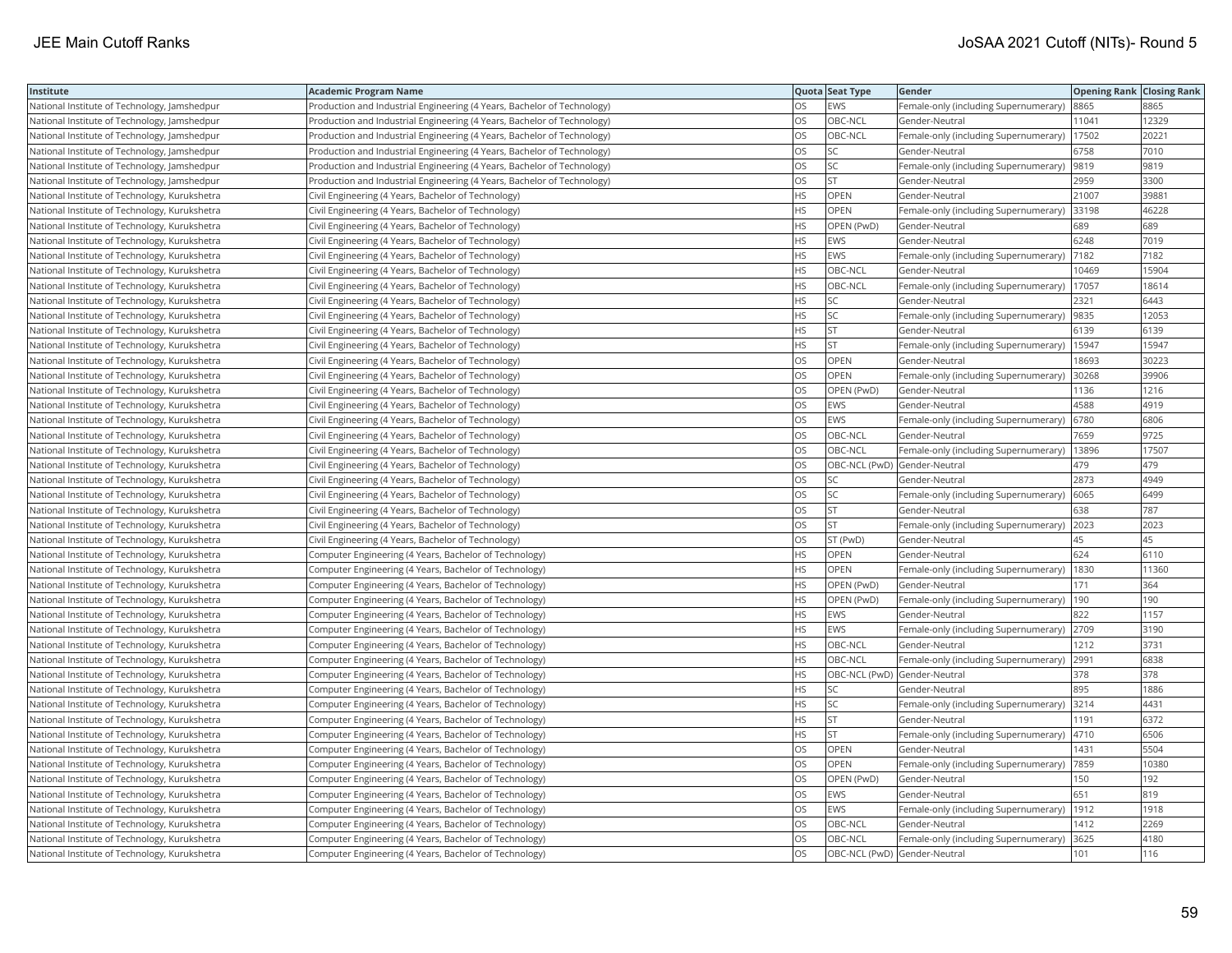| Institute | Academic Program Name | Quota | Seat Type | Gender | Opening Rank | Closing Rank |
|---|---|---|---|---|---|---|
| National Institute of Technology, Jamshedpur | Production and Industrial Engineering (4 Years, Bachelor of Technology) | OS | EWS | Female-only (including Supernumerary) | 8865 | 8865 |
| National Institute of Technology, Jamshedpur | Production and Industrial Engineering (4 Years, Bachelor of Technology) | OS | OBC-NCL | Gender-Neutral | 11041 | 12329 |
| National Institute of Technology, Jamshedpur | Production and Industrial Engineering (4 Years, Bachelor of Technology) | OS | OBC-NCL | Female-only (including Supernumerary) | 17502 | 20221 |
| National Institute of Technology, Jamshedpur | Production and Industrial Engineering (4 Years, Bachelor of Technology) | OS | SC | Gender-Neutral | 6758 | 7010 |
| National Institute of Technology, Jamshedpur | Production and Industrial Engineering (4 Years, Bachelor of Technology) | OS | SC | Female-only (including Supernumerary) | 9819 | 9819 |
| National Institute of Technology, Jamshedpur | Production and Industrial Engineering (4 Years, Bachelor of Technology) | OS | ST | Gender-Neutral | 2959 | 3300 |
| National Institute of Technology, Kurukshetra | Civil Engineering (4 Years, Bachelor of Technology) | HS | OPEN | Gender-Neutral | 21007 | 39881 |
| National Institute of Technology, Kurukshetra | Civil Engineering (4 Years, Bachelor of Technology) | HS | OPEN | Female-only (including Supernumerary) | 33198 | 46228 |
| National Institute of Technology, Kurukshetra | Civil Engineering (4 Years, Bachelor of Technology) | HS | OPEN (PwD) | Gender-Neutral | 689 | 689 |
| National Institute of Technology, Kurukshetra | Civil Engineering (4 Years, Bachelor of Technology) | HS | EWS | Gender-Neutral | 6248 | 7019 |
| National Institute of Technology, Kurukshetra | Civil Engineering (4 Years, Bachelor of Technology) | HS | EWS | Female-only (including Supernumerary) | 7182 | 7182 |
| National Institute of Technology, Kurukshetra | Civil Engineering (4 Years, Bachelor of Technology) | HS | OBC-NCL | Gender-Neutral | 10469 | 15904 |
| National Institute of Technology, Kurukshetra | Civil Engineering (4 Years, Bachelor of Technology) | HS | OBC-NCL | Female-only (including Supernumerary) | 17057 | 18614 |
| National Institute of Technology, Kurukshetra | Civil Engineering (4 Years, Bachelor of Technology) | HS | SC | Gender-Neutral | 2321 | 6443 |
| National Institute of Technology, Kurukshetra | Civil Engineering (4 Years, Bachelor of Technology) | HS | SC | Female-only (including Supernumerary) | 9835 | 12053 |
| National Institute of Technology, Kurukshetra | Civil Engineering (4 Years, Bachelor of Technology) | HS | ST | Gender-Neutral | 6139 | 6139 |
| National Institute of Technology, Kurukshetra | Civil Engineering (4 Years, Bachelor of Technology) | HS | ST | Female-only (including Supernumerary) | 15947 | 15947 |
| National Institute of Technology, Kurukshetra | Civil Engineering (4 Years, Bachelor of Technology) | OS | OPEN | Gender-Neutral | 18693 | 30223 |
| National Institute of Technology, Kurukshetra | Civil Engineering (4 Years, Bachelor of Technology) | OS | OPEN | Female-only (including Supernumerary) | 30268 | 39906 |
| National Institute of Technology, Kurukshetra | Civil Engineering (4 Years, Bachelor of Technology) | OS | OPEN (PwD) | Gender-Neutral | 1136 | 1216 |
| National Institute of Technology, Kurukshetra | Civil Engineering (4 Years, Bachelor of Technology) | OS | EWS | Gender-Neutral | 4588 | 4919 |
| National Institute of Technology, Kurukshetra | Civil Engineering (4 Years, Bachelor of Technology) | OS | EWS | Female-only (including Supernumerary) | 6780 | 6806 |
| National Institute of Technology, Kurukshetra | Civil Engineering (4 Years, Bachelor of Technology) | OS | OBC-NCL | Gender-Neutral | 7659 | 9725 |
| National Institute of Technology, Kurukshetra | Civil Engineering (4 Years, Bachelor of Technology) | OS | OBC-NCL | Female-only (including Supernumerary) | 13896 | 17507 |
| National Institute of Technology, Kurukshetra | Civil Engineering (4 Years, Bachelor of Technology) | OS | OBC-NCL (PwD) | Gender-Neutral | 479 | 479 |
| National Institute of Technology, Kurukshetra | Civil Engineering (4 Years, Bachelor of Technology) | OS | SC | Gender-Neutral | 2873 | 4949 |
| National Institute of Technology, Kurukshetra | Civil Engineering (4 Years, Bachelor of Technology) | OS | SC | Female-only (including Supernumerary) | 6065 | 6499 |
| National Institute of Technology, Kurukshetra | Civil Engineering (4 Years, Bachelor of Technology) | OS | ST | Gender-Neutral | 638 | 787 |
| National Institute of Technology, Kurukshetra | Civil Engineering (4 Years, Bachelor of Technology) | OS | ST | Female-only (including Supernumerary) | 2023 | 2023 |
| National Institute of Technology, Kurukshetra | Civil Engineering (4 Years, Bachelor of Technology) | OS | ST (PwD) | Gender-Neutral | 45 | 45 |
| National Institute of Technology, Kurukshetra | Computer Engineering (4 Years, Bachelor of Technology) | HS | OPEN | Gender-Neutral | 624 | 6110 |
| National Institute of Technology, Kurukshetra | Computer Engineering (4 Years, Bachelor of Technology) | HS | OPEN | Female-only (including Supernumerary) | 1830 | 11360 |
| National Institute of Technology, Kurukshetra | Computer Engineering (4 Years, Bachelor of Technology) | HS | OPEN (PwD) | Gender-Neutral | 171 | 364 |
| National Institute of Technology, Kurukshetra | Computer Engineering (4 Years, Bachelor of Technology) | HS | OPEN (PwD) | Female-only (including Supernumerary) | 190 | 190 |
| National Institute of Technology, Kurukshetra | Computer Engineering (4 Years, Bachelor of Technology) | HS | EWS | Gender-Neutral | 822 | 1157 |
| National Institute of Technology, Kurukshetra | Computer Engineering (4 Years, Bachelor of Technology) | HS | EWS | Female-only (including Supernumerary) | 2709 | 3190 |
| National Institute of Technology, Kurukshetra | Computer Engineering (4 Years, Bachelor of Technology) | HS | OBC-NCL | Gender-Neutral | 1212 | 3731 |
| National Institute of Technology, Kurukshetra | Computer Engineering (4 Years, Bachelor of Technology) | HS | OBC-NCL | Female-only (including Supernumerary) | 2991 | 6838 |
| National Institute of Technology, Kurukshetra | Computer Engineering (4 Years, Bachelor of Technology) | HS | OBC-NCL (PwD) | Gender-Neutral | 378 | 378 |
| National Institute of Technology, Kurukshetra | Computer Engineering (4 Years, Bachelor of Technology) | HS | SC | Gender-Neutral | 895 | 1886 |
| National Institute of Technology, Kurukshetra | Computer Engineering (4 Years, Bachelor of Technology) | HS | SC | Female-only (including Supernumerary) | 3214 | 4431 |
| National Institute of Technology, Kurukshetra | Computer Engineering (4 Years, Bachelor of Technology) | HS | ST | Gender-Neutral | 1191 | 6372 |
| National Institute of Technology, Kurukshetra | Computer Engineering (4 Years, Bachelor of Technology) | HS | ST | Female-only (including Supernumerary) | 4710 | 6506 |
| National Institute of Technology, Kurukshetra | Computer Engineering (4 Years, Bachelor of Technology) | OS | OPEN | Gender-Neutral | 1431 | 5504 |
| National Institute of Technology, Kurukshetra | Computer Engineering (4 Years, Bachelor of Technology) | OS | OPEN | Female-only (including Supernumerary) | 7859 | 10380 |
| National Institute of Technology, Kurukshetra | Computer Engineering (4 Years, Bachelor of Technology) | OS | OPEN (PwD) | Gender-Neutral | 150 | 192 |
| National Institute of Technology, Kurukshetra | Computer Engineering (4 Years, Bachelor of Technology) | OS | EWS | Gender-Neutral | 651 | 819 |
| National Institute of Technology, Kurukshetra | Computer Engineering (4 Years, Bachelor of Technology) | OS | EWS | Female-only (including Supernumerary) | 1912 | 1918 |
| National Institute of Technology, Kurukshetra | Computer Engineering (4 Years, Bachelor of Technology) | OS | OBC-NCL | Gender-Neutral | 1412 | 2269 |
| National Institute of Technology, Kurukshetra | Computer Engineering (4 Years, Bachelor of Technology) | OS | OBC-NCL | Female-only (including Supernumerary) | 3625 | 4180 |
| National Institute of Technology, Kurukshetra | Computer Engineering (4 Years, Bachelor of Technology) | OS | OBC-NCL (PwD) | Gender-Neutral | 101 | 116 |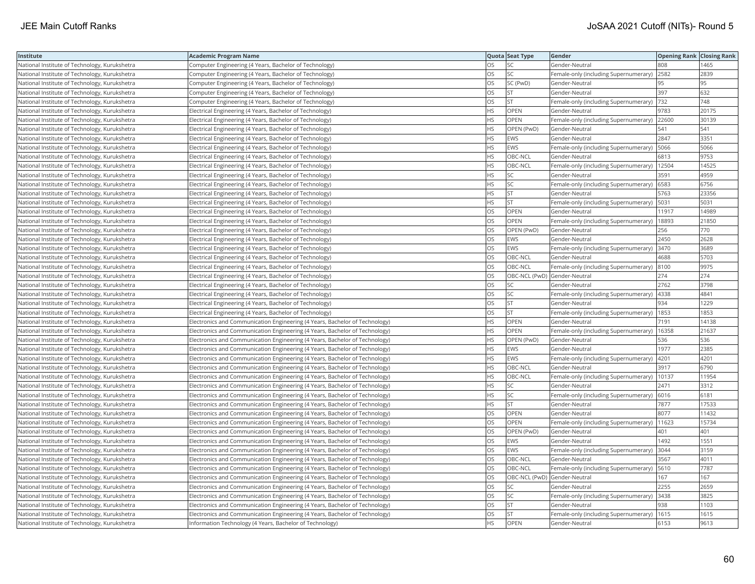| Institute | Academic Program Name | Quota | Seat Type | Gender | Opening Rank | Closing Rank |
|---|---|---|---|---|---|---|
| National Institute of Technology, Kurukshetra | Computer Engineering (4 Years, Bachelor of Technology) | OS | SC | Gender-Neutral | 808 | 1465 |
| National Institute of Technology, Kurukshetra | Computer Engineering (4 Years, Bachelor of Technology) | OS | SC | Female-only (including Supernumerary) | 2582 | 2839 |
| National Institute of Technology, Kurukshetra | Computer Engineering (4 Years, Bachelor of Technology) | OS | SC (PwD) | Gender-Neutral | 95 | 95 |
| National Institute of Technology, Kurukshetra | Computer Engineering (4 Years, Bachelor of Technology) | OS | ST | Gender-Neutral | 397 | 632 |
| National Institute of Technology, Kurukshetra | Computer Engineering (4 Years, Bachelor of Technology) | OS | ST | Female-only (including Supernumerary) | 732 | 748 |
| National Institute of Technology, Kurukshetra | Electrical Engineering (4 Years, Bachelor of Technology) | HS | OPEN | Gender-Neutral | 9783 | 20175 |
| National Institute of Technology, Kurukshetra | Electrical Engineering (4 Years, Bachelor of Technology) | HS | OPEN | Female-only (including Supernumerary) | 22600 | 30139 |
| National Institute of Technology, Kurukshetra | Electrical Engineering (4 Years, Bachelor of Technology) | HS | OPEN (PwD) | Gender-Neutral | 541 | 541 |
| National Institute of Technology, Kurukshetra | Electrical Engineering (4 Years, Bachelor of Technology) | HS | EWS | Gender-Neutral | 2847 | 3351 |
| National Institute of Technology, Kurukshetra | Electrical Engineering (4 Years, Bachelor of Technology) | HS | EWS | Female-only (including Supernumerary) | 5066 | 5066 |
| National Institute of Technology, Kurukshetra | Electrical Engineering (4 Years, Bachelor of Technology) | HS | OBC-NCL | Gender-Neutral | 6813 | 9753 |
| National Institute of Technology, Kurukshetra | Electrical Engineering (4 Years, Bachelor of Technology) | HS | OBC-NCL | Female-only (including Supernumerary) | 12504 | 14525 |
| National Institute of Technology, Kurukshetra | Electrical Engineering (4 Years, Bachelor of Technology) | HS | SC | Gender-Neutral | 3591 | 4959 |
| National Institute of Technology, Kurukshetra | Electrical Engineering (4 Years, Bachelor of Technology) | HS | SC | Female-only (including Supernumerary) | 6583 | 6756 |
| National Institute of Technology, Kurukshetra | Electrical Engineering (4 Years, Bachelor of Technology) | HS | ST | Gender-Neutral | 5763 | 23356 |
| National Institute of Technology, Kurukshetra | Electrical Engineering (4 Years, Bachelor of Technology) | HS | ST | Female-only (including Supernumerary) | 5031 | 5031 |
| National Institute of Technology, Kurukshetra | Electrical Engineering (4 Years, Bachelor of Technology) | OS | OPEN | Gender-Neutral | 11917 | 14989 |
| National Institute of Technology, Kurukshetra | Electrical Engineering (4 Years, Bachelor of Technology) | OS | OPEN | Female-only (including Supernumerary) | 18893 | 21850 |
| National Institute of Technology, Kurukshetra | Electrical Engineering (4 Years, Bachelor of Technology) | OS | OPEN (PwD) | Gender-Neutral | 256 | 770 |
| National Institute of Technology, Kurukshetra | Electrical Engineering (4 Years, Bachelor of Technology) | OS | EWS | Gender-Neutral | 2450 | 2628 |
| National Institute of Technology, Kurukshetra | Electrical Engineering (4 Years, Bachelor of Technology) | OS | EWS | Female-only (including Supernumerary) | 3470 | 3689 |
| National Institute of Technology, Kurukshetra | Electrical Engineering (4 Years, Bachelor of Technology) | OS | OBC-NCL | Gender-Neutral | 4688 | 5703 |
| National Institute of Technology, Kurukshetra | Electrical Engineering (4 Years, Bachelor of Technology) | OS | OBC-NCL | Female-only (including Supernumerary) | 8100 | 9975 |
| National Institute of Technology, Kurukshetra | Electrical Engineering (4 Years, Bachelor of Technology) | OS | OBC-NCL (PwD) | Gender-Neutral | 274 | 274 |
| National Institute of Technology, Kurukshetra | Electrical Engineering (4 Years, Bachelor of Technology) | OS | SC | Gender-Neutral | 2762 | 3798 |
| National Institute of Technology, Kurukshetra | Electrical Engineering (4 Years, Bachelor of Technology) | OS | SC | Female-only (including Supernumerary) | 4338 | 4841 |
| National Institute of Technology, Kurukshetra | Electrical Engineering (4 Years, Bachelor of Technology) | OS | ST | Gender-Neutral | 934 | 1229 |
| National Institute of Technology, Kurukshetra | Electrical Engineering (4 Years, Bachelor of Technology) | OS | ST | Female-only (including Supernumerary) | 1853 | 1853 |
| National Institute of Technology, Kurukshetra | Electronics and Communication Engineering (4 Years, Bachelor of Technology) | HS | OPEN | Gender-Neutral | 7191 | 14138 |
| National Institute of Technology, Kurukshetra | Electronics and Communication Engineering (4 Years, Bachelor of Technology) | HS | OPEN | Female-only (including Supernumerary) | 16358 | 21637 |
| National Institute of Technology, Kurukshetra | Electronics and Communication Engineering (4 Years, Bachelor of Technology) | HS | OPEN (PwD) | Gender-Neutral | 536 | 536 |
| National Institute of Technology, Kurukshetra | Electronics and Communication Engineering (4 Years, Bachelor of Technology) | HS | EWS | Gender-Neutral | 1977 | 2385 |
| National Institute of Technology, Kurukshetra | Electronics and Communication Engineering (4 Years, Bachelor of Technology) | HS | EWS | Female-only (including Supernumerary) | 4201 | 4201 |
| National Institute of Technology, Kurukshetra | Electronics and Communication Engineering (4 Years, Bachelor of Technology) | HS | OBC-NCL | Gender-Neutral | 3917 | 6790 |
| National Institute of Technology, Kurukshetra | Electronics and Communication Engineering (4 Years, Bachelor of Technology) | HS | OBC-NCL | Female-only (including Supernumerary) | 10137 | 11954 |
| National Institute of Technology, Kurukshetra | Electronics and Communication Engineering (4 Years, Bachelor of Technology) | HS | SC | Gender-Neutral | 2471 | 3312 |
| National Institute of Technology, Kurukshetra | Electronics and Communication Engineering (4 Years, Bachelor of Technology) | HS | SC | Female-only (including Supernumerary) | 6016 | 6181 |
| National Institute of Technology, Kurukshetra | Electronics and Communication Engineering (4 Years, Bachelor of Technology) | HS | ST | Gender-Neutral | 7877 | 17533 |
| National Institute of Technology, Kurukshetra | Electronics and Communication Engineering (4 Years, Bachelor of Technology) | OS | OPEN | Gender-Neutral | 8077 | 11432 |
| National Institute of Technology, Kurukshetra | Electronics and Communication Engineering (4 Years, Bachelor of Technology) | OS | OPEN | Female-only (including Supernumerary) | 11623 | 15734 |
| National Institute of Technology, Kurukshetra | Electronics and Communication Engineering (4 Years, Bachelor of Technology) | OS | OPEN (PwD) | Gender-Neutral | 401 | 401 |
| National Institute of Technology, Kurukshetra | Electronics and Communication Engineering (4 Years, Bachelor of Technology) | OS | EWS | Gender-Neutral | 1492 | 1551 |
| National Institute of Technology, Kurukshetra | Electronics and Communication Engineering (4 Years, Bachelor of Technology) | OS | EWS | Female-only (including Supernumerary) | 3044 | 3159 |
| National Institute of Technology, Kurukshetra | Electronics and Communication Engineering (4 Years, Bachelor of Technology) | OS | OBC-NCL | Gender-Neutral | 3567 | 4011 |
| National Institute of Technology, Kurukshetra | Electronics and Communication Engineering (4 Years, Bachelor of Technology) | OS | OBC-NCL | Female-only (including Supernumerary) | 5610 | 7787 |
| National Institute of Technology, Kurukshetra | Electronics and Communication Engineering (4 Years, Bachelor of Technology) | OS | OBC-NCL (PwD) | Gender-Neutral | 167 | 167 |
| National Institute of Technology, Kurukshetra | Electronics and Communication Engineering (4 Years, Bachelor of Technology) | OS | SC | Gender-Neutral | 2255 | 2659 |
| National Institute of Technology, Kurukshetra | Electronics and Communication Engineering (4 Years, Bachelor of Technology) | OS | SC | Female-only (including Supernumerary) | 3438 | 3825 |
| National Institute of Technology, Kurukshetra | Electronics and Communication Engineering (4 Years, Bachelor of Technology) | OS | ST | Gender-Neutral | 938 | 1103 |
| National Institute of Technology, Kurukshetra | Electronics and Communication Engineering (4 Years, Bachelor of Technology) | OS | ST | Female-only (including Supernumerary) | 1615 | 1615 |
| National Institute of Technology, Kurukshetra | Information Technology (4 Years, Bachelor of Technology) | HS | OPEN | Gender-Neutral | 6153 | 9613 |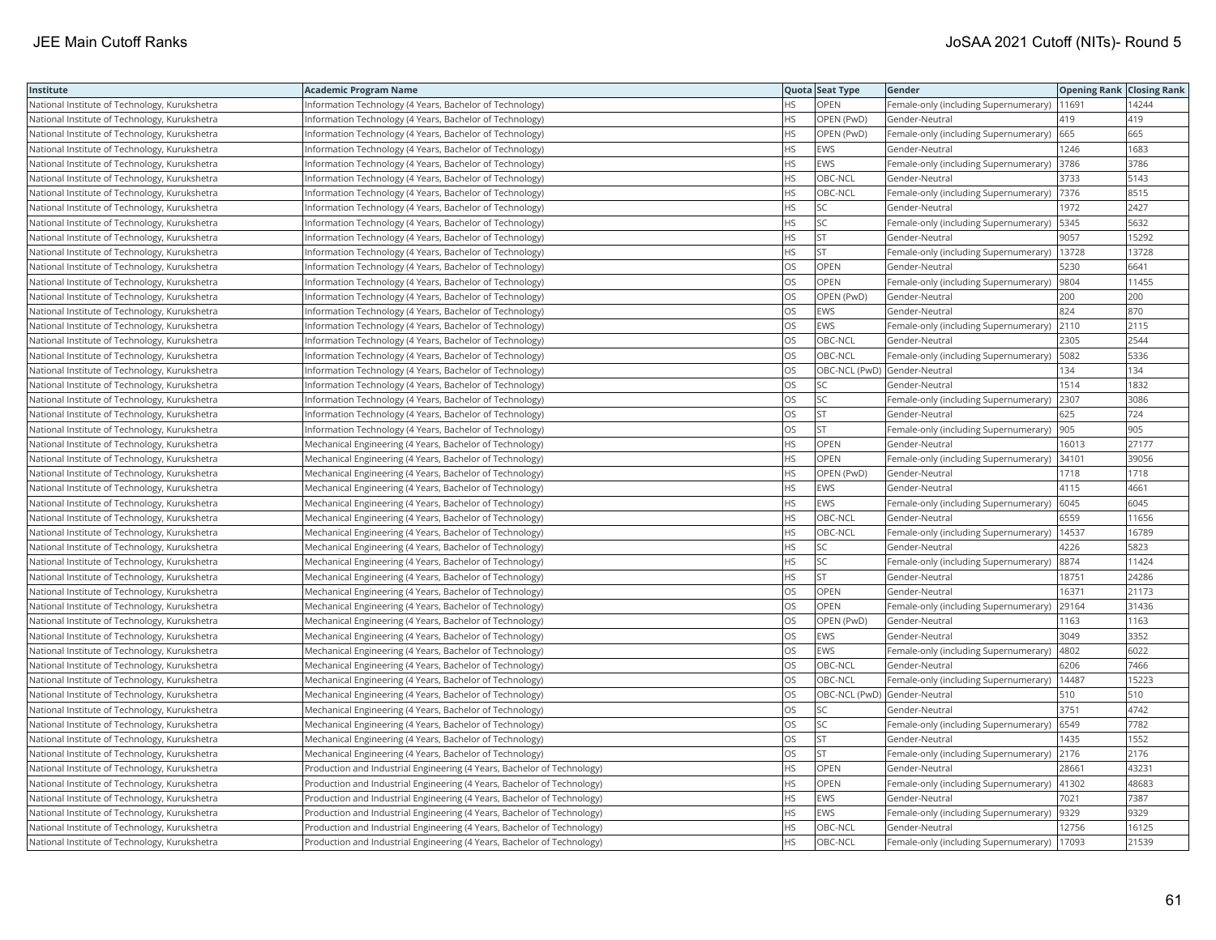| Institute | Academic Program Name | Quota | Seat Type | Gender | Opening Rank | Closing Rank |
|---|---|---|---|---|---|---|
| National Institute of Technology, Kurukshetra | Information Technology (4 Years, Bachelor of Technology) | HS | OPEN | Female-only (including Supernumerary) | 11691 | 14244 |
| National Institute of Technology, Kurukshetra | Information Technology (4 Years, Bachelor of Technology) | HS | OPEN (PwD) | Gender-Neutral | 419 | 419 |
| National Institute of Technology, Kurukshetra | Information Technology (4 Years, Bachelor of Technology) | HS | OPEN (PwD) | Female-only (including Supernumerary) | 665 | 665 |
| National Institute of Technology, Kurukshetra | Information Technology (4 Years, Bachelor of Technology) | HS | EWS | Gender-Neutral | 1246 | 1683 |
| National Institute of Technology, Kurukshetra | Information Technology (4 Years, Bachelor of Technology) | HS | EWS | Female-only (including Supernumerary) | 3786 | 3786 |
| National Institute of Technology, Kurukshetra | Information Technology (4 Years, Bachelor of Technology) | HS | OBC-NCL | Gender-Neutral | 3733 | 5143 |
| National Institute of Technology, Kurukshetra | Information Technology (4 Years, Bachelor of Technology) | HS | OBC-NCL | Female-only (including Supernumerary) | 7376 | 8515 |
| National Institute of Technology, Kurukshetra | Information Technology (4 Years, Bachelor of Technology) | HS | SC | Gender-Neutral | 1972 | 2427 |
| National Institute of Technology, Kurukshetra | Information Technology (4 Years, Bachelor of Technology) | HS | SC | Female-only (including Supernumerary) | 5345 | 5632 |
| National Institute of Technology, Kurukshetra | Information Technology (4 Years, Bachelor of Technology) | HS | ST | Gender-Neutral | 9057 | 15292 |
| National Institute of Technology, Kurukshetra | Information Technology (4 Years, Bachelor of Technology) | HS | ST | Female-only (including Supernumerary) | 13728 | 13728 |
| National Institute of Technology, Kurukshetra | Information Technology (4 Years, Bachelor of Technology) | OS | OPEN | Gender-Neutral | 5230 | 6641 |
| National Institute of Technology, Kurukshetra | Information Technology (4 Years, Bachelor of Technology) | OS | OPEN | Female-only (including Supernumerary) | 9804 | 11455 |
| National Institute of Technology, Kurukshetra | Information Technology (4 Years, Bachelor of Technology) | OS | OPEN (PwD) | Gender-Neutral | 200 | 200 |
| National Institute of Technology, Kurukshetra | Information Technology (4 Years, Bachelor of Technology) | OS | EWS | Gender-Neutral | 824 | 870 |
| National Institute of Technology, Kurukshetra | Information Technology (4 Years, Bachelor of Technology) | OS | EWS | Female-only (including Supernumerary) | 2110 | 2115 |
| National Institute of Technology, Kurukshetra | Information Technology (4 Years, Bachelor of Technology) | OS | OBC-NCL | Gender-Neutral | 2305 | 2544 |
| National Institute of Technology, Kurukshetra | Information Technology (4 Years, Bachelor of Technology) | OS | OBC-NCL | Female-only (including Supernumerary) | 5082 | 5336 |
| National Institute of Technology, Kurukshetra | Information Technology (4 Years, Bachelor of Technology) | OS | OBC-NCL (PwD) | Gender-Neutral | 134 | 134 |
| National Institute of Technology, Kurukshetra | Information Technology (4 Years, Bachelor of Technology) | OS | SC | Gender-Neutral | 1514 | 1832 |
| National Institute of Technology, Kurukshetra | Information Technology (4 Years, Bachelor of Technology) | OS | SC | Female-only (including Supernumerary) | 2307 | 3086 |
| National Institute of Technology, Kurukshetra | Information Technology (4 Years, Bachelor of Technology) | OS | ST | Gender-Neutral | 625 | 724 |
| National Institute of Technology, Kurukshetra | Information Technology (4 Years, Bachelor of Technology) | OS | ST | Female-only (including Supernumerary) | 905 | 905 |
| National Institute of Technology, Kurukshetra | Mechanical Engineering (4 Years, Bachelor of Technology) | HS | OPEN | Gender-Neutral | 16013 | 27177 |
| National Institute of Technology, Kurukshetra | Mechanical Engineering (4 Years, Bachelor of Technology) | HS | OPEN | Female-only (including Supernumerary) | 34101 | 39056 |
| National Institute of Technology, Kurukshetra | Mechanical Engineering (4 Years, Bachelor of Technology) | HS | OPEN (PwD) | Gender-Neutral | 1718 | 1718 |
| National Institute of Technology, Kurukshetra | Mechanical Engineering (4 Years, Bachelor of Technology) | HS | EWS | Gender-Neutral | 4115 | 4661 |
| National Institute of Technology, Kurukshetra | Mechanical Engineering (4 Years, Bachelor of Technology) | HS | EWS | Female-only (including Supernumerary) | 6045 | 6045 |
| National Institute of Technology, Kurukshetra | Mechanical Engineering (4 Years, Bachelor of Technology) | HS | OBC-NCL | Gender-Neutral | 6559 | 11656 |
| National Institute of Technology, Kurukshetra | Mechanical Engineering (4 Years, Bachelor of Technology) | HS | OBC-NCL | Female-only (including Supernumerary) | 14537 | 16789 |
| National Institute of Technology, Kurukshetra | Mechanical Engineering (4 Years, Bachelor of Technology) | HS | SC | Gender-Neutral | 4226 | 5823 |
| National Institute of Technology, Kurukshetra | Mechanical Engineering (4 Years, Bachelor of Technology) | HS | SC | Female-only (including Supernumerary) | 8874 | 11424 |
| National Institute of Technology, Kurukshetra | Mechanical Engineering (4 Years, Bachelor of Technology) | HS | ST | Gender-Neutral | 18751 | 24286 |
| National Institute of Technology, Kurukshetra | Mechanical Engineering (4 Years, Bachelor of Technology) | OS | OPEN | Gender-Neutral | 16371 | 21173 |
| National Institute of Technology, Kurukshetra | Mechanical Engineering (4 Years, Bachelor of Technology) | OS | OPEN | Female-only (including Supernumerary) | 29164 | 31436 |
| National Institute of Technology, Kurukshetra | Mechanical Engineering (4 Years, Bachelor of Technology) | OS | OPEN (PwD) | Gender-Neutral | 1163 | 1163 |
| National Institute of Technology, Kurukshetra | Mechanical Engineering (4 Years, Bachelor of Technology) | OS | EWS | Gender-Neutral | 3049 | 3352 |
| National Institute of Technology, Kurukshetra | Mechanical Engineering (4 Years, Bachelor of Technology) | OS | EWS | Female-only (including Supernumerary) | 4802 | 6022 |
| National Institute of Technology, Kurukshetra | Mechanical Engineering (4 Years, Bachelor of Technology) | OS | OBC-NCL | Gender-Neutral | 6206 | 7466 |
| National Institute of Technology, Kurukshetra | Mechanical Engineering (4 Years, Bachelor of Technology) | OS | OBC-NCL | Female-only (including Supernumerary) | 14487 | 15223 |
| National Institute of Technology, Kurukshetra | Mechanical Engineering (4 Years, Bachelor of Technology) | OS | OBC-NCL (PwD) | Gender-Neutral | 510 | 510 |
| National Institute of Technology, Kurukshetra | Mechanical Engineering (4 Years, Bachelor of Technology) | OS | SC | Gender-Neutral | 3751 | 4742 |
| National Institute of Technology, Kurukshetra | Mechanical Engineering (4 Years, Bachelor of Technology) | OS | SC | Female-only (including Supernumerary) | 6549 | 7782 |
| National Institute of Technology, Kurukshetra | Mechanical Engineering (4 Years, Bachelor of Technology) | OS | ST | Gender-Neutral | 1435 | 1552 |
| National Institute of Technology, Kurukshetra | Mechanical Engineering (4 Years, Bachelor of Technology) | OS | ST | Female-only (including Supernumerary) | 2176 | 2176 |
| National Institute of Technology, Kurukshetra | Production and Industrial Engineering (4 Years, Bachelor of Technology) | HS | OPEN | Gender-Neutral | 28661 | 43231 |
| National Institute of Technology, Kurukshetra | Production and Industrial Engineering (4 Years, Bachelor of Technology) | HS | OPEN | Female-only (including Supernumerary) | 41302 | 48683 |
| National Institute of Technology, Kurukshetra | Production and Industrial Engineering (4 Years, Bachelor of Technology) | HS | EWS | Gender-Neutral | 7021 | 7387 |
| National Institute of Technology, Kurukshetra | Production and Industrial Engineering (4 Years, Bachelor of Technology) | HS | EWS | Female-only (including Supernumerary) | 9329 | 9329 |
| National Institute of Technology, Kurukshetra | Production and Industrial Engineering (4 Years, Bachelor of Technology) | HS | OBC-NCL | Gender-Neutral | 12756 | 16125 |
| National Institute of Technology, Kurukshetra | Production and Industrial Engineering (4 Years, Bachelor of Technology) | HS | OBC-NCL | Female-only (including Supernumerary) | 17093 | 21539 |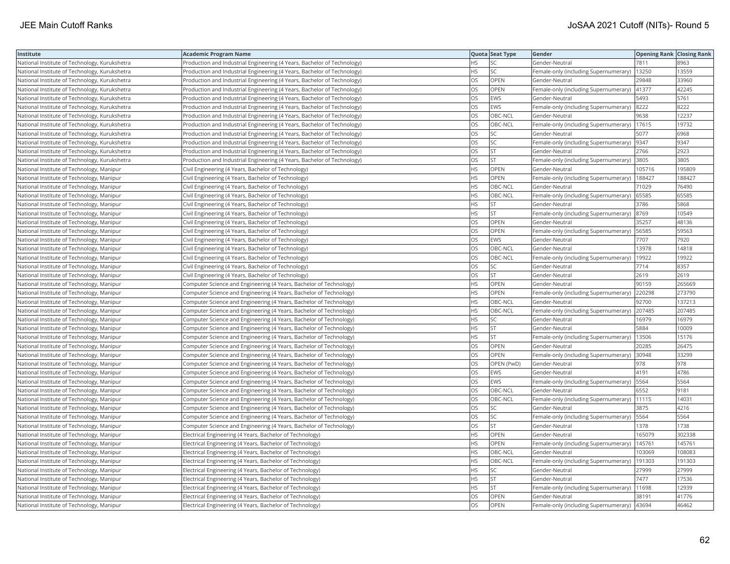| Institute | Academic Program Name | Quota | Seat Type | Gender | Opening Rank | Closing Rank |
|---|---|---|---|---|---|---|
| National Institute of Technology, Kurukshetra | Production and Industrial Engineering (4 Years, Bachelor of Technology) | HS | SC | Gender-Neutral | 7811 | 8963 |
| National Institute of Technology, Kurukshetra | Production and Industrial Engineering (4 Years, Bachelor of Technology) | HS | SC | Female-only (including Supernumerary) | 13250 | 13559 |
| National Institute of Technology, Kurukshetra | Production and Industrial Engineering (4 Years, Bachelor of Technology) | OS | OPEN | Gender-Neutral | 29848 | 33960 |
| National Institute of Technology, Kurukshetra | Production and Industrial Engineering (4 Years, Bachelor of Technology) | OS | OPEN | Female-only (including Supernumerary) | 41377 | 42245 |
| National Institute of Technology, Kurukshetra | Production and Industrial Engineering (4 Years, Bachelor of Technology) | OS | EWS | Gender-Neutral | 5493 | 5761 |
| National Institute of Technology, Kurukshetra | Production and Industrial Engineering (4 Years, Bachelor of Technology) | OS | EWS | Female-only (including Supernumerary) | 8222 | 8222 |
| National Institute of Technology, Kurukshetra | Production and Industrial Engineering (4 Years, Bachelor of Technology) | OS | OBC-NCL | Gender-Neutral | 9638 | 12237 |
| National Institute of Technology, Kurukshetra | Production and Industrial Engineering (4 Years, Bachelor of Technology) | OS | OBC-NCL | Female-only (including Supernumerary) | 17615 | 19732 |
| National Institute of Technology, Kurukshetra | Production and Industrial Engineering (4 Years, Bachelor of Technology) | OS | SC | Gender-Neutral | 5077 | 6968 |
| National Institute of Technology, Kurukshetra | Production and Industrial Engineering (4 Years, Bachelor of Technology) | OS | SC | Female-only (including Supernumerary) | 9347 | 9347 |
| National Institute of Technology, Kurukshetra | Production and Industrial Engineering (4 Years, Bachelor of Technology) | OS | ST | Gender-Neutral | 2766 | 2923 |
| National Institute of Technology, Kurukshetra | Production and Industrial Engineering (4 Years, Bachelor of Technology) | OS | ST | Female-only (including Supernumerary) | 3805 | 3805 |
| National Institute of Technology, Manipur | Civil Engineering (4 Years, Bachelor of Technology) | HS | OPEN | Gender-Neutral | 105716 | 195809 |
| National Institute of Technology, Manipur | Civil Engineering (4 Years, Bachelor of Technology) | HS | OPEN | Female-only (including Supernumerary) | 188427 | 188427 |
| National Institute of Technology, Manipur | Civil Engineering (4 Years, Bachelor of Technology) | HS | OBC-NCL | Gender-Neutral | 71029 | 76490 |
| National Institute of Technology, Manipur | Civil Engineering (4 Years, Bachelor of Technology) | HS | OBC-NCL | Female-only (including Supernumerary) | 65585 | 65585 |
| National Institute of Technology, Manipur | Civil Engineering (4 Years, Bachelor of Technology) | HS | ST | Gender-Neutral | 3786 | 5868 |
| National Institute of Technology, Manipur | Civil Engineering (4 Years, Bachelor of Technology) | HS | ST | Female-only (including Supernumerary) | 8769 | 10549 |
| National Institute of Technology, Manipur | Civil Engineering (4 Years, Bachelor of Technology) | OS | OPEN | Gender-Neutral | 35257 | 48136 |
| National Institute of Technology, Manipur | Civil Engineering (4 Years, Bachelor of Technology) | OS | OPEN | Female-only (including Supernumerary) | 56585 | 59563 |
| National Institute of Technology, Manipur | Civil Engineering (4 Years, Bachelor of Technology) | OS | EWS | Gender-Neutral | 7707 | 7920 |
| National Institute of Technology, Manipur | Civil Engineering (4 Years, Bachelor of Technology) | OS | OBC-NCL | Gender-Neutral | 13978 | 14818 |
| National Institute of Technology, Manipur | Civil Engineering (4 Years, Bachelor of Technology) | OS | OBC-NCL | Female-only (including Supernumerary) | 19922 | 19922 |
| National Institute of Technology, Manipur | Civil Engineering (4 Years, Bachelor of Technology) | OS | SC | Gender-Neutral | 7714 | 8357 |
| National Institute of Technology, Manipur | Civil Engineering (4 Years, Bachelor of Technology) | OS | ST | Gender-Neutral | 2619 | 2619 |
| National Institute of Technology, Manipur | Computer Science and Engineering (4 Years, Bachelor of Technology) | HS | OPEN | Gender-Neutral | 90159 | 265669 |
| National Institute of Technology, Manipur | Computer Science and Engineering (4 Years, Bachelor of Technology) | HS | OPEN | Female-only (including Supernumerary) | 220298 | 273790 |
| National Institute of Technology, Manipur | Computer Science and Engineering (4 Years, Bachelor of Technology) | HS | OBC-NCL | Gender-Neutral | 92700 | 137213 |
| National Institute of Technology, Manipur | Computer Science and Engineering (4 Years, Bachelor of Technology) | HS | OBC-NCL | Female-only (including Supernumerary) | 207485 | 207485 |
| National Institute of Technology, Manipur | Computer Science and Engineering (4 Years, Bachelor of Technology) | HS | SC | Gender-Neutral | 16979 | 16979 |
| National Institute of Technology, Manipur | Computer Science and Engineering (4 Years, Bachelor of Technology) | HS | ST | Gender-Neutral | 5884 | 10009 |
| National Institute of Technology, Manipur | Computer Science and Engineering (4 Years, Bachelor of Technology) | HS | ST | Female-only (including Supernumerary) | 13506 | 15176 |
| National Institute of Technology, Manipur | Computer Science and Engineering (4 Years, Bachelor of Technology) | OS | OPEN | Gender-Neutral | 20285 | 26475 |
| National Institute of Technology, Manipur | Computer Science and Engineering (4 Years, Bachelor of Technology) | OS | OPEN | Female-only (including Supernumerary) | 30948 | 33299 |
| National Institute of Technology, Manipur | Computer Science and Engineering (4 Years, Bachelor of Technology) | OS | OPEN (PwD) | Gender-Neutral | 978 | 978 |
| National Institute of Technology, Manipur | Computer Science and Engineering (4 Years, Bachelor of Technology) | OS | EWS | Gender-Neutral | 4191 | 4786 |
| National Institute of Technology, Manipur | Computer Science and Engineering (4 Years, Bachelor of Technology) | OS | EWS | Female-only (including Supernumerary) | 5564 | 5564 |
| National Institute of Technology, Manipur | Computer Science and Engineering (4 Years, Bachelor of Technology) | OS | OBC-NCL | Gender-Neutral | 6552 | 9181 |
| National Institute of Technology, Manipur | Computer Science and Engineering (4 Years, Bachelor of Technology) | OS | OBC-NCL | Female-only (including Supernumerary) | 11115 | 14031 |
| National Institute of Technology, Manipur | Computer Science and Engineering (4 Years, Bachelor of Technology) | OS | SC | Gender-Neutral | 3875 | 4216 |
| National Institute of Technology, Manipur | Computer Science and Engineering (4 Years, Bachelor of Technology) | OS | SC | Female-only (including Supernumerary) | 5564 | 5564 |
| National Institute of Technology, Manipur | Computer Science and Engineering (4 Years, Bachelor of Technology) | OS | ST | Gender-Neutral | 1378 | 1738 |
| National Institute of Technology, Manipur | Electrical Engineering (4 Years, Bachelor of Technology) | HS | OPEN | Gender-Neutral | 165079 | 302338 |
| National Institute of Technology, Manipur | Electrical Engineering (4 Years, Bachelor of Technology) | HS | OPEN | Female-only (including Supernumerary) | 145761 | 145761 |
| National Institute of Technology, Manipur | Electrical Engineering (4 Years, Bachelor of Technology) | HS | OBC-NCL | Gender-Neutral | 103069 | 108083 |
| National Institute of Technology, Manipur | Electrical Engineering (4 Years, Bachelor of Technology) | HS | OBC-NCL | Female-only (including Supernumerary) | 191303 | 191303 |
| National Institute of Technology, Manipur | Electrical Engineering (4 Years, Bachelor of Technology) | HS | SC | Gender-Neutral | 27999 | 27999 |
| National Institute of Technology, Manipur | Electrical Engineering (4 Years, Bachelor of Technology) | HS | ST | Gender-Neutral | 7477 | 17536 |
| National Institute of Technology, Manipur | Electrical Engineering (4 Years, Bachelor of Technology) | HS | ST | Female-only (including Supernumerary) | 11698 | 12939 |
| National Institute of Technology, Manipur | Electrical Engineering (4 Years, Bachelor of Technology) | OS | OPEN | Gender-Neutral | 38191 | 41776 |
| National Institute of Technology, Manipur | Electrical Engineering (4 Years, Bachelor of Technology) | OS | OPEN | Female-only (including Supernumerary) | 43694 | 46462 |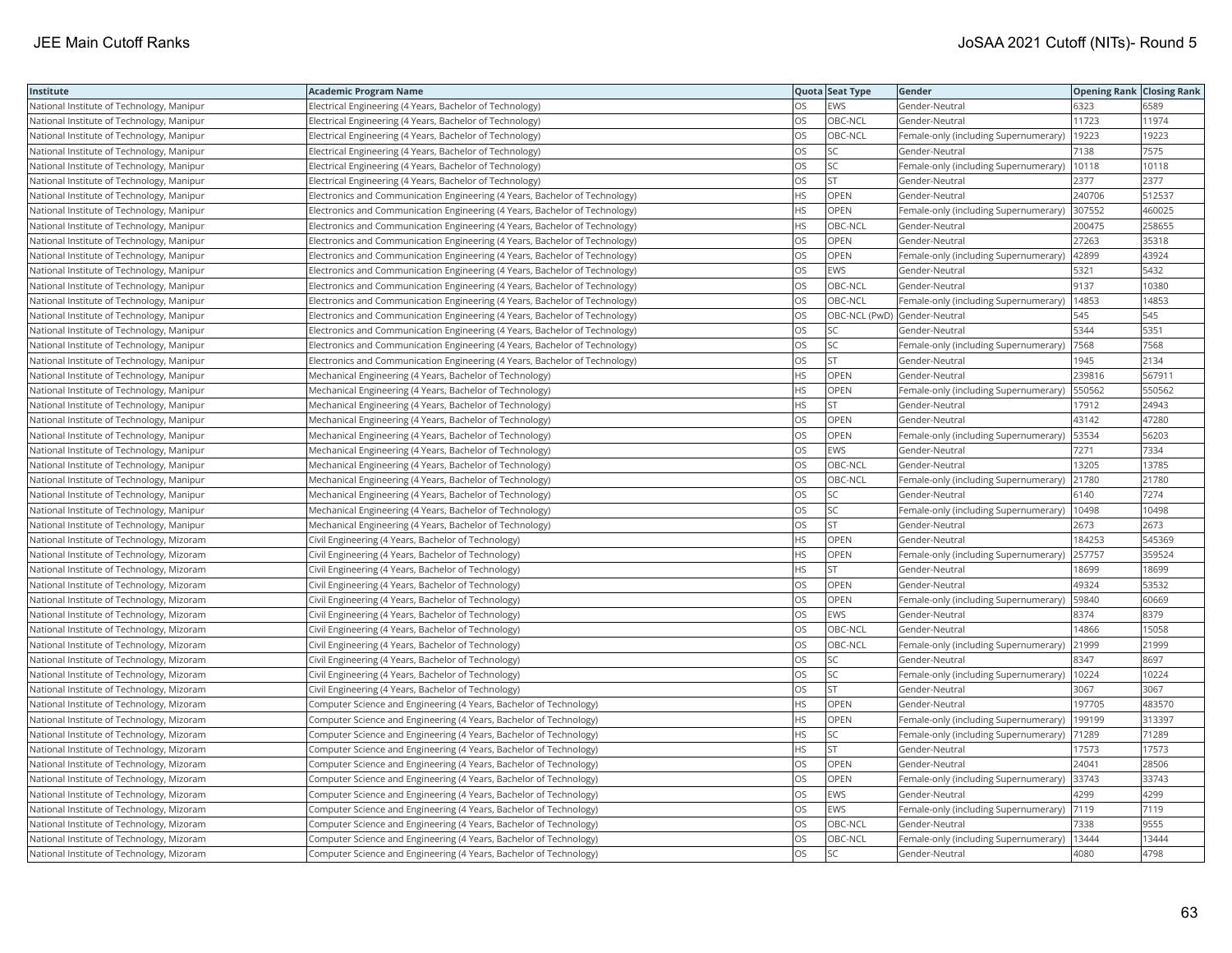| Institute | Academic Program Name | Quota | Seat Type | Gender | Opening Rank | Closing Rank |
|---|---|---|---|---|---|---|
| National Institute of Technology, Manipur | Electrical Engineering (4 Years, Bachelor of Technology) | OS | EWS | Gender-Neutral | 6323 | 6589 |
| National Institute of Technology, Manipur | Electrical Engineering (4 Years, Bachelor of Technology) | OS | OBC-NCL | Gender-Neutral | 11723 | 11974 |
| National Institute of Technology, Manipur | Electrical Engineering (4 Years, Bachelor of Technology) | OS | OBC-NCL | Female-only (including Supernumerary) | 19223 | 19223 |
| National Institute of Technology, Manipur | Electrical Engineering (4 Years, Bachelor of Technology) | OS | SC | Gender-Neutral | 7138 | 7575 |
| National Institute of Technology, Manipur | Electrical Engineering (4 Years, Bachelor of Technology) | OS | SC | Female-only (including Supernumerary) | 10118 | 10118 |
| National Institute of Technology, Manipur | Electrical Engineering (4 Years, Bachelor of Technology) | OS | ST | Gender-Neutral | 2377 | 2377 |
| National Institute of Technology, Manipur | Electronics and Communication Engineering (4 Years, Bachelor of Technology) | HS | OPEN | Gender-Neutral | 240706 | 512537 |
| National Institute of Technology, Manipur | Electronics and Communication Engineering (4 Years, Bachelor of Technology) | HS | OPEN | Female-only (including Supernumerary) | 307552 | 460025 |
| National Institute of Technology, Manipur | Electronics and Communication Engineering (4 Years, Bachelor of Technology) | HS | OBC-NCL | Gender-Neutral | 200475 | 258655 |
| National Institute of Technology, Manipur | Electronics and Communication Engineering (4 Years, Bachelor of Technology) | OS | OPEN | Gender-Neutral | 27263 | 35318 |
| National Institute of Technology, Manipur | Electronics and Communication Engineering (4 Years, Bachelor of Technology) | OS | OPEN | Female-only (including Supernumerary) | 42899 | 43924 |
| National Institute of Technology, Manipur | Electronics and Communication Engineering (4 Years, Bachelor of Technology) | OS | EWS | Gender-Neutral | 5321 | 5432 |
| National Institute of Technology, Manipur | Electronics and Communication Engineering (4 Years, Bachelor of Technology) | OS | OBC-NCL | Gender-Neutral | 9137 | 10380 |
| National Institute of Technology, Manipur | Electronics and Communication Engineering (4 Years, Bachelor of Technology) | OS | OBC-NCL | Female-only (including Supernumerary) | 14853 | 14853 |
| National Institute of Technology, Manipur | Electronics and Communication Engineering (4 Years, Bachelor of Technology) | OS | OBC-NCL (PwD) | Gender-Neutral | 545 | 545 |
| National Institute of Technology, Manipur | Electronics and Communication Engineering (4 Years, Bachelor of Technology) | OS | SC | Gender-Neutral | 5344 | 5351 |
| National Institute of Technology, Manipur | Electronics and Communication Engineering (4 Years, Bachelor of Technology) | OS | SC | Female-only (including Supernumerary) | 7568 | 7568 |
| National Institute of Technology, Manipur | Electronics and Communication Engineering (4 Years, Bachelor of Technology) | OS | ST | Gender-Neutral | 1945 | 2134 |
| National Institute of Technology, Manipur | Mechanical Engineering (4 Years, Bachelor of Technology) | HS | OPEN | Gender-Neutral | 239816 | 567911 |
| National Institute of Technology, Manipur | Mechanical Engineering (4 Years, Bachelor of Technology) | HS | OPEN | Female-only (including Supernumerary) | 550562 | 550562 |
| National Institute of Technology, Manipur | Mechanical Engineering (4 Years, Bachelor of Technology) | HS | ST | Gender-Neutral | 17912 | 24943 |
| National Institute of Technology, Manipur | Mechanical Engineering (4 Years, Bachelor of Technology) | OS | OPEN | Gender-Neutral | 43142 | 47280 |
| National Institute of Technology, Manipur | Mechanical Engineering (4 Years, Bachelor of Technology) | OS | OPEN | Female-only (including Supernumerary) | 53534 | 56203 |
| National Institute of Technology, Manipur | Mechanical Engineering (4 Years, Bachelor of Technology) | OS | EWS | Gender-Neutral | 7271 | 7334 |
| National Institute of Technology, Manipur | Mechanical Engineering (4 Years, Bachelor of Technology) | OS | OBC-NCL | Gender-Neutral | 13205 | 13785 |
| National Institute of Technology, Manipur | Mechanical Engineering (4 Years, Bachelor of Technology) | OS | OBC-NCL | Female-only (including Supernumerary) | 21780 | 21780 |
| National Institute of Technology, Manipur | Mechanical Engineering (4 Years, Bachelor of Technology) | OS | SC | Gender-Neutral | 6140 | 7274 |
| National Institute of Technology, Manipur | Mechanical Engineering (4 Years, Bachelor of Technology) | OS | SC | Female-only (including Supernumerary) | 10498 | 10498 |
| National Institute of Technology, Manipur | Mechanical Engineering (4 Years, Bachelor of Technology) | OS | ST | Gender-Neutral | 2673 | 2673 |
| National Institute of Technology, Mizoram | Civil Engineering (4 Years, Bachelor of Technology) | HS | OPEN | Gender-Neutral | 184253 | 545369 |
| National Institute of Technology, Mizoram | Civil Engineering (4 Years, Bachelor of Technology) | HS | OPEN | Female-only (including Supernumerary) | 257757 | 359524 |
| National Institute of Technology, Mizoram | Civil Engineering (4 Years, Bachelor of Technology) | HS | ST | Gender-Neutral | 18699 | 18699 |
| National Institute of Technology, Mizoram | Civil Engineering (4 Years, Bachelor of Technology) | OS | OPEN | Gender-Neutral | 49324 | 53532 |
| National Institute of Technology, Mizoram | Civil Engineering (4 Years, Bachelor of Technology) | OS | OPEN | Female-only (including Supernumerary) | 59840 | 60669 |
| National Institute of Technology, Mizoram | Civil Engineering (4 Years, Bachelor of Technology) | OS | EWS | Gender-Neutral | 8374 | 8379 |
| National Institute of Technology, Mizoram | Civil Engineering (4 Years, Bachelor of Technology) | OS | OBC-NCL | Gender-Neutral | 14866 | 15058 |
| National Institute of Technology, Mizoram | Civil Engineering (4 Years, Bachelor of Technology) | OS | OBC-NCL | Female-only (including Supernumerary) | 21999 | 21999 |
| National Institute of Technology, Mizoram | Civil Engineering (4 Years, Bachelor of Technology) | OS | SC | Gender-Neutral | 8347 | 8697 |
| National Institute of Technology, Mizoram | Civil Engineering (4 Years, Bachelor of Technology) | OS | SC | Female-only (including Supernumerary) | 10224 | 10224 |
| National Institute of Technology, Mizoram | Civil Engineering (4 Years, Bachelor of Technology) | OS | ST | Gender-Neutral | 3067 | 3067 |
| National Institute of Technology, Mizoram | Computer Science and Engineering (4 Years, Bachelor of Technology) | HS | OPEN | Gender-Neutral | 197705 | 483570 |
| National Institute of Technology, Mizoram | Computer Science and Engineering (4 Years, Bachelor of Technology) | HS | OPEN | Female-only (including Supernumerary) | 199199 | 313397 |
| National Institute of Technology, Mizoram | Computer Science and Engineering (4 Years, Bachelor of Technology) | HS | SC | Female-only (including Supernumerary) | 71289 | 71289 |
| National Institute of Technology, Mizoram | Computer Science and Engineering (4 Years, Bachelor of Technology) | HS | ST | Gender-Neutral | 17573 | 17573 |
| National Institute of Technology, Mizoram | Computer Science and Engineering (4 Years, Bachelor of Technology) | OS | OPEN | Gender-Neutral | 24041 | 28506 |
| National Institute of Technology, Mizoram | Computer Science and Engineering (4 Years, Bachelor of Technology) | OS | OPEN | Female-only (including Supernumerary) | 33743 | 33743 |
| National Institute of Technology, Mizoram | Computer Science and Engineering (4 Years, Bachelor of Technology) | OS | EWS | Gender-Neutral | 4299 | 4299 |
| National Institute of Technology, Mizoram | Computer Science and Engineering (4 Years, Bachelor of Technology) | OS | EWS | Female-only (including Supernumerary) | 7119 | 7119 |
| National Institute of Technology, Mizoram | Computer Science and Engineering (4 Years, Bachelor of Technology) | OS | OBC-NCL | Gender-Neutral | 7338 | 9555 |
| National Institute of Technology, Mizoram | Computer Science and Engineering (4 Years, Bachelor of Technology) | OS | OBC-NCL | Female-only (including Supernumerary) | 13444 | 13444 |
| National Institute of Technology, Mizoram | Computer Science and Engineering (4 Years, Bachelor of Technology) | OS | SC | Gender-Neutral | 4080 | 4798 |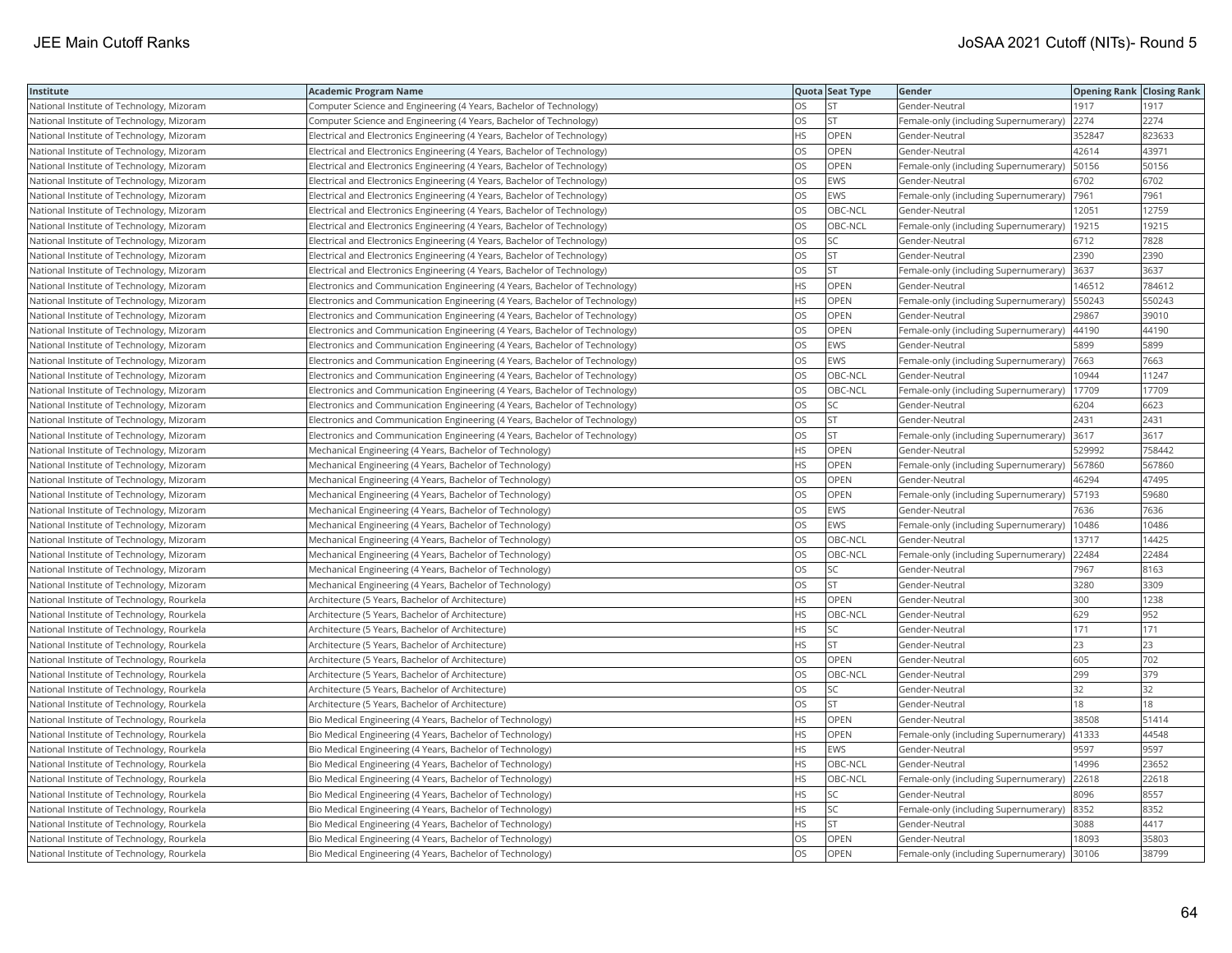| Institute | Academic Program Name | Quota | Seat Type | Gender | Opening Rank | Closing Rank |
|---|---|---|---|---|---|---|
| National Institute of Technology, Mizoram | Computer Science and Engineering (4 Years, Bachelor of Technology) | OS | ST | Gender-Neutral | 1917 | 1917 |
| National Institute of Technology, Mizoram | Computer Science and Engineering (4 Years, Bachelor of Technology) | OS | ST | Female-only (including Supernumerary) | 2274 | 2274 |
| National Institute of Technology, Mizoram | Electrical and Electronics Engineering (4 Years, Bachelor of Technology) | HS | OPEN | Gender-Neutral | 352847 | 823633 |
| National Institute of Technology, Mizoram | Electrical and Electronics Engineering (4 Years, Bachelor of Technology) | OS | OPEN | Gender-Neutral | 42614 | 43971 |
| National Institute of Technology, Mizoram | Electrical and Electronics Engineering (4 Years, Bachelor of Technology) | OS | OPEN | Female-only (including Supernumerary) | 50156 | 50156 |
| National Institute of Technology, Mizoram | Electrical and Electronics Engineering (4 Years, Bachelor of Technology) | OS | EWS | Gender-Neutral | 6702 | 6702 |
| National Institute of Technology, Mizoram | Electrical and Electronics Engineering (4 Years, Bachelor of Technology) | OS | EWS | Female-only (including Supernumerary) | 7961 | 7961 |
| National Institute of Technology, Mizoram | Electrical and Electronics Engineering (4 Years, Bachelor of Technology) | OS | OBC-NCL | Gender-Neutral | 12051 | 12759 |
| National Institute of Technology, Mizoram | Electrical and Electronics Engineering (4 Years, Bachelor of Technology) | OS | OBC-NCL | Female-only (including Supernumerary) | 19215 | 19215 |
| National Institute of Technology, Mizoram | Electrical and Electronics Engineering (4 Years, Bachelor of Technology) | OS | SC | Gender-Neutral | 6712 | 7828 |
| National Institute of Technology, Mizoram | Electrical and Electronics Engineering (4 Years, Bachelor of Technology) | OS | ST | Gender-Neutral | 2390 | 2390 |
| National Institute of Technology, Mizoram | Electrical and Electronics Engineering (4 Years, Bachelor of Technology) | OS | ST | Female-only (including Supernumerary) | 3637 | 3637 |
| National Institute of Technology, Mizoram | Electronics and Communication Engineering (4 Years, Bachelor of Technology) | HS | OPEN | Gender-Neutral | 146512 | 784612 |
| National Institute of Technology, Mizoram | Electronics and Communication Engineering (4 Years, Bachelor of Technology) | HS | OPEN | Female-only (including Supernumerary) | 550243 | 550243 |
| National Institute of Technology, Mizoram | Electronics and Communication Engineering (4 Years, Bachelor of Technology) | OS | OPEN | Gender-Neutral | 29867 | 39010 |
| National Institute of Technology, Mizoram | Electronics and Communication Engineering (4 Years, Bachelor of Technology) | OS | OPEN | Female-only (including Supernumerary) | 44190 | 44190 |
| National Institute of Technology, Mizoram | Electronics and Communication Engineering (4 Years, Bachelor of Technology) | OS | EWS | Gender-Neutral | 5899 | 5899 |
| National Institute of Technology, Mizoram | Electronics and Communication Engineering (4 Years, Bachelor of Technology) | OS | EWS | Female-only (including Supernumerary) | 7663 | 7663 |
| National Institute of Technology, Mizoram | Electronics and Communication Engineering (4 Years, Bachelor of Technology) | OS | OBC-NCL | Gender-Neutral | 10944 | 11247 |
| National Institute of Technology, Mizoram | Electronics and Communication Engineering (4 Years, Bachelor of Technology) | OS | OBC-NCL | Female-only (including Supernumerary) | 17709 | 17709 |
| National Institute of Technology, Mizoram | Electronics and Communication Engineering (4 Years, Bachelor of Technology) | OS | SC | Gender-Neutral | 6204 | 6623 |
| National Institute of Technology, Mizoram | Electronics and Communication Engineering (4 Years, Bachelor of Technology) | OS | ST | Gender-Neutral | 2431 | 2431 |
| National Institute of Technology, Mizoram | Electronics and Communication Engineering (4 Years, Bachelor of Technology) | OS | ST | Female-only (including Supernumerary) | 3617 | 3617 |
| National Institute of Technology, Mizoram | Mechanical Engineering (4 Years, Bachelor of Technology) | HS | OPEN | Gender-Neutral | 529992 | 758442 |
| National Institute of Technology, Mizoram | Mechanical Engineering (4 Years, Bachelor of Technology) | HS | OPEN | Female-only (including Supernumerary) | 567860 | 567860 |
| National Institute of Technology, Mizoram | Mechanical Engineering (4 Years, Bachelor of Technology) | OS | OPEN | Gender-Neutral | 46294 | 47495 |
| National Institute of Technology, Mizoram | Mechanical Engineering (4 Years, Bachelor of Technology) | OS | OPEN | Female-only (including Supernumerary) | 57193 | 59680 |
| National Institute of Technology, Mizoram | Mechanical Engineering (4 Years, Bachelor of Technology) | OS | EWS | Gender-Neutral | 7636 | 7636 |
| National Institute of Technology, Mizoram | Mechanical Engineering (4 Years, Bachelor of Technology) | OS | EWS | Female-only (including Supernumerary) | 10486 | 10486 |
| National Institute of Technology, Mizoram | Mechanical Engineering (4 Years, Bachelor of Technology) | OS | OBC-NCL | Gender-Neutral | 13717 | 14425 |
| National Institute of Technology, Mizoram | Mechanical Engineering (4 Years, Bachelor of Technology) | OS | OBC-NCL | Female-only (including Supernumerary) | 22484 | 22484 |
| National Institute of Technology, Mizoram | Mechanical Engineering (4 Years, Bachelor of Technology) | OS | SC | Gender-Neutral | 7967 | 8163 |
| National Institute of Technology, Mizoram | Mechanical Engineering (4 Years, Bachelor of Technology) | OS | ST | Gender-Neutral | 3280 | 3309 |
| National Institute of Technology, Rourkela | Architecture (5 Years, Bachelor of Architecture) | HS | OPEN | Gender-Neutral | 300 | 1238 |
| National Institute of Technology, Rourkela | Architecture (5 Years, Bachelor of Architecture) | HS | OBC-NCL | Gender-Neutral | 629 | 952 |
| National Institute of Technology, Rourkela | Architecture (5 Years, Bachelor of Architecture) | HS | SC | Gender-Neutral | 171 | 171 |
| National Institute of Technology, Rourkela | Architecture (5 Years, Bachelor of Architecture) | HS | ST | Gender-Neutral | 23 | 23 |
| National Institute of Technology, Rourkela | Architecture (5 Years, Bachelor of Architecture) | OS | OPEN | Gender-Neutral | 605 | 702 |
| National Institute of Technology, Rourkela | Architecture (5 Years, Bachelor of Architecture) | OS | OBC-NCL | Gender-Neutral | 299 | 379 |
| National Institute of Technology, Rourkela | Architecture (5 Years, Bachelor of Architecture) | OS | SC | Gender-Neutral | 32 | 32 |
| National Institute of Technology, Rourkela | Architecture (5 Years, Bachelor of Architecture) | OS | ST | Gender-Neutral | 18 | 18 |
| National Institute of Technology, Rourkela | Bio Medical Engineering (4 Years, Bachelor of Technology) | HS | OPEN | Gender-Neutral | 38508 | 51414 |
| National Institute of Technology, Rourkela | Bio Medical Engineering (4 Years, Bachelor of Technology) | HS | OPEN | Female-only (including Supernumerary) | 41333 | 44548 |
| National Institute of Technology, Rourkela | Bio Medical Engineering (4 Years, Bachelor of Technology) | HS | EWS | Gender-Neutral | 9597 | 9597 |
| National Institute of Technology, Rourkela | Bio Medical Engineering (4 Years, Bachelor of Technology) | HS | OBC-NCL | Gender-Neutral | 14996 | 23652 |
| National Institute of Technology, Rourkela | Bio Medical Engineering (4 Years, Bachelor of Technology) | HS | OBC-NCL | Female-only (including Supernumerary) | 22618 | 22618 |
| National Institute of Technology, Rourkela | Bio Medical Engineering (4 Years, Bachelor of Technology) | HS | SC | Gender-Neutral | 8096 | 8557 |
| National Institute of Technology, Rourkela | Bio Medical Engineering (4 Years, Bachelor of Technology) | HS | SC | Female-only (including Supernumerary) | 8352 | 8352 |
| National Institute of Technology, Rourkela | Bio Medical Engineering (4 Years, Bachelor of Technology) | HS | ST | Gender-Neutral | 3088 | 4417 |
| National Institute of Technology, Rourkela | Bio Medical Engineering (4 Years, Bachelor of Technology) | OS | OPEN | Gender-Neutral | 18093 | 35803 |
| National Institute of Technology, Rourkela | Bio Medical Engineering (4 Years, Bachelor of Technology) | OS | OPEN | Female-only (including Supernumerary) | 30106 | 38799 |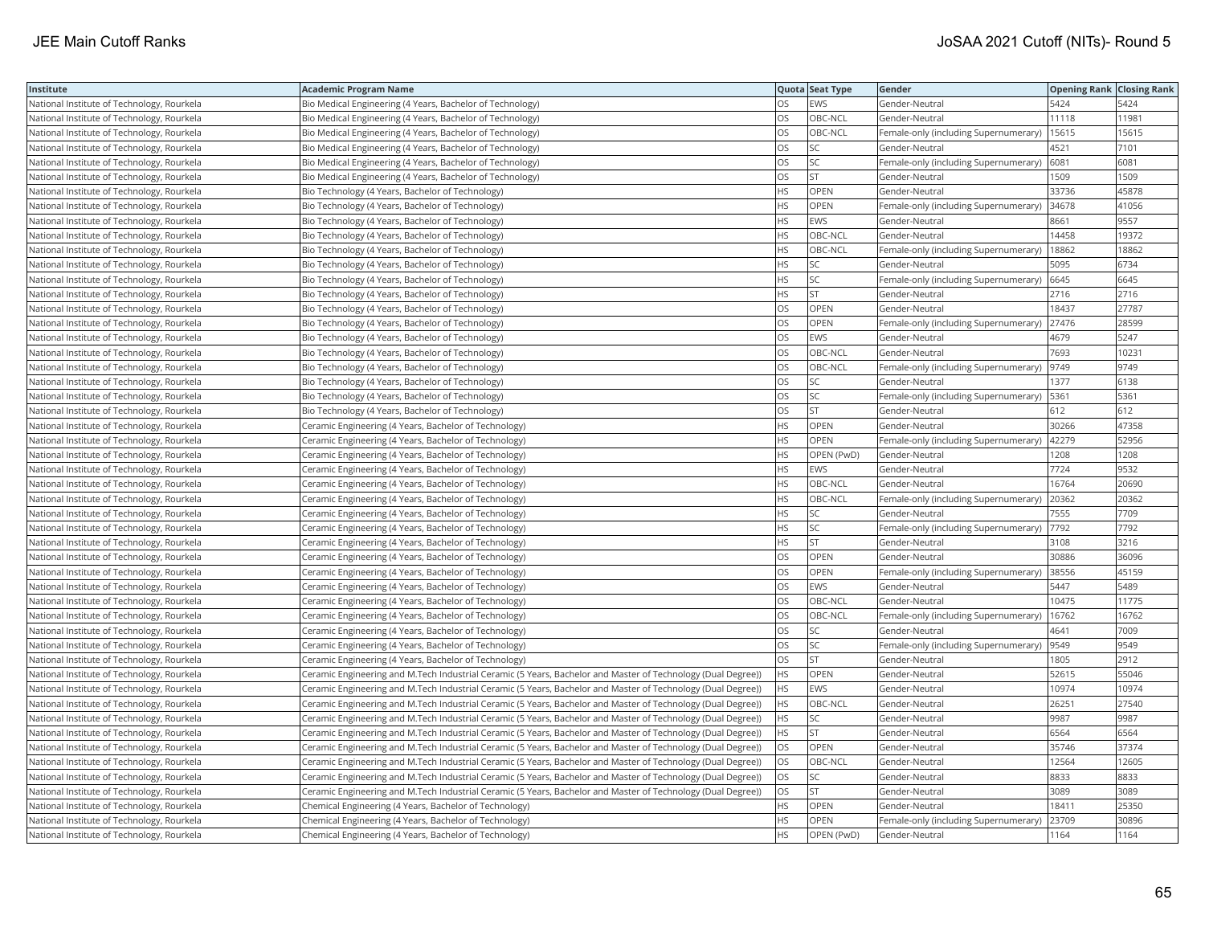| Institute | Academic Program Name | Quota | Seat Type | Gender | Opening Rank | Closing Rank |
|---|---|---|---|---|---|---|
| National Institute of Technology, Rourkela | Bio Medical Engineering (4 Years, Bachelor of Technology) | OS | EWS | Gender-Neutral | 5424 | 5424 |
| National Institute of Technology, Rourkela | Bio Medical Engineering (4 Years, Bachelor of Technology) | OS | OBC-NCL | Gender-Neutral | 11118 | 11981 |
| National Institute of Technology, Rourkela | Bio Medical Engineering (4 Years, Bachelor of Technology) | OS | OBC-NCL | Female-only (including Supernumerary) | 15615 | 15615 |
| National Institute of Technology, Rourkela | Bio Medical Engineering (4 Years, Bachelor of Technology) | OS | SC | Gender-Neutral | 4521 | 7101 |
| National Institute of Technology, Rourkela | Bio Medical Engineering (4 Years, Bachelor of Technology) | OS | SC | Female-only (including Supernumerary) | 6081 | 6081 |
| National Institute of Technology, Rourkela | Bio Medical Engineering (4 Years, Bachelor of Technology) | OS | ST | Gender-Neutral | 1509 | 1509 |
| National Institute of Technology, Rourkela | Bio Technology (4 Years, Bachelor of Technology) | HS | OPEN | Gender-Neutral | 33736 | 45878 |
| National Institute of Technology, Rourkela | Bio Technology (4 Years, Bachelor of Technology) | HS | OPEN | Female-only (including Supernumerary) | 34678 | 41056 |
| National Institute of Technology, Rourkela | Bio Technology (4 Years, Bachelor of Technology) | HS | EWS | Gender-Neutral | 8661 | 9557 |
| National Institute of Technology, Rourkela | Bio Technology (4 Years, Bachelor of Technology) | HS | OBC-NCL | Gender-Neutral | 14458 | 19372 |
| National Institute of Technology, Rourkela | Bio Technology (4 Years, Bachelor of Technology) | HS | OBC-NCL | Female-only (including Supernumerary) | 18862 | 18862 |
| National Institute of Technology, Rourkela | Bio Technology (4 Years, Bachelor of Technology) | HS | SC | Gender-Neutral | 5095 | 6734 |
| National Institute of Technology, Rourkela | Bio Technology (4 Years, Bachelor of Technology) | HS | SC | Female-only (including Supernumerary) | 6645 | 6645 |
| National Institute of Technology, Rourkela | Bio Technology (4 Years, Bachelor of Technology) | HS | ST | Gender-Neutral | 2716 | 2716 |
| National Institute of Technology, Rourkela | Bio Technology (4 Years, Bachelor of Technology) | OS | OPEN | Gender-Neutral | 18437 | 27787 |
| National Institute of Technology, Rourkela | Bio Technology (4 Years, Bachelor of Technology) | OS | OPEN | Female-only (including Supernumerary) | 27476 | 28599 |
| National Institute of Technology, Rourkela | Bio Technology (4 Years, Bachelor of Technology) | OS | EWS | Gender-Neutral | 4679 | 5247 |
| National Institute of Technology, Rourkela | Bio Technology (4 Years, Bachelor of Technology) | OS | OBC-NCL | Gender-Neutral | 7693 | 10231 |
| National Institute of Technology, Rourkela | Bio Technology (4 Years, Bachelor of Technology) | OS | OBC-NCL | Female-only (including Supernumerary) | 9749 | 9749 |
| National Institute of Technology, Rourkela | Bio Technology (4 Years, Bachelor of Technology) | OS | SC | Gender-Neutral | 1377 | 6138 |
| National Institute of Technology, Rourkela | Bio Technology (4 Years, Bachelor of Technology) | OS | SC | Female-only (including Supernumerary) | 5361 | 5361 |
| National Institute of Technology, Rourkela | Bio Technology (4 Years, Bachelor of Technology) | OS | ST | Gender-Neutral | 612 | 612 |
| National Institute of Technology, Rourkela | Ceramic Engineering (4 Years, Bachelor of Technology) | HS | OPEN | Gender-Neutral | 30266 | 47358 |
| National Institute of Technology, Rourkela | Ceramic Engineering (4 Years, Bachelor of Technology) | HS | OPEN | Female-only (including Supernumerary) | 42279 | 52956 |
| National Institute of Technology, Rourkela | Ceramic Engineering (4 Years, Bachelor of Technology) | HS | OPEN (PwD) | Gender-Neutral | 1208 | 1208 |
| National Institute of Technology, Rourkela | Ceramic Engineering (4 Years, Bachelor of Technology) | HS | EWS | Gender-Neutral | 7724 | 9532 |
| National Institute of Technology, Rourkela | Ceramic Engineering (4 Years, Bachelor of Technology) | HS | OBC-NCL | Gender-Neutral | 16764 | 20690 |
| National Institute of Technology, Rourkela | Ceramic Engineering (4 Years, Bachelor of Technology) | HS | OBC-NCL | Female-only (including Supernumerary) | 20362 | 20362 |
| National Institute of Technology, Rourkela | Ceramic Engineering (4 Years, Bachelor of Technology) | HS | SC | Gender-Neutral | 7555 | 7709 |
| National Institute of Technology, Rourkela | Ceramic Engineering (4 Years, Bachelor of Technology) | HS | SC | Female-only (including Supernumerary) | 7792 | 7792 |
| National Institute of Technology, Rourkela | Ceramic Engineering (4 Years, Bachelor of Technology) | HS | ST | Gender-Neutral | 3108 | 3216 |
| National Institute of Technology, Rourkela | Ceramic Engineering (4 Years, Bachelor of Technology) | OS | OPEN | Gender-Neutral | 30886 | 36096 |
| National Institute of Technology, Rourkela | Ceramic Engineering (4 Years, Bachelor of Technology) | OS | OPEN | Female-only (including Supernumerary) | 38556 | 45159 |
| National Institute of Technology, Rourkela | Ceramic Engineering (4 Years, Bachelor of Technology) | OS | EWS | Gender-Neutral | 5447 | 5489 |
| National Institute of Technology, Rourkela | Ceramic Engineering (4 Years, Bachelor of Technology) | OS | OBC-NCL | Gender-Neutral | 10475 | 11775 |
| National Institute of Technology, Rourkela | Ceramic Engineering (4 Years, Bachelor of Technology) | OS | OBC-NCL | Female-only (including Supernumerary) | 16762 | 16762 |
| National Institute of Technology, Rourkela | Ceramic Engineering (4 Years, Bachelor of Technology) | OS | SC | Gender-Neutral | 4641 | 7009 |
| National Institute of Technology, Rourkela | Ceramic Engineering (4 Years, Bachelor of Technology) | OS | SC | Female-only (including Supernumerary) | 9549 | 9549 |
| National Institute of Technology, Rourkela | Ceramic Engineering (4 Years, Bachelor of Technology) | OS | ST | Gender-Neutral | 1805 | 2912 |
| National Institute of Technology, Rourkela | Ceramic Engineering and M.Tech Industrial Ceramic (5 Years, Bachelor and Master of Technology (Dual Degree)) | HS | OPEN | Gender-Neutral | 52615 | 55046 |
| National Institute of Technology, Rourkela | Ceramic Engineering and M.Tech Industrial Ceramic (5 Years, Bachelor and Master of Technology (Dual Degree)) | HS | EWS | Gender-Neutral | 10974 | 10974 |
| National Institute of Technology, Rourkela | Ceramic Engineering and M.Tech Industrial Ceramic (5 Years, Bachelor and Master of Technology (Dual Degree)) | HS | OBC-NCL | Gender-Neutral | 26251 | 27540 |
| National Institute of Technology, Rourkela | Ceramic Engineering and M.Tech Industrial Ceramic (5 Years, Bachelor and Master of Technology (Dual Degree)) | HS | SC | Gender-Neutral | 9987 | 9987 |
| National Institute of Technology, Rourkela | Ceramic Engineering and M.Tech Industrial Ceramic (5 Years, Bachelor and Master of Technology (Dual Degree)) | HS | ST | Gender-Neutral | 6564 | 6564 |
| National Institute of Technology, Rourkela | Ceramic Engineering and M.Tech Industrial Ceramic (5 Years, Bachelor and Master of Technology (Dual Degree)) | OS | OPEN | Gender-Neutral | 35746 | 37374 |
| National Institute of Technology, Rourkela | Ceramic Engineering and M.Tech Industrial Ceramic (5 Years, Bachelor and Master of Technology (Dual Degree)) | OS | OBC-NCL | Gender-Neutral | 12564 | 12605 |
| National Institute of Technology, Rourkela | Ceramic Engineering and M.Tech Industrial Ceramic (5 Years, Bachelor and Master of Technology (Dual Degree)) | OS | SC | Gender-Neutral | 8833 | 8833 |
| National Institute of Technology, Rourkela | Ceramic Engineering and M.Tech Industrial Ceramic (5 Years, Bachelor and Master of Technology (Dual Degree)) | OS | ST | Gender-Neutral | 3089 | 3089 |
| National Institute of Technology, Rourkela | Chemical Engineering (4 Years, Bachelor of Technology) | HS | OPEN | Gender-Neutral | 18411 | 25350 |
| National Institute of Technology, Rourkela | Chemical Engineering (4 Years, Bachelor of Technology) | HS | OPEN | Female-only (including Supernumerary) | 23709 | 30896 |
| National Institute of Technology, Rourkela | Chemical Engineering (4 Years, Bachelor of Technology) | HS | OPEN (PwD) | Gender-Neutral | 1164 | 1164 |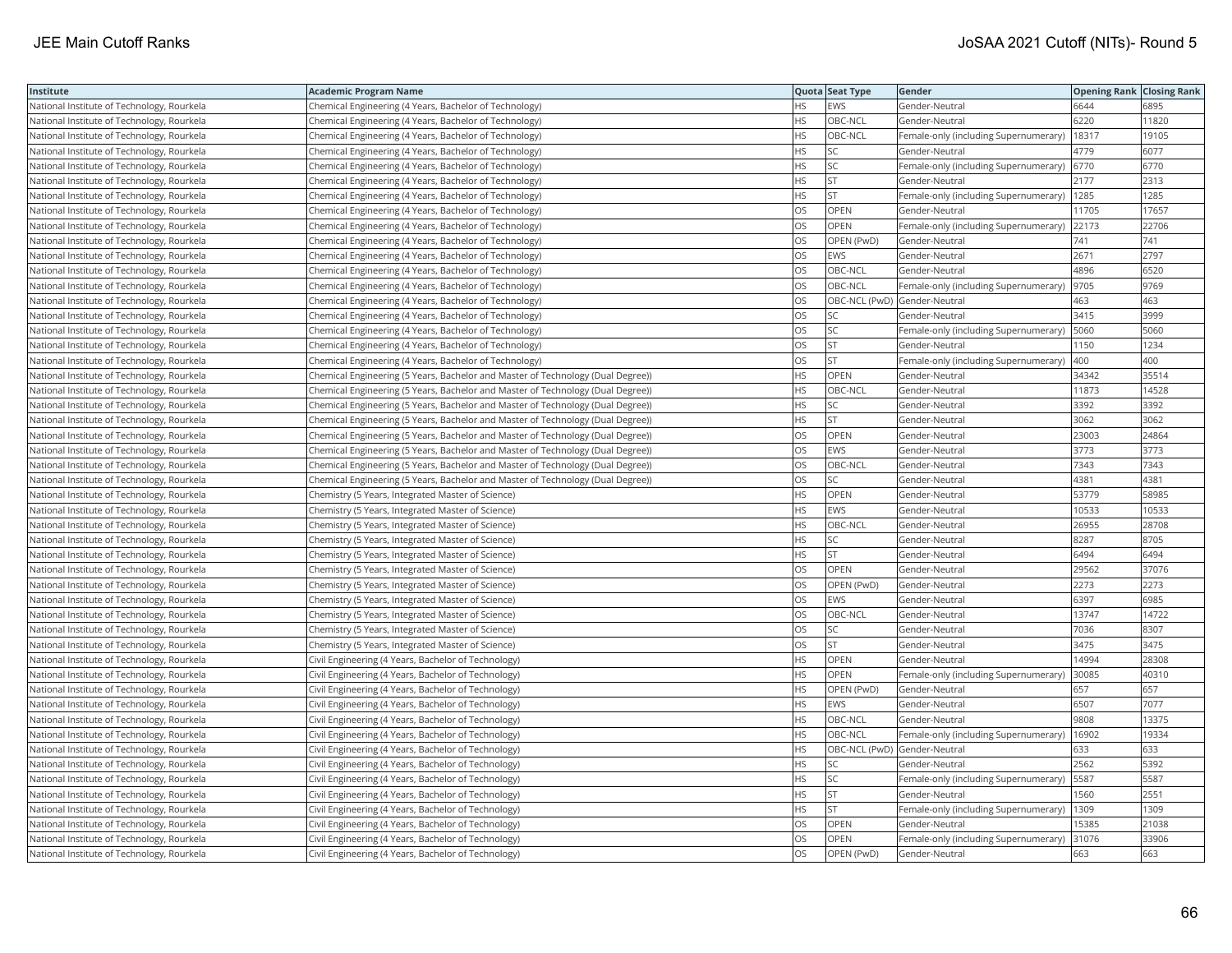| Institute | Academic Program Name | Quota | Seat Type | Gender | Opening Rank | Closing Rank |
|---|---|---|---|---|---|---|
| National Institute of Technology, Rourkela | Chemical Engineering (4 Years, Bachelor of Technology) | HS | EWS | Gender-Neutral | 6644 | 6895 |
| National Institute of Technology, Rourkela | Chemical Engineering (4 Years, Bachelor of Technology) | HS | OBC-NCL | Gender-Neutral | 6220 | 11820 |
| National Institute of Technology, Rourkela | Chemical Engineering (4 Years, Bachelor of Technology) | HS | OBC-NCL | Female-only (including Supernumerary) | 18317 | 19105 |
| National Institute of Technology, Rourkela | Chemical Engineering (4 Years, Bachelor of Technology) | HS | SC | Gender-Neutral | 4779 | 6077 |
| National Institute of Technology, Rourkela | Chemical Engineering (4 Years, Bachelor of Technology) | HS | SC | Female-only (including Supernumerary) | 6770 | 6770 |
| National Institute of Technology, Rourkela | Chemical Engineering (4 Years, Bachelor of Technology) | HS | ST | Gender-Neutral | 2177 | 2313 |
| National Institute of Technology, Rourkela | Chemical Engineering (4 Years, Bachelor of Technology) | HS | ST | Female-only (including Supernumerary) | 1285 | 1285 |
| National Institute of Technology, Rourkela | Chemical Engineering (4 Years, Bachelor of Technology) | OS | OPEN | Gender-Neutral | 11705 | 17657 |
| National Institute of Technology, Rourkela | Chemical Engineering (4 Years, Bachelor of Technology) | OS | OPEN | Female-only (including Supernumerary) | 22173 | 22706 |
| National Institute of Technology, Rourkela | Chemical Engineering (4 Years, Bachelor of Technology) | OS | OPEN (PwD) | Gender-Neutral | 741 | 741 |
| National Institute of Technology, Rourkela | Chemical Engineering (4 Years, Bachelor of Technology) | OS | EWS | Gender-Neutral | 2671 | 2797 |
| National Institute of Technology, Rourkela | Chemical Engineering (4 Years, Bachelor of Technology) | OS | OBC-NCL | Gender-Neutral | 4896 | 6520 |
| National Institute of Technology, Rourkela | Chemical Engineering (4 Years, Bachelor of Technology) | OS | OBC-NCL | Female-only (including Supernumerary) | 9705 | 9769 |
| National Institute of Technology, Rourkela | Chemical Engineering (4 Years, Bachelor of Technology) | OS | OBC-NCL (PwD) | Gender-Neutral | 463 | 463 |
| National Institute of Technology, Rourkela | Chemical Engineering (4 Years, Bachelor of Technology) | OS | SC | Gender-Neutral | 3415 | 3999 |
| National Institute of Technology, Rourkela | Chemical Engineering (4 Years, Bachelor of Technology) | OS | SC | Female-only (including Supernumerary) | 5060 | 5060 |
| National Institute of Technology, Rourkela | Chemical Engineering (4 Years, Bachelor of Technology) | OS | ST | Gender-Neutral | 1150 | 1234 |
| National Institute of Technology, Rourkela | Chemical Engineering (4 Years, Bachelor of Technology) | OS | ST | Female-only (including Supernumerary) | 400 | 400 |
| National Institute of Technology, Rourkela | Chemical Engineering (5 Years, Bachelor and Master of Technology (Dual Degree)) | HS | OPEN | Gender-Neutral | 34342 | 35514 |
| National Institute of Technology, Rourkela | Chemical Engineering (5 Years, Bachelor and Master of Technology (Dual Degree)) | HS | OBC-NCL | Gender-Neutral | 11873 | 14528 |
| National Institute of Technology, Rourkela | Chemical Engineering (5 Years, Bachelor and Master of Technology (Dual Degree)) | HS | SC | Gender-Neutral | 3392 | 3392 |
| National Institute of Technology, Rourkela | Chemical Engineering (5 Years, Bachelor and Master of Technology (Dual Degree)) | HS | ST | Gender-Neutral | 3062 | 3062 |
| National Institute of Technology, Rourkela | Chemical Engineering (5 Years, Bachelor and Master of Technology (Dual Degree)) | OS | OPEN | Gender-Neutral | 23003 | 24864 |
| National Institute of Technology, Rourkela | Chemical Engineering (5 Years, Bachelor and Master of Technology (Dual Degree)) | OS | EWS | Gender-Neutral | 3773 | 3773 |
| National Institute of Technology, Rourkela | Chemical Engineering (5 Years, Bachelor and Master of Technology (Dual Degree)) | OS | OBC-NCL | Gender-Neutral | 7343 | 7343 |
| National Institute of Technology, Rourkela | Chemical Engineering (5 Years, Bachelor and Master of Technology (Dual Degree)) | OS | SC | Gender-Neutral | 4381 | 4381 |
| National Institute of Technology, Rourkela | Chemistry (5 Years, Integrated Master of Science) | HS | OPEN | Gender-Neutral | 53779 | 58985 |
| National Institute of Technology, Rourkela | Chemistry (5 Years, Integrated Master of Science) | HS | EWS | Gender-Neutral | 10533 | 10533 |
| National Institute of Technology, Rourkela | Chemistry (5 Years, Integrated Master of Science) | HS | OBC-NCL | Gender-Neutral | 26955 | 28708 |
| National Institute of Technology, Rourkela | Chemistry (5 Years, Integrated Master of Science) | HS | SC | Gender-Neutral | 8287 | 8705 |
| National Institute of Technology, Rourkela | Chemistry (5 Years, Integrated Master of Science) | HS | ST | Gender-Neutral | 6494 | 6494 |
| National Institute of Technology, Rourkela | Chemistry (5 Years, Integrated Master of Science) | OS | OPEN | Gender-Neutral | 29562 | 37076 |
| National Institute of Technology, Rourkela | Chemistry (5 Years, Integrated Master of Science) | OS | OPEN (PwD) | Gender-Neutral | 2273 | 2273 |
| National Institute of Technology, Rourkela | Chemistry (5 Years, Integrated Master of Science) | OS | EWS | Gender-Neutral | 6397 | 6985 |
| National Institute of Technology, Rourkela | Chemistry (5 Years, Integrated Master of Science) | OS | OBC-NCL | Gender-Neutral | 13747 | 14722 |
| National Institute of Technology, Rourkela | Chemistry (5 Years, Integrated Master of Science) | OS | SC | Gender-Neutral | 7036 | 8307 |
| National Institute of Technology, Rourkela | Chemistry (5 Years, Integrated Master of Science) | OS | ST | Gender-Neutral | 3475 | 3475 |
| National Institute of Technology, Rourkela | Civil Engineering (4 Years, Bachelor of Technology) | HS | OPEN | Gender-Neutral | 14994 | 28308 |
| National Institute of Technology, Rourkela | Civil Engineering (4 Years, Bachelor of Technology) | HS | OPEN | Female-only (including Supernumerary) | 30085 | 40310 |
| National Institute of Technology, Rourkela | Civil Engineering (4 Years, Bachelor of Technology) | HS | OPEN (PwD) | Gender-Neutral | 657 | 657 |
| National Institute of Technology, Rourkela | Civil Engineering (4 Years, Bachelor of Technology) | HS | EWS | Gender-Neutral | 6507 | 7077 |
| National Institute of Technology, Rourkela | Civil Engineering (4 Years, Bachelor of Technology) | HS | OBC-NCL | Gender-Neutral | 9808 | 13375 |
| National Institute of Technology, Rourkela | Civil Engineering (4 Years, Bachelor of Technology) | HS | OBC-NCL | Female-only (including Supernumerary) | 16902 | 19334 |
| National Institute of Technology, Rourkela | Civil Engineering (4 Years, Bachelor of Technology) | HS | OBC-NCL (PwD) | Gender-Neutral | 633 | 633 |
| National Institute of Technology, Rourkela | Civil Engineering (4 Years, Bachelor of Technology) | HS | SC | Gender-Neutral | 2562 | 5392 |
| National Institute of Technology, Rourkela | Civil Engineering (4 Years, Bachelor of Technology) | HS | SC | Female-only (including Supernumerary) | 5587 | 5587 |
| National Institute of Technology, Rourkela | Civil Engineering (4 Years, Bachelor of Technology) | HS | ST | Gender-Neutral | 1560 | 2551 |
| National Institute of Technology, Rourkela | Civil Engineering (4 Years, Bachelor of Technology) | HS | ST | Female-only (including Supernumerary) | 1309 | 1309 |
| National Institute of Technology, Rourkela | Civil Engineering (4 Years, Bachelor of Technology) | OS | OPEN | Gender-Neutral | 15385 | 21038 |
| National Institute of Technology, Rourkela | Civil Engineering (4 Years, Bachelor of Technology) | OS | OPEN | Female-only (including Supernumerary) | 31076 | 33906 |
| National Institute of Technology, Rourkela | Civil Engineering (4 Years, Bachelor of Technology) | OS | OPEN (PwD) | Gender-Neutral | 663 | 663 |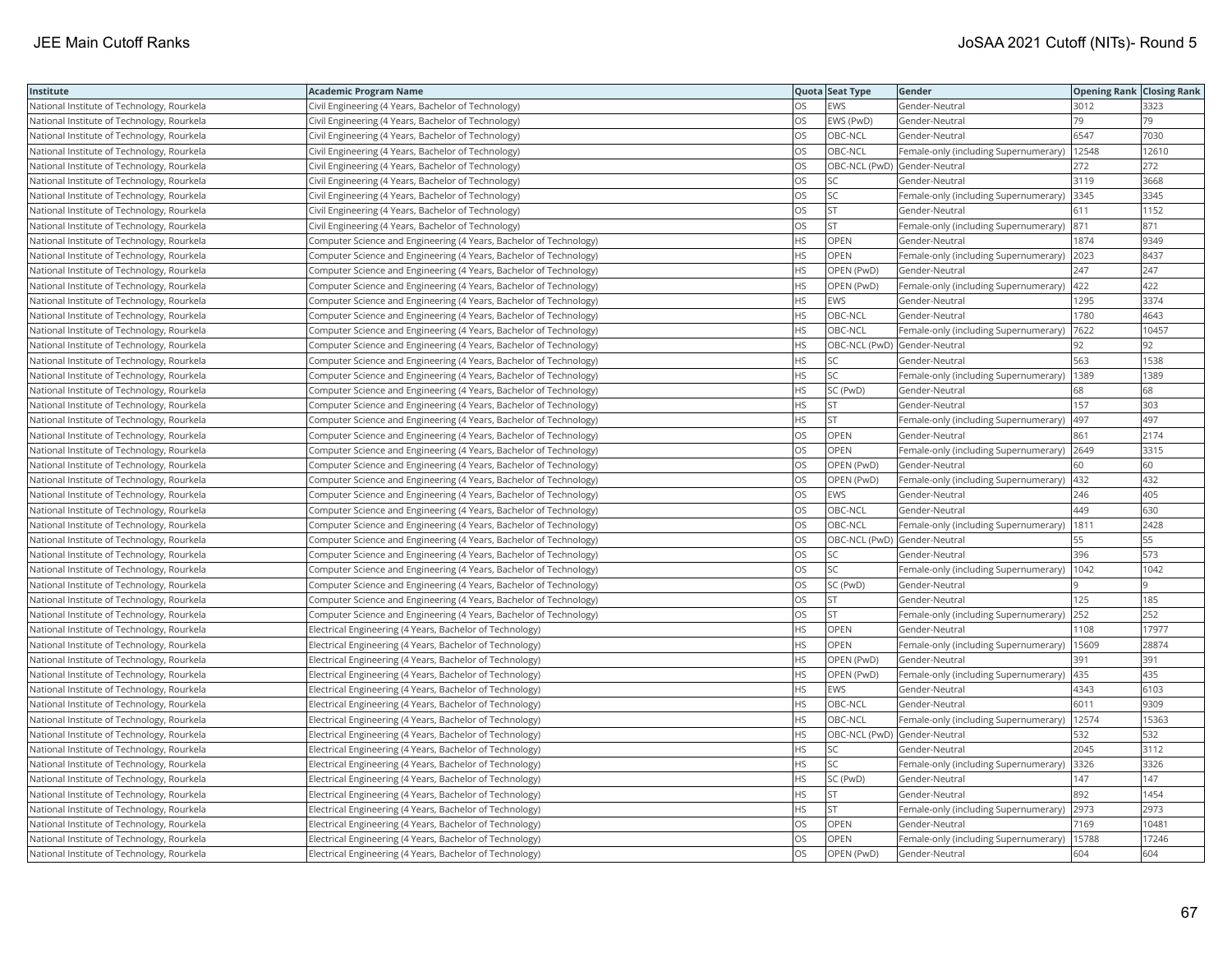| Institute | Academic Program Name | Quota | Seat Type | Gender | Opening Rank | Closing Rank |
|---|---|---|---|---|---|---|
| National Institute of Technology, Rourkela | Civil Engineering (4 Years, Bachelor of Technology) | OS | EWS | Gender-Neutral | 3012 | 3323 |
| National Institute of Technology, Rourkela | Civil Engineering (4 Years, Bachelor of Technology) | OS | EWS (PwD) | Gender-Neutral | 79 | 79 |
| National Institute of Technology, Rourkela | Civil Engineering (4 Years, Bachelor of Technology) | OS | OBC-NCL | Gender-Neutral | 6547 | 7030 |
| National Institute of Technology, Rourkela | Civil Engineering (4 Years, Bachelor of Technology) | OS | OBC-NCL | Female-only (including Supernumerary) | 12548 | 12610 |
| National Institute of Technology, Rourkela | Civil Engineering (4 Years, Bachelor of Technology) | OS | OBC-NCL (PwD) | Gender-Neutral | 272 | 272 |
| National Institute of Technology, Rourkela | Civil Engineering (4 Years, Bachelor of Technology) | OS | SC | Gender-Neutral | 3119 | 3668 |
| National Institute of Technology, Rourkela | Civil Engineering (4 Years, Bachelor of Technology) | OS | SC | Female-only (including Supernumerary) | 3345 | 3345 |
| National Institute of Technology, Rourkela | Civil Engineering (4 Years, Bachelor of Technology) | OS | ST | Gender-Neutral | 611 | 1152 |
| National Institute of Technology, Rourkela | Civil Engineering (4 Years, Bachelor of Technology) | OS | ST | Female-only (including Supernumerary) | 871 | 871 |
| National Institute of Technology, Rourkela | Computer Science and Engineering (4 Years, Bachelor of Technology) | HS | OPEN | Gender-Neutral | 1874 | 9349 |
| National Institute of Technology, Rourkela | Computer Science and Engineering (4 Years, Bachelor of Technology) | HS | OPEN | Female-only (including Supernumerary) | 2023 | 8437 |
| National Institute of Technology, Rourkela | Computer Science and Engineering (4 Years, Bachelor of Technology) | HS | OPEN (PwD) | Gender-Neutral | 247 | 247 |
| National Institute of Technology, Rourkela | Computer Science and Engineering (4 Years, Bachelor of Technology) | HS | OPEN (PwD) | Female-only (including Supernumerary) | 422 | 422 |
| National Institute of Technology, Rourkela | Computer Science and Engineering (4 Years, Bachelor of Technology) | HS | EWS | Gender-Neutral | 1295 | 3374 |
| National Institute of Technology, Rourkela | Computer Science and Engineering (4 Years, Bachelor of Technology) | HS | OBC-NCL | Gender-Neutral | 1780 | 4643 |
| National Institute of Technology, Rourkela | Computer Science and Engineering (4 Years, Bachelor of Technology) | HS | OBC-NCL | Female-only (including Supernumerary) | 7622 | 10457 |
| National Institute of Technology, Rourkela | Computer Science and Engineering (4 Years, Bachelor of Technology) | HS | OBC-NCL (PwD) | Gender-Neutral | 92 | 92 |
| National Institute of Technology, Rourkela | Computer Science and Engineering (4 Years, Bachelor of Technology) | HS | SC | Gender-Neutral | 563 | 1538 |
| National Institute of Technology, Rourkela | Computer Science and Engineering (4 Years, Bachelor of Technology) | HS | SC | Female-only (including Supernumerary) | 1389 | 1389 |
| National Institute of Technology, Rourkela | Computer Science and Engineering (4 Years, Bachelor of Technology) | HS | SC (PwD) | Gender-Neutral | 68 | 68 |
| National Institute of Technology, Rourkela | Computer Science and Engineering (4 Years, Bachelor of Technology) | HS | ST | Gender-Neutral | 157 | 303 |
| National Institute of Technology, Rourkela | Computer Science and Engineering (4 Years, Bachelor of Technology) | HS | ST | Female-only (including Supernumerary) | 497 | 497 |
| National Institute of Technology, Rourkela | Computer Science and Engineering (4 Years, Bachelor of Technology) | OS | OPEN | Gender-Neutral | 861 | 2174 |
| National Institute of Technology, Rourkela | Computer Science and Engineering (4 Years, Bachelor of Technology) | OS | OPEN | Female-only (including Supernumerary) | 2649 | 3315 |
| National Institute of Technology, Rourkela | Computer Science and Engineering (4 Years, Bachelor of Technology) | OS | OPEN (PwD) | Gender-Neutral | 60 | 60 |
| National Institute of Technology, Rourkela | Computer Science and Engineering (4 Years, Bachelor of Technology) | OS | OPEN (PwD) | Female-only (including Supernumerary) | 432 | 432 |
| National Institute of Technology, Rourkela | Computer Science and Engineering (4 Years, Bachelor of Technology) | OS | EWS | Gender-Neutral | 246 | 405 |
| National Institute of Technology, Rourkela | Computer Science and Engineering (4 Years, Bachelor of Technology) | OS | OBC-NCL | Gender-Neutral | 449 | 630 |
| National Institute of Technology, Rourkela | Computer Science and Engineering (4 Years, Bachelor of Technology) | OS | OBC-NCL | Female-only (including Supernumerary) | 1811 | 2428 |
| National Institute of Technology, Rourkela | Computer Science and Engineering (4 Years, Bachelor of Technology) | OS | OBC-NCL (PwD) | Gender-Neutral | 55 | 55 |
| National Institute of Technology, Rourkela | Computer Science and Engineering (4 Years, Bachelor of Technology) | OS | SC | Gender-Neutral | 396 | 573 |
| National Institute of Technology, Rourkela | Computer Science and Engineering (4 Years, Bachelor of Technology) | OS | SC | Female-only (including Supernumerary) | 1042 | 1042 |
| National Institute of Technology, Rourkela | Computer Science and Engineering (4 Years, Bachelor of Technology) | OS | SC (PwD) | Gender-Neutral | 9 | 9 |
| National Institute of Technology, Rourkela | Computer Science and Engineering (4 Years, Bachelor of Technology) | OS | ST | Gender-Neutral | 125 | 185 |
| National Institute of Technology, Rourkela | Computer Science and Engineering (4 Years, Bachelor of Technology) | OS | ST | Female-only (including Supernumerary) | 252 | 252 |
| National Institute of Technology, Rourkela | Electrical Engineering (4 Years, Bachelor of Technology) | HS | OPEN | Gender-Neutral | 1108 | 17977 |
| National Institute of Technology, Rourkela | Electrical Engineering (4 Years, Bachelor of Technology) | HS | OPEN | Female-only (including Supernumerary) | 15609 | 28874 |
| National Institute of Technology, Rourkela | Electrical Engineering (4 Years, Bachelor of Technology) | HS | OPEN (PwD) | Gender-Neutral | 391 | 391 |
| National Institute of Technology, Rourkela | Electrical Engineering (4 Years, Bachelor of Technology) | HS | OPEN (PwD) | Female-only (including Supernumerary) | 435 | 435 |
| National Institute of Technology, Rourkela | Electrical Engineering (4 Years, Bachelor of Technology) | HS | EWS | Gender-Neutral | 4343 | 6103 |
| National Institute of Technology, Rourkela | Electrical Engineering (4 Years, Bachelor of Technology) | HS | OBC-NCL | Gender-Neutral | 6011 | 9309 |
| National Institute of Technology, Rourkela | Electrical Engineering (4 Years, Bachelor of Technology) | HS | OBC-NCL | Female-only (including Supernumerary) | 12574 | 15363 |
| National Institute of Technology, Rourkela | Electrical Engineering (4 Years, Bachelor of Technology) | HS | OBC-NCL (PwD) | Gender-Neutral | 532 | 532 |
| National Institute of Technology, Rourkela | Electrical Engineering (4 Years, Bachelor of Technology) | HS | SC | Gender-Neutral | 2045 | 3112 |
| National Institute of Technology, Rourkela | Electrical Engineering (4 Years, Bachelor of Technology) | HS | SC | Female-only (including Supernumerary) | 3326 | 3326 |
| National Institute of Technology, Rourkela | Electrical Engineering (4 Years, Bachelor of Technology) | HS | SC (PwD) | Gender-Neutral | 147 | 147 |
| National Institute of Technology, Rourkela | Electrical Engineering (4 Years, Bachelor of Technology) | HS | ST | Gender-Neutral | 892 | 1454 |
| National Institute of Technology, Rourkela | Electrical Engineering (4 Years, Bachelor of Technology) | HS | ST | Female-only (including Supernumerary) | 2973 | 2973 |
| National Institute of Technology, Rourkela | Electrical Engineering (4 Years, Bachelor of Technology) | OS | OPEN | Gender-Neutral | 7169 | 10481 |
| National Institute of Technology, Rourkela | Electrical Engineering (4 Years, Bachelor of Technology) | OS | OPEN | Female-only (including Supernumerary) | 15788 | 17246 |
| National Institute of Technology, Rourkela | Electrical Engineering (4 Years, Bachelor of Technology) | OS | OPEN (PwD) | Gender-Neutral | 604 | 604 |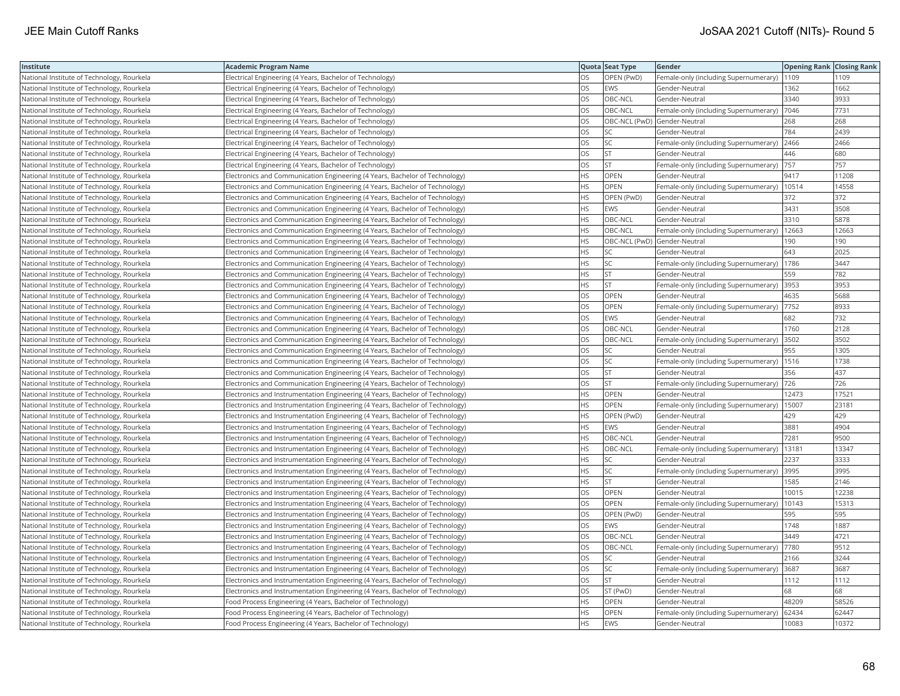| Institute | Academic Program Name | Quota | Seat Type | Gender | Opening Rank | Closing Rank |
|---|---|---|---|---|---|---|
| National Institute of Technology, Rourkela | Electrical Engineering (4 Years, Bachelor of Technology) | OS | OPEN (PwD) | Female-only (including Supernumerary) | 1109 | 1109 |
| National Institute of Technology, Rourkela | Electrical Engineering (4 Years, Bachelor of Technology) | OS | EWS | Gender-Neutral | 1362 | 1662 |
| National Institute of Technology, Rourkela | Electrical Engineering (4 Years, Bachelor of Technology) | OS | OBC-NCL | Gender-Neutral | 3340 | 3933 |
| National Institute of Technology, Rourkela | Electrical Engineering (4 Years, Bachelor of Technology) | OS | OBC-NCL | Female-only (including Supernumerary) | 7046 | 7731 |
| National Institute of Technology, Rourkela | Electrical Engineering (4 Years, Bachelor of Technology) | OS | OBC-NCL (PwD) | Gender-Neutral | 268 | 268 |
| National Institute of Technology, Rourkela | Electrical Engineering (4 Years, Bachelor of Technology) | OS | SC | Gender-Neutral | 784 | 2439 |
| National Institute of Technology, Rourkela | Electrical Engineering (4 Years, Bachelor of Technology) | OS | SC | Female-only (including Supernumerary) | 2466 | 2466 |
| National Institute of Technology, Rourkela | Electrical Engineering (4 Years, Bachelor of Technology) | OS | ST | Gender-Neutral | 446 | 680 |
| National Institute of Technology, Rourkela | Electrical Engineering (4 Years, Bachelor of Technology) | OS | ST | Female-only (including Supernumerary) | 757 | 757 |
| National Institute of Technology, Rourkela | Electronics and Communication Engineering (4 Years, Bachelor of Technology) | HS | OPEN | Gender-Neutral | 9417 | 11208 |
| National Institute of Technology, Rourkela | Electronics and Communication Engineering (4 Years, Bachelor of Technology) | HS | OPEN | Female-only (including Supernumerary) | 10514 | 14558 |
| National Institute of Technology, Rourkela | Electronics and Communication Engineering (4 Years, Bachelor of Technology) | HS | OPEN (PwD) | Gender-Neutral | 372 | 372 |
| National Institute of Technology, Rourkela | Electronics and Communication Engineering (4 Years, Bachelor of Technology) | HS | EWS | Gender-Neutral | 3431 | 3508 |
| National Institute of Technology, Rourkela | Electronics and Communication Engineering (4 Years, Bachelor of Technology) | HS | OBC-NCL | Gender-Neutral | 3310 | 5878 |
| National Institute of Technology, Rourkela | Electronics and Communication Engineering (4 Years, Bachelor of Technology) | HS | OBC-NCL | Female-only (including Supernumerary) | 12663 | 12663 |
| National Institute of Technology, Rourkela | Electronics and Communication Engineering (4 Years, Bachelor of Technology) | HS | OBC-NCL (PwD) | Gender-Neutral | 190 | 190 |
| National Institute of Technology, Rourkela | Electronics and Communication Engineering (4 Years, Bachelor of Technology) | HS | SC | Gender-Neutral | 643 | 2025 |
| National Institute of Technology, Rourkela | Electronics and Communication Engineering (4 Years, Bachelor of Technology) | HS | SC | Female-only (including Supernumerary) | 1786 | 3447 |
| National Institute of Technology, Rourkela | Electronics and Communication Engineering (4 Years, Bachelor of Technology) | HS | ST | Gender-Neutral | 559 | 782 |
| National Institute of Technology, Rourkela | Electronics and Communication Engineering (4 Years, Bachelor of Technology) | HS | ST | Female-only (including Supernumerary) | 3953 | 3953 |
| National Institute of Technology, Rourkela | Electronics and Communication Engineering (4 Years, Bachelor of Technology) | OS | OPEN | Gender-Neutral | 4635 | 5688 |
| National Institute of Technology, Rourkela | Electronics and Communication Engineering (4 Years, Bachelor of Technology) | OS | OPEN | Female-only (including Supernumerary) | 7752 | 8933 |
| National Institute of Technology, Rourkela | Electronics and Communication Engineering (4 Years, Bachelor of Technology) | OS | EWS | Gender-Neutral | 682 | 732 |
| National Institute of Technology, Rourkela | Electronics and Communication Engineering (4 Years, Bachelor of Technology) | OS | OBC-NCL | Gender-Neutral | 1760 | 2128 |
| National Institute of Technology, Rourkela | Electronics and Communication Engineering (4 Years, Bachelor of Technology) | OS | OBC-NCL | Female-only (including Supernumerary) | 3502 | 3502 |
| National Institute of Technology, Rourkela | Electronics and Communication Engineering (4 Years, Bachelor of Technology) | OS | SC | Gender-Neutral | 955 | 1305 |
| National Institute of Technology, Rourkela | Electronics and Communication Engineering (4 Years, Bachelor of Technology) | OS | SC | Female-only (including Supernumerary) | 1516 | 1738 |
| National Institute of Technology, Rourkela | Electronics and Communication Engineering (4 Years, Bachelor of Technology) | OS | ST | Gender-Neutral | 356 | 437 |
| National Institute of Technology, Rourkela | Electronics and Communication Engineering (4 Years, Bachelor of Technology) | OS | ST | Female-only (including Supernumerary) | 726 | 726 |
| National Institute of Technology, Rourkela | Electronics and Instrumentation Engineering (4 Years, Bachelor of Technology) | HS | OPEN | Gender-Neutral | 12473 | 17521 |
| National Institute of Technology, Rourkela | Electronics and Instrumentation Engineering (4 Years, Bachelor of Technology) | HS | OPEN | Female-only (including Supernumerary) | 15007 | 23181 |
| National Institute of Technology, Rourkela | Electronics and Instrumentation Engineering (4 Years, Bachelor of Technology) | HS | OPEN (PwD) | Gender-Neutral | 429 | 429 |
| National Institute of Technology, Rourkela | Electronics and Instrumentation Engineering (4 Years, Bachelor of Technology) | HS | EWS | Gender-Neutral | 3881 | 4904 |
| National Institute of Technology, Rourkela | Electronics and Instrumentation Engineering (4 Years, Bachelor of Technology) | HS | OBC-NCL | Gender-Neutral | 7281 | 9500 |
| National Institute of Technology, Rourkela | Electronics and Instrumentation Engineering (4 Years, Bachelor of Technology) | HS | OBC-NCL | Female-only (including Supernumerary) | 13181 | 13347 |
| National Institute of Technology, Rourkela | Electronics and Instrumentation Engineering (4 Years, Bachelor of Technology) | HS | SC | Gender-Neutral | 2237 | 3333 |
| National Institute of Technology, Rourkela | Electronics and Instrumentation Engineering (4 Years, Bachelor of Technology) | HS | SC | Female-only (including Supernumerary) | 3995 | 3995 |
| National Institute of Technology, Rourkela | Electronics and Instrumentation Engineering (4 Years, Bachelor of Technology) | HS | ST | Gender-Neutral | 1585 | 2146 |
| National Institute of Technology, Rourkela | Electronics and Instrumentation Engineering (4 Years, Bachelor of Technology) | OS | OPEN | Gender-Neutral | 10015 | 12238 |
| National Institute of Technology, Rourkela | Electronics and Instrumentation Engineering (4 Years, Bachelor of Technology) | OS | OPEN | Female-only (including Supernumerary) | 10143 | 15313 |
| National Institute of Technology, Rourkela | Electronics and Instrumentation Engineering (4 Years, Bachelor of Technology) | OS | OPEN (PwD) | Gender-Neutral | 595 | 595 |
| National Institute of Technology, Rourkela | Electronics and Instrumentation Engineering (4 Years, Bachelor of Technology) | OS | EWS | Gender-Neutral | 1748 | 1887 |
| National Institute of Technology, Rourkela | Electronics and Instrumentation Engineering (4 Years, Bachelor of Technology) | OS | OBC-NCL | Gender-Neutral | 3449 | 4721 |
| National Institute of Technology, Rourkela | Electronics and Instrumentation Engineering (4 Years, Bachelor of Technology) | OS | OBC-NCL | Female-only (including Supernumerary) | 7780 | 9512 |
| National Institute of Technology, Rourkela | Electronics and Instrumentation Engineering (4 Years, Bachelor of Technology) | OS | SC | Gender-Neutral | 2166 | 3244 |
| National Institute of Technology, Rourkela | Electronics and Instrumentation Engineering (4 Years, Bachelor of Technology) | OS | SC | Female-only (including Supernumerary) | 3687 | 3687 |
| National Institute of Technology, Rourkela | Electronics and Instrumentation Engineering (4 Years, Bachelor of Technology) | OS | ST | Gender-Neutral | 1112 | 1112 |
| National Institute of Technology, Rourkela | Electronics and Instrumentation Engineering (4 Years, Bachelor of Technology) | OS | ST (PwD) | Gender-Neutral | 68 | 68 |
| National Institute of Technology, Rourkela | Food Process Engineering (4 Years, Bachelor of Technology) | HS | OPEN | Gender-Neutral | 48209 | 58526 |
| National Institute of Technology, Rourkela | Food Process Engineering (4 Years, Bachelor of Technology) | HS | OPEN | Female-only (including Supernumerary) | 62434 | 62447 |
| National Institute of Technology, Rourkela | Food Process Engineering (4 Years, Bachelor of Technology) | HS | EWS | Gender-Neutral | 10083 | 10372 |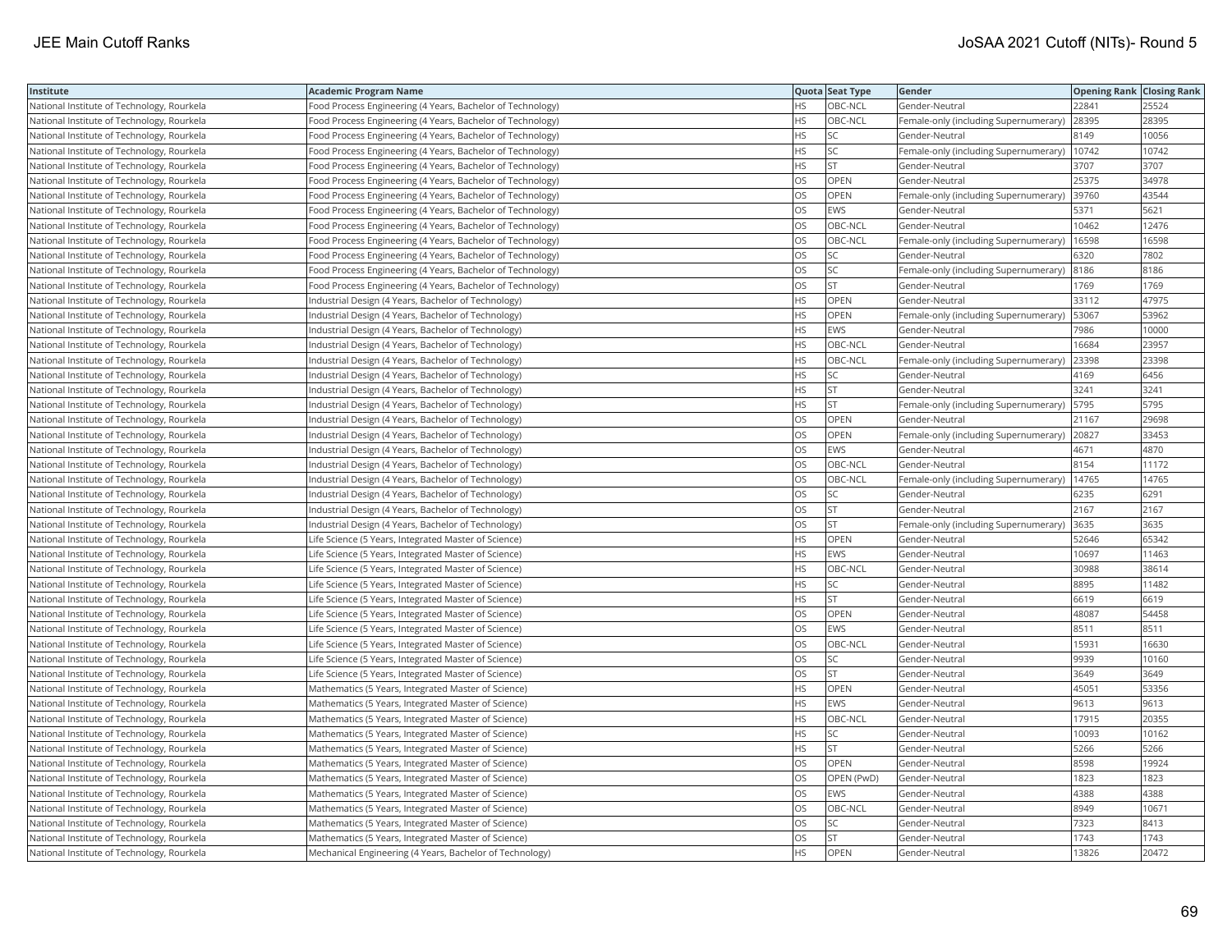| Institute | Academic Program Name | Quota | Seat Type | Gender | Opening Rank | Closing Rank |
|---|---|---|---|---|---|---|
| National Institute of Technology, Rourkela | Food Process Engineering (4 Years, Bachelor of Technology) | HS | OBC-NCL | Gender-Neutral | 22841 | 25524 |
| National Institute of Technology, Rourkela | Food Process Engineering (4 Years, Bachelor of Technology) | HS | OBC-NCL | Female-only (including Supernumerary) | 28395 | 28395 |
| National Institute of Technology, Rourkela | Food Process Engineering (4 Years, Bachelor of Technology) | HS | SC | Gender-Neutral | 8149 | 10056 |
| National Institute of Technology, Rourkela | Food Process Engineering (4 Years, Bachelor of Technology) | HS | SC | Female-only (including Supernumerary) | 10742 | 10742 |
| National Institute of Technology, Rourkela | Food Process Engineering (4 Years, Bachelor of Technology) | HS | ST | Gender-Neutral | 3707 | 3707 |
| National Institute of Technology, Rourkela | Food Process Engineering (4 Years, Bachelor of Technology) | OS | OPEN | Gender-Neutral | 25375 | 34978 |
| National Institute of Technology, Rourkela | Food Process Engineering (4 Years, Bachelor of Technology) | OS | OPEN | Female-only (including Supernumerary) | 39760 | 43544 |
| National Institute of Technology, Rourkela | Food Process Engineering (4 Years, Bachelor of Technology) | OS | EWS | Gender-Neutral | 5371 | 5621 |
| National Institute of Technology, Rourkela | Food Process Engineering (4 Years, Bachelor of Technology) | OS | OBC-NCL | Gender-Neutral | 10462 | 12476 |
| National Institute of Technology, Rourkela | Food Process Engineering (4 Years, Bachelor of Technology) | OS | OBC-NCL | Female-only (including Supernumerary) | 16598 | 16598 |
| National Institute of Technology, Rourkela | Food Process Engineering (4 Years, Bachelor of Technology) | OS | SC | Gender-Neutral | 6320 | 7802 |
| National Institute of Technology, Rourkela | Food Process Engineering (4 Years, Bachelor of Technology) | OS | SC | Female-only (including Supernumerary) | 8186 | 8186 |
| National Institute of Technology, Rourkela | Food Process Engineering (4 Years, Bachelor of Technology) | OS | ST | Gender-Neutral | 1769 | 1769 |
| National Institute of Technology, Rourkela | Industrial Design (4 Years, Bachelor of Technology) | HS | OPEN | Gender-Neutral | 33112 | 47975 |
| National Institute of Technology, Rourkela | Industrial Design (4 Years, Bachelor of Technology) | HS | OPEN | Female-only (including Supernumerary) | 53067 | 53962 |
| National Institute of Technology, Rourkela | Industrial Design (4 Years, Bachelor of Technology) | HS | EWS | Gender-Neutral | 7986 | 10000 |
| National Institute of Technology, Rourkela | Industrial Design (4 Years, Bachelor of Technology) | HS | OBC-NCL | Gender-Neutral | 16684 | 23957 |
| National Institute of Technology, Rourkela | Industrial Design (4 Years, Bachelor of Technology) | HS | OBC-NCL | Female-only (including Supernumerary) | 23398 | 23398 |
| National Institute of Technology, Rourkela | Industrial Design (4 Years, Bachelor of Technology) | HS | SC | Gender-Neutral | 4169 | 6456 |
| National Institute of Technology, Rourkela | Industrial Design (4 Years, Bachelor of Technology) | HS | ST | Gender-Neutral | 3241 | 3241 |
| National Institute of Technology, Rourkela | Industrial Design (4 Years, Bachelor of Technology) | HS | ST | Female-only (including Supernumerary) | 5795 | 5795 |
| National Institute of Technology, Rourkela | Industrial Design (4 Years, Bachelor of Technology) | OS | OPEN | Gender-Neutral | 21167 | 29698 |
| National Institute of Technology, Rourkela | Industrial Design (4 Years, Bachelor of Technology) | OS | OPEN | Female-only (including Supernumerary) | 20827 | 33453 |
| National Institute of Technology, Rourkela | Industrial Design (4 Years, Bachelor of Technology) | OS | EWS | Gender-Neutral | 4671 | 4870 |
| National Institute of Technology, Rourkela | Industrial Design (4 Years, Bachelor of Technology) | OS | OBC-NCL | Gender-Neutral | 8154 | 11172 |
| National Institute of Technology, Rourkela | Industrial Design (4 Years, Bachelor of Technology) | OS | OBC-NCL | Female-only (including Supernumerary) | 14765 | 14765 |
| National Institute of Technology, Rourkela | Industrial Design (4 Years, Bachelor of Technology) | OS | SC | Gender-Neutral | 6235 | 6291 |
| National Institute of Technology, Rourkela | Industrial Design (4 Years, Bachelor of Technology) | OS | ST | Gender-Neutral | 2167 | 2167 |
| National Institute of Technology, Rourkela | Industrial Design (4 Years, Bachelor of Technology) | OS | ST | Female-only (including Supernumerary) | 3635 | 3635 |
| National Institute of Technology, Rourkela | Life Science (5 Years, Integrated Master of Science) | HS | OPEN | Gender-Neutral | 52646 | 65342 |
| National Institute of Technology, Rourkela | Life Science (5 Years, Integrated Master of Science) | HS | EWS | Gender-Neutral | 10697 | 11463 |
| National Institute of Technology, Rourkela | Life Science (5 Years, Integrated Master of Science) | HS | OBC-NCL | Gender-Neutral | 30988 | 38614 |
| National Institute of Technology, Rourkela | Life Science (5 Years, Integrated Master of Science) | HS | SC | Gender-Neutral | 8895 | 11482 |
| National Institute of Technology, Rourkela | Life Science (5 Years, Integrated Master of Science) | HS | ST | Gender-Neutral | 6619 | 6619 |
| National Institute of Technology, Rourkela | Life Science (5 Years, Integrated Master of Science) | OS | OPEN | Gender-Neutral | 48087 | 54458 |
| National Institute of Technology, Rourkela | Life Science (5 Years, Integrated Master of Science) | OS | EWS | Gender-Neutral | 8511 | 8511 |
| National Institute of Technology, Rourkela | Life Science (5 Years, Integrated Master of Science) | OS | OBC-NCL | Gender-Neutral | 15931 | 16630 |
| National Institute of Technology, Rourkela | Life Science (5 Years, Integrated Master of Science) | OS | SC | Gender-Neutral | 9939 | 10160 |
| National Institute of Technology, Rourkela | Life Science (5 Years, Integrated Master of Science) | OS | ST | Gender-Neutral | 3649 | 3649 |
| National Institute of Technology, Rourkela | Mathematics (5 Years, Integrated Master of Science) | HS | OPEN | Gender-Neutral | 45051 | 53356 |
| National Institute of Technology, Rourkela | Mathematics (5 Years, Integrated Master of Science) | HS | EWS | Gender-Neutral | 9613 | 9613 |
| National Institute of Technology, Rourkela | Mathematics (5 Years, Integrated Master of Science) | HS | OBC-NCL | Gender-Neutral | 17915 | 20355 |
| National Institute of Technology, Rourkela | Mathematics (5 Years, Integrated Master of Science) | HS | SC | Gender-Neutral | 10093 | 10162 |
| National Institute of Technology, Rourkela | Mathematics (5 Years, Integrated Master of Science) | HS | ST | Gender-Neutral | 5266 | 5266 |
| National Institute of Technology, Rourkela | Mathematics (5 Years, Integrated Master of Science) | OS | OPEN | Gender-Neutral | 8598 | 19924 |
| National Institute of Technology, Rourkela | Mathematics (5 Years, Integrated Master of Science) | OS | OPEN (PwD) | Gender-Neutral | 1823 | 1823 |
| National Institute of Technology, Rourkela | Mathematics (5 Years, Integrated Master of Science) | OS | EWS | Gender-Neutral | 4388 | 4388 |
| National Institute of Technology, Rourkela | Mathematics (5 Years, Integrated Master of Science) | OS | OBC-NCL | Gender-Neutral | 8949 | 10671 |
| National Institute of Technology, Rourkela | Mathematics (5 Years, Integrated Master of Science) | OS | SC | Gender-Neutral | 7323 | 8413 |
| National Institute of Technology, Rourkela | Mathematics (5 Years, Integrated Master of Science) | OS | ST | Gender-Neutral | 1743 | 1743 |
| National Institute of Technology, Rourkela | Mechanical Engineering (4 Years, Bachelor of Technology) | HS | OPEN | Gender-Neutral | 13826 | 20472 |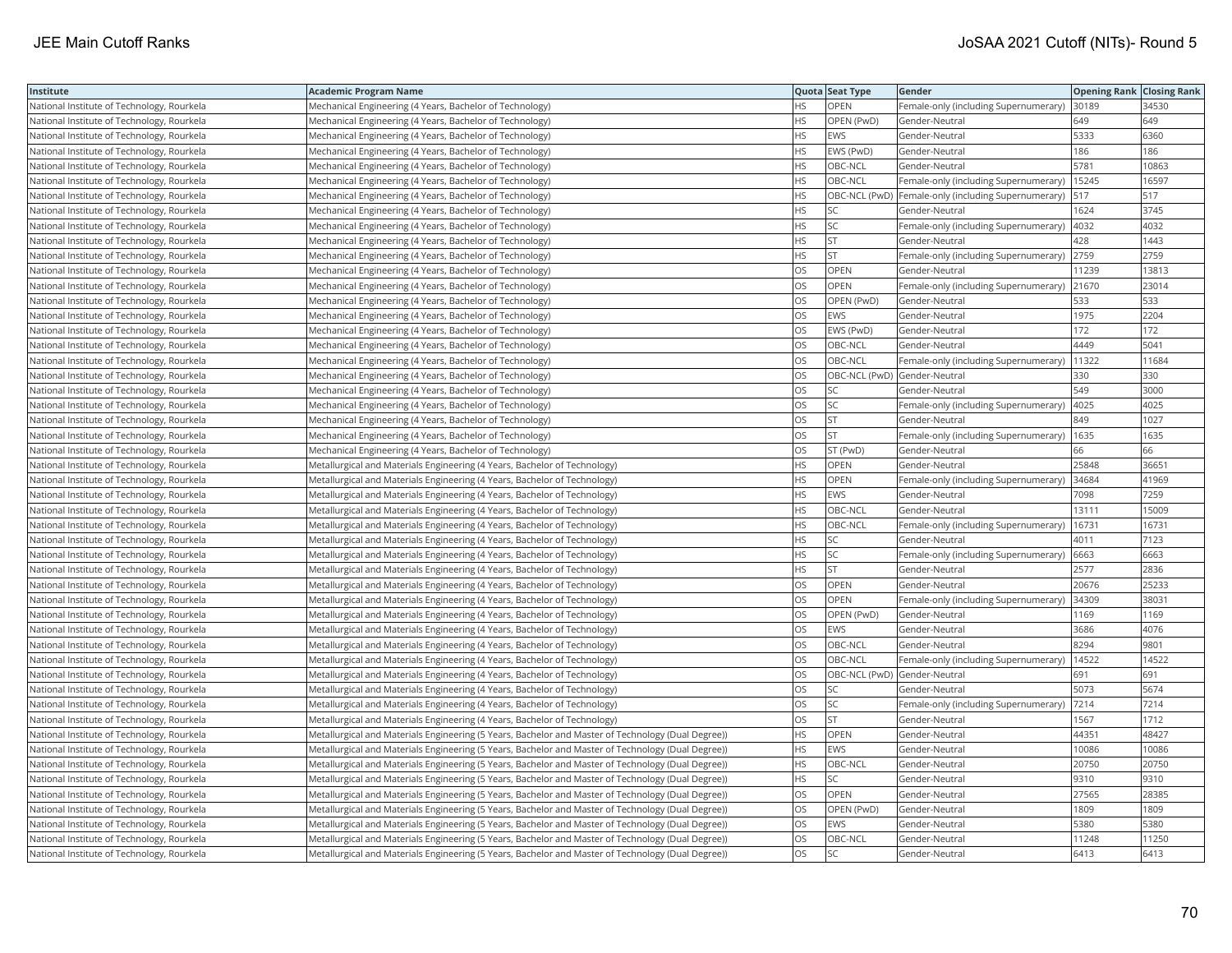| Institute | Academic Program Name | Quota | Seat Type | Gender | Opening Rank | Closing Rank |
|---|---|---|---|---|---|---|
| National Institute of Technology, Rourkela | Mechanical Engineering (4 Years, Bachelor of Technology) | HS | OPEN | Female-only (including Supernumerary) | 30189 | 34530 |
| National Institute of Technology, Rourkela | Mechanical Engineering (4 Years, Bachelor of Technology) | HS | OPEN (PwD) | Gender-Neutral | 649 | 649 |
| National Institute of Technology, Rourkela | Mechanical Engineering (4 Years, Bachelor of Technology) | HS | EWS | Gender-Neutral | 5333 | 6360 |
| National Institute of Technology, Rourkela | Mechanical Engineering (4 Years, Bachelor of Technology) | HS | EWS (PwD) | Gender-Neutral | 186 | 186 |
| National Institute of Technology, Rourkela | Mechanical Engineering (4 Years, Bachelor of Technology) | HS | OBC-NCL | Gender-Neutral | 5781 | 10863 |
| National Institute of Technology, Rourkela | Mechanical Engineering (4 Years, Bachelor of Technology) | HS | OBC-NCL | Female-only (including Supernumerary) | 15245 | 16597 |
| National Institute of Technology, Rourkela | Mechanical Engineering (4 Years, Bachelor of Technology) | HS | OBC-NCL (PwD) | Female-only (including Supernumerary) | 517 | 517 |
| National Institute of Technology, Rourkela | Mechanical Engineering (4 Years, Bachelor of Technology) | HS | SC | Gender-Neutral | 1624 | 3745 |
| National Institute of Technology, Rourkela | Mechanical Engineering (4 Years, Bachelor of Technology) | HS | SC | Female-only (including Supernumerary) | 4032 | 4032 |
| National Institute of Technology, Rourkela | Mechanical Engineering (4 Years, Bachelor of Technology) | HS | ST | Gender-Neutral | 428 | 1443 |
| National Institute of Technology, Rourkela | Mechanical Engineering (4 Years, Bachelor of Technology) | HS | ST | Female-only (including Supernumerary) | 2759 | 2759 |
| National Institute of Technology, Rourkela | Mechanical Engineering (4 Years, Bachelor of Technology) | OS | OPEN | Gender-Neutral | 11239 | 13813 |
| National Institute of Technology, Rourkela | Mechanical Engineering (4 Years, Bachelor of Technology) | OS | OPEN | Female-only (including Supernumerary) | 21670 | 23014 |
| National Institute of Technology, Rourkela | Mechanical Engineering (4 Years, Bachelor of Technology) | OS | OPEN (PwD) | Gender-Neutral | 533 | 533 |
| National Institute of Technology, Rourkela | Mechanical Engineering (4 Years, Bachelor of Technology) | OS | EWS | Gender-Neutral | 1975 | 2204 |
| National Institute of Technology, Rourkela | Mechanical Engineering (4 Years, Bachelor of Technology) | OS | EWS (PwD) | Gender-Neutral | 172 | 172 |
| National Institute of Technology, Rourkela | Mechanical Engineering (4 Years, Bachelor of Technology) | OS | OBC-NCL | Gender-Neutral | 4449 | 5041 |
| National Institute of Technology, Rourkela | Mechanical Engineering (4 Years, Bachelor of Technology) | OS | OBC-NCL | Female-only (including Supernumerary) | 11322 | 11684 |
| National Institute of Technology, Rourkela | Mechanical Engineering (4 Years, Bachelor of Technology) | OS | OBC-NCL (PwD) | Gender-Neutral | 330 | 330 |
| National Institute of Technology, Rourkela | Mechanical Engineering (4 Years, Bachelor of Technology) | OS | SC | Gender-Neutral | 549 | 3000 |
| National Institute of Technology, Rourkela | Mechanical Engineering (4 Years, Bachelor of Technology) | OS | SC | Female-only (including Supernumerary) | 4025 | 4025 |
| National Institute of Technology, Rourkela | Mechanical Engineering (4 Years, Bachelor of Technology) | OS | ST | Gender-Neutral | 849 | 1027 |
| National Institute of Technology, Rourkela | Mechanical Engineering (4 Years, Bachelor of Technology) | OS | ST | Female-only (including Supernumerary) | 1635 | 1635 |
| National Institute of Technology, Rourkela | Mechanical Engineering (4 Years, Bachelor of Technology) | OS | ST (PwD) | Gender-Neutral | 66 | 66 |
| National Institute of Technology, Rourkela | Metallurgical and Materials Engineering (4 Years, Bachelor of Technology) | HS | OPEN | Gender-Neutral | 25848 | 36651 |
| National Institute of Technology, Rourkela | Metallurgical and Materials Engineering (4 Years, Bachelor of Technology) | HS | OPEN | Female-only (including Supernumerary) | 34684 | 41969 |
| National Institute of Technology, Rourkela | Metallurgical and Materials Engineering (4 Years, Bachelor of Technology) | HS | EWS | Gender-Neutral | 7098 | 7259 |
| National Institute of Technology, Rourkela | Metallurgical and Materials Engineering (4 Years, Bachelor of Technology) | HS | OBC-NCL | Gender-Neutral | 13111 | 15009 |
| National Institute of Technology, Rourkela | Metallurgical and Materials Engineering (4 Years, Bachelor of Technology) | HS | OBC-NCL | Female-only (including Supernumerary) | 16731 | 16731 |
| National Institute of Technology, Rourkela | Metallurgical and Materials Engineering (4 Years, Bachelor of Technology) | HS | SC | Gender-Neutral | 4011 | 7123 |
| National Institute of Technology, Rourkela | Metallurgical and Materials Engineering (4 Years, Bachelor of Technology) | HS | SC | Female-only (including Supernumerary) | 6663 | 6663 |
| National Institute of Technology, Rourkela | Metallurgical and Materials Engineering (4 Years, Bachelor of Technology) | HS | ST | Gender-Neutral | 2577 | 2836 |
| National Institute of Technology, Rourkela | Metallurgical and Materials Engineering (4 Years, Bachelor of Technology) | OS | OPEN | Gender-Neutral | 20676 | 25233 |
| National Institute of Technology, Rourkela | Metallurgical and Materials Engineering (4 Years, Bachelor of Technology) | OS | OPEN | Female-only (including Supernumerary) | 34309 | 38031 |
| National Institute of Technology, Rourkela | Metallurgical and Materials Engineering (4 Years, Bachelor of Technology) | OS | OPEN (PwD) | Gender-Neutral | 1169 | 1169 |
| National Institute of Technology, Rourkela | Metallurgical and Materials Engineering (4 Years, Bachelor of Technology) | OS | EWS | Gender-Neutral | 3686 | 4076 |
| National Institute of Technology, Rourkela | Metallurgical and Materials Engineering (4 Years, Bachelor of Technology) | OS | OBC-NCL | Gender-Neutral | 8294 | 9801 |
| National Institute of Technology, Rourkela | Metallurgical and Materials Engineering (4 Years, Bachelor of Technology) | OS | OBC-NCL | Female-only (including Supernumerary) | 14522 | 14522 |
| National Institute of Technology, Rourkela | Metallurgical and Materials Engineering (4 Years, Bachelor of Technology) | OS | OBC-NCL (PwD) | Gender-Neutral | 691 | 691 |
| National Institute of Technology, Rourkela | Metallurgical and Materials Engineering (4 Years, Bachelor of Technology) | OS | SC | Gender-Neutral | 5073 | 5674 |
| National Institute of Technology, Rourkela | Metallurgical and Materials Engineering (4 Years, Bachelor of Technology) | OS | SC | Female-only (including Supernumerary) | 7214 | 7214 |
| National Institute of Technology, Rourkela | Metallurgical and Materials Engineering (4 Years, Bachelor of Technology) | OS | ST | Gender-Neutral | 1567 | 1712 |
| National Institute of Technology, Rourkela | Metallurgical and Materials Engineering (5 Years, Bachelor and Master of Technology (Dual Degree)) | HS | OPEN | Gender-Neutral | 44351 | 48427 |
| National Institute of Technology, Rourkela | Metallurgical and Materials Engineering (5 Years, Bachelor and Master of Technology (Dual Degree)) | HS | EWS | Gender-Neutral | 10086 | 10086 |
| National Institute of Technology, Rourkela | Metallurgical and Materials Engineering (5 Years, Bachelor and Master of Technology (Dual Degree)) | HS | OBC-NCL | Gender-Neutral | 20750 | 20750 |
| National Institute of Technology, Rourkela | Metallurgical and Materials Engineering (5 Years, Bachelor and Master of Technology (Dual Degree)) | HS | SC | Gender-Neutral | 9310 | 9310 |
| National Institute of Technology, Rourkela | Metallurgical and Materials Engineering (5 Years, Bachelor and Master of Technology (Dual Degree)) | OS | OPEN | Gender-Neutral | 27565 | 28385 |
| National Institute of Technology, Rourkela | Metallurgical and Materials Engineering (5 Years, Bachelor and Master of Technology (Dual Degree)) | OS | OPEN (PwD) | Gender-Neutral | 1809 | 1809 |
| National Institute of Technology, Rourkela | Metallurgical and Materials Engineering (5 Years, Bachelor and Master of Technology (Dual Degree)) | OS | EWS | Gender-Neutral | 5380 | 5380 |
| National Institute of Technology, Rourkela | Metallurgical and Materials Engineering (5 Years, Bachelor and Master of Technology (Dual Degree)) | OS | OBC-NCL | Gender-Neutral | 11248 | 11250 |
| National Institute of Technology, Rourkela | Metallurgical and Materials Engineering (5 Years, Bachelor and Master of Technology (Dual Degree)) | OS | SC | Gender-Neutral | 6413 | 6413 |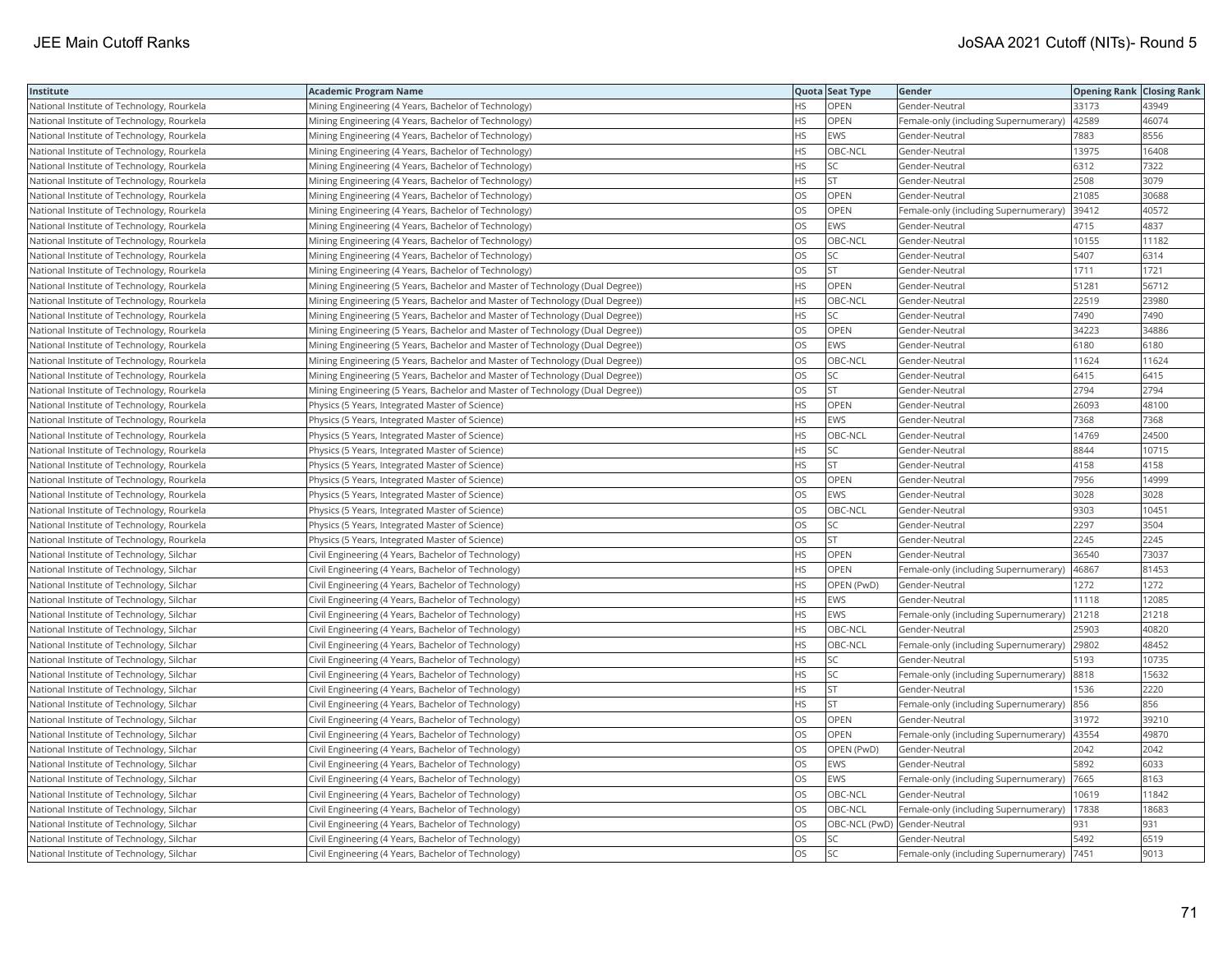| Institute | Academic Program Name | Quota | Seat Type | Gender | Opening Rank | Closing Rank |
|---|---|---|---|---|---|---|
| National Institute of Technology, Rourkela | Mining Engineering (4 Years, Bachelor of Technology) | HS | OPEN | Gender-Neutral | 33173 | 43949 |
| National Institute of Technology, Rourkela | Mining Engineering (4 Years, Bachelor of Technology) | HS | OPEN | Female-only (including Supernumerary) | 42589 | 46074 |
| National Institute of Technology, Rourkela | Mining Engineering (4 Years, Bachelor of Technology) | HS | EWS | Gender-Neutral | 7883 | 8556 |
| National Institute of Technology, Rourkela | Mining Engineering (4 Years, Bachelor of Technology) | HS | OBC-NCL | Gender-Neutral | 13975 | 16408 |
| National Institute of Technology, Rourkela | Mining Engineering (4 Years, Bachelor of Technology) | HS | SC | Gender-Neutral | 6312 | 7322 |
| National Institute of Technology, Rourkela | Mining Engineering (4 Years, Bachelor of Technology) | HS | ST | Gender-Neutral | 2508 | 3079 |
| National Institute of Technology, Rourkela | Mining Engineering (4 Years, Bachelor of Technology) | OS | OPEN | Gender-Neutral | 21085 | 30688 |
| National Institute of Technology, Rourkela | Mining Engineering (4 Years, Bachelor of Technology) | OS | OPEN | Female-only (including Supernumerary) | 39412 | 40572 |
| National Institute of Technology, Rourkela | Mining Engineering (4 Years, Bachelor of Technology) | OS | EWS | Gender-Neutral | 4715 | 4837 |
| National Institute of Technology, Rourkela | Mining Engineering (4 Years, Bachelor of Technology) | OS | OBC-NCL | Gender-Neutral | 10155 | 11182 |
| National Institute of Technology, Rourkela | Mining Engineering (4 Years, Bachelor of Technology) | OS | SC | Gender-Neutral | 5407 | 6314 |
| National Institute of Technology, Rourkela | Mining Engineering (4 Years, Bachelor of Technology) | OS | ST | Gender-Neutral | 1711 | 1721 |
| National Institute of Technology, Rourkela | Mining Engineering (5 Years, Bachelor and Master of Technology (Dual Degree)) | HS | OPEN | Gender-Neutral | 51281 | 56712 |
| National Institute of Technology, Rourkela | Mining Engineering (5 Years, Bachelor and Master of Technology (Dual Degree)) | HS | OBC-NCL | Gender-Neutral | 22519 | 23980 |
| National Institute of Technology, Rourkela | Mining Engineering (5 Years, Bachelor and Master of Technology (Dual Degree)) | HS | SC | Gender-Neutral | 7490 | 7490 |
| National Institute of Technology, Rourkela | Mining Engineering (5 Years, Bachelor and Master of Technology (Dual Degree)) | OS | OPEN | Gender-Neutral | 34223 | 34886 |
| National Institute of Technology, Rourkela | Mining Engineering (5 Years, Bachelor and Master of Technology (Dual Degree)) | OS | EWS | Gender-Neutral | 6180 | 6180 |
| National Institute of Technology, Rourkela | Mining Engineering (5 Years, Bachelor and Master of Technology (Dual Degree)) | OS | OBC-NCL | Gender-Neutral | 11624 | 11624 |
| National Institute of Technology, Rourkela | Mining Engineering (5 Years, Bachelor and Master of Technology (Dual Degree)) | OS | SC | Gender-Neutral | 6415 | 6415 |
| National Institute of Technology, Rourkela | Mining Engineering (5 Years, Bachelor and Master of Technology (Dual Degree)) | OS | ST | Gender-Neutral | 2794 | 2794 |
| National Institute of Technology, Rourkela | Physics (5 Years, Integrated Master of Science) | HS | OPEN | Gender-Neutral | 26093 | 48100 |
| National Institute of Technology, Rourkela | Physics (5 Years, Integrated Master of Science) | HS | EWS | Gender-Neutral | 7368 | 7368 |
| National Institute of Technology, Rourkela | Physics (5 Years, Integrated Master of Science) | HS | OBC-NCL | Gender-Neutral | 14769 | 24500 |
| National Institute of Technology, Rourkela | Physics (5 Years, Integrated Master of Science) | HS | SC | Gender-Neutral | 8844 | 10715 |
| National Institute of Technology, Rourkela | Physics (5 Years, Integrated Master of Science) | HS | ST | Gender-Neutral | 4158 | 4158 |
| National Institute of Technology, Rourkela | Physics (5 Years, Integrated Master of Science) | OS | OPEN | Gender-Neutral | 7956 | 14999 |
| National Institute of Technology, Rourkela | Physics (5 Years, Integrated Master of Science) | OS | EWS | Gender-Neutral | 3028 | 3028 |
| National Institute of Technology, Rourkela | Physics (5 Years, Integrated Master of Science) | OS | OBC-NCL | Gender-Neutral | 9303 | 10451 |
| National Institute of Technology, Rourkela | Physics (5 Years, Integrated Master of Science) | OS | SC | Gender-Neutral | 2297 | 3504 |
| National Institute of Technology, Rourkela | Physics (5 Years, Integrated Master of Science) | OS | ST | Gender-Neutral | 2245 | 2245 |
| National Institute of Technology, Silchar | Civil Engineering (4 Years, Bachelor of Technology) | HS | OPEN | Gender-Neutral | 36540 | 73037 |
| National Institute of Technology, Silchar | Civil Engineering (4 Years, Bachelor of Technology) | HS | OPEN | Female-only (including Supernumerary) | 46867 | 81453 |
| National Institute of Technology, Silchar | Civil Engineering (4 Years, Bachelor of Technology) | HS | OPEN (PwD) | Gender-Neutral | 1272 | 1272 |
| National Institute of Technology, Silchar | Civil Engineering (4 Years, Bachelor of Technology) | HS | EWS | Gender-Neutral | 11118 | 12085 |
| National Institute of Technology, Silchar | Civil Engineering (4 Years, Bachelor of Technology) | HS | EWS | Female-only (including Supernumerary) | 21218 | 21218 |
| National Institute of Technology, Silchar | Civil Engineering (4 Years, Bachelor of Technology) | HS | OBC-NCL | Gender-Neutral | 25903 | 40820 |
| National Institute of Technology, Silchar | Civil Engineering (4 Years, Bachelor of Technology) | HS | OBC-NCL | Female-only (including Supernumerary) | 29802 | 48452 |
| National Institute of Technology, Silchar | Civil Engineering (4 Years, Bachelor of Technology) | HS | SC | Gender-Neutral | 5193 | 10735 |
| National Institute of Technology, Silchar | Civil Engineering (4 Years, Bachelor of Technology) | HS | SC | Female-only (including Supernumerary) | 8818 | 15632 |
| National Institute of Technology, Silchar | Civil Engineering (4 Years, Bachelor of Technology) | HS | ST | Gender-Neutral | 1536 | 2220 |
| National Institute of Technology, Silchar | Civil Engineering (4 Years, Bachelor of Technology) | HS | ST | Female-only (including Supernumerary) | 856 | 856 |
| National Institute of Technology, Silchar | Civil Engineering (4 Years, Bachelor of Technology) | OS | OPEN | Gender-Neutral | 31972 | 39210 |
| National Institute of Technology, Silchar | Civil Engineering (4 Years, Bachelor of Technology) | OS | OPEN | Female-only (including Supernumerary) | 43554 | 49870 |
| National Institute of Technology, Silchar | Civil Engineering (4 Years, Bachelor of Technology) | OS | OPEN (PwD) | Gender-Neutral | 2042 | 2042 |
| National Institute of Technology, Silchar | Civil Engineering (4 Years, Bachelor of Technology) | OS | EWS | Gender-Neutral | 5892 | 6033 |
| National Institute of Technology, Silchar | Civil Engineering (4 Years, Bachelor of Technology) | OS | EWS | Female-only (including Supernumerary) | 7665 | 8163 |
| National Institute of Technology, Silchar | Civil Engineering (4 Years, Bachelor of Technology) | OS | OBC-NCL | Gender-Neutral | 10619 | 11842 |
| National Institute of Technology, Silchar | Civil Engineering (4 Years, Bachelor of Technology) | OS | OBC-NCL | Female-only (including Supernumerary) | 17838 | 18683 |
| National Institute of Technology, Silchar | Civil Engineering (4 Years, Bachelor of Technology) | OS | OBC-NCL (PwD) | Gender-Neutral | 931 | 931 |
| National Institute of Technology, Silchar | Civil Engineering (4 Years, Bachelor of Technology) | OS | SC | Gender-Neutral | 5492 | 6519 |
| National Institute of Technology, Silchar | Civil Engineering (4 Years, Bachelor of Technology) | OS | SC | Female-only (including Supernumerary) | 7451 | 9013 |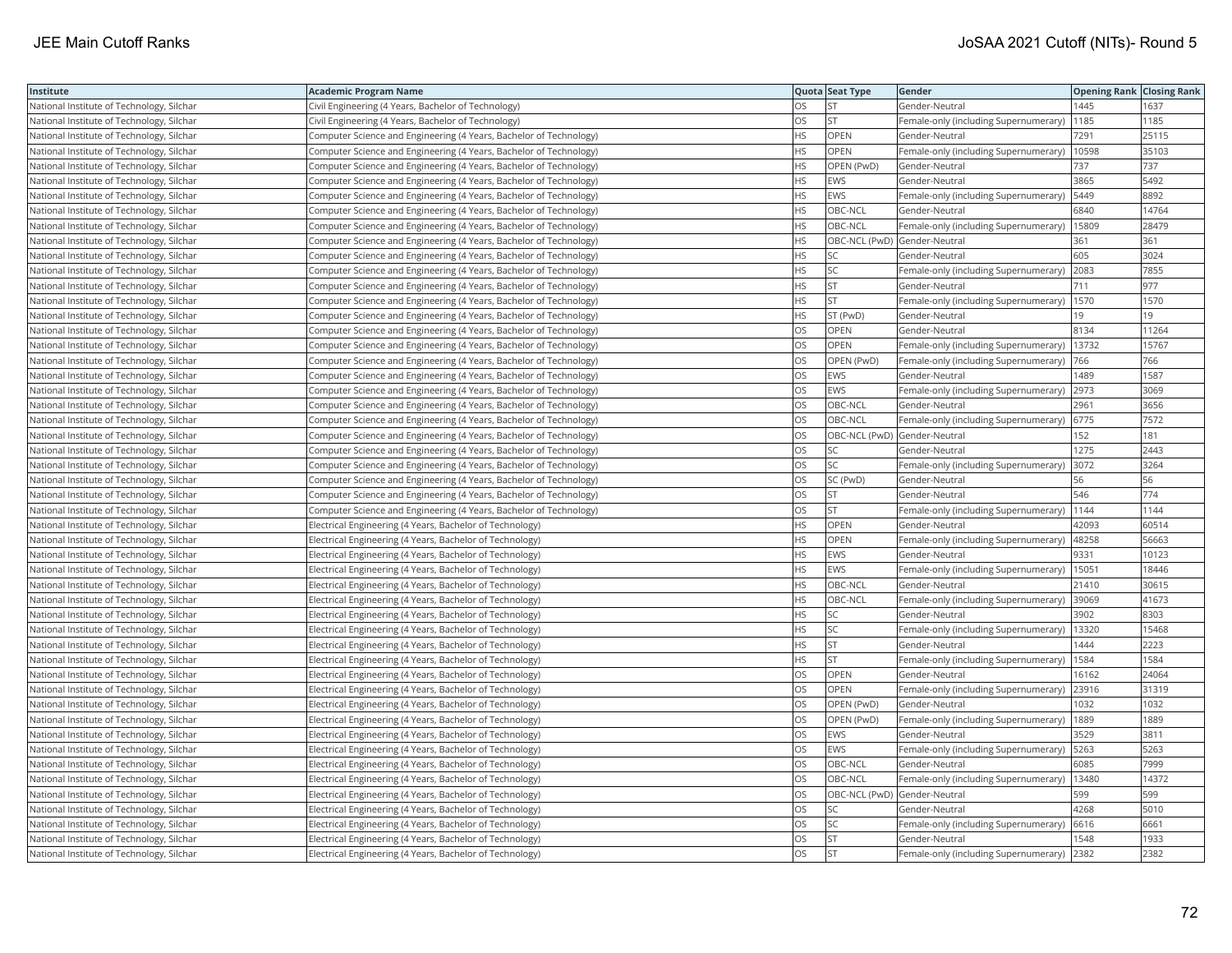| Institute | Academic Program Name | Quota | Seat Type | Gender | Opening Rank | Closing Rank |
|---|---|---|---|---|---|---|
| National Institute of Technology, Silchar | Civil Engineering (4 Years, Bachelor of Technology) | OS | ST | Gender-Neutral | 1445 | 1637 |
| National Institute of Technology, Silchar | Civil Engineering (4 Years, Bachelor of Technology) | OS | ST | Female-only (including Supernumerary) | 1185 | 1185 |
| National Institute of Technology, Silchar | Computer Science and Engineering (4 Years, Bachelor of Technology) | HS | OPEN | Gender-Neutral | 7291 | 25115 |
| National Institute of Technology, Silchar | Computer Science and Engineering (4 Years, Bachelor of Technology) | HS | OPEN | Female-only (including Supernumerary) | 10598 | 35103 |
| National Institute of Technology, Silchar | Computer Science and Engineering (4 Years, Bachelor of Technology) | HS | OPEN (PwD) | Gender-Neutral | 737 | 737 |
| National Institute of Technology, Silchar | Computer Science and Engineering (4 Years, Bachelor of Technology) | HS | EWS | Gender-Neutral | 3865 | 5492 |
| National Institute of Technology, Silchar | Computer Science and Engineering (4 Years, Bachelor of Technology) | HS | EWS | Female-only (including Supernumerary) | 5449 | 8892 |
| National Institute of Technology, Silchar | Computer Science and Engineering (4 Years, Bachelor of Technology) | HS | OBC-NCL | Gender-Neutral | 6840 | 14764 |
| National Institute of Technology, Silchar | Computer Science and Engineering (4 Years, Bachelor of Technology) | HS | OBC-NCL | Female-only (including Supernumerary) | 15809 | 28479 |
| National Institute of Technology, Silchar | Computer Science and Engineering (4 Years, Bachelor of Technology) | HS | OBC-NCL (PwD) | Gender-Neutral | 361 | 361 |
| National Institute of Technology, Silchar | Computer Science and Engineering (4 Years, Bachelor of Technology) | HS | SC | Gender-Neutral | 605 | 3024 |
| National Institute of Technology, Silchar | Computer Science and Engineering (4 Years, Bachelor of Technology) | HS | SC | Female-only (including Supernumerary) | 2083 | 7855 |
| National Institute of Technology, Silchar | Computer Science and Engineering (4 Years, Bachelor of Technology) | HS | ST | Gender-Neutral | 711 | 977 |
| National Institute of Technology, Silchar | Computer Science and Engineering (4 Years, Bachelor of Technology) | HS | ST | Female-only (including Supernumerary) | 1570 | 1570 |
| National Institute of Technology, Silchar | Computer Science and Engineering (4 Years, Bachelor of Technology) | HS | ST (PwD) | Gender-Neutral | 19 | 19 |
| National Institute of Technology, Silchar | Computer Science and Engineering (4 Years, Bachelor of Technology) | OS | OPEN | Gender-Neutral | 8134 | 11264 |
| National Institute of Technology, Silchar | Computer Science and Engineering (4 Years, Bachelor of Technology) | OS | OPEN | Female-only (including Supernumerary) | 13732 | 15767 |
| National Institute of Technology, Silchar | Computer Science and Engineering (4 Years, Bachelor of Technology) | OS | OPEN (PwD) | Female-only (including Supernumerary) | 766 | 766 |
| National Institute of Technology, Silchar | Computer Science and Engineering (4 Years, Bachelor of Technology) | OS | EWS | Gender-Neutral | 1489 | 1587 |
| National Institute of Technology, Silchar | Computer Science and Engineering (4 Years, Bachelor of Technology) | OS | EWS | Female-only (including Supernumerary) | 2973 | 3069 |
| National Institute of Technology, Silchar | Computer Science and Engineering (4 Years, Bachelor of Technology) | OS | OBC-NCL | Gender-Neutral | 2961 | 3656 |
| National Institute of Technology, Silchar | Computer Science and Engineering (4 Years, Bachelor of Technology) | OS | OBC-NCL | Female-only (including Supernumerary) | 6775 | 7572 |
| National Institute of Technology, Silchar | Computer Science and Engineering (4 Years, Bachelor of Technology) | OS | OBC-NCL (PwD) | Gender-Neutral | 152 | 181 |
| National Institute of Technology, Silchar | Computer Science and Engineering (4 Years, Bachelor of Technology) | OS | SC | Gender-Neutral | 1275 | 2443 |
| National Institute of Technology, Silchar | Computer Science and Engineering (4 Years, Bachelor of Technology) | OS | SC | Female-only (including Supernumerary) | 3072 | 3264 |
| National Institute of Technology, Silchar | Computer Science and Engineering (4 Years, Bachelor of Technology) | OS | SC (PwD) | Gender-Neutral | 56 | 56 |
| National Institute of Technology, Silchar | Computer Science and Engineering (4 Years, Bachelor of Technology) | OS | ST | Gender-Neutral | 546 | 774 |
| National Institute of Technology, Silchar | Computer Science and Engineering (4 Years, Bachelor of Technology) | OS | ST | Female-only (including Supernumerary) | 1144 | 1144 |
| National Institute of Technology, Silchar | Electrical Engineering (4 Years, Bachelor of Technology) | HS | OPEN | Gender-Neutral | 42093 | 60514 |
| National Institute of Technology, Silchar | Electrical Engineering (4 Years, Bachelor of Technology) | HS | OPEN | Female-only (including Supernumerary) | 48258 | 56663 |
| National Institute of Technology, Silchar | Electrical Engineering (4 Years, Bachelor of Technology) | HS | EWS | Gender-Neutral | 9331 | 10123 |
| National Institute of Technology, Silchar | Electrical Engineering (4 Years, Bachelor of Technology) | HS | EWS | Female-only (including Supernumerary) | 15051 | 18446 |
| National Institute of Technology, Silchar | Electrical Engineering (4 Years, Bachelor of Technology) | HS | OBC-NCL | Gender-Neutral | 21410 | 30615 |
| National Institute of Technology, Silchar | Electrical Engineering (4 Years, Bachelor of Technology) | HS | OBC-NCL | Female-only (including Supernumerary) | 39069 | 41673 |
| National Institute of Technology, Silchar | Electrical Engineering (4 Years, Bachelor of Technology) | HS | SC | Gender-Neutral | 3902 | 8303 |
| National Institute of Technology, Silchar | Electrical Engineering (4 Years, Bachelor of Technology) | HS | SC | Female-only (including Supernumerary) | 13320 | 15468 |
| National Institute of Technology, Silchar | Electrical Engineering (4 Years, Bachelor of Technology) | HS | ST | Gender-Neutral | 1444 | 2223 |
| National Institute of Technology, Silchar | Electrical Engineering (4 Years, Bachelor of Technology) | HS | ST | Female-only (including Supernumerary) | 1584 | 1584 |
| National Institute of Technology, Silchar | Electrical Engineering (4 Years, Bachelor of Technology) | OS | OPEN | Gender-Neutral | 16162 | 24064 |
| National Institute of Technology, Silchar | Electrical Engineering (4 Years, Bachelor of Technology) | OS | OPEN | Female-only (including Supernumerary) | 23916 | 31319 |
| National Institute of Technology, Silchar | Electrical Engineering (4 Years, Bachelor of Technology) | OS | OPEN (PwD) | Gender-Neutral | 1032 | 1032 |
| National Institute of Technology, Silchar | Electrical Engineering (4 Years, Bachelor of Technology) | OS | OPEN (PwD) | Female-only (including Supernumerary) | 1889 | 1889 |
| National Institute of Technology, Silchar | Electrical Engineering (4 Years, Bachelor of Technology) | OS | EWS | Gender-Neutral | 3529 | 3811 |
| National Institute of Technology, Silchar | Electrical Engineering (4 Years, Bachelor of Technology) | OS | EWS | Female-only (including Supernumerary) | 5263 | 5263 |
| National Institute of Technology, Silchar | Electrical Engineering (4 Years, Bachelor of Technology) | OS | OBC-NCL | Gender-Neutral | 6085 | 7999 |
| National Institute of Technology, Silchar | Electrical Engineering (4 Years, Bachelor of Technology) | OS | OBC-NCL | Female-only (including Supernumerary) | 13480 | 14372 |
| National Institute of Technology, Silchar | Electrical Engineering (4 Years, Bachelor of Technology) | OS | OBC-NCL (PwD) | Gender-Neutral | 599 | 599 |
| National Institute of Technology, Silchar | Electrical Engineering (4 Years, Bachelor of Technology) | OS | SC | Gender-Neutral | 4268 | 5010 |
| National Institute of Technology, Silchar | Electrical Engineering (4 Years, Bachelor of Technology) | OS | SC | Female-only (including Supernumerary) | 6616 | 6661 |
| National Institute of Technology, Silchar | Electrical Engineering (4 Years, Bachelor of Technology) | OS | ST | Gender-Neutral | 1548 | 1933 |
| National Institute of Technology, Silchar | Electrical Engineering (4 Years, Bachelor of Technology) | OS | ST | Female-only (including Supernumerary) | 2382 | 2382 |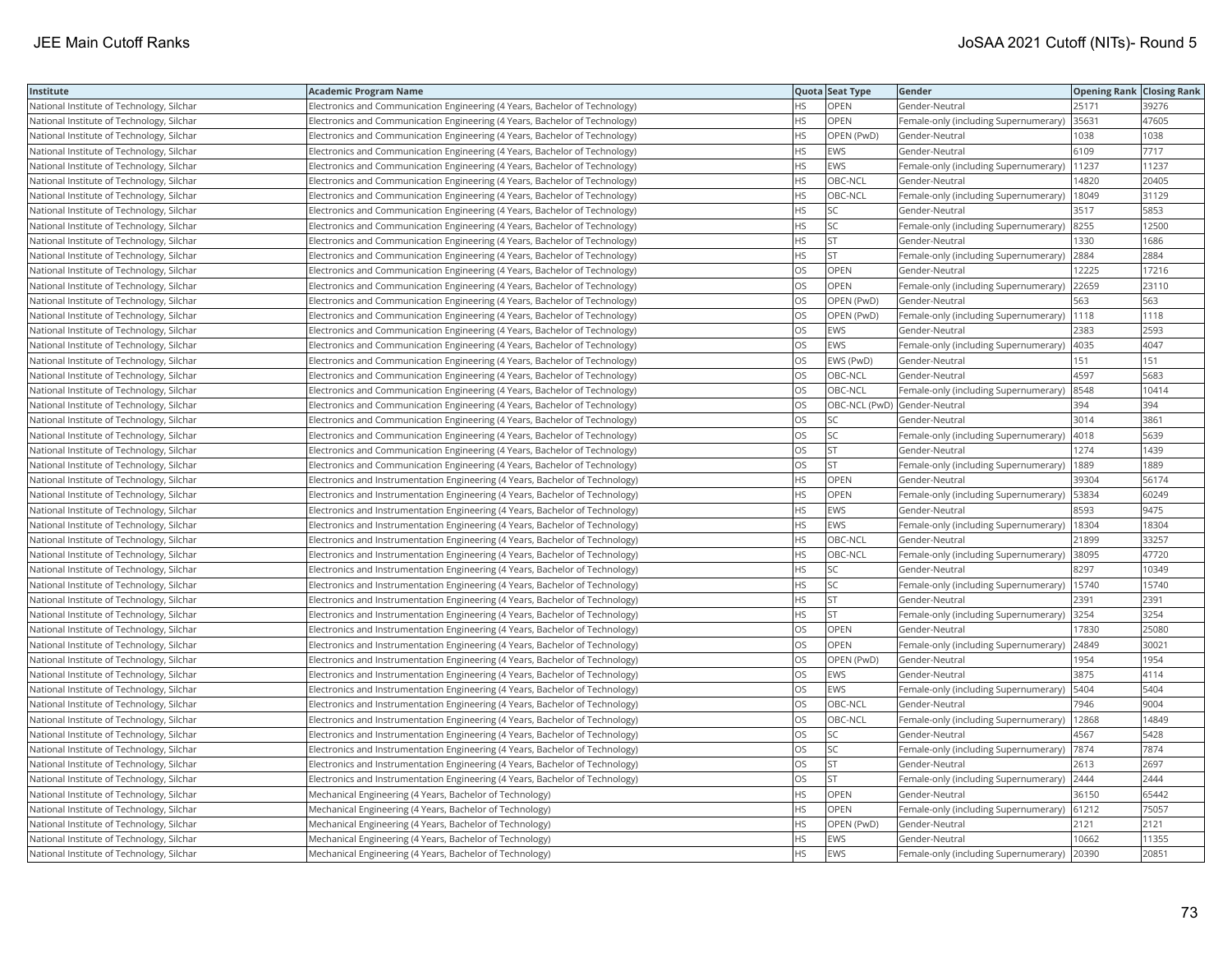| Institute | Academic Program Name | Quota | Seat Type | Gender | Opening Rank | Closing Rank |
|---|---|---|---|---|---|---|
| National Institute of Technology, Silchar | Electronics and Communication Engineering (4 Years, Bachelor of Technology) | HS | OPEN | Gender-Neutral | 25171 | 39276 |
| National Institute of Technology, Silchar | Electronics and Communication Engineering (4 Years, Bachelor of Technology) | HS | OPEN | Female-only (including Supernumerary) | 35631 | 47605 |
| National Institute of Technology, Silchar | Electronics and Communication Engineering (4 Years, Bachelor of Technology) | HS | OPEN (PwD) | Gender-Neutral | 1038 | 1038 |
| National Institute of Technology, Silchar | Electronics and Communication Engineering (4 Years, Bachelor of Technology) | HS | EWS | Gender-Neutral | 6109 | 7717 |
| National Institute of Technology, Silchar | Electronics and Communication Engineering (4 Years, Bachelor of Technology) | HS | EWS | Female-only (including Supernumerary) | 11237 | 11237 |
| National Institute of Technology, Silchar | Electronics and Communication Engineering (4 Years, Bachelor of Technology) | HS | OBC-NCL | Gender-Neutral | 14820 | 20405 |
| National Institute of Technology, Silchar | Electronics and Communication Engineering (4 Years, Bachelor of Technology) | HS | OBC-NCL | Female-only (including Supernumerary) | 18049 | 31129 |
| National Institute of Technology, Silchar | Electronics and Communication Engineering (4 Years, Bachelor of Technology) | HS | SC | Gender-Neutral | 3517 | 5853 |
| National Institute of Technology, Silchar | Electronics and Communication Engineering (4 Years, Bachelor of Technology) | HS | SC | Female-only (including Supernumerary) | 8255 | 12500 |
| National Institute of Technology, Silchar | Electronics and Communication Engineering (4 Years, Bachelor of Technology) | HS | ST | Gender-Neutral | 1330 | 1686 |
| National Institute of Technology, Silchar | Electronics and Communication Engineering (4 Years, Bachelor of Technology) | HS | ST | Female-only (including Supernumerary) | 2884 | 2884 |
| National Institute of Technology, Silchar | Electronics and Communication Engineering (4 Years, Bachelor of Technology) | OS | OPEN | Gender-Neutral | 12225 | 17216 |
| National Institute of Technology, Silchar | Electronics and Communication Engineering (4 Years, Bachelor of Technology) | OS | OPEN | Female-only (including Supernumerary) | 22659 | 23110 |
| National Institute of Technology, Silchar | Electronics and Communication Engineering (4 Years, Bachelor of Technology) | OS | OPEN (PwD) | Gender-Neutral | 563 | 563 |
| National Institute of Technology, Silchar | Electronics and Communication Engineering (4 Years, Bachelor of Technology) | OS | OPEN (PwD) | Female-only (including Supernumerary) | 1118 | 1118 |
| National Institute of Technology, Silchar | Electronics and Communication Engineering (4 Years, Bachelor of Technology) | OS | EWS | Gender-Neutral | 2383 | 2593 |
| National Institute of Technology, Silchar | Electronics and Communication Engineering (4 Years, Bachelor of Technology) | OS | EWS | Female-only (including Supernumerary) | 4035 | 4047 |
| National Institute of Technology, Silchar | Electronics and Communication Engineering (4 Years, Bachelor of Technology) | OS | EWS (PwD) | Gender-Neutral | 151 | 151 |
| National Institute of Technology, Silchar | Electronics and Communication Engineering (4 Years, Bachelor of Technology) | OS | OBC-NCL | Gender-Neutral | 4597 | 5683 |
| National Institute of Technology, Silchar | Electronics and Communication Engineering (4 Years, Bachelor of Technology) | OS | OBC-NCL | Female-only (including Supernumerary) | 8548 | 10414 |
| National Institute of Technology, Silchar | Electronics and Communication Engineering (4 Years, Bachelor of Technology) | OS | OBC-NCL (PwD) | Gender-Neutral | 394 | 394 |
| National Institute of Technology, Silchar | Electronics and Communication Engineering (4 Years, Bachelor of Technology) | OS | SC | Gender-Neutral | 3014 | 3861 |
| National Institute of Technology, Silchar | Electronics and Communication Engineering (4 Years, Bachelor of Technology) | OS | SC | Female-only (including Supernumerary) | 4018 | 5639 |
| National Institute of Technology, Silchar | Electronics and Communication Engineering (4 Years, Bachelor of Technology) | OS | ST | Gender-Neutral | 1274 | 1439 |
| National Institute of Technology, Silchar | Electronics and Communication Engineering (4 Years, Bachelor of Technology) | OS | ST | Female-only (including Supernumerary) | 1889 | 1889 |
| National Institute of Technology, Silchar | Electronics and Instrumentation Engineering (4 Years, Bachelor of Technology) | HS | OPEN | Gender-Neutral | 39304 | 56174 |
| National Institute of Technology, Silchar | Electronics and Instrumentation Engineering (4 Years, Bachelor of Technology) | HS | OPEN | Female-only (including Supernumerary) | 53834 | 60249 |
| National Institute of Technology, Silchar | Electronics and Instrumentation Engineering (4 Years, Bachelor of Technology) | HS | EWS | Gender-Neutral | 8593 | 9475 |
| National Institute of Technology, Silchar | Electronics and Instrumentation Engineering (4 Years, Bachelor of Technology) | HS | EWS | Female-only (including Supernumerary) | 18304 | 18304 |
| National Institute of Technology, Silchar | Electronics and Instrumentation Engineering (4 Years, Bachelor of Technology) | HS | OBC-NCL | Gender-Neutral | 21899 | 33257 |
| National Institute of Technology, Silchar | Electronics and Instrumentation Engineering (4 Years, Bachelor of Technology) | HS | OBC-NCL | Female-only (including Supernumerary) | 38095 | 47720 |
| National Institute of Technology, Silchar | Electronics and Instrumentation Engineering (4 Years, Bachelor of Technology) | HS | SC | Gender-Neutral | 8297 | 10349 |
| National Institute of Technology, Silchar | Electronics and Instrumentation Engineering (4 Years, Bachelor of Technology) | HS | SC | Female-only (including Supernumerary) | 15740 | 15740 |
| National Institute of Technology, Silchar | Electronics and Instrumentation Engineering (4 Years, Bachelor of Technology) | HS | ST | Gender-Neutral | 2391 | 2391 |
| National Institute of Technology, Silchar | Electronics and Instrumentation Engineering (4 Years, Bachelor of Technology) | HS | ST | Female-only (including Supernumerary) | 3254 | 3254 |
| National Institute of Technology, Silchar | Electronics and Instrumentation Engineering (4 Years, Bachelor of Technology) | OS | OPEN | Gender-Neutral | 17830 | 25080 |
| National Institute of Technology, Silchar | Electronics and Instrumentation Engineering (4 Years, Bachelor of Technology) | OS | OPEN | Female-only (including Supernumerary) | 24849 | 30021 |
| National Institute of Technology, Silchar | Electronics and Instrumentation Engineering (4 Years, Bachelor of Technology) | OS | OPEN (PwD) | Gender-Neutral | 1954 | 1954 |
| National Institute of Technology, Silchar | Electronics and Instrumentation Engineering (4 Years, Bachelor of Technology) | OS | EWS | Gender-Neutral | 3875 | 4114 |
| National Institute of Technology, Silchar | Electronics and Instrumentation Engineering (4 Years, Bachelor of Technology) | OS | EWS | Female-only (including Supernumerary) | 5404 | 5404 |
| National Institute of Technology, Silchar | Electronics and Instrumentation Engineering (4 Years, Bachelor of Technology) | OS | OBC-NCL | Gender-Neutral | 7946 | 9004 |
| National Institute of Technology, Silchar | Electronics and Instrumentation Engineering (4 Years, Bachelor of Technology) | OS | OBC-NCL | Female-only (including Supernumerary) | 12868 | 14849 |
| National Institute of Technology, Silchar | Electronics and Instrumentation Engineering (4 Years, Bachelor of Technology) | OS | SC | Gender-Neutral | 4567 | 5428 |
| National Institute of Technology, Silchar | Electronics and Instrumentation Engineering (4 Years, Bachelor of Technology) | OS | SC | Female-only (including Supernumerary) | 7874 | 7874 |
| National Institute of Technology, Silchar | Electronics and Instrumentation Engineering (4 Years, Bachelor of Technology) | OS | ST | Gender-Neutral | 2613 | 2697 |
| National Institute of Technology, Silchar | Electronics and Instrumentation Engineering (4 Years, Bachelor of Technology) | OS | ST | Female-only (including Supernumerary) | 2444 | 2444 |
| National Institute of Technology, Silchar | Mechanical Engineering (4 Years, Bachelor of Technology) | HS | OPEN | Gender-Neutral | 36150 | 65442 |
| National Institute of Technology, Silchar | Mechanical Engineering (4 Years, Bachelor of Technology) | HS | OPEN | Female-only (including Supernumerary) | 61212 | 75057 |
| National Institute of Technology, Silchar | Mechanical Engineering (4 Years, Bachelor of Technology) | HS | OPEN (PwD) | Gender-Neutral | 2121 | 2121 |
| National Institute of Technology, Silchar | Mechanical Engineering (4 Years, Bachelor of Technology) | HS | EWS | Gender-Neutral | 10662 | 11355 |
| National Institute of Technology, Silchar | Mechanical Engineering (4 Years, Bachelor of Technology) | HS | EWS | Female-only (including Supernumerary) | 20390 | 20851 |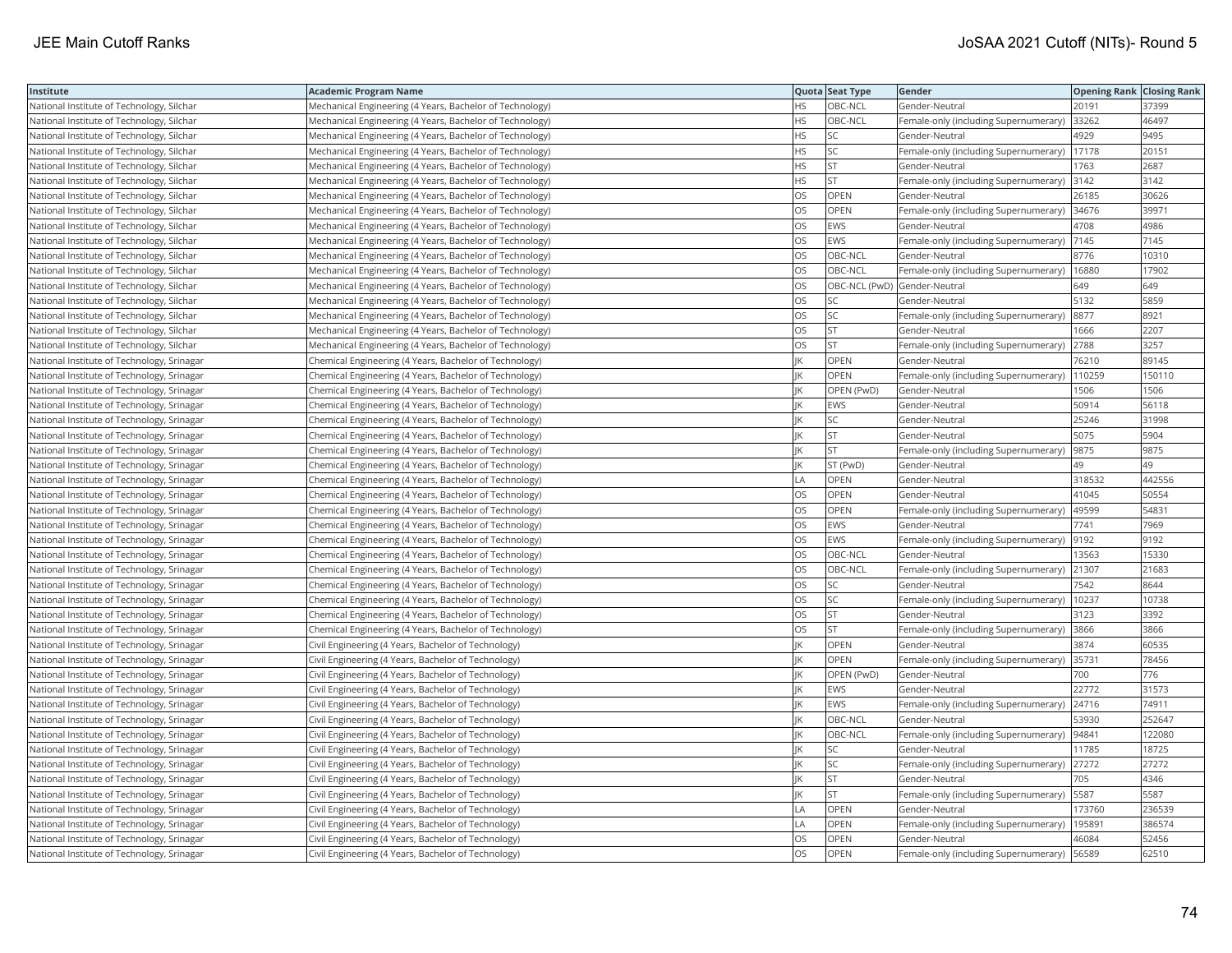| Institute | Academic Program Name | Quota | Seat Type | Gender | Opening Rank | Closing Rank |
|---|---|---|---|---|---|---|
| National Institute of Technology, Silchar | Mechanical Engineering (4 Years, Bachelor of Technology) | HS | OBC-NCL | Gender-Neutral | 20191 | 37399 |
| National Institute of Technology, Silchar | Mechanical Engineering (4 Years, Bachelor of Technology) | HS | OBC-NCL | Female-only (including Supernumerary) | 33262 | 46497 |
| National Institute of Technology, Silchar | Mechanical Engineering (4 Years, Bachelor of Technology) | HS | SC | Gender-Neutral | 4929 | 9495 |
| National Institute of Technology, Silchar | Mechanical Engineering (4 Years, Bachelor of Technology) | HS | SC | Female-only (including Supernumerary) | 17178 | 20151 |
| National Institute of Technology, Silchar | Mechanical Engineering (4 Years, Bachelor of Technology) | HS | ST | Gender-Neutral | 1763 | 2687 |
| National Institute of Technology, Silchar | Mechanical Engineering (4 Years, Bachelor of Technology) | HS | ST | Female-only (including Supernumerary) | 3142 | 3142 |
| National Institute of Technology, Silchar | Mechanical Engineering (4 Years, Bachelor of Technology) | OS | OPEN | Gender-Neutral | 26185 | 30626 |
| National Institute of Technology, Silchar | Mechanical Engineering (4 Years, Bachelor of Technology) | OS | OPEN | Female-only (including Supernumerary) | 34676 | 39971 |
| National Institute of Technology, Silchar | Mechanical Engineering (4 Years, Bachelor of Technology) | OS | EWS | Gender-Neutral | 4708 | 4986 |
| National Institute of Technology, Silchar | Mechanical Engineering (4 Years, Bachelor of Technology) | OS | EWS | Female-only (including Supernumerary) | 7145 | 7145 |
| National Institute of Technology, Silchar | Mechanical Engineering (4 Years, Bachelor of Technology) | OS | OBC-NCL | Gender-Neutral | 8776 | 10310 |
| National Institute of Technology, Silchar | Mechanical Engineering (4 Years, Bachelor of Technology) | OS | OBC-NCL | Female-only (including Supernumerary) | 16880 | 17902 |
| National Institute of Technology, Silchar | Mechanical Engineering (4 Years, Bachelor of Technology) | OS | OBC-NCL (PwD) | Gender-Neutral | 649 | 649 |
| National Institute of Technology, Silchar | Mechanical Engineering (4 Years, Bachelor of Technology) | OS | SC | Gender-Neutral | 5132 | 5859 |
| National Institute of Technology, Silchar | Mechanical Engineering (4 Years, Bachelor of Technology) | OS | SC | Female-only (including Supernumerary) | 8877 | 8921 |
| National Institute of Technology, Silchar | Mechanical Engineering (4 Years, Bachelor of Technology) | OS | ST | Gender-Neutral | 1666 | 2207 |
| National Institute of Technology, Silchar | Mechanical Engineering (4 Years, Bachelor of Technology) | OS | ST | Female-only (including Supernumerary) | 2788 | 3257 |
| National Institute of Technology, Srinagar | Chemical Engineering (4 Years, Bachelor of Technology) | JK | OPEN | Gender-Neutral | 76210 | 89145 |
| National Institute of Technology, Srinagar | Chemical Engineering (4 Years, Bachelor of Technology) | JK | OPEN | Female-only (including Supernumerary) | 110259 | 150110 |
| National Institute of Technology, Srinagar | Chemical Engineering (4 Years, Bachelor of Technology) | JK | OPEN (PwD) | Gender-Neutral | 1506 | 1506 |
| National Institute of Technology, Srinagar | Chemical Engineering (4 Years, Bachelor of Technology) | JK | EWS | Gender-Neutral | 50914 | 56118 |
| National Institute of Technology, Srinagar | Chemical Engineering (4 Years, Bachelor of Technology) | JK | SC | Gender-Neutral | 25246 | 31998 |
| National Institute of Technology, Srinagar | Chemical Engineering (4 Years, Bachelor of Technology) | JK | ST | Gender-Neutral | 5075 | 5904 |
| National Institute of Technology, Srinagar | Chemical Engineering (4 Years, Bachelor of Technology) | JK | ST | Female-only (including Supernumerary) | 9875 | 9875 |
| National Institute of Technology, Srinagar | Chemical Engineering (4 Years, Bachelor of Technology) | JK | ST (PwD) | Gender-Neutral | 49 | 49 |
| National Institute of Technology, Srinagar | Chemical Engineering (4 Years, Bachelor of Technology) | LA | OPEN | Gender-Neutral | 318532 | 442556 |
| National Institute of Technology, Srinagar | Chemical Engineering (4 Years, Bachelor of Technology) | OS | OPEN | Gender-Neutral | 41045 | 50554 |
| National Institute of Technology, Srinagar | Chemical Engineering (4 Years, Bachelor of Technology) | OS | OPEN | Female-only (including Supernumerary) | 49599 | 54831 |
| National Institute of Technology, Srinagar | Chemical Engineering (4 Years, Bachelor of Technology) | OS | EWS | Gender-Neutral | 7741 | 7969 |
| National Institute of Technology, Srinagar | Chemical Engineering (4 Years, Bachelor of Technology) | OS | EWS | Female-only (including Supernumerary) | 9192 | 9192 |
| National Institute of Technology, Srinagar | Chemical Engineering (4 Years, Bachelor of Technology) | OS | OBC-NCL | Gender-Neutral | 13563 | 15330 |
| National Institute of Technology, Srinagar | Chemical Engineering (4 Years, Bachelor of Technology) | OS | OBC-NCL | Female-only (including Supernumerary) | 21307 | 21683 |
| National Institute of Technology, Srinagar | Chemical Engineering (4 Years, Bachelor of Technology) | OS | SC | Gender-Neutral | 7542 | 8644 |
| National Institute of Technology, Srinagar | Chemical Engineering (4 Years, Bachelor of Technology) | OS | SC | Female-only (including Supernumerary) | 10237 | 10738 |
| National Institute of Technology, Srinagar | Chemical Engineering (4 Years, Bachelor of Technology) | OS | ST | Gender-Neutral | 3123 | 3392 |
| National Institute of Technology, Srinagar | Chemical Engineering (4 Years, Bachelor of Technology) | OS | ST | Female-only (including Supernumerary) | 3866 | 3866 |
| National Institute of Technology, Srinagar | Civil Engineering (4 Years, Bachelor of Technology) | JK | OPEN | Gender-Neutral | 3874 | 60535 |
| National Institute of Technology, Srinagar | Civil Engineering (4 Years, Bachelor of Technology) | JK | OPEN | Female-only (including Supernumerary) | 35731 | 78456 |
| National Institute of Technology, Srinagar | Civil Engineering (4 Years, Bachelor of Technology) | JK | OPEN (PwD) | Gender-Neutral | 700 | 776 |
| National Institute of Technology, Srinagar | Civil Engineering (4 Years, Bachelor of Technology) | JK | EWS | Gender-Neutral | 22772 | 31573 |
| National Institute of Technology, Srinagar | Civil Engineering (4 Years, Bachelor of Technology) | JK | EWS | Female-only (including Supernumerary) | 24716 | 74911 |
| National Institute of Technology, Srinagar | Civil Engineering (4 Years, Bachelor of Technology) | JK | OBC-NCL | Gender-Neutral | 53930 | 252647 |
| National Institute of Technology, Srinagar | Civil Engineering (4 Years, Bachelor of Technology) | JK | OBC-NCL | Female-only (including Supernumerary) | 94841 | 122080 |
| National Institute of Technology, Srinagar | Civil Engineering (4 Years, Bachelor of Technology) | JK | SC | Gender-Neutral | 11785 | 18725 |
| National Institute of Technology, Srinagar | Civil Engineering (4 Years, Bachelor of Technology) | JK | SC | Female-only (including Supernumerary) | 27272 | 27272 |
| National Institute of Technology, Srinagar | Civil Engineering (4 Years, Bachelor of Technology) | JK | ST | Gender-Neutral | 705 | 4346 |
| National Institute of Technology, Srinagar | Civil Engineering (4 Years, Bachelor of Technology) | JK | ST | Female-only (including Supernumerary) | 5587 | 5587 |
| National Institute of Technology, Srinagar | Civil Engineering (4 Years, Bachelor of Technology) | LA | OPEN | Gender-Neutral | 173760 | 236539 |
| National Institute of Technology, Srinagar | Civil Engineering (4 Years, Bachelor of Technology) | LA | OPEN | Female-only (including Supernumerary) | 195891 | 386574 |
| National Institute of Technology, Srinagar | Civil Engineering (4 Years, Bachelor of Technology) | OS | OPEN | Gender-Neutral | 46084 | 52456 |
| National Institute of Technology, Srinagar | Civil Engineering (4 Years, Bachelor of Technology) | OS | OPEN | Female-only (including Supernumerary) | 56589 | 62510 |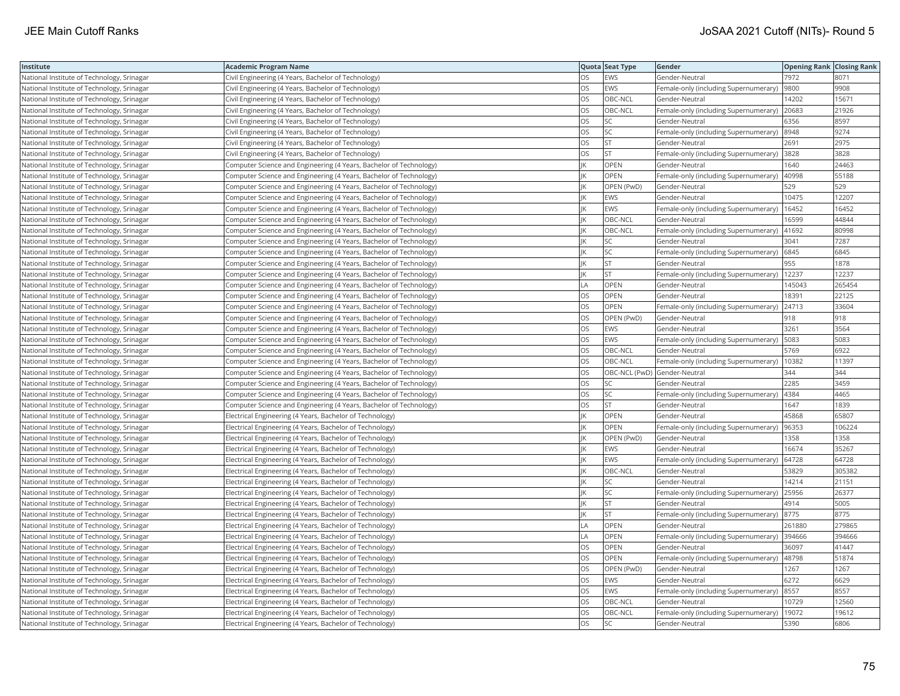| Institute | Academic Program Name | Quota | Seat Type | Gender | Opening Rank | Closing Rank |
|---|---|---|---|---|---|---|
| National Institute of Technology, Srinagar | Civil Engineering (4 Years, Bachelor of Technology) | OS | EWS | Gender-Neutral | 7972 | 8071 |
| National Institute of Technology, Srinagar | Civil Engineering (4 Years, Bachelor of Technology) | OS | EWS | Female-only (including Supernumerary) | 9800 | 9908 |
| National Institute of Technology, Srinagar | Civil Engineering (4 Years, Bachelor of Technology) | OS | OBC-NCL | Gender-Neutral | 14202 | 15671 |
| National Institute of Technology, Srinagar | Civil Engineering (4 Years, Bachelor of Technology) | OS | OBC-NCL | Female-only (including Supernumerary) | 20683 | 21926 |
| National Institute of Technology, Srinagar | Civil Engineering (4 Years, Bachelor of Technology) | OS | SC | Gender-Neutral | 6356 | 8597 |
| National Institute of Technology, Srinagar | Civil Engineering (4 Years, Bachelor of Technology) | OS | SC | Female-only (including Supernumerary) | 8948 | 9274 |
| National Institute of Technology, Srinagar | Civil Engineering (4 Years, Bachelor of Technology) | OS | ST | Gender-Neutral | 2691 | 2975 |
| National Institute of Technology, Srinagar | Civil Engineering (4 Years, Bachelor of Technology) | OS | ST | Female-only (including Supernumerary) | 3828 | 3828 |
| National Institute of Technology, Srinagar | Computer Science and Engineering (4 Years, Bachelor of Technology) | JK | OPEN | Gender-Neutral | 1640 | 24463 |
| National Institute of Technology, Srinagar | Computer Science and Engineering (4 Years, Bachelor of Technology) | JK | OPEN | Female-only (including Supernumerary) | 40998 | 55188 |
| National Institute of Technology, Srinagar | Computer Science and Engineering (4 Years, Bachelor of Technology) | JK | OPEN (PwD) | Gender-Neutral | 529 | 529 |
| National Institute of Technology, Srinagar | Computer Science and Engineering (4 Years, Bachelor of Technology) | JK | EWS | Gender-Neutral | 10475 | 12207 |
| National Institute of Technology, Srinagar | Computer Science and Engineering (4 Years, Bachelor of Technology) | JK | EWS | Female-only (including Supernumerary) | 16452 | 16452 |
| National Institute of Technology, Srinagar | Computer Science and Engineering (4 Years, Bachelor of Technology) | JK | OBC-NCL | Gender-Neutral | 16599 | 44844 |
| National Institute of Technology, Srinagar | Computer Science and Engineering (4 Years, Bachelor of Technology) | JK | OBC-NCL | Female-only (including Supernumerary) | 41692 | 80998 |
| National Institute of Technology, Srinagar | Computer Science and Engineering (4 Years, Bachelor of Technology) | JK | SC | Gender-Neutral | 3041 | 7287 |
| National Institute of Technology, Srinagar | Computer Science and Engineering (4 Years, Bachelor of Technology) | JK | SC | Female-only (including Supernumerary) | 6845 | 6845 |
| National Institute of Technology, Srinagar | Computer Science and Engineering (4 Years, Bachelor of Technology) | JK | ST | Gender-Neutral | 955 | 1878 |
| National Institute of Technology, Srinagar | Computer Science and Engineering (4 Years, Bachelor of Technology) | JK | ST | Female-only (including Supernumerary) | 12237 | 12237 |
| National Institute of Technology, Srinagar | Computer Science and Engineering (4 Years, Bachelor of Technology) | LA | OPEN | Gender-Neutral | 145043 | 265454 |
| National Institute of Technology, Srinagar | Computer Science and Engineering (4 Years, Bachelor of Technology) | OS | OPEN | Gender-Neutral | 18391 | 22125 |
| National Institute of Technology, Srinagar | Computer Science and Engineering (4 Years, Bachelor of Technology) | OS | OPEN | Female-only (including Supernumerary) | 24713 | 33604 |
| National Institute of Technology, Srinagar | Computer Science and Engineering (4 Years, Bachelor of Technology) | OS | OPEN (PwD) | Gender-Neutral | 918 | 918 |
| National Institute of Technology, Srinagar | Computer Science and Engineering (4 Years, Bachelor of Technology) | OS | EWS | Gender-Neutral | 3261 | 3564 |
| National Institute of Technology, Srinagar | Computer Science and Engineering (4 Years, Bachelor of Technology) | OS | EWS | Female-only (including Supernumerary) | 5083 | 5083 |
| National Institute of Technology, Srinagar | Computer Science and Engineering (4 Years, Bachelor of Technology) | OS | OBC-NCL | Gender-Neutral | 5769 | 6922 |
| National Institute of Technology, Srinagar | Computer Science and Engineering (4 Years, Bachelor of Technology) | OS | OBC-NCL | Female-only (including Supernumerary) | 10382 | 11397 |
| National Institute of Technology, Srinagar | Computer Science and Engineering (4 Years, Bachelor of Technology) | OS | OBC-NCL (PwD) | Gender-Neutral | 344 | 344 |
| National Institute of Technology, Srinagar | Computer Science and Engineering (4 Years, Bachelor of Technology) | OS | SC | Gender-Neutral | 2285 | 3459 |
| National Institute of Technology, Srinagar | Computer Science and Engineering (4 Years, Bachelor of Technology) | OS | SC | Female-only (including Supernumerary) | 4384 | 4465 |
| National Institute of Technology, Srinagar | Computer Science and Engineering (4 Years, Bachelor of Technology) | OS | ST | Gender-Neutral | 1647 | 1839 |
| National Institute of Technology, Srinagar | Electrical Engineering (4 Years, Bachelor of Technology) | JK | OPEN | Gender-Neutral | 45868 | 65807 |
| National Institute of Technology, Srinagar | Electrical Engineering (4 Years, Bachelor of Technology) | JK | OPEN | Female-only (including Supernumerary) | 96353 | 106224 |
| National Institute of Technology, Srinagar | Electrical Engineering (4 Years, Bachelor of Technology) | JK | OPEN (PwD) | Gender-Neutral | 1358 | 1358 |
| National Institute of Technology, Srinagar | Electrical Engineering (4 Years, Bachelor of Technology) | JK | EWS | Gender-Neutral | 16674 | 35267 |
| National Institute of Technology, Srinagar | Electrical Engineering (4 Years, Bachelor of Technology) | JK | EWS | Female-only (including Supernumerary) | 64728 | 64728 |
| National Institute of Technology, Srinagar | Electrical Engineering (4 Years, Bachelor of Technology) | JK | OBC-NCL | Gender-Neutral | 53829 | 305382 |
| National Institute of Technology, Srinagar | Electrical Engineering (4 Years, Bachelor of Technology) | JK | SC | Gender-Neutral | 14214 | 21151 |
| National Institute of Technology, Srinagar | Electrical Engineering (4 Years, Bachelor of Technology) | JK | SC | Female-only (including Supernumerary) | 25956 | 26377 |
| National Institute of Technology, Srinagar | Electrical Engineering (4 Years, Bachelor of Technology) | JK | ST | Gender-Neutral | 4914 | 5005 |
| National Institute of Technology, Srinagar | Electrical Engineering (4 Years, Bachelor of Technology) | JK | ST | Female-only (including Supernumerary) | 8775 | 8775 |
| National Institute of Technology, Srinagar | Electrical Engineering (4 Years, Bachelor of Technology) | LA | OPEN | Gender-Neutral | 261880 | 279865 |
| National Institute of Technology, Srinagar | Electrical Engineering (4 Years, Bachelor of Technology) | LA | OPEN | Female-only (including Supernumerary) | 394666 | 394666 |
| National Institute of Technology, Srinagar | Electrical Engineering (4 Years, Bachelor of Technology) | OS | OPEN | Gender-Neutral | 36097 | 41447 |
| National Institute of Technology, Srinagar | Electrical Engineering (4 Years, Bachelor of Technology) | OS | OPEN | Female-only (including Supernumerary) | 48798 | 51874 |
| National Institute of Technology, Srinagar | Electrical Engineering (4 Years, Bachelor of Technology) | OS | OPEN (PwD) | Gender-Neutral | 1267 | 1267 |
| National Institute of Technology, Srinagar | Electrical Engineering (4 Years, Bachelor of Technology) | OS | EWS | Gender-Neutral | 6272 | 6629 |
| National Institute of Technology, Srinagar | Electrical Engineering (4 Years, Bachelor of Technology) | OS | EWS | Female-only (including Supernumerary) | 8557 | 8557 |
| National Institute of Technology, Srinagar | Electrical Engineering (4 Years, Bachelor of Technology) | OS | OBC-NCL | Gender-Neutral | 10729 | 12560 |
| National Institute of Technology, Srinagar | Electrical Engineering (4 Years, Bachelor of Technology) | OS | OBC-NCL | Female-only (including Supernumerary) | 19072 | 19612 |
| National Institute of Technology, Srinagar | Electrical Engineering (4 Years, Bachelor of Technology) | OS | SC | Gender-Neutral | 5390 | 6806 |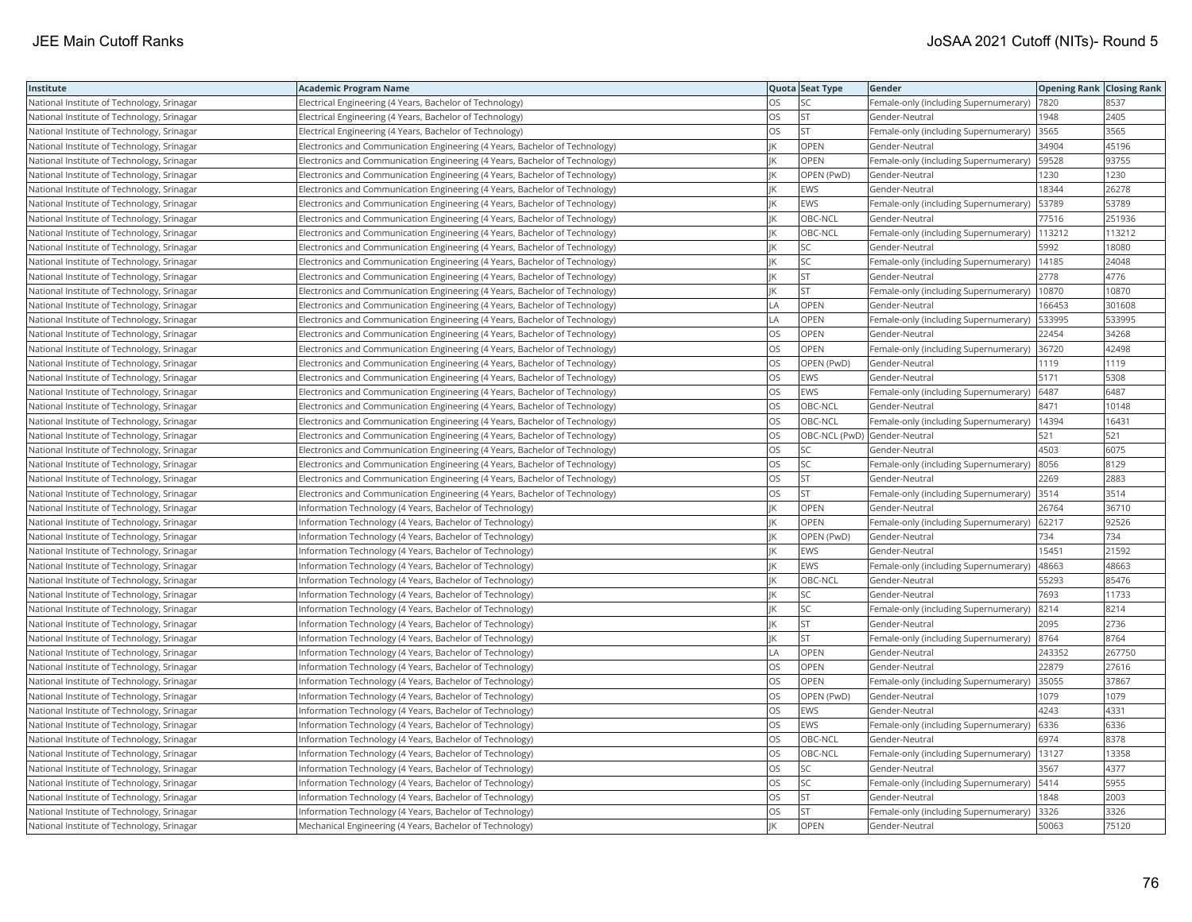| Institute | Academic Program Name | Quota | Seat Type | Gender | Opening Rank | Closing Rank |
|---|---|---|---|---|---|---|
| National Institute of Technology, Srinagar | Electrical Engineering (4 Years, Bachelor of Technology) | OS | SC | Female-only (including Supernumerary) | 7820 | 8537 |
| National Institute of Technology, Srinagar | Electrical Engineering (4 Years, Bachelor of Technology) | OS | ST | Gender-Neutral | 1948 | 2405 |
| National Institute of Technology, Srinagar | Electrical Engineering (4 Years, Bachelor of Technology) | OS | ST | Female-only (including Supernumerary) | 3565 | 3565 |
| National Institute of Technology, Srinagar | Electronics and Communication Engineering (4 Years, Bachelor of Technology) | JK | OPEN | Gender-Neutral | 34904 | 45196 |
| National Institute of Technology, Srinagar | Electronics and Communication Engineering (4 Years, Bachelor of Technology) | JK | OPEN | Female-only (including Supernumerary) | 59528 | 93755 |
| National Institute of Technology, Srinagar | Electronics and Communication Engineering (4 Years, Bachelor of Technology) | JK | OPEN (PwD) | Gender-Neutral | 1230 | 1230 |
| National Institute of Technology, Srinagar | Electronics and Communication Engineering (4 Years, Bachelor of Technology) | JK | EWS | Gender-Neutral | 18344 | 26278 |
| National Institute of Technology, Srinagar | Electronics and Communication Engineering (4 Years, Bachelor of Technology) | JK | EWS | Female-only (including Supernumerary) | 53789 | 53789 |
| National Institute of Technology, Srinagar | Electronics and Communication Engineering (4 Years, Bachelor of Technology) | JK | OBC-NCL | Gender-Neutral | 77516 | 251936 |
| National Institute of Technology, Srinagar | Electronics and Communication Engineering (4 Years, Bachelor of Technology) | JK | OBC-NCL | Female-only (including Supernumerary) | 113212 | 113212 |
| National Institute of Technology, Srinagar | Electronics and Communication Engineering (4 Years, Bachelor of Technology) | JK | SC | Gender-Neutral | 5992 | 18080 |
| National Institute of Technology, Srinagar | Electronics and Communication Engineering (4 Years, Bachelor of Technology) | JK | SC | Female-only (including Supernumerary) | 14185 | 24048 |
| National Institute of Technology, Srinagar | Electronics and Communication Engineering (4 Years, Bachelor of Technology) | JK | ST | Gender-Neutral | 2778 | 4776 |
| National Institute of Technology, Srinagar | Electronics and Communication Engineering (4 Years, Bachelor of Technology) | JK | ST | Female-only (including Supernumerary) | 10870 | 10870 |
| National Institute of Technology, Srinagar | Electronics and Communication Engineering (4 Years, Bachelor of Technology) | LA | OPEN | Gender-Neutral | 166453 | 301608 |
| National Institute of Technology, Srinagar | Electronics and Communication Engineering (4 Years, Bachelor of Technology) | LA | OPEN | Female-only (including Supernumerary) | 533995 | 533995 |
| National Institute of Technology, Srinagar | Electronics and Communication Engineering (4 Years, Bachelor of Technology) | OS | OPEN | Gender-Neutral | 22454 | 34268 |
| National Institute of Technology, Srinagar | Electronics and Communication Engineering (4 Years, Bachelor of Technology) | OS | OPEN | Female-only (including Supernumerary) | 36720 | 42498 |
| National Institute of Technology, Srinagar | Electronics and Communication Engineering (4 Years, Bachelor of Technology) | OS | OPEN (PwD) | Gender-Neutral | 1119 | 1119 |
| National Institute of Technology, Srinagar | Electronics and Communication Engineering (4 Years, Bachelor of Technology) | OS | EWS | Gender-Neutral | 5171 | 5308 |
| National Institute of Technology, Srinagar | Electronics and Communication Engineering (4 Years, Bachelor of Technology) | OS | EWS | Female-only (including Supernumerary) | 6487 | 6487 |
| National Institute of Technology, Srinagar | Electronics and Communication Engineering (4 Years, Bachelor of Technology) | OS | OBC-NCL | Gender-Neutral | 8471 | 10148 |
| National Institute of Technology, Srinagar | Electronics and Communication Engineering (4 Years, Bachelor of Technology) | OS | OBC-NCL | Female-only (including Supernumerary) | 14394 | 16431 |
| National Institute of Technology, Srinagar | Electronics and Communication Engineering (4 Years, Bachelor of Technology) | OS | OBC-NCL (PwD) | Gender-Neutral | 521 | 521 |
| National Institute of Technology, Srinagar | Electronics and Communication Engineering (4 Years, Bachelor of Technology) | OS | SC | Gender-Neutral | 4503 | 6075 |
| National Institute of Technology, Srinagar | Electronics and Communication Engineering (4 Years, Bachelor of Technology) | OS | SC | Female-only (including Supernumerary) | 8056 | 8129 |
| National Institute of Technology, Srinagar | Electronics and Communication Engineering (4 Years, Bachelor of Technology) | OS | ST | Gender-Neutral | 2269 | 2883 |
| National Institute of Technology, Srinagar | Electronics and Communication Engineering (4 Years, Bachelor of Technology) | OS | ST | Female-only (including Supernumerary) | 3514 | 3514 |
| National Institute of Technology, Srinagar | Information Technology (4 Years, Bachelor of Technology) | JK | OPEN | Gender-Neutral | 26764 | 36710 |
| National Institute of Technology, Srinagar | Information Technology (4 Years, Bachelor of Technology) | JK | OPEN | Female-only (including Supernumerary) | 62217 | 92526 |
| National Institute of Technology, Srinagar | Information Technology (4 Years, Bachelor of Technology) | JK | OPEN (PwD) | Gender-Neutral | 734 | 734 |
| National Institute of Technology, Srinagar | Information Technology (4 Years, Bachelor of Technology) | JK | EWS | Gender-Neutral | 15451 | 21592 |
| National Institute of Technology, Srinagar | Information Technology (4 Years, Bachelor of Technology) | JK | EWS | Female-only (including Supernumerary) | 48663 | 48663 |
| National Institute of Technology, Srinagar | Information Technology (4 Years, Bachelor of Technology) | JK | OBC-NCL | Gender-Neutral | 55293 | 85476 |
| National Institute of Technology, Srinagar | Information Technology (4 Years, Bachelor of Technology) | JK | SC | Gender-Neutral | 7693 | 11733 |
| National Institute of Technology, Srinagar | Information Technology (4 Years, Bachelor of Technology) | JK | SC | Female-only (including Supernumerary) | 8214 | 8214 |
| National Institute of Technology, Srinagar | Information Technology (4 Years, Bachelor of Technology) | JK | ST | Gender-Neutral | 2095 | 2736 |
| National Institute of Technology, Srinagar | Information Technology (4 Years, Bachelor of Technology) | JK | ST | Female-only (including Supernumerary) | 8764 | 8764 |
| National Institute of Technology, Srinagar | Information Technology (4 Years, Bachelor of Technology) | LA | OPEN | Gender-Neutral | 243352 | 267750 |
| National Institute of Technology, Srinagar | Information Technology (4 Years, Bachelor of Technology) | OS | OPEN | Gender-Neutral | 22879 | 27616 |
| National Institute of Technology, Srinagar | Information Technology (4 Years, Bachelor of Technology) | OS | OPEN | Female-only (including Supernumerary) | 35055 | 37867 |
| National Institute of Technology, Srinagar | Information Technology (4 Years, Bachelor of Technology) | OS | OPEN (PwD) | Gender-Neutral | 1079 | 1079 |
| National Institute of Technology, Srinagar | Information Technology (4 Years, Bachelor of Technology) | OS | EWS | Gender-Neutral | 4243 | 4331 |
| National Institute of Technology, Srinagar | Information Technology (4 Years, Bachelor of Technology) | OS | EWS | Female-only (including Supernumerary) | 6336 | 6336 |
| National Institute of Technology, Srinagar | Information Technology (4 Years, Bachelor of Technology) | OS | OBC-NCL | Gender-Neutral | 6974 | 8378 |
| National Institute of Technology, Srinagar | Information Technology (4 Years, Bachelor of Technology) | OS | OBC-NCL | Female-only (including Supernumerary) | 13127 | 13358 |
| National Institute of Technology, Srinagar | Information Technology (4 Years, Bachelor of Technology) | OS | SC | Gender-Neutral | 3567 | 4377 |
| National Institute of Technology, Srinagar | Information Technology (4 Years, Bachelor of Technology) | OS | SC | Female-only (including Supernumerary) | 5414 | 5955 |
| National Institute of Technology, Srinagar | Information Technology (4 Years, Bachelor of Technology) | OS | ST | Gender-Neutral | 1848 | 2003 |
| National Institute of Technology, Srinagar | Information Technology (4 Years, Bachelor of Technology) | OS | ST | Female-only (including Supernumerary) | 3326 | 3326 |
| National Institute of Technology, Srinagar | Mechanical Engineering (4 Years, Bachelor of Technology) | JK | OPEN | Gender-Neutral | 50063 | 75120 |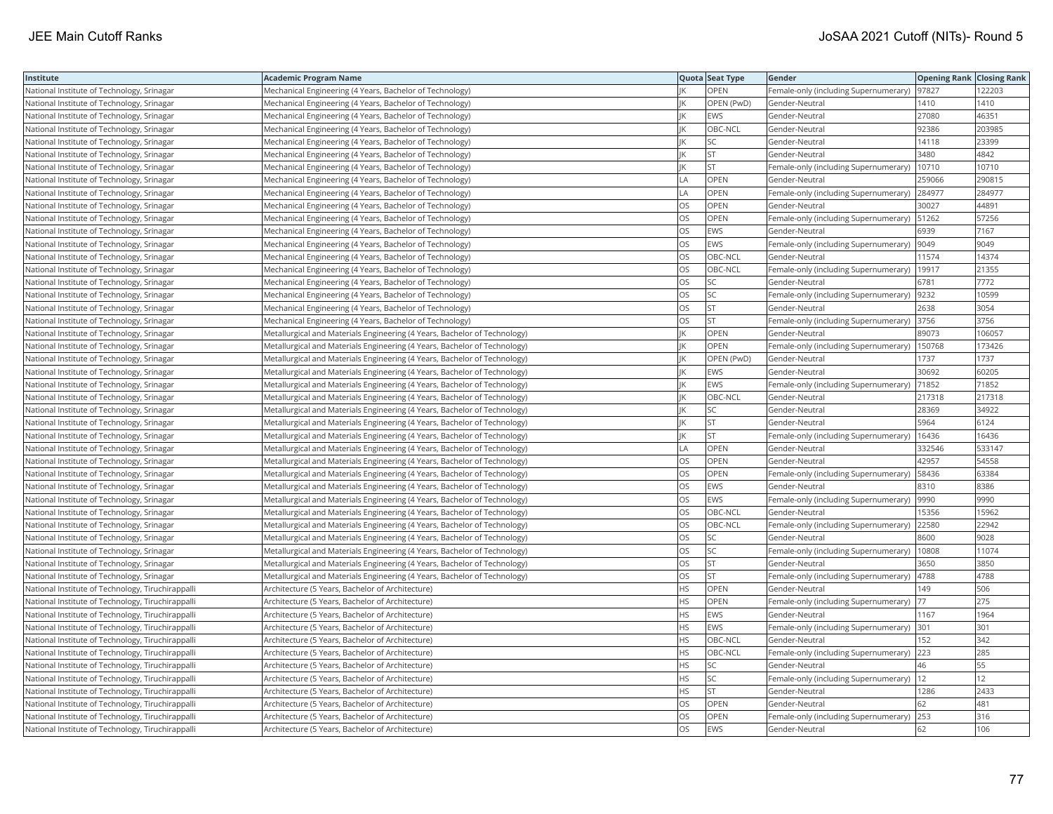| Institute | Academic Program Name | Quota | Seat Type | Gender | Opening Rank | Closing Rank |
|---|---|---|---|---|---|---|
| National Institute of Technology, Srinagar | Mechanical Engineering (4 Years, Bachelor of Technology) | JK | OPEN | Female-only (including Supernumerary) | 97827 | 122203 |
| National Institute of Technology, Srinagar | Mechanical Engineering (4 Years, Bachelor of Technology) | JK | OPEN (PwD) | Gender-Neutral | 1410 | 1410 |
| National Institute of Technology, Srinagar | Mechanical Engineering (4 Years, Bachelor of Technology) | JK | EWS | Gender-Neutral | 27080 | 46351 |
| National Institute of Technology, Srinagar | Mechanical Engineering (4 Years, Bachelor of Technology) | JK | OBC-NCL | Gender-Neutral | 92386 | 203985 |
| National Institute of Technology, Srinagar | Mechanical Engineering (4 Years, Bachelor of Technology) | JK | SC | Gender-Neutral | 14118 | 23399 |
| National Institute of Technology, Srinagar | Mechanical Engineering (4 Years, Bachelor of Technology) | JK | ST | Gender-Neutral | 3480 | 4842 |
| National Institute of Technology, Srinagar | Mechanical Engineering (4 Years, Bachelor of Technology) | JK | ST | Female-only (including Supernumerary) | 10710 | 10710 |
| National Institute of Technology, Srinagar | Mechanical Engineering (4 Years, Bachelor of Technology) | LA | OPEN | Gender-Neutral | 259066 | 290815 |
| National Institute of Technology, Srinagar | Mechanical Engineering (4 Years, Bachelor of Technology) | LA | OPEN | Female-only (including Supernumerary) | 284977 | 284977 |
| National Institute of Technology, Srinagar | Mechanical Engineering (4 Years, Bachelor of Technology) | OS | OPEN | Gender-Neutral | 30027 | 44891 |
| National Institute of Technology, Srinagar | Mechanical Engineering (4 Years, Bachelor of Technology) | OS | OPEN | Female-only (including Supernumerary) | 51262 | 57256 |
| National Institute of Technology, Srinagar | Mechanical Engineering (4 Years, Bachelor of Technology) | OS | EWS | Gender-Neutral | 6939 | 7167 |
| National Institute of Technology, Srinagar | Mechanical Engineering (4 Years, Bachelor of Technology) | OS | EWS | Female-only (including Supernumerary) | 9049 | 9049 |
| National Institute of Technology, Srinagar | Mechanical Engineering (4 Years, Bachelor of Technology) | OS | OBC-NCL | Gender-Neutral | 11574 | 14374 |
| National Institute of Technology, Srinagar | Mechanical Engineering (4 Years, Bachelor of Technology) | OS | OBC-NCL | Female-only (including Supernumerary) | 19917 | 21355 |
| National Institute of Technology, Srinagar | Mechanical Engineering (4 Years, Bachelor of Technology) | OS | SC | Gender-Neutral | 6781 | 7772 |
| National Institute of Technology, Srinagar | Mechanical Engineering (4 Years, Bachelor of Technology) | OS | SC | Female-only (including Supernumerary) | 9232 | 10599 |
| National Institute of Technology, Srinagar | Mechanical Engineering (4 Years, Bachelor of Technology) | OS | ST | Gender-Neutral | 2638 | 3054 |
| National Institute of Technology, Srinagar | Mechanical Engineering (4 Years, Bachelor of Technology) | OS | ST | Female-only (including Supernumerary) | 3756 | 3756 |
| National Institute of Technology, Srinagar | Metallurgical and Materials Engineering (4 Years, Bachelor of Technology) | JK | OPEN | Gender-Neutral | 89073 | 106057 |
| National Institute of Technology, Srinagar | Metallurgical and Materials Engineering (4 Years, Bachelor of Technology) | JK | OPEN | Female-only (including Supernumerary) | 150768 | 173426 |
| National Institute of Technology, Srinagar | Metallurgical and Materials Engineering (4 Years, Bachelor of Technology) | JK | OPEN (PwD) | Gender-Neutral | 1737 | 1737 |
| National Institute of Technology, Srinagar | Metallurgical and Materials Engineering (4 Years, Bachelor of Technology) | JK | EWS | Gender-Neutral | 30692 | 60205 |
| National Institute of Technology, Srinagar | Metallurgical and Materials Engineering (4 Years, Bachelor of Technology) | JK | EWS | Female-only (including Supernumerary) | 71852 | 71852 |
| National Institute of Technology, Srinagar | Metallurgical and Materials Engineering (4 Years, Bachelor of Technology) | JK | OBC-NCL | Gender-Neutral | 217318 | 217318 |
| National Institute of Technology, Srinagar | Metallurgical and Materials Engineering (4 Years, Bachelor of Technology) | JK | SC | Gender-Neutral | 28369 | 34922 |
| National Institute of Technology, Srinagar | Metallurgical and Materials Engineering (4 Years, Bachelor of Technology) | JK | ST | Gender-Neutral | 5964 | 6124 |
| National Institute of Technology, Srinagar | Metallurgical and Materials Engineering (4 Years, Bachelor of Technology) | JK | ST | Female-only (including Supernumerary) | 16436 | 16436 |
| National Institute of Technology, Srinagar | Metallurgical and Materials Engineering (4 Years, Bachelor of Technology) | LA | OPEN | Gender-Neutral | 332546 | 533147 |
| National Institute of Technology, Srinagar | Metallurgical and Materials Engineering (4 Years, Bachelor of Technology) | OS | OPEN | Gender-Neutral | 42957 | 54558 |
| National Institute of Technology, Srinagar | Metallurgical and Materials Engineering (4 Years, Bachelor of Technology) | OS | OPEN | Female-only (including Supernumerary) | 58436 | 63384 |
| National Institute of Technology, Srinagar | Metallurgical and Materials Engineering (4 Years, Bachelor of Technology) | OS | EWS | Gender-Neutral | 8310 | 8386 |
| National Institute of Technology, Srinagar | Metallurgical and Materials Engineering (4 Years, Bachelor of Technology) | OS | EWS | Female-only (including Supernumerary) | 9990 | 9990 |
| National Institute of Technology, Srinagar | Metallurgical and Materials Engineering (4 Years, Bachelor of Technology) | OS | OBC-NCL | Gender-Neutral | 15356 | 15962 |
| National Institute of Technology, Srinagar | Metallurgical and Materials Engineering (4 Years, Bachelor of Technology) | OS | OBC-NCL | Female-only (including Supernumerary) | 22580 | 22942 |
| National Institute of Technology, Srinagar | Metallurgical and Materials Engineering (4 Years, Bachelor of Technology) | OS | SC | Gender-Neutral | 8600 | 9028 |
| National Institute of Technology, Srinagar | Metallurgical and Materials Engineering (4 Years, Bachelor of Technology) | OS | SC | Female-only (including Supernumerary) | 10808 | 11074 |
| National Institute of Technology, Srinagar | Metallurgical and Materials Engineering (4 Years, Bachelor of Technology) | OS | ST | Gender-Neutral | 3650 | 3850 |
| National Institute of Technology, Srinagar | Metallurgical and Materials Engineering (4 Years, Bachelor of Technology) | OS | ST | Female-only (including Supernumerary) | 4788 | 4788 |
| National Institute of Technology, Tiruchirappalli | Architecture (5 Years, Bachelor of Architecture) | HS | OPEN | Gender-Neutral | 149 | 506 |
| National Institute of Technology, Tiruchirappalli | Architecture (5 Years, Bachelor of Architecture) | HS | OPEN | Female-only (including Supernumerary) | 77 | 275 |
| National Institute of Technology, Tiruchirappalli | Architecture (5 Years, Bachelor of Architecture) | HS | EWS | Gender-Neutral | 1167 | 1964 |
| National Institute of Technology, Tiruchirappalli | Architecture (5 Years, Bachelor of Architecture) | HS | EWS | Female-only (including Supernumerary) | 301 | 301 |
| National Institute of Technology, Tiruchirappalli | Architecture (5 Years, Bachelor of Architecture) | HS | OBC-NCL | Gender-Neutral | 152 | 342 |
| National Institute of Technology, Tiruchirappalli | Architecture (5 Years, Bachelor of Architecture) | HS | OBC-NCL | Female-only (including Supernumerary) | 223 | 285 |
| National Institute of Technology, Tiruchirappalli | Architecture (5 Years, Bachelor of Architecture) | HS | SC | Gender-Neutral | 46 | 55 |
| National Institute of Technology, Tiruchirappalli | Architecture (5 Years, Bachelor of Architecture) | HS | SC | Female-only (including Supernumerary) | 12 | 12 |
| National Institute of Technology, Tiruchirappalli | Architecture (5 Years, Bachelor of Architecture) | HS | ST | Gender-Neutral | 1286 | 2433 |
| National Institute of Technology, Tiruchirappalli | Architecture (5 Years, Bachelor of Architecture) | OS | OPEN | Gender-Neutral | 62 | 481 |
| National Institute of Technology, Tiruchirappalli | Architecture (5 Years, Bachelor of Architecture) | OS | OPEN | Female-only (including Supernumerary) | 253 | 316 |
| National Institute of Technology, Tiruchirappalli | Architecture (5 Years, Bachelor of Architecture) | OS | EWS | Gender-Neutral | 62 | 106 |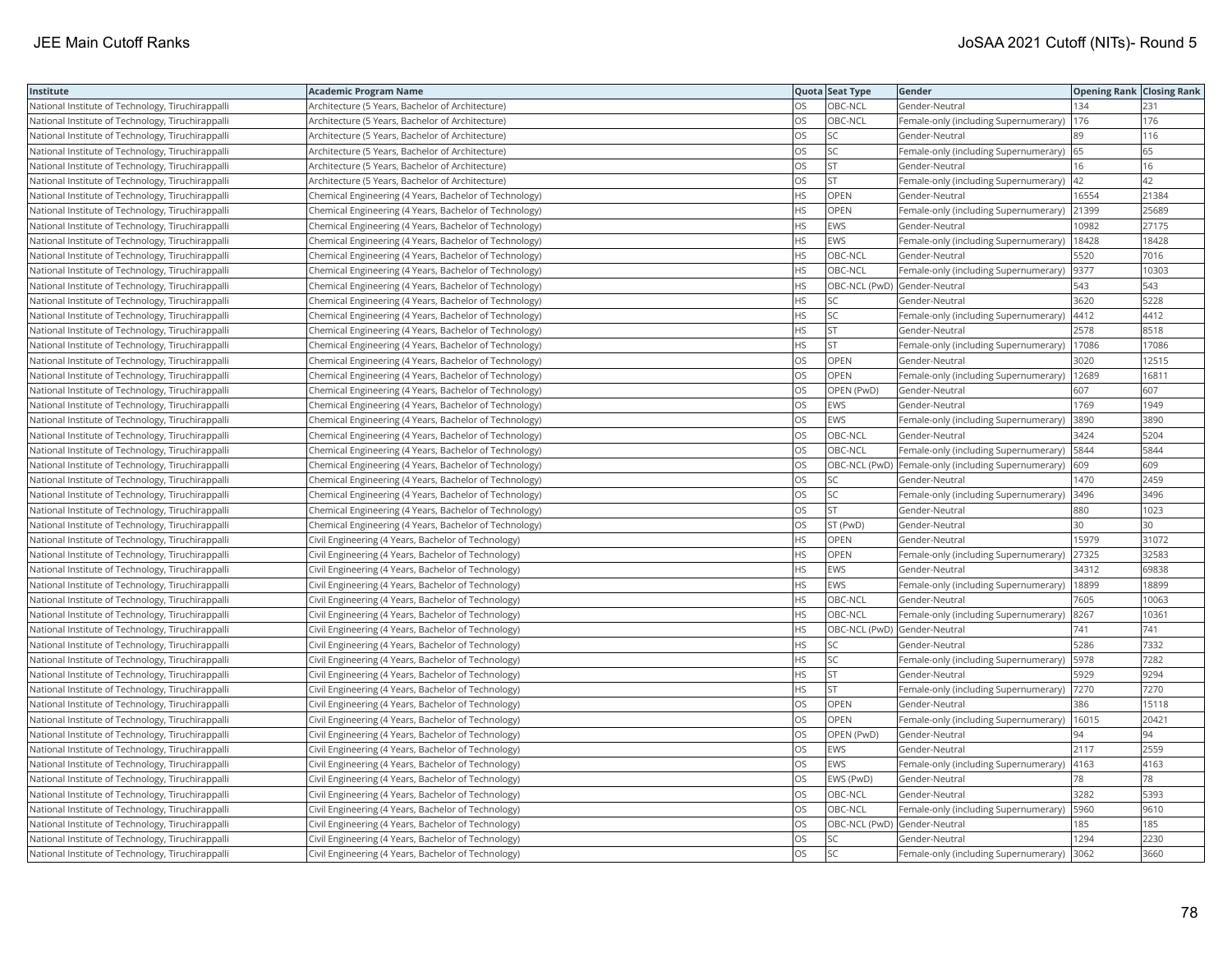| Institute | Academic Program Name | Quota | Seat Type | Gender | Opening Rank | Closing Rank |
| --- | --- | --- | --- | --- | --- | --- |
| National Institute of Technology, Tiruchirappalli | Architecture (5 Years, Bachelor of Architecture) | OS | OBC-NCL | Gender-Neutral | 134 | 231 |
| National Institute of Technology, Tiruchirappalli | Architecture (5 Years, Bachelor of Architecture) | OS | OBC-NCL | Female-only (including Supernumerary) | 176 | 176 |
| National Institute of Technology, Tiruchirappalli | Architecture (5 Years, Bachelor of Architecture) | OS | SC | Gender-Neutral | 89 | 116 |
| National Institute of Technology, Tiruchirappalli | Architecture (5 Years, Bachelor of Architecture) | OS | SC | Female-only (including Supernumerary) | 65 | 65 |
| National Institute of Technology, Tiruchirappalli | Architecture (5 Years, Bachelor of Architecture) | OS | ST | Gender-Neutral | 16 | 16 |
| National Institute of Technology, Tiruchirappalli | Architecture (5 Years, Bachelor of Architecture) | OS | ST | Female-only (including Supernumerary) | 42 | 42 |
| National Institute of Technology, Tiruchirappalli | Chemical Engineering (4 Years, Bachelor of Technology) | HS | OPEN | Gender-Neutral | 16554 | 21384 |
| National Institute of Technology, Tiruchirappalli | Chemical Engineering (4 Years, Bachelor of Technology) | HS | OPEN | Female-only (including Supernumerary) | 21399 | 25689 |
| National Institute of Technology, Tiruchirappalli | Chemical Engineering (4 Years, Bachelor of Technology) | HS | EWS | Gender-Neutral | 10982 | 27175 |
| National Institute of Technology, Tiruchirappalli | Chemical Engineering (4 Years, Bachelor of Technology) | HS | EWS | Female-only (including Supernumerary) | 18428 | 18428 |
| National Institute of Technology, Tiruchirappalli | Chemical Engineering (4 Years, Bachelor of Technology) | HS | OBC-NCL | Gender-Neutral | 5520 | 7016 |
| National Institute of Technology, Tiruchirappalli | Chemical Engineering (4 Years, Bachelor of Technology) | HS | OBC-NCL | Female-only (including Supernumerary) | 9377 | 10303 |
| National Institute of Technology, Tiruchirappalli | Chemical Engineering (4 Years, Bachelor of Technology) | HS | OBC-NCL (PwD) | Gender-Neutral | 543 | 543 |
| National Institute of Technology, Tiruchirappalli | Chemical Engineering (4 Years, Bachelor of Technology) | HS | SC | Gender-Neutral | 3620 | 5228 |
| National Institute of Technology, Tiruchirappalli | Chemical Engineering (4 Years, Bachelor of Technology) | HS | SC | Female-only (including Supernumerary) | 4412 | 4412 |
| National Institute of Technology, Tiruchirappalli | Chemical Engineering (4 Years, Bachelor of Technology) | HS | ST | Gender-Neutral | 2578 | 8518 |
| National Institute of Technology, Tiruchirappalli | Chemical Engineering (4 Years, Bachelor of Technology) | HS | ST | Female-only (including Supernumerary) | 17086 | 17086 |
| National Institute of Technology, Tiruchirappalli | Chemical Engineering (4 Years, Bachelor of Technology) | OS | OPEN | Gender-Neutral | 3020 | 12515 |
| National Institute of Technology, Tiruchirappalli | Chemical Engineering (4 Years, Bachelor of Technology) | OS | OPEN | Female-only (including Supernumerary) | 12689 | 16811 |
| National Institute of Technology, Tiruchirappalli | Chemical Engineering (4 Years, Bachelor of Technology) | OS | OPEN (PwD) | Gender-Neutral | 607 | 607 |
| National Institute of Technology, Tiruchirappalli | Chemical Engineering (4 Years, Bachelor of Technology) | OS | EWS | Gender-Neutral | 1769 | 1949 |
| National Institute of Technology, Tiruchirappalli | Chemical Engineering (4 Years, Bachelor of Technology) | OS | EWS | Female-only (including Supernumerary) | 3890 | 3890 |
| National Institute of Technology, Tiruchirappalli | Chemical Engineering (4 Years, Bachelor of Technology) | OS | OBC-NCL | Gender-Neutral | 3424 | 5204 |
| National Institute of Technology, Tiruchirappalli | Chemical Engineering (4 Years, Bachelor of Technology) | OS | OBC-NCL | Female-only (including Supernumerary) | 5844 | 5844 |
| National Institute of Technology, Tiruchirappalli | Chemical Engineering (4 Years, Bachelor of Technology) | OS | OBC-NCL (PwD) | Female-only (including Supernumerary) | 609 | 609 |
| National Institute of Technology, Tiruchirappalli | Chemical Engineering (4 Years, Bachelor of Technology) | OS | SC | Gender-Neutral | 1470 | 2459 |
| National Institute of Technology, Tiruchirappalli | Chemical Engineering (4 Years, Bachelor of Technology) | OS | SC | Female-only (including Supernumerary) | 3496 | 3496 |
| National Institute of Technology, Tiruchirappalli | Chemical Engineering (4 Years, Bachelor of Technology) | OS | ST | Gender-Neutral | 880 | 1023 |
| National Institute of Technology, Tiruchirappalli | Chemical Engineering (4 Years, Bachelor of Technology) | OS | ST (PwD) | Gender-Neutral | 30 | 30 |
| National Institute of Technology, Tiruchirappalli | Civil Engineering (4 Years, Bachelor of Technology) | HS | OPEN | Gender-Neutral | 15979 | 31072 |
| National Institute of Technology, Tiruchirappalli | Civil Engineering (4 Years, Bachelor of Technology) | HS | OPEN | Female-only (including Supernumerary) | 27325 | 32583 |
| National Institute of Technology, Tiruchirappalli | Civil Engineering (4 Years, Bachelor of Technology) | HS | EWS | Gender-Neutral | 34312 | 69838 |
| National Institute of Technology, Tiruchirappalli | Civil Engineering (4 Years, Bachelor of Technology) | HS | EWS | Female-only (including Supernumerary) | 18899 | 18899 |
| National Institute of Technology, Tiruchirappalli | Civil Engineering (4 Years, Bachelor of Technology) | HS | OBC-NCL | Gender-Neutral | 7605 | 10063 |
| National Institute of Technology, Tiruchirappalli | Civil Engineering (4 Years, Bachelor of Technology) | HS | OBC-NCL | Female-only (including Supernumerary) | 8267 | 10361 |
| National Institute of Technology, Tiruchirappalli | Civil Engineering (4 Years, Bachelor of Technology) | HS | OBC-NCL (PwD) | Gender-Neutral | 741 | 741 |
| National Institute of Technology, Tiruchirappalli | Civil Engineering (4 Years, Bachelor of Technology) | HS | SC | Gender-Neutral | 5286 | 7332 |
| National Institute of Technology, Tiruchirappalli | Civil Engineering (4 Years, Bachelor of Technology) | HS | SC | Female-only (including Supernumerary) | 5978 | 7282 |
| National Institute of Technology, Tiruchirappalli | Civil Engineering (4 Years, Bachelor of Technology) | HS | ST | Gender-Neutral | 5929 | 9294 |
| National Institute of Technology, Tiruchirappalli | Civil Engineering (4 Years, Bachelor of Technology) | HS | ST | Female-only (including Supernumerary) | 7270 | 7270 |
| National Institute of Technology, Tiruchirappalli | Civil Engineering (4 Years, Bachelor of Technology) | OS | OPEN | Gender-Neutral | 386 | 15118 |
| National Institute of Technology, Tiruchirappalli | Civil Engineering (4 Years, Bachelor of Technology) | OS | OPEN | Female-only (including Supernumerary) | 16015 | 20421 |
| National Institute of Technology, Tiruchirappalli | Civil Engineering (4 Years, Bachelor of Technology) | OS | OPEN (PwD) | Gender-Neutral | 94 | 94 |
| National Institute of Technology, Tiruchirappalli | Civil Engineering (4 Years, Bachelor of Technology) | OS | EWS | Gender-Neutral | 2117 | 2559 |
| National Institute of Technology, Tiruchirappalli | Civil Engineering (4 Years, Bachelor of Technology) | OS | EWS | Female-only (including Supernumerary) | 4163 | 4163 |
| National Institute of Technology, Tiruchirappalli | Civil Engineering (4 Years, Bachelor of Technology) | OS | EWS (PwD) | Gender-Neutral | 78 | 78 |
| National Institute of Technology, Tiruchirappalli | Civil Engineering (4 Years, Bachelor of Technology) | OS | OBC-NCL | Gender-Neutral | 3282 | 5393 |
| National Institute of Technology, Tiruchirappalli | Civil Engineering (4 Years, Bachelor of Technology) | OS | OBC-NCL | Female-only (including Supernumerary) | 5960 | 9610 |
| National Institute of Technology, Tiruchirappalli | Civil Engineering (4 Years, Bachelor of Technology) | OS | OBC-NCL (PwD) | Gender-Neutral | 185 | 185 |
| National Institute of Technology, Tiruchirappalli | Civil Engineering (4 Years, Bachelor of Technology) | OS | SC | Gender-Neutral | 1294 | 2230 |
| National Institute of Technology, Tiruchirappalli | Civil Engineering (4 Years, Bachelor of Technology) | OS | SC | Female-only (including Supernumerary) | 3062 | 3660 |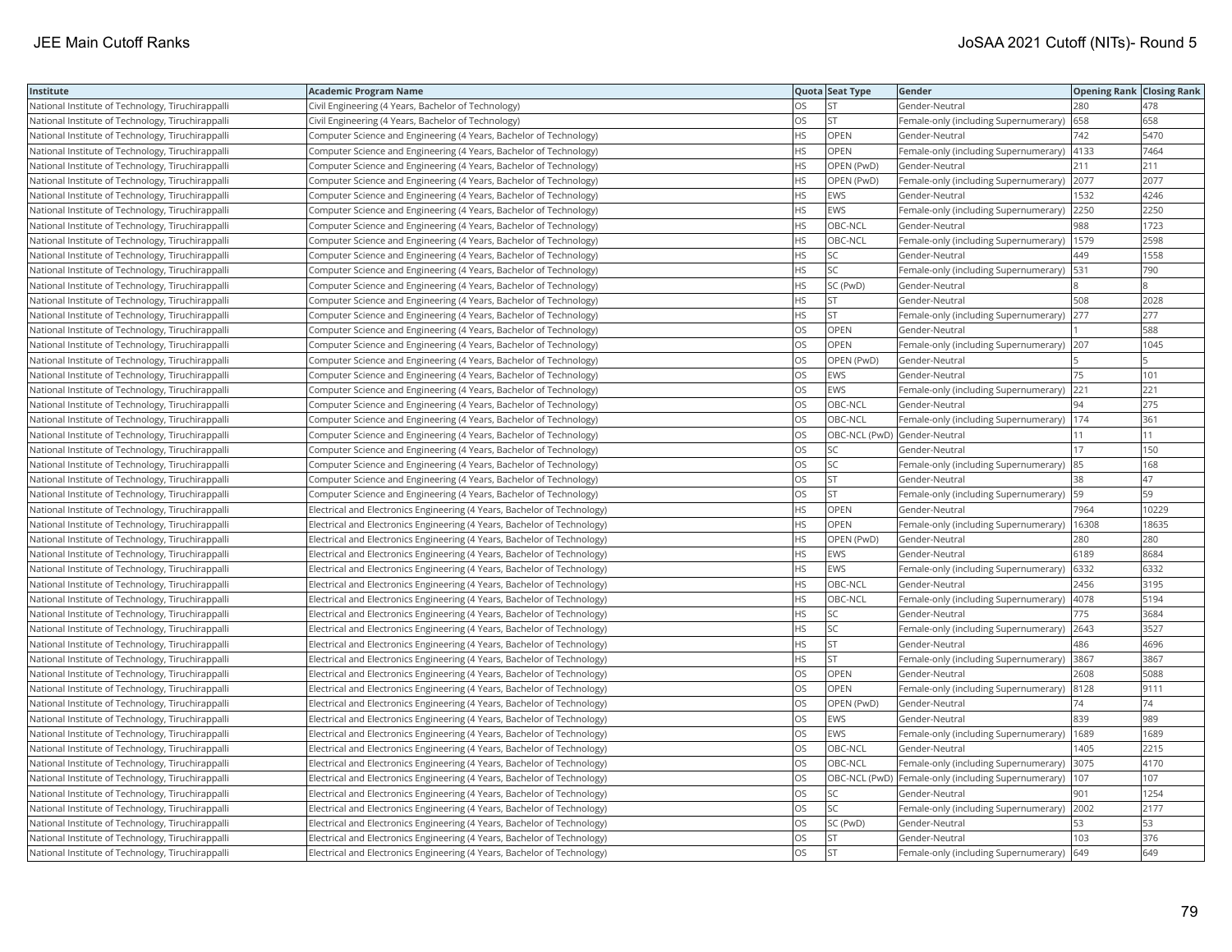| Institute | Academic Program Name | Quota | Seat Type | Gender | Opening Rank | Closing Rank |
|---|---|---|---|---|---|---|
| National Institute of Technology, Tiruchirappalli | Civil Engineering (4 Years, Bachelor of Technology) | OS | ST | Gender-Neutral | 280 | 478 |
| National Institute of Technology, Tiruchirappalli | Civil Engineering (4 Years, Bachelor of Technology) | OS | ST | Female-only (including Supernumerary) | 658 | 658 |
| National Institute of Technology, Tiruchirappalli | Computer Science and Engineering (4 Years, Bachelor of Technology) | HS | OPEN | Gender-Neutral | 742 | 5470 |
| National Institute of Technology, Tiruchirappalli | Computer Science and Engineering (4 Years, Bachelor of Technology) | HS | OPEN | Female-only (including Supernumerary) | 4133 | 7464 |
| National Institute of Technology, Tiruchirappalli | Computer Science and Engineering (4 Years, Bachelor of Technology) | HS | OPEN (PwD) | Gender-Neutral | 211 | 211 |
| National Institute of Technology, Tiruchirappalli | Computer Science and Engineering (4 Years, Bachelor of Technology) | HS | OPEN (PwD) | Female-only (including Supernumerary) | 2077 | 2077 |
| National Institute of Technology, Tiruchirappalli | Computer Science and Engineering (4 Years, Bachelor of Technology) | HS | EWS | Gender-Neutral | 1532 | 4246 |
| National Institute of Technology, Tiruchirappalli | Computer Science and Engineering (4 Years, Bachelor of Technology) | HS | EWS | Female-only (including Supernumerary) | 2250 | 2250 |
| National Institute of Technology, Tiruchirappalli | Computer Science and Engineering (4 Years, Bachelor of Technology) | HS | OBC-NCL | Gender-Neutral | 988 | 1723 |
| National Institute of Technology, Tiruchirappalli | Computer Science and Engineering (4 Years, Bachelor of Technology) | HS | OBC-NCL | Female-only (including Supernumerary) | 1579 | 2598 |
| National Institute of Technology, Tiruchirappalli | Computer Science and Engineering (4 Years, Bachelor of Technology) | HS | SC | Gender-Neutral | 449 | 1558 |
| National Institute of Technology, Tiruchirappalli | Computer Science and Engineering (4 Years, Bachelor of Technology) | HS | SC | Female-only (including Supernumerary) | 531 | 790 |
| National Institute of Technology, Tiruchirappalli | Computer Science and Engineering (4 Years, Bachelor of Technology) | HS | SC (PwD) | Gender-Neutral | 8 | 8 |
| National Institute of Technology, Tiruchirappalli | Computer Science and Engineering (4 Years, Bachelor of Technology) | HS | ST | Gender-Neutral | 508 | 2028 |
| National Institute of Technology, Tiruchirappalli | Computer Science and Engineering (4 Years, Bachelor of Technology) | HS | ST | Female-only (including Supernumerary) | 277 | 277 |
| National Institute of Technology, Tiruchirappalli | Computer Science and Engineering (4 Years, Bachelor of Technology) | OS | OPEN | Gender-Neutral | 1 | 588 |
| National Institute of Technology, Tiruchirappalli | Computer Science and Engineering (4 Years, Bachelor of Technology) | OS | OPEN | Female-only (including Supernumerary) | 207 | 1045 |
| National Institute of Technology, Tiruchirappalli | Computer Science and Engineering (4 Years, Bachelor of Technology) | OS | OPEN (PwD) | Gender-Neutral | 5 | 5 |
| National Institute of Technology, Tiruchirappalli | Computer Science and Engineering (4 Years, Bachelor of Technology) | OS | EWS | Gender-Neutral | 75 | 101 |
| National Institute of Technology, Tiruchirappalli | Computer Science and Engineering (4 Years, Bachelor of Technology) | OS | EWS | Female-only (including Supernumerary) | 221 | 221 |
| National Institute of Technology, Tiruchirappalli | Computer Science and Engineering (4 Years, Bachelor of Technology) | OS | OBC-NCL | Gender-Neutral | 94 | 275 |
| National Institute of Technology, Tiruchirappalli | Computer Science and Engineering (4 Years, Bachelor of Technology) | OS | OBC-NCL | Female-only (including Supernumerary) | 174 | 361 |
| National Institute of Technology, Tiruchirappalli | Computer Science and Engineering (4 Years, Bachelor of Technology) | OS | OBC-NCL (PwD) | Gender-Neutral | 11 | 11 |
| National Institute of Technology, Tiruchirappalli | Computer Science and Engineering (4 Years, Bachelor of Technology) | OS | SC | Gender-Neutral | 17 | 150 |
| National Institute of Technology, Tiruchirappalli | Computer Science and Engineering (4 Years, Bachelor of Technology) | OS | SC | Female-only (including Supernumerary) | 85 | 168 |
| National Institute of Technology, Tiruchirappalli | Computer Science and Engineering (4 Years, Bachelor of Technology) | OS | ST | Gender-Neutral | 38 | 47 |
| National Institute of Technology, Tiruchirappalli | Computer Science and Engineering (4 Years, Bachelor of Technology) | OS | ST | Female-only (including Supernumerary) | 59 | 59 |
| National Institute of Technology, Tiruchirappalli | Electrical and Electronics Engineering (4 Years, Bachelor of Technology) | HS | OPEN | Gender-Neutral | 7964 | 10229 |
| National Institute of Technology, Tiruchirappalli | Electrical and Electronics Engineering (4 Years, Bachelor of Technology) | HS | OPEN | Female-only (including Supernumerary) | 16308 | 18635 |
| National Institute of Technology, Tiruchirappalli | Electrical and Electronics Engineering (4 Years, Bachelor of Technology) | HS | OPEN (PwD) | Gender-Neutral | 280 | 280 |
| National Institute of Technology, Tiruchirappalli | Electrical and Electronics Engineering (4 Years, Bachelor of Technology) | HS | EWS | Gender-Neutral | 6189 | 8684 |
| National Institute of Technology, Tiruchirappalli | Electrical and Electronics Engineering (4 Years, Bachelor of Technology) | HS | EWS | Female-only (including Supernumerary) | 6332 | 6332 |
| National Institute of Technology, Tiruchirappalli | Electrical and Electronics Engineering (4 Years, Bachelor of Technology) | HS | OBC-NCL | Gender-Neutral | 2456 | 3195 |
| National Institute of Technology, Tiruchirappalli | Electrical and Electronics Engineering (4 Years, Bachelor of Technology) | HS | OBC-NCL | Female-only (including Supernumerary) | 4078 | 5194 |
| National Institute of Technology, Tiruchirappalli | Electrical and Electronics Engineering (4 Years, Bachelor of Technology) | HS | SC | Gender-Neutral | 775 | 3684 |
| National Institute of Technology, Tiruchirappalli | Electrical and Electronics Engineering (4 Years, Bachelor of Technology) | HS | SC | Female-only (including Supernumerary) | 2643 | 3527 |
| National Institute of Technology, Tiruchirappalli | Electrical and Electronics Engineering (4 Years, Bachelor of Technology) | HS | ST | Gender-Neutral | 486 | 4696 |
| National Institute of Technology, Tiruchirappalli | Electrical and Electronics Engineering (4 Years, Bachelor of Technology) | HS | ST | Female-only (including Supernumerary) | 3867 | 3867 |
| National Institute of Technology, Tiruchirappalli | Electrical and Electronics Engineering (4 Years, Bachelor of Technology) | OS | OPEN | Gender-Neutral | 2608 | 5088 |
| National Institute of Technology, Tiruchirappalli | Electrical and Electronics Engineering (4 Years, Bachelor of Technology) | OS | OPEN | Female-only (including Supernumerary) | 8128 | 9111 |
| National Institute of Technology, Tiruchirappalli | Electrical and Electronics Engineering (4 Years, Bachelor of Technology) | OS | OPEN (PwD) | Gender-Neutral | 74 | 74 |
| National Institute of Technology, Tiruchirappalli | Electrical and Electronics Engineering (4 Years, Bachelor of Technology) | OS | EWS | Gender-Neutral | 839 | 989 |
| National Institute of Technology, Tiruchirappalli | Electrical and Electronics Engineering (4 Years, Bachelor of Technology) | OS | EWS | Female-only (including Supernumerary) | 1689 | 1689 |
| National Institute of Technology, Tiruchirappalli | Electrical and Electronics Engineering (4 Years, Bachelor of Technology) | OS | OBC-NCL | Gender-Neutral | 1405 | 2215 |
| National Institute of Technology, Tiruchirappalli | Electrical and Electronics Engineering (4 Years, Bachelor of Technology) | OS | OBC-NCL | Female-only (including Supernumerary) | 3075 | 4170 |
| National Institute of Technology, Tiruchirappalli | Electrical and Electronics Engineering (4 Years, Bachelor of Technology) | OS | OBC-NCL (PwD) | Female-only (including Supernumerary) | 107 | 107 |
| National Institute of Technology, Tiruchirappalli | Electrical and Electronics Engineering (4 Years, Bachelor of Technology) | OS | SC | Gender-Neutral | 901 | 1254 |
| National Institute of Technology, Tiruchirappalli | Electrical and Electronics Engineering (4 Years, Bachelor of Technology) | OS | SC | Female-only (including Supernumerary) | 2002 | 2177 |
| National Institute of Technology, Tiruchirappalli | Electrical and Electronics Engineering (4 Years, Bachelor of Technology) | OS | SC (PwD) | Gender-Neutral | 53 | 53 |
| National Institute of Technology, Tiruchirappalli | Electrical and Electronics Engineering (4 Years, Bachelor of Technology) | OS | ST | Gender-Neutral | 103 | 376 |
| National Institute of Technology, Tiruchirappalli | Electrical and Electronics Engineering (4 Years, Bachelor of Technology) | OS | ST | Female-only (including Supernumerary) | 649 | 649 |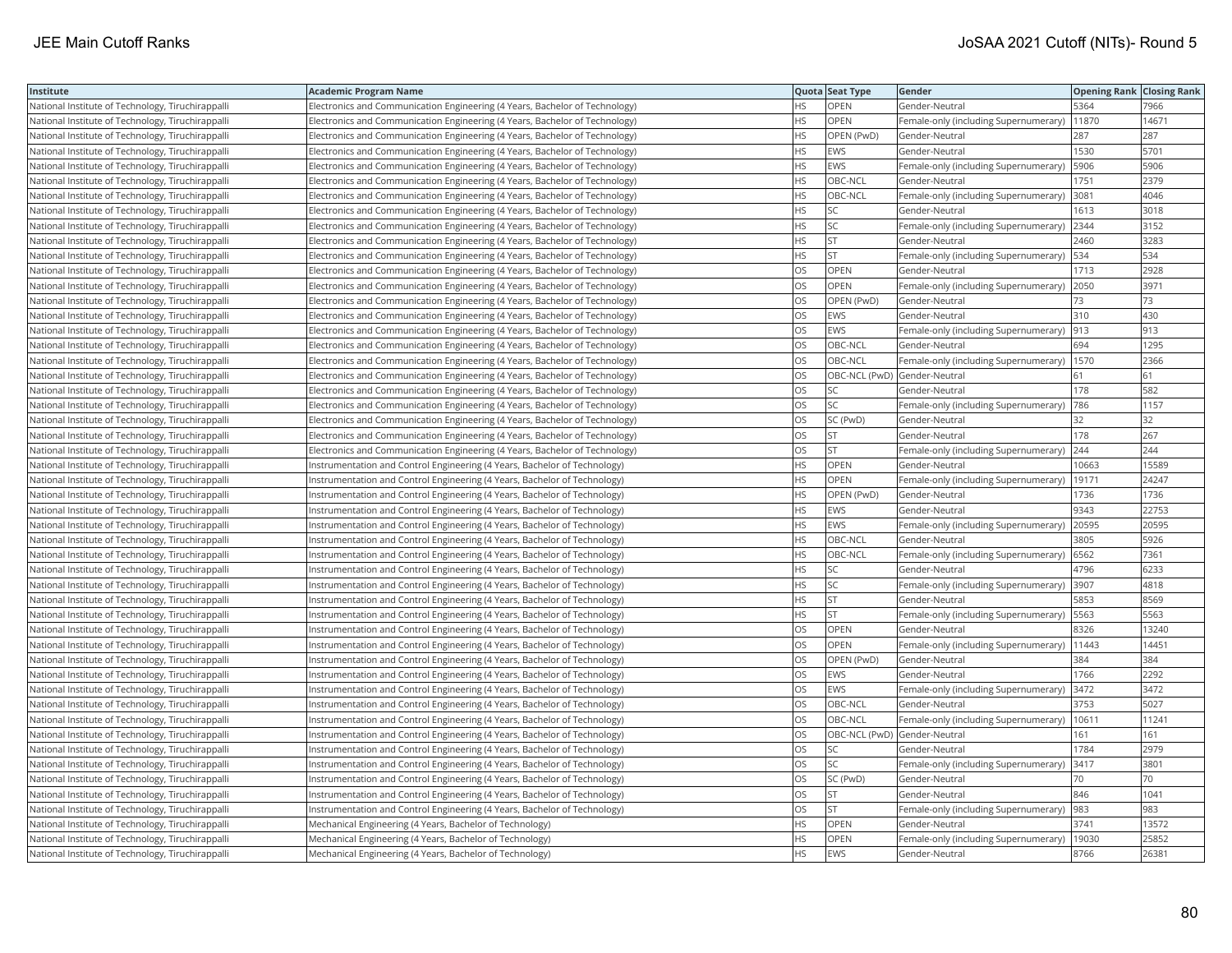| Institute | Academic Program Name | Quota | Seat Type | Gender | Opening Rank | Closing Rank |
|---|---|---|---|---|---|---|
| National Institute of Technology, Tiruchirappalli | Electronics and Communication Engineering (4 Years, Bachelor of Technology) | HS | OPEN | Gender-Neutral | 5364 | 7966 |
| National Institute of Technology, Tiruchirappalli | Electronics and Communication Engineering (4 Years, Bachelor of Technology) | HS | OPEN | Female-only (including Supernumerary) | 11870 | 14671 |
| National Institute of Technology, Tiruchirappalli | Electronics and Communication Engineering (4 Years, Bachelor of Technology) | HS | OPEN (PwD) | Gender-Neutral | 287 | 287 |
| National Institute of Technology, Tiruchirappalli | Electronics and Communication Engineering (4 Years, Bachelor of Technology) | HS | EWS | Gender-Neutral | 1530 | 5701 |
| National Institute of Technology, Tiruchirappalli | Electronics and Communication Engineering (4 Years, Bachelor of Technology) | HS | EWS | Female-only (including Supernumerary) | 5906 | 5906 |
| National Institute of Technology, Tiruchirappalli | Electronics and Communication Engineering (4 Years, Bachelor of Technology) | HS | OBC-NCL | Gender-Neutral | 1751 | 2379 |
| National Institute of Technology, Tiruchirappalli | Electronics and Communication Engineering (4 Years, Bachelor of Technology) | HS | OBC-NCL | Female-only (including Supernumerary) | 3081 | 4046 |
| National Institute of Technology, Tiruchirappalli | Electronics and Communication Engineering (4 Years, Bachelor of Technology) | HS | SC | Gender-Neutral | 1613 | 3018 |
| National Institute of Technology, Tiruchirappalli | Electronics and Communication Engineering (4 Years, Bachelor of Technology) | HS | SC | Female-only (including Supernumerary) | 2344 | 3152 |
| National Institute of Technology, Tiruchirappalli | Electronics and Communication Engineering (4 Years, Bachelor of Technology) | HS | ST | Gender-Neutral | 2460 | 3283 |
| National Institute of Technology, Tiruchirappalli | Electronics and Communication Engineering (4 Years, Bachelor of Technology) | HS | ST | Female-only (including Supernumerary) | 534 | 534 |
| National Institute of Technology, Tiruchirappalli | Electronics and Communication Engineering (4 Years, Bachelor of Technology) | OS | OPEN | Gender-Neutral | 1713 | 2928 |
| National Institute of Technology, Tiruchirappalli | Electronics and Communication Engineering (4 Years, Bachelor of Technology) | OS | OPEN | Female-only (including Supernumerary) | 2050 | 3971 |
| National Institute of Technology, Tiruchirappalli | Electronics and Communication Engineering (4 Years, Bachelor of Technology) | OS | OPEN (PwD) | Gender-Neutral | 73 | 73 |
| National Institute of Technology, Tiruchirappalli | Electronics and Communication Engineering (4 Years, Bachelor of Technology) | OS | EWS | Gender-Neutral | 310 | 430 |
| National Institute of Technology, Tiruchirappalli | Electronics and Communication Engineering (4 Years, Bachelor of Technology) | OS | EWS | Female-only (including Supernumerary) | 913 | 913 |
| National Institute of Technology, Tiruchirappalli | Electronics and Communication Engineering (4 Years, Bachelor of Technology) | OS | OBC-NCL | Gender-Neutral | 694 | 1295 |
| National Institute of Technology, Tiruchirappalli | Electronics and Communication Engineering (4 Years, Bachelor of Technology) | OS | OBC-NCL | Female-only (including Supernumerary) | 1570 | 2366 |
| National Institute of Technology, Tiruchirappalli | Electronics and Communication Engineering (4 Years, Bachelor of Technology) | OS | OBC-NCL (PwD) | Gender-Neutral | 61 | 61 |
| National Institute of Technology, Tiruchirappalli | Electronics and Communication Engineering (4 Years, Bachelor of Technology) | OS | SC | Gender-Neutral | 178 | 582 |
| National Institute of Technology, Tiruchirappalli | Electronics and Communication Engineering (4 Years, Bachelor of Technology) | OS | SC | Female-only (including Supernumerary) | 786 | 1157 |
| National Institute of Technology, Tiruchirappalli | Electronics and Communication Engineering (4 Years, Bachelor of Technology) | OS | SC (PwD) | Gender-Neutral | 32 | 32 |
| National Institute of Technology, Tiruchirappalli | Electronics and Communication Engineering (4 Years, Bachelor of Technology) | OS | ST | Gender-Neutral | 178 | 267 |
| National Institute of Technology, Tiruchirappalli | Electronics and Communication Engineering (4 Years, Bachelor of Technology) | OS | ST | Female-only (including Supernumerary) | 244 | 244 |
| National Institute of Technology, Tiruchirappalli | Instrumentation and Control Engineering (4 Years, Bachelor of Technology) | HS | OPEN | Gender-Neutral | 10663 | 15589 |
| National Institute of Technology, Tiruchirappalli | Instrumentation and Control Engineering (4 Years, Bachelor of Technology) | HS | OPEN | Female-only (including Supernumerary) | 19171 | 24247 |
| National Institute of Technology, Tiruchirappalli | Instrumentation and Control Engineering (4 Years, Bachelor of Technology) | HS | OPEN (PwD) | Gender-Neutral | 1736 | 1736 |
| National Institute of Technology, Tiruchirappalli | Instrumentation and Control Engineering (4 Years, Bachelor of Technology) | HS | EWS | Gender-Neutral | 9343 | 22753 |
| National Institute of Technology, Tiruchirappalli | Instrumentation and Control Engineering (4 Years, Bachelor of Technology) | HS | EWS | Female-only (including Supernumerary) | 20595 | 20595 |
| National Institute of Technology, Tiruchirappalli | Instrumentation and Control Engineering (4 Years, Bachelor of Technology) | HS | OBC-NCL | Gender-Neutral | 3805 | 5926 |
| National Institute of Technology, Tiruchirappalli | Instrumentation and Control Engineering (4 Years, Bachelor of Technology) | HS | OBC-NCL | Female-only (including Supernumerary) | 6562 | 7361 |
| National Institute of Technology, Tiruchirappalli | Instrumentation and Control Engineering (4 Years, Bachelor of Technology) | HS | SC | Gender-Neutral | 4796 | 6233 |
| National Institute of Technology, Tiruchirappalli | Instrumentation and Control Engineering (4 Years, Bachelor of Technology) | HS | SC | Female-only (including Supernumerary) | 3907 | 4818 |
| National Institute of Technology, Tiruchirappalli | Instrumentation and Control Engineering (4 Years, Bachelor of Technology) | HS | ST | Gender-Neutral | 5853 | 8569 |
| National Institute of Technology, Tiruchirappalli | Instrumentation and Control Engineering (4 Years, Bachelor of Technology) | HS | ST | Female-only (including Supernumerary) | 5563 | 5563 |
| National Institute of Technology, Tiruchirappalli | Instrumentation and Control Engineering (4 Years, Bachelor of Technology) | OS | OPEN | Gender-Neutral | 8326 | 13240 |
| National Institute of Technology, Tiruchirappalli | Instrumentation and Control Engineering (4 Years, Bachelor of Technology) | OS | OPEN | Female-only (including Supernumerary) | 11443 | 14451 |
| National Institute of Technology, Tiruchirappalli | Instrumentation and Control Engineering (4 Years, Bachelor of Technology) | OS | OPEN (PwD) | Gender-Neutral | 384 | 384 |
| National Institute of Technology, Tiruchirappalli | Instrumentation and Control Engineering (4 Years, Bachelor of Technology) | OS | EWS | Gender-Neutral | 1766 | 2292 |
| National Institute of Technology, Tiruchirappalli | Instrumentation and Control Engineering (4 Years, Bachelor of Technology) | OS | EWS | Female-only (including Supernumerary) | 3472 | 3472 |
| National Institute of Technology, Tiruchirappalli | Instrumentation and Control Engineering (4 Years, Bachelor of Technology) | OS | OBC-NCL | Gender-Neutral | 3753 | 5027 |
| National Institute of Technology, Tiruchirappalli | Instrumentation and Control Engineering (4 Years, Bachelor of Technology) | OS | OBC-NCL | Female-only (including Supernumerary) | 10611 | 11241 |
| National Institute of Technology, Tiruchirappalli | Instrumentation and Control Engineering (4 Years, Bachelor of Technology) | OS | OBC-NCL (PwD) | Gender-Neutral | 161 | 161 |
| National Institute of Technology, Tiruchirappalli | Instrumentation and Control Engineering (4 Years, Bachelor of Technology) | OS | SC | Gender-Neutral | 1784 | 2979 |
| National Institute of Technology, Tiruchirappalli | Instrumentation and Control Engineering (4 Years, Bachelor of Technology) | OS | SC | Female-only (including Supernumerary) | 3417 | 3801 |
| National Institute of Technology, Tiruchirappalli | Instrumentation and Control Engineering (4 Years, Bachelor of Technology) | OS | SC (PwD) | Gender-Neutral | 70 | 70 |
| National Institute of Technology, Tiruchirappalli | Instrumentation and Control Engineering (4 Years, Bachelor of Technology) | OS | ST | Gender-Neutral | 846 | 1041 |
| National Institute of Technology, Tiruchirappalli | Instrumentation and Control Engineering (4 Years, Bachelor of Technology) | OS | ST | Female-only (including Supernumerary) | 983 | 983 |
| National Institute of Technology, Tiruchirappalli | Mechanical Engineering (4 Years, Bachelor of Technology) | HS | OPEN | Gender-Neutral | 3741 | 13572 |
| National Institute of Technology, Tiruchirappalli | Mechanical Engineering (4 Years, Bachelor of Technology) | HS | OPEN | Female-only (including Supernumerary) | 19030 | 25852 |
| National Institute of Technology, Tiruchirappalli | Mechanical Engineering (4 Years, Bachelor of Technology) | HS | EWS | Gender-Neutral | 8766 | 26381 |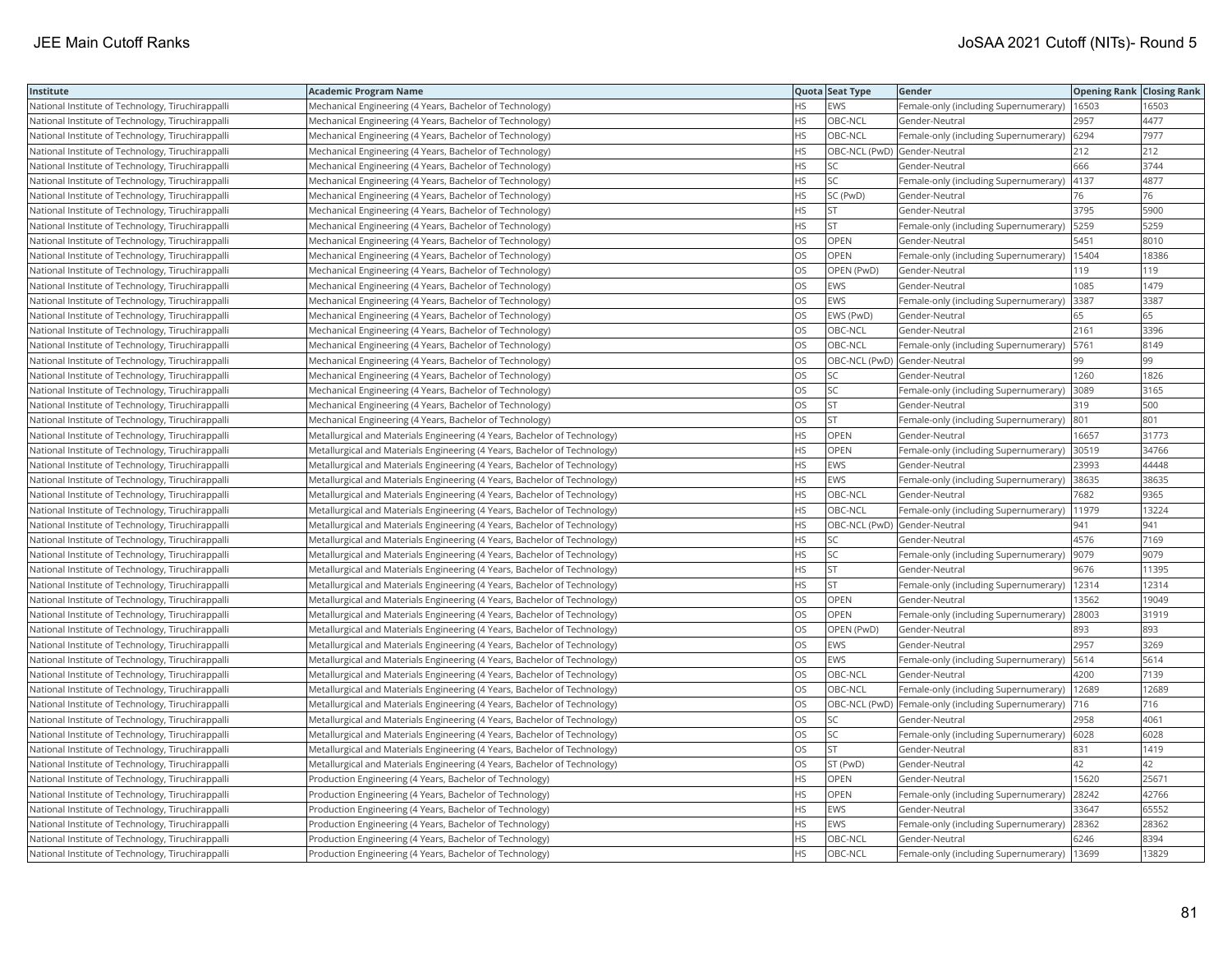| Institute | Academic Program Name | Quota | Seat Type | Gender | Opening Rank | Closing Rank |
| --- | --- | --- | --- | --- | --- | --- |
| National Institute of Technology, Tiruchirappalli | Mechanical Engineering (4 Years, Bachelor of Technology) | HS | EWS | Female-only (including Supernumerary) | 16503 | 16503 |
| National Institute of Technology, Tiruchirappalli | Mechanical Engineering (4 Years, Bachelor of Technology) | HS | OBC-NCL | Gender-Neutral | 2957 | 4477 |
| National Institute of Technology, Tiruchirappalli | Mechanical Engineering (4 Years, Bachelor of Technology) | HS | OBC-NCL | Female-only (including Supernumerary) | 6294 | 7977 |
| National Institute of Technology, Tiruchirappalli | Mechanical Engineering (4 Years, Bachelor of Technology) | HS | OBC-NCL (PwD) | Gender-Neutral | 212 | 212 |
| National Institute of Technology, Tiruchirappalli | Mechanical Engineering (4 Years, Bachelor of Technology) | HS | SC | Gender-Neutral | 666 | 3744 |
| National Institute of Technology, Tiruchirappalli | Mechanical Engineering (4 Years, Bachelor of Technology) | HS | SC | Female-only (including Supernumerary) | 4137 | 4877 |
| National Institute of Technology, Tiruchirappalli | Mechanical Engineering (4 Years, Bachelor of Technology) | HS | SC (PwD) | Gender-Neutral | 76 | 76 |
| National Institute of Technology, Tiruchirappalli | Mechanical Engineering (4 Years, Bachelor of Technology) | HS | ST | Gender-Neutral | 3795 | 5900 |
| National Institute of Technology, Tiruchirappalli | Mechanical Engineering (4 Years, Bachelor of Technology) | HS | ST | Female-only (including Supernumerary) | 5259 | 5259 |
| National Institute of Technology, Tiruchirappalli | Mechanical Engineering (4 Years, Bachelor of Technology) | OS | OPEN | Gender-Neutral | 5451 | 8010 |
| National Institute of Technology, Tiruchirappalli | Mechanical Engineering (4 Years, Bachelor of Technology) | OS | OPEN | Female-only (including Supernumerary) | 15404 | 18386 |
| National Institute of Technology, Tiruchirappalli | Mechanical Engineering (4 Years, Bachelor of Technology) | OS | OPEN (PwD) | Gender-Neutral | 119 | 119 |
| National Institute of Technology, Tiruchirappalli | Mechanical Engineering (4 Years, Bachelor of Technology) | OS | EWS | Gender-Neutral | 1085 | 1479 |
| National Institute of Technology, Tiruchirappalli | Mechanical Engineering (4 Years, Bachelor of Technology) | OS | EWS | Female-only (including Supernumerary) | 3387 | 3387 |
| National Institute of Technology, Tiruchirappalli | Mechanical Engineering (4 Years, Bachelor of Technology) | OS | EWS (PwD) | Gender-Neutral | 65 | 65 |
| National Institute of Technology, Tiruchirappalli | Mechanical Engineering (4 Years, Bachelor of Technology) | OS | OBC-NCL | Gender-Neutral | 2161 | 3396 |
| National Institute of Technology, Tiruchirappalli | Mechanical Engineering (4 Years, Bachelor of Technology) | OS | OBC-NCL | Female-only (including Supernumerary) | 5761 | 8149 |
| National Institute of Technology, Tiruchirappalli | Mechanical Engineering (4 Years, Bachelor of Technology) | OS | OBC-NCL (PwD) | Gender-Neutral | 99 | 99 |
| National Institute of Technology, Tiruchirappalli | Mechanical Engineering (4 Years, Bachelor of Technology) | OS | SC | Gender-Neutral | 1260 | 1826 |
| National Institute of Technology, Tiruchirappalli | Mechanical Engineering (4 Years, Bachelor of Technology) | OS | SC | Female-only (including Supernumerary) | 3089 | 3165 |
| National Institute of Technology, Tiruchirappalli | Mechanical Engineering (4 Years, Bachelor of Technology) | OS | ST | Gender-Neutral | 319 | 500 |
| National Institute of Technology, Tiruchirappalli | Mechanical Engineering (4 Years, Bachelor of Technology) | OS | ST | Female-only (including Supernumerary) | 801 | 801 |
| National Institute of Technology, Tiruchirappalli | Metallurgical and Materials Engineering (4 Years, Bachelor of Technology) | HS | OPEN | Gender-Neutral | 16657 | 31773 |
| National Institute of Technology, Tiruchirappalli | Metallurgical and Materials Engineering (4 Years, Bachelor of Technology) | HS | OPEN | Female-only (including Supernumerary) | 30519 | 34766 |
| National Institute of Technology, Tiruchirappalli | Metallurgical and Materials Engineering (4 Years, Bachelor of Technology) | HS | EWS | Gender-Neutral | 23993 | 44448 |
| National Institute of Technology, Tiruchirappalli | Metallurgical and Materials Engineering (4 Years, Bachelor of Technology) | HS | EWS | Female-only (including Supernumerary) | 38635 | 38635 |
| National Institute of Technology, Tiruchirappalli | Metallurgical and Materials Engineering (4 Years, Bachelor of Technology) | HS | OBC-NCL | Gender-Neutral | 7682 | 9365 |
| National Institute of Technology, Tiruchirappalli | Metallurgical and Materials Engineering (4 Years, Bachelor of Technology) | HS | OBC-NCL | Female-only (including Supernumerary) | 11979 | 13224 |
| National Institute of Technology, Tiruchirappalli | Metallurgical and Materials Engineering (4 Years, Bachelor of Technology) | HS | OBC-NCL (PwD) | Gender-Neutral | 941 | 941 |
| National Institute of Technology, Tiruchirappalli | Metallurgical and Materials Engineering (4 Years, Bachelor of Technology) | HS | SC | Gender-Neutral | 4576 | 7169 |
| National Institute of Technology, Tiruchirappalli | Metallurgical and Materials Engineering (4 Years, Bachelor of Technology) | HS | SC | Female-only (including Supernumerary) | 9079 | 9079 |
| National Institute of Technology, Tiruchirappalli | Metallurgical and Materials Engineering (4 Years, Bachelor of Technology) | HS | ST | Gender-Neutral | 9676 | 11395 |
| National Institute of Technology, Tiruchirappalli | Metallurgical and Materials Engineering (4 Years, Bachelor of Technology) | HS | ST | Female-only (including Supernumerary) | 12314 | 12314 |
| National Institute of Technology, Tiruchirappalli | Metallurgical and Materials Engineering (4 Years, Bachelor of Technology) | OS | OPEN | Gender-Neutral | 13562 | 19049 |
| National Institute of Technology, Tiruchirappalli | Metallurgical and Materials Engineering (4 Years, Bachelor of Technology) | OS | OPEN | Female-only (including Supernumerary) | 28003 | 31919 |
| National Institute of Technology, Tiruchirappalli | Metallurgical and Materials Engineering (4 Years, Bachelor of Technology) | OS | OPEN (PwD) | Gender-Neutral | 893 | 893 |
| National Institute of Technology, Tiruchirappalli | Metallurgical and Materials Engineering (4 Years, Bachelor of Technology) | OS | EWS | Gender-Neutral | 2957 | 3269 |
| National Institute of Technology, Tiruchirappalli | Metallurgical and Materials Engineering (4 Years, Bachelor of Technology) | OS | EWS | Female-only (including Supernumerary) | 5614 | 5614 |
| National Institute of Technology, Tiruchirappalli | Metallurgical and Materials Engineering (4 Years, Bachelor of Technology) | OS | OBC-NCL | Gender-Neutral | 4200 | 7139 |
| National Institute of Technology, Tiruchirappalli | Metallurgical and Materials Engineering (4 Years, Bachelor of Technology) | OS | OBC-NCL | Female-only (including Supernumerary) | 12689 | 12689 |
| National Institute of Technology, Tiruchirappalli | Metallurgical and Materials Engineering (4 Years, Bachelor of Technology) | OS | OBC-NCL (PwD) | Female-only (including Supernumerary) | 716 | 716 |
| National Institute of Technology, Tiruchirappalli | Metallurgical and Materials Engineering (4 Years, Bachelor of Technology) | OS | SC | Gender-Neutral | 2958 | 4061 |
| National Institute of Technology, Tiruchirappalli | Metallurgical and Materials Engineering (4 Years, Bachelor of Technology) | OS | SC | Female-only (including Supernumerary) | 6028 | 6028 |
| National Institute of Technology, Tiruchirappalli | Metallurgical and Materials Engineering (4 Years, Bachelor of Technology) | OS | ST | Gender-Neutral | 831 | 1419 |
| National Institute of Technology, Tiruchirappalli | Metallurgical and Materials Engineering (4 Years, Bachelor of Technology) | OS | ST (PwD) | Gender-Neutral | 42 | 42 |
| National Institute of Technology, Tiruchirappalli | Production Engineering (4 Years, Bachelor of Technology) | HS | OPEN | Gender-Neutral | 15620 | 25671 |
| National Institute of Technology, Tiruchirappalli | Production Engineering (4 Years, Bachelor of Technology) | HS | OPEN | Female-only (including Supernumerary) | 28242 | 42766 |
| National Institute of Technology, Tiruchirappalli | Production Engineering (4 Years, Bachelor of Technology) | HS | EWS | Gender-Neutral | 33647 | 65552 |
| National Institute of Technology, Tiruchirappalli | Production Engineering (4 Years, Bachelor of Technology) | HS | EWS | Female-only (including Supernumerary) | 28362 | 28362 |
| National Institute of Technology, Tiruchirappalli | Production Engineering (4 Years, Bachelor of Technology) | HS | OBC-NCL | Gender-Neutral | 6246 | 8394 |
| National Institute of Technology, Tiruchirappalli | Production Engineering (4 Years, Bachelor of Technology) | HS | OBC-NCL | Female-only (including Supernumerary) | 13699 | 13829 |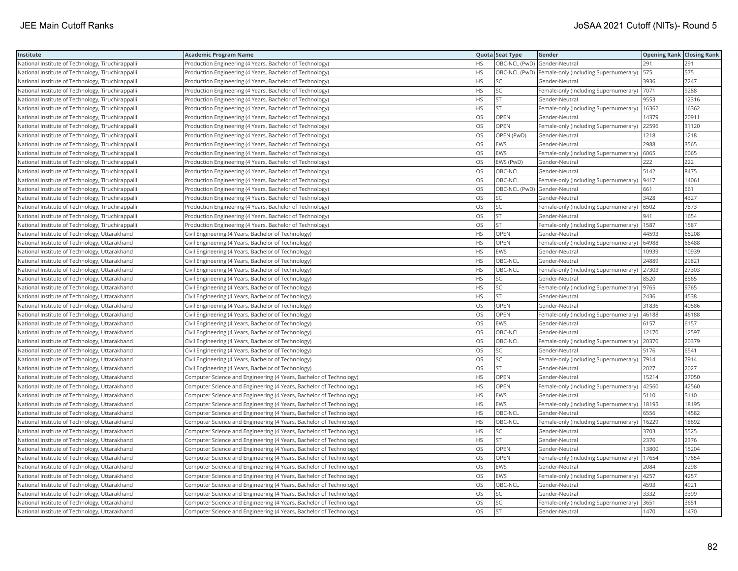| Institute | Academic Program Name | Quota | Seat Type | Gender | Opening Rank | Closing Rank |
|---|---|---|---|---|---|---|
| National Institute of Technology, Tiruchirappalli | Production Engineering (4 Years, Bachelor of Technology) | HS | OBC-NCL (PwD) | Gender-Neutral | 291 | 291 |
| National Institute of Technology, Tiruchirappalli | Production Engineering (4 Years, Bachelor of Technology) | HS | OBC-NCL (PwD) | Female-only (including Supernumerary) | 575 | 575 |
| National Institute of Technology, Tiruchirappalli | Production Engineering (4 Years, Bachelor of Technology) | HS | SC | Gender-Neutral | 3936 | 7247 |
| National Institute of Technology, Tiruchirappalli | Production Engineering (4 Years, Bachelor of Technology) | HS | SC | Female-only (including Supernumerary) | 7071 | 9288 |
| National Institute of Technology, Tiruchirappalli | Production Engineering (4 Years, Bachelor of Technology) | HS | ST | Gender-Neutral | 9553 | 12316 |
| National Institute of Technology, Tiruchirappalli | Production Engineering (4 Years, Bachelor of Technology) | HS | ST | Female-only (including Supernumerary) | 16362 | 16362 |
| National Institute of Technology, Tiruchirappalli | Production Engineering (4 Years, Bachelor of Technology) | OS | OPEN | Gender-Neutral | 14379 | 20911 |
| National Institute of Technology, Tiruchirappalli | Production Engineering (4 Years, Bachelor of Technology) | OS | OPEN | Female-only (including Supernumerary) | 22596 | 31120 |
| National Institute of Technology, Tiruchirappalli | Production Engineering (4 Years, Bachelor of Technology) | OS | OPEN (PwD) | Gender-Neutral | 1218 | 1218 |
| National Institute of Technology, Tiruchirappalli | Production Engineering (4 Years, Bachelor of Technology) | OS | EWS | Gender-Neutral | 2988 | 3565 |
| National Institute of Technology, Tiruchirappalli | Production Engineering (4 Years, Bachelor of Technology) | OS | EWS | Female-only (including Supernumerary) | 6065 | 6065 |
| National Institute of Technology, Tiruchirappalli | Production Engineering (4 Years, Bachelor of Technology) | OS | EWS (PwD) | Gender-Neutral | 222 | 222 |
| National Institute of Technology, Tiruchirappalli | Production Engineering (4 Years, Bachelor of Technology) | OS | OBC-NCL | Gender-Neutral | 5142 | 8475 |
| National Institute of Technology, Tiruchirappalli | Production Engineering (4 Years, Bachelor of Technology) | OS | OBC-NCL | Female-only (including Supernumerary) | 9417 | 14061 |
| National Institute of Technology, Tiruchirappalli | Production Engineering (4 Years, Bachelor of Technology) | OS | OBC-NCL (PwD) | Gender-Neutral | 661 | 661 |
| National Institute of Technology, Tiruchirappalli | Production Engineering (4 Years, Bachelor of Technology) | OS | SC | Gender-Neutral | 3428 | 4327 |
| National Institute of Technology, Tiruchirappalli | Production Engineering (4 Years, Bachelor of Technology) | OS | SC | Female-only (including Supernumerary) | 6502 | 7873 |
| National Institute of Technology, Tiruchirappalli | Production Engineering (4 Years, Bachelor of Technology) | OS | ST | Gender-Neutral | 941 | 1654 |
| National Institute of Technology, Tiruchirappalli | Production Engineering (4 Years, Bachelor of Technology) | OS | ST | Female-only (including Supernumerary) | 1587 | 1587 |
| National Institute of Technology, Uttarakhand | Civil Engineering (4 Years, Bachelor of Technology) | HS | OPEN | Gender-Neutral | 44593 | 65208 |
| National Institute of Technology, Uttarakhand | Civil Engineering (4 Years, Bachelor of Technology) | HS | OPEN | Female-only (including Supernumerary) | 64988 | 66488 |
| National Institute of Technology, Uttarakhand | Civil Engineering (4 Years, Bachelor of Technology) | HS | EWS | Gender-Neutral | 10939 | 10939 |
| National Institute of Technology, Uttarakhand | Civil Engineering (4 Years, Bachelor of Technology) | HS | OBC-NCL | Gender-Neutral | 24889 | 29821 |
| National Institute of Technology, Uttarakhand | Civil Engineering (4 Years, Bachelor of Technology) | HS | OBC-NCL | Female-only (including Supernumerary) | 27303 | 27303 |
| National Institute of Technology, Uttarakhand | Civil Engineering (4 Years, Bachelor of Technology) | HS | SC | Gender-Neutral | 8520 | 8565 |
| National Institute of Technology, Uttarakhand | Civil Engineering (4 Years, Bachelor of Technology) | HS | SC | Female-only (including Supernumerary) | 9765 | 9765 |
| National Institute of Technology, Uttarakhand | Civil Engineering (4 Years, Bachelor of Technology) | HS | ST | Gender-Neutral | 2436 | 4538 |
| National Institute of Technology, Uttarakhand | Civil Engineering (4 Years, Bachelor of Technology) | OS | OPEN | Gender-Neutral | 31836 | 40586 |
| National Institute of Technology, Uttarakhand | Civil Engineering (4 Years, Bachelor of Technology) | OS | OPEN | Female-only (including Supernumerary) | 46188 | 46188 |
| National Institute of Technology, Uttarakhand | Civil Engineering (4 Years, Bachelor of Technology) | OS | EWS | Gender-Neutral | 6157 | 6157 |
| National Institute of Technology, Uttarakhand | Civil Engineering (4 Years, Bachelor of Technology) | OS | OBC-NCL | Gender-Neutral | 12170 | 12597 |
| National Institute of Technology, Uttarakhand | Civil Engineering (4 Years, Bachelor of Technology) | OS | OBC-NCL | Female-only (including Supernumerary) | 20370 | 20379 |
| National Institute of Technology, Uttarakhand | Civil Engineering (4 Years, Bachelor of Technology) | OS | SC | Gender-Neutral | 5176 | 6541 |
| National Institute of Technology, Uttarakhand | Civil Engineering (4 Years, Bachelor of Technology) | OS | SC | Female-only (including Supernumerary) | 7914 | 7914 |
| National Institute of Technology, Uttarakhand | Civil Engineering (4 Years, Bachelor of Technology) | OS | ST | Gender-Neutral | 2027 | 2027 |
| National Institute of Technology, Uttarakhand | Computer Science and Engineering (4 Years, Bachelor of Technology) | HS | OPEN | Gender-Neutral | 15214 | 27050 |
| National Institute of Technology, Uttarakhand | Computer Science and Engineering (4 Years, Bachelor of Technology) | HS | OPEN | Female-only (including Supernumerary) | 42560 | 42560 |
| National Institute of Technology, Uttarakhand | Computer Science and Engineering (4 Years, Bachelor of Technology) | HS | EWS | Gender-Neutral | 5110 | 5110 |
| National Institute of Technology, Uttarakhand | Computer Science and Engineering (4 Years, Bachelor of Technology) | HS | EWS | Female-only (including Supernumerary) | 18195 | 18195 |
| National Institute of Technology, Uttarakhand | Computer Science and Engineering (4 Years, Bachelor of Technology) | HS | OBC-NCL | Gender-Neutral | 6556 | 14582 |
| National Institute of Technology, Uttarakhand | Computer Science and Engineering (4 Years, Bachelor of Technology) | HS | OBC-NCL | Female-only (including Supernumerary) | 16229 | 18692 |
| National Institute of Technology, Uttarakhand | Computer Science and Engineering (4 Years, Bachelor of Technology) | HS | SC | Gender-Neutral | 3703 | 5525 |
| National Institute of Technology, Uttarakhand | Computer Science and Engineering (4 Years, Bachelor of Technology) | HS | ST | Gender-Neutral | 2376 | 2376 |
| National Institute of Technology, Uttarakhand | Computer Science and Engineering (4 Years, Bachelor of Technology) | OS | OPEN | Gender-Neutral | 13800 | 15204 |
| National Institute of Technology, Uttarakhand | Computer Science and Engineering (4 Years, Bachelor of Technology) | OS | OPEN | Female-only (including Supernumerary) | 17654 | 17654 |
| National Institute of Technology, Uttarakhand | Computer Science and Engineering (4 Years, Bachelor of Technology) | OS | EWS | Gender-Neutral | 2084 | 2298 |
| National Institute of Technology, Uttarakhand | Computer Science and Engineering (4 Years, Bachelor of Technology) | OS | EWS | Female-only (including Supernumerary) | 4257 | 4257 |
| National Institute of Technology, Uttarakhand | Computer Science and Engineering (4 Years, Bachelor of Technology) | OS | OBC-NCL | Gender-Neutral | 4593 | 4921 |
| National Institute of Technology, Uttarakhand | Computer Science and Engineering (4 Years, Bachelor of Technology) | OS | SC | Gender-Neutral | 3332 | 3399 |
| National Institute of Technology, Uttarakhand | Computer Science and Engineering (4 Years, Bachelor of Technology) | OS | SC | Female-only (including Supernumerary) | 3651 | 3651 |
| National Institute of Technology, Uttarakhand | Computer Science and Engineering (4 Years, Bachelor of Technology) | OS | ST | Gender-Neutral | 1470 | 1470 |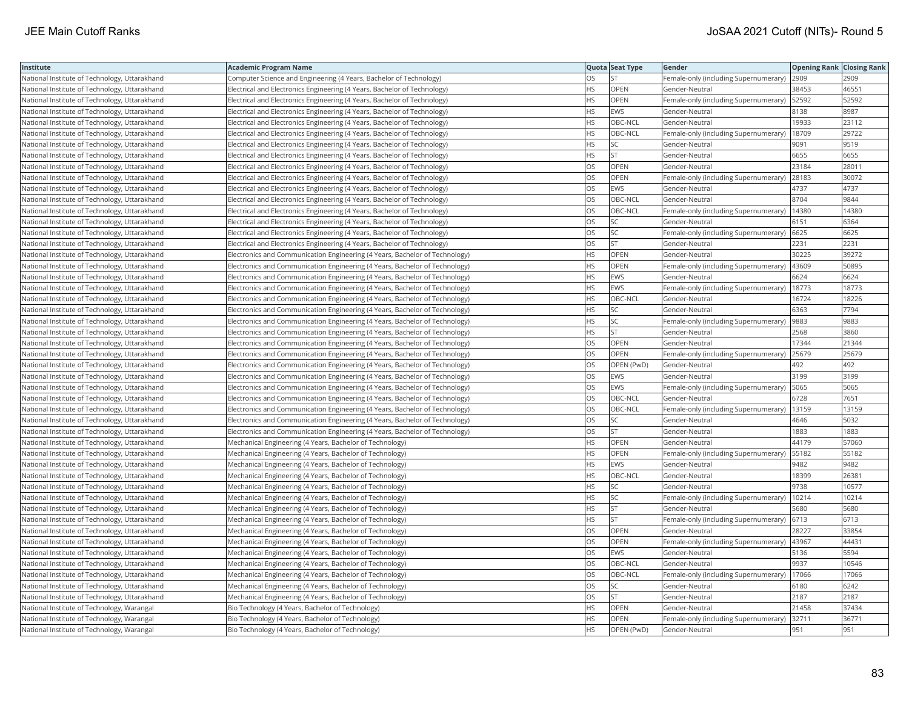| Institute | Academic Program Name | Quota | Seat Type | Gender | Opening Rank | Closing Rank |
|---|---|---|---|---|---|---|
| National Institute of Technology, Uttarakhand | Computer Science and Engineering (4 Years, Bachelor of Technology) | OS | ST | Female-only (including Supernumerary) | 2909 | 2909 |
| National Institute of Technology, Uttarakhand | Electrical and Electronics Engineering (4 Years, Bachelor of Technology) | HS | OPEN | Gender-Neutral | 38453 | 46551 |
| National Institute of Technology, Uttarakhand | Electrical and Electronics Engineering (4 Years, Bachelor of Technology) | HS | OPEN | Female-only (including Supernumerary) | 52592 | 52592 |
| National Institute of Technology, Uttarakhand | Electrical and Electronics Engineering (4 Years, Bachelor of Technology) | HS | EWS | Gender-Neutral | 8138 | 8987 |
| National Institute of Technology, Uttarakhand | Electrical and Electronics Engineering (4 Years, Bachelor of Technology) | HS | OBC-NCL | Gender-Neutral | 19933 | 23112 |
| National Institute of Technology, Uttarakhand | Electrical and Electronics Engineering (4 Years, Bachelor of Technology) | HS | OBC-NCL | Female-only (including Supernumerary) | 18709 | 29722 |
| National Institute of Technology, Uttarakhand | Electrical and Electronics Engineering (4 Years, Bachelor of Technology) | HS | SC | Gender-Neutral | 9091 | 9519 |
| National Institute of Technology, Uttarakhand | Electrical and Electronics Engineering (4 Years, Bachelor of Technology) | HS | ST | Gender-Neutral | 6655 | 6655 |
| National Institute of Technology, Uttarakhand | Electrical and Electronics Engineering (4 Years, Bachelor of Technology) | OS | OPEN | Gender-Neutral | 23184 | 28011 |
| National Institute of Technology, Uttarakhand | Electrical and Electronics Engineering (4 Years, Bachelor of Technology) | OS | OPEN | Female-only (including Supernumerary) | 28183 | 30072 |
| National Institute of Technology, Uttarakhand | Electrical and Electronics Engineering (4 Years, Bachelor of Technology) | OS | EWS | Gender-Neutral | 4737 | 4737 |
| National Institute of Technology, Uttarakhand | Electrical and Electronics Engineering (4 Years, Bachelor of Technology) | OS | OBC-NCL | Gender-Neutral | 8704 | 9844 |
| National Institute of Technology, Uttarakhand | Electrical and Electronics Engineering (4 Years, Bachelor of Technology) | OS | OBC-NCL | Female-only (including Supernumerary) | 14380 | 14380 |
| National Institute of Technology, Uttarakhand | Electrical and Electronics Engineering (4 Years, Bachelor of Technology) | OS | SC | Gender-Neutral | 6151 | 6364 |
| National Institute of Technology, Uttarakhand | Electrical and Electronics Engineering (4 Years, Bachelor of Technology) | OS | SC | Female-only (including Supernumerary) | 6625 | 6625 |
| National Institute of Technology, Uttarakhand | Electrical and Electronics Engineering (4 Years, Bachelor of Technology) | OS | ST | Gender-Neutral | 2231 | 2231 |
| National Institute of Technology, Uttarakhand | Electronics and Communication Engineering (4 Years, Bachelor of Technology) | HS | OPEN | Gender-Neutral | 30225 | 39272 |
| National Institute of Technology, Uttarakhand | Electronics and Communication Engineering (4 Years, Bachelor of Technology) | HS | OPEN | Female-only (including Supernumerary) | 43609 | 50895 |
| National Institute of Technology, Uttarakhand | Electronics and Communication Engineering (4 Years, Bachelor of Technology) | HS | EWS | Gender-Neutral | 6624 | 6624 |
| National Institute of Technology, Uttarakhand | Electronics and Communication Engineering (4 Years, Bachelor of Technology) | HS | EWS | Female-only (including Supernumerary) | 18773 | 18773 |
| National Institute of Technology, Uttarakhand | Electronics and Communication Engineering (4 Years, Bachelor of Technology) | HS | OBC-NCL | Gender-Neutral | 16724 | 18226 |
| National Institute of Technology, Uttarakhand | Electronics and Communication Engineering (4 Years, Bachelor of Technology) | HS | SC | Gender-Neutral | 6363 | 7794 |
| National Institute of Technology, Uttarakhand | Electronics and Communication Engineering (4 Years, Bachelor of Technology) | HS | SC | Female-only (including Supernumerary) | 9883 | 9883 |
| National Institute of Technology, Uttarakhand | Electronics and Communication Engineering (4 Years, Bachelor of Technology) | HS | ST | Gender-Neutral | 2568 | 3860 |
| National Institute of Technology, Uttarakhand | Electronics and Communication Engineering (4 Years, Bachelor of Technology) | OS | OPEN | Gender-Neutral | 17344 | 21344 |
| National Institute of Technology, Uttarakhand | Electronics and Communication Engineering (4 Years, Bachelor of Technology) | OS | OPEN | Female-only (including Supernumerary) | 25679 | 25679 |
| National Institute of Technology, Uttarakhand | Electronics and Communication Engineering (4 Years, Bachelor of Technology) | OS | OPEN (PwD) | Gender-Neutral | 492 | 492 |
| National Institute of Technology, Uttarakhand | Electronics and Communication Engineering (4 Years, Bachelor of Technology) | OS | EWS | Gender-Neutral | 3199 | 3199 |
| National Institute of Technology, Uttarakhand | Electronics and Communication Engineering (4 Years, Bachelor of Technology) | OS | EWS | Female-only (including Supernumerary) | 5065 | 5065 |
| National Institute of Technology, Uttarakhand | Electronics and Communication Engineering (4 Years, Bachelor of Technology) | OS | OBC-NCL | Gender-Neutral | 6728 | 7651 |
| National Institute of Technology, Uttarakhand | Electronics and Communication Engineering (4 Years, Bachelor of Technology) | OS | OBC-NCL | Female-only (including Supernumerary) | 13159 | 13159 |
| National Institute of Technology, Uttarakhand | Electronics and Communication Engineering (4 Years, Bachelor of Technology) | OS | SC | Gender-Neutral | 4646 | 5032 |
| National Institute of Technology, Uttarakhand | Electronics and Communication Engineering (4 Years, Bachelor of Technology) | OS | ST | Gender-Neutral | 1883 | 1883 |
| National Institute of Technology, Uttarakhand | Mechanical Engineering (4 Years, Bachelor of Technology) | HS | OPEN | Gender-Neutral | 44179 | 57060 |
| National Institute of Technology, Uttarakhand | Mechanical Engineering (4 Years, Bachelor of Technology) | HS | OPEN | Female-only (including Supernumerary) | 55182 | 55182 |
| National Institute of Technology, Uttarakhand | Mechanical Engineering (4 Years, Bachelor of Technology) | HS | EWS | Gender-Neutral | 9482 | 9482 |
| National Institute of Technology, Uttarakhand | Mechanical Engineering (4 Years, Bachelor of Technology) | HS | OBC-NCL | Gender-Neutral | 18399 | 26381 |
| National Institute of Technology, Uttarakhand | Mechanical Engineering (4 Years, Bachelor of Technology) | HS | SC | Gender-Neutral | 9738 | 10577 |
| National Institute of Technology, Uttarakhand | Mechanical Engineering (4 Years, Bachelor of Technology) | HS | SC | Female-only (including Supernumerary) | 10214 | 10214 |
| National Institute of Technology, Uttarakhand | Mechanical Engineering (4 Years, Bachelor of Technology) | HS | ST | Gender-Neutral | 5680 | 5680 |
| National Institute of Technology, Uttarakhand | Mechanical Engineering (4 Years, Bachelor of Technology) | HS | ST | Female-only (including Supernumerary) | 6713 | 6713 |
| National Institute of Technology, Uttarakhand | Mechanical Engineering (4 Years, Bachelor of Technology) | OS | OPEN | Gender-Neutral | 28227 | 33854 |
| National Institute of Technology, Uttarakhand | Mechanical Engineering (4 Years, Bachelor of Technology) | OS | OPEN | Female-only (including Supernumerary) | 43967 | 44431 |
| National Institute of Technology, Uttarakhand | Mechanical Engineering (4 Years, Bachelor of Technology) | OS | EWS | Gender-Neutral | 5136 | 5594 |
| National Institute of Technology, Uttarakhand | Mechanical Engineering (4 Years, Bachelor of Technology) | OS | OBC-NCL | Gender-Neutral | 9937 | 10546 |
| National Institute of Technology, Uttarakhand | Mechanical Engineering (4 Years, Bachelor of Technology) | OS | OBC-NCL | Female-only (including Supernumerary) | 17066 | 17066 |
| National Institute of Technology, Uttarakhand | Mechanical Engineering (4 Years, Bachelor of Technology) | OS | SC | Gender-Neutral | 6180 | 6242 |
| National Institute of Technology, Uttarakhand | Mechanical Engineering (4 Years, Bachelor of Technology) | OS | ST | Gender-Neutral | 2187 | 2187 |
| National Institute of Technology, Warangal | Bio Technology (4 Years, Bachelor of Technology) | HS | OPEN | Gender-Neutral | 21458 | 37434 |
| National Institute of Technology, Warangal | Bio Technology (4 Years, Bachelor of Technology) | HS | OPEN | Female-only (including Supernumerary) | 32711 | 36771 |
| National Institute of Technology, Warangal | Bio Technology (4 Years, Bachelor of Technology) | HS | OPEN (PwD) | Gender-Neutral | 951 | 951 |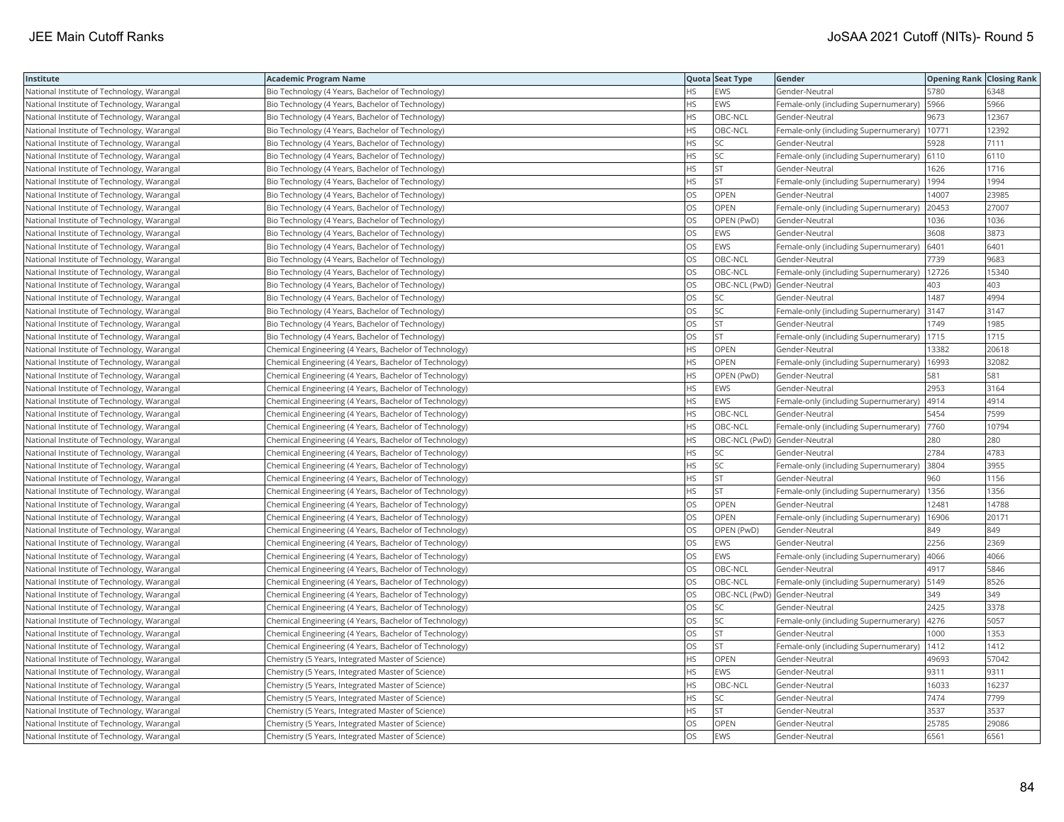| Institute | Academic Program Name | Quota | Seat Type | Gender | Opening Rank | Closing Rank |
|---|---|---|---|---|---|---|
| National Institute of Technology, Warangal | Bio Technology (4 Years, Bachelor of Technology) | HS | EWS | Gender-Neutral | 5780 | 6348 |
| National Institute of Technology, Warangal | Bio Technology (4 Years, Bachelor of Technology) | HS | EWS | Female-only (including Supernumerary) | 5966 | 5966 |
| National Institute of Technology, Warangal | Bio Technology (4 Years, Bachelor of Technology) | HS | OBC-NCL | Gender-Neutral | 9673 | 12367 |
| National Institute of Technology, Warangal | Bio Technology (4 Years, Bachelor of Technology) | HS | OBC-NCL | Female-only (including Supernumerary) | 10771 | 12392 |
| National Institute of Technology, Warangal | Bio Technology (4 Years, Bachelor of Technology) | HS | SC | Gender-Neutral | 5928 | 7111 |
| National Institute of Technology, Warangal | Bio Technology (4 Years, Bachelor of Technology) | HS | SC | Female-only (including Supernumerary) | 6110 | 6110 |
| National Institute of Technology, Warangal | Bio Technology (4 Years, Bachelor of Technology) | HS | ST | Gender-Neutral | 1626 | 1716 |
| National Institute of Technology, Warangal | Bio Technology (4 Years, Bachelor of Technology) | HS | ST | Female-only (including Supernumerary) | 1994 | 1994 |
| National Institute of Technology, Warangal | Bio Technology (4 Years, Bachelor of Technology) | OS | OPEN | Gender-Neutral | 14007 | 23985 |
| National Institute of Technology, Warangal | Bio Technology (4 Years, Bachelor of Technology) | OS | OPEN | Female-only (including Supernumerary) | 20453 | 27007 |
| National Institute of Technology, Warangal | Bio Technology (4 Years, Bachelor of Technology) | OS | OPEN (PwD) | Gender-Neutral | 1036 | 1036 |
| National Institute of Technology, Warangal | Bio Technology (4 Years, Bachelor of Technology) | OS | EWS | Gender-Neutral | 3608 | 3873 |
| National Institute of Technology, Warangal | Bio Technology (4 Years, Bachelor of Technology) | OS | EWS | Female-only (including Supernumerary) | 6401 | 6401 |
| National Institute of Technology, Warangal | Bio Technology (4 Years, Bachelor of Technology) | OS | OBC-NCL | Gender-Neutral | 7739 | 9683 |
| National Institute of Technology, Warangal | Bio Technology (4 Years, Bachelor of Technology) | OS | OBC-NCL | Female-only (including Supernumerary) | 12726 | 15340 |
| National Institute of Technology, Warangal | Bio Technology (4 Years, Bachelor of Technology) | OS | OBC-NCL (PwD) | Gender-Neutral | 403 | 403 |
| National Institute of Technology, Warangal | Bio Technology (4 Years, Bachelor of Technology) | OS | SC | Gender-Neutral | 1487 | 4994 |
| National Institute of Technology, Warangal | Bio Technology (4 Years, Bachelor of Technology) | OS | SC | Female-only (including Supernumerary) | 3147 | 3147 |
| National Institute of Technology, Warangal | Bio Technology (4 Years, Bachelor of Technology) | OS | ST | Gender-Neutral | 1749 | 1985 |
| National Institute of Technology, Warangal | Bio Technology (4 Years, Bachelor of Technology) | OS | ST | Female-only (including Supernumerary) | 1715 | 1715 |
| National Institute of Technology, Warangal | Chemical Engineering (4 Years, Bachelor of Technology) | HS | OPEN | Gender-Neutral | 13382 | 20618 |
| National Institute of Technology, Warangal | Chemical Engineering (4 Years, Bachelor of Technology) | HS | OPEN | Female-only (including Supernumerary) | 16993 | 32082 |
| National Institute of Technology, Warangal | Chemical Engineering (4 Years, Bachelor of Technology) | HS | OPEN (PwD) | Gender-Neutral | 581 | 581 |
| National Institute of Technology, Warangal | Chemical Engineering (4 Years, Bachelor of Technology) | HS | EWS | Gender-Neutral | 2953 | 3164 |
| National Institute of Technology, Warangal | Chemical Engineering (4 Years, Bachelor of Technology) | HS | EWS | Female-only (including Supernumerary) | 4914 | 4914 |
| National Institute of Technology, Warangal | Chemical Engineering (4 Years, Bachelor of Technology) | HS | OBC-NCL | Gender-Neutral | 5454 | 7599 |
| National Institute of Technology, Warangal | Chemical Engineering (4 Years, Bachelor of Technology) | HS | OBC-NCL | Female-only (including Supernumerary) | 7760 | 10794 |
| National Institute of Technology, Warangal | Chemical Engineering (4 Years, Bachelor of Technology) | HS | OBC-NCL (PwD) | Gender-Neutral | 280 | 280 |
| National Institute of Technology, Warangal | Chemical Engineering (4 Years, Bachelor of Technology) | HS | SC | Gender-Neutral | 2784 | 4783 |
| National Institute of Technology, Warangal | Chemical Engineering (4 Years, Bachelor of Technology) | HS | SC | Female-only (including Supernumerary) | 3804 | 3955 |
| National Institute of Technology, Warangal | Chemical Engineering (4 Years, Bachelor of Technology) | HS | ST | Gender-Neutral | 960 | 1156 |
| National Institute of Technology, Warangal | Chemical Engineering (4 Years, Bachelor of Technology) | HS | ST | Female-only (including Supernumerary) | 1356 | 1356 |
| National Institute of Technology, Warangal | Chemical Engineering (4 Years, Bachelor of Technology) | OS | OPEN | Gender-Neutral | 12481 | 14788 |
| National Institute of Technology, Warangal | Chemical Engineering (4 Years, Bachelor of Technology) | OS | OPEN | Female-only (including Supernumerary) | 16906 | 20171 |
| National Institute of Technology, Warangal | Chemical Engineering (4 Years, Bachelor of Technology) | OS | OPEN (PwD) | Gender-Neutral | 849 | 849 |
| National Institute of Technology, Warangal | Chemical Engineering (4 Years, Bachelor of Technology) | OS | EWS | Gender-Neutral | 2256 | 2369 |
| National Institute of Technology, Warangal | Chemical Engineering (4 Years, Bachelor of Technology) | OS | EWS | Female-only (including Supernumerary) | 4066 | 4066 |
| National Institute of Technology, Warangal | Chemical Engineering (4 Years, Bachelor of Technology) | OS | OBC-NCL | Gender-Neutral | 4917 | 5846 |
| National Institute of Technology, Warangal | Chemical Engineering (4 Years, Bachelor of Technology) | OS | OBC-NCL | Female-only (including Supernumerary) | 5149 | 8526 |
| National Institute of Technology, Warangal | Chemical Engineering (4 Years, Bachelor of Technology) | OS | OBC-NCL (PwD) | Gender-Neutral | 349 | 349 |
| National Institute of Technology, Warangal | Chemical Engineering (4 Years, Bachelor of Technology) | OS | SC | Gender-Neutral | 2425 | 3378 |
| National Institute of Technology, Warangal | Chemical Engineering (4 Years, Bachelor of Technology) | OS | SC | Female-only (including Supernumerary) | 4276 | 5057 |
| National Institute of Technology, Warangal | Chemical Engineering (4 Years, Bachelor of Technology) | OS | ST | Gender-Neutral | 1000 | 1353 |
| National Institute of Technology, Warangal | Chemical Engineering (4 Years, Bachelor of Technology) | OS | ST | Female-only (including Supernumerary) | 1412 | 1412 |
| National Institute of Technology, Warangal | Chemistry (5 Years, Integrated Master of Science) | HS | OPEN | Gender-Neutral | 49693 | 57042 |
| National Institute of Technology, Warangal | Chemistry (5 Years, Integrated Master of Science) | HS | EWS | Gender-Neutral | 9311 | 9311 |
| National Institute of Technology, Warangal | Chemistry (5 Years, Integrated Master of Science) | HS | OBC-NCL | Gender-Neutral | 16033 | 16237 |
| National Institute of Technology, Warangal | Chemistry (5 Years, Integrated Master of Science) | HS | SC | Gender-Neutral | 7474 | 7799 |
| National Institute of Technology, Warangal | Chemistry (5 Years, Integrated Master of Science) | HS | ST | Gender-Neutral | 3537 | 3537 |
| National Institute of Technology, Warangal | Chemistry (5 Years, Integrated Master of Science) | OS | OPEN | Gender-Neutral | 25785 | 29086 |
| National Institute of Technology, Warangal | Chemistry (5 Years, Integrated Master of Science) | OS | EWS | Gender-Neutral | 6561 | 6561 |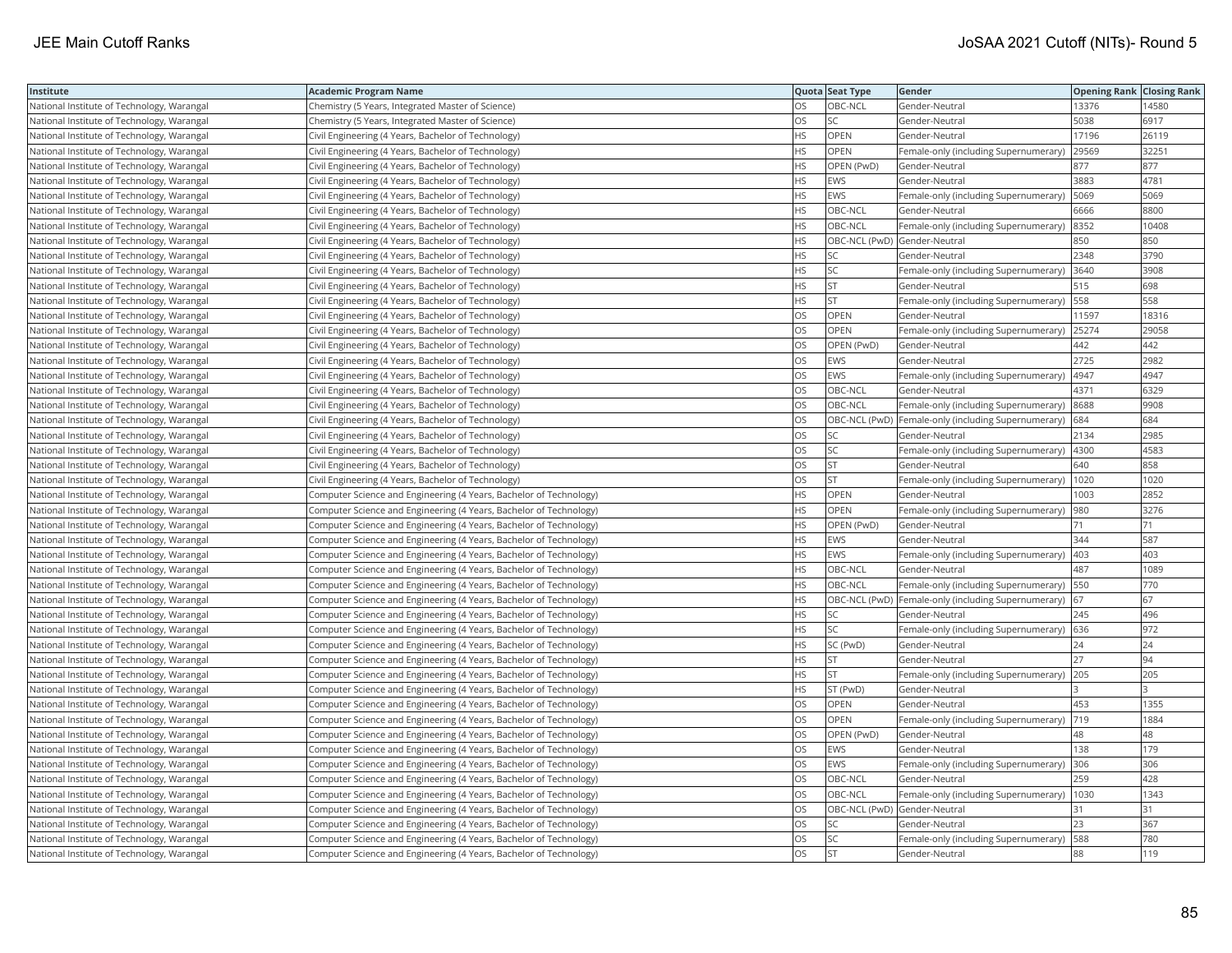| Institute | Academic Program Name | Quota | Seat Type | Gender | Opening Rank | Closing Rank |
|---|---|---|---|---|---|---|
| National Institute of Technology, Warangal | Chemistry (5 Years, Integrated Master of Science) | OS | OBC-NCL | Gender-Neutral | 13376 | 14580 |
| National Institute of Technology, Warangal | Chemistry (5 Years, Integrated Master of Science) | OS | SC | Gender-Neutral | 5038 | 6917 |
| National Institute of Technology, Warangal | Civil Engineering (4 Years, Bachelor of Technology) | HS | OPEN | Gender-Neutral | 17196 | 26119 |
| National Institute of Technology, Warangal | Civil Engineering (4 Years, Bachelor of Technology) | HS | OPEN | Female-only (including Supernumerary) | 29569 | 32251 |
| National Institute of Technology, Warangal | Civil Engineering (4 Years, Bachelor of Technology) | HS | OPEN (PwD) | Gender-Neutral | 877 | 877 |
| National Institute of Technology, Warangal | Civil Engineering (4 Years, Bachelor of Technology) | HS | EWS | Gender-Neutral | 3883 | 4781 |
| National Institute of Technology, Warangal | Civil Engineering (4 Years, Bachelor of Technology) | HS | EWS | Female-only (including Supernumerary) | 5069 | 5069 |
| National Institute of Technology, Warangal | Civil Engineering (4 Years, Bachelor of Technology) | HS | OBC-NCL | Gender-Neutral | 6666 | 8800 |
| National Institute of Technology, Warangal | Civil Engineering (4 Years, Bachelor of Technology) | HS | OBC-NCL | Female-only (including Supernumerary) | 8352 | 10408 |
| National Institute of Technology, Warangal | Civil Engineering (4 Years, Bachelor of Technology) | HS | OBC-NCL (PwD) | Gender-Neutral | 850 | 850 |
| National Institute of Technology, Warangal | Civil Engineering (4 Years, Bachelor of Technology) | HS | SC | Gender-Neutral | 2348 | 3790 |
| National Institute of Technology, Warangal | Civil Engineering (4 Years, Bachelor of Technology) | HS | SC | Female-only (including Supernumerary) | 3640 | 3908 |
| National Institute of Technology, Warangal | Civil Engineering (4 Years, Bachelor of Technology) | HS | ST | Gender-Neutral | 515 | 698 |
| National Institute of Technology, Warangal | Civil Engineering (4 Years, Bachelor of Technology) | HS | ST | Female-only (including Supernumerary) | 558 | 558 |
| National Institute of Technology, Warangal | Civil Engineering (4 Years, Bachelor of Technology) | OS | OPEN | Gender-Neutral | 11597 | 18316 |
| National Institute of Technology, Warangal | Civil Engineering (4 Years, Bachelor of Technology) | OS | OPEN | Female-only (including Supernumerary) | 25274 | 29058 |
| National Institute of Technology, Warangal | Civil Engineering (4 Years, Bachelor of Technology) | OS | OPEN (PwD) | Gender-Neutral | 442 | 442 |
| National Institute of Technology, Warangal | Civil Engineering (4 Years, Bachelor of Technology) | OS | EWS | Gender-Neutral | 2725 | 2982 |
| National Institute of Technology, Warangal | Civil Engineering (4 Years, Bachelor of Technology) | OS | EWS | Female-only (including Supernumerary) | 4947 | 4947 |
| National Institute of Technology, Warangal | Civil Engineering (4 Years, Bachelor of Technology) | OS | OBC-NCL | Gender-Neutral | 4371 | 6329 |
| National Institute of Technology, Warangal | Civil Engineering (4 Years, Bachelor of Technology) | OS | OBC-NCL | Female-only (including Supernumerary) | 8688 | 9908 |
| National Institute of Technology, Warangal | Civil Engineering (4 Years, Bachelor of Technology) | OS | OBC-NCL (PwD) | Female-only (including Supernumerary) | 684 | 684 |
| National Institute of Technology, Warangal | Civil Engineering (4 Years, Bachelor of Technology) | OS | SC | Gender-Neutral | 2134 | 2985 |
| National Institute of Technology, Warangal | Civil Engineering (4 Years, Bachelor of Technology) | OS | SC | Female-only (including Supernumerary) | 4300 | 4583 |
| National Institute of Technology, Warangal | Civil Engineering (4 Years, Bachelor of Technology) | OS | ST | Gender-Neutral | 640 | 858 |
| National Institute of Technology, Warangal | Civil Engineering (4 Years, Bachelor of Technology) | OS | ST | Female-only (including Supernumerary) | 1020 | 1020 |
| National Institute of Technology, Warangal | Computer Science and Engineering (4 Years, Bachelor of Technology) | HS | OPEN | Gender-Neutral | 1003 | 2852 |
| National Institute of Technology, Warangal | Computer Science and Engineering (4 Years, Bachelor of Technology) | HS | OPEN | Female-only (including Supernumerary) | 980 | 3276 |
| National Institute of Technology, Warangal | Computer Science and Engineering (4 Years, Bachelor of Technology) | HS | OPEN (PwD) | Gender-Neutral | 71 | 71 |
| National Institute of Technology, Warangal | Computer Science and Engineering (4 Years, Bachelor of Technology) | HS | EWS | Gender-Neutral | 344 | 587 |
| National Institute of Technology, Warangal | Computer Science and Engineering (4 Years, Bachelor of Technology) | HS | EWS | Female-only (including Supernumerary) | 403 | 403 |
| National Institute of Technology, Warangal | Computer Science and Engineering (4 Years, Bachelor of Technology) | HS | OBC-NCL | Gender-Neutral | 487 | 1089 |
| National Institute of Technology, Warangal | Computer Science and Engineering (4 Years, Bachelor of Technology) | HS | OBC-NCL | Female-only (including Supernumerary) | 550 | 770 |
| National Institute of Technology, Warangal | Computer Science and Engineering (4 Years, Bachelor of Technology) | HS | OBC-NCL (PwD) | Female-only (including Supernumerary) | 67 | 67 |
| National Institute of Technology, Warangal | Computer Science and Engineering (4 Years, Bachelor of Technology) | HS | SC | Gender-Neutral | 245 | 496 |
| National Institute of Technology, Warangal | Computer Science and Engineering (4 Years, Bachelor of Technology) | HS | SC | Female-only (including Supernumerary) | 636 | 972 |
| National Institute of Technology, Warangal | Computer Science and Engineering (4 Years, Bachelor of Technology) | HS | SC (PwD) | Gender-Neutral | 24 | 24 |
| National Institute of Technology, Warangal | Computer Science and Engineering (4 Years, Bachelor of Technology) | HS | ST | Gender-Neutral | 27 | 94 |
| National Institute of Technology, Warangal | Computer Science and Engineering (4 Years, Bachelor of Technology) | HS | ST | Female-only (including Supernumerary) | 205 | 205 |
| National Institute of Technology, Warangal | Computer Science and Engineering (4 Years, Bachelor of Technology) | HS | ST (PwD) | Gender-Neutral | 3 | 3 |
| National Institute of Technology, Warangal | Computer Science and Engineering (4 Years, Bachelor of Technology) | OS | OPEN | Gender-Neutral | 453 | 1355 |
| National Institute of Technology, Warangal | Computer Science and Engineering (4 Years, Bachelor of Technology) | OS | OPEN | Female-only (including Supernumerary) | 719 | 1884 |
| National Institute of Technology, Warangal | Computer Science and Engineering (4 Years, Bachelor of Technology) | OS | OPEN (PwD) | Gender-Neutral | 48 | 48 |
| National Institute of Technology, Warangal | Computer Science and Engineering (4 Years, Bachelor of Technology) | OS | EWS | Gender-Neutral | 138 | 179 |
| National Institute of Technology, Warangal | Computer Science and Engineering (4 Years, Bachelor of Technology) | OS | EWS | Female-only (including Supernumerary) | 306 | 306 |
| National Institute of Technology, Warangal | Computer Science and Engineering (4 Years, Bachelor of Technology) | OS | OBC-NCL | Gender-Neutral | 259 | 428 |
| National Institute of Technology, Warangal | Computer Science and Engineering (4 Years, Bachelor of Technology) | OS | OBC-NCL | Female-only (including Supernumerary) | 1030 | 1343 |
| National Institute of Technology, Warangal | Computer Science and Engineering (4 Years, Bachelor of Technology) | OS | OBC-NCL (PwD) | Gender-Neutral | 31 | 31 |
| National Institute of Technology, Warangal | Computer Science and Engineering (4 Years, Bachelor of Technology) | OS | SC | Gender-Neutral | 23 | 367 |
| National Institute of Technology, Warangal | Computer Science and Engineering (4 Years, Bachelor of Technology) | OS | SC | Female-only (including Supernumerary) | 588 | 780 |
| National Institute of Technology, Warangal | Computer Science and Engineering (4 Years, Bachelor of Technology) | OS | ST | Gender-Neutral | 88 | 119 |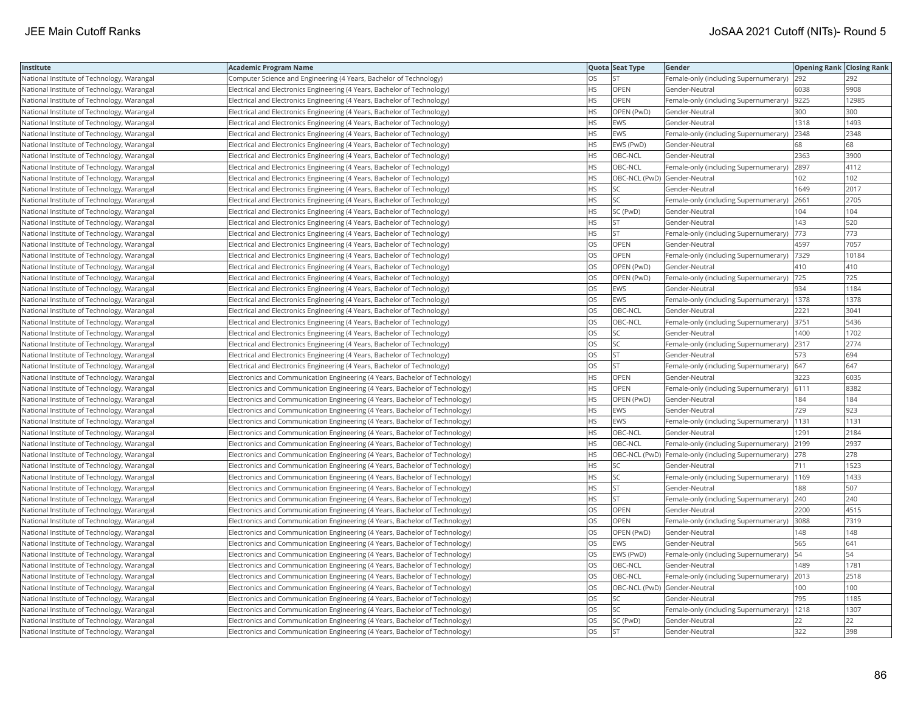| Institute | Academic Program Name | Quota | Seat Type | Gender | Opening Rank | Closing Rank |
|---|---|---|---|---|---|---|
| National Institute of Technology, Warangal | Computer Science and Engineering (4 Years, Bachelor of Technology) | OS | ST | Female-only (including Supernumerary) | 292 | 292 |
| National Institute of Technology, Warangal | Electrical and Electronics Engineering (4 Years, Bachelor of Technology) | HS | OPEN | Gender-Neutral | 6038 | 9908 |
| National Institute of Technology, Warangal | Electrical and Electronics Engineering (4 Years, Bachelor of Technology) | HS | OPEN | Female-only (including Supernumerary) | 9225 | 12985 |
| National Institute of Technology, Warangal | Electrical and Electronics Engineering (4 Years, Bachelor of Technology) | HS | OPEN (PwD) | Gender-Neutral | 300 | 300 |
| National Institute of Technology, Warangal | Electrical and Electronics Engineering (4 Years, Bachelor of Technology) | HS | EWS | Gender-Neutral | 1318 | 1493 |
| National Institute of Technology, Warangal | Electrical and Electronics Engineering (4 Years, Bachelor of Technology) | HS | EWS | Female-only (including Supernumerary) | 2348 | 2348 |
| National Institute of Technology, Warangal | Electrical and Electronics Engineering (4 Years, Bachelor of Technology) | HS | EWS (PwD) | Gender-Neutral | 68 | 68 |
| National Institute of Technology, Warangal | Electrical and Electronics Engineering (4 Years, Bachelor of Technology) | HS | OBC-NCL | Gender-Neutral | 2363 | 3900 |
| National Institute of Technology, Warangal | Electrical and Electronics Engineering (4 Years, Bachelor of Technology) | HS | OBC-NCL | Female-only (including Supernumerary) | 2897 | 4112 |
| National Institute of Technology, Warangal | Electrical and Electronics Engineering (4 Years, Bachelor of Technology) | HS | OBC-NCL (PwD) | Gender-Neutral | 102 | 102 |
| National Institute of Technology, Warangal | Electrical and Electronics Engineering (4 Years, Bachelor of Technology) | HS | SC | Gender-Neutral | 1649 | 2017 |
| National Institute of Technology, Warangal | Electrical and Electronics Engineering (4 Years, Bachelor of Technology) | HS | SC | Female-only (including Supernumerary) | 2661 | 2705 |
| National Institute of Technology, Warangal | Electrical and Electronics Engineering (4 Years, Bachelor of Technology) | HS | SC (PwD) | Gender-Neutral | 104 | 104 |
| National Institute of Technology, Warangal | Electrical and Electronics Engineering (4 Years, Bachelor of Technology) | HS | ST | Gender-Neutral | 143 | 520 |
| National Institute of Technology, Warangal | Electrical and Electronics Engineering (4 Years, Bachelor of Technology) | HS | ST | Female-only (including Supernumerary) | 773 | 773 |
| National Institute of Technology, Warangal | Electrical and Electronics Engineering (4 Years, Bachelor of Technology) | OS | OPEN | Gender-Neutral | 4597 | 7057 |
| National Institute of Technology, Warangal | Electrical and Electronics Engineering (4 Years, Bachelor of Technology) | OS | OPEN | Female-only (including Supernumerary) | 7329 | 10184 |
| National Institute of Technology, Warangal | Electrical and Electronics Engineering (4 Years, Bachelor of Technology) | OS | OPEN (PwD) | Gender-Neutral | 410 | 410 |
| National Institute of Technology, Warangal | Electrical and Electronics Engineering (4 Years, Bachelor of Technology) | OS | OPEN (PwD) | Female-only (including Supernumerary) | 725 | 725 |
| National Institute of Technology, Warangal | Electrical and Electronics Engineering (4 Years, Bachelor of Technology) | OS | EWS | Gender-Neutral | 934 | 1184 |
| National Institute of Technology, Warangal | Electrical and Electronics Engineering (4 Years, Bachelor of Technology) | OS | EWS | Female-only (including Supernumerary) | 1378 | 1378 |
| National Institute of Technology, Warangal | Electrical and Electronics Engineering (4 Years, Bachelor of Technology) | OS | OBC-NCL | Gender-Neutral | 2221 | 3041 |
| National Institute of Technology, Warangal | Electrical and Electronics Engineering (4 Years, Bachelor of Technology) | OS | OBC-NCL | Female-only (including Supernumerary) | 3751 | 5436 |
| National Institute of Technology, Warangal | Electrical and Electronics Engineering (4 Years, Bachelor of Technology) | OS | SC | Gender-Neutral | 1400 | 1702 |
| National Institute of Technology, Warangal | Electrical and Electronics Engineering (4 Years, Bachelor of Technology) | OS | SC | Female-only (including Supernumerary) | 2317 | 2774 |
| National Institute of Technology, Warangal | Electrical and Electronics Engineering (4 Years, Bachelor of Technology) | OS | ST | Gender-Neutral | 573 | 694 |
| National Institute of Technology, Warangal | Electrical and Electronics Engineering (4 Years, Bachelor of Technology) | OS | ST | Female-only (including Supernumerary) | 647 | 647 |
| National Institute of Technology, Warangal | Electronics and Communication Engineering (4 Years, Bachelor of Technology) | HS | OPEN | Gender-Neutral | 3223 | 6035 |
| National Institute of Technology, Warangal | Electronics and Communication Engineering (4 Years, Bachelor of Technology) | HS | OPEN | Female-only (including Supernumerary) | 6111 | 8382 |
| National Institute of Technology, Warangal | Electronics and Communication Engineering (4 Years, Bachelor of Technology) | HS | OPEN (PwD) | Gender-Neutral | 184 | 184 |
| National Institute of Technology, Warangal | Electronics and Communication Engineering (4 Years, Bachelor of Technology) | HS | EWS | Gender-Neutral | 729 | 923 |
| National Institute of Technology, Warangal | Electronics and Communication Engineering (4 Years, Bachelor of Technology) | HS | EWS | Female-only (including Supernumerary) | 1131 | 1131 |
| National Institute of Technology, Warangal | Electronics and Communication Engineering (4 Years, Bachelor of Technology) | HS | OBC-NCL | Gender-Neutral | 1291 | 2184 |
| National Institute of Technology, Warangal | Electronics and Communication Engineering (4 Years, Bachelor of Technology) | HS | OBC-NCL | Female-only (including Supernumerary) | 2199 | 2937 |
| National Institute of Technology, Warangal | Electronics and Communication Engineering (4 Years, Bachelor of Technology) | HS | OBC-NCL (PwD) | Female-only (including Supernumerary) | 278 | 278 |
| National Institute of Technology, Warangal | Electronics and Communication Engineering (4 Years, Bachelor of Technology) | HS | SC | Gender-Neutral | 711 | 1523 |
| National Institute of Technology, Warangal | Electronics and Communication Engineering (4 Years, Bachelor of Technology) | HS | SC | Female-only (including Supernumerary) | 1169 | 1433 |
| National Institute of Technology, Warangal | Electronics and Communication Engineering (4 Years, Bachelor of Technology) | HS | ST | Gender-Neutral | 188 | 507 |
| National Institute of Technology, Warangal | Electronics and Communication Engineering (4 Years, Bachelor of Technology) | HS | ST | Female-only (including Supernumerary) | 240 | 240 |
| National Institute of Technology, Warangal | Electronics and Communication Engineering (4 Years, Bachelor of Technology) | OS | OPEN | Gender-Neutral | 2200 | 4515 |
| National Institute of Technology, Warangal | Electronics and Communication Engineering (4 Years, Bachelor of Technology) | OS | OPEN | Female-only (including Supernumerary) | 3088 | 7319 |
| National Institute of Technology, Warangal | Electronics and Communication Engineering (4 Years, Bachelor of Technology) | OS | OPEN (PwD) | Gender-Neutral | 148 | 148 |
| National Institute of Technology, Warangal | Electronics and Communication Engineering (4 Years, Bachelor of Technology) | OS | EWS | Gender-Neutral | 565 | 641 |
| National Institute of Technology, Warangal | Electronics and Communication Engineering (4 Years, Bachelor of Technology) | OS | EWS (PwD) | Female-only (including Supernumerary) | 54 | 54 |
| National Institute of Technology, Warangal | Electronics and Communication Engineering (4 Years, Bachelor of Technology) | OS | OBC-NCL | Gender-Neutral | 1489 | 1781 |
| National Institute of Technology, Warangal | Electronics and Communication Engineering (4 Years, Bachelor of Technology) | OS | OBC-NCL | Female-only (including Supernumerary) | 2013 | 2518 |
| National Institute of Technology, Warangal | Electronics and Communication Engineering (4 Years, Bachelor of Technology) | OS | OBC-NCL (PwD) | Gender-Neutral | 100 | 100 |
| National Institute of Technology, Warangal | Electronics and Communication Engineering (4 Years, Bachelor of Technology) | OS | SC | Gender-Neutral | 795 | 1185 |
| National Institute of Technology, Warangal | Electronics and Communication Engineering (4 Years, Bachelor of Technology) | OS | SC | Female-only (including Supernumerary) | 1218 | 1307 |
| National Institute of Technology, Warangal | Electronics and Communication Engineering (4 Years, Bachelor of Technology) | OS | SC (PwD) | Gender-Neutral | 22 | 22 |
| National Institute of Technology, Warangal | Electronics and Communication Engineering (4 Years, Bachelor of Technology) | OS | ST | Gender-Neutral | 322 | 398 |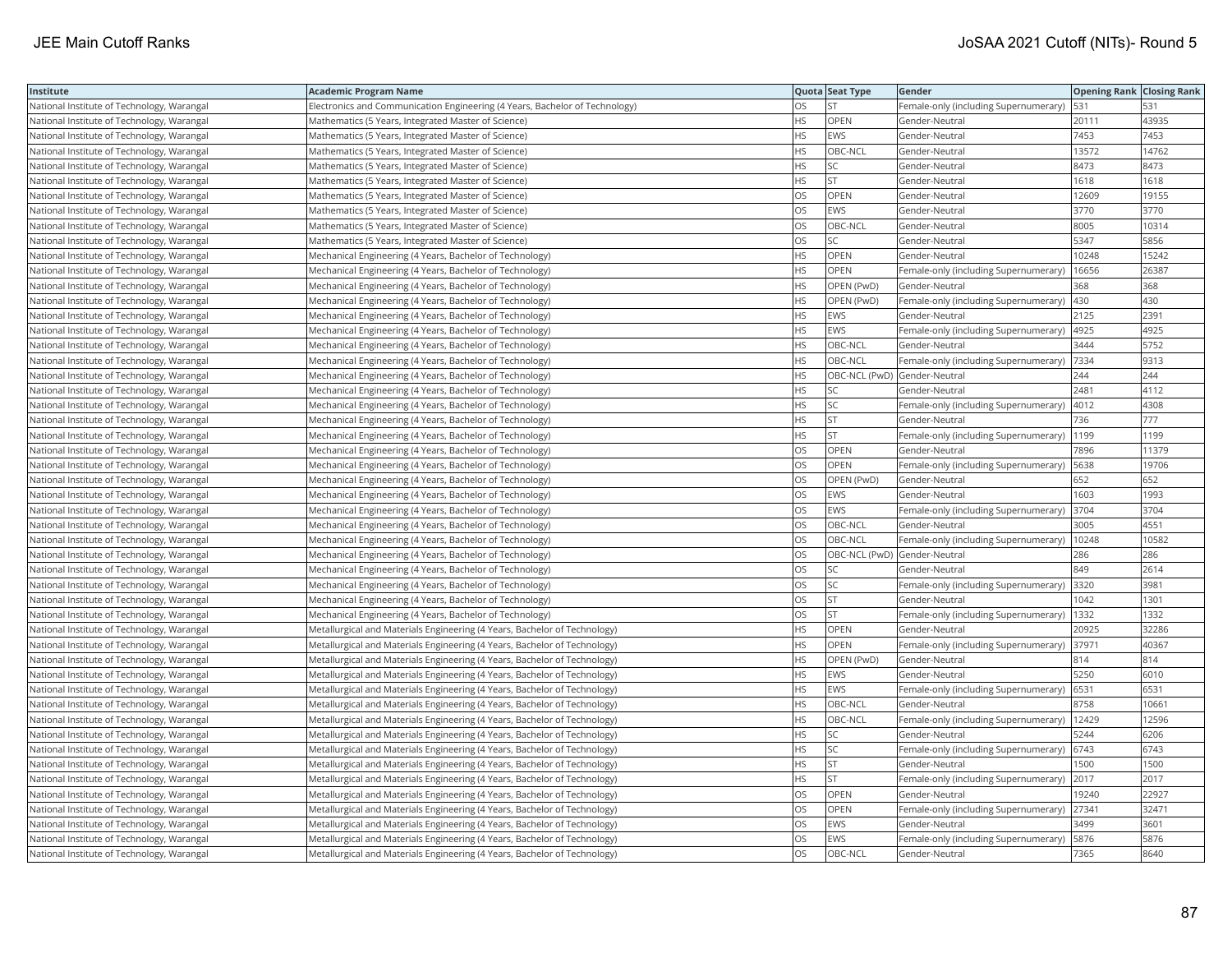| Institute | Academic Program Name | Quota | Seat Type | Gender | Opening Rank | Closing Rank |
|---|---|---|---|---|---|---|
| National Institute of Technology, Warangal | Electronics and Communication Engineering (4 Years, Bachelor of Technology) | OS | ST | Female-only (including Supernumerary) | 531 | 531 |
| National Institute of Technology, Warangal | Mathematics (5 Years, Integrated Master of Science) | HS | OPEN | Gender-Neutral | 20111 | 43935 |
| National Institute of Technology, Warangal | Mathematics (5 Years, Integrated Master of Science) | HS | EWS | Gender-Neutral | 7453 | 7453 |
| National Institute of Technology, Warangal | Mathematics (5 Years, Integrated Master of Science) | HS | OBC-NCL | Gender-Neutral | 13572 | 14762 |
| National Institute of Technology, Warangal | Mathematics (5 Years, Integrated Master of Science) | HS | SC | Gender-Neutral | 8473 | 8473 |
| National Institute of Technology, Warangal | Mathematics (5 Years, Integrated Master of Science) | HS | ST | Gender-Neutral | 1618 | 1618 |
| National Institute of Technology, Warangal | Mathematics (5 Years, Integrated Master of Science) | OS | OPEN | Gender-Neutral | 12609 | 19155 |
| National Institute of Technology, Warangal | Mathematics (5 Years, Integrated Master of Science) | OS | EWS | Gender-Neutral | 3770 | 3770 |
| National Institute of Technology, Warangal | Mathematics (5 Years, Integrated Master of Science) | OS | OBC-NCL | Gender-Neutral | 8005 | 10314 |
| National Institute of Technology, Warangal | Mathematics (5 Years, Integrated Master of Science) | OS | SC | Gender-Neutral | 5347 | 5856 |
| National Institute of Technology, Warangal | Mechanical Engineering (4 Years, Bachelor of Technology) | HS | OPEN | Gender-Neutral | 10248 | 15242 |
| National Institute of Technology, Warangal | Mechanical Engineering (4 Years, Bachelor of Technology) | HS | OPEN | Female-only (including Supernumerary) | 16656 | 26387 |
| National Institute of Technology, Warangal | Mechanical Engineering (4 Years, Bachelor of Technology) | HS | OPEN (PwD) | Gender-Neutral | 368 | 368 |
| National Institute of Technology, Warangal | Mechanical Engineering (4 Years, Bachelor of Technology) | HS | OPEN (PwD) | Female-only (including Supernumerary) | 430 | 430 |
| National Institute of Technology, Warangal | Mechanical Engineering (4 Years, Bachelor of Technology) | HS | EWS | Gender-Neutral | 2125 | 2391 |
| National Institute of Technology, Warangal | Mechanical Engineering (4 Years, Bachelor of Technology) | HS | EWS | Female-only (including Supernumerary) | 4925 | 4925 |
| National Institute of Technology, Warangal | Mechanical Engineering (4 Years, Bachelor of Technology) | HS | OBC-NCL | Gender-Neutral | 3444 | 5752 |
| National Institute of Technology, Warangal | Mechanical Engineering (4 Years, Bachelor of Technology) | HS | OBC-NCL | Female-only (including Supernumerary) | 7334 | 9313 |
| National Institute of Technology, Warangal | Mechanical Engineering (4 Years, Bachelor of Technology) | HS | OBC-NCL (PwD) | Gender-Neutral | 244 | 244 |
| National Institute of Technology, Warangal | Mechanical Engineering (4 Years, Bachelor of Technology) | HS | SC | Gender-Neutral | 2481 | 4112 |
| National Institute of Technology, Warangal | Mechanical Engineering (4 Years, Bachelor of Technology) | HS | SC | Female-only (including Supernumerary) | 4012 | 4308 |
| National Institute of Technology, Warangal | Mechanical Engineering (4 Years, Bachelor of Technology) | HS | ST | Gender-Neutral | 736 | 777 |
| National Institute of Technology, Warangal | Mechanical Engineering (4 Years, Bachelor of Technology) | HS | ST | Female-only (including Supernumerary) | 1199 | 1199 |
| National Institute of Technology, Warangal | Mechanical Engineering (4 Years, Bachelor of Technology) | OS | OPEN | Gender-Neutral | 7896 | 11379 |
| National Institute of Technology, Warangal | Mechanical Engineering (4 Years, Bachelor of Technology) | OS | OPEN | Female-only (including Supernumerary) | 5638 | 19706 |
| National Institute of Technology, Warangal | Mechanical Engineering (4 Years, Bachelor of Technology) | OS | OPEN (PwD) | Gender-Neutral | 652 | 652 |
| National Institute of Technology, Warangal | Mechanical Engineering (4 Years, Bachelor of Technology) | OS | EWS | Gender-Neutral | 1603 | 1993 |
| National Institute of Technology, Warangal | Mechanical Engineering (4 Years, Bachelor of Technology) | OS | EWS | Female-only (including Supernumerary) | 3704 | 3704 |
| National Institute of Technology, Warangal | Mechanical Engineering (4 Years, Bachelor of Technology) | OS | OBC-NCL | Gender-Neutral | 3005 | 4551 |
| National Institute of Technology, Warangal | Mechanical Engineering (4 Years, Bachelor of Technology) | OS | OBC-NCL | Female-only (including Supernumerary) | 10248 | 10582 |
| National Institute of Technology, Warangal | Mechanical Engineering (4 Years, Bachelor of Technology) | OS | OBC-NCL (PwD) | Gender-Neutral | 286 | 286 |
| National Institute of Technology, Warangal | Mechanical Engineering (4 Years, Bachelor of Technology) | OS | SC | Gender-Neutral | 849 | 2614 |
| National Institute of Technology, Warangal | Mechanical Engineering (4 Years, Bachelor of Technology) | OS | SC | Female-only (including Supernumerary) | 3320 | 3981 |
| National Institute of Technology, Warangal | Mechanical Engineering (4 Years, Bachelor of Technology) | OS | ST | Gender-Neutral | 1042 | 1301 |
| National Institute of Technology, Warangal | Mechanical Engineering (4 Years, Bachelor of Technology) | OS | ST | Female-only (including Supernumerary) | 1332 | 1332 |
| National Institute of Technology, Warangal | Metallurgical and Materials Engineering (4 Years, Bachelor of Technology) | HS | OPEN | Gender-Neutral | 20925 | 32286 |
| National Institute of Technology, Warangal | Metallurgical and Materials Engineering (4 Years, Bachelor of Technology) | HS | OPEN | Female-only (including Supernumerary) | 37971 | 40367 |
| National Institute of Technology, Warangal | Metallurgical and Materials Engineering (4 Years, Bachelor of Technology) | HS | OPEN (PwD) | Gender-Neutral | 814 | 814 |
| National Institute of Technology, Warangal | Metallurgical and Materials Engineering (4 Years, Bachelor of Technology) | HS | EWS | Gender-Neutral | 5250 | 6010 |
| National Institute of Technology, Warangal | Metallurgical and Materials Engineering (4 Years, Bachelor of Technology) | HS | EWS | Female-only (including Supernumerary) | 6531 | 6531 |
| National Institute of Technology, Warangal | Metallurgical and Materials Engineering (4 Years, Bachelor of Technology) | HS | OBC-NCL | Gender-Neutral | 8758 | 10661 |
| National Institute of Technology, Warangal | Metallurgical and Materials Engineering (4 Years, Bachelor of Technology) | HS | OBC-NCL | Female-only (including Supernumerary) | 12429 | 12596 |
| National Institute of Technology, Warangal | Metallurgical and Materials Engineering (4 Years, Bachelor of Technology) | HS | SC | Gender-Neutral | 5244 | 6206 |
| National Institute of Technology, Warangal | Metallurgical and Materials Engineering (4 Years, Bachelor of Technology) | HS | SC | Female-only (including Supernumerary) | 6743 | 6743 |
| National Institute of Technology, Warangal | Metallurgical and Materials Engineering (4 Years, Bachelor of Technology) | HS | ST | Gender-Neutral | 1500 | 1500 |
| National Institute of Technology, Warangal | Metallurgical and Materials Engineering (4 Years, Bachelor of Technology) | HS | ST | Female-only (including Supernumerary) | 2017 | 2017 |
| National Institute of Technology, Warangal | Metallurgical and Materials Engineering (4 Years, Bachelor of Technology) | OS | OPEN | Gender-Neutral | 19240 | 22927 |
| National Institute of Technology, Warangal | Metallurgical and Materials Engineering (4 Years, Bachelor of Technology) | OS | OPEN | Female-only (including Supernumerary) | 27341 | 32471 |
| National Institute of Technology, Warangal | Metallurgical and Materials Engineering (4 Years, Bachelor of Technology) | OS | EWS | Gender-Neutral | 3499 | 3601 |
| National Institute of Technology, Warangal | Metallurgical and Materials Engineering (4 Years, Bachelor of Technology) | OS | EWS | Female-only (including Supernumerary) | 5876 | 5876 |
| National Institute of Technology, Warangal | Metallurgical and Materials Engineering (4 Years, Bachelor of Technology) | OS | OBC-NCL | Gender-Neutral | 7365 | 8640 |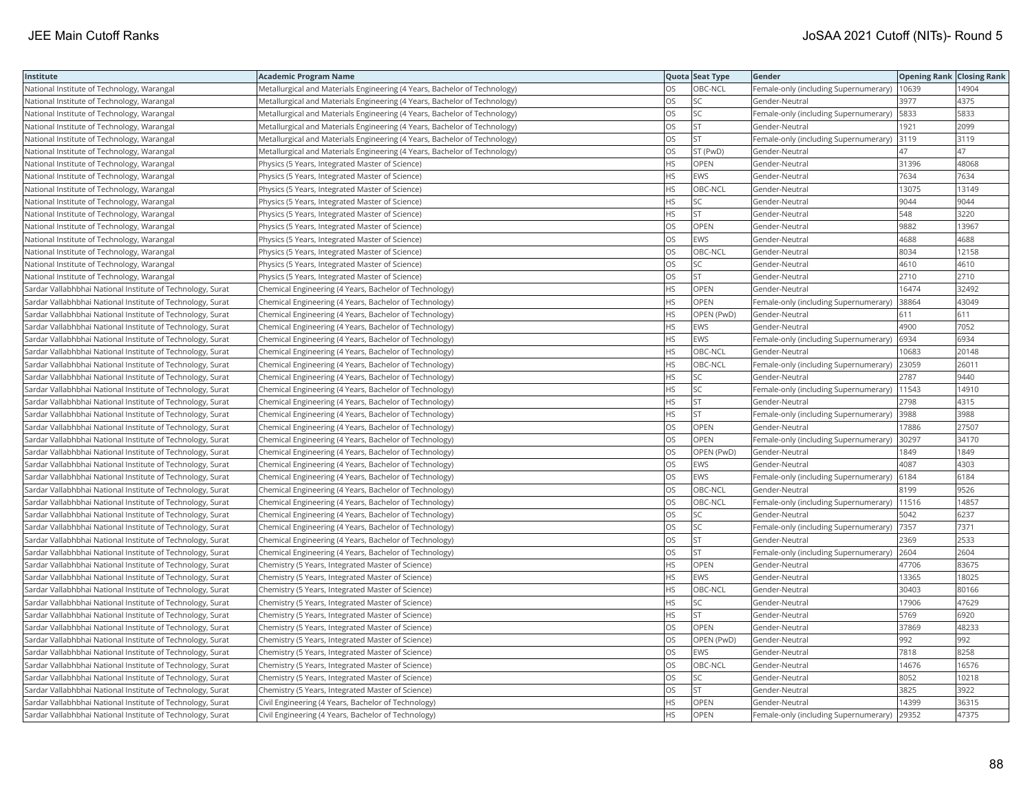| Institute | Academic Program Name | Quota | Seat Type | Gender | Opening Rank | Closing Rank |
|---|---|---|---|---|---|---|
| National Institute of Technology, Warangal | Metallurgical and Materials Engineering (4 Years, Bachelor of Technology) | OS | OBC-NCL | Female-only (including Supernumerary) | 10639 | 14904 |
| National Institute of Technology, Warangal | Metallurgical and Materials Engineering (4 Years, Bachelor of Technology) | OS | SC | Gender-Neutral | 3977 | 4375 |
| National Institute of Technology, Warangal | Metallurgical and Materials Engineering (4 Years, Bachelor of Technology) | OS | SC | Female-only (including Supernumerary) | 5833 | 5833 |
| National Institute of Technology, Warangal | Metallurgical and Materials Engineering (4 Years, Bachelor of Technology) | OS | ST | Gender-Neutral | 1921 | 2099 |
| National Institute of Technology, Warangal | Metallurgical and Materials Engineering (4 Years, Bachelor of Technology) | OS | ST | Female-only (including Supernumerary) | 3119 | 3119 |
| National Institute of Technology, Warangal | Metallurgical and Materials Engineering (4 Years, Bachelor of Technology) | OS | ST (PwD) | Gender-Neutral | 47 | 47 |
| National Institute of Technology, Warangal | Physics (5 Years, Integrated Master of Science) | HS | OPEN | Gender-Neutral | 31396 | 48068 |
| National Institute of Technology, Warangal | Physics (5 Years, Integrated Master of Science) | HS | EWS | Gender-Neutral | 7634 | 7634 |
| National Institute of Technology, Warangal | Physics (5 Years, Integrated Master of Science) | HS | OBC-NCL | Gender-Neutral | 13075 | 13149 |
| National Institute of Technology, Warangal | Physics (5 Years, Integrated Master of Science) | HS | SC | Gender-Neutral | 9044 | 9044 |
| National Institute of Technology, Warangal | Physics (5 Years, Integrated Master of Science) | HS | ST | Gender-Neutral | 548 | 3220 |
| National Institute of Technology, Warangal | Physics (5 Years, Integrated Master of Science) | OS | OPEN | Gender-Neutral | 9882 | 13967 |
| National Institute of Technology, Warangal | Physics (5 Years, Integrated Master of Science) | OS | EWS | Gender-Neutral | 4688 | 4688 |
| National Institute of Technology, Warangal | Physics (5 Years, Integrated Master of Science) | OS | OBC-NCL | Gender-Neutral | 8034 | 12158 |
| National Institute of Technology, Warangal | Physics (5 Years, Integrated Master of Science) | OS | SC | Gender-Neutral | 4610 | 4610 |
| National Institute of Technology, Warangal | Physics (5 Years, Integrated Master of Science) | OS | ST | Gender-Neutral | 2710 | 2710 |
| Sardar Vallabhbhai National Institute of Technology, Surat | Chemical Engineering (4 Years, Bachelor of Technology) | HS | OPEN | Gender-Neutral | 16474 | 32492 |
| Sardar Vallabhbhai National Institute of Technology, Surat | Chemical Engineering (4 Years, Bachelor of Technology) | HS | OPEN | Female-only (including Supernumerary) | 38864 | 43049 |
| Sardar Vallabhbhai National Institute of Technology, Surat | Chemical Engineering (4 Years, Bachelor of Technology) | HS | OPEN (PwD) | Gender-Neutral | 611 | 611 |
| Sardar Vallabhbhai National Institute of Technology, Surat | Chemical Engineering (4 Years, Bachelor of Technology) | HS | EWS | Gender-Neutral | 4900 | 7052 |
| Sardar Vallabhbhai National Institute of Technology, Surat | Chemical Engineering (4 Years, Bachelor of Technology) | HS | EWS | Female-only (including Supernumerary) | 6934 | 6934 |
| Sardar Vallabhbhai National Institute of Technology, Surat | Chemical Engineering (4 Years, Bachelor of Technology) | HS | OBC-NCL | Gender-Neutral | 10683 | 20148 |
| Sardar Vallabhbhai National Institute of Technology, Surat | Chemical Engineering (4 Years, Bachelor of Technology) | HS | OBC-NCL | Female-only (including Supernumerary) | 23059 | 26011 |
| Sardar Vallabhbhai National Institute of Technology, Surat | Chemical Engineering (4 Years, Bachelor of Technology) | HS | SC | Gender-Neutral | 2787 | 9440 |
| Sardar Vallabhbhai National Institute of Technology, Surat | Chemical Engineering (4 Years, Bachelor of Technology) | HS | SC | Female-only (including Supernumerary) | 11543 | 14910 |
| Sardar Vallabhbhai National Institute of Technology, Surat | Chemical Engineering (4 Years, Bachelor of Technology) | HS | ST | Gender-Neutral | 2798 | 4315 |
| Sardar Vallabhbhai National Institute of Technology, Surat | Chemical Engineering (4 Years, Bachelor of Technology) | HS | ST | Female-only (including Supernumerary) | 3988 | 3988 |
| Sardar Vallabhbhai National Institute of Technology, Surat | Chemical Engineering (4 Years, Bachelor of Technology) | OS | OPEN | Gender-Neutral | 17886 | 27507 |
| Sardar Vallabhbhai National Institute of Technology, Surat | Chemical Engineering (4 Years, Bachelor of Technology) | OS | OPEN | Female-only (including Supernumerary) | 30297 | 34170 |
| Sardar Vallabhbhai National Institute of Technology, Surat | Chemical Engineering (4 Years, Bachelor of Technology) | OS | OPEN (PwD) | Gender-Neutral | 1849 | 1849 |
| Sardar Vallabhbhai National Institute of Technology, Surat | Chemical Engineering (4 Years, Bachelor of Technology) | OS | EWS | Gender-Neutral | 4087 | 4303 |
| Sardar Vallabhbhai National Institute of Technology, Surat | Chemical Engineering (4 Years, Bachelor of Technology) | OS | EWS | Female-only (including Supernumerary) | 6184 | 6184 |
| Sardar Vallabhbhai National Institute of Technology, Surat | Chemical Engineering (4 Years, Bachelor of Technology) | OS | OBC-NCL | Gender-Neutral | 8199 | 9526 |
| Sardar Vallabhbhai National Institute of Technology, Surat | Chemical Engineering (4 Years, Bachelor of Technology) | OS | OBC-NCL | Female-only (including Supernumerary) | 11516 | 14857 |
| Sardar Vallabhbhai National Institute of Technology, Surat | Chemical Engineering (4 Years, Bachelor of Technology) | OS | SC | Gender-Neutral | 5042 | 6237 |
| Sardar Vallabhbhai National Institute of Technology, Surat | Chemical Engineering (4 Years, Bachelor of Technology) | OS | SC | Female-only (including Supernumerary) | 7357 | 7371 |
| Sardar Vallabhbhai National Institute of Technology, Surat | Chemical Engineering (4 Years, Bachelor of Technology) | OS | ST | Gender-Neutral | 2369 | 2533 |
| Sardar Vallabhbhai National Institute of Technology, Surat | Chemical Engineering (4 Years, Bachelor of Technology) | OS | ST | Female-only (including Supernumerary) | 2604 | 2604 |
| Sardar Vallabhbhai National Institute of Technology, Surat | Chemistry (5 Years, Integrated Master of Science) | HS | OPEN | Gender-Neutral | 47706 | 83675 |
| Sardar Vallabhbhai National Institute of Technology, Surat | Chemistry (5 Years, Integrated Master of Science) | HS | EWS | Gender-Neutral | 13365 | 18025 |
| Sardar Vallabhbhai National Institute of Technology, Surat | Chemistry (5 Years, Integrated Master of Science) | HS | OBC-NCL | Gender-Neutral | 30403 | 80166 |
| Sardar Vallabhbhai National Institute of Technology, Surat | Chemistry (5 Years, Integrated Master of Science) | HS | SC | Gender-Neutral | 17906 | 47629 |
| Sardar Vallabhbhai National Institute of Technology, Surat | Chemistry (5 Years, Integrated Master of Science) | HS | ST | Gender-Neutral | 5769 | 6920 |
| Sardar Vallabhbhai National Institute of Technology, Surat | Chemistry (5 Years, Integrated Master of Science) | OS | OPEN | Gender-Neutral | 37869 | 48233 |
| Sardar Vallabhbhai National Institute of Technology, Surat | Chemistry (5 Years, Integrated Master of Science) | OS | OPEN (PwD) | Gender-Neutral | 992 | 992 |
| Sardar Vallabhbhai National Institute of Technology, Surat | Chemistry (5 Years, Integrated Master of Science) | OS | EWS | Gender-Neutral | 7818 | 8258 |
| Sardar Vallabhbhai National Institute of Technology, Surat | Chemistry (5 Years, Integrated Master of Science) | OS | OBC-NCL | Gender-Neutral | 14676 | 16576 |
| Sardar Vallabhbhai National Institute of Technology, Surat | Chemistry (5 Years, Integrated Master of Science) | OS | SC | Gender-Neutral | 8052 | 10218 |
| Sardar Vallabhbhai National Institute of Technology, Surat | Chemistry (5 Years, Integrated Master of Science) | OS | ST | Gender-Neutral | 3825 | 3922 |
| Sardar Vallabhbhai National Institute of Technology, Surat | Civil Engineering (4 Years, Bachelor of Technology) | HS | OPEN | Gender-Neutral | 14399 | 36315 |
| Sardar Vallabhbhai National Institute of Technology, Surat | Civil Engineering (4 Years, Bachelor of Technology) | HS | OPEN | Female-only (including Supernumerary) | 29352 | 47375 |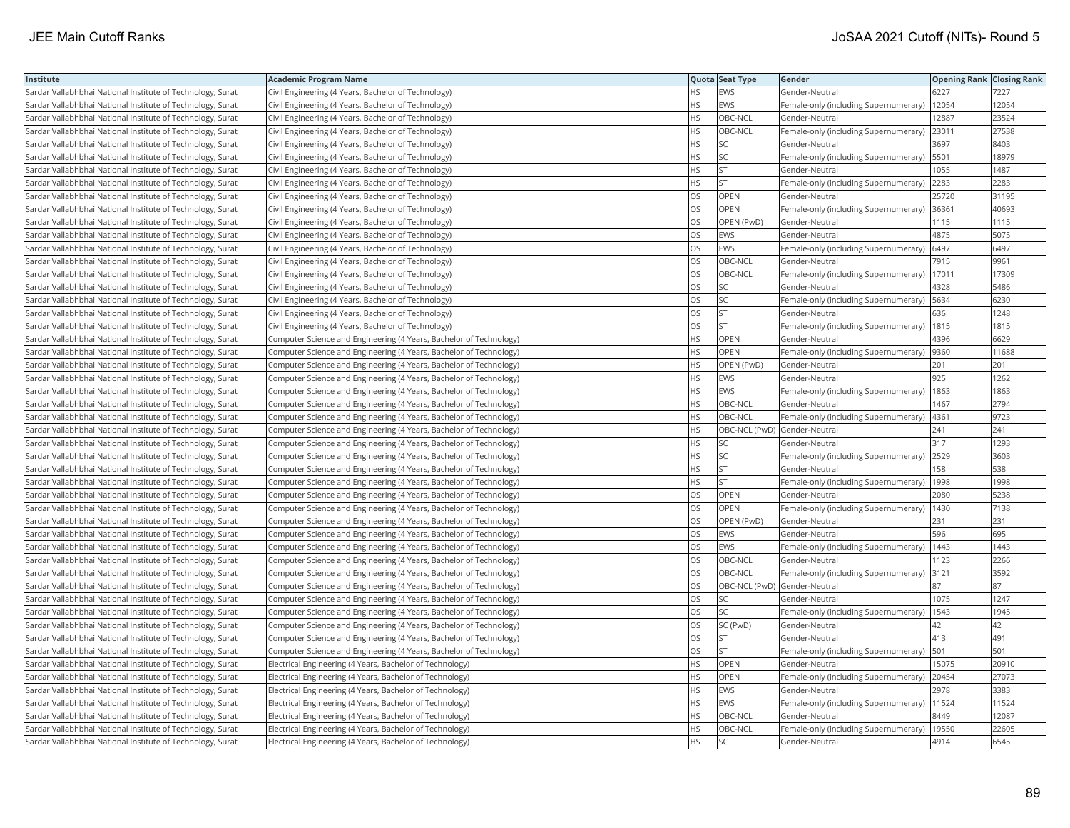| Institute | Academic Program Name | Quota | Seat Type | Gender | Opening Rank | Closing Rank |
|---|---|---|---|---|---|---|
| Sardar Vallabhbhai National Institute of Technology, Surat | Civil Engineering (4 Years, Bachelor of Technology) | HS | EWS | Gender-Neutral | 6227 | 7227 |
| Sardar Vallabhbhai National Institute of Technology, Surat | Civil Engineering (4 Years, Bachelor of Technology) | HS | EWS | Female-only (including Supernumerary) | 12054 | 12054 |
| Sardar Vallabhbhai National Institute of Technology, Surat | Civil Engineering (4 Years, Bachelor of Technology) | HS | OBC-NCL | Gender-Neutral | 12887 | 23524 |
| Sardar Vallabhbhai National Institute of Technology, Surat | Civil Engineering (4 Years, Bachelor of Technology) | HS | OBC-NCL | Female-only (including Supernumerary) | 23011 | 27538 |
| Sardar Vallabhbhai National Institute of Technology, Surat | Civil Engineering (4 Years, Bachelor of Technology) | HS | SC | Gender-Neutral | 3697 | 8403 |
| Sardar Vallabhbhai National Institute of Technology, Surat | Civil Engineering (4 Years, Bachelor of Technology) | HS | SC | Female-only (including Supernumerary) | 5501 | 18979 |
| Sardar Vallabhbhai National Institute of Technology, Surat | Civil Engineering (4 Years, Bachelor of Technology) | HS | ST | Gender-Neutral | 1055 | 1487 |
| Sardar Vallabhbhai National Institute of Technology, Surat | Civil Engineering (4 Years, Bachelor of Technology) | HS | ST | Female-only (including Supernumerary) | 2283 | 2283 |
| Sardar Vallabhbhai National Institute of Technology, Surat | Civil Engineering (4 Years, Bachelor of Technology) | OS | OPEN | Gender-Neutral | 25720 | 31195 |
| Sardar Vallabhbhai National Institute of Technology, Surat | Civil Engineering (4 Years, Bachelor of Technology) | OS | OPEN | Female-only (including Supernumerary) | 36361 | 40693 |
| Sardar Vallabhbhai National Institute of Technology, Surat | Civil Engineering (4 Years, Bachelor of Technology) | OS | OPEN (PwD) | Gender-Neutral | 1115 | 1115 |
| Sardar Vallabhbhai National Institute of Technology, Surat | Civil Engineering (4 Years, Bachelor of Technology) | OS | EWS | Gender-Neutral | 4875 | 5075 |
| Sardar Vallabhbhai National Institute of Technology, Surat | Civil Engineering (4 Years, Bachelor of Technology) | OS | EWS | Female-only (including Supernumerary) | 6497 | 6497 |
| Sardar Vallabhbhai National Institute of Technology, Surat | Civil Engineering (4 Years, Bachelor of Technology) | OS | OBC-NCL | Gender-Neutral | 7915 | 9961 |
| Sardar Vallabhbhai National Institute of Technology, Surat | Civil Engineering (4 Years, Bachelor of Technology) | OS | OBC-NCL | Female-only (including Supernumerary) | 17011 | 17309 |
| Sardar Vallabhbhai National Institute of Technology, Surat | Civil Engineering (4 Years, Bachelor of Technology) | OS | SC | Gender-Neutral | 4328 | 5486 |
| Sardar Vallabhbhai National Institute of Technology, Surat | Civil Engineering (4 Years, Bachelor of Technology) | OS | SC | Female-only (including Supernumerary) | 5634 | 6230 |
| Sardar Vallabhbhai National Institute of Technology, Surat | Civil Engineering (4 Years, Bachelor of Technology) | OS | ST | Gender-Neutral | 636 | 1248 |
| Sardar Vallabhbhai National Institute of Technology, Surat | Civil Engineering (4 Years, Bachelor of Technology) | OS | ST | Female-only (including Supernumerary) | 1815 | 1815 |
| Sardar Vallabhbhai National Institute of Technology, Surat | Computer Science and Engineering (4 Years, Bachelor of Technology) | HS | OPEN | Gender-Neutral | 4396 | 6629 |
| Sardar Vallabhbhai National Institute of Technology, Surat | Computer Science and Engineering (4 Years, Bachelor of Technology) | HS | OPEN | Female-only (including Supernumerary) | 9360 | 11688 |
| Sardar Vallabhbhai National Institute of Technology, Surat | Computer Science and Engineering (4 Years, Bachelor of Technology) | HS | OPEN (PwD) | Gender-Neutral | 201 | 201 |
| Sardar Vallabhbhai National Institute of Technology, Surat | Computer Science and Engineering (4 Years, Bachelor of Technology) | HS | EWS | Gender-Neutral | 925 | 1262 |
| Sardar Vallabhbhai National Institute of Technology, Surat | Computer Science and Engineering (4 Years, Bachelor of Technology) | HS | EWS | Female-only (including Supernumerary) | 1863 | 1863 |
| Sardar Vallabhbhai National Institute of Technology, Surat | Computer Science and Engineering (4 Years, Bachelor of Technology) | HS | OBC-NCL | Gender-Neutral | 1467 | 2794 |
| Sardar Vallabhbhai National Institute of Technology, Surat | Computer Science and Engineering (4 Years, Bachelor of Technology) | HS | OBC-NCL | Female-only (including Supernumerary) | 4361 | 9723 |
| Sardar Vallabhbhai National Institute of Technology, Surat | Computer Science and Engineering (4 Years, Bachelor of Technology) | HS | OBC-NCL (PwD) | Gender-Neutral | 241 | 241 |
| Sardar Vallabhbhai National Institute of Technology, Surat | Computer Science and Engineering (4 Years, Bachelor of Technology) | HS | SC | Gender-Neutral | 317 | 1293 |
| Sardar Vallabhbhai National Institute of Technology, Surat | Computer Science and Engineering (4 Years, Bachelor of Technology) | HS | SC | Female-only (including Supernumerary) | 2529 | 3603 |
| Sardar Vallabhbhai National Institute of Technology, Surat | Computer Science and Engineering (4 Years, Bachelor of Technology) | HS | ST | Gender-Neutral | 158 | 538 |
| Sardar Vallabhbhai National Institute of Technology, Surat | Computer Science and Engineering (4 Years, Bachelor of Technology) | HS | ST | Female-only (including Supernumerary) | 1998 | 1998 |
| Sardar Vallabhbhai National Institute of Technology, Surat | Computer Science and Engineering (4 Years, Bachelor of Technology) | OS | OPEN | Gender-Neutral | 2080 | 5238 |
| Sardar Vallabhbhai National Institute of Technology, Surat | Computer Science and Engineering (4 Years, Bachelor of Technology) | OS | OPEN | Female-only (including Supernumerary) | 1430 | 7138 |
| Sardar Vallabhbhai National Institute of Technology, Surat | Computer Science and Engineering (4 Years, Bachelor of Technology) | OS | OPEN (PwD) | Gender-Neutral | 231 | 231 |
| Sardar Vallabhbhai National Institute of Technology, Surat | Computer Science and Engineering (4 Years, Bachelor of Technology) | OS | EWS | Gender-Neutral | 596 | 695 |
| Sardar Vallabhbhai National Institute of Technology, Surat | Computer Science and Engineering (4 Years, Bachelor of Technology) | OS | EWS | Female-only (including Supernumerary) | 1443 | 1443 |
| Sardar Vallabhbhai National Institute of Technology, Surat | Computer Science and Engineering (4 Years, Bachelor of Technology) | OS | OBC-NCL | Gender-Neutral | 1123 | 2266 |
| Sardar Vallabhbhai National Institute of Technology, Surat | Computer Science and Engineering (4 Years, Bachelor of Technology) | OS | OBC-NCL | Female-only (including Supernumerary) | 3121 | 3592 |
| Sardar Vallabhbhai National Institute of Technology, Surat | Computer Science and Engineering (4 Years, Bachelor of Technology) | OS | OBC-NCL (PwD) | Gender-Neutral | 87 | 87 |
| Sardar Vallabhbhai National Institute of Technology, Surat | Computer Science and Engineering (4 Years, Bachelor of Technology) | OS | SC | Gender-Neutral | 1075 | 1247 |
| Sardar Vallabhbhai National Institute of Technology, Surat | Computer Science and Engineering (4 Years, Bachelor of Technology) | OS | SC | Female-only (including Supernumerary) | 1543 | 1945 |
| Sardar Vallabhbhai National Institute of Technology, Surat | Computer Science and Engineering (4 Years, Bachelor of Technology) | OS | SC (PwD) | Gender-Neutral | 42 | 42 |
| Sardar Vallabhbhai National Institute of Technology, Surat | Computer Science and Engineering (4 Years, Bachelor of Technology) | OS | ST | Gender-Neutral | 413 | 491 |
| Sardar Vallabhbhai National Institute of Technology, Surat | Computer Science and Engineering (4 Years, Bachelor of Technology) | OS | ST | Female-only (including Supernumerary) | 501 | 501 |
| Sardar Vallabhbhai National Institute of Technology, Surat | Electrical Engineering (4 Years, Bachelor of Technology) | HS | OPEN | Gender-Neutral | 15075 | 20910 |
| Sardar Vallabhbhai National Institute of Technology, Surat | Electrical Engineering (4 Years, Bachelor of Technology) | HS | OPEN | Female-only (including Supernumerary) | 20454 | 27073 |
| Sardar Vallabhbhai National Institute of Technology, Surat | Electrical Engineering (4 Years, Bachelor of Technology) | HS | EWS | Gender-Neutral | 2978 | 3383 |
| Sardar Vallabhbhai National Institute of Technology, Surat | Electrical Engineering (4 Years, Bachelor of Technology) | HS | EWS | Female-only (including Supernumerary) | 11524 | 11524 |
| Sardar Vallabhbhai National Institute of Technology, Surat | Electrical Engineering (4 Years, Bachelor of Technology) | HS | OBC-NCL | Gender-Neutral | 8449 | 12087 |
| Sardar Vallabhbhai National Institute of Technology, Surat | Electrical Engineering (4 Years, Bachelor of Technology) | HS | OBC-NCL | Female-only (including Supernumerary) | 19550 | 22605 |
| Sardar Vallabhbhai National Institute of Technology, Surat | Electrical Engineering (4 Years, Bachelor of Technology) | HS | SC | Gender-Neutral | 4914 | 6545 |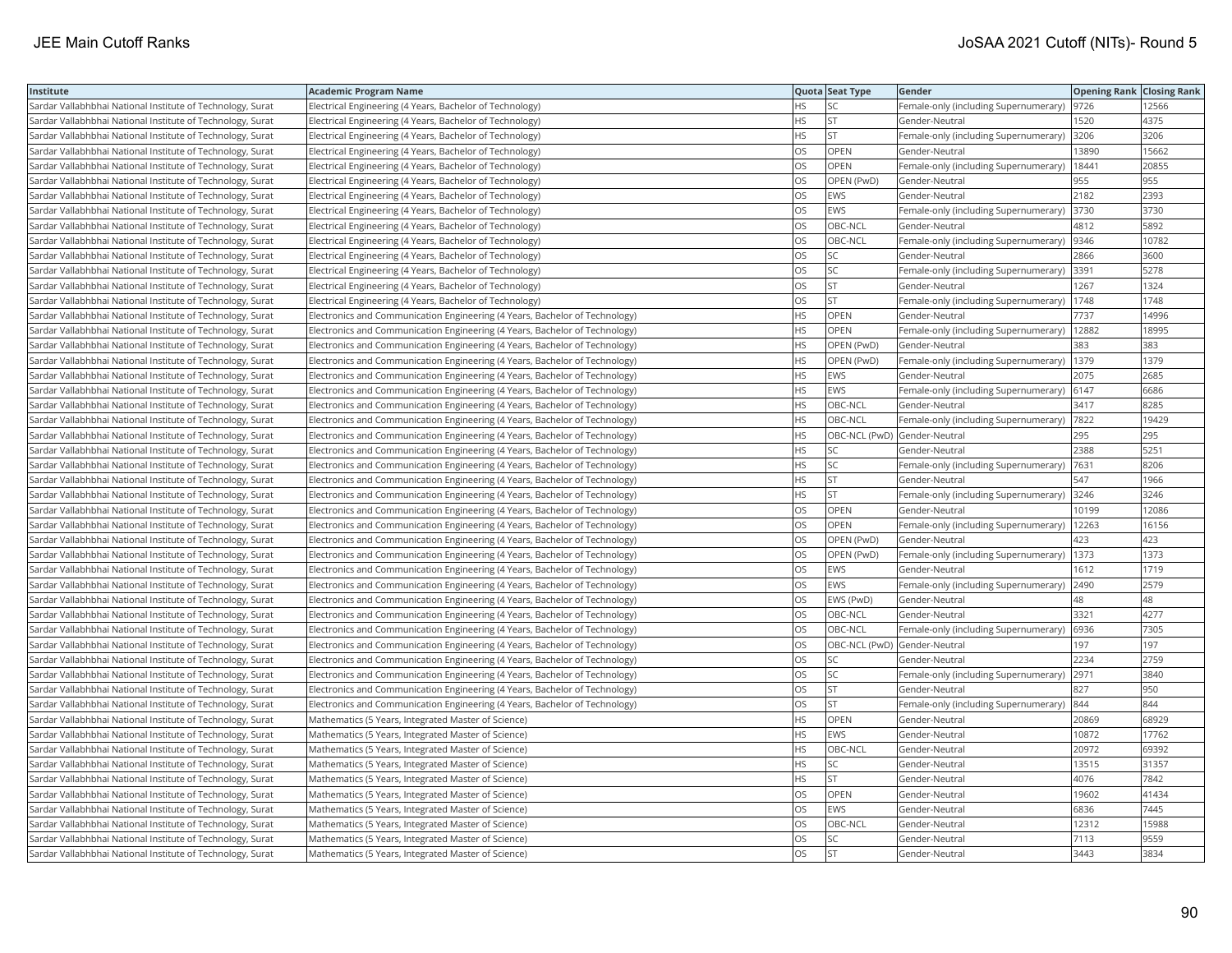| Institute | Academic Program Name | Quota | Seat Type | Gender | Opening Rank | Closing Rank |
|---|---|---|---|---|---|---|
| Sardar Vallabhbhai National Institute of Technology, Surat | Electrical Engineering (4 Years, Bachelor of Technology) | HS | SC | Female-only (including Supernumerary) | 9726 | 12566 |
| Sardar Vallabhbhai National Institute of Technology, Surat | Electrical Engineering (4 Years, Bachelor of Technology) | HS | ST | Gender-Neutral | 1520 | 4375 |
| Sardar Vallabhbhai National Institute of Technology, Surat | Electrical Engineering (4 Years, Bachelor of Technology) | HS | ST | Female-only (including Supernumerary) | 3206 | 3206 |
| Sardar Vallabhbhai National Institute of Technology, Surat | Electrical Engineering (4 Years, Bachelor of Technology) | OS | OPEN | Gender-Neutral | 13890 | 15662 |
| Sardar Vallabhbhai National Institute of Technology, Surat | Electrical Engineering (4 Years, Bachelor of Technology) | OS | OPEN | Female-only (including Supernumerary) | 18441 | 20855 |
| Sardar Vallabhbhai National Institute of Technology, Surat | Electrical Engineering (4 Years, Bachelor of Technology) | OS | OPEN (PwD) | Gender-Neutral | 955 | 955 |
| Sardar Vallabhbhai National Institute of Technology, Surat | Electrical Engineering (4 Years, Bachelor of Technology) | OS | EWS | Gender-Neutral | 2182 | 2393 |
| Sardar Vallabhbhai National Institute of Technology, Surat | Electrical Engineering (4 Years, Bachelor of Technology) | OS | EWS | Female-only (including Supernumerary) | 3730 | 3730 |
| Sardar Vallabhbhai National Institute of Technology, Surat | Electrical Engineering (4 Years, Bachelor of Technology) | OS | OBC-NCL | Gender-Neutral | 4812 | 5892 |
| Sardar Vallabhbhai National Institute of Technology, Surat | Electrical Engineering (4 Years, Bachelor of Technology) | OS | OBC-NCL | Female-only (including Supernumerary) | 9346 | 10782 |
| Sardar Vallabhbhai National Institute of Technology, Surat | Electrical Engineering (4 Years, Bachelor of Technology) | OS | SC | Gender-Neutral | 2866 | 3600 |
| Sardar Vallabhbhai National Institute of Technology, Surat | Electrical Engineering (4 Years, Bachelor of Technology) | OS | SC | Female-only (including Supernumerary) | 3391 | 5278 |
| Sardar Vallabhbhai National Institute of Technology, Surat | Electrical Engineering (4 Years, Bachelor of Technology) | OS | ST | Gender-Neutral | 1267 | 1324 |
| Sardar Vallabhbhai National Institute of Technology, Surat | Electrical Engineering (4 Years, Bachelor of Technology) | OS | ST | Female-only (including Supernumerary) | 1748 | 1748 |
| Sardar Vallabhbhai National Institute of Technology, Surat | Electronics and Communication Engineering (4 Years, Bachelor of Technology) | HS | OPEN | Gender-Neutral | 7737 | 14996 |
| Sardar Vallabhbhai National Institute of Technology, Surat | Electronics and Communication Engineering (4 Years, Bachelor of Technology) | HS | OPEN | Female-only (including Supernumerary) | 12882 | 18995 |
| Sardar Vallabhbhai National Institute of Technology, Surat | Electronics and Communication Engineering (4 Years, Bachelor of Technology) | HS | OPEN (PwD) | Gender-Neutral | 383 | 383 |
| Sardar Vallabhbhai National Institute of Technology, Surat | Electronics and Communication Engineering (4 Years, Bachelor of Technology) | HS | OPEN (PwD) | Female-only (including Supernumerary) | 1379 | 1379 |
| Sardar Vallabhbhai National Institute of Technology, Surat | Electronics and Communication Engineering (4 Years, Bachelor of Technology) | HS | EWS | Gender-Neutral | 2075 | 2685 |
| Sardar Vallabhbhai National Institute of Technology, Surat | Electronics and Communication Engineering (4 Years, Bachelor of Technology) | HS | EWS | Female-only (including Supernumerary) | 6147 | 6686 |
| Sardar Vallabhbhai National Institute of Technology, Surat | Electronics and Communication Engineering (4 Years, Bachelor of Technology) | HS | OBC-NCL | Gender-Neutral | 3417 | 8285 |
| Sardar Vallabhbhai National Institute of Technology, Surat | Electronics and Communication Engineering (4 Years, Bachelor of Technology) | HS | OBC-NCL | Female-only (including Supernumerary) | 7822 | 19429 |
| Sardar Vallabhbhai National Institute of Technology, Surat | Electronics and Communication Engineering (4 Years, Bachelor of Technology) | HS | OBC-NCL (PwD) | Gender-Neutral | 295 | 295 |
| Sardar Vallabhbhai National Institute of Technology, Surat | Electronics and Communication Engineering (4 Years, Bachelor of Technology) | HS | SC | Gender-Neutral | 2388 | 5251 |
| Sardar Vallabhbhai National Institute of Technology, Surat | Electronics and Communication Engineering (4 Years, Bachelor of Technology) | HS | SC | Female-only (including Supernumerary) | 7631 | 8206 |
| Sardar Vallabhbhai National Institute of Technology, Surat | Electronics and Communication Engineering (4 Years, Bachelor of Technology) | HS | ST | Gender-Neutral | 547 | 1966 |
| Sardar Vallabhbhai National Institute of Technology, Surat | Electronics and Communication Engineering (4 Years, Bachelor of Technology) | HS | ST | Female-only (including Supernumerary) | 3246 | 3246 |
| Sardar Vallabhbhai National Institute of Technology, Surat | Electronics and Communication Engineering (4 Years, Bachelor of Technology) | OS | OPEN | Gender-Neutral | 10199 | 12086 |
| Sardar Vallabhbhai National Institute of Technology, Surat | Electronics and Communication Engineering (4 Years, Bachelor of Technology) | OS | OPEN | Female-only (including Supernumerary) | 12263 | 16156 |
| Sardar Vallabhbhai National Institute of Technology, Surat | Electronics and Communication Engineering (4 Years, Bachelor of Technology) | OS | OPEN (PwD) | Gender-Neutral | 423 | 423 |
| Sardar Vallabhbhai National Institute of Technology, Surat | Electronics and Communication Engineering (4 Years, Bachelor of Technology) | OS | OPEN (PwD) | Female-only (including Supernumerary) | 1373 | 1373 |
| Sardar Vallabhbhai National Institute of Technology, Surat | Electronics and Communication Engineering (4 Years, Bachelor of Technology) | OS | EWS | Gender-Neutral | 1612 | 1719 |
| Sardar Vallabhbhai National Institute of Technology, Surat | Electronics and Communication Engineering (4 Years, Bachelor of Technology) | OS | EWS | Female-only (including Supernumerary) | 2490 | 2579 |
| Sardar Vallabhbhai National Institute of Technology, Surat | Electronics and Communication Engineering (4 Years, Bachelor of Technology) | OS | EWS (PwD) | Gender-Neutral | 48 | 48 |
| Sardar Vallabhbhai National Institute of Technology, Surat | Electronics and Communication Engineering (4 Years, Bachelor of Technology) | OS | OBC-NCL | Gender-Neutral | 3321 | 4277 |
| Sardar Vallabhbhai National Institute of Technology, Surat | Electronics and Communication Engineering (4 Years, Bachelor of Technology) | OS | OBC-NCL | Female-only (including Supernumerary) | 6936 | 7305 |
| Sardar Vallabhbhai National Institute of Technology, Surat | Electronics and Communication Engineering (4 Years, Bachelor of Technology) | OS | OBC-NCL (PwD) | Gender-Neutral | 197 | 197 |
| Sardar Vallabhbhai National Institute of Technology, Surat | Electronics and Communication Engineering (4 Years, Bachelor of Technology) | OS | SC | Gender-Neutral | 2234 | 2759 |
| Sardar Vallabhbhai National Institute of Technology, Surat | Electronics and Communication Engineering (4 Years, Bachelor of Technology) | OS | SC | Female-only (including Supernumerary) | 2971 | 3840 |
| Sardar Vallabhbhai National Institute of Technology, Surat | Electronics and Communication Engineering (4 Years, Bachelor of Technology) | OS | ST | Gender-Neutral | 827 | 950 |
| Sardar Vallabhbhai National Institute of Technology, Surat | Electronics and Communication Engineering (4 Years, Bachelor of Technology) | OS | ST | Female-only (including Supernumerary) | 844 | 844 |
| Sardar Vallabhbhai National Institute of Technology, Surat | Mathematics (5 Years, Integrated Master of Science) | HS | OPEN | Gender-Neutral | 20869 | 68929 |
| Sardar Vallabhbhai National Institute of Technology, Surat | Mathematics (5 Years, Integrated Master of Science) | HS | EWS | Gender-Neutral | 10872 | 17762 |
| Sardar Vallabhbhai National Institute of Technology, Surat | Mathematics (5 Years, Integrated Master of Science) | HS | OBC-NCL | Gender-Neutral | 20972 | 69392 |
| Sardar Vallabhbhai National Institute of Technology, Surat | Mathematics (5 Years, Integrated Master of Science) | HS | SC | Gender-Neutral | 13515 | 31357 |
| Sardar Vallabhbhai National Institute of Technology, Surat | Mathematics (5 Years, Integrated Master of Science) | HS | ST | Gender-Neutral | 4076 | 7842 |
| Sardar Vallabhbhai National Institute of Technology, Surat | Mathematics (5 Years, Integrated Master of Science) | OS | OPEN | Gender-Neutral | 19602 | 41434 |
| Sardar Vallabhbhai National Institute of Technology, Surat | Mathematics (5 Years, Integrated Master of Science) | OS | EWS | Gender-Neutral | 6836 | 7445 |
| Sardar Vallabhbhai National Institute of Technology, Surat | Mathematics (5 Years, Integrated Master of Science) | OS | OBC-NCL | Gender-Neutral | 12312 | 15988 |
| Sardar Vallabhbhai National Institute of Technology, Surat | Mathematics (5 Years, Integrated Master of Science) | OS | SC | Gender-Neutral | 7113 | 9559 |
| Sardar Vallabhbhai National Institute of Technology, Surat | Mathematics (5 Years, Integrated Master of Science) | OS | ST | Gender-Neutral | 3443 | 3834 |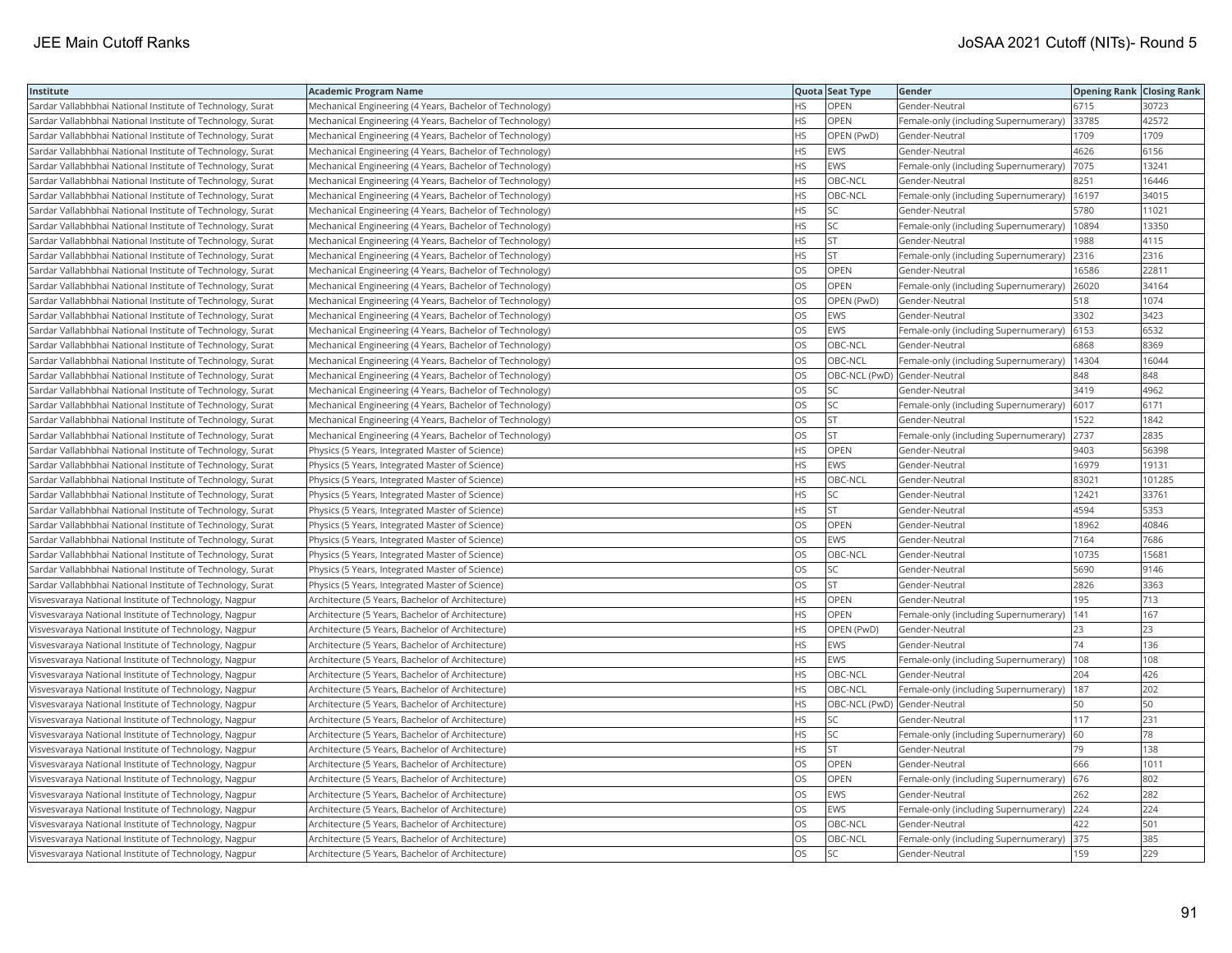| Institute | Academic Program Name | Quota | Seat Type | Gender | Opening Rank | Closing Rank |
|---|---|---|---|---|---|---|
| Sardar Vallabhbhai National Institute of Technology, Surat | Mechanical Engineering (4 Years, Bachelor of Technology) | HS | OPEN | Gender-Neutral | 6715 | 30723 |
| Sardar Vallabhbhai National Institute of Technology, Surat | Mechanical Engineering (4 Years, Bachelor of Technology) | HS | OPEN | Female-only (including Supernumerary) | 33785 | 42572 |
| Sardar Vallabhbhai National Institute of Technology, Surat | Mechanical Engineering (4 Years, Bachelor of Technology) | HS | OPEN (PwD) | Gender-Neutral | 1709 | 1709 |
| Sardar Vallabhbhai National Institute of Technology, Surat | Mechanical Engineering (4 Years, Bachelor of Technology) | HS | EWS | Gender-Neutral | 4626 | 6156 |
| Sardar Vallabhbhai National Institute of Technology, Surat | Mechanical Engineering (4 Years, Bachelor of Technology) | HS | EWS | Female-only (including Supernumerary) | 7075 | 13241 |
| Sardar Vallabhbhai National Institute of Technology, Surat | Mechanical Engineering (4 Years, Bachelor of Technology) | HS | OBC-NCL | Gender-Neutral | 8251 | 16446 |
| Sardar Vallabhbhai National Institute of Technology, Surat | Mechanical Engineering (4 Years, Bachelor of Technology) | HS | OBC-NCL | Female-only (including Supernumerary) | 16197 | 34015 |
| Sardar Vallabhbhai National Institute of Technology, Surat | Mechanical Engineering (4 Years, Bachelor of Technology) | HS | SC | Gender-Neutral | 5780 | 11021 |
| Sardar Vallabhbhai National Institute of Technology, Surat | Mechanical Engineering (4 Years, Bachelor of Technology) | HS | SC | Female-only (including Supernumerary) | 10894 | 13350 |
| Sardar Vallabhbhai National Institute of Technology, Surat | Mechanical Engineering (4 Years, Bachelor of Technology) | HS | ST | Gender-Neutral | 1988 | 4115 |
| Sardar Vallabhbhai National Institute of Technology, Surat | Mechanical Engineering (4 Years, Bachelor of Technology) | HS | ST | Female-only (including Supernumerary) | 2316 | 2316 |
| Sardar Vallabhbhai National Institute of Technology, Surat | Mechanical Engineering (4 Years, Bachelor of Technology) | OS | OPEN | Gender-Neutral | 16586 | 22811 |
| Sardar Vallabhbhai National Institute of Technology, Surat | Mechanical Engineering (4 Years, Bachelor of Technology) | OS | OPEN | Female-only (including Supernumerary) | 26020 | 34164 |
| Sardar Vallabhbhai National Institute of Technology, Surat | Mechanical Engineering (4 Years, Bachelor of Technology) | OS | OPEN (PwD) | Gender-Neutral | 518 | 1074 |
| Sardar Vallabhbhai National Institute of Technology, Surat | Mechanical Engineering (4 Years, Bachelor of Technology) | OS | EWS | Gender-Neutral | 3302 | 3423 |
| Sardar Vallabhbhai National Institute of Technology, Surat | Mechanical Engineering (4 Years, Bachelor of Technology) | OS | EWS | Female-only (including Supernumerary) | 6153 | 6532 |
| Sardar Vallabhbhai National Institute of Technology, Surat | Mechanical Engineering (4 Years, Bachelor of Technology) | OS | OBC-NCL | Gender-Neutral | 6868 | 8369 |
| Sardar Vallabhbhai National Institute of Technology, Surat | Mechanical Engineering (4 Years, Bachelor of Technology) | OS | OBC-NCL | Female-only (including Supernumerary) | 14304 | 16044 |
| Sardar Vallabhbhai National Institute of Technology, Surat | Mechanical Engineering (4 Years, Bachelor of Technology) | OS | OBC-NCL (PwD) | Gender-Neutral | 848 | 848 |
| Sardar Vallabhbhai National Institute of Technology, Surat | Mechanical Engineering (4 Years, Bachelor of Technology) | OS | SC | Gender-Neutral | 3419 | 4962 |
| Sardar Vallabhbhai National Institute of Technology, Surat | Mechanical Engineering (4 Years, Bachelor of Technology) | OS | SC | Female-only (including Supernumerary) | 6017 | 6171 |
| Sardar Vallabhbhai National Institute of Technology, Surat | Mechanical Engineering (4 Years, Bachelor of Technology) | OS | ST | Gender-Neutral | 1522 | 1842 |
| Sardar Vallabhbhai National Institute of Technology, Surat | Mechanical Engineering (4 Years, Bachelor of Technology) | OS | ST | Female-only (including Supernumerary) | 2737 | 2835 |
| Sardar Vallabhbhai National Institute of Technology, Surat | Physics (5 Years, Integrated Master of Science) | HS | OPEN | Gender-Neutral | 9403 | 56398 |
| Sardar Vallabhbhai National Institute of Technology, Surat | Physics (5 Years, Integrated Master of Science) | HS | EWS | Gender-Neutral | 16979 | 19131 |
| Sardar Vallabhbhai National Institute of Technology, Surat | Physics (5 Years, Integrated Master of Science) | HS | OBC-NCL | Gender-Neutral | 83021 | 101285 |
| Sardar Vallabhbhai National Institute of Technology, Surat | Physics (5 Years, Integrated Master of Science) | HS | SC | Gender-Neutral | 12421 | 33761 |
| Sardar Vallabhbhai National Institute of Technology, Surat | Physics (5 Years, Integrated Master of Science) | HS | ST | Gender-Neutral | 4594 | 5353 |
| Sardar Vallabhbhai National Institute of Technology, Surat | Physics (5 Years, Integrated Master of Science) | OS | OPEN | Gender-Neutral | 18962 | 40846 |
| Sardar Vallabhbhai National Institute of Technology, Surat | Physics (5 Years, Integrated Master of Science) | OS | EWS | Gender-Neutral | 7164 | 7686 |
| Sardar Vallabhbhai National Institute of Technology, Surat | Physics (5 Years, Integrated Master of Science) | OS | OBC-NCL | Gender-Neutral | 10735 | 15681 |
| Sardar Vallabhbhai National Institute of Technology, Surat | Physics (5 Years, Integrated Master of Science) | OS | SC | Gender-Neutral | 5690 | 9146 |
| Sardar Vallabhbhai National Institute of Technology, Surat | Physics (5 Years, Integrated Master of Science) | OS | ST | Gender-Neutral | 2826 | 3363 |
| Visvesvaraya National Institute of Technology, Nagpur | Architecture (5 Years, Bachelor of Architecture) | HS | OPEN | Gender-Neutral | 195 | 713 |
| Visvesvaraya National Institute of Technology, Nagpur | Architecture (5 Years, Bachelor of Architecture) | HS | OPEN | Female-only (including Supernumerary) | 141 | 167 |
| Visvesvaraya National Institute of Technology, Nagpur | Architecture (5 Years, Bachelor of Architecture) | HS | OPEN (PwD) | Gender-Neutral | 23 | 23 |
| Visvesvaraya National Institute of Technology, Nagpur | Architecture (5 Years, Bachelor of Architecture) | HS | EWS | Gender-Neutral | 74 | 136 |
| Visvesvaraya National Institute of Technology, Nagpur | Architecture (5 Years, Bachelor of Architecture) | HS | EWS | Female-only (including Supernumerary) | 108 | 108 |
| Visvesvaraya National Institute of Technology, Nagpur | Architecture (5 Years, Bachelor of Architecture) | HS | OBC-NCL | Gender-Neutral | 204 | 426 |
| Visvesvaraya National Institute of Technology, Nagpur | Architecture (5 Years, Bachelor of Architecture) | HS | OBC-NCL | Female-only (including Supernumerary) | 187 | 202 |
| Visvesvaraya National Institute of Technology, Nagpur | Architecture (5 Years, Bachelor of Architecture) | HS | OBC-NCL (PwD) | Gender-Neutral | 50 | 50 |
| Visvesvaraya National Institute of Technology, Nagpur | Architecture (5 Years, Bachelor of Architecture) | HS | SC | Gender-Neutral | 117 | 231 |
| Visvesvaraya National Institute of Technology, Nagpur | Architecture (5 Years, Bachelor of Architecture) | HS | SC | Female-only (including Supernumerary) | 60 | 78 |
| Visvesvaraya National Institute of Technology, Nagpur | Architecture (5 Years, Bachelor of Architecture) | HS | ST | Gender-Neutral | 79 | 138 |
| Visvesvaraya National Institute of Technology, Nagpur | Architecture (5 Years, Bachelor of Architecture) | OS | OPEN | Gender-Neutral | 666 | 1011 |
| Visvesvaraya National Institute of Technology, Nagpur | Architecture (5 Years, Bachelor of Architecture) | OS | OPEN | Female-only (including Supernumerary) | 676 | 802 |
| Visvesvaraya National Institute of Technology, Nagpur | Architecture (5 Years, Bachelor of Architecture) | OS | EWS | Gender-Neutral | 262 | 282 |
| Visvesvaraya National Institute of Technology, Nagpur | Architecture (5 Years, Bachelor of Architecture) | OS | EWS | Female-only (including Supernumerary) | 224 | 224 |
| Visvesvaraya National Institute of Technology, Nagpur | Architecture (5 Years, Bachelor of Architecture) | OS | OBC-NCL | Gender-Neutral | 422 | 501 |
| Visvesvaraya National Institute of Technology, Nagpur | Architecture (5 Years, Bachelor of Architecture) | OS | OBC-NCL | Female-only (including Supernumerary) | 375 | 385 |
| Visvesvaraya National Institute of Technology, Nagpur | Architecture (5 Years, Bachelor of Architecture) | OS | SC | Gender-Neutral | 159 | 229 |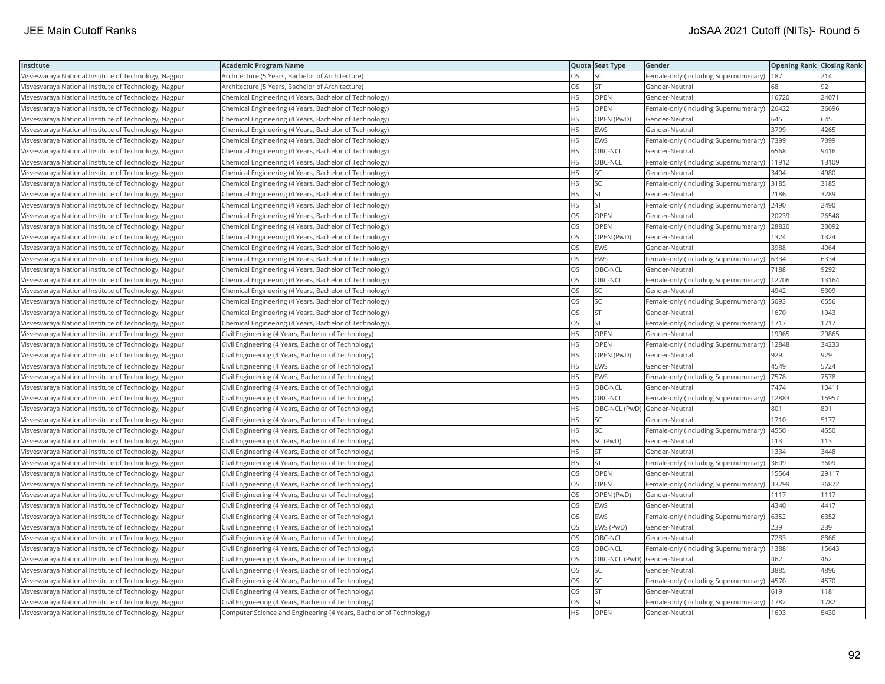| Institute | Academic Program Name | Quota | Seat Type | Gender | Opening Rank | Closing Rank |
|---|---|---|---|---|---|---|
| Visvesvaraya National Institute of Technology, Nagpur | Architecture (5 Years, Bachelor of Architecture) | OS | SC | Female-only (including Supernumerary) | 187 | 214 |
| Visvesvaraya National Institute of Technology, Nagpur | Architecture (5 Years, Bachelor of Architecture) | OS | ST | Gender-Neutral | 68 | 92 |
| Visvesvaraya National Institute of Technology, Nagpur | Chemical Engineering (4 Years, Bachelor of Technology) | HS | OPEN | Gender-Neutral | 16720 | 24071 |
| Visvesvaraya National Institute of Technology, Nagpur | Chemical Engineering (4 Years, Bachelor of Technology) | HS | OPEN | Female-only (including Supernumerary) | 26422 | 36696 |
| Visvesvaraya National Institute of Technology, Nagpur | Chemical Engineering (4 Years, Bachelor of Technology) | HS | OPEN (PwD) | Gender-Neutral | 645 | 645 |
| Visvesvaraya National Institute of Technology, Nagpur | Chemical Engineering (4 Years, Bachelor of Technology) | HS | EWS | Gender-Neutral | 3709 | 4265 |
| Visvesvaraya National Institute of Technology, Nagpur | Chemical Engineering (4 Years, Bachelor of Technology) | HS | EWS | Female-only (including Supernumerary) | 7399 | 7399 |
| Visvesvaraya National Institute of Technology, Nagpur | Chemical Engineering (4 Years, Bachelor of Technology) | HS | OBC-NCL | Gender-Neutral | 6568 | 9416 |
| Visvesvaraya National Institute of Technology, Nagpur | Chemical Engineering (4 Years, Bachelor of Technology) | HS | OBC-NCL | Female-only (including Supernumerary) | 11912 | 13109 |
| Visvesvaraya National Institute of Technology, Nagpur | Chemical Engineering (4 Years, Bachelor of Technology) | HS | SC | Gender-Neutral | 3404 | 4980 |
| Visvesvaraya National Institute of Technology, Nagpur | Chemical Engineering (4 Years, Bachelor of Technology) | HS | SC | Female-only (including Supernumerary) | 3185 | 3185 |
| Visvesvaraya National Institute of Technology, Nagpur | Chemical Engineering (4 Years, Bachelor of Technology) | HS | ST | Gender-Neutral | 2186 | 3289 |
| Visvesvaraya National Institute of Technology, Nagpur | Chemical Engineering (4 Years, Bachelor of Technology) | HS | ST | Female-only (including Supernumerary) | 2490 | 2490 |
| Visvesvaraya National Institute of Technology, Nagpur | Chemical Engineering (4 Years, Bachelor of Technology) | OS | OPEN | Gender-Neutral | 20239 | 26548 |
| Visvesvaraya National Institute of Technology, Nagpur | Chemical Engineering (4 Years, Bachelor of Technology) | OS | OPEN | Female-only (including Supernumerary) | 28820 | 33092 |
| Visvesvaraya National Institute of Technology, Nagpur | Chemical Engineering (4 Years, Bachelor of Technology) | OS | OPEN (PwD) | Gender-Neutral | 1324 | 1324 |
| Visvesvaraya National Institute of Technology, Nagpur | Chemical Engineering (4 Years, Bachelor of Technology) | OS | EWS | Gender-Neutral | 3988 | 4064 |
| Visvesvaraya National Institute of Technology, Nagpur | Chemical Engineering (4 Years, Bachelor of Technology) | OS | EWS | Female-only (including Supernumerary) | 6334 | 6334 |
| Visvesvaraya National Institute of Technology, Nagpur | Chemical Engineering (4 Years, Bachelor of Technology) | OS | OBC-NCL | Gender-Neutral | 7188 | 9292 |
| Visvesvaraya National Institute of Technology, Nagpur | Chemical Engineering (4 Years, Bachelor of Technology) | OS | OBC-NCL | Female-only (including Supernumerary) | 12706 | 13164 |
| Visvesvaraya National Institute of Technology, Nagpur | Chemical Engineering (4 Years, Bachelor of Technology) | OS | SC | Gender-Neutral | 4942 | 5309 |
| Visvesvaraya National Institute of Technology, Nagpur | Chemical Engineering (4 Years, Bachelor of Technology) | OS | SC | Female-only (including Supernumerary) | 5093 | 6556 |
| Visvesvaraya National Institute of Technology, Nagpur | Chemical Engineering (4 Years, Bachelor of Technology) | OS | ST | Gender-Neutral | 1670 | 1943 |
| Visvesvaraya National Institute of Technology, Nagpur | Chemical Engineering (4 Years, Bachelor of Technology) | OS | ST | Female-only (including Supernumerary) | 1717 | 1717 |
| Visvesvaraya National Institute of Technology, Nagpur | Civil Engineering (4 Years, Bachelor of Technology) | HS | OPEN | Gender-Neutral | 19965 | 29865 |
| Visvesvaraya National Institute of Technology, Nagpur | Civil Engineering (4 Years, Bachelor of Technology) | HS | OPEN | Female-only (including Supernumerary) | 12848 | 34233 |
| Visvesvaraya National Institute of Technology, Nagpur | Civil Engineering (4 Years, Bachelor of Technology) | HS | OPEN (PwD) | Gender-Neutral | 929 | 929 |
| Visvesvaraya National Institute of Technology, Nagpur | Civil Engineering (4 Years, Bachelor of Technology) | HS | EWS | Gender-Neutral | 4549 | 5724 |
| Visvesvaraya National Institute of Technology, Nagpur | Civil Engineering (4 Years, Bachelor of Technology) | HS | EWS | Female-only (including Supernumerary) | 7578 | 7578 |
| Visvesvaraya National Institute of Technology, Nagpur | Civil Engineering (4 Years, Bachelor of Technology) | HS | OBC-NCL | Gender-Neutral | 7474 | 10411 |
| Visvesvaraya National Institute of Technology, Nagpur | Civil Engineering (4 Years, Bachelor of Technology) | HS | OBC-NCL | Female-only (including Supernumerary) | 12883 | 15957 |
| Visvesvaraya National Institute of Technology, Nagpur | Civil Engineering (4 Years, Bachelor of Technology) | HS | OBC-NCL (PwD) | Gender-Neutral | 801 | 801 |
| Visvesvaraya National Institute of Technology, Nagpur | Civil Engineering (4 Years, Bachelor of Technology) | HS | SC | Gender-Neutral | 1710 | 5177 |
| Visvesvaraya National Institute of Technology, Nagpur | Civil Engineering (4 Years, Bachelor of Technology) | HS | SC | Female-only (including Supernumerary) | 4550 | 4550 |
| Visvesvaraya National Institute of Technology, Nagpur | Civil Engineering (4 Years, Bachelor of Technology) | HS | SC (PwD) | Gender-Neutral | 113 | 113 |
| Visvesvaraya National Institute of Technology, Nagpur | Civil Engineering (4 Years, Bachelor of Technology) | HS | ST | Gender-Neutral | 1334 | 3448 |
| Visvesvaraya National Institute of Technology, Nagpur | Civil Engineering (4 Years, Bachelor of Technology) | HS | ST | Female-only (including Supernumerary) | 3609 | 3609 |
| Visvesvaraya National Institute of Technology, Nagpur | Civil Engineering (4 Years, Bachelor of Technology) | OS | OPEN | Gender-Neutral | 15564 | 29117 |
| Visvesvaraya National Institute of Technology, Nagpur | Civil Engineering (4 Years, Bachelor of Technology) | OS | OPEN | Female-only (including Supernumerary) | 33799 | 36872 |
| Visvesvaraya National Institute of Technology, Nagpur | Civil Engineering (4 Years, Bachelor of Technology) | OS | OPEN (PwD) | Gender-Neutral | 1117 | 1117 |
| Visvesvaraya National Institute of Technology, Nagpur | Civil Engineering (4 Years, Bachelor of Technology) | OS | EWS | Gender-Neutral | 4340 | 4417 |
| Visvesvaraya National Institute of Technology, Nagpur | Civil Engineering (4 Years, Bachelor of Technology) | OS | EWS | Female-only (including Supernumerary) | 6352 | 6352 |
| Visvesvaraya National Institute of Technology, Nagpur | Civil Engineering (4 Years, Bachelor of Technology) | OS | EWS (PwD) | Gender-Neutral | 239 | 239 |
| Visvesvaraya National Institute of Technology, Nagpur | Civil Engineering (4 Years, Bachelor of Technology) | OS | OBC-NCL | Gender-Neutral | 7283 | 8866 |
| Visvesvaraya National Institute of Technology, Nagpur | Civil Engineering (4 Years, Bachelor of Technology) | OS | OBC-NCL | Female-only (including Supernumerary) | 13881 | 15643 |
| Visvesvaraya National Institute of Technology, Nagpur | Civil Engineering (4 Years, Bachelor of Technology) | OS | OBC-NCL (PwD) | Gender-Neutral | 462 | 462 |
| Visvesvaraya National Institute of Technology, Nagpur | Civil Engineering (4 Years, Bachelor of Technology) | OS | SC | Gender-Neutral | 3885 | 4896 |
| Visvesvaraya National Institute of Technology, Nagpur | Civil Engineering (4 Years, Bachelor of Technology) | OS | SC | Female-only (including Supernumerary) | 4570 | 4570 |
| Visvesvaraya National Institute of Technology, Nagpur | Civil Engineering (4 Years, Bachelor of Technology) | OS | ST | Gender-Neutral | 619 | 1181 |
| Visvesvaraya National Institute of Technology, Nagpur | Civil Engineering (4 Years, Bachelor of Technology) | OS | ST | Female-only (including Supernumerary) | 1782 | 1782 |
| Visvesvaraya National Institute of Technology, Nagpur | Computer Science and Engineering (4 Years, Bachelor of Technology) | HS | OPEN | Gender-Neutral | 1693 | 5430 |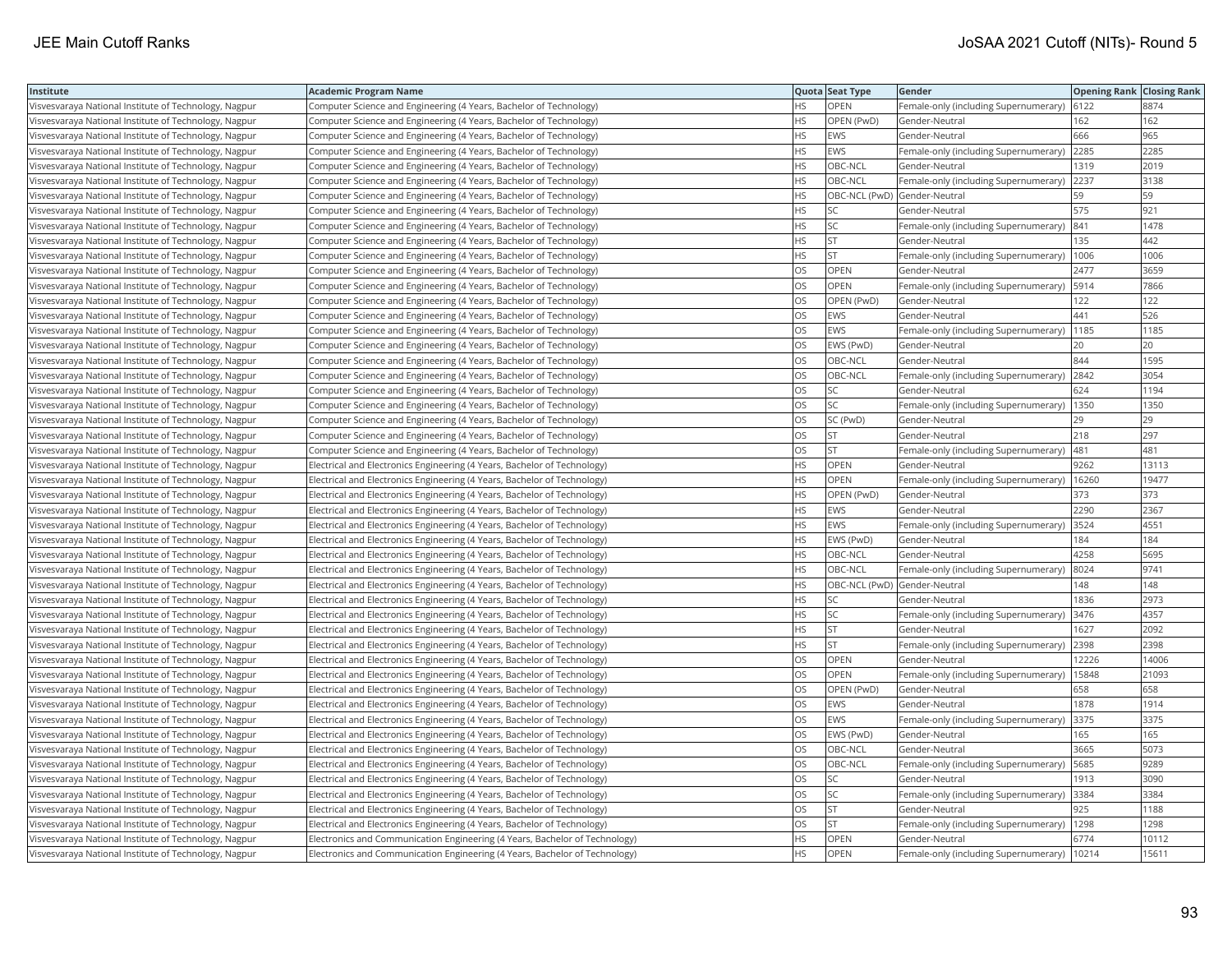| Institute | Academic Program Name | Quota | Seat Type | Gender | Opening Rank | Closing Rank |
|---|---|---|---|---|---|---|
| Visvesvaraya National Institute of Technology, Nagpur | Computer Science and Engineering (4 Years, Bachelor of Technology) | HS | OPEN | Female-only (including Supernumerary) | 6122 | 8874 |
| Visvesvaraya National Institute of Technology, Nagpur | Computer Science and Engineering (4 Years, Bachelor of Technology) | HS | OPEN (PwD) | Gender-Neutral | 162 | 162 |
| Visvesvaraya National Institute of Technology, Nagpur | Computer Science and Engineering (4 Years, Bachelor of Technology) | HS | EWS | Gender-Neutral | 666 | 965 |
| Visvesvaraya National Institute of Technology, Nagpur | Computer Science and Engineering (4 Years, Bachelor of Technology) | HS | EWS | Female-only (including Supernumerary) | 2285 | 2285 |
| Visvesvaraya National Institute of Technology, Nagpur | Computer Science and Engineering (4 Years, Bachelor of Technology) | HS | OBC-NCL | Gender-Neutral | 1319 | 2019 |
| Visvesvaraya National Institute of Technology, Nagpur | Computer Science and Engineering (4 Years, Bachelor of Technology) | HS | OBC-NCL | Female-only (including Supernumerary) | 2237 | 3138 |
| Visvesvaraya National Institute of Technology, Nagpur | Computer Science and Engineering (4 Years, Bachelor of Technology) | HS | OBC-NCL (PwD) | Gender-Neutral | 59 | 59 |
| Visvesvaraya National Institute of Technology, Nagpur | Computer Science and Engineering (4 Years, Bachelor of Technology) | HS | SC | Gender-Neutral | 575 | 921 |
| Visvesvaraya National Institute of Technology, Nagpur | Computer Science and Engineering (4 Years, Bachelor of Technology) | HS | SC | Female-only (including Supernumerary) | 841 | 1478 |
| Visvesvaraya National Institute of Technology, Nagpur | Computer Science and Engineering (4 Years, Bachelor of Technology) | HS | ST | Gender-Neutral | 135 | 442 |
| Visvesvaraya National Institute of Technology, Nagpur | Computer Science and Engineering (4 Years, Bachelor of Technology) | HS | ST | Female-only (including Supernumerary) | 1006 | 1006 |
| Visvesvaraya National Institute of Technology, Nagpur | Computer Science and Engineering (4 Years, Bachelor of Technology) | OS | OPEN | Gender-Neutral | 2477 | 3659 |
| Visvesvaraya National Institute of Technology, Nagpur | Computer Science and Engineering (4 Years, Bachelor of Technology) | OS | OPEN | Female-only (including Supernumerary) | 5914 | 7866 |
| Visvesvaraya National Institute of Technology, Nagpur | Computer Science and Engineering (4 Years, Bachelor of Technology) | OS | OPEN (PwD) | Gender-Neutral | 122 | 122 |
| Visvesvaraya National Institute of Technology, Nagpur | Computer Science and Engineering (4 Years, Bachelor of Technology) | OS | EWS | Gender-Neutral | 441 | 526 |
| Visvesvaraya National Institute of Technology, Nagpur | Computer Science and Engineering (4 Years, Bachelor of Technology) | OS | EWS | Female-only (including Supernumerary) | 1185 | 1185 |
| Visvesvaraya National Institute of Technology, Nagpur | Computer Science and Engineering (4 Years, Bachelor of Technology) | OS | EWS (PwD) | Gender-Neutral | 20 | 20 |
| Visvesvaraya National Institute of Technology, Nagpur | Computer Science and Engineering (4 Years, Bachelor of Technology) | OS | OBC-NCL | Gender-Neutral | 844 | 1595 |
| Visvesvaraya National Institute of Technology, Nagpur | Computer Science and Engineering (4 Years, Bachelor of Technology) | OS | OBC-NCL | Female-only (including Supernumerary) | 2842 | 3054 |
| Visvesvaraya National Institute of Technology, Nagpur | Computer Science and Engineering (4 Years, Bachelor of Technology) | OS | SC | Gender-Neutral | 624 | 1194 |
| Visvesvaraya National Institute of Technology, Nagpur | Computer Science and Engineering (4 Years, Bachelor of Technology) | OS | SC | Female-only (including Supernumerary) | 1350 | 1350 |
| Visvesvaraya National Institute of Technology, Nagpur | Computer Science and Engineering (4 Years, Bachelor of Technology) | OS | SC (PwD) | Gender-Neutral | 29 | 29 |
| Visvesvaraya National Institute of Technology, Nagpur | Computer Science and Engineering (4 Years, Bachelor of Technology) | OS | ST | Gender-Neutral | 218 | 297 |
| Visvesvaraya National Institute of Technology, Nagpur | Computer Science and Engineering (4 Years, Bachelor of Technology) | OS | ST | Female-only (including Supernumerary) | 481 | 481 |
| Visvesvaraya National Institute of Technology, Nagpur | Electrical and Electronics Engineering (4 Years, Bachelor of Technology) | HS | OPEN | Gender-Neutral | 9262 | 13113 |
| Visvesvaraya National Institute of Technology, Nagpur | Electrical and Electronics Engineering (4 Years, Bachelor of Technology) | HS | OPEN | Female-only (including Supernumerary) | 16260 | 19477 |
| Visvesvaraya National Institute of Technology, Nagpur | Electrical and Electronics Engineering (4 Years, Bachelor of Technology) | HS | OPEN (PwD) | Gender-Neutral | 373 | 373 |
| Visvesvaraya National Institute of Technology, Nagpur | Electrical and Electronics Engineering (4 Years, Bachelor of Technology) | HS | EWS | Gender-Neutral | 2290 | 2367 |
| Visvesvaraya National Institute of Technology, Nagpur | Electrical and Electronics Engineering (4 Years, Bachelor of Technology) | HS | EWS | Female-only (including Supernumerary) | 3524 | 4551 |
| Visvesvaraya National Institute of Technology, Nagpur | Electrical and Electronics Engineering (4 Years, Bachelor of Technology) | HS | EWS (PwD) | Gender-Neutral | 184 | 184 |
| Visvesvaraya National Institute of Technology, Nagpur | Electrical and Electronics Engineering (4 Years, Bachelor of Technology) | HS | OBC-NCL | Gender-Neutral | 4258 | 5695 |
| Visvesvaraya National Institute of Technology, Nagpur | Electrical and Electronics Engineering (4 Years, Bachelor of Technology) | HS | OBC-NCL | Female-only (including Supernumerary) | 8024 | 9741 |
| Visvesvaraya National Institute of Technology, Nagpur | Electrical and Electronics Engineering (4 Years, Bachelor of Technology) | HS | OBC-NCL (PwD) | Gender-Neutral | 148 | 148 |
| Visvesvaraya National Institute of Technology, Nagpur | Electrical and Electronics Engineering (4 Years, Bachelor of Technology) | HS | SC | Gender-Neutral | 1836 | 2973 |
| Visvesvaraya National Institute of Technology, Nagpur | Electrical and Electronics Engineering (4 Years, Bachelor of Technology) | HS | SC | Female-only (including Supernumerary) | 3476 | 4357 |
| Visvesvaraya National Institute of Technology, Nagpur | Electrical and Electronics Engineering (4 Years, Bachelor of Technology) | HS | ST | Gender-Neutral | 1627 | 2092 |
| Visvesvaraya National Institute of Technology, Nagpur | Electrical and Electronics Engineering (4 Years, Bachelor of Technology) | HS | ST | Female-only (including Supernumerary) | 2398 | 2398 |
| Visvesvaraya National Institute of Technology, Nagpur | Electrical and Electronics Engineering (4 Years, Bachelor of Technology) | OS | OPEN | Gender-Neutral | 12226 | 14006 |
| Visvesvaraya National Institute of Technology, Nagpur | Electrical and Electronics Engineering (4 Years, Bachelor of Technology) | OS | OPEN | Female-only (including Supernumerary) | 15848 | 21093 |
| Visvesvaraya National Institute of Technology, Nagpur | Electrical and Electronics Engineering (4 Years, Bachelor of Technology) | OS | OPEN (PwD) | Gender-Neutral | 658 | 658 |
| Visvesvaraya National Institute of Technology, Nagpur | Electrical and Electronics Engineering (4 Years, Bachelor of Technology) | OS | EWS | Gender-Neutral | 1878 | 1914 |
| Visvesvaraya National Institute of Technology, Nagpur | Electrical and Electronics Engineering (4 Years, Bachelor of Technology) | OS | EWS | Female-only (including Supernumerary) | 3375 | 3375 |
| Visvesvaraya National Institute of Technology, Nagpur | Electrical and Electronics Engineering (4 Years, Bachelor of Technology) | OS | EWS (PwD) | Gender-Neutral | 165 | 165 |
| Visvesvaraya National Institute of Technology, Nagpur | Electrical and Electronics Engineering (4 Years, Bachelor of Technology) | OS | OBC-NCL | Gender-Neutral | 3665 | 5073 |
| Visvesvaraya National Institute of Technology, Nagpur | Electrical and Electronics Engineering (4 Years, Bachelor of Technology) | OS | OBC-NCL | Female-only (including Supernumerary) | 5685 | 9289 |
| Visvesvaraya National Institute of Technology, Nagpur | Electrical and Electronics Engineering (4 Years, Bachelor of Technology) | OS | SC | Gender-Neutral | 1913 | 3090 |
| Visvesvaraya National Institute of Technology, Nagpur | Electrical and Electronics Engineering (4 Years, Bachelor of Technology) | OS | SC | Female-only (including Supernumerary) | 3384 | 3384 |
| Visvesvaraya National Institute of Technology, Nagpur | Electrical and Electronics Engineering (4 Years, Bachelor of Technology) | OS | ST | Gender-Neutral | 925 | 1188 |
| Visvesvaraya National Institute of Technology, Nagpur | Electrical and Electronics Engineering (4 Years, Bachelor of Technology) | OS | ST | Female-only (including Supernumerary) | 1298 | 1298 |
| Visvesvaraya National Institute of Technology, Nagpur | Electronics and Communication Engineering (4 Years, Bachelor of Technology) | HS | OPEN | Gender-Neutral | 6774 | 10112 |
| Visvesvaraya National Institute of Technology, Nagpur | Electronics and Communication Engineering (4 Years, Bachelor of Technology) | HS | OPEN | Female-only (including Supernumerary) | 10214 | 15611 |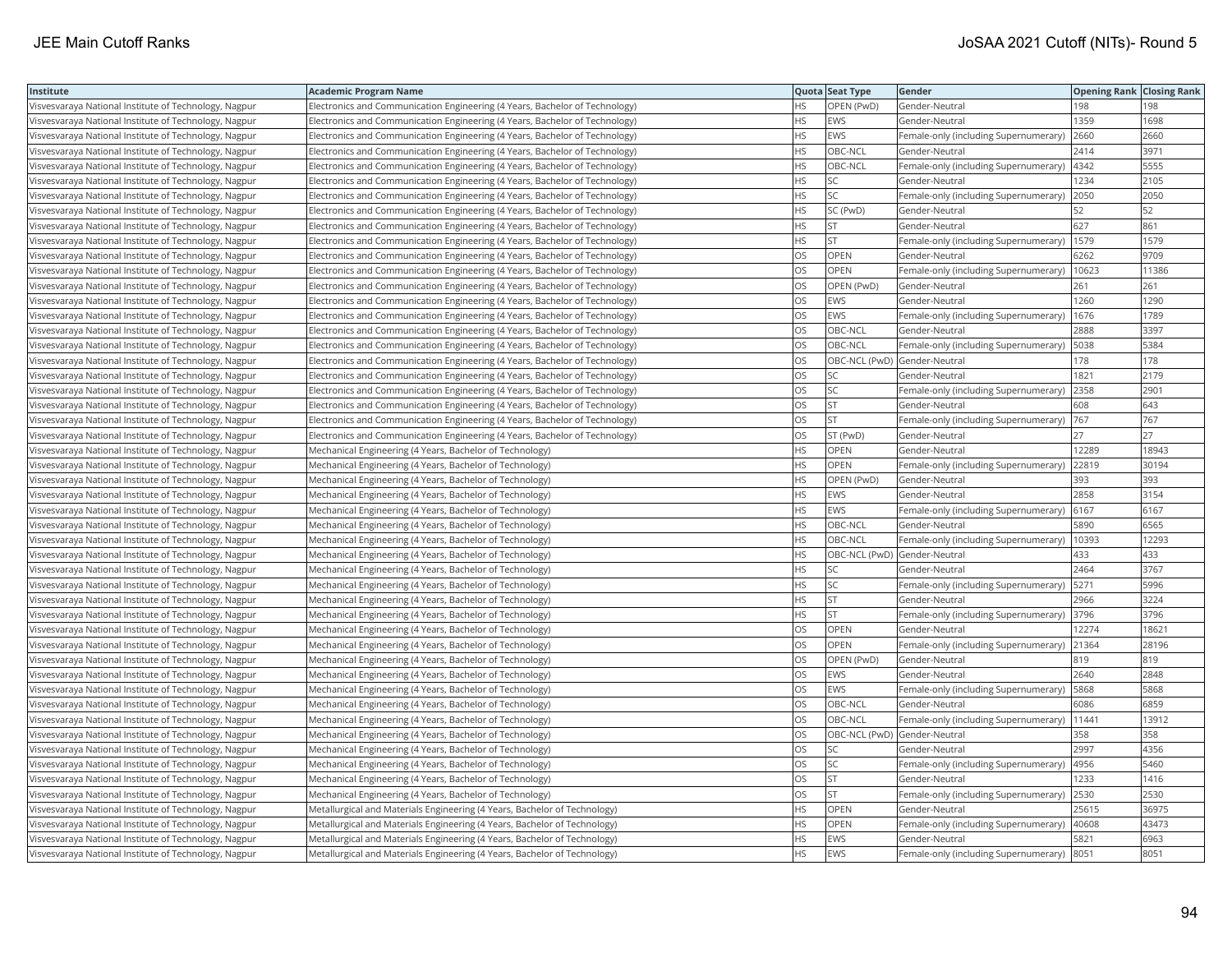| Institute | Academic Program Name | Quota | Seat Type | Gender | Opening Rank | Closing Rank |
|---|---|---|---|---|---|---|
| Visvesvaraya National Institute of Technology, Nagpur | Electronics and Communication Engineering (4 Years, Bachelor of Technology) | HS | OPEN (PwD) | Gender-Neutral | 198 | 198 |
| Visvesvaraya National Institute of Technology, Nagpur | Electronics and Communication Engineering (4 Years, Bachelor of Technology) | HS | EWS | Gender-Neutral | 1359 | 1698 |
| Visvesvaraya National Institute of Technology, Nagpur | Electronics and Communication Engineering (4 Years, Bachelor of Technology) | HS | EWS | Female-only (including Supernumerary) | 2660 | 2660 |
| Visvesvaraya National Institute of Technology, Nagpur | Electronics and Communication Engineering (4 Years, Bachelor of Technology) | HS | OBC-NCL | Gender-Neutral | 2414 | 3971 |
| Visvesvaraya National Institute of Technology, Nagpur | Electronics and Communication Engineering (4 Years, Bachelor of Technology) | HS | OBC-NCL | Female-only (including Supernumerary) | 4342 | 5555 |
| Visvesvaraya National Institute of Technology, Nagpur | Electronics and Communication Engineering (4 Years, Bachelor of Technology) | HS | SC | Gender-Neutral | 1234 | 2105 |
| Visvesvaraya National Institute of Technology, Nagpur | Electronics and Communication Engineering (4 Years, Bachelor of Technology) | HS | SC | Female-only (including Supernumerary) | 2050 | 2050 |
| Visvesvaraya National Institute of Technology, Nagpur | Electronics and Communication Engineering (4 Years, Bachelor of Technology) | HS | SC (PwD) | Gender-Neutral | 52 | 52 |
| Visvesvaraya National Institute of Technology, Nagpur | Electronics and Communication Engineering (4 Years, Bachelor of Technology) | HS | ST | Gender-Neutral | 627 | 861 |
| Visvesvaraya National Institute of Technology, Nagpur | Electronics and Communication Engineering (4 Years, Bachelor of Technology) | HS | ST | Female-only (including Supernumerary) | 1579 | 1579 |
| Visvesvaraya National Institute of Technology, Nagpur | Electronics and Communication Engineering (4 Years, Bachelor of Technology) | OS | OPEN | Gender-Neutral | 6262 | 9709 |
| Visvesvaraya National Institute of Technology, Nagpur | Electronics and Communication Engineering (4 Years, Bachelor of Technology) | OS | OPEN | Female-only (including Supernumerary) | 10623 | 11386 |
| Visvesvaraya National Institute of Technology, Nagpur | Electronics and Communication Engineering (4 Years, Bachelor of Technology) | OS | OPEN (PwD) | Gender-Neutral | 261 | 261 |
| Visvesvaraya National Institute of Technology, Nagpur | Electronics and Communication Engineering (4 Years, Bachelor of Technology) | OS | EWS | Gender-Neutral | 1260 | 1290 |
| Visvesvaraya National Institute of Technology, Nagpur | Electronics and Communication Engineering (4 Years, Bachelor of Technology) | OS | EWS | Female-only (including Supernumerary) | 1676 | 1789 |
| Visvesvaraya National Institute of Technology, Nagpur | Electronics and Communication Engineering (4 Years, Bachelor of Technology) | OS | OBC-NCL | Gender-Neutral | 2888 | 3397 |
| Visvesvaraya National Institute of Technology, Nagpur | Electronics and Communication Engineering (4 Years, Bachelor of Technology) | OS | OBC-NCL | Female-only (including Supernumerary) | 5038 | 5384 |
| Visvesvaraya National Institute of Technology, Nagpur | Electronics and Communication Engineering (4 Years, Bachelor of Technology) | OS | OBC-NCL (PwD) | Gender-Neutral | 178 | 178 |
| Visvesvaraya National Institute of Technology, Nagpur | Electronics and Communication Engineering (4 Years, Bachelor of Technology) | OS | SC | Gender-Neutral | 1821 | 2179 |
| Visvesvaraya National Institute of Technology, Nagpur | Electronics and Communication Engineering (4 Years, Bachelor of Technology) | OS | SC | Female-only (including Supernumerary) | 2358 | 2901 |
| Visvesvaraya National Institute of Technology, Nagpur | Electronics and Communication Engineering (4 Years, Bachelor of Technology) | OS | ST | Gender-Neutral | 608 | 643 |
| Visvesvaraya National Institute of Technology, Nagpur | Electronics and Communication Engineering (4 Years, Bachelor of Technology) | OS | ST | Female-only (including Supernumerary) | 767 | 767 |
| Visvesvaraya National Institute of Technology, Nagpur | Electronics and Communication Engineering (4 Years, Bachelor of Technology) | OS | ST (PwD) | Gender-Neutral | 27 | 27 |
| Visvesvaraya National Institute of Technology, Nagpur | Mechanical Engineering (4 Years, Bachelor of Technology) | HS | OPEN | Gender-Neutral | 12289 | 18943 |
| Visvesvaraya National Institute of Technology, Nagpur | Mechanical Engineering (4 Years, Bachelor of Technology) | HS | OPEN | Female-only (including Supernumerary) | 22819 | 30194 |
| Visvesvaraya National Institute of Technology, Nagpur | Mechanical Engineering (4 Years, Bachelor of Technology) | HS | OPEN (PwD) | Gender-Neutral | 393 | 393 |
| Visvesvaraya National Institute of Technology, Nagpur | Mechanical Engineering (4 Years, Bachelor of Technology) | HS | EWS | Gender-Neutral | 2858 | 3154 |
| Visvesvaraya National Institute of Technology, Nagpur | Mechanical Engineering (4 Years, Bachelor of Technology) | HS | EWS | Female-only (including Supernumerary) | 6167 | 6167 |
| Visvesvaraya National Institute of Technology, Nagpur | Mechanical Engineering (4 Years, Bachelor of Technology) | HS | OBC-NCL | Gender-Neutral | 5890 | 6565 |
| Visvesvaraya National Institute of Technology, Nagpur | Mechanical Engineering (4 Years, Bachelor of Technology) | HS | OBC-NCL | Female-only (including Supernumerary) | 10393 | 12293 |
| Visvesvaraya National Institute of Technology, Nagpur | Mechanical Engineering (4 Years, Bachelor of Technology) | HS | OBC-NCL (PwD) | Gender-Neutral | 433 | 433 |
| Visvesvaraya National Institute of Technology, Nagpur | Mechanical Engineering (4 Years, Bachelor of Technology) | HS | SC | Gender-Neutral | 2464 | 3767 |
| Visvesvaraya National Institute of Technology, Nagpur | Mechanical Engineering (4 Years, Bachelor of Technology) | HS | SC | Female-only (including Supernumerary) | 5271 | 5996 |
| Visvesvaraya National Institute of Technology, Nagpur | Mechanical Engineering (4 Years, Bachelor of Technology) | HS | ST | Gender-Neutral | 2966 | 3224 |
| Visvesvaraya National Institute of Technology, Nagpur | Mechanical Engineering (4 Years, Bachelor of Technology) | HS | ST | Female-only (including Supernumerary) | 3796 | 3796 |
| Visvesvaraya National Institute of Technology, Nagpur | Mechanical Engineering (4 Years, Bachelor of Technology) | OS | OPEN | Gender-Neutral | 12274 | 18621 |
| Visvesvaraya National Institute of Technology, Nagpur | Mechanical Engineering (4 Years, Bachelor of Technology) | OS | OPEN | Female-only (including Supernumerary) | 21364 | 28196 |
| Visvesvaraya National Institute of Technology, Nagpur | Mechanical Engineering (4 Years, Bachelor of Technology) | OS | OPEN (PwD) | Gender-Neutral | 819 | 819 |
| Visvesvaraya National Institute of Technology, Nagpur | Mechanical Engineering (4 Years, Bachelor of Technology) | OS | EWS | Gender-Neutral | 2640 | 2848 |
| Visvesvaraya National Institute of Technology, Nagpur | Mechanical Engineering (4 Years, Bachelor of Technology) | OS | EWS | Female-only (including Supernumerary) | 5868 | 5868 |
| Visvesvaraya National Institute of Technology, Nagpur | Mechanical Engineering (4 Years, Bachelor of Technology) | OS | OBC-NCL | Gender-Neutral | 6086 | 6859 |
| Visvesvaraya National Institute of Technology, Nagpur | Mechanical Engineering (4 Years, Bachelor of Technology) | OS | OBC-NCL | Female-only (including Supernumerary) | 11441 | 13912 |
| Visvesvaraya National Institute of Technology, Nagpur | Mechanical Engineering (4 Years, Bachelor of Technology) | OS | OBC-NCL (PwD) | Gender-Neutral | 358 | 358 |
| Visvesvaraya National Institute of Technology, Nagpur | Mechanical Engineering (4 Years, Bachelor of Technology) | OS | SC | Gender-Neutral | 2997 | 4356 |
| Visvesvaraya National Institute of Technology, Nagpur | Mechanical Engineering (4 Years, Bachelor of Technology) | OS | SC | Female-only (including Supernumerary) | 4956 | 5460 |
| Visvesvaraya National Institute of Technology, Nagpur | Mechanical Engineering (4 Years, Bachelor of Technology) | OS | ST | Gender-Neutral | 1233 | 1416 |
| Visvesvaraya National Institute of Technology, Nagpur | Mechanical Engineering (4 Years, Bachelor of Technology) | OS | ST | Female-only (including Supernumerary) | 2530 | 2530 |
| Visvesvaraya National Institute of Technology, Nagpur | Metallurgical and Materials Engineering (4 Years, Bachelor of Technology) | HS | OPEN | Gender-Neutral | 25615 | 36975 |
| Visvesvaraya National Institute of Technology, Nagpur | Metallurgical and Materials Engineering (4 Years, Bachelor of Technology) | HS | OPEN | Female-only (including Supernumerary) | 40608 | 43473 |
| Visvesvaraya National Institute of Technology, Nagpur | Metallurgical and Materials Engineering (4 Years, Bachelor of Technology) | HS | EWS | Gender-Neutral | 5821 | 6963 |
| Visvesvaraya National Institute of Technology, Nagpur | Metallurgical and Materials Engineering (4 Years, Bachelor of Technology) | HS | EWS | Female-only (including Supernumerary) | 8051 | 8051 |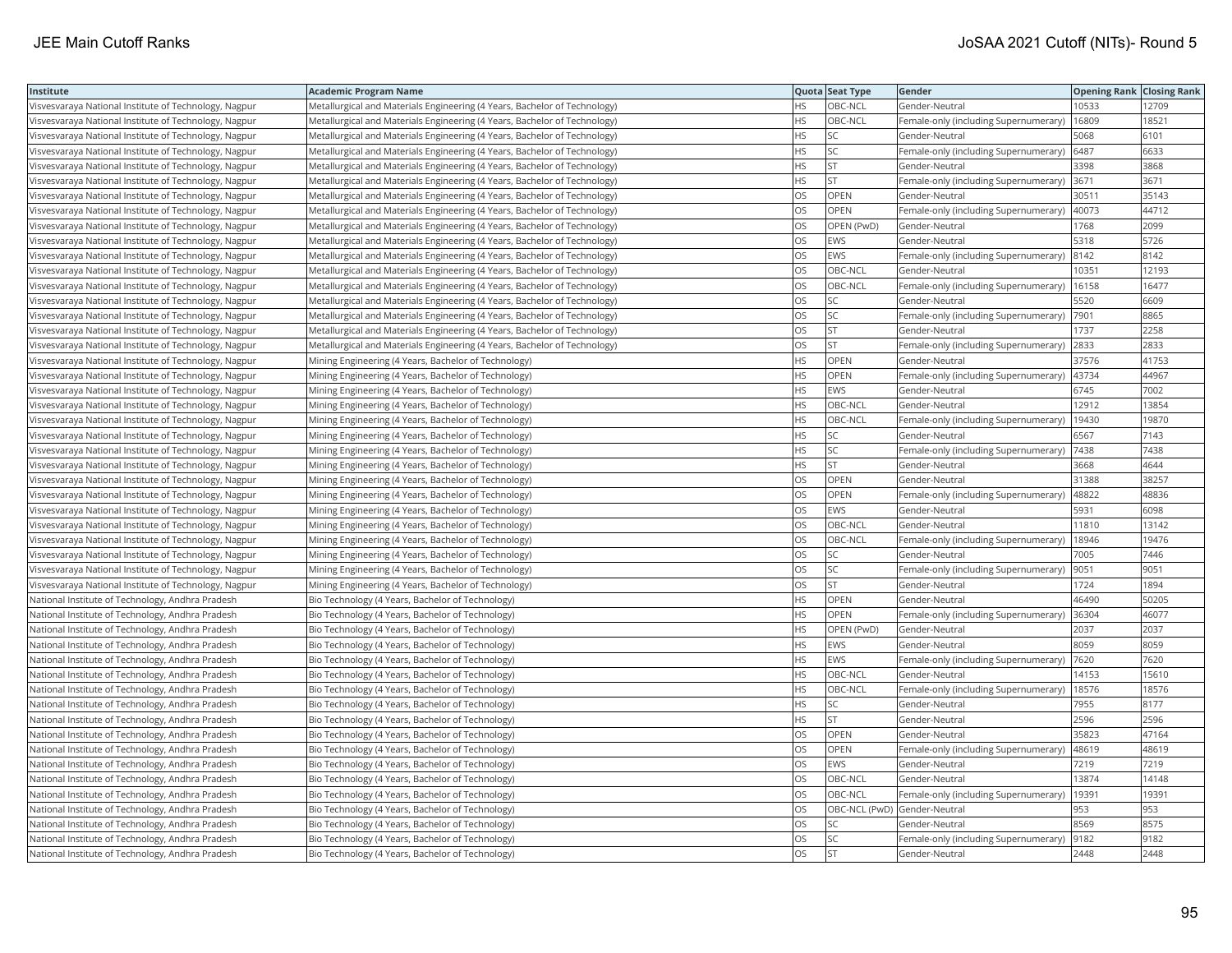| Institute | Academic Program Name | Quota | Seat Type | Gender | Opening Rank | Closing Rank |
|---|---|---|---|---|---|---|
| Visvesvaraya National Institute of Technology, Nagpur | Metallurgical and Materials Engineering (4 Years, Bachelor of Technology) | HS | OBC-NCL | Gender-Neutral | 10533 | 12709 |
| Visvesvaraya National Institute of Technology, Nagpur | Metallurgical and Materials Engineering (4 Years, Bachelor of Technology) | HS | OBC-NCL | Female-only (including Supernumerary) | 16809 | 18521 |
| Visvesvaraya National Institute of Technology, Nagpur | Metallurgical and Materials Engineering (4 Years, Bachelor of Technology) | HS | SC | Gender-Neutral | 5068 | 6101 |
| Visvesvaraya National Institute of Technology, Nagpur | Metallurgical and Materials Engineering (4 Years, Bachelor of Technology) | HS | SC | Female-only (including Supernumerary) | 6487 | 6633 |
| Visvesvaraya National Institute of Technology, Nagpur | Metallurgical and Materials Engineering (4 Years, Bachelor of Technology) | HS | ST | Gender-Neutral | 3398 | 3868 |
| Visvesvaraya National Institute of Technology, Nagpur | Metallurgical and Materials Engineering (4 Years, Bachelor of Technology) | HS | ST | Female-only (including Supernumerary) | 3671 | 3671 |
| Visvesvaraya National Institute of Technology, Nagpur | Metallurgical and Materials Engineering (4 Years, Bachelor of Technology) | OS | OPEN | Gender-Neutral | 30511 | 35143 |
| Visvesvaraya National Institute of Technology, Nagpur | Metallurgical and Materials Engineering (4 Years, Bachelor of Technology) | OS | OPEN | Female-only (including Supernumerary) | 40073 | 44712 |
| Visvesvaraya National Institute of Technology, Nagpur | Metallurgical and Materials Engineering (4 Years, Bachelor of Technology) | OS | OPEN (PwD) | Gender-Neutral | 1768 | 2099 |
| Visvesvaraya National Institute of Technology, Nagpur | Metallurgical and Materials Engineering (4 Years, Bachelor of Technology) | OS | EWS | Gender-Neutral | 5318 | 5726 |
| Visvesvaraya National Institute of Technology, Nagpur | Metallurgical and Materials Engineering (4 Years, Bachelor of Technology) | OS | EWS | Female-only (including Supernumerary) | 8142 | 8142 |
| Visvesvaraya National Institute of Technology, Nagpur | Metallurgical and Materials Engineering (4 Years, Bachelor of Technology) | OS | OBC-NCL | Gender-Neutral | 10351 | 12193 |
| Visvesvaraya National Institute of Technology, Nagpur | Metallurgical and Materials Engineering (4 Years, Bachelor of Technology) | OS | OBC-NCL | Female-only (including Supernumerary) | 16158 | 16477 |
| Visvesvaraya National Institute of Technology, Nagpur | Metallurgical and Materials Engineering (4 Years, Bachelor of Technology) | OS | SC | Gender-Neutral | 5520 | 6609 |
| Visvesvaraya National Institute of Technology, Nagpur | Metallurgical and Materials Engineering (4 Years, Bachelor of Technology) | OS | SC | Female-only (including Supernumerary) | 7901 | 8865 |
| Visvesvaraya National Institute of Technology, Nagpur | Metallurgical and Materials Engineering (4 Years, Bachelor of Technology) | OS | ST | Gender-Neutral | 1737 | 2258 |
| Visvesvaraya National Institute of Technology, Nagpur | Metallurgical and Materials Engineering (4 Years, Bachelor of Technology) | OS | ST | Female-only (including Supernumerary) | 2833 | 2833 |
| Visvesvaraya National Institute of Technology, Nagpur | Mining Engineering (4 Years, Bachelor of Technology) | HS | OPEN | Gender-Neutral | 37576 | 41753 |
| Visvesvaraya National Institute of Technology, Nagpur | Mining Engineering (4 Years, Bachelor of Technology) | HS | OPEN | Female-only (including Supernumerary) | 43734 | 44967 |
| Visvesvaraya National Institute of Technology, Nagpur | Mining Engineering (4 Years, Bachelor of Technology) | HS | EWS | Gender-Neutral | 6745 | 7002 |
| Visvesvaraya National Institute of Technology, Nagpur | Mining Engineering (4 Years, Bachelor of Technology) | HS | OBC-NCL | Gender-Neutral | 12912 | 13854 |
| Visvesvaraya National Institute of Technology, Nagpur | Mining Engineering (4 Years, Bachelor of Technology) | HS | OBC-NCL | Female-only (including Supernumerary) | 19430 | 19870 |
| Visvesvaraya National Institute of Technology, Nagpur | Mining Engineering (4 Years, Bachelor of Technology) | HS | SC | Gender-Neutral | 6567 | 7143 |
| Visvesvaraya National Institute of Technology, Nagpur | Mining Engineering (4 Years, Bachelor of Technology) | HS | SC | Female-only (including Supernumerary) | 7438 | 7438 |
| Visvesvaraya National Institute of Technology, Nagpur | Mining Engineering (4 Years, Bachelor of Technology) | HS | ST | Gender-Neutral | 3668 | 4644 |
| Visvesvaraya National Institute of Technology, Nagpur | Mining Engineering (4 Years, Bachelor of Technology) | OS | OPEN | Gender-Neutral | 31388 | 38257 |
| Visvesvaraya National Institute of Technology, Nagpur | Mining Engineering (4 Years, Bachelor of Technology) | OS | OPEN | Female-only (including Supernumerary) | 48822 | 48836 |
| Visvesvaraya National Institute of Technology, Nagpur | Mining Engineering (4 Years, Bachelor of Technology) | OS | EWS | Gender-Neutral | 5931 | 6098 |
| Visvesvaraya National Institute of Technology, Nagpur | Mining Engineering (4 Years, Bachelor of Technology) | OS | OBC-NCL | Gender-Neutral | 11810 | 13142 |
| Visvesvaraya National Institute of Technology, Nagpur | Mining Engineering (4 Years, Bachelor of Technology) | OS | OBC-NCL | Female-only (including Supernumerary) | 18946 | 19476 |
| Visvesvaraya National Institute of Technology, Nagpur | Mining Engineering (4 Years, Bachelor of Technology) | OS | SC | Gender-Neutral | 7005 | 7446 |
| Visvesvaraya National Institute of Technology, Nagpur | Mining Engineering (4 Years, Bachelor of Technology) | OS | SC | Female-only (including Supernumerary) | 9051 | 9051 |
| Visvesvaraya National Institute of Technology, Nagpur | Mining Engineering (4 Years, Bachelor of Technology) | OS | ST | Gender-Neutral | 1724 | 1894 |
| National Institute of Technology, Andhra Pradesh | Bio Technology (4 Years, Bachelor of Technology) | HS | OPEN | Gender-Neutral | 46490 | 50205 |
| National Institute of Technology, Andhra Pradesh | Bio Technology (4 Years, Bachelor of Technology) | HS | OPEN | Female-only (including Supernumerary) | 36304 | 46077 |
| National Institute of Technology, Andhra Pradesh | Bio Technology (4 Years, Bachelor of Technology) | HS | OPEN (PwD) | Gender-Neutral | 2037 | 2037 |
| National Institute of Technology, Andhra Pradesh | Bio Technology (4 Years, Bachelor of Technology) | HS | EWS | Gender-Neutral | 8059 | 8059 |
| National Institute of Technology, Andhra Pradesh | Bio Technology (4 Years, Bachelor of Technology) | HS | EWS | Female-only (including Supernumerary) | 7620 | 7620 |
| National Institute of Technology, Andhra Pradesh | Bio Technology (4 Years, Bachelor of Technology) | HS | OBC-NCL | Gender-Neutral | 14153 | 15610 |
| National Institute of Technology, Andhra Pradesh | Bio Technology (4 Years, Bachelor of Technology) | HS | OBC-NCL | Female-only (including Supernumerary) | 18576 | 18576 |
| National Institute of Technology, Andhra Pradesh | Bio Technology (4 Years, Bachelor of Technology) | HS | SC | Gender-Neutral | 7955 | 8177 |
| National Institute of Technology, Andhra Pradesh | Bio Technology (4 Years, Bachelor of Technology) | HS | ST | Gender-Neutral | 2596 | 2596 |
| National Institute of Technology, Andhra Pradesh | Bio Technology (4 Years, Bachelor of Technology) | OS | OPEN | Gender-Neutral | 35823 | 47164 |
| National Institute of Technology, Andhra Pradesh | Bio Technology (4 Years, Bachelor of Technology) | OS | OPEN | Female-only (including Supernumerary) | 48619 | 48619 |
| National Institute of Technology, Andhra Pradesh | Bio Technology (4 Years, Bachelor of Technology) | OS | EWS | Gender-Neutral | 7219 | 7219 |
| National Institute of Technology, Andhra Pradesh | Bio Technology (4 Years, Bachelor of Technology) | OS | OBC-NCL | Gender-Neutral | 13874 | 14148 |
| National Institute of Technology, Andhra Pradesh | Bio Technology (4 Years, Bachelor of Technology) | OS | OBC-NCL | Female-only (including Supernumerary) | 19391 | 19391 |
| National Institute of Technology, Andhra Pradesh | Bio Technology (4 Years, Bachelor of Technology) | OS | OBC-NCL (PwD) | Gender-Neutral | 953 | 953 |
| National Institute of Technology, Andhra Pradesh | Bio Technology (4 Years, Bachelor of Technology) | OS | SC | Gender-Neutral | 8569 | 8575 |
| National Institute of Technology, Andhra Pradesh | Bio Technology (4 Years, Bachelor of Technology) | OS | SC | Female-only (including Supernumerary) | 9182 | 9182 |
| National Institute of Technology, Andhra Pradesh | Bio Technology (4 Years, Bachelor of Technology) | OS | ST | Gender-Neutral | 2448 | 2448 |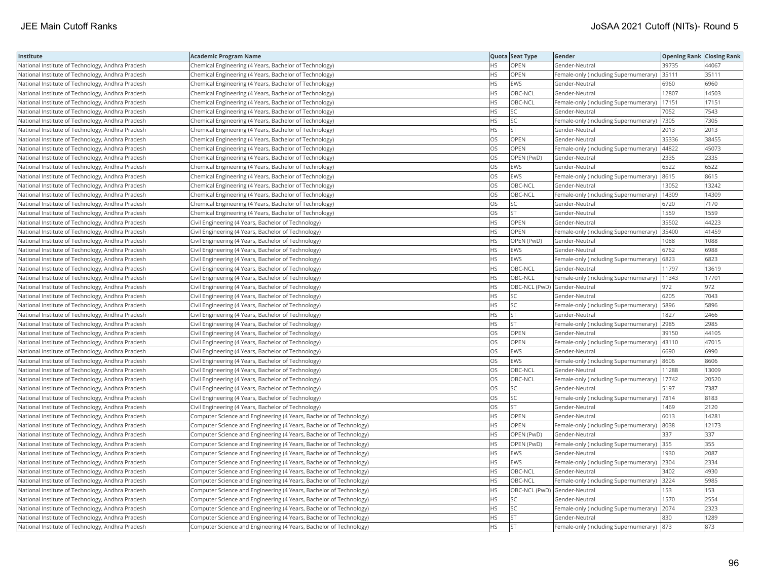| Institute | Academic Program Name | Quota | Seat Type | Gender | Opening Rank | Closing Rank |
|---|---|---|---|---|---|---|
| National Institute of Technology, Andhra Pradesh | Chemical Engineering (4 Years, Bachelor of Technology) | HS | OPEN | Gender-Neutral | 39735 | 44067 |
| National Institute of Technology, Andhra Pradesh | Chemical Engineering (4 Years, Bachelor of Technology) | HS | OPEN | Female-only (including Supernumerary) | 35111 | 35111 |
| National Institute of Technology, Andhra Pradesh | Chemical Engineering (4 Years, Bachelor of Technology) | HS | EWS | Gender-Neutral | 6960 | 6960 |
| National Institute of Technology, Andhra Pradesh | Chemical Engineering (4 Years, Bachelor of Technology) | HS | OBC-NCL | Gender-Neutral | 12807 | 14503 |
| National Institute of Technology, Andhra Pradesh | Chemical Engineering (4 Years, Bachelor of Technology) | HS | OBC-NCL | Female-only (including Supernumerary) | 17151 | 17151 |
| National Institute of Technology, Andhra Pradesh | Chemical Engineering (4 Years, Bachelor of Technology) | HS | SC | Gender-Neutral | 7052 | 7543 |
| National Institute of Technology, Andhra Pradesh | Chemical Engineering (4 Years, Bachelor of Technology) | HS | SC | Female-only (including Supernumerary) | 7305 | 7305 |
| National Institute of Technology, Andhra Pradesh | Chemical Engineering (4 Years, Bachelor of Technology) | HS | ST | Gender-Neutral | 2013 | 2013 |
| National Institute of Technology, Andhra Pradesh | Chemical Engineering (4 Years, Bachelor of Technology) | OS | OPEN | Gender-Neutral | 35336 | 38455 |
| National Institute of Technology, Andhra Pradesh | Chemical Engineering (4 Years, Bachelor of Technology) | OS | OPEN | Female-only (including Supernumerary) | 44822 | 45073 |
| National Institute of Technology, Andhra Pradesh | Chemical Engineering (4 Years, Bachelor of Technology) | OS | OPEN (PwD) | Gender-Neutral | 2335 | 2335 |
| National Institute of Technology, Andhra Pradesh | Chemical Engineering (4 Years, Bachelor of Technology) | OS | EWS | Gender-Neutral | 6522 | 6522 |
| National Institute of Technology, Andhra Pradesh | Chemical Engineering (4 Years, Bachelor of Technology) | OS | EWS | Female-only (including Supernumerary) | 8615 | 8615 |
| National Institute of Technology, Andhra Pradesh | Chemical Engineering (4 Years, Bachelor of Technology) | OS | OBC-NCL | Gender-Neutral | 13052 | 13242 |
| National Institute of Technology, Andhra Pradesh | Chemical Engineering (4 Years, Bachelor of Technology) | OS | OBC-NCL | Female-only (including Supernumerary) | 14309 | 14309 |
| National Institute of Technology, Andhra Pradesh | Chemical Engineering (4 Years, Bachelor of Technology) | OS | SC | Gender-Neutral | 6720 | 7170 |
| National Institute of Technology, Andhra Pradesh | Chemical Engineering (4 Years, Bachelor of Technology) | OS | ST | Gender-Neutral | 1559 | 1559 |
| National Institute of Technology, Andhra Pradesh | Civil Engineering (4 Years, Bachelor of Technology) | HS | OPEN | Gender-Neutral | 35502 | 44223 |
| National Institute of Technology, Andhra Pradesh | Civil Engineering (4 Years, Bachelor of Technology) | HS | OPEN | Female-only (including Supernumerary) | 35400 | 41459 |
| National Institute of Technology, Andhra Pradesh | Civil Engineering (4 Years, Bachelor of Technology) | HS | OPEN (PwD) | Gender-Neutral | 1088 | 1088 |
| National Institute of Technology, Andhra Pradesh | Civil Engineering (4 Years, Bachelor of Technology) | HS | EWS | Gender-Neutral | 6762 | 6988 |
| National Institute of Technology, Andhra Pradesh | Civil Engineering (4 Years, Bachelor of Technology) | HS | EWS | Female-only (including Supernumerary) | 6823 | 6823 |
| National Institute of Technology, Andhra Pradesh | Civil Engineering (4 Years, Bachelor of Technology) | HS | OBC-NCL | Gender-Neutral | 11797 | 13619 |
| National Institute of Technology, Andhra Pradesh | Civil Engineering (4 Years, Bachelor of Technology) | HS | OBC-NCL | Female-only (including Supernumerary) | 11343 | 17701 |
| National Institute of Technology, Andhra Pradesh | Civil Engineering (4 Years, Bachelor of Technology) | HS | OBC-NCL (PwD) | Gender-Neutral | 972 | 972 |
| National Institute of Technology, Andhra Pradesh | Civil Engineering (4 Years, Bachelor of Technology) | HS | SC | Gender-Neutral | 6205 | 7043 |
| National Institute of Technology, Andhra Pradesh | Civil Engineering (4 Years, Bachelor of Technology) | HS | SC | Female-only (including Supernumerary) | 5896 | 5896 |
| National Institute of Technology, Andhra Pradesh | Civil Engineering (4 Years, Bachelor of Technology) | HS | ST | Gender-Neutral | 1827 | 2466 |
| National Institute of Technology, Andhra Pradesh | Civil Engineering (4 Years, Bachelor of Technology) | HS | ST | Female-only (including Supernumerary) | 2985 | 2985 |
| National Institute of Technology, Andhra Pradesh | Civil Engineering (4 Years, Bachelor of Technology) | OS | OPEN | Gender-Neutral | 39150 | 44105 |
| National Institute of Technology, Andhra Pradesh | Civil Engineering (4 Years, Bachelor of Technology) | OS | OPEN | Female-only (including Supernumerary) | 43110 | 47015 |
| National Institute of Technology, Andhra Pradesh | Civil Engineering (4 Years, Bachelor of Technology) | OS | EWS | Gender-Neutral | 6690 | 6990 |
| National Institute of Technology, Andhra Pradesh | Civil Engineering (4 Years, Bachelor of Technology) | OS | EWS | Female-only (including Supernumerary) | 8606 | 8606 |
| National Institute of Technology, Andhra Pradesh | Civil Engineering (4 Years, Bachelor of Technology) | OS | OBC-NCL | Gender-Neutral | 11288 | 13009 |
| National Institute of Technology, Andhra Pradesh | Civil Engineering (4 Years, Bachelor of Technology) | OS | OBC-NCL | Female-only (including Supernumerary) | 17742 | 20520 |
| National Institute of Technology, Andhra Pradesh | Civil Engineering (4 Years, Bachelor of Technology) | OS | SC | Gender-Neutral | 5197 | 7387 |
| National Institute of Technology, Andhra Pradesh | Civil Engineering (4 Years, Bachelor of Technology) | OS | SC | Female-only (including Supernumerary) | 7814 | 8183 |
| National Institute of Technology, Andhra Pradesh | Civil Engineering (4 Years, Bachelor of Technology) | OS | ST | Gender-Neutral | 1469 | 2120 |
| National Institute of Technology, Andhra Pradesh | Computer Science and Engineering (4 Years, Bachelor of Technology) | HS | OPEN | Gender-Neutral | 6013 | 14281 |
| National Institute of Technology, Andhra Pradesh | Computer Science and Engineering (4 Years, Bachelor of Technology) | HS | OPEN | Female-only (including Supernumerary) | 8038 | 12173 |
| National Institute of Technology, Andhra Pradesh | Computer Science and Engineering (4 Years, Bachelor of Technology) | HS | OPEN (PwD) | Gender-Neutral | 337 | 337 |
| National Institute of Technology, Andhra Pradesh | Computer Science and Engineering (4 Years, Bachelor of Technology) | HS | OPEN (PwD) | Female-only (including Supernumerary) | 355 | 355 |
| National Institute of Technology, Andhra Pradesh | Computer Science and Engineering (4 Years, Bachelor of Technology) | HS | EWS | Gender-Neutral | 1930 | 2087 |
| National Institute of Technology, Andhra Pradesh | Computer Science and Engineering (4 Years, Bachelor of Technology) | HS | EWS | Female-only (including Supernumerary) | 2304 | 2334 |
| National Institute of Technology, Andhra Pradesh | Computer Science and Engineering (4 Years, Bachelor of Technology) | HS | OBC-NCL | Gender-Neutral | 3402 | 4930 |
| National Institute of Technology, Andhra Pradesh | Computer Science and Engineering (4 Years, Bachelor of Technology) | HS | OBC-NCL | Female-only (including Supernumerary) | 3224 | 5985 |
| National Institute of Technology, Andhra Pradesh | Computer Science and Engineering (4 Years, Bachelor of Technology) | HS | OBC-NCL (PwD) | Gender-Neutral | 153 | 153 |
| National Institute of Technology, Andhra Pradesh | Computer Science and Engineering (4 Years, Bachelor of Technology) | HS | SC | Gender-Neutral | 1570 | 2554 |
| National Institute of Technology, Andhra Pradesh | Computer Science and Engineering (4 Years, Bachelor of Technology) | HS | SC | Female-only (including Supernumerary) | 2074 | 2323 |
| National Institute of Technology, Andhra Pradesh | Computer Science and Engineering (4 Years, Bachelor of Technology) | HS | ST | Gender-Neutral | 830 | 1289 |
| National Institute of Technology, Andhra Pradesh | Computer Science and Engineering (4 Years, Bachelor of Technology) | HS | ST | Female-only (including Supernumerary) | 873 | 873 |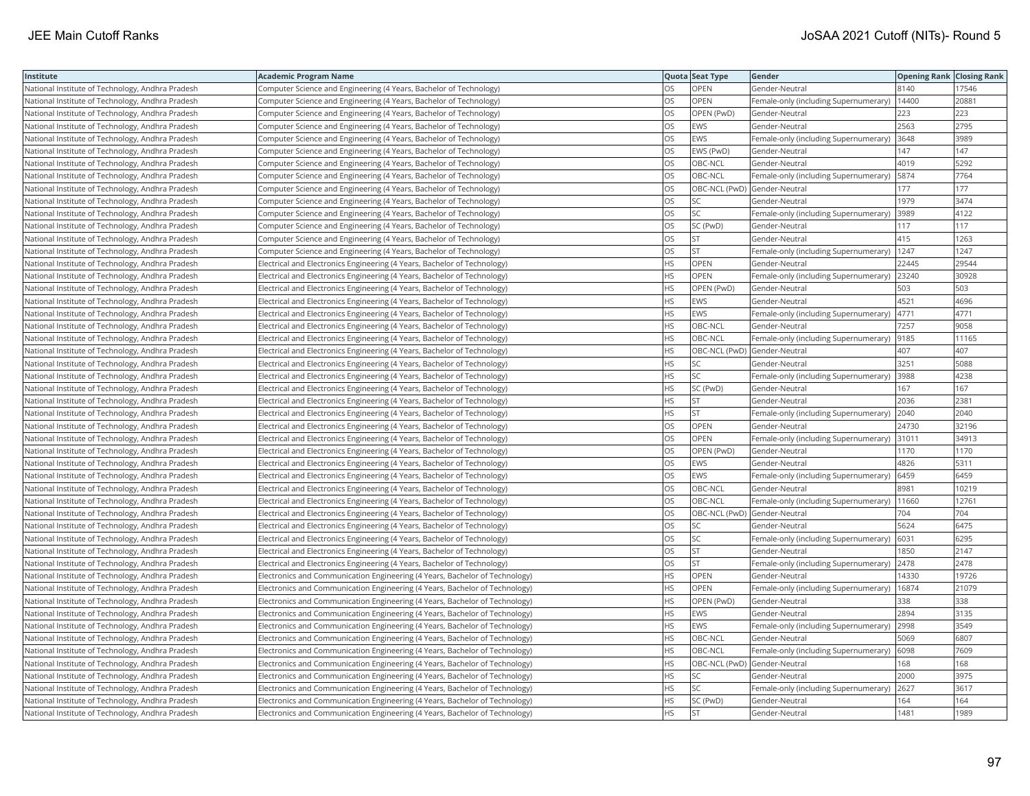| Institute | Academic Program Name | Quota | Seat Type | Gender | Opening Rank | Closing Rank |
|---|---|---|---|---|---|---|
| National Institute of Technology, Andhra Pradesh | Computer Science and Engineering (4 Years, Bachelor of Technology) | OS | OPEN | Gender-Neutral | 8140 | 17546 |
| National Institute of Technology, Andhra Pradesh | Computer Science and Engineering (4 Years, Bachelor of Technology) | OS | OPEN | Female-only (including Supernumerary) | 14400 | 20881 |
| National Institute of Technology, Andhra Pradesh | Computer Science and Engineering (4 Years, Bachelor of Technology) | OS | OPEN (PwD) | Gender-Neutral | 223 | 223 |
| National Institute of Technology, Andhra Pradesh | Computer Science and Engineering (4 Years, Bachelor of Technology) | OS | EWS | Gender-Neutral | 2563 | 2795 |
| National Institute of Technology, Andhra Pradesh | Computer Science and Engineering (4 Years, Bachelor of Technology) | OS | EWS | Female-only (including Supernumerary) | 3648 | 3989 |
| National Institute of Technology, Andhra Pradesh | Computer Science and Engineering (4 Years, Bachelor of Technology) | OS | EWS (PwD) | Gender-Neutral | 147 | 147 |
| National Institute of Technology, Andhra Pradesh | Computer Science and Engineering (4 Years, Bachelor of Technology) | OS | OBC-NCL | Gender-Neutral | 4019 | 5292 |
| National Institute of Technology, Andhra Pradesh | Computer Science and Engineering (4 Years, Bachelor of Technology) | OS | OBC-NCL | Female-only (including Supernumerary) | 5874 | 7764 |
| National Institute of Technology, Andhra Pradesh | Computer Science and Engineering (4 Years, Bachelor of Technology) | OS | OBC-NCL (PwD) | Gender-Neutral | 177 | 177 |
| National Institute of Technology, Andhra Pradesh | Computer Science and Engineering (4 Years, Bachelor of Technology) | OS | SC | Gender-Neutral | 1979 | 3474 |
| National Institute of Technology, Andhra Pradesh | Computer Science and Engineering (4 Years, Bachelor of Technology) | OS | SC | Female-only (including Supernumerary) | 3989 | 4122 |
| National Institute of Technology, Andhra Pradesh | Computer Science and Engineering (4 Years, Bachelor of Technology) | OS | SC (PwD) | Gender-Neutral | 117 | 117 |
| National Institute of Technology, Andhra Pradesh | Computer Science and Engineering (4 Years, Bachelor of Technology) | OS | ST | Gender-Neutral | 415 | 1263 |
| National Institute of Technology, Andhra Pradesh | Computer Science and Engineering (4 Years, Bachelor of Technology) | OS | ST | Female-only (including Supernumerary) | 1247 | 1247 |
| National Institute of Technology, Andhra Pradesh | Electrical and Electronics Engineering (4 Years, Bachelor of Technology) | HS | OPEN | Gender-Neutral | 22445 | 29544 |
| National Institute of Technology, Andhra Pradesh | Electrical and Electronics Engineering (4 Years, Bachelor of Technology) | HS | OPEN | Female-only (including Supernumerary) | 23240 | 30928 |
| National Institute of Technology, Andhra Pradesh | Electrical and Electronics Engineering (4 Years, Bachelor of Technology) | HS | OPEN (PwD) | Gender-Neutral | 503 | 503 |
| National Institute of Technology, Andhra Pradesh | Electrical and Electronics Engineering (4 Years, Bachelor of Technology) | HS | EWS | Gender-Neutral | 4521 | 4696 |
| National Institute of Technology, Andhra Pradesh | Electrical and Electronics Engineering (4 Years, Bachelor of Technology) | HS | EWS | Female-only (including Supernumerary) | 4771 | 4771 |
| National Institute of Technology, Andhra Pradesh | Electrical and Electronics Engineering (4 Years, Bachelor of Technology) | HS | OBC-NCL | Gender-Neutral | 7257 | 9058 |
| National Institute of Technology, Andhra Pradesh | Electrical and Electronics Engineering (4 Years, Bachelor of Technology) | HS | OBC-NCL | Female-only (including Supernumerary) | 9185 | 11165 |
| National Institute of Technology, Andhra Pradesh | Electrical and Electronics Engineering (4 Years, Bachelor of Technology) | HS | OBC-NCL (PwD) | Gender-Neutral | 407 | 407 |
| National Institute of Technology, Andhra Pradesh | Electrical and Electronics Engineering (4 Years, Bachelor of Technology) | HS | SC | Gender-Neutral | 3251 | 5088 |
| National Institute of Technology, Andhra Pradesh | Electrical and Electronics Engineering (4 Years, Bachelor of Technology) | HS | SC | Female-only (including Supernumerary) | 3988 | 4238 |
| National Institute of Technology, Andhra Pradesh | Electrical and Electronics Engineering (4 Years, Bachelor of Technology) | HS | SC (PwD) | Gender-Neutral | 167 | 167 |
| National Institute of Technology, Andhra Pradesh | Electrical and Electronics Engineering (4 Years, Bachelor of Technology) | HS | ST | Gender-Neutral | 2036 | 2381 |
| National Institute of Technology, Andhra Pradesh | Electrical and Electronics Engineering (4 Years, Bachelor of Technology) | HS | ST | Female-only (including Supernumerary) | 2040 | 2040 |
| National Institute of Technology, Andhra Pradesh | Electrical and Electronics Engineering (4 Years, Bachelor of Technology) | OS | OPEN | Gender-Neutral | 24730 | 32196 |
| National Institute of Technology, Andhra Pradesh | Electrical and Electronics Engineering (4 Years, Bachelor of Technology) | OS | OPEN | Female-only (including Supernumerary) | 31011 | 34913 |
| National Institute of Technology, Andhra Pradesh | Electrical and Electronics Engineering (4 Years, Bachelor of Technology) | OS | OPEN (PwD) | Gender-Neutral | 1170 | 1170 |
| National Institute of Technology, Andhra Pradesh | Electrical and Electronics Engineering (4 Years, Bachelor of Technology) | OS | EWS | Gender-Neutral | 4826 | 5311 |
| National Institute of Technology, Andhra Pradesh | Electrical and Electronics Engineering (4 Years, Bachelor of Technology) | OS | EWS | Female-only (including Supernumerary) | 6459 | 6459 |
| National Institute of Technology, Andhra Pradesh | Electrical and Electronics Engineering (4 Years, Bachelor of Technology) | OS | OBC-NCL | Gender-Neutral | 8981 | 10219 |
| National Institute of Technology, Andhra Pradesh | Electrical and Electronics Engineering (4 Years, Bachelor of Technology) | OS | OBC-NCL | Female-only (including Supernumerary) | 11660 | 12761 |
| National Institute of Technology, Andhra Pradesh | Electrical and Electronics Engineering (4 Years, Bachelor of Technology) | OS | OBC-NCL (PwD) | Gender-Neutral | 704 | 704 |
| National Institute of Technology, Andhra Pradesh | Electrical and Electronics Engineering (4 Years, Bachelor of Technology) | OS | SC | Gender-Neutral | 5624 | 6475 |
| National Institute of Technology, Andhra Pradesh | Electrical and Electronics Engineering (4 Years, Bachelor of Technology) | OS | SC | Female-only (including Supernumerary) | 6031 | 6295 |
| National Institute of Technology, Andhra Pradesh | Electrical and Electronics Engineering (4 Years, Bachelor of Technology) | OS | ST | Gender-Neutral | 1850 | 2147 |
| National Institute of Technology, Andhra Pradesh | Electrical and Electronics Engineering (4 Years, Bachelor of Technology) | OS | ST | Female-only (including Supernumerary) | 2478 | 2478 |
| National Institute of Technology, Andhra Pradesh | Electronics and Communication Engineering (4 Years, Bachelor of Technology) | HS | OPEN | Gender-Neutral | 14330 | 19726 |
| National Institute of Technology, Andhra Pradesh | Electronics and Communication Engineering (4 Years, Bachelor of Technology) | HS | OPEN | Female-only (including Supernumerary) | 16874 | 21079 |
| National Institute of Technology, Andhra Pradesh | Electronics and Communication Engineering (4 Years, Bachelor of Technology) | HS | OPEN (PwD) | Gender-Neutral | 338 | 338 |
| National Institute of Technology, Andhra Pradesh | Electronics and Communication Engineering (4 Years, Bachelor of Technology) | HS | EWS | Gender-Neutral | 2894 | 3135 |
| National Institute of Technology, Andhra Pradesh | Electronics and Communication Engineering (4 Years, Bachelor of Technology) | HS | EWS | Female-only (including Supernumerary) | 2998 | 3549 |
| National Institute of Technology, Andhra Pradesh | Electronics and Communication Engineering (4 Years, Bachelor of Technology) | HS | OBC-NCL | Gender-Neutral | 5069 | 6807 |
| National Institute of Technology, Andhra Pradesh | Electronics and Communication Engineering (4 Years, Bachelor of Technology) | HS | OBC-NCL | Female-only (including Supernumerary) | 6098 | 7609 |
| National Institute of Technology, Andhra Pradesh | Electronics and Communication Engineering (4 Years, Bachelor of Technology) | HS | OBC-NCL (PwD) | Gender-Neutral | 168 | 168 |
| National Institute of Technology, Andhra Pradesh | Electronics and Communication Engineering (4 Years, Bachelor of Technology) | HS | SC | Gender-Neutral | 2000 | 3975 |
| National Institute of Technology, Andhra Pradesh | Electronics and Communication Engineering (4 Years, Bachelor of Technology) | HS | SC | Female-only (including Supernumerary) | 2627 | 3617 |
| National Institute of Technology, Andhra Pradesh | Electronics and Communication Engineering (4 Years, Bachelor of Technology) | HS | SC (PwD) | Gender-Neutral | 164 | 164 |
| National Institute of Technology, Andhra Pradesh | Electronics and Communication Engineering (4 Years, Bachelor of Technology) | HS | ST | Gender-Neutral | 1481 | 1989 |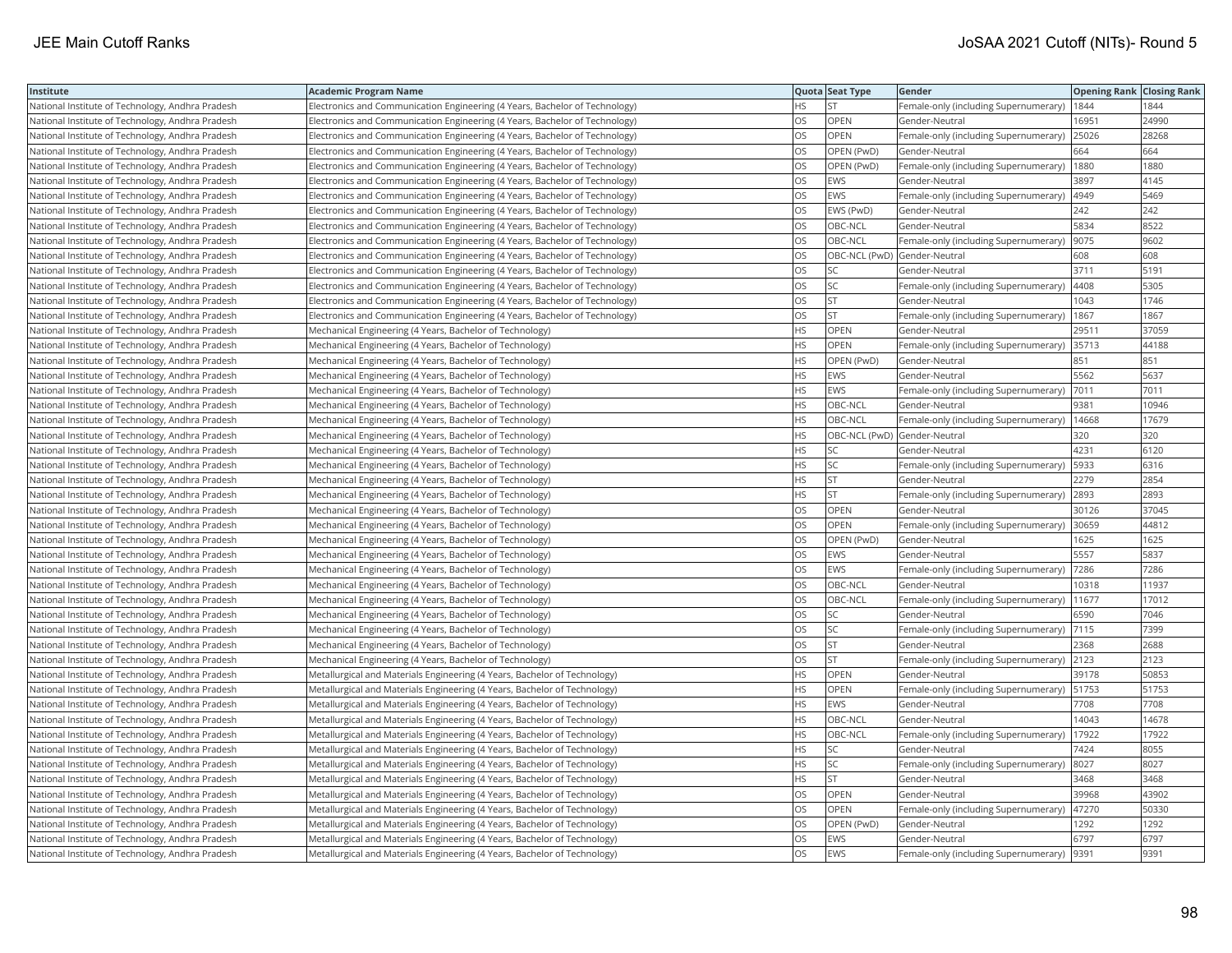| Institute | Academic Program Name | Quota | Seat Type | Gender | Opening Rank | Closing Rank |
|---|---|---|---|---|---|---|
| National Institute of Technology, Andhra Pradesh | Electronics and Communication Engineering (4 Years, Bachelor of Technology) | HS | ST | Female-only (including Supernumerary) | 1844 | 1844 |
| National Institute of Technology, Andhra Pradesh | Electronics and Communication Engineering (4 Years, Bachelor of Technology) | OS | OPEN | Gender-Neutral | 16951 | 24990 |
| National Institute of Technology, Andhra Pradesh | Electronics and Communication Engineering (4 Years, Bachelor of Technology) | OS | OPEN | Female-only (including Supernumerary) | 25026 | 28268 |
| National Institute of Technology, Andhra Pradesh | Electronics and Communication Engineering (4 Years, Bachelor of Technology) | OS | OPEN (PwD) | Gender-Neutral | 664 | 664 |
| National Institute of Technology, Andhra Pradesh | Electronics and Communication Engineering (4 Years, Bachelor of Technology) | OS | OPEN (PwD) | Female-only (including Supernumerary) | 1880 | 1880 |
| National Institute of Technology, Andhra Pradesh | Electronics and Communication Engineering (4 Years, Bachelor of Technology) | OS | EWS | Gender-Neutral | 3897 | 4145 |
| National Institute of Technology, Andhra Pradesh | Electronics and Communication Engineering (4 Years, Bachelor of Technology) | OS | EWS | Female-only (including Supernumerary) | 4949 | 5469 |
| National Institute of Technology, Andhra Pradesh | Electronics and Communication Engineering (4 Years, Bachelor of Technology) | OS | EWS (PwD) | Gender-Neutral | 242 | 242 |
| National Institute of Technology, Andhra Pradesh | Electronics and Communication Engineering (4 Years, Bachelor of Technology) | OS | OBC-NCL | Gender-Neutral | 5834 | 8522 |
| National Institute of Technology, Andhra Pradesh | Electronics and Communication Engineering (4 Years, Bachelor of Technology) | OS | OBC-NCL | Female-only (including Supernumerary) | 9075 | 9602 |
| National Institute of Technology, Andhra Pradesh | Electronics and Communication Engineering (4 Years, Bachelor of Technology) | OS | OBC-NCL (PwD) | Gender-Neutral | 608 | 608 |
| National Institute of Technology, Andhra Pradesh | Electronics and Communication Engineering (4 Years, Bachelor of Technology) | OS | SC | Gender-Neutral | 3711 | 5191 |
| National Institute of Technology, Andhra Pradesh | Electronics and Communication Engineering (4 Years, Bachelor of Technology) | OS | SC | Female-only (including Supernumerary) | 4408 | 5305 |
| National Institute of Technology, Andhra Pradesh | Electronics and Communication Engineering (4 Years, Bachelor of Technology) | OS | ST | Gender-Neutral | 1043 | 1746 |
| National Institute of Technology, Andhra Pradesh | Electronics and Communication Engineering (4 Years, Bachelor of Technology) | OS | ST | Female-only (including Supernumerary) | 1867 | 1867 |
| National Institute of Technology, Andhra Pradesh | Mechanical Engineering (4 Years, Bachelor of Technology) | HS | OPEN | Gender-Neutral | 29511 | 37059 |
| National Institute of Technology, Andhra Pradesh | Mechanical Engineering (4 Years, Bachelor of Technology) | HS | OPEN | Female-only (including Supernumerary) | 35713 | 44188 |
| National Institute of Technology, Andhra Pradesh | Mechanical Engineering (4 Years, Bachelor of Technology) | HS | OPEN (PwD) | Gender-Neutral | 851 | 851 |
| National Institute of Technology, Andhra Pradesh | Mechanical Engineering (4 Years, Bachelor of Technology) | HS | EWS | Gender-Neutral | 5562 | 5637 |
| National Institute of Technology, Andhra Pradesh | Mechanical Engineering (4 Years, Bachelor of Technology) | HS | EWS | Female-only (including Supernumerary) | 7011 | 7011 |
| National Institute of Technology, Andhra Pradesh | Mechanical Engineering (4 Years, Bachelor of Technology) | HS | OBC-NCL | Gender-Neutral | 9381 | 10946 |
| National Institute of Technology, Andhra Pradesh | Mechanical Engineering (4 Years, Bachelor of Technology) | HS | OBC-NCL | Female-only (including Supernumerary) | 14668 | 17679 |
| National Institute of Technology, Andhra Pradesh | Mechanical Engineering (4 Years, Bachelor of Technology) | HS | OBC-NCL (PwD) | Gender-Neutral | 320 | 320 |
| National Institute of Technology, Andhra Pradesh | Mechanical Engineering (4 Years, Bachelor of Technology) | HS | SC | Gender-Neutral | 4231 | 6120 |
| National Institute of Technology, Andhra Pradesh | Mechanical Engineering (4 Years, Bachelor of Technology) | HS | SC | Female-only (including Supernumerary) | 5933 | 6316 |
| National Institute of Technology, Andhra Pradesh | Mechanical Engineering (4 Years, Bachelor of Technology) | HS | ST | Gender-Neutral | 2279 | 2854 |
| National Institute of Technology, Andhra Pradesh | Mechanical Engineering (4 Years, Bachelor of Technology) | HS | ST | Female-only (including Supernumerary) | 2893 | 2893 |
| National Institute of Technology, Andhra Pradesh | Mechanical Engineering (4 Years, Bachelor of Technology) | OS | OPEN | Gender-Neutral | 30126 | 37045 |
| National Institute of Technology, Andhra Pradesh | Mechanical Engineering (4 Years, Bachelor of Technology) | OS | OPEN | Female-only (including Supernumerary) | 30659 | 44812 |
| National Institute of Technology, Andhra Pradesh | Mechanical Engineering (4 Years, Bachelor of Technology) | OS | OPEN (PwD) | Gender-Neutral | 1625 | 1625 |
| National Institute of Technology, Andhra Pradesh | Mechanical Engineering (4 Years, Bachelor of Technology) | OS | EWS | Gender-Neutral | 5557 | 5837 |
| National Institute of Technology, Andhra Pradesh | Mechanical Engineering (4 Years, Bachelor of Technology) | OS | EWS | Female-only (including Supernumerary) | 7286 | 7286 |
| National Institute of Technology, Andhra Pradesh | Mechanical Engineering (4 Years, Bachelor of Technology) | OS | OBC-NCL | Gender-Neutral | 10318 | 11937 |
| National Institute of Technology, Andhra Pradesh | Mechanical Engineering (4 Years, Bachelor of Technology) | OS | OBC-NCL | Female-only (including Supernumerary) | 11677 | 17012 |
| National Institute of Technology, Andhra Pradesh | Mechanical Engineering (4 Years, Bachelor of Technology) | OS | SC | Gender-Neutral | 6590 | 7046 |
| National Institute of Technology, Andhra Pradesh | Mechanical Engineering (4 Years, Bachelor of Technology) | OS | SC | Female-only (including Supernumerary) | 7115 | 7399 |
| National Institute of Technology, Andhra Pradesh | Mechanical Engineering (4 Years, Bachelor of Technology) | OS | ST | Gender-Neutral | 2368 | 2688 |
| National Institute of Technology, Andhra Pradesh | Mechanical Engineering (4 Years, Bachelor of Technology) | OS | ST | Female-only (including Supernumerary) | 2123 | 2123 |
| National Institute of Technology, Andhra Pradesh | Metallurgical and Materials Engineering (4 Years, Bachelor of Technology) | HS | OPEN | Gender-Neutral | 39178 | 50853 |
| National Institute of Technology, Andhra Pradesh | Metallurgical and Materials Engineering (4 Years, Bachelor of Technology) | HS | OPEN | Female-only (including Supernumerary) | 51753 | 51753 |
| National Institute of Technology, Andhra Pradesh | Metallurgical and Materials Engineering (4 Years, Bachelor of Technology) | HS | EWS | Gender-Neutral | 7708 | 7708 |
| National Institute of Technology, Andhra Pradesh | Metallurgical and Materials Engineering (4 Years, Bachelor of Technology) | HS | OBC-NCL | Gender-Neutral | 14043 | 14678 |
| National Institute of Technology, Andhra Pradesh | Metallurgical and Materials Engineering (4 Years, Bachelor of Technology) | HS | OBC-NCL | Female-only (including Supernumerary) | 17922 | 17922 |
| National Institute of Technology, Andhra Pradesh | Metallurgical and Materials Engineering (4 Years, Bachelor of Technology) | HS | SC | Gender-Neutral | 7424 | 8055 |
| National Institute of Technology, Andhra Pradesh | Metallurgical and Materials Engineering (4 Years, Bachelor of Technology) | HS | SC | Female-only (including Supernumerary) | 8027 | 8027 |
| National Institute of Technology, Andhra Pradesh | Metallurgical and Materials Engineering (4 Years, Bachelor of Technology) | HS | ST | Gender-Neutral | 3468 | 3468 |
| National Institute of Technology, Andhra Pradesh | Metallurgical and Materials Engineering (4 Years, Bachelor of Technology) | OS | OPEN | Gender-Neutral | 39968 | 43902 |
| National Institute of Technology, Andhra Pradesh | Metallurgical and Materials Engineering (4 Years, Bachelor of Technology) | OS | OPEN | Female-only (including Supernumerary) | 47270 | 50330 |
| National Institute of Technology, Andhra Pradesh | Metallurgical and Materials Engineering (4 Years, Bachelor of Technology) | OS | OPEN (PwD) | Gender-Neutral | 1292 | 1292 |
| National Institute of Technology, Andhra Pradesh | Metallurgical and Materials Engineering (4 Years, Bachelor of Technology) | OS | EWS | Gender-Neutral | 6797 | 6797 |
| National Institute of Technology, Andhra Pradesh | Metallurgical and Materials Engineering (4 Years, Bachelor of Technology) | OS | EWS | Female-only (including Supernumerary) | 9391 | 9391 |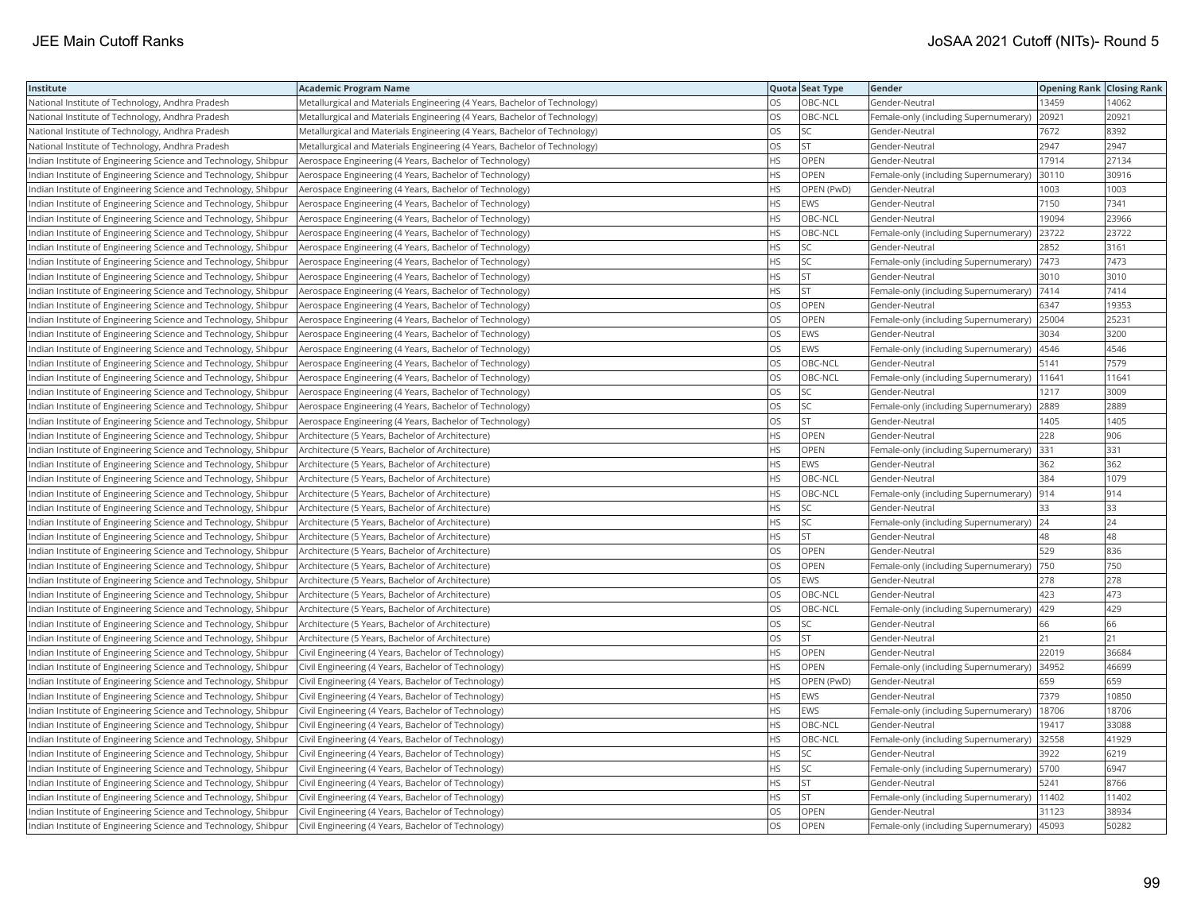| Institute | Academic Program Name | Quota | Seat Type | Gender | Opening Rank | Closing Rank |
|---|---|---|---|---|---|---|
| National Institute of Technology, Andhra Pradesh | Metallurgical and Materials Engineering (4 Years, Bachelor of Technology) | OS | OBC-NCL | Gender-Neutral | 13459 | 14062 |
| National Institute of Technology, Andhra Pradesh | Metallurgical and Materials Engineering (4 Years, Bachelor of Technology) | OS | OBC-NCL | Female-only (including Supernumerary) | 20921 | 20921 |
| National Institute of Technology, Andhra Pradesh | Metallurgical and Materials Engineering (4 Years, Bachelor of Technology) | OS | SC | Gender-Neutral | 7672 | 8392 |
| National Institute of Technology, Andhra Pradesh | Metallurgical and Materials Engineering (4 Years, Bachelor of Technology) | OS | ST | Gender-Neutral | 2947 | 2947 |
| Indian Institute of Engineering Science and Technology, Shibpur | Aerospace Engineering (4 Years, Bachelor of Technology) | HS | OPEN | Gender-Neutral | 17914 | 27134 |
| Indian Institute of Engineering Science and Technology, Shibpur | Aerospace Engineering (4 Years, Bachelor of Technology) | HS | OPEN | Female-only (including Supernumerary) | 30110 | 30916 |
| Indian Institute of Engineering Science and Technology, Shibpur | Aerospace Engineering (4 Years, Bachelor of Technology) | HS | OPEN (PwD) | Gender-Neutral | 1003 | 1003 |
| Indian Institute of Engineering Science and Technology, Shibpur | Aerospace Engineering (4 Years, Bachelor of Technology) | HS | EWS | Gender-Neutral | 7150 | 7341 |
| Indian Institute of Engineering Science and Technology, Shibpur | Aerospace Engineering (4 Years, Bachelor of Technology) | HS | OBC-NCL | Gender-Neutral | 19094 | 23966 |
| Indian Institute of Engineering Science and Technology, Shibpur | Aerospace Engineering (4 Years, Bachelor of Technology) | HS | OBC-NCL | Female-only (including Supernumerary) | 23722 | 23722 |
| Indian Institute of Engineering Science and Technology, Shibpur | Aerospace Engineering (4 Years, Bachelor of Technology) | HS | SC | Gender-Neutral | 2852 | 3161 |
| Indian Institute of Engineering Science and Technology, Shibpur | Aerospace Engineering (4 Years, Bachelor of Technology) | HS | SC | Female-only (including Supernumerary) | 7473 | 7473 |
| Indian Institute of Engineering Science and Technology, Shibpur | Aerospace Engineering (4 Years, Bachelor of Technology) | HS | ST | Gender-Neutral | 3010 | 3010 |
| Indian Institute of Engineering Science and Technology, Shibpur | Aerospace Engineering (4 Years, Bachelor of Technology) | HS | ST | Female-only (including Supernumerary) | 7414 | 7414 |
| Indian Institute of Engineering Science and Technology, Shibpur | Aerospace Engineering (4 Years, Bachelor of Technology) | OS | OPEN | Gender-Neutral | 6347 | 19353 |
| Indian Institute of Engineering Science and Technology, Shibpur | Aerospace Engineering (4 Years, Bachelor of Technology) | OS | OPEN | Female-only (including Supernumerary) | 25004 | 25231 |
| Indian Institute of Engineering Science and Technology, Shibpur | Aerospace Engineering (4 Years, Bachelor of Technology) | OS | EWS | Gender-Neutral | 3034 | 3200 |
| Indian Institute of Engineering Science and Technology, Shibpur | Aerospace Engineering (4 Years, Bachelor of Technology) | OS | EWS | Female-only (including Supernumerary) | 4546 | 4546 |
| Indian Institute of Engineering Science and Technology, Shibpur | Aerospace Engineering (4 Years, Bachelor of Technology) | OS | OBC-NCL | Gender-Neutral | 5141 | 7579 |
| Indian Institute of Engineering Science and Technology, Shibpur | Aerospace Engineering (4 Years, Bachelor of Technology) | OS | OBC-NCL | Female-only (including Supernumerary) | 11641 | 11641 |
| Indian Institute of Engineering Science and Technology, Shibpur | Aerospace Engineering (4 Years, Bachelor of Technology) | OS | SC | Gender-Neutral | 1217 | 3009 |
| Indian Institute of Engineering Science and Technology, Shibpur | Aerospace Engineering (4 Years, Bachelor of Technology) | OS | SC | Female-only (including Supernumerary) | 2889 | 2889 |
| Indian Institute of Engineering Science and Technology, Shibpur | Aerospace Engineering (4 Years, Bachelor of Technology) | OS | ST | Gender-Neutral | 1405 | 1405 |
| Indian Institute of Engineering Science and Technology, Shibpur | Architecture (5 Years, Bachelor of Architecture) | HS | OPEN | Gender-Neutral | 228 | 906 |
| Indian Institute of Engineering Science and Technology, Shibpur | Architecture (5 Years, Bachelor of Architecture) | HS | OPEN | Female-only (including Supernumerary) | 331 | 331 |
| Indian Institute of Engineering Science and Technology, Shibpur | Architecture (5 Years, Bachelor of Architecture) | HS | EWS | Gender-Neutral | 362 | 362 |
| Indian Institute of Engineering Science and Technology, Shibpur | Architecture (5 Years, Bachelor of Architecture) | HS | OBC-NCL | Gender-Neutral | 384 | 1079 |
| Indian Institute of Engineering Science and Technology, Shibpur | Architecture (5 Years, Bachelor of Architecture) | HS | OBC-NCL | Female-only (including Supernumerary) | 914 | 914 |
| Indian Institute of Engineering Science and Technology, Shibpur | Architecture (5 Years, Bachelor of Architecture) | HS | SC | Gender-Neutral | 33 | 33 |
| Indian Institute of Engineering Science and Technology, Shibpur | Architecture (5 Years, Bachelor of Architecture) | HS | SC | Female-only (including Supernumerary) | 24 | 24 |
| Indian Institute of Engineering Science and Technology, Shibpur | Architecture (5 Years, Bachelor of Architecture) | HS | ST | Gender-Neutral | 48 | 48 |
| Indian Institute of Engineering Science and Technology, Shibpur | Architecture (5 Years, Bachelor of Architecture) | OS | OPEN | Gender-Neutral | 529 | 836 |
| Indian Institute of Engineering Science and Technology, Shibpur | Architecture (5 Years, Bachelor of Architecture) | OS | OPEN | Female-only (including Supernumerary) | 750 | 750 |
| Indian Institute of Engineering Science and Technology, Shibpur | Architecture (5 Years, Bachelor of Architecture) | OS | EWS | Gender-Neutral | 278 | 278 |
| Indian Institute of Engineering Science and Technology, Shibpur | Architecture (5 Years, Bachelor of Architecture) | OS | OBC-NCL | Gender-Neutral | 423 | 473 |
| Indian Institute of Engineering Science and Technology, Shibpur | Architecture (5 Years, Bachelor of Architecture) | OS | OBC-NCL | Female-only (including Supernumerary) | 429 | 429 |
| Indian Institute of Engineering Science and Technology, Shibpur | Architecture (5 Years, Bachelor of Architecture) | OS | SC | Gender-Neutral | 66 | 66 |
| Indian Institute of Engineering Science and Technology, Shibpur | Architecture (5 Years, Bachelor of Architecture) | OS | ST | Gender-Neutral | 21 | 21 |
| Indian Institute of Engineering Science and Technology, Shibpur | Civil Engineering (4 Years, Bachelor of Technology) | HS | OPEN | Gender-Neutral | 22019 | 36684 |
| Indian Institute of Engineering Science and Technology, Shibpur | Civil Engineering (4 Years, Bachelor of Technology) | HS | OPEN | Female-only (including Supernumerary) | 34952 | 46699 |
| Indian Institute of Engineering Science and Technology, Shibpur | Civil Engineering (4 Years, Bachelor of Technology) | HS | OPEN (PwD) | Gender-Neutral | 659 | 659 |
| Indian Institute of Engineering Science and Technology, Shibpur | Civil Engineering (4 Years, Bachelor of Technology) | HS | EWS | Gender-Neutral | 7379 | 10850 |
| Indian Institute of Engineering Science and Technology, Shibpur | Civil Engineering (4 Years, Bachelor of Technology) | HS | EWS | Female-only (including Supernumerary) | 18706 | 18706 |
| Indian Institute of Engineering Science and Technology, Shibpur | Civil Engineering (4 Years, Bachelor of Technology) | HS | OBC-NCL | Gender-Neutral | 19417 | 33088 |
| Indian Institute of Engineering Science and Technology, Shibpur | Civil Engineering (4 Years, Bachelor of Technology) | HS | OBC-NCL | Female-only (including Supernumerary) | 32558 | 41929 |
| Indian Institute of Engineering Science and Technology, Shibpur | Civil Engineering (4 Years, Bachelor of Technology) | HS | SC | Gender-Neutral | 3922 | 6219 |
| Indian Institute of Engineering Science and Technology, Shibpur | Civil Engineering (4 Years, Bachelor of Technology) | HS | SC | Female-only (including Supernumerary) | 5700 | 6947 |
| Indian Institute of Engineering Science and Technology, Shibpur | Civil Engineering (4 Years, Bachelor of Technology) | HS | ST | Gender-Neutral | 5241 | 8766 |
| Indian Institute of Engineering Science and Technology, Shibpur | Civil Engineering (4 Years, Bachelor of Technology) | HS | ST | Female-only (including Supernumerary) | 11402 | 11402 |
| Indian Institute of Engineering Science and Technology, Shibpur | Civil Engineering (4 Years, Bachelor of Technology) | OS | OPEN | Gender-Neutral | 31123 | 38934 |
| Indian Institute of Engineering Science and Technology, Shibpur | Civil Engineering (4 Years, Bachelor of Technology) | OS | OPEN | Female-only (including Supernumerary) | 45093 | 50282 |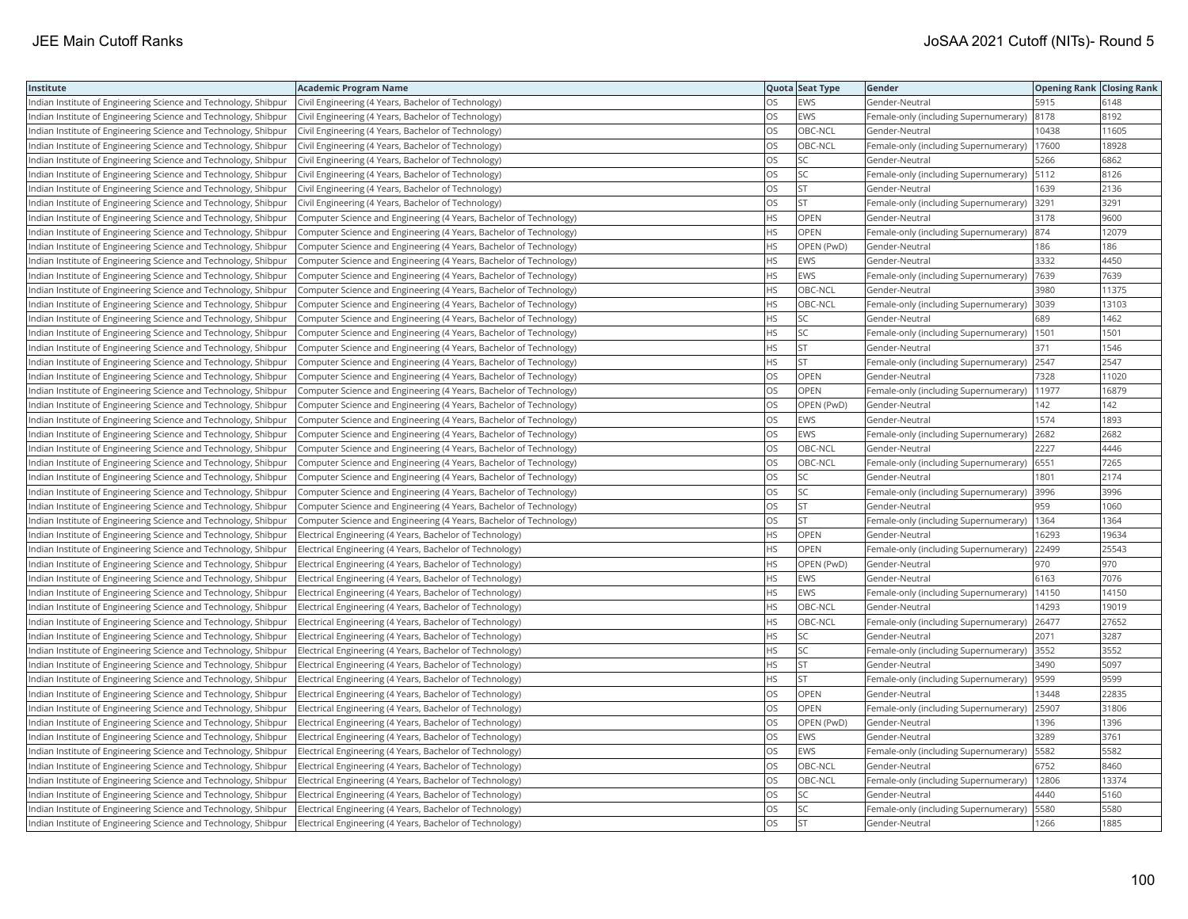| Institute | Academic Program Name | Quota | Seat Type | Gender | Opening Rank | Closing Rank |
|---|---|---|---|---|---|---|
| Indian Institute of Engineering Science and Technology, Shibpur | Civil Engineering (4 Years, Bachelor of Technology) | OS | EWS | Gender-Neutral | 5915 | 6148 |
| Indian Institute of Engineering Science and Technology, Shibpur | Civil Engineering (4 Years, Bachelor of Technology) | OS | EWS | Female-only (including Supernumerary) | 8178 | 8192 |
| Indian Institute of Engineering Science and Technology, Shibpur | Civil Engineering (4 Years, Bachelor of Technology) | OS | OBC-NCL | Gender-Neutral | 10438 | 11605 |
| Indian Institute of Engineering Science and Technology, Shibpur | Civil Engineering (4 Years, Bachelor of Technology) | OS | OBC-NCL | Female-only (including Supernumerary) | 17600 | 18928 |
| Indian Institute of Engineering Science and Technology, Shibpur | Civil Engineering (4 Years, Bachelor of Technology) | OS | SC | Gender-Neutral | 5266 | 6862 |
| Indian Institute of Engineering Science and Technology, Shibpur | Civil Engineering (4 Years, Bachelor of Technology) | OS | SC | Female-only (including Supernumerary) | 5112 | 8126 |
| Indian Institute of Engineering Science and Technology, Shibpur | Civil Engineering (4 Years, Bachelor of Technology) | OS | ST | Gender-Neutral | 1639 | 2136 |
| Indian Institute of Engineering Science and Technology, Shibpur | Civil Engineering (4 Years, Bachelor of Technology) | OS | ST | Female-only (including Supernumerary) | 3291 | 3291 |
| Indian Institute of Engineering Science and Technology, Shibpur | Computer Science and Engineering (4 Years, Bachelor of Technology) | HS | OPEN | Gender-Neutral | 3178 | 9600 |
| Indian Institute of Engineering Science and Technology, Shibpur | Computer Science and Engineering (4 Years, Bachelor of Technology) | HS | OPEN | Female-only (including Supernumerary) | 874 | 12079 |
| Indian Institute of Engineering Science and Technology, Shibpur | Computer Science and Engineering (4 Years, Bachelor of Technology) | HS | OPEN (PwD) | Gender-Neutral | 186 | 186 |
| Indian Institute of Engineering Science and Technology, Shibpur | Computer Science and Engineering (4 Years, Bachelor of Technology) | HS | EWS | Gender-Neutral | 3332 | 4450 |
| Indian Institute of Engineering Science and Technology, Shibpur | Computer Science and Engineering (4 Years, Bachelor of Technology) | HS | EWS | Female-only (including Supernumerary) | 7639 | 7639 |
| Indian Institute of Engineering Science and Technology, Shibpur | Computer Science and Engineering (4 Years, Bachelor of Technology) | HS | OBC-NCL | Gender-Neutral | 3980 | 11375 |
| Indian Institute of Engineering Science and Technology, Shibpur | Computer Science and Engineering (4 Years, Bachelor of Technology) | HS | OBC-NCL | Female-only (including Supernumerary) | 3039 | 13103 |
| Indian Institute of Engineering Science and Technology, Shibpur | Computer Science and Engineering (4 Years, Bachelor of Technology) | HS | SC | Gender-Neutral | 689 | 1462 |
| Indian Institute of Engineering Science and Technology, Shibpur | Computer Science and Engineering (4 Years, Bachelor of Technology) | HS | SC | Female-only (including Supernumerary) | 1501 | 1501 |
| Indian Institute of Engineering Science and Technology, Shibpur | Computer Science and Engineering (4 Years, Bachelor of Technology) | HS | ST | Gender-Neutral | 371 | 1546 |
| Indian Institute of Engineering Science and Technology, Shibpur | Computer Science and Engineering (4 Years, Bachelor of Technology) | HS | ST | Female-only (including Supernumerary) | 2547 | 2547 |
| Indian Institute of Engineering Science and Technology, Shibpur | Computer Science and Engineering (4 Years, Bachelor of Technology) | OS | OPEN | Gender-Neutral | 7328 | 11020 |
| Indian Institute of Engineering Science and Technology, Shibpur | Computer Science and Engineering (4 Years, Bachelor of Technology) | OS | OPEN | Female-only (including Supernumerary) | 11977 | 16879 |
| Indian Institute of Engineering Science and Technology, Shibpur | Computer Science and Engineering (4 Years, Bachelor of Technology) | OS | OPEN (PwD) | Gender-Neutral | 142 | 142 |
| Indian Institute of Engineering Science and Technology, Shibpur | Computer Science and Engineering (4 Years, Bachelor of Technology) | OS | EWS | Gender-Neutral | 1574 | 1893 |
| Indian Institute of Engineering Science and Technology, Shibpur | Computer Science and Engineering (4 Years, Bachelor of Technology) | OS | EWS | Female-only (including Supernumerary) | 2682 | 2682 |
| Indian Institute of Engineering Science and Technology, Shibpur | Computer Science and Engineering (4 Years, Bachelor of Technology) | OS | OBC-NCL | Gender-Neutral | 2227 | 4446 |
| Indian Institute of Engineering Science and Technology, Shibpur | Computer Science and Engineering (4 Years, Bachelor of Technology) | OS | OBC-NCL | Female-only (including Supernumerary) | 6551 | 7265 |
| Indian Institute of Engineering Science and Technology, Shibpur | Computer Science and Engineering (4 Years, Bachelor of Technology) | OS | SC | Gender-Neutral | 1801 | 2174 |
| Indian Institute of Engineering Science and Technology, Shibpur | Computer Science and Engineering (4 Years, Bachelor of Technology) | OS | SC | Female-only (including Supernumerary) | 3996 | 3996 |
| Indian Institute of Engineering Science and Technology, Shibpur | Computer Science and Engineering (4 Years, Bachelor of Technology) | OS | ST | Gender-Neutral | 959 | 1060 |
| Indian Institute of Engineering Science and Technology, Shibpur | Computer Science and Engineering (4 Years, Bachelor of Technology) | OS | ST | Female-only (including Supernumerary) | 1364 | 1364 |
| Indian Institute of Engineering Science and Technology, Shibpur | Electrical Engineering (4 Years, Bachelor of Technology) | HS | OPEN | Gender-Neutral | 16293 | 19634 |
| Indian Institute of Engineering Science and Technology, Shibpur | Electrical Engineering (4 Years, Bachelor of Technology) | HS | OPEN | Female-only (including Supernumerary) | 22499 | 25543 |
| Indian Institute of Engineering Science and Technology, Shibpur | Electrical Engineering (4 Years, Bachelor of Technology) | HS | OPEN (PwD) | Gender-Neutral | 970 | 970 |
| Indian Institute of Engineering Science and Technology, Shibpur | Electrical Engineering (4 Years, Bachelor of Technology) | HS | EWS | Gender-Neutral | 6163 | 7076 |
| Indian Institute of Engineering Science and Technology, Shibpur | Electrical Engineering (4 Years, Bachelor of Technology) | HS | EWS | Female-only (including Supernumerary) | 14150 | 14150 |
| Indian Institute of Engineering Science and Technology, Shibpur | Electrical Engineering (4 Years, Bachelor of Technology) | HS | OBC-NCL | Gender-Neutral | 14293 | 19019 |
| Indian Institute of Engineering Science and Technology, Shibpur | Electrical Engineering (4 Years, Bachelor of Technology) | HS | OBC-NCL | Female-only (including Supernumerary) | 26477 | 27652 |
| Indian Institute of Engineering Science and Technology, Shibpur | Electrical Engineering (4 Years, Bachelor of Technology) | HS | SC | Gender-Neutral | 2071 | 3287 |
| Indian Institute of Engineering Science and Technology, Shibpur | Electrical Engineering (4 Years, Bachelor of Technology) | HS | SC | Female-only (including Supernumerary) | 3552 | 3552 |
| Indian Institute of Engineering Science and Technology, Shibpur | Electrical Engineering (4 Years, Bachelor of Technology) | HS | ST | Gender-Neutral | 3490 | 5097 |
| Indian Institute of Engineering Science and Technology, Shibpur | Electrical Engineering (4 Years, Bachelor of Technology) | HS | ST | Female-only (including Supernumerary) | 9599 | 9599 |
| Indian Institute of Engineering Science and Technology, Shibpur | Electrical Engineering (4 Years, Bachelor of Technology) | OS | OPEN | Gender-Neutral | 13448 | 22835 |
| Indian Institute of Engineering Science and Technology, Shibpur | Electrical Engineering (4 Years, Bachelor of Technology) | OS | OPEN | Female-only (including Supernumerary) | 25907 | 31806 |
| Indian Institute of Engineering Science and Technology, Shibpur | Electrical Engineering (4 Years, Bachelor of Technology) | OS | OPEN (PwD) | Gender-Neutral | 1396 | 1396 |
| Indian Institute of Engineering Science and Technology, Shibpur | Electrical Engineering (4 Years, Bachelor of Technology) | OS | EWS | Gender-Neutral | 3289 | 3761 |
| Indian Institute of Engineering Science and Technology, Shibpur | Electrical Engineering (4 Years, Bachelor of Technology) | OS | EWS | Female-only (including Supernumerary) | 5582 | 5582 |
| Indian Institute of Engineering Science and Technology, Shibpur | Electrical Engineering (4 Years, Bachelor of Technology) | OS | OBC-NCL | Gender-Neutral | 6752 | 8460 |
| Indian Institute of Engineering Science and Technology, Shibpur | Electrical Engineering (4 Years, Bachelor of Technology) | OS | OBC-NCL | Female-only (including Supernumerary) | 12806 | 13374 |
| Indian Institute of Engineering Science and Technology, Shibpur | Electrical Engineering (4 Years, Bachelor of Technology) | OS | SC | Gender-Neutral | 4440 | 5160 |
| Indian Institute of Engineering Science and Technology, Shibpur | Electrical Engineering (4 Years, Bachelor of Technology) | OS | SC | Female-only (including Supernumerary) | 5580 | 5580 |
| Indian Institute of Engineering Science and Technology, Shibpur | Electrical Engineering (4 Years, Bachelor of Technology) | OS | ST | Gender-Neutral | 1266 | 1885 |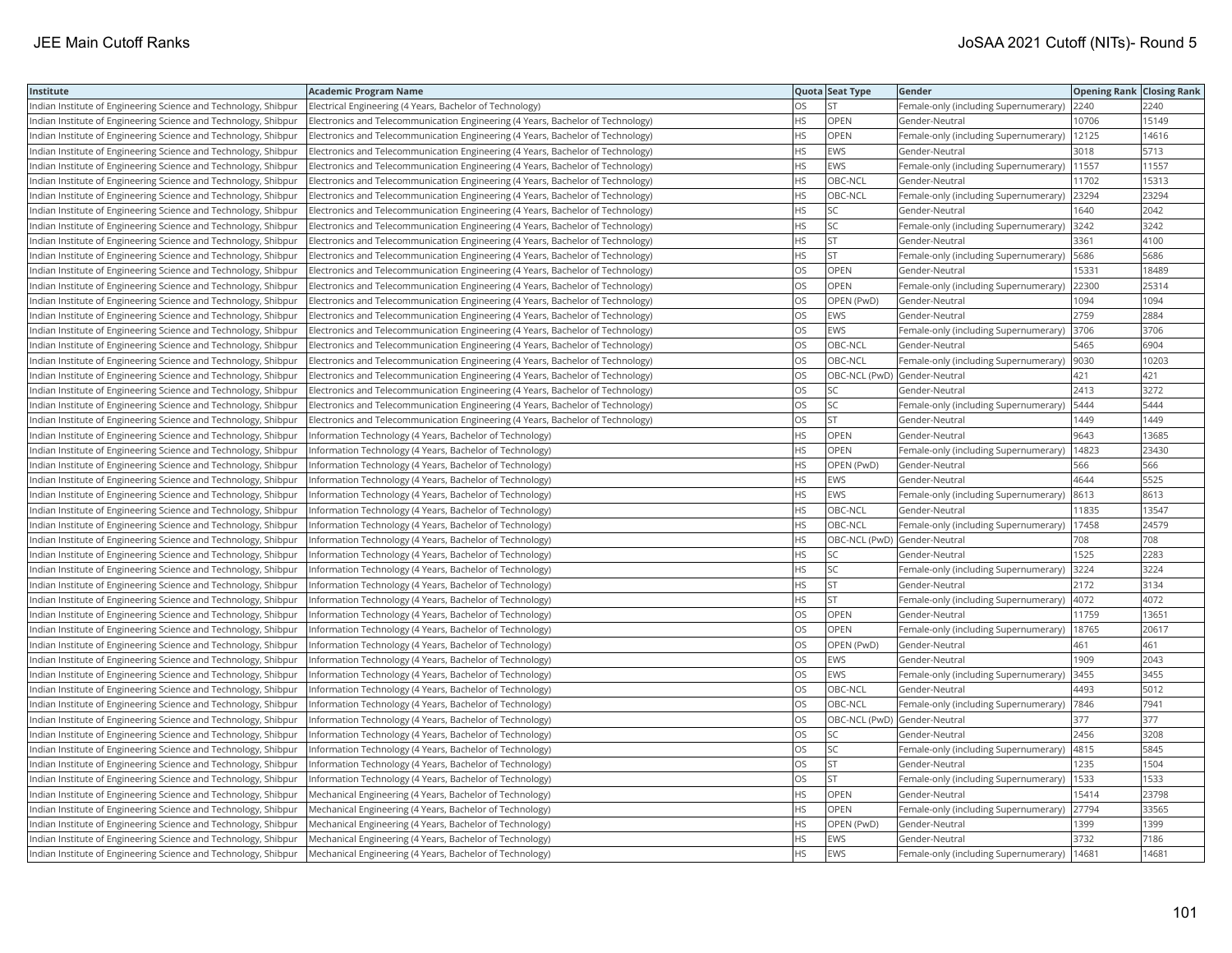| Institute | Academic Program Name | Quota | Seat Type | Gender | Opening Rank | Closing Rank |
|---|---|---|---|---|---|---|
| Indian Institute of Engineering Science and Technology, Shibpur | Electrical Engineering (4 Years, Bachelor of Technology) | OS | ST | Female-only (including Supernumerary) | 2240 | 2240 |
| Indian Institute of Engineering Science and Technology, Shibpur | Electronics and Telecommunication Engineering (4 Years, Bachelor of Technology) | HS | OPEN | Gender-Neutral | 10706 | 15149 |
| Indian Institute of Engineering Science and Technology, Shibpur | Electronics and Telecommunication Engineering (4 Years, Bachelor of Technology) | HS | OPEN | Female-only (including Supernumerary) | 12125 | 14616 |
| Indian Institute of Engineering Science and Technology, Shibpur | Electronics and Telecommunication Engineering (4 Years, Bachelor of Technology) | HS | EWS | Gender-Neutral | 3018 | 5713 |
| Indian Institute of Engineering Science and Technology, Shibpur | Electronics and Telecommunication Engineering (4 Years, Bachelor of Technology) | HS | EWS | Female-only (including Supernumerary) | 11557 | 11557 |
| Indian Institute of Engineering Science and Technology, Shibpur | Electronics and Telecommunication Engineering (4 Years, Bachelor of Technology) | HS | OBC-NCL | Gender-Neutral | 11702 | 15313 |
| Indian Institute of Engineering Science and Technology, Shibpur | Electronics and Telecommunication Engineering (4 Years, Bachelor of Technology) | HS | OBC-NCL | Female-only (including Supernumerary) | 23294 | 23294 |
| Indian Institute of Engineering Science and Technology, Shibpur | Electronics and Telecommunication Engineering (4 Years, Bachelor of Technology) | HS | SC | Gender-Neutral | 1640 | 2042 |
| Indian Institute of Engineering Science and Technology, Shibpur | Electronics and Telecommunication Engineering (4 Years, Bachelor of Technology) | HS | SC | Female-only (including Supernumerary) | 3242 | 3242 |
| Indian Institute of Engineering Science and Technology, Shibpur | Electronics and Telecommunication Engineering (4 Years, Bachelor of Technology) | HS | ST | Gender-Neutral | 3361 | 4100 |
| Indian Institute of Engineering Science and Technology, Shibpur | Electronics and Telecommunication Engineering (4 Years, Bachelor of Technology) | HS | ST | Female-only (including Supernumerary) | 5686 | 5686 |
| Indian Institute of Engineering Science and Technology, Shibpur | Electronics and Telecommunication Engineering (4 Years, Bachelor of Technology) | OS | OPEN | Gender-Neutral | 15331 | 18489 |
| Indian Institute of Engineering Science and Technology, Shibpur | Electronics and Telecommunication Engineering (4 Years, Bachelor of Technology) | OS | OPEN | Female-only (including Supernumerary) | 22300 | 25314 |
| Indian Institute of Engineering Science and Technology, Shibpur | Electronics and Telecommunication Engineering (4 Years, Bachelor of Technology) | OS | OPEN (PwD) | Gender-Neutral | 1094 | 1094 |
| Indian Institute of Engineering Science and Technology, Shibpur | Electronics and Telecommunication Engineering (4 Years, Bachelor of Technology) | OS | EWS | Gender-Neutral | 2759 | 2884 |
| Indian Institute of Engineering Science and Technology, Shibpur | Electronics and Telecommunication Engineering (4 Years, Bachelor of Technology) | OS | EWS | Female-only (including Supernumerary) | 3706 | 3706 |
| Indian Institute of Engineering Science and Technology, Shibpur | Electronics and Telecommunication Engineering (4 Years, Bachelor of Technology) | OS | OBC-NCL | Gender-Neutral | 5465 | 6904 |
| Indian Institute of Engineering Science and Technology, Shibpur | Electronics and Telecommunication Engineering (4 Years, Bachelor of Technology) | OS | OBC-NCL | Female-only (including Supernumerary) | 9030 | 10203 |
| Indian Institute of Engineering Science and Technology, Shibpur | Electronics and Telecommunication Engineering (4 Years, Bachelor of Technology) | OS | OBC-NCL (PwD) | Gender-Neutral | 421 | 421 |
| Indian Institute of Engineering Science and Technology, Shibpur | Electronics and Telecommunication Engineering (4 Years, Bachelor of Technology) | OS | SC | Gender-Neutral | 2413 | 3272 |
| Indian Institute of Engineering Science and Technology, Shibpur | Electronics and Telecommunication Engineering (4 Years, Bachelor of Technology) | OS | SC | Female-only (including Supernumerary) | 5444 | 5444 |
| Indian Institute of Engineering Science and Technology, Shibpur | Electronics and Telecommunication Engineering (4 Years, Bachelor of Technology) | OS | ST | Gender-Neutral | 1449 | 1449 |
| Indian Institute of Engineering Science and Technology, Shibpur | Information Technology (4 Years, Bachelor of Technology) | HS | OPEN | Gender-Neutral | 9643 | 13685 |
| Indian Institute of Engineering Science and Technology, Shibpur | Information Technology (4 Years, Bachelor of Technology) | HS | OPEN | Female-only (including Supernumerary) | 14823 | 23430 |
| Indian Institute of Engineering Science and Technology, Shibpur | Information Technology (4 Years, Bachelor of Technology) | HS | OPEN (PwD) | Gender-Neutral | 566 | 566 |
| Indian Institute of Engineering Science and Technology, Shibpur | Information Technology (4 Years, Bachelor of Technology) | HS | EWS | Gender-Neutral | 4644 | 5525 |
| Indian Institute of Engineering Science and Technology, Shibpur | Information Technology (4 Years, Bachelor of Technology) | HS | EWS | Female-only (including Supernumerary) | 8613 | 8613 |
| Indian Institute of Engineering Science and Technology, Shibpur | Information Technology (4 Years, Bachelor of Technology) | HS | OBC-NCL | Gender-Neutral | 11835 | 13547 |
| Indian Institute of Engineering Science and Technology, Shibpur | Information Technology (4 Years, Bachelor of Technology) | HS | OBC-NCL | Female-only (including Supernumerary) | 17458 | 24579 |
| Indian Institute of Engineering Science and Technology, Shibpur | Information Technology (4 Years, Bachelor of Technology) | HS | OBC-NCL (PwD) | Gender-Neutral | 708 | 708 |
| Indian Institute of Engineering Science and Technology, Shibpur | Information Technology (4 Years, Bachelor of Technology) | HS | SC | Gender-Neutral | 1525 | 2283 |
| Indian Institute of Engineering Science and Technology, Shibpur | Information Technology (4 Years, Bachelor of Technology) | HS | SC | Female-only (including Supernumerary) | 3224 | 3224 |
| Indian Institute of Engineering Science and Technology, Shibpur | Information Technology (4 Years, Bachelor of Technology) | HS | ST | Gender-Neutral | 2172 | 3134 |
| Indian Institute of Engineering Science and Technology, Shibpur | Information Technology (4 Years, Bachelor of Technology) | HS | ST | Female-only (including Supernumerary) | 4072 | 4072 |
| Indian Institute of Engineering Science and Technology, Shibpur | Information Technology (4 Years, Bachelor of Technology) | OS | OPEN | Gender-Neutral | 11759 | 13651 |
| Indian Institute of Engineering Science and Technology, Shibpur | Information Technology (4 Years, Bachelor of Technology) | OS | OPEN | Female-only (including Supernumerary) | 18765 | 20617 |
| Indian Institute of Engineering Science and Technology, Shibpur | Information Technology (4 Years, Bachelor of Technology) | OS | OPEN (PwD) | Gender-Neutral | 461 | 461 |
| Indian Institute of Engineering Science and Technology, Shibpur | Information Technology (4 Years, Bachelor of Technology) | OS | EWS | Gender-Neutral | 1909 | 2043 |
| Indian Institute of Engineering Science and Technology, Shibpur | Information Technology (4 Years, Bachelor of Technology) | OS | EWS | Female-only (including Supernumerary) | 3455 | 3455 |
| Indian Institute of Engineering Science and Technology, Shibpur | Information Technology (4 Years, Bachelor of Technology) | OS | OBC-NCL | Gender-Neutral | 4493 | 5012 |
| Indian Institute of Engineering Science and Technology, Shibpur | Information Technology (4 Years, Bachelor of Technology) | OS | OBC-NCL | Female-only (including Supernumerary) | 7846 | 7941 |
| Indian Institute of Engineering Science and Technology, Shibpur | Information Technology (4 Years, Bachelor of Technology) | OS | OBC-NCL (PwD) | Gender-Neutral | 377 | 377 |
| Indian Institute of Engineering Science and Technology, Shibpur | Information Technology (4 Years, Bachelor of Technology) | OS | SC | Gender-Neutral | 2456 | 3208 |
| Indian Institute of Engineering Science and Technology, Shibpur | Information Technology (4 Years, Bachelor of Technology) | OS | SC | Female-only (including Supernumerary) | 4815 | 5845 |
| Indian Institute of Engineering Science and Technology, Shibpur | Information Technology (4 Years, Bachelor of Technology) | OS | ST | Gender-Neutral | 1235 | 1504 |
| Indian Institute of Engineering Science and Technology, Shibpur | Information Technology (4 Years, Bachelor of Technology) | OS | ST | Female-only (including Supernumerary) | 1533 | 1533 |
| Indian Institute of Engineering Science and Technology, Shibpur | Mechanical Engineering (4 Years, Bachelor of Technology) | HS | OPEN | Gender-Neutral | 15414 | 23798 |
| Indian Institute of Engineering Science and Technology, Shibpur | Mechanical Engineering (4 Years, Bachelor of Technology) | HS | OPEN | Female-only (including Supernumerary) | 27794 | 33565 |
| Indian Institute of Engineering Science and Technology, Shibpur | Mechanical Engineering (4 Years, Bachelor of Technology) | HS | OPEN (PwD) | Gender-Neutral | 1399 | 1399 |
| Indian Institute of Engineering Science and Technology, Shibpur | Mechanical Engineering (4 Years, Bachelor of Technology) | HS | EWS | Gender-Neutral | 3732 | 7186 |
| Indian Institute of Engineering Science and Technology, Shibpur | Mechanical Engineering (4 Years, Bachelor of Technology) | HS | EWS | Female-only (including Supernumerary) | 14681 | 14681 |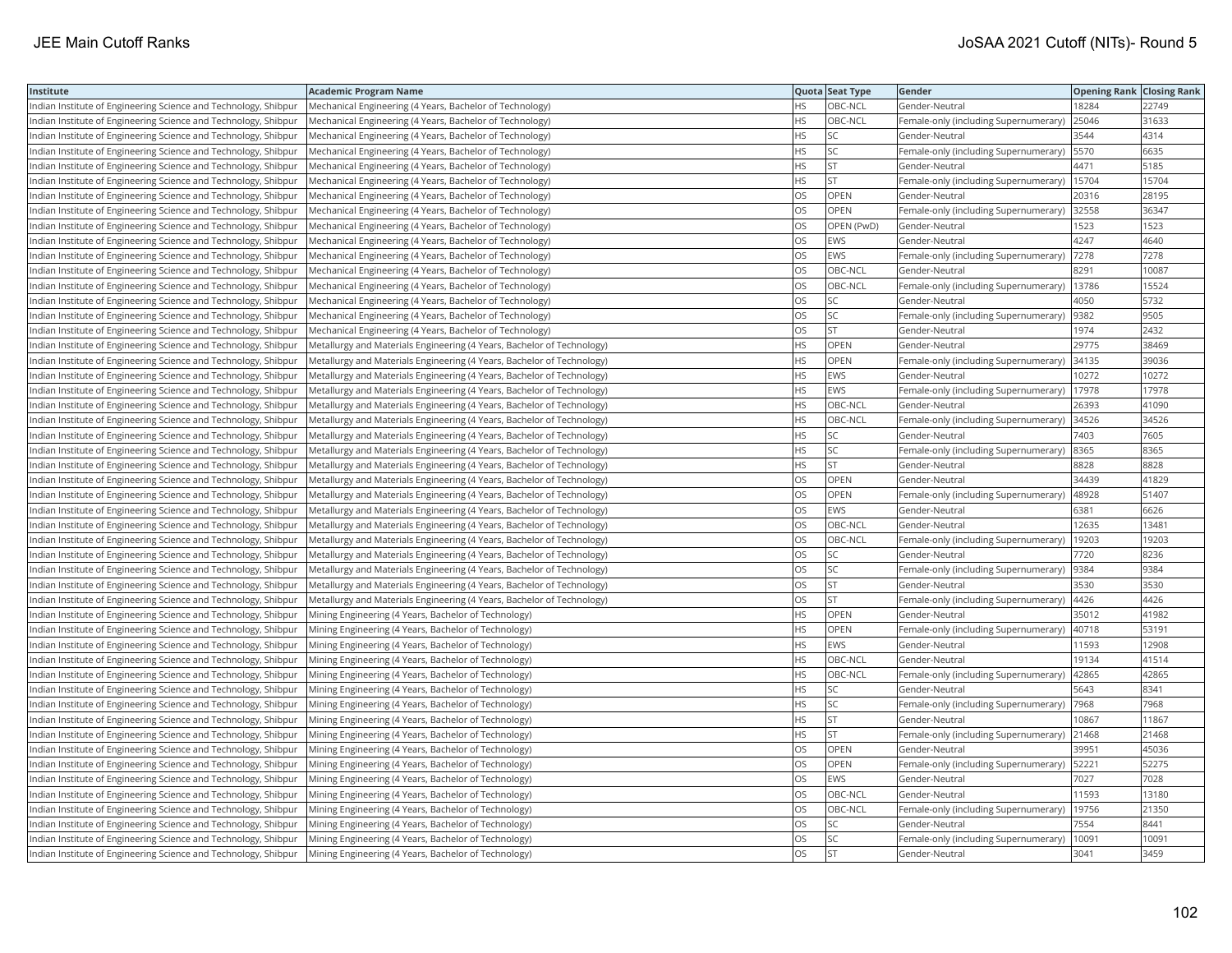| Institute | Academic Program Name | Quota | Seat Type | Gender | Opening Rank | Closing Rank |
|---|---|---|---|---|---|---|
| Indian Institute of Engineering Science and Technology, Shibpur | Mechanical Engineering (4 Years, Bachelor of Technology) | HS | OBC-NCL | Gender-Neutral | 18284 | 22749 |
| Indian Institute of Engineering Science and Technology, Shibpur | Mechanical Engineering (4 Years, Bachelor of Technology) | HS | OBC-NCL | Female-only (including Supernumerary) | 25046 | 31633 |
| Indian Institute of Engineering Science and Technology, Shibpur | Mechanical Engineering (4 Years, Bachelor of Technology) | HS | SC | Gender-Neutral | 3544 | 4314 |
| Indian Institute of Engineering Science and Technology, Shibpur | Mechanical Engineering (4 Years, Bachelor of Technology) | HS | SC | Female-only (including Supernumerary) | 5570 | 6635 |
| Indian Institute of Engineering Science and Technology, Shibpur | Mechanical Engineering (4 Years, Bachelor of Technology) | HS | ST | Gender-Neutral | 4471 | 5185 |
| Indian Institute of Engineering Science and Technology, Shibpur | Mechanical Engineering (4 Years, Bachelor of Technology) | HS | ST | Female-only (including Supernumerary) | 15704 | 15704 |
| Indian Institute of Engineering Science and Technology, Shibpur | Mechanical Engineering (4 Years, Bachelor of Technology) | OS | OPEN | Gender-Neutral | 20316 | 28195 |
| Indian Institute of Engineering Science and Technology, Shibpur | Mechanical Engineering (4 Years, Bachelor of Technology) | OS | OPEN | Female-only (including Supernumerary) | 32558 | 36347 |
| Indian Institute of Engineering Science and Technology, Shibpur | Mechanical Engineering (4 Years, Bachelor of Technology) | OS | OPEN (PwD) | Gender-Neutral | 1523 | 1523 |
| Indian Institute of Engineering Science and Technology, Shibpur | Mechanical Engineering (4 Years, Bachelor of Technology) | OS | EWS | Gender-Neutral | 4247 | 4640 |
| Indian Institute of Engineering Science and Technology, Shibpur | Mechanical Engineering (4 Years, Bachelor of Technology) | OS | EWS | Female-only (including Supernumerary) | 7278 | 7278 |
| Indian Institute of Engineering Science and Technology, Shibpur | Mechanical Engineering (4 Years, Bachelor of Technology) | OS | OBC-NCL | Gender-Neutral | 8291 | 10087 |
| Indian Institute of Engineering Science and Technology, Shibpur | Mechanical Engineering (4 Years, Bachelor of Technology) | OS | OBC-NCL | Female-only (including Supernumerary) | 13786 | 15524 |
| Indian Institute of Engineering Science and Technology, Shibpur | Mechanical Engineering (4 Years, Bachelor of Technology) | OS | SC | Gender-Neutral | 4050 | 5732 |
| Indian Institute of Engineering Science and Technology, Shibpur | Mechanical Engineering (4 Years, Bachelor of Technology) | OS | SC | Female-only (including Supernumerary) | 9382 | 9505 |
| Indian Institute of Engineering Science and Technology, Shibpur | Mechanical Engineering (4 Years, Bachelor of Technology) | OS | ST | Gender-Neutral | 1974 | 2432 |
| Indian Institute of Engineering Science and Technology, Shibpur | Metallurgy and Materials Engineering (4 Years, Bachelor of Technology) | HS | OPEN | Gender-Neutral | 29775 | 38469 |
| Indian Institute of Engineering Science and Technology, Shibpur | Metallurgy and Materials Engineering (4 Years, Bachelor of Technology) | HS | OPEN | Female-only (including Supernumerary) | 34135 | 39036 |
| Indian Institute of Engineering Science and Technology, Shibpur | Metallurgy and Materials Engineering (4 Years, Bachelor of Technology) | HS | EWS | Gender-Neutral | 10272 | 10272 |
| Indian Institute of Engineering Science and Technology, Shibpur | Metallurgy and Materials Engineering (4 Years, Bachelor of Technology) | HS | EWS | Female-only (including Supernumerary) | 17978 | 17978 |
| Indian Institute of Engineering Science and Technology, Shibpur | Metallurgy and Materials Engineering (4 Years, Bachelor of Technology) | HS | OBC-NCL | Gender-Neutral | 26393 | 41090 |
| Indian Institute of Engineering Science and Technology, Shibpur | Metallurgy and Materials Engineering (4 Years, Bachelor of Technology) | HS | OBC-NCL | Female-only (including Supernumerary) | 34526 | 34526 |
| Indian Institute of Engineering Science and Technology, Shibpur | Metallurgy and Materials Engineering (4 Years, Bachelor of Technology) | HS | SC | Gender-Neutral | 7403 | 7605 |
| Indian Institute of Engineering Science and Technology, Shibpur | Metallurgy and Materials Engineering (4 Years, Bachelor of Technology) | HS | SC | Female-only (including Supernumerary) | 8365 | 8365 |
| Indian Institute of Engineering Science and Technology, Shibpur | Metallurgy and Materials Engineering (4 Years, Bachelor of Technology) | HS | ST | Gender-Neutral | 8828 | 8828 |
| Indian Institute of Engineering Science and Technology, Shibpur | Metallurgy and Materials Engineering (4 Years, Bachelor of Technology) | OS | OPEN | Gender-Neutral | 34439 | 41829 |
| Indian Institute of Engineering Science and Technology, Shibpur | Metallurgy and Materials Engineering (4 Years, Bachelor of Technology) | OS | OPEN | Female-only (including Supernumerary) | 48928 | 51407 |
| Indian Institute of Engineering Science and Technology, Shibpur | Metallurgy and Materials Engineering (4 Years, Bachelor of Technology) | OS | EWS | Gender-Neutral | 6381 | 6626 |
| Indian Institute of Engineering Science and Technology, Shibpur | Metallurgy and Materials Engineering (4 Years, Bachelor of Technology) | OS | OBC-NCL | Gender-Neutral | 12635 | 13481 |
| Indian Institute of Engineering Science and Technology, Shibpur | Metallurgy and Materials Engineering (4 Years, Bachelor of Technology) | OS | OBC-NCL | Female-only (including Supernumerary) | 19203 | 19203 |
| Indian Institute of Engineering Science and Technology, Shibpur | Metallurgy and Materials Engineering (4 Years, Bachelor of Technology) | OS | SC | Gender-Neutral | 7720 | 8236 |
| Indian Institute of Engineering Science and Technology, Shibpur | Metallurgy and Materials Engineering (4 Years, Bachelor of Technology) | OS | SC | Female-only (including Supernumerary) | 9384 | 9384 |
| Indian Institute of Engineering Science and Technology, Shibpur | Metallurgy and Materials Engineering (4 Years, Bachelor of Technology) | OS | ST | Gender-Neutral | 3530 | 3530 |
| Indian Institute of Engineering Science and Technology, Shibpur | Metallurgy and Materials Engineering (4 Years, Bachelor of Technology) | OS | ST | Female-only (including Supernumerary) | 4426 | 4426 |
| Indian Institute of Engineering Science and Technology, Shibpur | Mining Engineering (4 Years, Bachelor of Technology) | HS | OPEN | Gender-Neutral | 35012 | 41982 |
| Indian Institute of Engineering Science and Technology, Shibpur | Mining Engineering (4 Years, Bachelor of Technology) | HS | OPEN | Female-only (including Supernumerary) | 40718 | 53191 |
| Indian Institute of Engineering Science and Technology, Shibpur | Mining Engineering (4 Years, Bachelor of Technology) | HS | EWS | Gender-Neutral | 11593 | 12908 |
| Indian Institute of Engineering Science and Technology, Shibpur | Mining Engineering (4 Years, Bachelor of Technology) | HS | OBC-NCL | Gender-Neutral | 19134 | 41514 |
| Indian Institute of Engineering Science and Technology, Shibpur | Mining Engineering (4 Years, Bachelor of Technology) | HS | OBC-NCL | Female-only (including Supernumerary) | 42865 | 42865 |
| Indian Institute of Engineering Science and Technology, Shibpur | Mining Engineering (4 Years, Bachelor of Technology) | HS | SC | Gender-Neutral | 5643 | 8341 |
| Indian Institute of Engineering Science and Technology, Shibpur | Mining Engineering (4 Years, Bachelor of Technology) | HS | SC | Female-only (including Supernumerary) | 7968 | 7968 |
| Indian Institute of Engineering Science and Technology, Shibpur | Mining Engineering (4 Years, Bachelor of Technology) | HS | ST | Gender-Neutral | 10867 | 11867 |
| Indian Institute of Engineering Science and Technology, Shibpur | Mining Engineering (4 Years, Bachelor of Technology) | HS | ST | Female-only (including Supernumerary) | 21468 | 21468 |
| Indian Institute of Engineering Science and Technology, Shibpur | Mining Engineering (4 Years, Bachelor of Technology) | OS | OPEN | Gender-Neutral | 39951 | 45036 |
| Indian Institute of Engineering Science and Technology, Shibpur | Mining Engineering (4 Years, Bachelor of Technology) | OS | OPEN | Female-only (including Supernumerary) | 52221 | 52275 |
| Indian Institute of Engineering Science and Technology, Shibpur | Mining Engineering (4 Years, Bachelor of Technology) | OS | EWS | Gender-Neutral | 7027 | 7028 |
| Indian Institute of Engineering Science and Technology, Shibpur | Mining Engineering (4 Years, Bachelor of Technology) | OS | OBC-NCL | Gender-Neutral | 11593 | 13180 |
| Indian Institute of Engineering Science and Technology, Shibpur | Mining Engineering (4 Years, Bachelor of Technology) | OS | OBC-NCL | Female-only (including Supernumerary) | 19756 | 21350 |
| Indian Institute of Engineering Science and Technology, Shibpur | Mining Engineering (4 Years, Bachelor of Technology) | OS | SC | Gender-Neutral | 7554 | 8441 |
| Indian Institute of Engineering Science and Technology, Shibpur | Mining Engineering (4 Years, Bachelor of Technology) | OS | SC | Female-only (including Supernumerary) | 10091 | 10091 |
| Indian Institute of Engineering Science and Technology, Shibpur | Mining Engineering (4 Years, Bachelor of Technology) | OS | ST | Gender-Neutral | 3041 | 3459 |